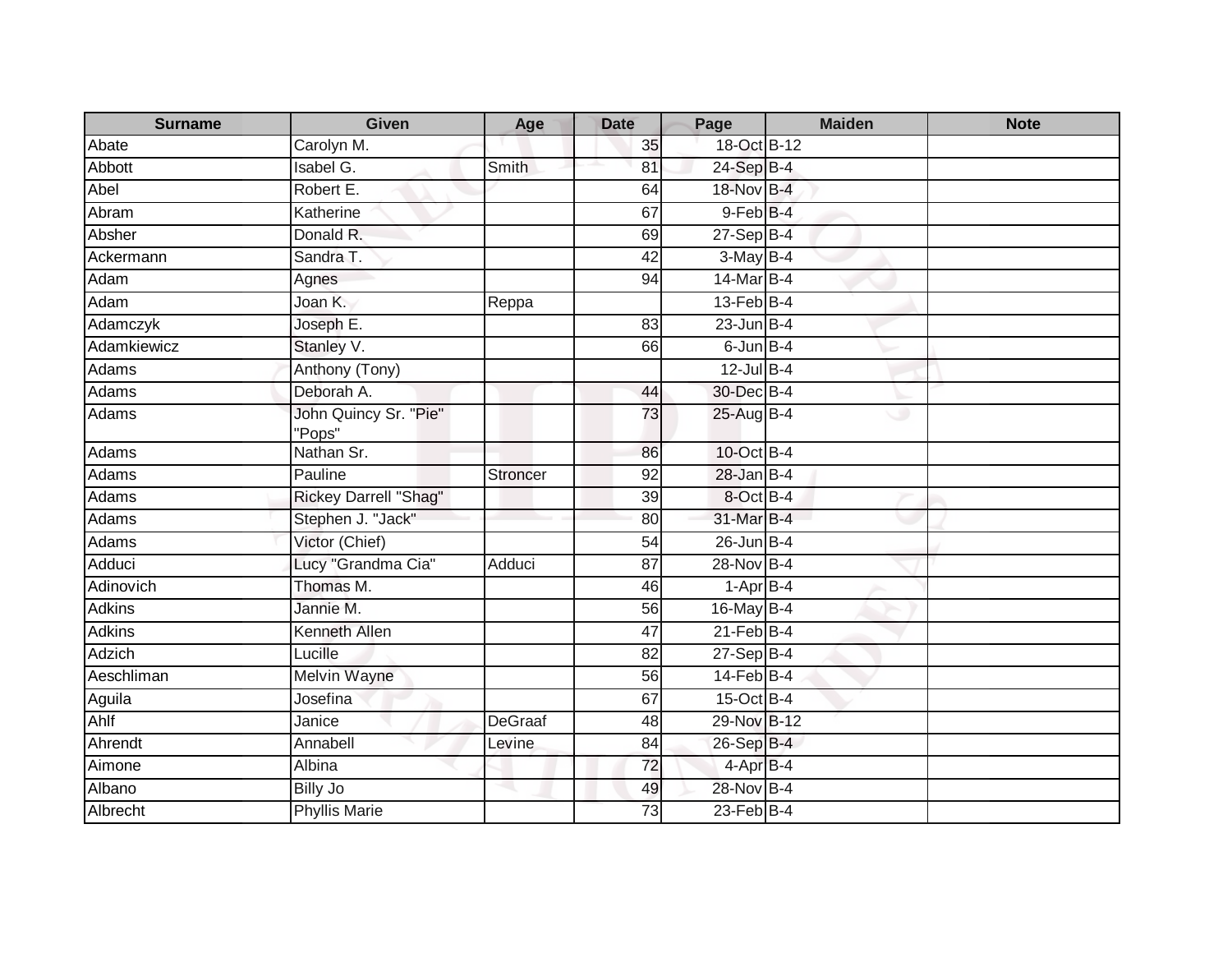| Surname | Given | Age | Date | Page | Maiden | Note |
|---|---|---|---|---|---|---|
| Abate | Carolyn M. | | 35 | 18-Oct | B-12 | |
| Abbott | Isabel G. | Smith | 81 | 24-Sep | B-4 | |
| Abel | Robert E. | | 64 | 18-Nov | B-4 | |
| Abram | Katherine | | 67 | 9-Feb | B-4 | |
| Absher | Donald R. | | 69 | 27-Sep | B-4 | |
| Ackermann | Sandra T. | | 42 | 3-May | B-4 | |
| Adam | Agnes | | 94 | 14-Mar | B-4 | |
| Adam | Joan K. | Reppa | | 13-Feb | B-4 | |
| Adamczyk | Joseph E. | | 83 | 23-Jun | B-4 | |
| Adamkiewicz | Stanley V. | | 66 | 6-Jun | B-4 | |
| Adams | Anthony (Tony) | | | 12-Jul | B-4 | |
| Adams | Deborah A. | | 44 | 30-Dec | B-4 | |
| Adams | John Quincy Sr. "Pie" "Pops" | | 73 | 25-Aug | B-4 | |
| Adams | Nathan Sr. | | 86 | 10-Oct | B-4 | |
| Adams | Pauline | Stroncer | 92 | 28-Jan | B-4 | |
| Adams | Rickey Darrell "Shag" | | 39 | 8-Oct | B-4 | |
| Adams | Stephen J. "Jack" | | 80 | 31-Mar | B-4 | |
| Adams | Victor (Chief) | | 54 | 26-Jun | B-4 | |
| Adduci | Lucy "Grandma Cia" | Adduci | 87 | 28-Nov | B-4 | |
| Adinovich | Thomas M. | | 46 | 1-Apr | B-4 | |
| Adkins | Jannie M. | | 56 | 16-May | B-4 | |
| Adkins | Kenneth Allen | | 47 | 21-Feb | B-4 | |
| Adzich | Lucille | | 82 | 27-Sep | B-4 | |
| Aeschliman | Melvin Wayne | | 56 | 14-Feb | B-4 | |
| Aguila | Josefina | | 67 | 15-Oct | B-4 | |
| Ahlf | Janice | DeGraaf | 48 | 29-Nov | B-12 | |
| Ahrendt | Annabell | Levine | 84 | 26-Sep | B-4 | |
| Aimone | Albina | | 72 | 4-Apr | B-4 | |
| Albano | Billy Jo | | 49 | 28-Nov | B-4 | |
| Albrecht | Phyllis Marie | | 73 | 23-Feb | B-4 | |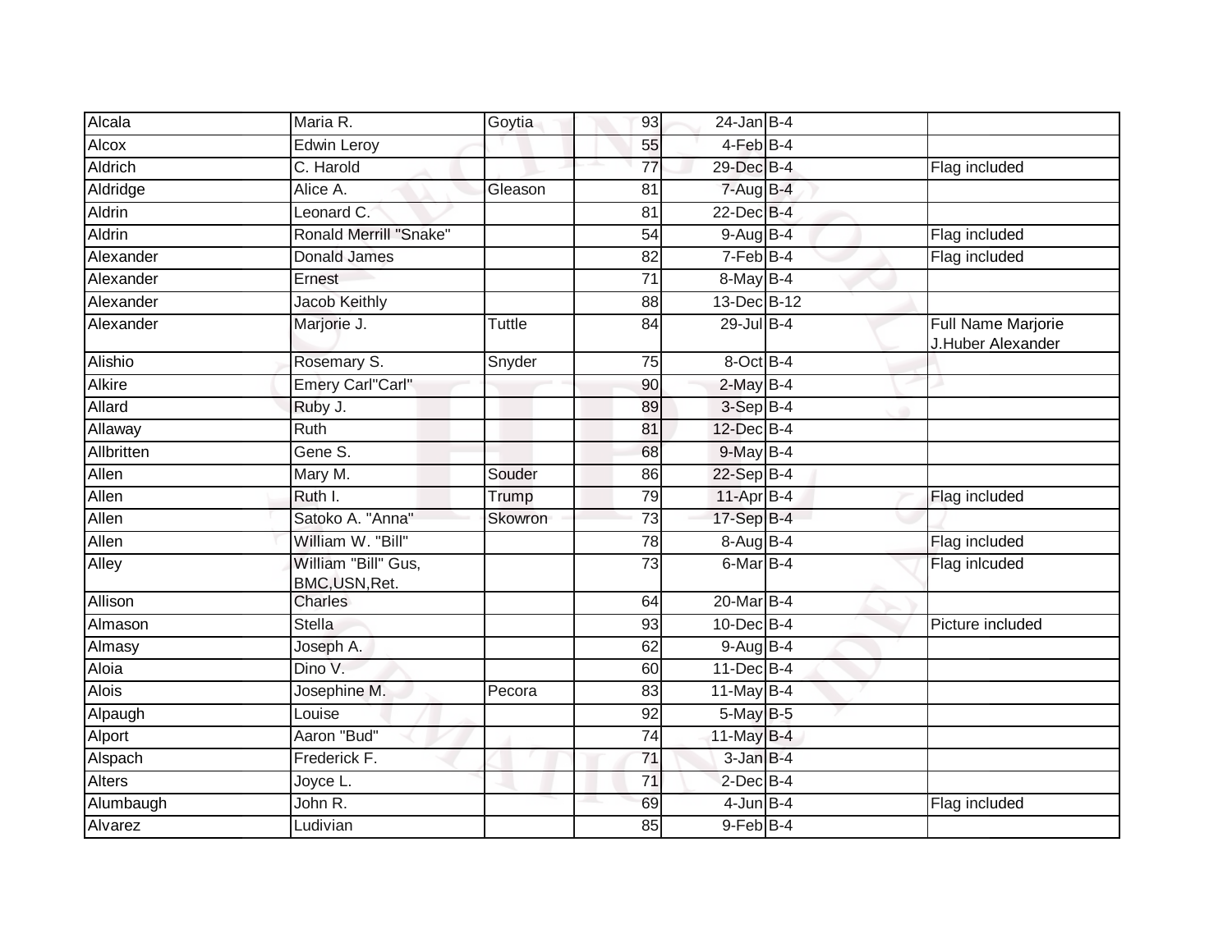| Alcala | Maria R. | Goytia | 93 | 24-Jan | B-4 | |
|---|---|---|---|---|---|---|
| Alcox | Edwin Leroy | | 55 | 4-Feb | B-4 | |
| Aldrich | C. Harold | | 77 | 29-Dec | B-4 | Flag included |
| Aldridge | Alice A. | Gleason | 81 | 7-Aug | B-4 | |
| Aldrin | Leonard C. | | 81 | 22-Dec | B-4 | |
| Aldrin | Ronald Merrill "Snake" | | 54 | 9-Aug | B-4 | Flag included |
| Alexander | Donald James | | 82 | 7-Feb | B-4 | Flag included |
| Alexander | Ernest | | 71 | 8-May | B-4 | |
| Alexander | Jacob Keithly | | 88 | 13-Dec | B-12 | |
| Alexander | Marjorie J. | Tuttle | 84 | 29-Jul | B-4 | Full Name Marjorie J.Huber Alexander |
| Alishio | Rosemary S. | Snyder | 75 | 8-Oct | B-4 | |
| Alkire | Emery Carl"Carl" | | 90 | 2-May | B-4 | |
| Allard | Ruby J. | | 89 | 3-Sep | B-4 | |
| Allaway | Ruth | | 81 | 12-Dec | B-4 | |
| Allbritten | Gene S. | | 68 | 9-May | B-4 | |
| Allen | Mary M. | Souder | 86 | 22-Sep | B-4 | |
| Allen | Ruth I. | Trump | 79 | 11-Apr | B-4 | Flag included |
| Allen | Satoko A. "Anna" | Skowron | 73 | 17-Sep | B-4 | |
| Allen | William W. "Bill" | | 78 | 8-Aug | B-4 | Flag included |
| Alley | William "Bill" Gus, BMC,USN,Ret. | | 73 | 6-Mar | B-4 | Flag inlcuded |
| Allison | Charles | | 64 | 20-Mar | B-4 | |
| Almason | Stella | | 93 | 10-Dec | B-4 | Picture included |
| Almasy | Joseph A. | | 62 | 9-Aug | B-4 | |
| Aloia | Dino V. | | 60 | 11-Dec | B-4 | |
| Alois | Josephine M. | Pecora | 83 | 11-May | B-4 | |
| Alpaugh | Louise | | 92 | 5-May | B-5 | |
| Alport | Aaron "Bud" | | 74 | 11-May | B-4 | |
| Alspach | Frederick F. | | 71 | 3-Jan | B-4 | |
| Alters | Joyce L. | | 71 | 2-Dec | B-4 | |
| Alumbaugh | John R. | | 69 | 4-Jun | B-4 | Flag included |
| Alvarez | Ludivian | | 85 | 9-Feb | B-4 | |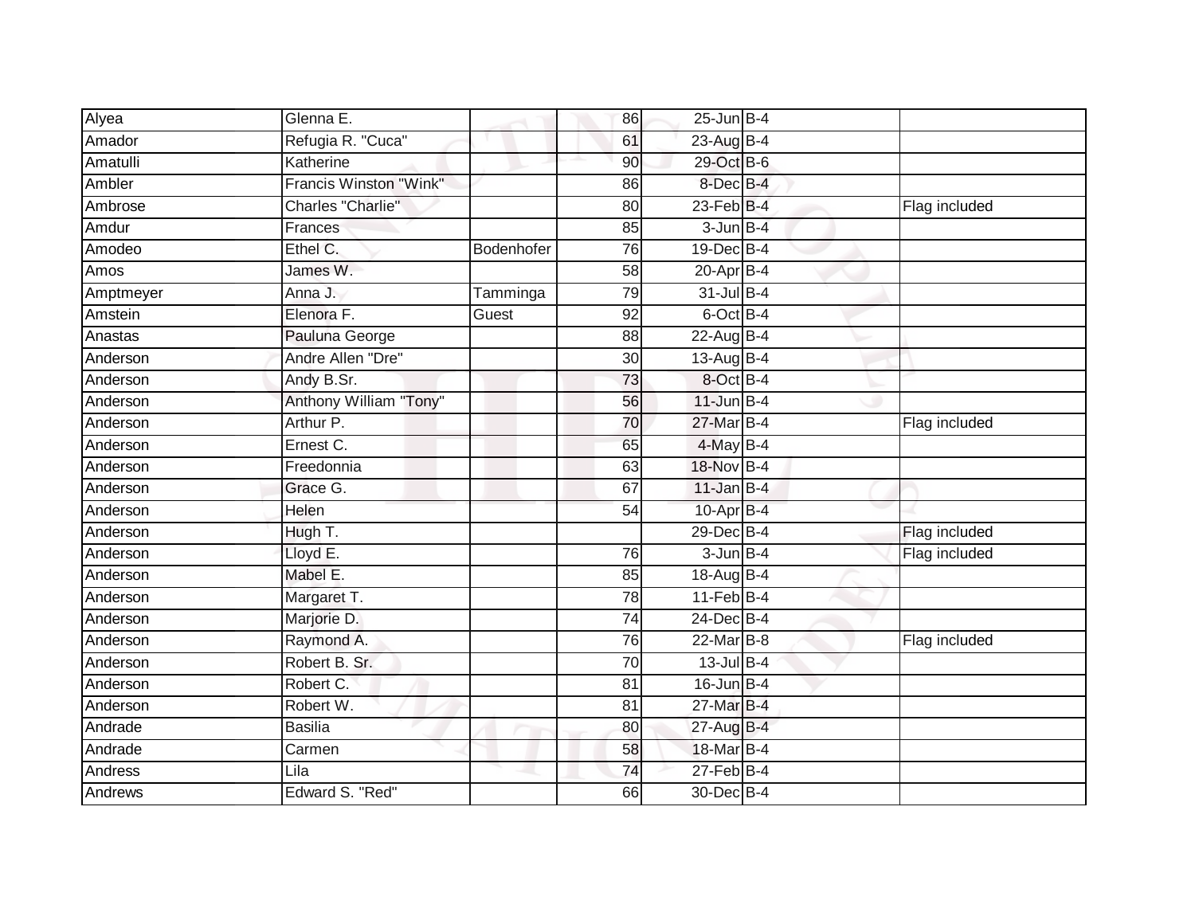| | | | | | | | |
|---|---|---|---|---|---|---|---|
| Alyea | Glenna E. | | 86 | 25-Jun | B-4 | | |
| Amador | Refugia R. "Cuca" | | 61 | 23-Aug | B-4 | | |
| Amatulli | Katherine | | 90 | 29-Oct | B-6 | | |
| Ambler | Francis Winston "Wink" | | 86 | 8-Dec | B-4 | | |
| Ambrose | Charles "Charlie" | | 80 | 23-Feb | B-4 | | Flag included |
| Amdur | Frances | | 85 | 3-Jun | B-4 | | |
| Amodeo | Ethel C. | Bodenhofer | 76 | 19-Dec | B-4 | | |
| Amos | James W. | | 58 | 20-Apr | B-4 | | |
| Amptmeyer | Anna J. | Tamminga | 79 | 31-Jul | B-4 | | |
| Amstein | Elenora F. | Guest | 92 | 6-Oct | B-4 | | |
| Anastas | Pauluna George | | 88 | 22-Aug | B-4 | | |
| Anderson | Andre Allen "Dre" | | 30 | 13-Aug | B-4 | | |
| Anderson | Andy B.Sr. | | 73 | 8-Oct | B-4 | | |
| Anderson | Anthony William "Tony" | | 56 | 11-Jun | B-4 | | |
| Anderson | Arthur P. | | 70 | 27-Mar | B-4 | | Flag included |
| Anderson | Ernest C. | | 65 | 4-May | B-4 | | |
| Anderson | Freedonnia | | 63 | 18-Nov | B-4 | | |
| Anderson | Grace G. | | 67 | 11-Jan | B-4 | | |
| Anderson | Helen | | 54 | 10-Apr | B-4 | | |
| Anderson | Hugh T. | | | 29-Dec | B-4 | | Flag included |
| Anderson | Lloyd E. | | 76 | 3-Jun | B-4 | | Flag included |
| Anderson | Mabel E. | | 85 | 18-Aug | B-4 | | |
| Anderson | Margaret T. | | 78 | 11-Feb | B-4 | | |
| Anderson | Marjorie D. | | 74 | 24-Dec | B-4 | | |
| Anderson | Raymond A. | | 76 | 22-Mar | B-8 | | Flag included |
| Anderson | Robert B. Sr. | | 70 | 13-Jul | B-4 | | |
| Anderson | Robert C. | | 81 | 16-Jun | B-4 | | |
| Anderson | Robert W. | | 81 | 27-Mar | B-4 | | |
| Andrade | Basilia | | 80 | 27-Aug | B-4 | | |
| Andrade | Carmen | | 58 | 18-Mar | B-4 | | |
| Andress | Lila | | 74 | 27-Feb | B-4 | | |
| Andrews | Edward S. "Red" | | 66 | 30-Dec | B-4 | | |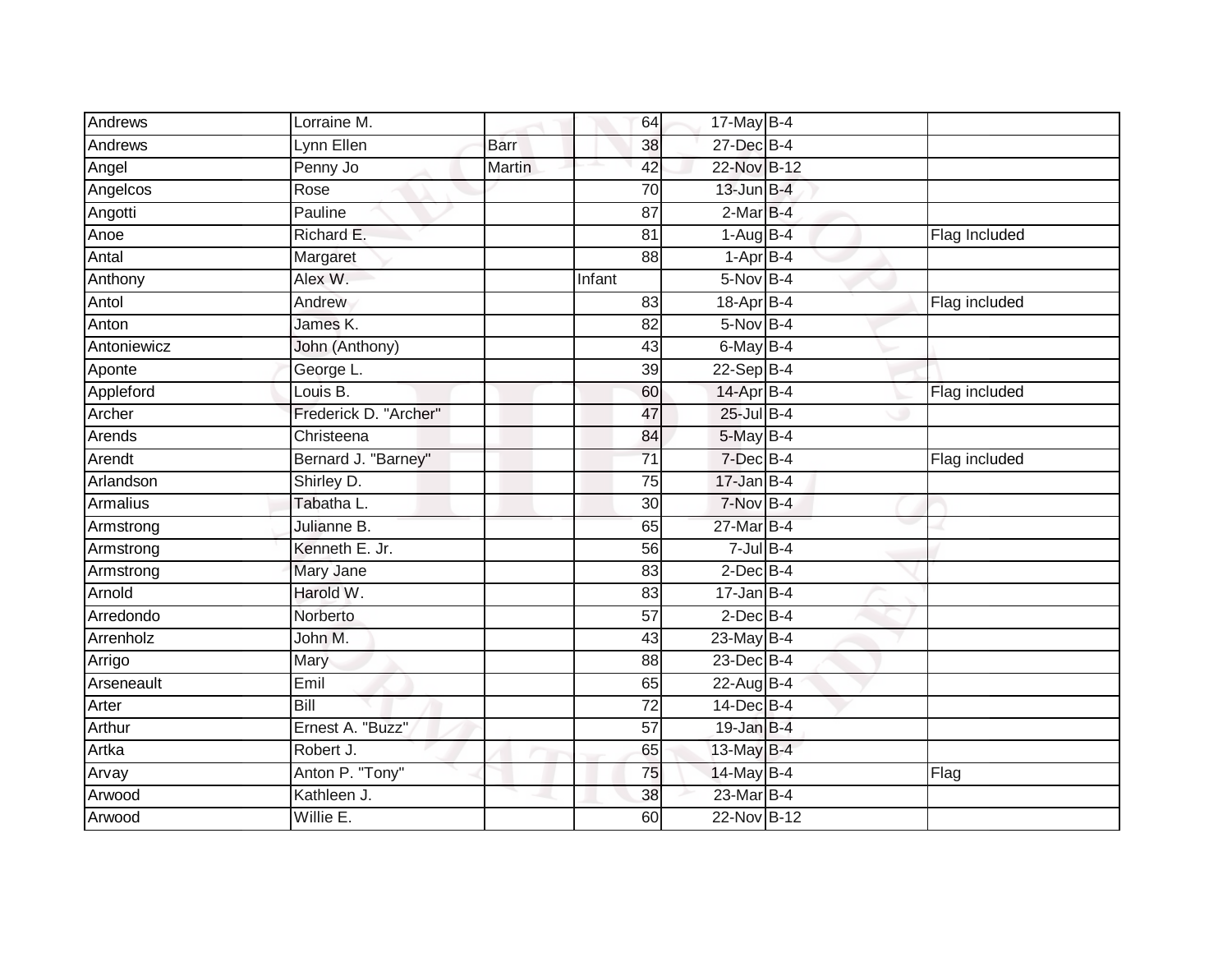| | | | | | | |
|---|---|---|---|---|---|---|
| Andrews | Lorraine M. | | 64 | 17-May | B-4 | |
| Andrews | Lynn Ellen | Barr | 38 | 27-Dec | B-4 | |
| Angel | Penny Jo | Martin | 42 | 22-Nov | B-12 | |
| Angelcos | Rose | | 70 | 13-Jun | B-4 | |
| Angotti | Pauline | | 87 | 2-Mar | B-4 | |
| Anoe | Richard E. | | 81 | 1-Aug | B-4 | Flag Included |
| Antal | Margaret | | 88 | 1-Apr | B-4 | |
| Anthony | Alex W. | | Infant | 5-Nov | B-4 | |
| Antol | Andrew | | 83 | 18-Apr | B-4 | Flag included |
| Anton | James K. | | 82 | 5-Nov | B-4 | |
| Antoniewicz | John (Anthony) | | 43 | 6-May | B-4 | |
| Aponte | George L. | | 39 | 22-Sep | B-4 | |
| Appleford | Louis B. | | 60 | 14-Apr | B-4 | Flag included |
| Archer | Frederick D. "Archer" | | 47 | 25-Jul | B-4 | |
| Arends | Christeena | | 84 | 5-May | B-4 | |
| Arendt | Bernard J. "Barney" | | 71 | 7-Dec | B-4 | Flag included |
| Arlandson | Shirley D. | | 75 | 17-Jan | B-4 | |
| Armalius | Tabatha L. | | 30 | 7-Nov | B-4 | |
| Armstrong | Julianne B. | | 65 | 27-Mar | B-4 | |
| Armstrong | Kenneth E. Jr. | | 56 | 7-Jul | B-4 | |
| Armstrong | Mary Jane | | 83 | 2-Dec | B-4 | |
| Arnold | Harold W. | | 83 | 17-Jan | B-4 | |
| Arredondo | Norberto | | 57 | 2-Dec | B-4 | |
| Arrenholz | John M. | | 43 | 23-May | B-4 | |
| Arrigo | Mary | | 88 | 23-Dec | B-4 | |
| Arseneault | Emil | | 65 | 22-Aug | B-4 | |
| Arter | Bill | | 72 | 14-Dec | B-4 | |
| Arthur | Ernest A. "Buzz" | | 57 | 19-Jan | B-4 | |
| Artka | Robert J. | | 65 | 13-May | B-4 | |
| Arvay | Anton P. "Tony" | | 75 | 14-May | B-4 | Flag |
| Arwood | Kathleen J. | | 38 | 23-Mar | B-4 | |
| Arwood | Willie E. | | 60 | 22-Nov | B-12 | |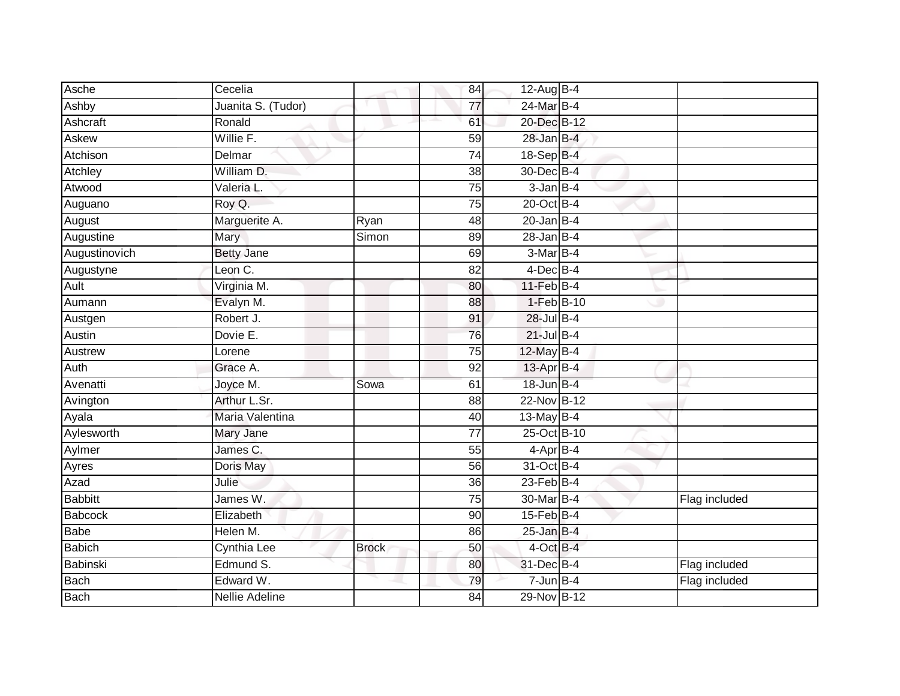| Asche | Cecelia | | 84 | 12-Aug | B-4 | |
|---|---|---|---|---|---|---|
| Ashby | Juanita S. (Tudor) | | 77 | 24-Mar | B-4 | |
| Ashcraft | Ronald | | 61 | 20-Dec | B-12 | |
| Askew | Willie F. | | 59 | 28-Jan | B-4 | |
| Atchison | Delmar | | 74 | 18-Sep | B-4 | |
| Atchley | William D. | | 38 | 30-Dec | B-4 | |
| Atwood | Valeria L. | | 75 | 3-Jan | B-4 | |
| Auguano | Roy Q. | | 75 | 20-Oct | B-4 | |
| August | Marguerite A. | Ryan | 48 | 20-Jan | B-4 | |
| Augustine | Mary | Simon | 89 | 28-Jan | B-4 | |
| Augustinovich | Betty Jane | | 69 | 3-Mar | B-4 | |
| Augustyne | Leon C. | | 82 | 4-Dec | B-4 | |
| Ault | Virginia M. | | 80 | 11-Feb | B-4 | |
| Aumann | Evalyn M. | | 88 | 1-Feb | B-10 | |
| Austgen | Robert J. | | 91 | 28-Jul | B-4 | |
| Austin | Dovie E. | | 76 | 21-Jul | B-4 | |
| Austrew | Lorene | | 75 | 12-May | B-4 | |
| Auth | Grace A. | | 92 | 13-Apr | B-4 | |
| Avenatti | Joyce M. | Sowa | 61 | 18-Jun | B-4 | |
| Avington | Arthur L.Sr. | | 88 | 22-Nov | B-12 | |
| Ayala | Maria Valentina | | 40 | 13-May | B-4 | |
| Aylesworth | Mary Jane | | 77 | 25-Oct | B-10 | |
| Aylmer | James C. | | 55 | 4-Apr | B-4 | |
| Ayres | Doris May | | 56 | 31-Oct | B-4 | |
| Azad | Julie | | 36 | 23-Feb | B-4 | |
| Babbitt | James W. | | 75 | 30-Mar | B-4 | Flag included |
| Babcock | Elizabeth | | 90 | 15-Feb | B-4 | |
| Babe | Helen M. | | 86 | 25-Jan | B-4 | |
| Babich | Cynthia Lee | Brock | 50 | 4-Oct | B-4 | |
| Babinski | Edmund S. | | 80 | 31-Dec | B-4 | Flag included |
| Bach | Edward W. | | 79 | 7-Jun | B-4 | Flag included |
| Bach | Nellie Adeline | | 84 | 29-Nov | B-12 | |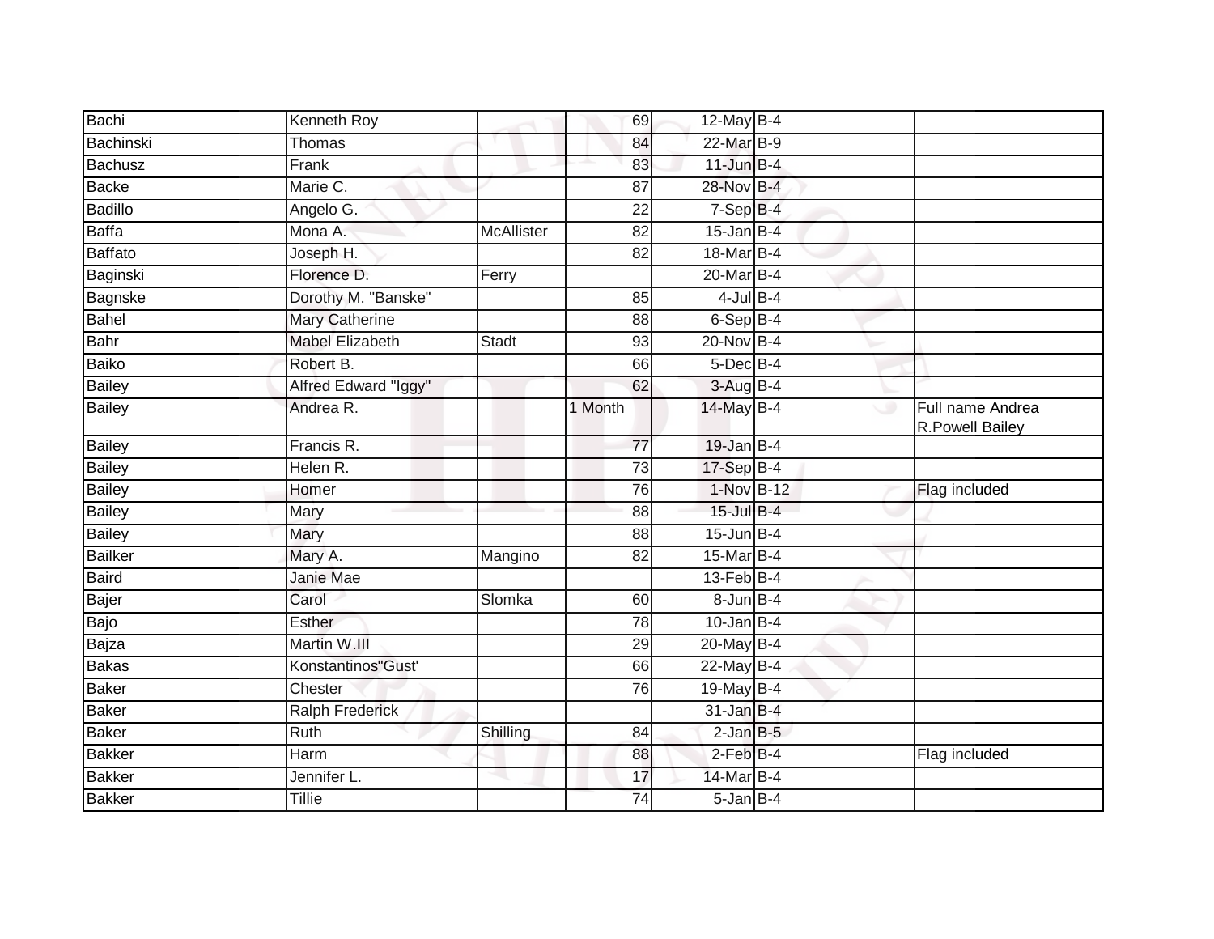| | | | | | | |
|---|---|---|---|---|---|---|
| Bachi | Kenneth Roy | | 69 | 12-May | B-4 | |
| Bachinski | Thomas | | 84 | 22-Mar | B-9 | |
| Bachusz | Frank | | 83 | 11-Jun | B-4 | |
| Backe | Marie C. | | 87 | 28-Nov | B-4 | |
| Badillo | Angelo G. | | 22 | 7-Sep | B-4 | |
| Baffa | Mona A. | McAllister | 82 | 15-Jan | B-4 | |
| Baffato | Joseph H. | | 82 | 18-Mar | B-4 | |
| Baginski | Florence D. | Ferry | | 20-Mar | B-4 | |
| Bagnske | Dorothy M. "Banske" | | 85 | 4-Jul | B-4 | |
| Bahel | Mary Catherine | | 88 | 6-Sep | B-4 | |
| Bahr | Mabel Elizabeth | Stadt | 93 | 20-Nov | B-4 | |
| Baiko | Robert B. | | 66 | 5-Dec | B-4 | |
| Bailey | Alfred Edward "Iggy" | | 62 | 3-Aug | B-4 | |
| Bailey | Andrea R. | | 1 Month | 14-May | B-4 | Full name Andrea R.Powell Bailey |
| Bailey | Francis R. | | 77 | 19-Jan | B-4 | |
| Bailey | Helen R. | | 73 | 17-Sep | B-4 | |
| Bailey | Homer | | 76 | 1-Nov | B-12 | Flag included |
| Bailey | Mary | | 88 | 15-Jul | B-4 | |
| Bailey | Mary | | 88 | 15-Jun | B-4 | |
| Bailker | Mary A. | Mangino | 82 | 15-Mar | B-4 | |
| Baird | Janie Mae | | | 13-Feb | B-4 | |
| Bajer | Carol | Slomka | 60 | 8-Jun | B-4 | |
| Bajo | Esther | | 78 | 10-Jan | B-4 | |
| Bajza | Martin W.III | | 29 | 20-May | B-4 | |
| Bakas | Konstantinos"Gust' | | 66 | 22-May | B-4 | |
| Baker | Chester | | 76 | 19-May | B-4 | |
| Baker | Ralph Frederick | | | 31-Jan | B-4 | |
| Baker | Ruth | Shilling | 84 | 2-Jan | B-5 | |
| Bakker | Harm | | 88 | 2-Feb | B-4 | Flag included |
| Bakker | Jennifer L. | | 17 | 14-Mar | B-4 | |
| Bakker | Tillie | | 74 | 5-Jan | B-4 | |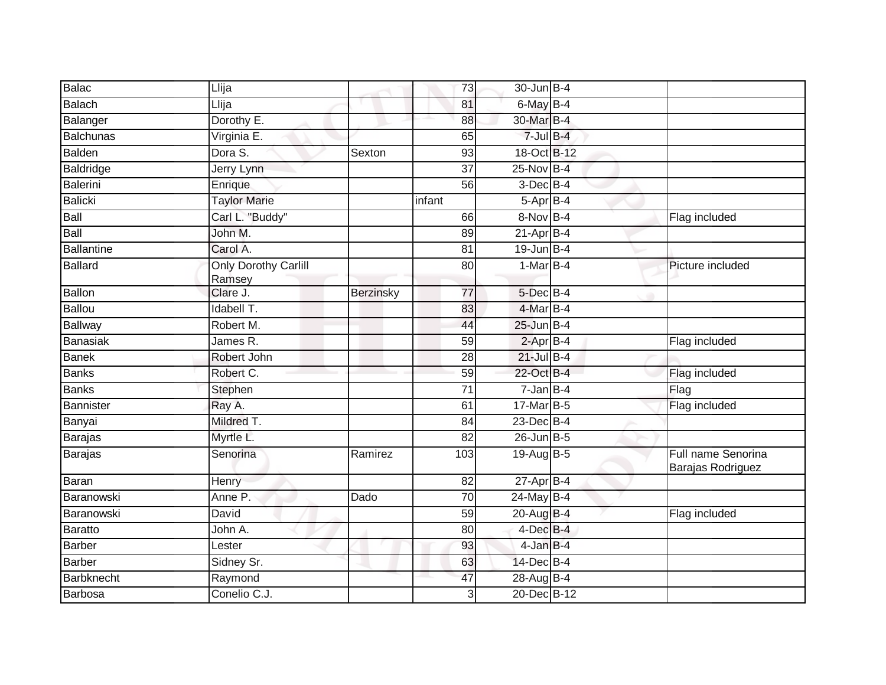| | | | | | | |
|---|---|---|---|---|---|---|
| Balac | Llija | | 73 | 30-Jun | B-4 | |
| Balach | Llija | | 81 | 6-May | B-4 | |
| Balanger | Dorothy E. | | 88 | 30-Mar | B-4 | |
| Balchunas | Virginia E. | | 65 | 7-Jul | B-4 | |
| Balden | Dora S. | Sexton | 93 | 18-Oct | B-12 | |
| Baldridge | Jerry Lynn | | 37 | 25-Nov | B-4 | |
| Balerini | Enrique | | 56 | 3-Dec | B-4 | |
| Balicki | Taylor Marie | | infant | 5-Apr | B-4 | |
| Ball | Carl L. "Buddy" | | 66 | 8-Nov | B-4 | Flag included |
| Ball | John M. | | 89 | 21-Apr | B-4 | |
| Ballantine | Carol A. | | 81 | 19-Jun | B-4 | |
| Ballard | Only Dorothy Carlill Ramsey | | 80 | 1-Mar | B-4 | Picture included |
| Ballon | Clare J. | Berzinsky | 77 | 5-Dec | B-4 | |
| Ballou | Idabell T. | | 83 | 4-Mar | B-4 | |
| Ballway | Robert M. | | 44 | 25-Jun | B-4 | |
| Banasiak | James R. | | 59 | 2-Apr | B-4 | Flag included |
| Banek | Robert John | | 28 | 21-Jul | B-4 | |
| Banks | Robert C. | | 59 | 22-Oct | B-4 | Flag included |
| Banks | Stephen | | 71 | 7-Jan | B-4 | Flag |
| Bannister | Ray A. | | 61 | 17-Mar | B-5 | Flag included |
| Banyai | Mildred T. | | 84 | 23-Dec | B-4 | |
| Barajas | Myrtle L. | | 82 | 26-Jun | B-5 | |
| Barajas | Senorina | Ramirez | 103 | 19-Aug | B-5 | Full name Senorina Barajas Rodriguez |
| Baran | Henry | | 82 | 27-Apr | B-4 | |
| Baranowski | Anne P. | Dado | 70 | 24-May | B-4 | |
| Baranowski | David | | 59 | 20-Aug | B-4 | Flag included |
| Baratto | John A. | | 80 | 4-Dec | B-4 | |
| Barber | Lester | | 93 | 4-Jan | B-4 | |
| Barber | Sidney Sr. | | 63 | 14-Dec | B-4 | |
| Barbknecht | Raymond | | 47 | 28-Aug | B-4 | |
| Barbosa | Conelio C.J. | | 3 | 20-Dec | B-12 | |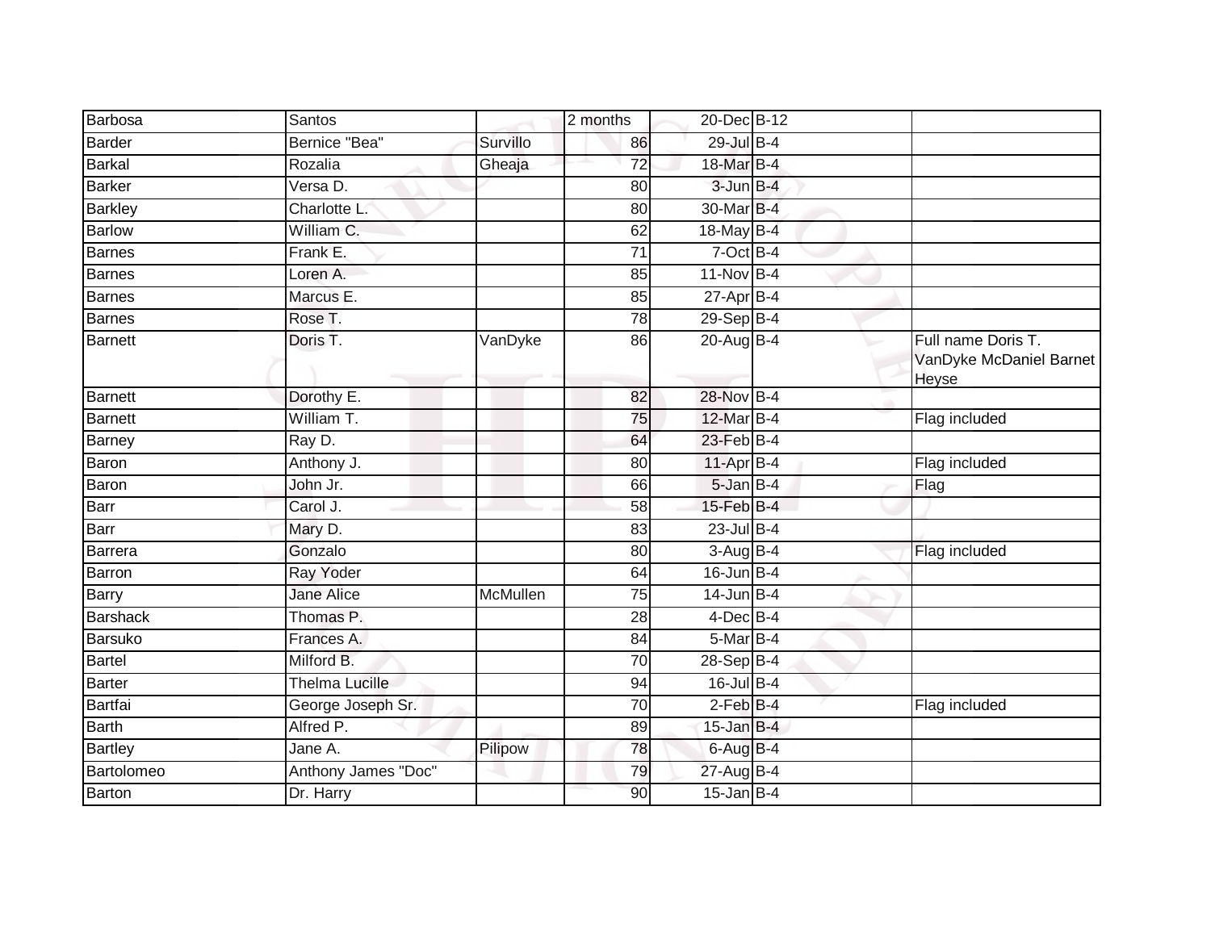| | | | | | | |
|---|---|---|---|---|---|---|
| Barbosa | Santos | | 2 months | 20-Dec | B-12 | |
| Barder | Bernice "Bea" | Survillo | 86 | 29-Jul | B-4 | |
| Barkal | Rozalia | Gheaja | 72 | 18-Mar | B-4 | |
| Barker | Versa D. | | 80 | 3-Jun | B-4 | |
| Barkley | Charlotte L. | | 80 | 30-Mar | B-4 | |
| Barlow | William C. | | 62 | 18-May | B-4 | |
| Barnes | Frank E. | | 71 | 7-Oct | B-4 | |
| Barnes | Loren A. | | 85 | 11-Nov | B-4 | |
| Barnes | Marcus E. | | 85 | 27-Apr | B-4 | |
| Barnes | Rose T. | | 78 | 29-Sep | B-4 | |
| Barnett | Doris T. | VanDyke | 86 | 20-Aug | B-4 | Full name Doris T. VanDyke McDaniel Barnet Heyse |
| Barnett | Dorothy E. | | 82 | 28-Nov | B-4 | |
| Barnett | William T. | | 75 | 12-Mar | B-4 | Flag included |
| Barney | Ray D. | | 64 | 23-Feb | B-4 | |
| Baron | Anthony J. | | 80 | 11-Apr | B-4 | Flag included |
| Baron | John Jr. | | 66 | 5-Jan | B-4 | Flag |
| Barr | Carol J. | | 58 | 15-Feb | B-4 | |
| Barr | Mary D. | | 83 | 23-Jul | B-4 | |
| Barrera | Gonzalo | | 80 | 3-Aug | B-4 | Flag included |
| Barron | Ray Yoder | | 64 | 16-Jun | B-4 | |
| Barry | Jane Alice | McMullen | 75 | 14-Jun | B-4 | |
| Barshack | Thomas P. | | 28 | 4-Dec | B-4 | |
| Barsuko | Frances A. | | 84 | 5-Mar | B-4 | |
| Bartel | Milford B. | | 70 | 28-Sep | B-4 | |
| Barter | Thelma Lucille | | 94 | 16-Jul | B-4 | |
| Bartfai | George Joseph Sr. | | 70 | 2-Feb | B-4 | Flag included |
| Barth | Alfred P. | | 89 | 15-Jan | B-4 | |
| Bartley | Jane A. | Pilipow | 78 | 6-Aug | B-4 | |
| Bartolomeo | Anthony James "Doc" | | 79 | 27-Aug | B-4 | |
| Barton | Dr. Harry | | 90 | 15-Jan | B-4 | |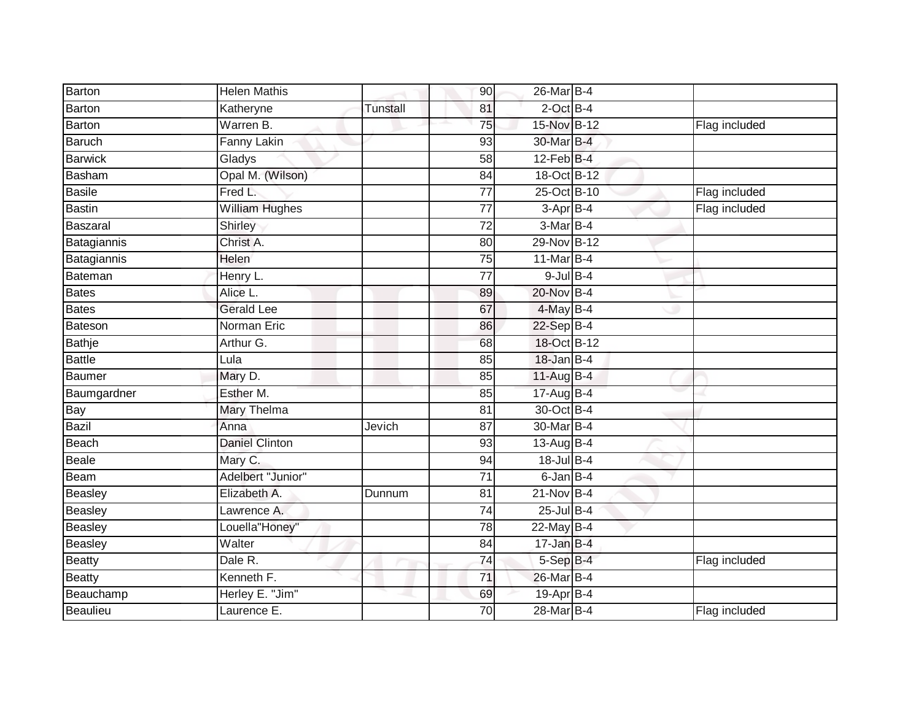| Barton | Helen Mathis | | 90 | 26-Mar | B-4 | |
|---|---|---|---|---|---|---|
| Barton | Katheryne | Tunstall | 81 | 2-Oct | B-4 | |
| Barton | Warren B. | | 75 | 15-Nov | B-12 | Flag included |
| Baruch | Fanny Lakin | | 93 | 30-Mar | B-4 | |
| Barwick | Gladys | | 58 | 12-Feb | B-4 | |
| Basham | Opal M. (Wilson) | | 84 | 18-Oct | B-12 | |
| Basile | Fred L. | | 77 | 25-Oct | B-10 | Flag included |
| Bastin | William Hughes | | 77 | 3-Apr | B-4 | Flag included |
| Baszaral | Shirley | | 72 | 3-Mar | B-4 | |
| Batagiannis | Christ A. | | 80 | 29-Nov | B-12 | |
| Batagiannis | Helen | | 75 | 11-Mar | B-4 | |
| Bateman | Henry L. | | 77 | 9-Jul | B-4 | |
| Bates | Alice L. | | 89 | 20-Nov | B-4 | |
| Bates | Gerald Lee | | 67 | 4-May | B-4 | |
| Bateson | Norman Eric | | 86 | 22-Sep | B-4 | |
| Bathje | Arthur G. | | 68 | 18-Oct | B-12 | |
| Battle | Lula | | 85 | 18-Jan | B-4 | |
| Baumer | Mary D. | | 85 | 11-Aug | B-4 | |
| Baumgardner | Esther M. | | 85 | 17-Aug | B-4 | |
| Bay | Mary Thelma | | 81 | 30-Oct | B-4 | |
| Bazil | Anna | Jevich | 87 | 30-Mar | B-4 | |
| Beach | Daniel Clinton | | 93 | 13-Aug | B-4 | |
| Beale | Mary C. | | 94 | 18-Jul | B-4 | |
| Beam | Adelbert "Junior" | | 71 | 6-Jan | B-4 | |
| Beasley | Elizabeth A. | Dunnum | 81 | 21-Nov | B-4 | |
| Beasley | Lawrence A. | | 74 | 25-Jul | B-4 | |
| Beasley | Louella"Honey" | | 78 | 22-May | B-4 | |
| Beasley | Walter | | 84 | 17-Jan | B-4 | |
| Beatty | Dale R. | | 74 | 5-Sep | B-4 | Flag included |
| Beatty | Kenneth F. | | 71 | 26-Mar | B-4 | |
| Beauchamp | Herley E. "Jim" | | 69 | 19-Apr | B-4 | |
| Beaulieu | Laurence E. | | 70 | 28-Mar | B-4 | Flag included |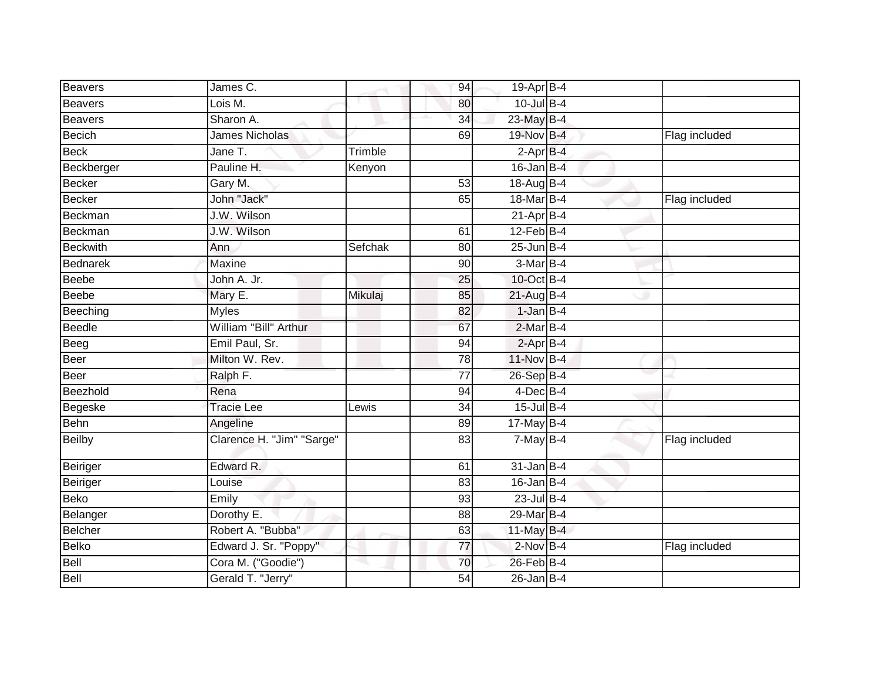| | | | | | | |
|---|---|---|---|---|---|---|
| Beavers | James C. | | 94 | 19-Apr | B-4 | |
| Beavers | Lois M. | | 80 | 10-Jul | B-4 | |
| Beavers | Sharon A. | | 34 | 23-May | B-4 | |
| Becich | James Nicholas | | 69 | 19-Nov | B-4 | Flag included |
| Beck | Jane T. | Trimble | | 2-Apr | B-4 | |
| Beckberger | Pauline H. | Kenyon | | 16-Jan | B-4 | |
| Becker | Gary M. | | 53 | 18-Aug | B-4 | |
| Becker | John "Jack" | | 65 | 18-Mar | B-4 | Flag included |
| Beckman | J.W. Wilson | | | 21-Apr | B-4 | |
| Beckman | J.W. Wilson | | 61 | 12-Feb | B-4 | |
| Beckwith | Ann | Sefchak | 80 | 25-Jun | B-4 | |
| Bednarek | Maxine | | 90 | 3-Mar | B-4 | |
| Beebe | John A. Jr. | | 25 | 10-Oct | B-4 | |
| Beebe | Mary E. | Mikulaj | 85 | 21-Aug | B-4 | |
| Beeching | Myles | | 82 | 1-Jan | B-4 | |
| Beedle | William "Bill" Arthur | | 67 | 2-Mar | B-4 | |
| Beeg | Emil Paul, Sr. | | 94 | 2-Apr | B-4 | |
| Beer | Milton W. Rev. | | 78 | 11-Nov | B-4 | |
| Beer | Ralph F. | | 77 | 26-Sep | B-4 | |
| Beezhold | Rena | | 94 | 4-Dec | B-4 | |
| Begeske | Tracie Lee | Lewis | 34 | 15-Jul | B-4 | |
| Behn | Angeline | | 89 | 17-May | B-4 | |
| Beilby | Clarence H. "Jim" "Sarge" | | 83 | 7-May | B-4 | Flag included |
| Beiriger | Edward R. | | 61 | 31-Jan | B-4 | |
| Beiriger | Louise | | 83 | 16-Jan | B-4 | |
| Beko | Emily | | 93 | 23-Jul | B-4 | |
| Belanger | Dorothy E. | | 88 | 29-Mar | B-4 | |
| Belcher | Robert A. "Bubba" | | 63 | 11-May | B-4 | |
| Belko | Edward J. Sr. "Poppy" | | 77 | 2-Nov | B-4 | Flag included |
| Bell | Cora M. ("Goodie") | | 70 | 26-Feb | B-4 | |
| Bell | Gerald T. "Jerry" | | 54 | 26-Jan | B-4 | |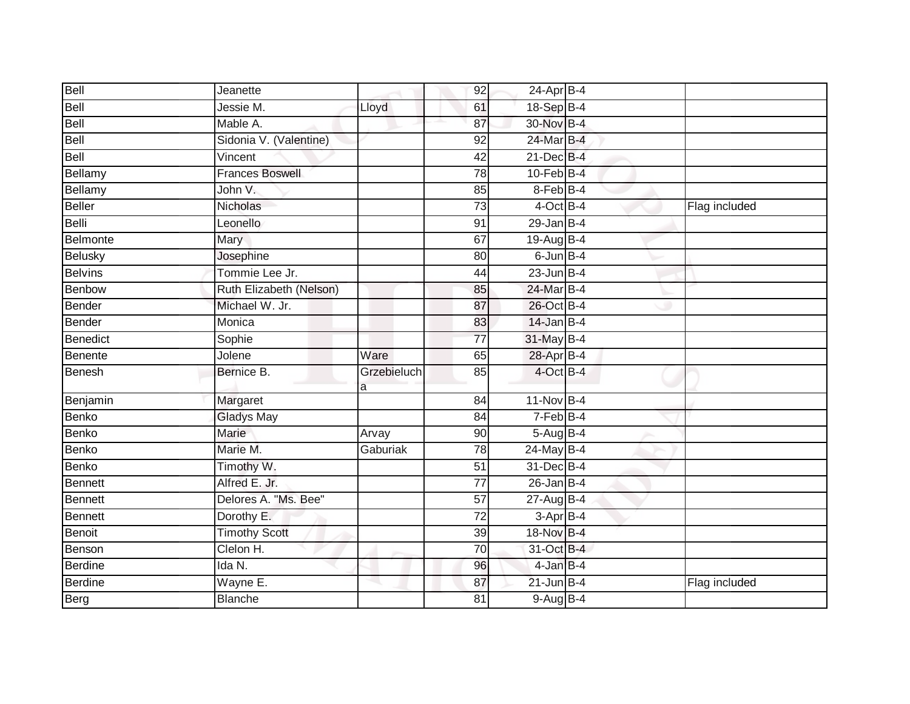| | | | | | | |
|---|---|---|---|---|---|---|
| Bell | Jeanette | | 92 | 24-Apr | B-4 | |
| Bell | Jessie M. | Lloyd | 61 | 18-Sep | B-4 | |
| Bell | Mable A. | | 87 | 30-Nov | B-4 | |
| Bell | Sidonia V. (Valentine) | | 92 | 24-Mar | B-4 | |
| Bell | Vincent | | 42 | 21-Dec | B-4 | |
| Bellamy | Frances Boswell | | 78 | 10-Feb | B-4 | |
| Bellamy | John V. | | 85 | 8-Feb | B-4 | |
| Beller | Nicholas | | 73 | 4-Oct | B-4 | Flag included |
| Belli | Leonello | | 91 | 29-Jan | B-4 | |
| Belmonte | Mary | | 67 | 19-Aug | B-4 | |
| Belusky | Josephine | | 80 | 6-Jun | B-4 | |
| Belvins | Tommie Lee Jr. | | 44 | 23-Jun | B-4 | |
| Benbow | Ruth Elizabeth (Nelson) | | 85 | 24-Mar | B-4 | |
| Bender | Michael W. Jr. | | 87 | 26-Oct | B-4 | |
| Bender | Monica | | 83 | 14-Jan | B-4 | |
| Benedict | Sophie | | 77 | 31-May | B-4 | |
| Benente | Jolene | Ware | 65 | 28-Apr | B-4 | |
| Benesh | Bernice B. | Grzebieluch a | 85 | 4-Oct | B-4 | |
| Benjamin | Margaret | | 84 | 11-Nov | B-4 | |
| Benko | Gladys May | | 84 | 7-Feb | B-4 | |
| Benko | Marie | Arvay | 90 | 5-Aug | B-4 | |
| Benko | Marie M. | Gaburiak | 78 | 24-May | B-4 | |
| Benko | Timothy W. | | 51 | 31-Dec | B-4 | |
| Bennett | Alfred E. Jr. | | 77 | 26-Jan | B-4 | |
| Bennett | Delores A. "Ms. Bee" | | 57 | 27-Aug | B-4 | |
| Bennett | Dorothy E. | | 72 | 3-Apr | B-4 | |
| Benoit | Timothy Scott | | 39 | 18-Nov | B-4 | |
| Benson | Clelon H. | | 70 | 31-Oct | B-4 | |
| Berdine | Ida N. | | 96 | 4-Jan | B-4 | |
| Berdine | Wayne E. | | 87 | 21-Jun | B-4 | Flag included |
| Berg | Blanche | | 81 | 9-Aug | B-4 | |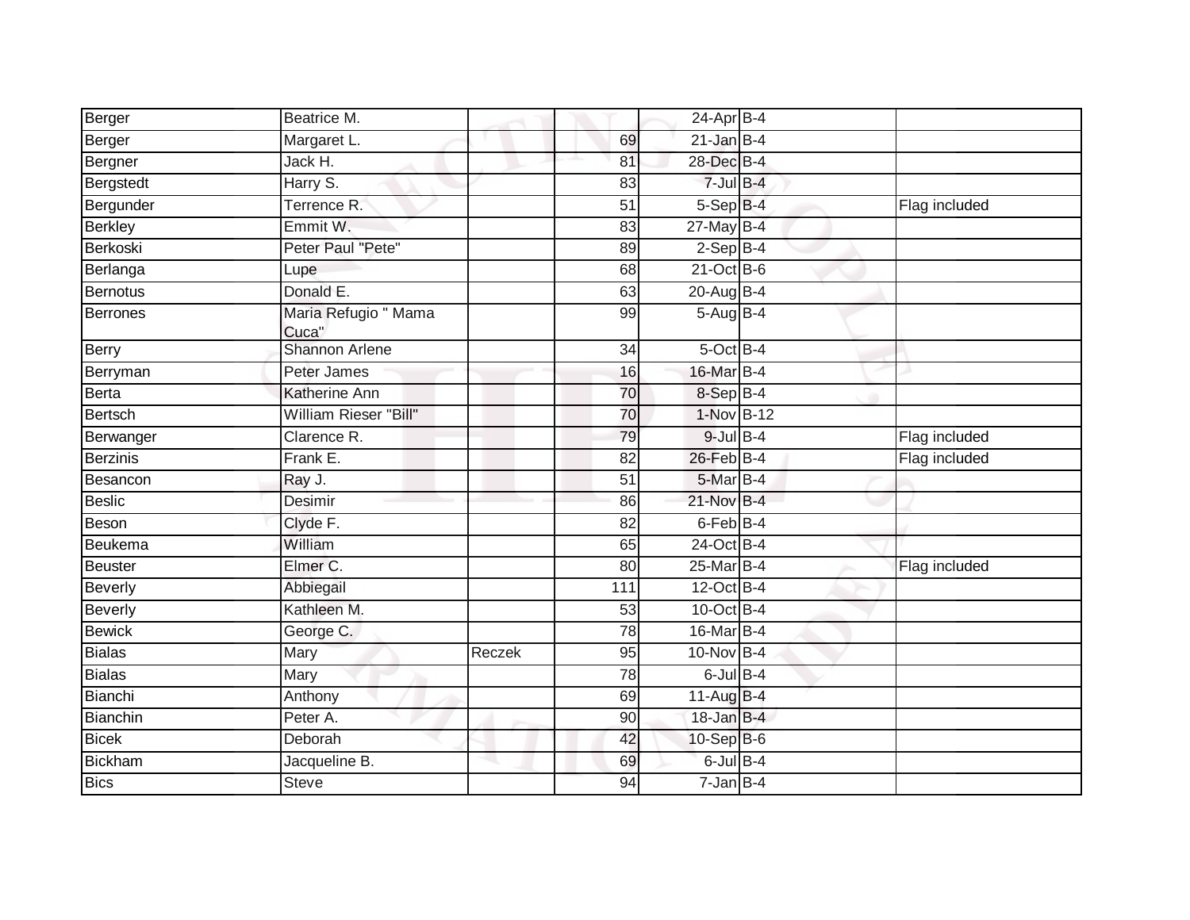| | | | | | | |
|---|---|---|---|---|---|---|
| Berger | Beatrice M. | | | 24-Apr | B-4 | |
| Berger | Margaret L. | | 69 | 21-Jan | B-4 | |
| Bergner | Jack H. | | 81 | 28-Dec | B-4 | |
| Bergstedt | Harry S. | | 83 | 7-Jul | B-4 | |
| Bergunder | Terrence R. | | 51 | 5-Sep | B-4 | Flag included |
| Berkley | Emmit W. | | 83 | 27-May | B-4 | |
| Berkoski | Peter Paul "Pete" | | 89 | 2-Sep | B-4 | |
| Berlanga | Lupe | | 68 | 21-Oct | B-6 | |
| Bernotus | Donald E. | | 63 | 20-Aug | B-4 | |
| Berrones | Maria Refugio " Mama Cuca" | | 99 | 5-Aug | B-4 | |
| Berry | Shannon Arlene | | 34 | 5-Oct | B-4 | |
| Berryman | Peter James | | 16 | 16-Mar | B-4 | |
| Berta | Katherine Ann | | 70 | 8-Sep | B-4 | |
| Bertsch | William Rieser "Bill" | | 70 | 1-Nov | B-12 | |
| Berwanger | Clarence R. | | 79 | 9-Jul | B-4 | Flag included |
| Berzinis | Frank E. | | 82 | 26-Feb | B-4 | Flag included |
| Besancon | Ray J. | | 51 | 5-Mar | B-4 | |
| Beslic | Desimir | | 86 | 21-Nov | B-4 | |
| Beson | Clyde F. | | 82 | 6-Feb | B-4 | |
| Beukema | William | | 65 | 24-Oct | B-4 | |
| Beuster | Elmer C. | | 80 | 25-Mar | B-4 | Flag included |
| Beverly | Abbiegail | | 111 | 12-Oct | B-4 | |
| Beverly | Kathleen M. | | 53 | 10-Oct | B-4 | |
| Bewick | George C. | | 78 | 16-Mar | B-4 | |
| Bialas | Mary | Reczek | 95 | 10-Nov | B-4 | |
| Bialas | Mary | | 78 | 6-Jul | B-4 | |
| Bianchi | Anthony | | 69 | 11-Aug | B-4 | |
| Bianchin | Peter A. | | 90 | 18-Jan | B-4 | |
| Bicek | Deborah | | 42 | 10-Sep | B-6 | |
| Bickham | Jacqueline B. | | 69 | 6-Jul | B-4 | |
| Bics | Steve | | 94 | 7-Jan | B-4 | |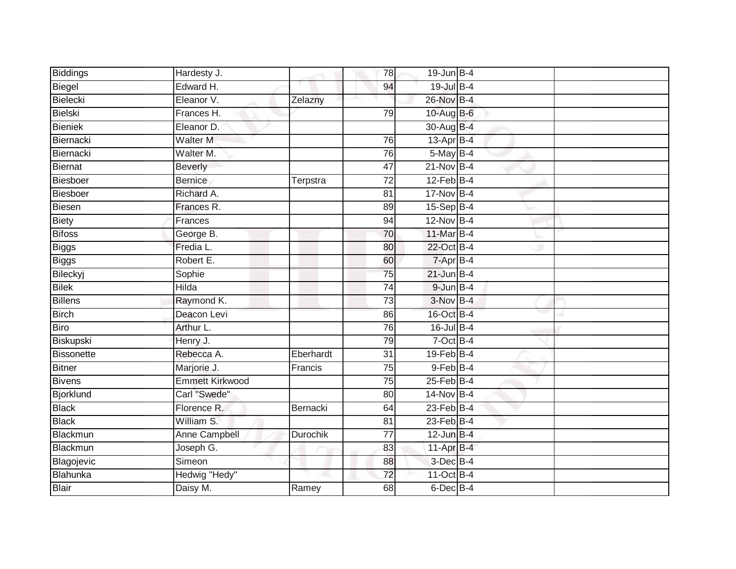| Biddings | Hardesty J. | | 78 | 19-Jun | B-4 | |
|---|---|---|---|---|---|---|
| Biegel | Edward H. | | 94 | 19-Jul | B-4 | |
| Bielecki | Eleanor V. | Zelazny | | 26-Nov | B-4 | |
| Bielski | Frances H. | | 79 | 10-Aug | B-6 | |
| Bieniek | Eleanor D. | | | 30-Aug | B-4 | |
| Biernacki | Walter M | | 76 | 13-Apr | B-4 | |
| Biernacki | Walter M. | | 76 | 5-May | B-4 | |
| Biernat | Beverly | | 47 | 21-Nov | B-4 | |
| Biesboer | Bernice | Terpstra | 72 | 12-Feb | B-4 | |
| Biesboer | Richard A. | | 81 | 17-Nov | B-4 | |
| Biesen | Frances R. | | 89 | 15-Sep | B-4 | |
| Biety | Frances | | 94 | 12-Nov | B-4 | |
| Bifoss | George B. | | 70 | 11-Mar | B-4 | |
| Biggs | Fredia L. | | 80 | 22-Oct | B-4 | |
| Biggs | Robert E. | | 60 | 7-Apr | B-4 | |
| Bileckyj | Sophie | | 75 | 21-Jun | B-4 | |
| Bilek | Hilda | | 74 | 9-Jun | B-4 | |
| Billens | Raymond K. | | 73 | 3-Nov | B-4 | |
| Birch | Deacon Levi | | 86 | 16-Oct | B-4 | |
| Biro | Arthur L. | | 76 | 16-Jul | B-4 | |
| Biskupski | Henry J. | | 79 | 7-Oct | B-4 | |
| Bissonette | Rebecca A. | Eberhardt | 31 | 19-Feb | B-4 | |
| Bitner | Marjorie J. | Francis | 75 | 9-Feb | B-4 | |
| Bivens | Emmett Kirkwood | | 75 | 25-Feb | B-4 | |
| Bjorklund | Carl "Swede" | | 80 | 14-Nov | B-4 | |
| Black | Florence R. | Bernacki | 64 | 23-Feb | B-4 | |
| Black | William S. | | 81 | 23-Feb | B-4 | |
| Blackmun | Anne Campbell | Durochik | 77 | 12-Jun | B-4 | |
| Blackmun | Joseph G. | | 83 | 11-Apr | B-4 | |
| Blagojevic | Simeon | | 88 | 3-Dec | B-4 | |
| Blahunka | Hedwig "Hedy" | | 72 | 11-Oct | B-4 | |
| Blair | Daisy M. | Ramey | 68 | 6-Dec | B-4 | |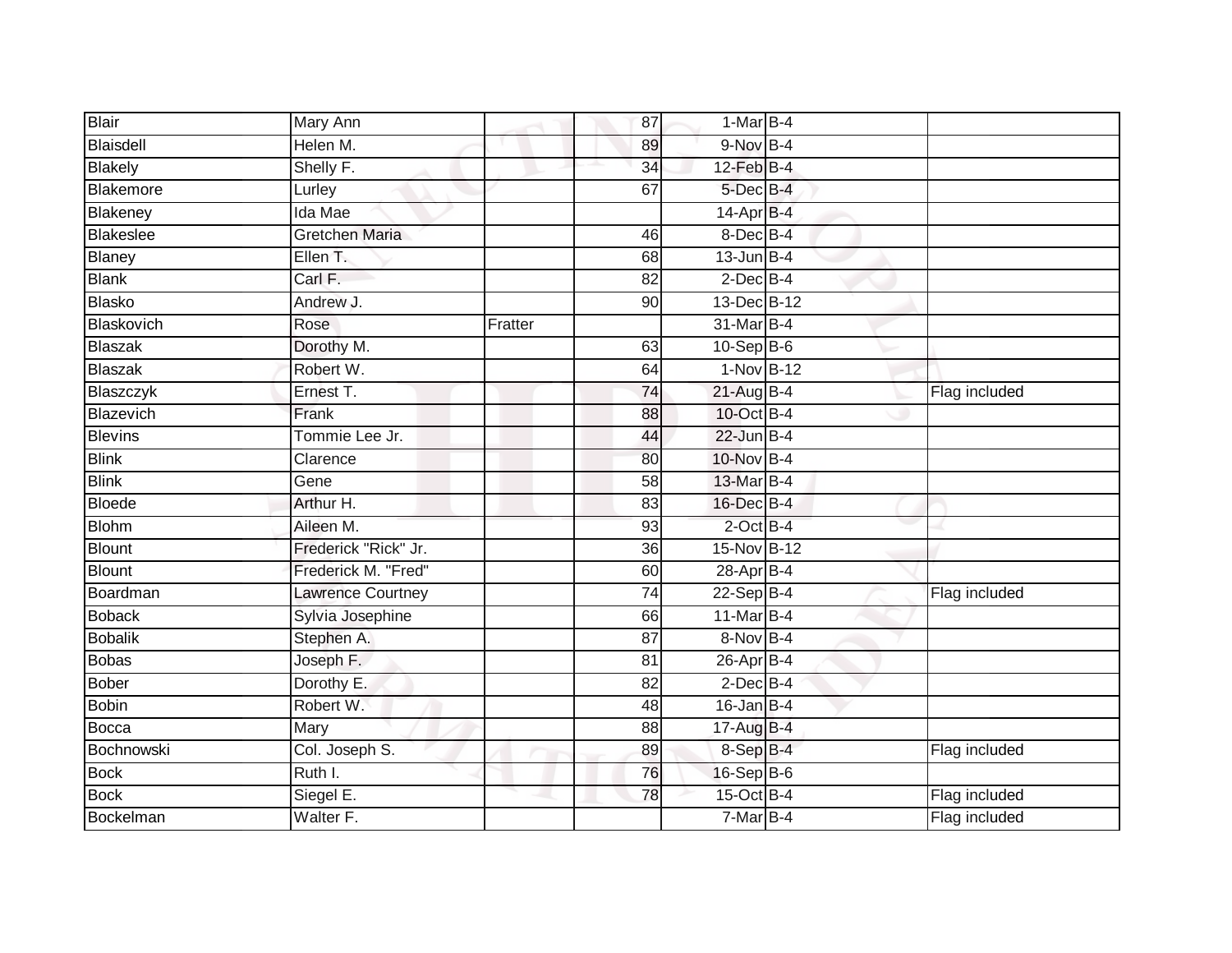| Blair | Mary Ann | | 87 | 1-Mar | B-4 | |
|---|---|---|---|---|---|---|
| Blaisdell | Helen M. | | 89 | 9-Nov | B-4 | |
| Blakely | Shelly F. | | 34 | 12-Feb | B-4 | |
| Blakemore | Lurley | | 67 | 5-Dec | B-4 | |
| Blakeney | Ida Mae | | | 14-Apr | B-4 | |
| Blakeslee | Gretchen Maria | | 46 | 8-Dec | B-4 | |
| Blaney | Ellen T. | | 68 | 13-Jun | B-4 | |
| Blank | Carl F. | | 82 | 2-Dec | B-4 | |
| Blasko | Andrew J. | | 90 | 13-Dec | B-12 | |
| Blaskovich | Rose | Fratter | | 31-Mar | B-4 | |
| Blaszak | Dorothy M. | | 63 | 10-Sep | B-6 | |
| Blaszak | Robert W. | | 64 | 1-Nov | B-12 | |
| Blaszczyk | Ernest T. | | 74 | 21-Aug | B-4 | Flag included |
| Blazevich | Frank | | 88 | 10-Oct | B-4 | |
| Blevins | Tommie Lee Jr. | | 44 | 22-Jun | B-4 | |
| Blink | Clarence | | 80 | 10-Nov | B-4 | |
| Blink | Gene | | 58 | 13-Mar | B-4 | |
| Bloede | Arthur H. | | 83 | 16-Dec | B-4 | |
| Blohm | Aileen M. | | 93 | 2-Oct | B-4 | |
| Blount | Frederick "Rick" Jr. | | 36 | 15-Nov | B-12 | |
| Blount | Frederick M. "Fred" | | 60 | 28-Apr | B-4 | |
| Boardman | Lawrence Courtney | | 74 | 22-Sep | B-4 | Flag included |
| Boback | Sylvia Josephine | | 66 | 11-Mar | B-4 | |
| Bobalik | Stephen A. | | 87 | 8-Nov | B-4 | |
| Bobas | Joseph F. | | 81 | 26-Apr | B-4 | |
| Bober | Dorothy E. | | 82 | 2-Dec | B-4 | |
| Bobin | Robert W. | | 48 | 16-Jan | B-4 | |
| Bocca | Mary | | 88 | 17-Aug | B-4 | |
| Bochnowski | Col. Joseph S. | | 89 | 8-Sep | B-4 | Flag included |
| Bock | Ruth I. | | 76 | 16-Sep | B-6 | |
| Bock | Siegel E. | | 78 | 15-Oct | B-4 | Flag included |
| Bockelman | Walter F. | | | 7-Mar | B-4 | Flag included |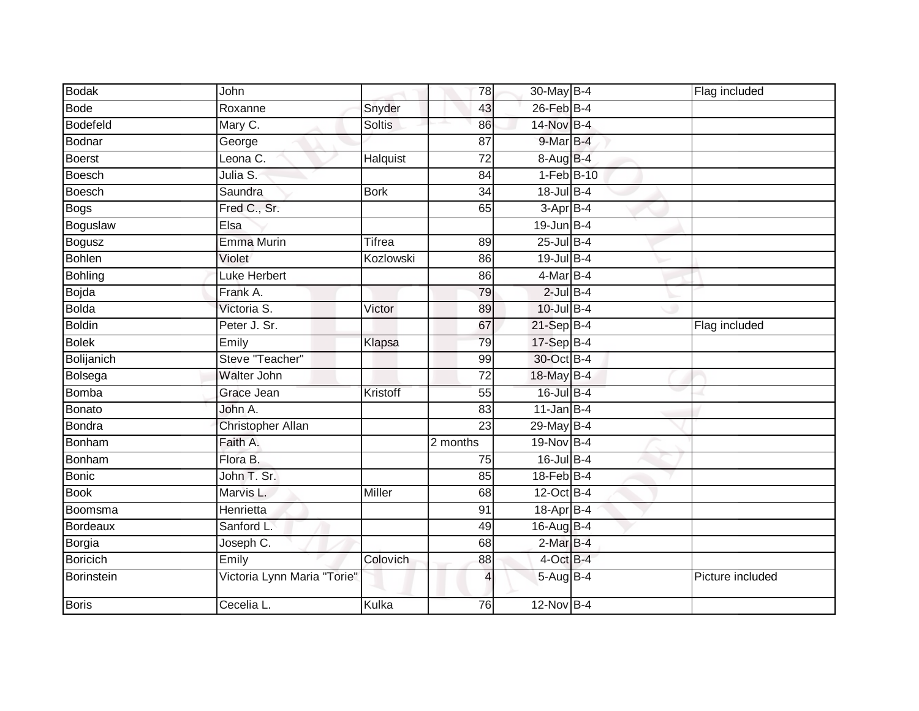| | | | | | | | |
|---|---|---|---|---|---|---|---|
| Bodak | John | | 78 | 30-May | B-4 | | Flag included |
| Bode | Roxanne | Snyder | 43 | 26-Feb | B-4 | | |
| Bodefeld | Mary C. | Soltis | 86 | 14-Nov | B-4 | | |
| Bodnar | George | | 87 | 9-Mar | B-4 | | |
| Boerst | Leona C. | Halquist | 72 | 8-Aug | B-4 | | |
| Boesch | Julia S. | | 84 | 1-Feb | B-10 | | |
| Boesch | Saundra | Bork | 34 | 18-Jul | B-4 | | |
| Bogs | Fred C., Sr. | | 65 | 3-Apr | B-4 | | |
| Boguslaw | Elsa | | | 19-Jun | B-4 | | |
| Bogusz | Emma Murin | Tifrea | 89 | 25-Jul | B-4 | | |
| Bohlen | Violet | Kozlowski | 86 | 19-Jul | B-4 | | |
| Bohling | Luke Herbert | | 86 | 4-Mar | B-4 | | |
| Bojda | Frank A. | | 79 | 2-Jul | B-4 | | |
| Bolda | Victoria S. | Victor | 89 | 10-Jul | B-4 | | |
| Boldin | Peter J. Sr. | | 67 | 21-Sep | B-4 | | Flag included |
| Bolek | Emily | Klapsa | 79 | 17-Sep | B-4 | | |
| Bolijanich | Steve "Teacher" | | 99 | 30-Oct | B-4 | | |
| Bolsega | Walter John | | 72 | 18-May | B-4 | | |
| Bomba | Grace Jean | Kristoff | 55 | 16-Jul | B-4 | | |
| Bonato | John A. | | 83 | 11-Jan | B-4 | | |
| Bondra | Christopher Allan | | 23 | 29-May | B-4 | | |
| Bonham | Faith A. | | 2 months | 19-Nov | B-4 | | |
| Bonham | Flora B. | | 75 | 16-Jul | B-4 | | |
| Bonic | John T. Sr. | | 85 | 18-Feb | B-4 | | |
| Book | Marvis L. | Miller | 68 | 12-Oct | B-4 | | |
| Boomsma | Henrietta | | 91 | 18-Apr | B-4 | | |
| Bordeaux | Sanford L. | | 49 | 16-Aug | B-4 | | |
| Borgia | Joseph C. | | 68 | 2-Mar | B-4 | | |
| Boricich | Emily | Colovich | 88 | 4-Oct | B-4 | | |
| Borinstein | Victoria Lynn Maria "Torie" | | 4 | 5-Aug | B-4 | | Picture included |
| Boris | Cecelia L. | Kulka | 76 | 12-Nov | B-4 | | |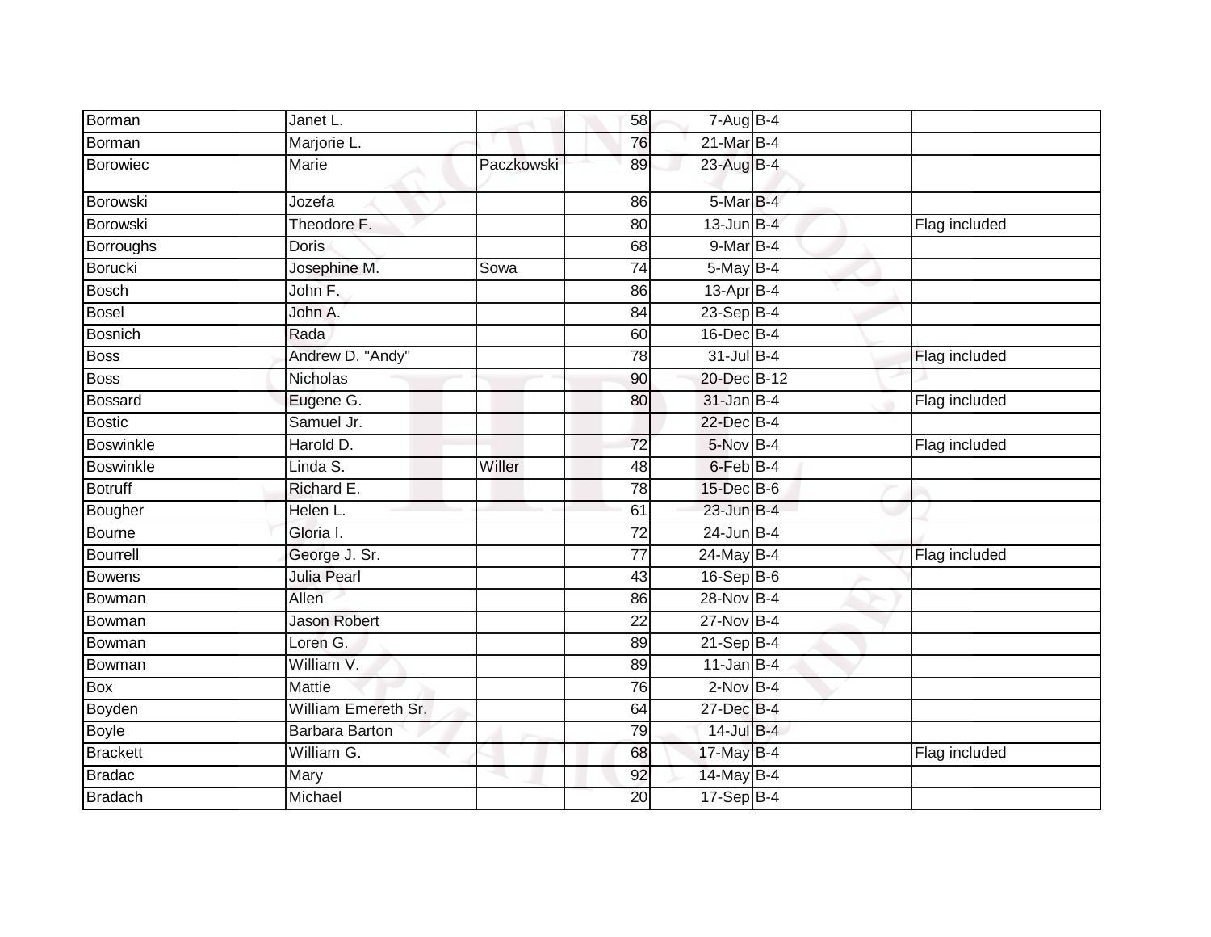| Borman | Janet L. | | 58 | 7-Aug | B-4 | |
|---|---|---|---|---|---|---|
| Borman | Marjorie L. | | 76 | 21-Mar | B-4 | |
| Borowiec | Marie | Paczkowski | 89 | 23-Aug | B-4 | |
| Borowski | Jozefa | | 86 | 5-Mar | B-4 | |
| Borowski | Theodore F. | | 80 | 13-Jun | B-4 | Flag included |
| Borroughs | Doris | | 68 | 9-Mar | B-4 | |
| Borucki | Josephine M. | Sowa | 74 | 5-May | B-4 | |
| Bosch | John F. | | 86 | 13-Apr | B-4 | |
| Bosel | John A. | | 84 | 23-Sep | B-4 | |
| Bosnich | Rada | | 60 | 16-Dec | B-4 | |
| Boss | Andrew D. "Andy" | | 78 | 31-Jul | B-4 | Flag included |
| Boss | Nicholas | | 90 | 20-Dec | B-12 | |
| Bossard | Eugene G. | | 80 | 31-Jan | B-4 | Flag included |
| Bostic | Samuel Jr. | | | 22-Dec | B-4 | |
| Boswinkle | Harold D. | | 72 | 5-Nov | B-4 | Flag included |
| Boswinkle | Linda S. | Willer | 48 | 6-Feb | B-4 | |
| Botruff | Richard E. | | 78 | 15-Dec | B-6 | |
| Bougher | Helen L. | | 61 | 23-Jun | B-4 | |
| Bourne | Gloria I. | | 72 | 24-Jun | B-4 | |
| Bourrell | George J. Sr. | | 77 | 24-May | B-4 | Flag included |
| Bowens | Julia Pearl | | 43 | 16-Sep | B-6 | |
| Bowman | Allen | | 86 | 28-Nov | B-4 | |
| Bowman | Jason Robert | | 22 | 27-Nov | B-4 | |
| Bowman | Loren G. | | 89 | 21-Sep | B-4 | |
| Bowman | William V. | | 89 | 11-Jan | B-4 | |
| Box | Mattie | | 76 | 2-Nov | B-4 | |
| Boyden | William Emereth Sr. | | 64 | 27-Dec | B-4 | |
| Boyle | Barbara Barton | | 79 | 14-Jul | B-4 | |
| Brackett | William G. | | 68 | 17-May | B-4 | Flag included |
| Bradac | Mary | | 92 | 14-May | B-4 | |
| Bradach | Michael | | 20 | 17-Sep | B-4 | |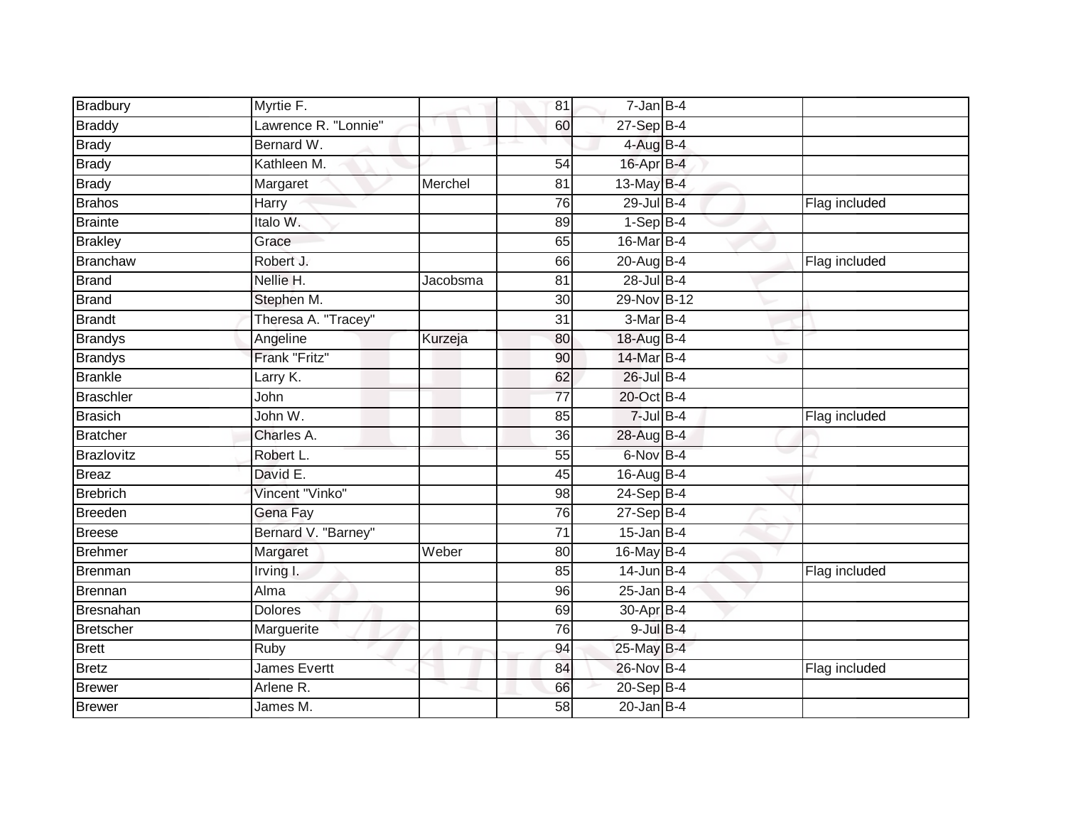| | | | | | | |
|---|---|---|---|---|---|---|
| Bradbury | Myrtie F. | | 81 | 7-Jan | B-4 | |
| Braddy | Lawrence R. "Lonnie" | | 60 | 27-Sep | B-4 | |
| Brady | Bernard W. | | | 4-Aug | B-4 | |
| Brady | Kathleen M. | | 54 | 16-Apr | B-4 | |
| Brady | Margaret | Merchel | 81 | 13-May | B-4 | |
| Brahos | Harry | | 76 | 29-Jul | B-4 | Flag included |
| Brainte | Italo W. | | 89 | 1-Sep | B-4 | |
| Brakley | Grace | | 65 | 16-Mar | B-4 | |
| Branchaw | Robert J. | | 66 | 20-Aug | B-4 | Flag included |
| Brand | Nellie H. | Jacobsma | 81 | 28-Jul | B-4 | |
| Brand | Stephen M. | | 30 | 29-Nov | B-12 | |
| Brandt | Theresa A. "Tracey" | | 31 | 3-Mar | B-4 | |
| Brandys | Angeline | Kurzeja | 80 | 18-Aug | B-4 | |
| Brandys | Frank "Fritz" | | 90 | 14-Mar | B-4 | |
| Brankle | Larry K. | | 62 | 26-Jul | B-4 | |
| Braschler | John | | 77 | 20-Oct | B-4 | |
| Brasich | John W. | | 85 | 7-Jul | B-4 | Flag included |
| Bratcher | Charles A. | | 36 | 28-Aug | B-4 | |
| Brazlovitz | Robert L. | | 55 | 6-Nov | B-4 | |
| Breaz | David E. | | 45 | 16-Aug | B-4 | |
| Brebrich | Vincent "Vinko" | | 98 | 24-Sep | B-4 | |
| Breeden | Gena Fay | | 76 | 27-Sep | B-4 | |
| Breese | Bernard V. "Barney" | | 71 | 15-Jan | B-4 | |
| Brehmer | Margaret | Weber | 80 | 16-May | B-4 | |
| Brenman | Irving I. | | 85 | 14-Jun | B-4 | Flag included |
| Brennan | Alma | | 96 | 25-Jan | B-4 | |
| Bresnahan | Dolores | | 69 | 30-Apr | B-4 | |
| Bretscher | Marguerite | | 76 | 9-Jul | B-4 | |
| Brett | Ruby | | 94 | 25-May | B-4 | |
| Bretz | James Evertt | | 84 | 26-Nov | B-4 | Flag included |
| Brewer | Arlene R. | | 66 | 20-Sep | B-4 | |
| Brewer | James M. | | 58 | 20-Jan | B-4 | |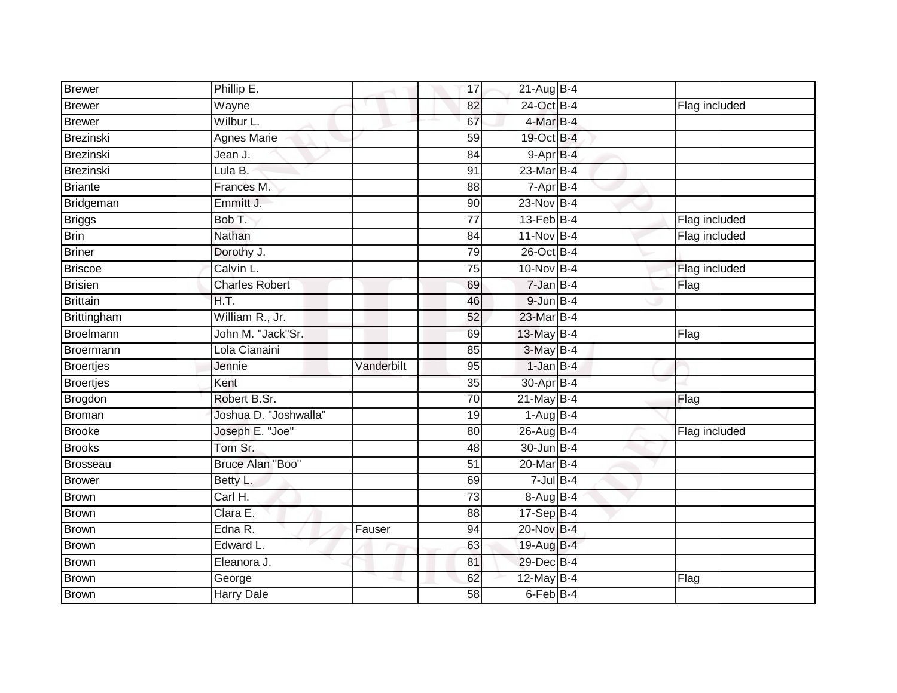| | | | | | | |
|---|---|---|---|---|---|---|
| Brewer | Phillip E. | | 17 | 21-Aug | B-4 | |
| Brewer | Wayne | | 82 | 24-Oct | B-4 | Flag included |
| Brewer | Wilbur L. | | 67 | 4-Mar | B-4 | |
| Brezinski | Agnes Marie | | 59 | 19-Oct | B-4 | |
| Brezinski | Jean J. | | 84 | 9-Apr | B-4 | |
| Brezinski | Lula B. | | 91 | 23-Mar | B-4 | |
| Briante | Frances M. | | 88 | 7-Apr | B-4 | |
| Bridgeman | Emmitt J. | | 90 | 23-Nov | B-4 | |
| Briggs | Bob T. | | 77 | 13-Feb | B-4 | Flag included |
| Brin | Nathan | | 84 | 11-Nov | B-4 | Flag included |
| Briner | Dorothy J. | | 79 | 26-Oct | B-4 | |
| Briscoe | Calvin L. | | 75 | 10-Nov | B-4 | Flag included |
| Brisien | Charles Robert | | 69 | 7-Jan | B-4 | Flag |
| Brittain | H.T. | | 46 | 9-Jun | B-4 | |
| Brittingham | William R., Jr. | | 52 | 23-Mar | B-4 | |
| Broelmann | John M. "Jack"Sr. | | 69 | 13-May | B-4 | Flag |
| Broermann | Lola Cianaini | | 85 | 3-May | B-4 | |
| Broertjes | Jennie | Vanderbilt | 95 | 1-Jan | B-4 | |
| Broertjes | Kent | | 35 | 30-Apr | B-4 | |
| Brogdon | Robert B.Sr. | | 70 | 21-May | B-4 | Flag |
| Broman | Joshua D. "Joshwalla" | | 19 | 1-Aug | B-4 | |
| Brooke | Joseph E. "Joe" | | 80 | 26-Aug | B-4 | Flag included |
| Brooks | Tom Sr. | | 48 | 30-Jun | B-4 | |
| Brosseau | Bruce Alan "Boo" | | 51 | 20-Mar | B-4 | |
| Brower | Betty L. | | 69 | 7-Jul | B-4 | |
| Brown | Carl H. | | 73 | 8-Aug | B-4 | |
| Brown | Clara E. | | 88 | 17-Sep | B-4 | |
| Brown | Edna R. | Fauser | 94 | 20-Nov | B-4 | |
| Brown | Edward L. | | 63 | 19-Aug | B-4 | |
| Brown | Eleanora J. | | 81 | 29-Dec | B-4 | |
| Brown | George | | 62 | 12-May | B-4 | Flag |
| Brown | Harry Dale | | 58 | 6-Feb | B-4 | |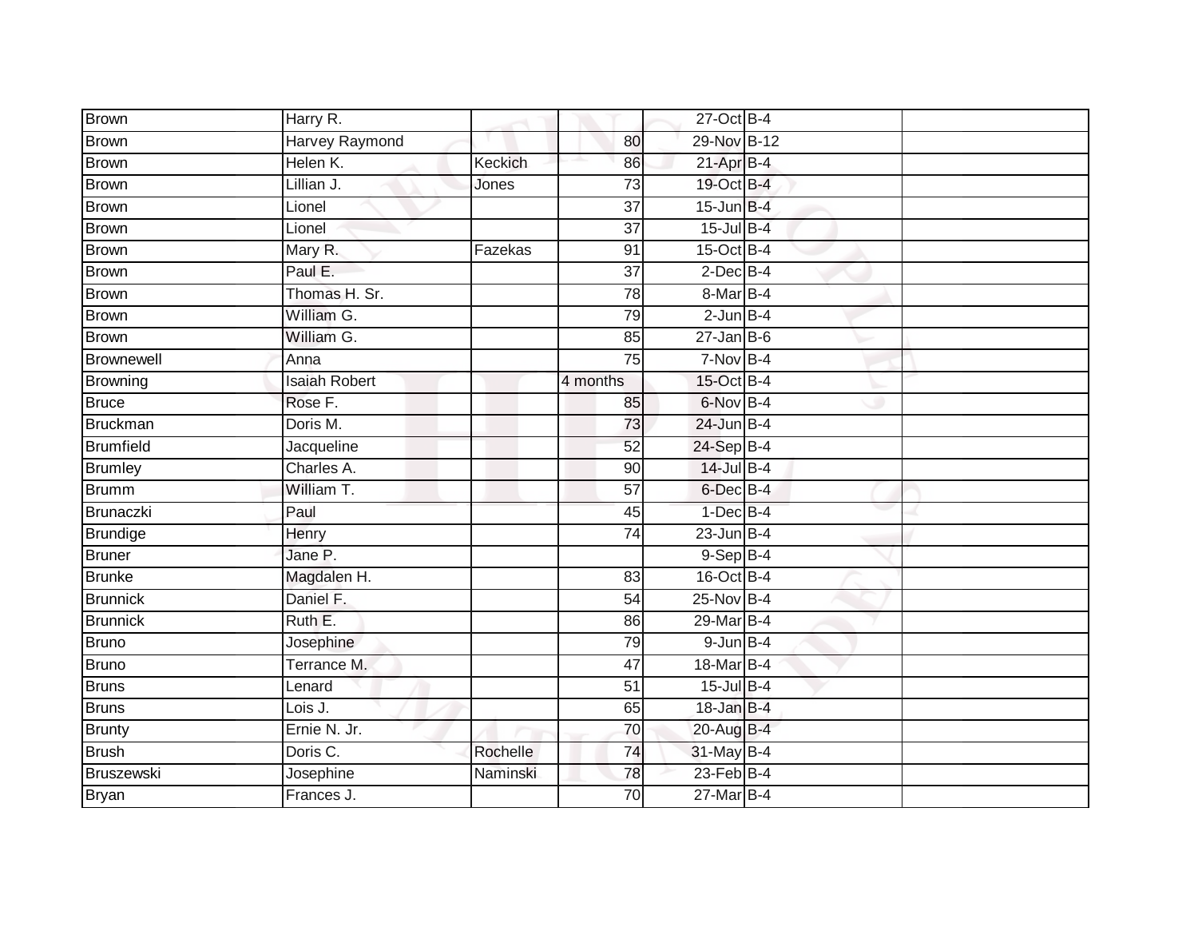| | | | | | | |
|---|---|---|---|---|---|---|
| Brown | Harry R. | | | 27-Oct | B-4 | |
| Brown | Harvey Raymond | | 80 | 29-Nov | B-12 | |
| Brown | Helen K. | Keckich | 86 | 21-Apr | B-4 | |
| Brown | Lillian J. | Jones | 73 | 19-Oct | B-4 | |
| Brown | Lionel | | 37 | 15-Jun | B-4 | |
| Brown | Lionel | | 37 | 15-Jul | B-4 | |
| Brown | Mary R. | Fazekas | 91 | 15-Oct | B-4 | |
| Brown | Paul E. | | 37 | 2-Dec | B-4 | |
| Brown | Thomas H. Sr. | | 78 | 8-Mar | B-4 | |
| Brown | William G. | | 79 | 2-Jun | B-4 | |
| Brown | William G. | | 85 | 27-Jan | B-6 | |
| Brownewell | Anna | | 75 | 7-Nov | B-4 | |
| Browning | Isaiah Robert | | 4 months | 15-Oct | B-4 | |
| Bruce | Rose F. | | 85 | 6-Nov | B-4 | |
| Bruckman | Doris M. | | 73 | 24-Jun | B-4 | |
| Brumfield | Jacqueline | | 52 | 24-Sep | B-4 | |
| Brumley | Charles A. | | 90 | 14-Jul | B-4 | |
| Brumm | William T. | | 57 | 6-Dec | B-4 | |
| Brunaczki | Paul | | 45 | 1-Dec | B-4 | |
| Brundige | Henry | | 74 | 23-Jun | B-4 | |
| Bruner | Jane P. | | | 9-Sep | B-4 | |
| Brunke | Magdalen H. | | 83 | 16-Oct | B-4 | |
| Brunnick | Daniel F. | | 54 | 25-Nov | B-4 | |
| Brunnick | Ruth E. | | 86 | 29-Mar | B-4 | |
| Bruno | Josephine | | 79 | 9-Jun | B-4 | |
| Bruno | Terrance M. | | 47 | 18-Mar | B-4 | |
| Bruns | Lenard | | 51 | 15-Jul | B-4 | |
| Bruns | Lois J. | | 65 | 18-Jan | B-4 | |
| Brunty | Ernie N. Jr. | | 70 | 20-Aug | B-4 | |
| Brush | Doris C. | Rochelle | 74 | 31-May | B-4 | |
| Bruszewski | Josephine | Naminski | 78 | 23-Feb | B-4 | |
| Bryan | Frances J. | | 70 | 27-Mar | B-4 | |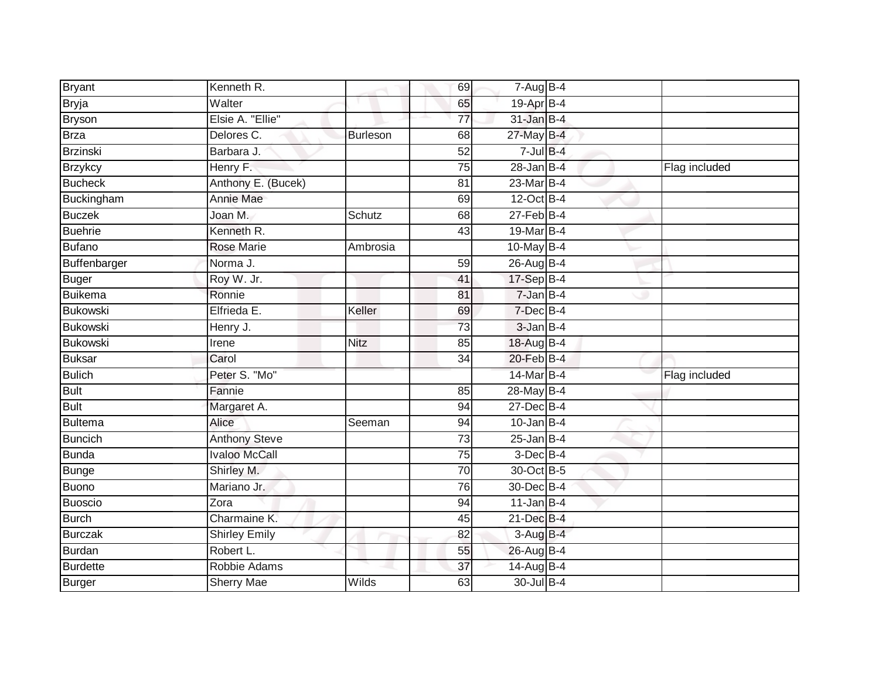| | | | | | | |
|---|---|---|---|---|---|---|
| Bryant | Kenneth R. | | 69 | 7-Aug | B-4 | |
| Bryja | Walter | | 65 | 19-Apr | B-4 | |
| Bryson | Elsie A. "Ellie" | | 77 | 31-Jan | B-4 | |
| Brza | Delores C. | Burleson | 68 | 27-May | B-4 | |
| Brzinski | Barbara J. | | 52 | 7-Jul | B-4 | |
| Brzykcy | Henry F. | | 75 | 28-Jan | B-4 | Flag included |
| Bucheck | Anthony E. (Bucek) | | 81 | 23-Mar | B-4 | |
| Buckingham | Annie Mae | | 69 | 12-Oct | B-4 | |
| Buczek | Joan M. | Schutz | 68 | 27-Feb | B-4 | |
| Buehrie | Kenneth R. | | 43 | 19-Mar | B-4 | |
| Bufano | Rose Marie | Ambrosia | | 10-May | B-4 | |
| Buffenbarger | Norma J. | | 59 | 26-Aug | B-4 | |
| Buger | Roy W. Jr. | | 41 | 17-Sep | B-4 | |
| Buikema | Ronnie | | 81 | 7-Jan | B-4 | |
| Bukowski | Elfrieda E. | Keller | 69 | 7-Dec | B-4 | |
| Bukowski | Henry J. | | 73 | 3-Jan | B-4 | |
| Bukowski | Irene | Nitz | 85 | 18-Aug | B-4 | |
| Buksar | Carol | | 34 | 20-Feb | B-4 | |
| Bulich | Peter S. "Mo" | | | 14-Mar | B-4 | Flag included |
| Bult | Fannie | | 85 | 28-May | B-4 | |
| Bult | Margaret A. | | 94 | 27-Dec | B-4 | |
| Bultema | Alice | Seeman | 94 | 10-Jan | B-4 | |
| Buncich | Anthony Steve | | 73 | 25-Jan | B-4 | |
| Bunda | Ivaloo McCall | | 75 | 3-Dec | B-4 | |
| Bunge | Shirley M. | | 70 | 30-Oct | B-5 | |
| Buono | Mariano Jr. | | 76 | 30-Dec | B-4 | |
| Buoscio | Zora | | 94 | 11-Jan | B-4 | |
| Burch | Charmaine K. | | 45 | 21-Dec | B-4 | |
| Burczak | Shirley Emily | | 82 | 3-Aug | B-4 | |
| Burdan | Robert L. | | 55 | 26-Aug | B-4 | |
| Burdette | Robbie Adams | | 37 | 14-Aug | B-4 | |
| Burger | Sherry Mae | Wilds | 63 | 30-Jul | B-4 | |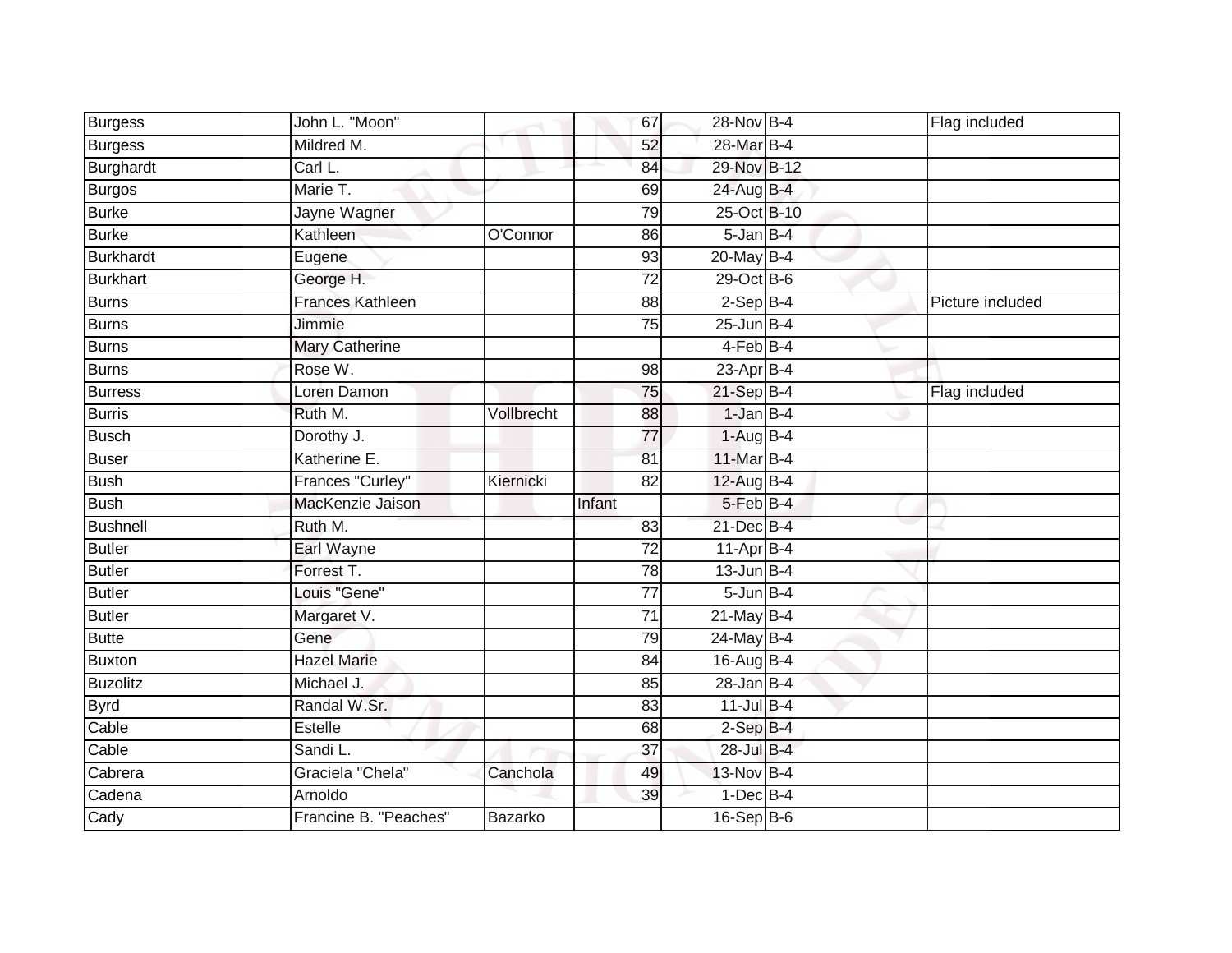| | | | | | | | |
|---|---|---|---|---|---|---|---|
| Burgess | John L. "Moon" | | 67 | 28-Nov | B-4 | | Flag included |
| Burgess | Mildred M. | | 52 | 28-Mar | B-4 | | |
| Burghardt | Carl L. | | 84 | 29-Nov | B-12 | | |
| Burgos | Marie T. | | 69 | 24-Aug | B-4 | | |
| Burke | Jayne Wagner | | 79 | 25-Oct | B-10 | | |
| Burke | Kathleen | O'Connor | 86 | 5-Jan | B-4 | | |
| Burkhardt | Eugene | | 93 | 20-May | B-4 | | |
| Burkhart | George H. | | 72 | 29-Oct | B-6 | | |
| Burns | Frances Kathleen | | 88 | 2-Sep | B-4 | | Picture included |
| Burns | Jimmie | | 75 | 25-Jun | B-4 | | |
| Burns | Mary Catherine | | | 4-Feb | B-4 | | |
| Burns | Rose W. | | 98 | 23-Apr | B-4 | | |
| Burress | Loren Damon | | 75 | 21-Sep | B-4 | | Flag included |
| Burris | Ruth M. | Vollbrecht | 88 | 1-Jan | B-4 | | |
| Busch | Dorothy J. | | 77 | 1-Aug | B-4 | | |
| Buser | Katherine E. | | 81 | 11-Mar | B-4 | | |
| Bush | Frances "Curley" | Kiernicki | 82 | 12-Aug | B-4 | | |
| Bush | MacKenzie Jaison | | Infant | 5-Feb | B-4 | | |
| Bushnell | Ruth M. | | 83 | 21-Dec | B-4 | | |
| Butler | Earl Wayne | | 72 | 11-Apr | B-4 | | |
| Butler | Forrest T. | | 78 | 13-Jun | B-4 | | |
| Butler | Louis "Gene" | | 77 | 5-Jun | B-4 | | |
| Butler | Margaret V. | | 71 | 21-May | B-4 | | |
| Butte | Gene | | 79 | 24-May | B-4 | | |
| Buxton | Hazel Marie | | 84 | 16-Aug | B-4 | | |
| Buzolitz | Michael J. | | 85 | 28-Jan | B-4 | | |
| Byrd | Randal W.Sr. | | 83 | 11-Jul | B-4 | | |
| Cable | Estelle | | 68 | 2-Sep | B-4 | | |
| Cable | Sandi L. | | 37 | 28-Jul | B-4 | | |
| Cabrera | Graciela "Chela" | Canchola | 49 | 13-Nov | B-4 | | |
| Cadena | Arnoldo | | 39 | 1-Dec | B-4 | | |
| Cady | Francine B. "Peaches" | Bazarko | | 16-Sep | B-6 | | |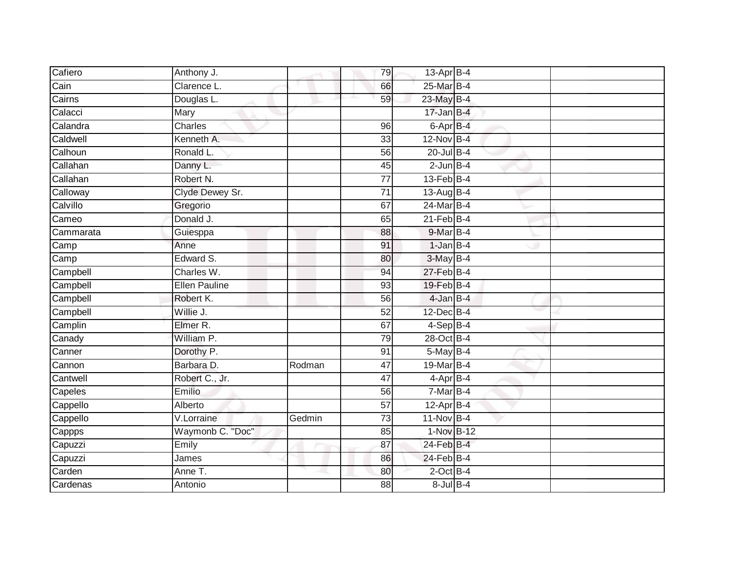| | | | | | | |
|---|---|---|---|---|---|---|
| Cafiero | Anthony J. | | 79 | 13-Apr | B-4 | |
| Cain | Clarence L. | | 66 | 25-Mar | B-4 | |
| Cairns | Douglas L. | | 59 | 23-May | B-4 | |
| Calacci | Mary | | | 17-Jan | B-4 | |
| Calandra | Charles | | 96 | 6-Apr | B-4 | |
| Caldwell | Kenneth A. | | 33 | 12-Nov | B-4 | |
| Calhoun | Ronald L. | | 56 | 20-Jul | B-4 | |
| Callahan | Danny L. | | 45 | 2-Jun | B-4 | |
| Callahan | Robert N. | | 77 | 13-Feb | B-4 | |
| Calloway | Clyde Dewey Sr. | | 71 | 13-Aug | B-4 | |
| Calvillo | Gregorio | | 67 | 24-Mar | B-4 | |
| Cameo | Donald J. | | 65 | 21-Feb | B-4 | |
| Cammarata | Guiesppa | | 88 | 9-Mar | B-4 | |
| Camp | Anne | | 91 | 1-Jan | B-4 | |
| Camp | Edward S. | | 80 | 3-May | B-4 | |
| Campbell | Charles W. | | 94 | 27-Feb | B-4 | |
| Campbell | Ellen Pauline | | 93 | 19-Feb | B-4 | |
| Campbell | Robert K. | | 56 | 4-Jan | B-4 | |
| Campbell | Willie J. | | 52 | 12-Dec | B-4 | |
| Camplin | Elmer R. | | 67 | 4-Sep | B-4 | |
| Canady | William P. | | 79 | 28-Oct | B-4 | |
| Canner | Dorothy P. | | 91 | 5-May | B-4 | |
| Cannon | Barbara D. | Rodman | 47 | 19-Mar | B-4 | |
| Cantwell | Robert C., Jr. | | 47 | 4-Apr | B-4 | |
| Capeles | Emilio | | 56 | 7-Mar | B-4 | |
| Cappello | Alberto | | 57 | 12-Apr | B-4 | |
| Cappello | V.Lorraine | Gedmin | 73 | 11-Nov | B-4 | |
| Cappps | Waymonb C. "Doc" | | 85 | 1-Nov | B-12 | |
| Capuzzi | Emily | | 87 | 24-Feb | B-4 | |
| Capuzzi | James | | 86 | 24-Feb | B-4 | |
| Carden | Anne T. | | 80 | 2-Oct | B-4 | |
| Cardenas | Antonio | | 88 | 8-Jul | B-4 | |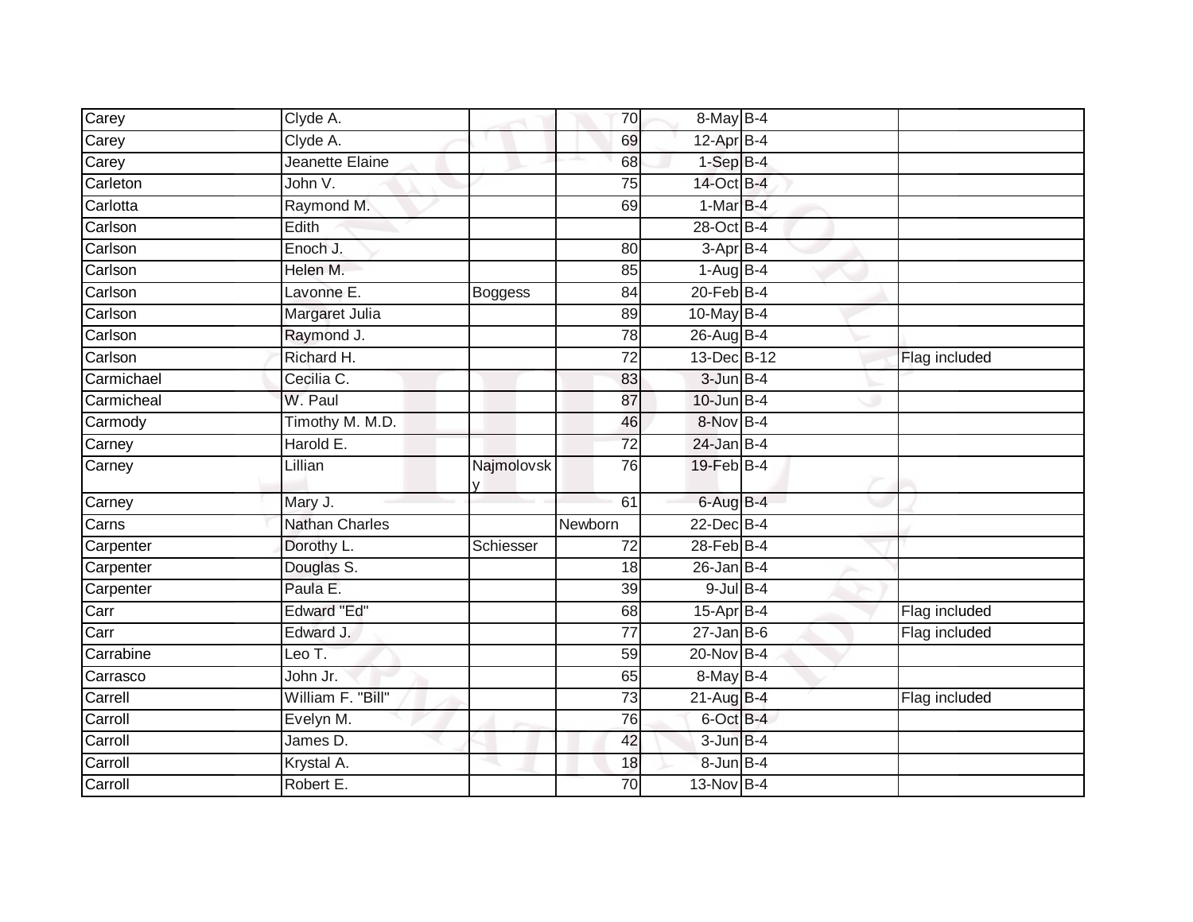| | | | | | | |
|---|---|---|---|---|---|---|
| Carey | Clyde A. | | 70 | 8-May | B-4 | |
| Carey | Clyde A. | | 69 | 12-Apr | B-4 | |
| Carey | Jeanette Elaine | | 68 | 1-Sep | B-4 | |
| Carleton | John V. | | 75 | 14-Oct | B-4 | |
| Carlotta | Raymond M. | | 69 | 1-Mar | B-4 | |
| Carlson | Edith | | | 28-Oct | B-4 | |
| Carlson | Enoch J. | | 80 | 3-Apr | B-4 | |
| Carlson | Helen M. | | 85 | 1-Aug | B-4 | |
| Carlson | Lavonne E. | Boggess | 84 | 20-Feb | B-4 | |
| Carlson | Margaret Julia | | 89 | 10-May | B-4 | |
| Carlson | Raymond J. | | 78 | 26-Aug | B-4 | |
| Carlson | Richard H. | | 72 | 13-Dec | B-12 | Flag included |
| Carmichael | Cecilia C. | | 83 | 3-Jun | B-4 | |
| Carmicheal | W. Paul | | 87 | 10-Jun | B-4 | |
| Carmody | Timothy M. M.D. | | 46 | 8-Nov | B-4 | |
| Carney | Harold E. | | 72 | 24-Jan | B-4 | |
| Carney | Lillian | Najmolovsky | 76 | 19-Feb | B-4 | |
| Carney | Mary J. | | 61 | 6-Aug | B-4 | |
| Carns | Nathan Charles | | Newborn | 22-Dec | B-4 | |
| Carpenter | Dorothy L. | Schiesser | 72 | 28-Feb | B-4 | |
| Carpenter | Douglas S. | | 18 | 26-Jan | B-4 | |
| Carpenter | Paula E. | | 39 | 9-Jul | B-4 | |
| Carr | Edward "Ed" | | 68 | 15-Apr | B-4 | Flag included |
| Carr | Edward J. | | 77 | 27-Jan | B-6 | Flag included |
| Carrabine | Leo T. | | 59 | 20-Nov | B-4 | |
| Carrasco | John Jr. | | 65 | 8-May | B-4 | |
| Carrell | William F. "Bill" | | 73 | 21-Aug | B-4 | Flag included |
| Carroll | Evelyn M. | | 76 | 6-Oct | B-4 | |
| Carroll | James D. | | 42 | 3-Jun | B-4 | |
| Carroll | Krystal A. | | 18 | 8-Jun | B-4 | |
| Carroll | Robert E. | | 70 | 13-Nov | B-4 | |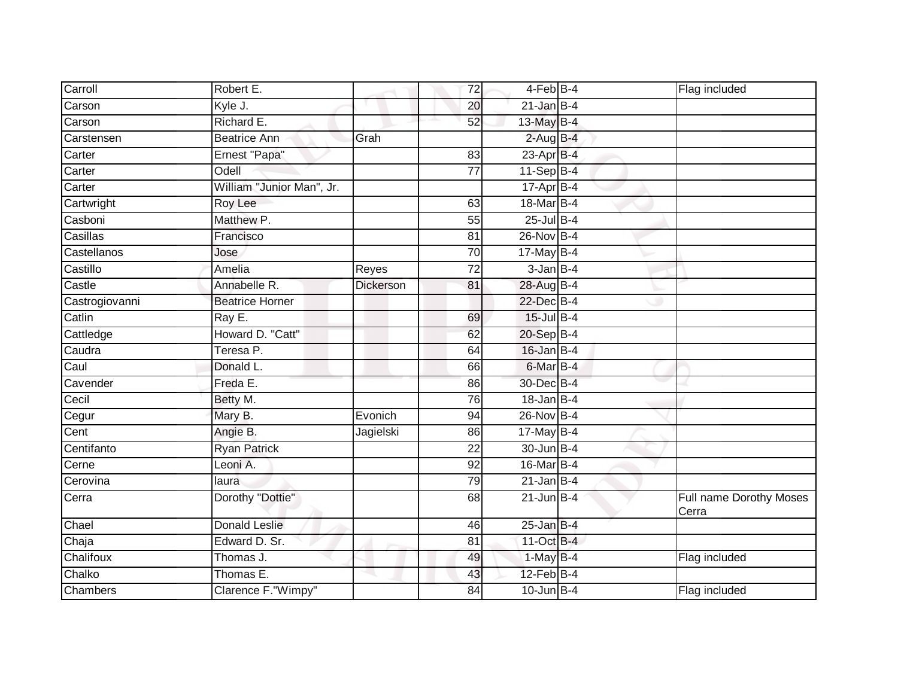| Carroll | Robert E. | | 72 | 4-Feb | B-4 | | Flag included |
|---|---|---|---|---|---|---|---|
| Carson | Kyle J. | | 20 | 21-Jan | B-4 | | |
| Carson | Richard E. | | 52 | 13-May | B-4 | | |
| Carstensen | Beatrice Ann | Grah | | 2-Aug | B-4 | | |
| Carter | Ernest "Papa" | | 83 | 23-Apr | B-4 | | |
| Carter | Odell | | 77 | 11-Sep | B-4 | | |
| Carter | William "Junior Man", Jr. | | | 17-Apr | B-4 | | |
| Cartwright | Roy Lee | | 63 | 18-Mar | B-4 | | |
| Casboni | Matthew P. | | 55 | 25-Jul | B-4 | | |
| Casillas | Francisco | | 81 | 26-Nov | B-4 | | |
| Castellanos | Jose | | 70 | 17-May | B-4 | | |
| Castillo | Amelia | Reyes | 72 | 3-Jan | B-4 | | |
| Castle | Annabelle R. | Dickerson | 81 | 28-Aug | B-4 | | |
| Castrogiovanni | Beatrice Horner | | | 22-Dec | B-4 | | |
| Catlin | Ray E. | | 69 | 15-Jul | B-4 | | |
| Cattledge | Howard D. "Catt" | | 62 | 20-Sep | B-4 | | |
| Caudra | Teresa P. | | 64 | 16-Jan | B-4 | | |
| Caul | Donald L. | | 66 | 6-Mar | B-4 | | |
| Cavender | Freda E. | | 86 | 30-Dec | B-4 | | |
| Cecil | Betty M. | | 76 | 18-Jan | B-4 | | |
| Cegur | Mary B. | Evonich | 94 | 26-Nov | B-4 | | |
| Cent | Angie B. | Jagielski | 86 | 17-May | B-4 | | |
| Centifanto | Ryan Patrick | | 22 | 30-Jun | B-4 | | |
| Cerne | Leoni A. | | 92 | 16-Mar | B-4 | | |
| Cerovina | laura | | 79 | 21-Jan | B-4 | | |
| Cerra | Dorothy "Dottie" | | 68 | 21-Jun | B-4 | | Full name Dorothy Moses Cerra |
| Chael | Donald Leslie | | 46 | 25-Jan | B-4 | | |
| Chaja | Edward D. Sr. | | 81 | 11-Oct | B-4 | | |
| Chalifoux | Thomas J. | | 49 | 1-May | B-4 | | Flag included |
| Chalko | Thomas E. | | 43 | 12-Feb | B-4 | | |
| Chambers | Clarence F."Wimpy" | | 84 | 10-Jun | B-4 | | Flag included |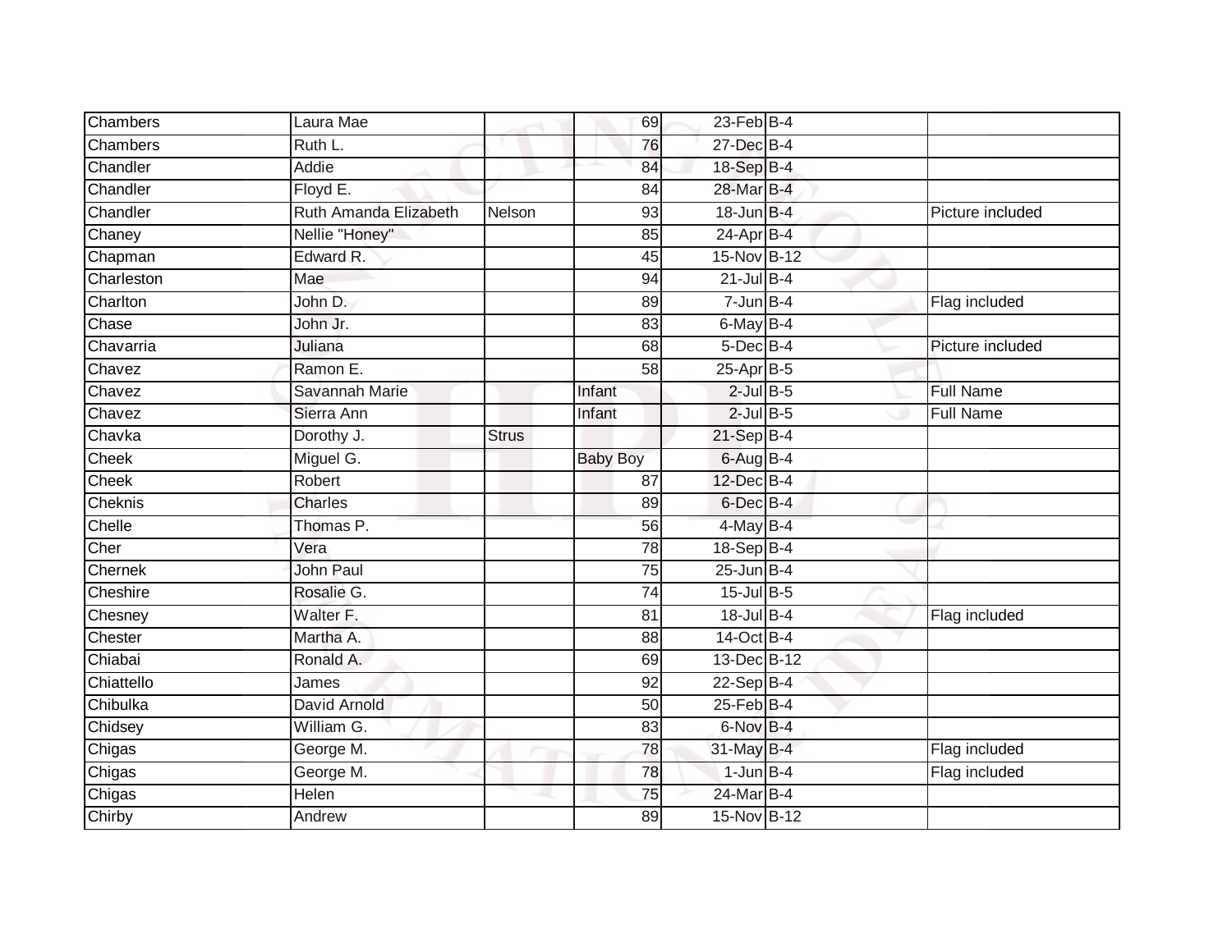| | | | | | | |
|---|---|---|---|---|---|---|
| Chambers | Laura Mae | | 69 | 23-Feb | B-4 | |
| Chambers | Ruth L. | | 76 | 27-Dec | B-4 | |
| Chandler | Addie | | 84 | 18-Sep | B-4 | |
| Chandler | Floyd E. | | 84 | 28-Mar | B-4 | |
| Chandler | Ruth Amanda Elizabeth | Nelson | 93 | 18-Jun | B-4 | Picture included |
| Chaney | Nellie "Honey" | | 85 | 24-Apr | B-4 | |
| Chapman | Edward R. | | 45 | 15-Nov | B-12 | |
| Charleston | Mae | | 94 | 21-Jul | B-4 | |
| Charlton | John D. | | 89 | 7-Jun | B-4 | Flag included |
| Chase | John Jr. | | 83 | 6-May | B-4 | |
| Chavarria | Juliana | | 68 | 5-Dec | B-4 | Picture included |
| Chavez | Ramon E. | | 58 | 25-Apr | B-5 | |
| Chavez | Savannah Marie | | Infant | 2-Jul | B-5 | Full Name |
| Chavez | Sierra Ann | | Infant | 2-Jul | B-5 | Full Name |
| Chavka | Dorothy J. | Strus | | 21-Sep | B-4 | |
| Cheek | Miguel G. | | Baby Boy | 6-Aug | B-4 | |
| Cheek | Robert | | 87 | 12-Dec | B-4 | |
| Cheknis | Charles | | 89 | 6-Dec | B-4 | |
| Chelle | Thomas P. | | 56 | 4-May | B-4 | |
| Cher | Vera | | 78 | 18-Sep | B-4 | |
| Chernek | John Paul | | 75 | 25-Jun | B-4 | |
| Cheshire | Rosalie G. | | 74 | 15-Jul | B-5 | |
| Chesney | Walter F. | | 81 | 18-Jul | B-4 | Flag included |
| Chester | Martha A. | | 88 | 14-Oct | B-4 | |
| Chiabai | Ronald A. | | 69 | 13-Dec | B-12 | |
| Chiattello | James | | 92 | 22-Sep | B-4 | |
| Chibulka | David Arnold | | 50 | 25-Feb | B-4 | |
| Chidsey | William G. | | 83 | 6-Nov | B-4 | |
| Chigas | George M. | | 78 | 31-May | B-4 | Flag included |
| Chigas | George M. | | 78 | 1-Jun | B-4 | Flag included |
| Chigas | Helen | | 75 | 24-Mar | B-4 | |
| Chirby | Andrew | | 89 | 15-Nov | B-12 | |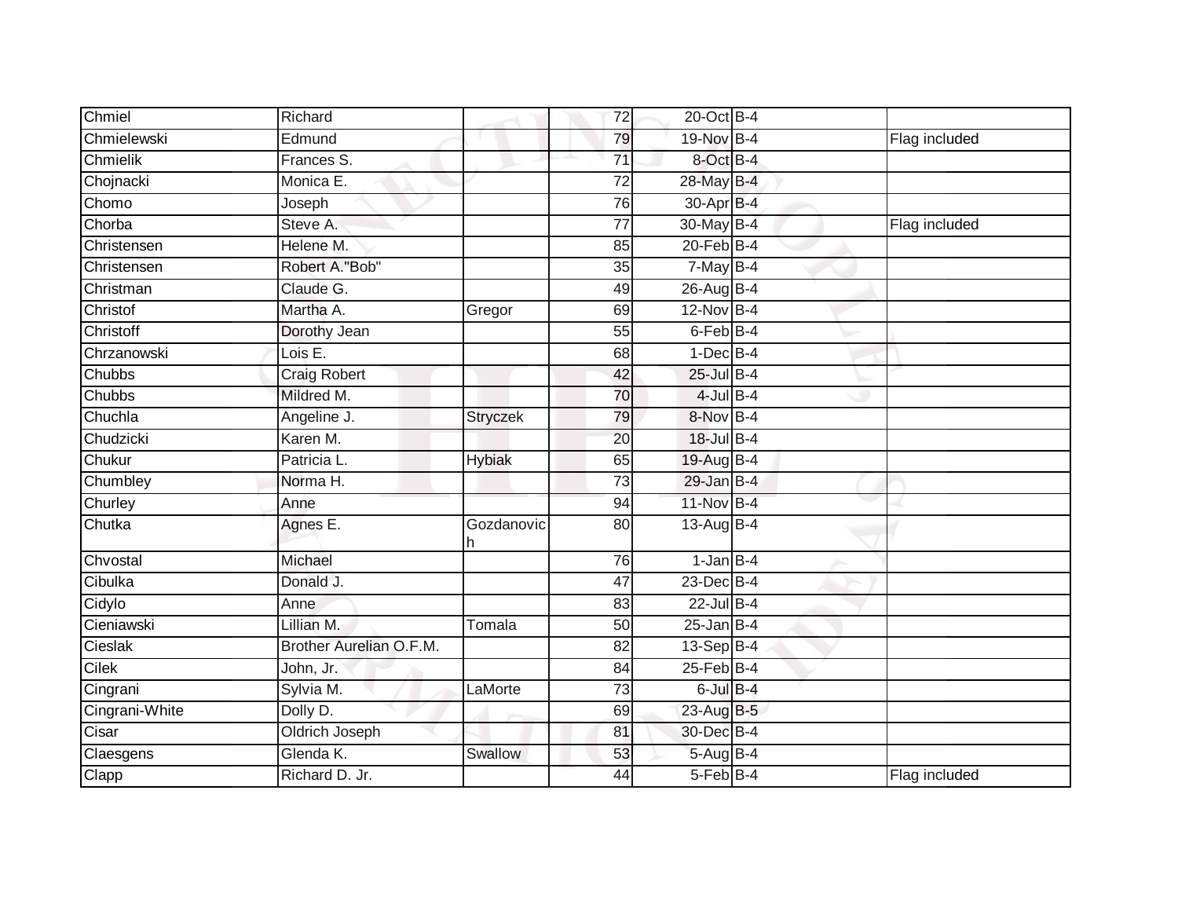| | | | | | | | |
|---|---|---|---|---|---|---|---|
| Chmiel | Richard | | 72 | 20-Oct | B-4 | | |
| Chmielewski | Edmund | | 79 | 19-Nov | B-4 | | Flag included |
| Chmielik | Frances S. | | 71 | 8-Oct | B-4 | | |
| Chojnacki | Monica E. | | 72 | 28-May | B-4 | | |
| Chomo | Joseph | | 76 | 30-Apr | B-4 | | |
| Chorba | Steve A. | | 77 | 30-May | B-4 | | Flag included |
| Christensen | Helene M. | | 85 | 20-Feb | B-4 | | |
| Christensen | Robert A."Bob" | | 35 | 7-May | B-4 | | |
| Christman | Claude G. | | 49 | 26-Aug | B-4 | | |
| Christof | Martha A. | Gregor | 69 | 12-Nov | B-4 | | |
| Christoff | Dorothy Jean | | 55 | 6-Feb | B-4 | | |
| Chrzanowski | Lois E. | | 68 | 1-Dec | B-4 | | |
| Chubbs | Craig Robert | | 42 | 25-Jul | B-4 | | |
| Chubbs | Mildred M. | | 70 | 4-Jul | B-4 | | |
| Chuchla | Angeline J. | Stryczek | 79 | 8-Nov | B-4 | | |
| Chudzicki | Karen M. | | 20 | 18-Jul | B-4 | | |
| Chukur | Patricia L. | Hybiak | 65 | 19-Aug | B-4 | | |
| Chumbley | Norma H. | | 73 | 29-Jan | B-4 | | |
| Churley | Anne | | 94 | 11-Nov | B-4 | | |
| Chutka | Agnes E. | Gozdanovich | 80 | 13-Aug | B-4 | | |
| Chvostal | Michael | | 76 | 1-Jan | B-4 | | |
| Cibulka | Donald J. | | 47 | 23-Dec | B-4 | | |
| Cidylo | Anne | | 83 | 22-Jul | B-4 | | |
| Cieniawski | Lillian M. | Tomala | 50 | 25-Jan | B-4 | | |
| Cieslak | Brother Aurelian O.F.M. | | 82 | 13-Sep | B-4 | | |
| Cilek | John, Jr. | | 84 | 25-Feb | B-4 | | |
| Cingrani | Sylvia M. | LaMorte | 73 | 6-Jul | B-4 | | |
| Cingrani-White | Dolly D. | | 69 | 23-Aug | B-5 | | |
| Cisar | Oldrich Joseph | | 81 | 30-Dec | B-4 | | |
| Claesgens | Glenda K. | Swallow | 53 | 5-Aug | B-4 | | |
| Clapp | Richard D. Jr. | | 44 | 5-Feb | B-4 | | Flag included |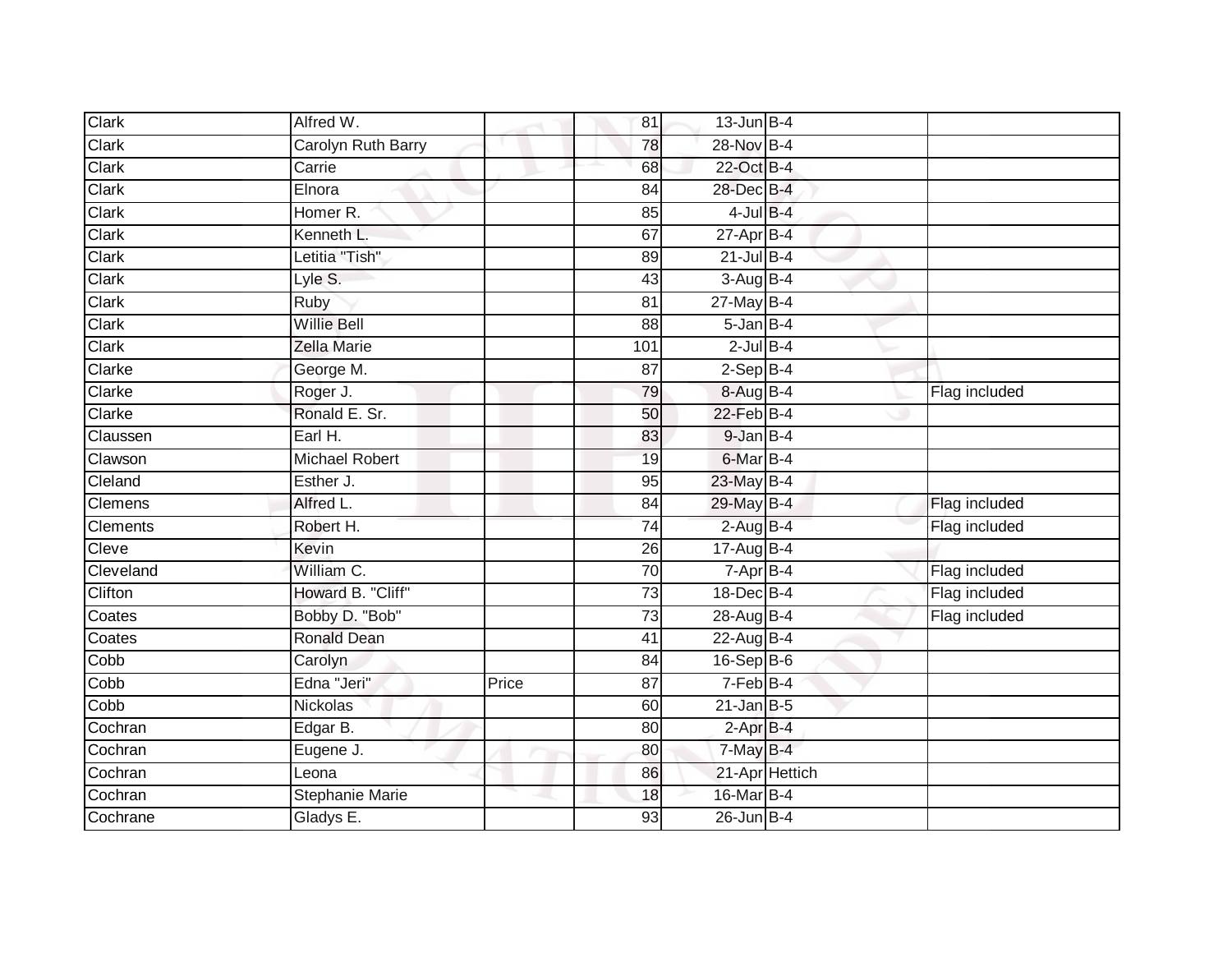| Clark | Alfred W. | | 81 | 13-Jun | B-4 | |
|---|---|---|---|---|---|---|
| Clark | Carolyn Ruth Barry | | 78 | 28-Nov | B-4 | |
| Clark | Carrie | | 68 | 22-Oct | B-4 | |
| Clark | Elnora | | 84 | 28-Dec | B-4 | |
| Clark | Homer R. | | 85 | 4-Jul | B-4 | |
| Clark | Kenneth L. | | 67 | 27-Apr | B-4 | |
| Clark | Letitia "Tish" | | 89 | 21-Jul | B-4 | |
| Clark | Lyle S. | | 43 | 3-Aug | B-4 | |
| Clark | Ruby | | 81 | 27-May | B-4 | |
| Clark | Willie Bell | | 88 | 5-Jan | B-4 | |
| Clark | Zella Marie | | 101 | 2-Jul | B-4 | |
| Clarke | George M. | | 87 | 2-Sep | B-4 | |
| Clarke | Roger J. | | 79 | 8-Aug | B-4 | Flag included |
| Clarke | Ronald E. Sr. | | 50 | 22-Feb | B-4 | |
| Claussen | Earl H. | | 83 | 9-Jan | B-4 | |
| Clawson | Michael Robert | | 19 | 6-Mar | B-4 | |
| Cleland | Esther J. | | 95 | 23-May | B-4 | |
| Clemens | Alfred L. | | 84 | 29-May | B-4 | Flag included |
| Clements | Robert H. | | 74 | 2-Aug | B-4 | Flag included |
| Cleve | Kevin | | 26 | 17-Aug | B-4 | |
| Cleveland | William C. | | 70 | 7-Apr | B-4 | Flag included |
| Clifton | Howard B. "Cliff" | | 73 | 18-Dec | B-4 | Flag included |
| Coates | Bobby D. "Bob" | | 73 | 28-Aug | B-4 | Flag included |
| Coates | Ronald Dean | | 41 | 22-Aug | B-4 | |
| Cobb | Carolyn | | 84 | 16-Sep | B-6 | |
| Cobb | Edna "Jeri" | Price | 87 | 7-Feb | B-4 | |
| Cobb | Nickolas | | 60 | 21-Jan | B-5 | |
| Cochran | Edgar B. | | 80 | 2-Apr | B-4 | |
| Cochran | Eugene J. | | 80 | 7-May | B-4 | |
| Cochran | Leona | | 86 | 21-Apr | Hettich | |
| Cochran | Stephanie Marie | | 18 | 16-Mar | B-4 | |
| Cochrane | Gladys E. | | 93 | 26-Jun | B-4 | |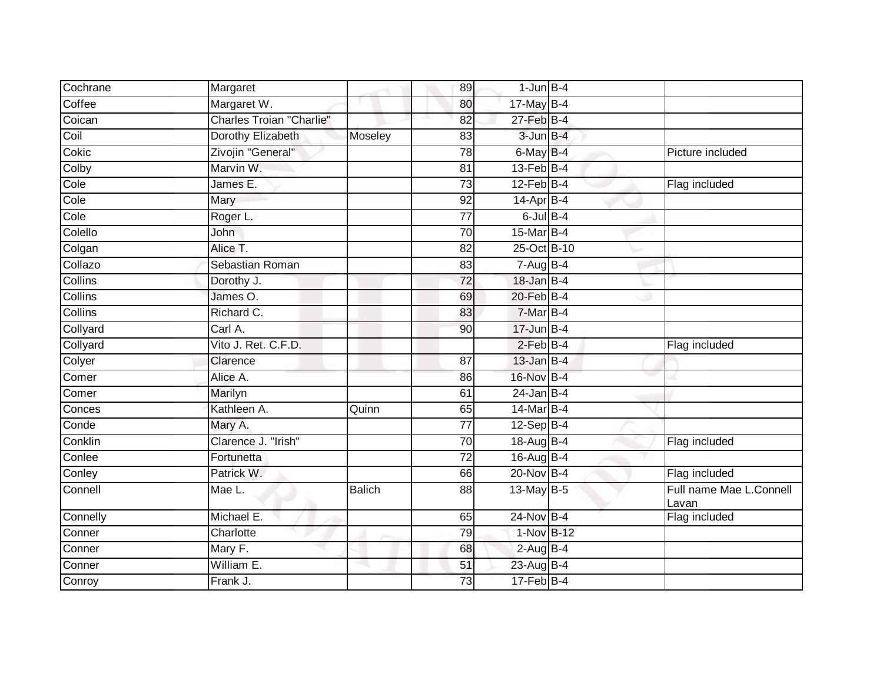| | | | | | | |
|---|---|---|---|---|---|---|
| Cochrane | Margaret | | 89 | 1-Jun | B-4 | |
| Coffee | Margaret W. | | 80 | 17-May | B-4 | |
| Coican | Charles Troian "Charlie" | | 82 | 27-Feb | B-4 | |
| Coil | Dorothy Elizabeth | Moseley | 83 | 3-Jun | B-4 | |
| Cokic | Zivojin "General" | | 78 | 6-May | B-4 | Picture included |
| Colby | Marvin W. | | 81 | 13-Feb | B-4 | |
| Cole | James E. | | 73 | 12-Feb | B-4 | Flag included |
| Cole | Mary | | 92 | 14-Apr | B-4 | |
| Cole | Roger L. | | 77 | 6-Jul | B-4 | |
| Colello | John | | 70 | 15-Mar | B-4 | |
| Colgan | Alice T. | | 82 | 25-Oct | B-10 | |
| Collazo | Sebastian Roman | | 83 | 7-Aug | B-4 | |
| Collins | Dorothy J. | | 72 | 18-Jan | B-4 | |
| Collins | James O. | | 69 | 20-Feb | B-4 | |
| Collins | Richard C. | | 83 | 7-Mar | B-4 | |
| Collyard | Carl A. | | 90 | 17-Jun | B-4 | |
| Collyard | Vito J. Ret. C.F.D. | | | 2-Feb | B-4 | Flag included |
| Colyer | Clarence | | 87 | 13-Jan | B-4 | |
| Comer | Alice A. | | 86 | 16-Nov | B-4 | |
| Comer | Marilyn | | 61 | 24-Jan | B-4 | |
| Conces | Kathleen A. | Quinn | 65 | 14-Mar | B-4 | |
| Conde | Mary A. | | 77 | 12-Sep | B-4 | |
| Conklin | Clarence J. "Irish" | | 70 | 18-Aug | B-4 | Flag included |
| Conlee | Fortunetta | | 72 | 16-Aug | B-4 | |
| Conley | Patrick W. | | 66 | 20-Nov | B-4 | Flag included |
| Connell | Mae L. | Balich | 88 | 13-May | B-5 | Full name Mae L.Connell Lavan |
| Connelly | Michael E. | | 65 | 24-Nov | B-4 | Flag included |
| Conner | Charlotte | | 79 | 1-Nov | B-12 | |
| Conner | Mary F. | | 68 | 2-Aug | B-4 | |
| Conner | William E. | | 51 | 23-Aug | B-4 | |
| Conroy | Frank J. | | 73 | 17-Feb | B-4 | |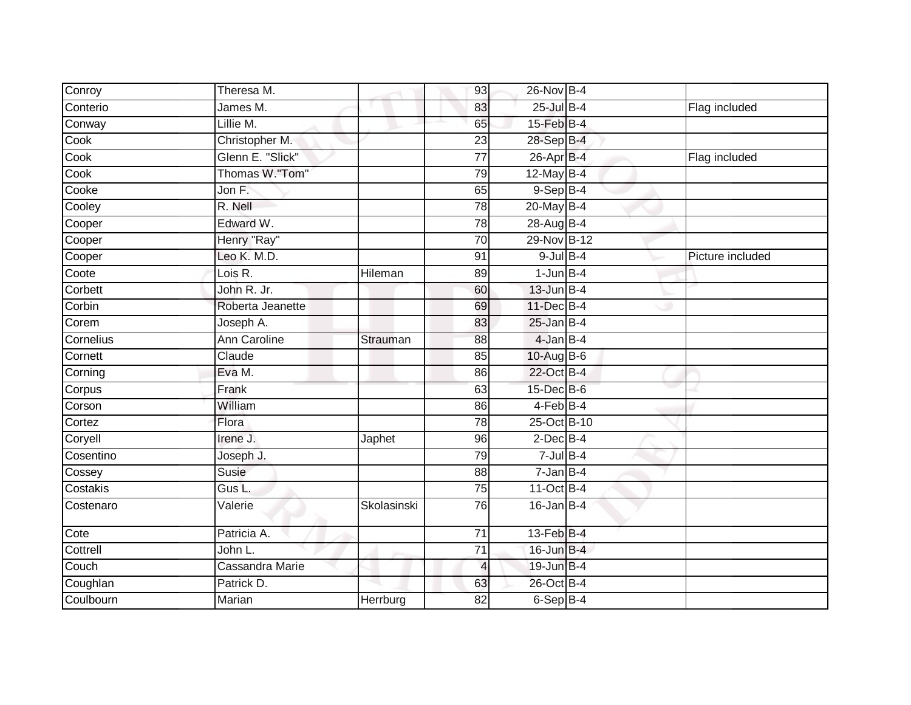| | | | | | | |
|---|---|---|---|---|---|---|
| Conroy | Theresa M. | | 93 | 26-Nov | B-4 | |
| Conterio | James M. | | 83 | 25-Jul | B-4 | Flag included |
| Conway | Lillie M. | | 65 | 15-Feb | B-4 | |
| Cook | Christopher M. | | 23 | 28-Sep | B-4 | |
| Cook | Glenn E. "Slick" | | 77 | 26-Apr | B-4 | Flag included |
| Cook | Thomas W."Tom" | | 79 | 12-May | B-4 | |
| Cooke | Jon F. | | 65 | 9-Sep | B-4 | |
| Cooley | R. Nell | | 78 | 20-May | B-4 | |
| Cooper | Edward W. | | 78 | 28-Aug | B-4 | |
| Cooper | Henry "Ray" | | 70 | 29-Nov | B-12 | |
| Cooper | Leo K. M.D. | | 91 | 9-Jul | B-4 | Picture included |
| Coote | Lois R. | Hileman | 89 | 1-Jun | B-4 | |
| Corbett | John R. Jr. | | 60 | 13-Jun | B-4 | |
| Corbin | Roberta Jeanette | | 69 | 11-Dec | B-4 | |
| Corem | Joseph A. | | 83 | 25-Jan | B-4 | |
| Cornelius | Ann Caroline | Strauman | 88 | 4-Jan | B-4 | |
| Cornett | Claude | | 85 | 10-Aug | B-6 | |
| Corning | Eva M. | | 86 | 22-Oct | B-4 | |
| Corpus | Frank | | 63 | 15-Dec | B-6 | |
| Corson | William | | 86 | 4-Feb | B-4 | |
| Cortez | Flora | | 78 | 25-Oct | B-10 | |
| Coryell | Irene J. | Japhet | 96 | 2-Dec | B-4 | |
| Cosentino | Joseph J. | | 79 | 7-Jul | B-4 | |
| Cossey | Susie | | 88 | 7-Jan | B-4 | |
| Costakis | Gus L. | | 75 | 11-Oct | B-4 | |
| Costenaro | Valerie | Skolasinski | 76 | 16-Jan | B-4 | |
| Cote | Patricia A. | | 71 | 13-Feb | B-4 | |
| Cottrell | John L. | | 71 | 16-Jun | B-4 | |
| Couch | Cassandra Marie | | 4 | 19-Jun | B-4 | |
| Coughlan | Patrick D. | | 63 | 26-Oct | B-4 | |
| Coulbourn | Marian | Herrburg | 82 | 6-Sep | B-4 | |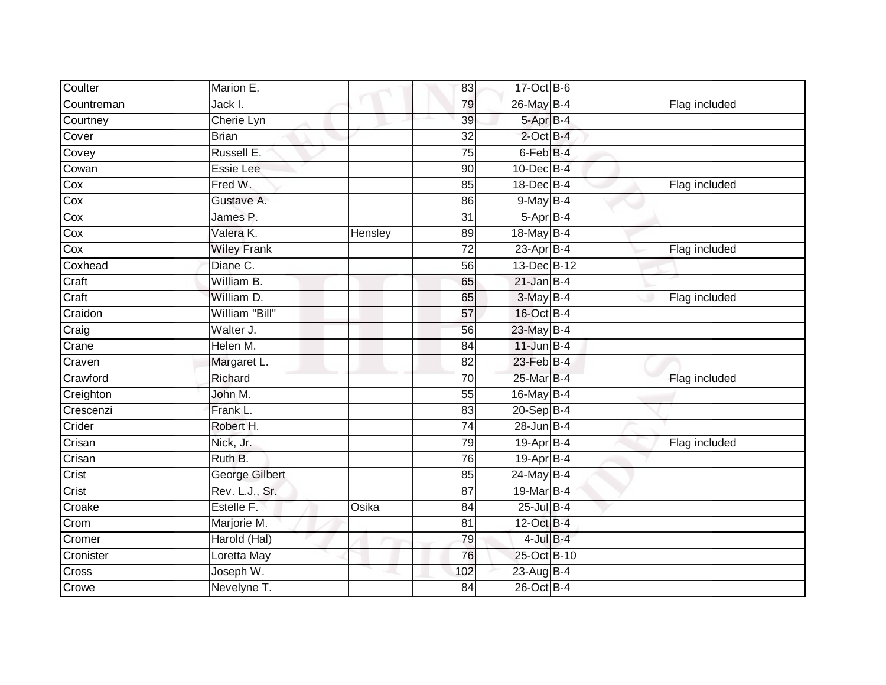| | | | | | | |
|---|---|---|---|---|---|---|
| Coulter | Marion E. | | 83 | 17-Oct | B-6 | |
| Countreman | Jack I. | | 79 | 26-May | B-4 | Flag included |
| Courtney | Cherie Lyn | | 39 | 5-Apr | B-4 | |
| Cover | Brian | | 32 | 2-Oct | B-4 | |
| Covey | Russell E. | | 75 | 6-Feb | B-4 | |
| Cowan | Essie Lee | | 90 | 10-Dec | B-4 | |
| Cox | Fred W. | | 85 | 18-Dec | B-4 | Flag included |
| Cox | Gustave A. | | 86 | 9-May | B-4 | |
| Cox | James P. | | 31 | 5-Apr | B-4 | |
| Cox | Valera K. | Hensley | 89 | 18-May | B-4 | |
| Cox | Wiley Frank | | 72 | 23-Apr | B-4 | Flag included |
| Coxhead | Diane C. | | 56 | 13-Dec | B-12 | |
| Craft | William B. | | 65 | 21-Jan | B-4 | |
| Craft | William D. | | 65 | 3-May | B-4 | Flag included |
| Craidon | William "Bill" | | 57 | 16-Oct | B-4 | |
| Craig | Walter J. | | 56 | 23-May | B-4 | |
| Crane | Helen M. | | 84 | 11-Jun | B-4 | |
| Craven | Margaret L. | | 82 | 23-Feb | B-4 | |
| Crawford | Richard | | 70 | 25-Mar | B-4 | Flag included |
| Creighton | John M. | | 55 | 16-May | B-4 | |
| Crescenzi | Frank L. | | 83 | 20-Sep | B-4 | |
| Crider | Robert H. | | 74 | 28-Jun | B-4 | |
| Crisan | Nick, Jr. | | 79 | 19-Apr | B-4 | Flag included |
| Crisan | Ruth B. | | 76 | 19-Apr | B-4 | |
| Crist | George Gilbert | | 85 | 24-May | B-4 | |
| Crist | Rev. L.J., Sr. | | 87 | 19-Mar | B-4 | |
| Croake | Estelle F. | Osika | 84 | 25-Jul | B-4 | |
| Crom | Marjorie M. | | 81 | 12-Oct | B-4 | |
| Cromer | Harold (Hal) | | 79 | 4-Jul | B-4 | |
| Cronister | Loretta May | | 76 | 25-Oct | B-10 | |
| Cross | Joseph W. | | 102 | 23-Aug | B-4 | |
| Crowe | Nevelyne T. | | 84 | 26-Oct | B-4 | |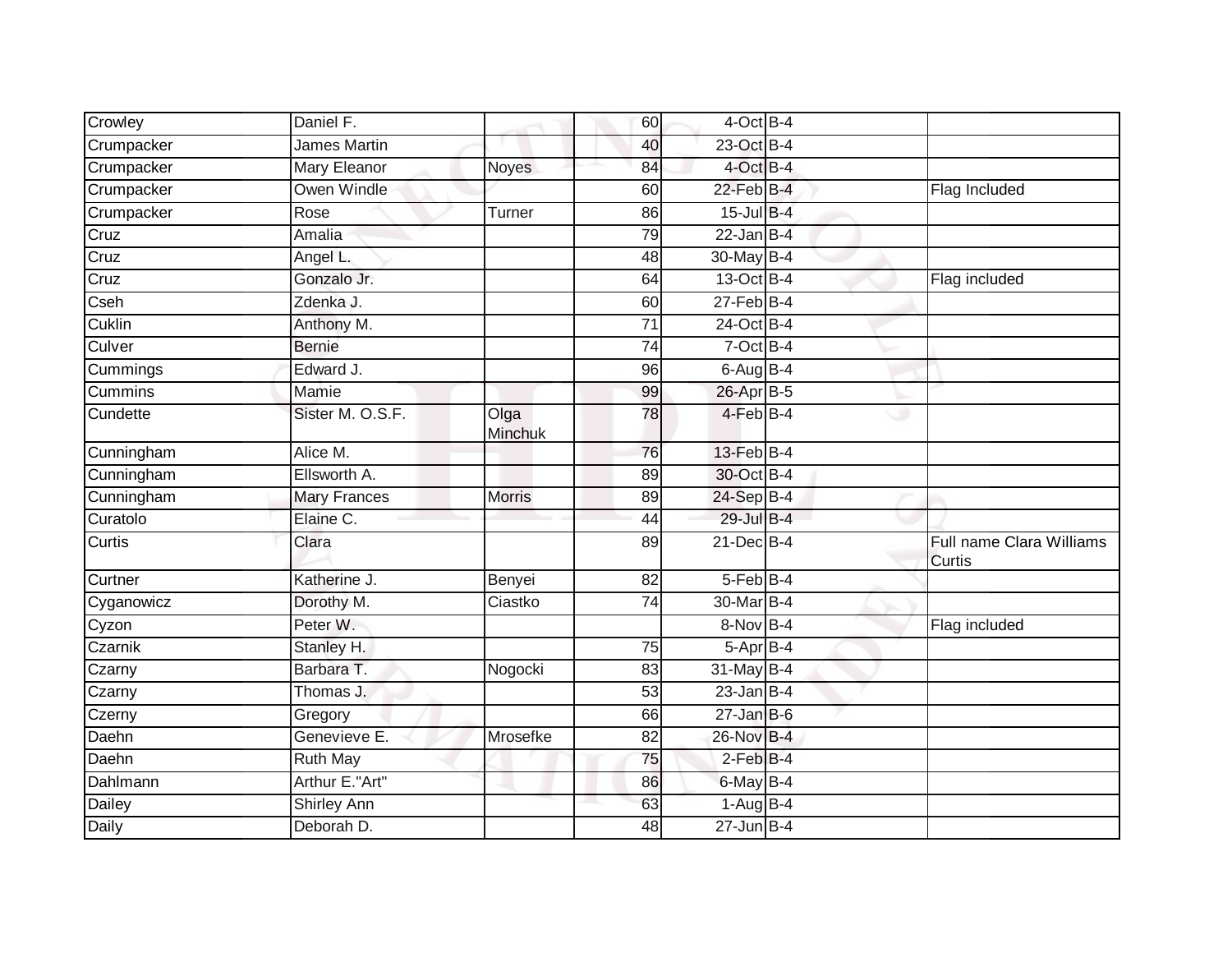| | | | | | | | |
|---|---|---|---|---|---|---|---|
| Crowley | Daniel F. | | 60 | 4-Oct | B-4 | | |
| Crumpacker | James Martin | | 40 | 23-Oct | B-4 | | |
| Crumpacker | Mary Eleanor | Noyes | 84 | 4-Oct | B-4 | | |
| Crumpacker | Owen Windle | | 60 | 22-Feb | B-4 | | Flag Included |
| Crumpacker | Rose | Turner | 86 | 15-Jul | B-4 | | |
| Cruz | Amalia | | 79 | 22-Jan | B-4 | | |
| Cruz | Angel L. | | 48 | 30-May | B-4 | | |
| Cruz | Gonzalo Jr. | | 64 | 13-Oct | B-4 | | Flag included |
| Cseh | Zdenka J. | | 60 | 27-Feb | B-4 | | |
| Cuklin | Anthony M. | | 71 | 24-Oct | B-4 | | |
| Culver | Bernie | | 74 | 7-Oct | B-4 | | |
| Cummings | Edward J. | | 96 | 6-Aug | B-4 | | |
| Cummins | Mamie | | 99 | 26-Apr | B-5 | | |
| Cundette | Sister M. O.S.F. | Olga Minchuk | 78 | 4-Feb | B-4 | | |
| Cunningham | Alice M. | | 76 | 13-Feb | B-4 | | |
| Cunningham | Ellsworth A. | | 89 | 30-Oct | B-4 | | |
| Cunningham | Mary Frances | Morris | 89 | 24-Sep | B-4 | | |
| Curatolo | Elaine C. | | 44 | 29-Jul | B-4 | | |
| Curtis | Clara | | 89 | 21-Dec | B-4 | | Full name Clara Williams Curtis |
| Curtner | Katherine J. | Benyei | 82 | 5-Feb | B-4 | | |
| Cyganowicz | Dorothy M. | Ciastko | 74 | 30-Mar | B-4 | | |
| Cyzon | Peter W. | | | 8-Nov | B-4 | | Flag included |
| Czarnik | Stanley H. | | 75 | 5-Apr | B-4 | | |
| Czarny | Barbara T. | Nogocki | 83 | 31-May | B-4 | | |
| Czarny | Thomas J. | | 53 | 23-Jan | B-4 | | |
| Czerny | Gregory | | 66 | 27-Jan | B-6 | | |
| Daehn | Genevieve E. | Mrosefke | 82 | 26-Nov | B-4 | | |
| Daehn | Ruth May | | 75 | 2-Feb | B-4 | | |
| Dahlmann | Arthur E."Art" | | 86 | 6-May | B-4 | | |
| Dailey | Shirley Ann | | 63 | 1-Aug | B-4 | | |
| Daily | Deborah D. | | 48 | 27-Jun | B-4 | | |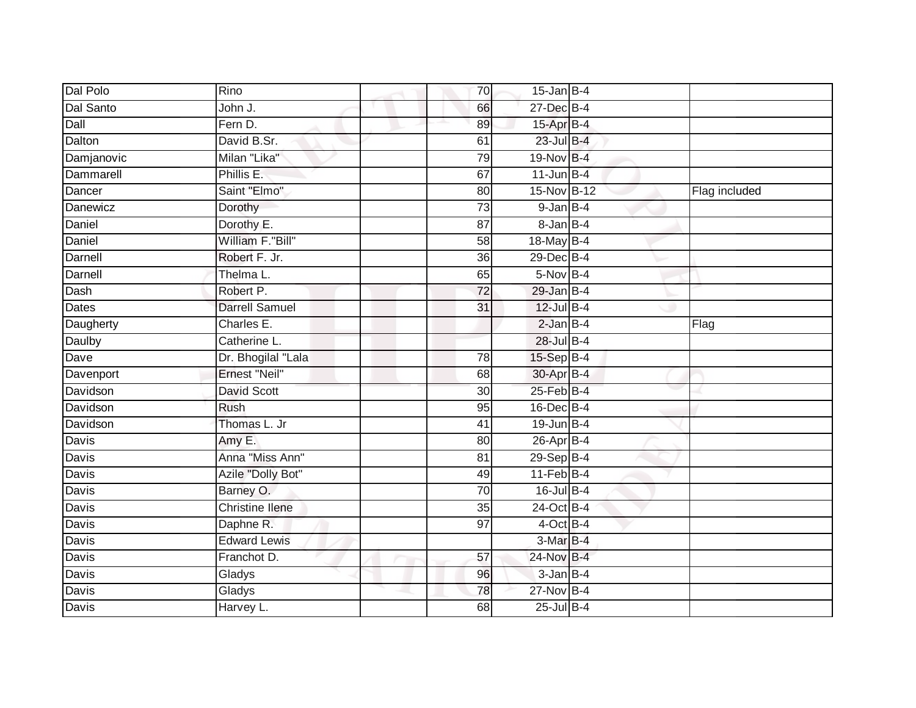| | | | | | | |
|---|---|---|---|---|---|---|
| Dal Polo | Rino | | 70 | 15-Jan | B-4 | |
| Dal Santo | John J. | | 66 | 27-Dec | B-4 | |
| Dall | Fern D. | | 89 | 15-Apr | B-4 | |
| Dalton | David B.Sr. | | 61 | 23-Jul | B-4 | |
| Damjanovic | Milan "Lika" | | 79 | 19-Nov | B-4 | |
| Dammarell | Phillis E. | | 67 | 11-Jun | B-4 | |
| Dancer | Saint "Elmo" | | 80 | 15-Nov | B-12 | Flag included |
| Danewicz | Dorothy | | 73 | 9-Jan | B-4 | |
| Daniel | Dorothy E. | | 87 | 8-Jan | B-4 | |
| Daniel | William F."Bill" | | 58 | 18-May | B-4 | |
| Darnell | Robert F. Jr. | | 36 | 29-Dec | B-4 | |
| Darnell | Thelma L. | | 65 | 5-Nov | B-4 | |
| Dash | Robert P. | | 72 | 29-Jan | B-4 | |
| Dates | Darrell Samuel | | 31 | 12-Jul | B-4 | |
| Daugherty | Charles E. | | | 2-Jan | B-4 | Flag |
| Daulby | Catherine L. | | | 28-Jul | B-4 | |
| Dave | Dr. Bhogilal "Lala | | 78 | 15-Sep | B-4 | |
| Davenport | Ernest "Neil" | | 68 | 30-Apr | B-4 | |
| Davidson | David Scott | | 30 | 25-Feb | B-4 | |
| Davidson | Rush | | 95 | 16-Dec | B-4 | |
| Davidson | Thomas L. Jr | | 41 | 19-Jun | B-4 | |
| Davis | Amy E. | | 80 | 26-Apr | B-4 | |
| Davis | Anna "Miss Ann" | | 81 | 29-Sep | B-4 | |
| Davis | Azile "Dolly Bot" | | 49 | 11-Feb | B-4 | |
| Davis | Barney O. | | 70 | 16-Jul | B-4 | |
| Davis | Christine Ilene | | 35 | 24-Oct | B-4 | |
| Davis | Daphne R. | | 97 | 4-Oct | B-4 | |
| Davis | Edward Lewis | | | 3-Mar | B-4 | |
| Davis | Franchot D. | | 57 | 24-Nov | B-4 | |
| Davis | Gladys | | 96 | 3-Jan | B-4 | |
| Davis | Gladys | | 78 | 27-Nov | B-4 | |
| Davis | Harvey L. | | 68 | 25-Jul | B-4 | |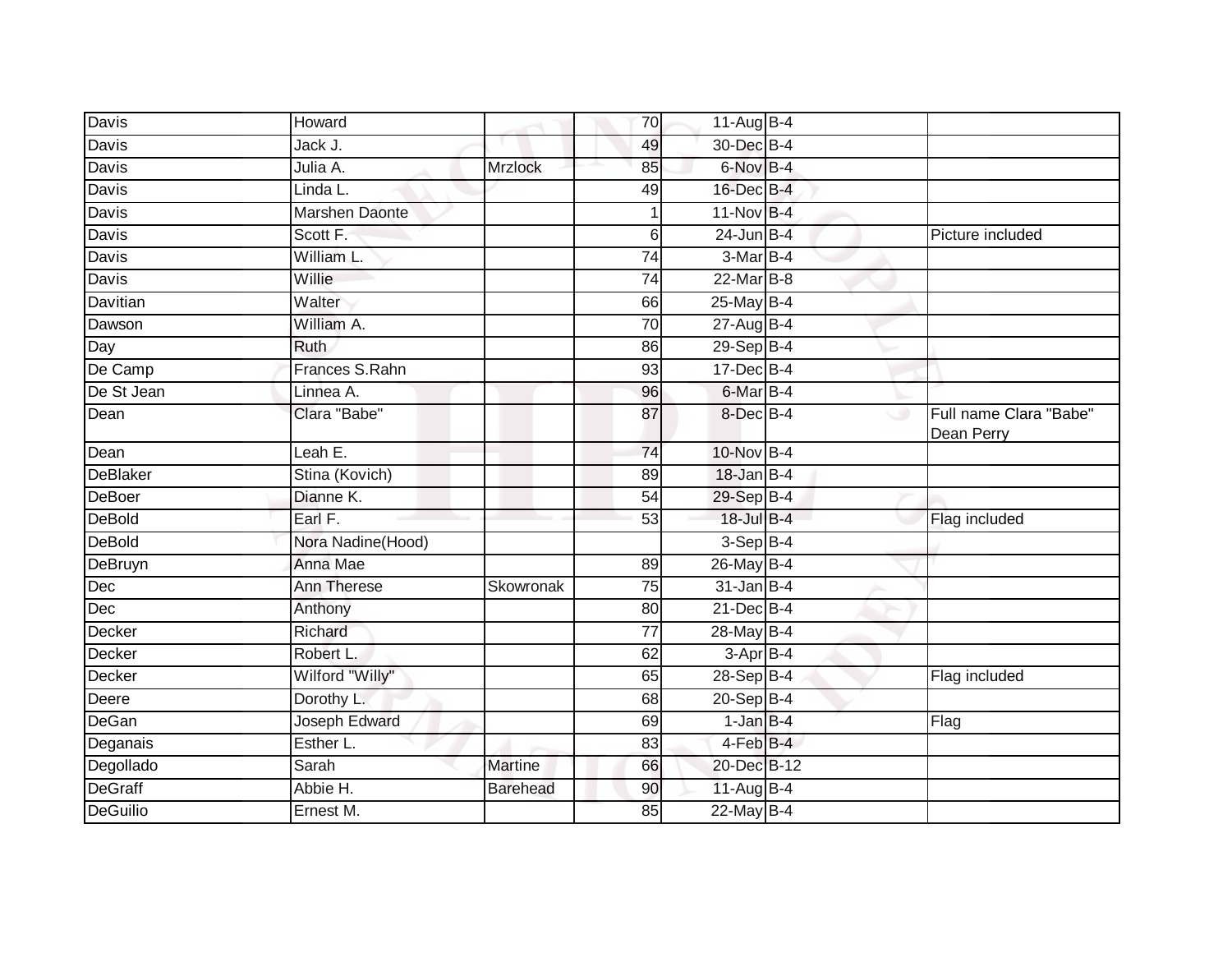| | | | | | | |
|---|---|---|---|---|---|---|
| Davis | Howard | | 70 | 11-Aug | B-4 | |
| Davis | Jack J. | | 49 | 30-Dec | B-4 | |
| Davis | Julia A. | Mrzlock | 85 | 6-Nov | B-4 | |
| Davis | Linda L. | | 49 | 16-Dec | B-4 | |
| Davis | Marshen Daonte | | 1 | 11-Nov | B-4 | |
| Davis | Scott F. | | 6 | 24-Jun | B-4 | Picture included |
| Davis | William L. | | 74 | 3-Mar | B-4 | |
| Davis | Willie | | 74 | 22-Mar | B-8 | |
| Davitian | Walter | | 66 | 25-May | B-4 | |
| Dawson | William A. | | 70 | 27-Aug | B-4 | |
| Day | Ruth | | 86 | 29-Sep | B-4 | |
| De Camp | Frances S.Rahn | | 93 | 17-Dec | B-4 | |
| De St Jean | Linnea A. | | 96 | 6-Mar | B-4 | |
| Dean | Clara "Babe" | | 87 | 8-Dec | B-4 | Full name Clara "Babe" Dean Perry |
| Dean | Leah E. | | 74 | 10-Nov | B-4 | |
| DeBlaker | Stina (Kovich) | | 89 | 18-Jan | B-4 | |
| DeBoer | Dianne K. | | 54 | 29-Sep | B-4 | |
| DeBold | Earl F. | | 53 | 18-Jul | B-4 | Flag included |
| DeBold | Nora Nadine(Hood) | | | 3-Sep | B-4 | |
| DeBruyn | Anna Mae | | 89 | 26-May | B-4 | |
| Dec | Ann Therese | Skowronak | 75 | 31-Jan | B-4 | |
| Dec | Anthony | | 80 | 21-Dec | B-4 | |
| Decker | Richard | | 77 | 28-May | B-4 | |
| Decker | Robert L. | | 62 | 3-Apr | B-4 | |
| Decker | Wilford "Willy" | | 65 | 28-Sep | B-4 | Flag included |
| Deere | Dorothy L. | | 68 | 20-Sep | B-4 | |
| DeGan | Joseph Edward | | 69 | 1-Jan | B-4 | Flag |
| Deganais | Esther L. | | 83 | 4-Feb | B-4 | |
| Degollado | Sarah | Martine | 66 | 20-Dec | B-12 | |
| DeGraff | Abbie H. | Barehead | 90 | 11-Aug | B-4 | |
| DeGuilio | Ernest M. | | 85 | 22-May | B-4 | |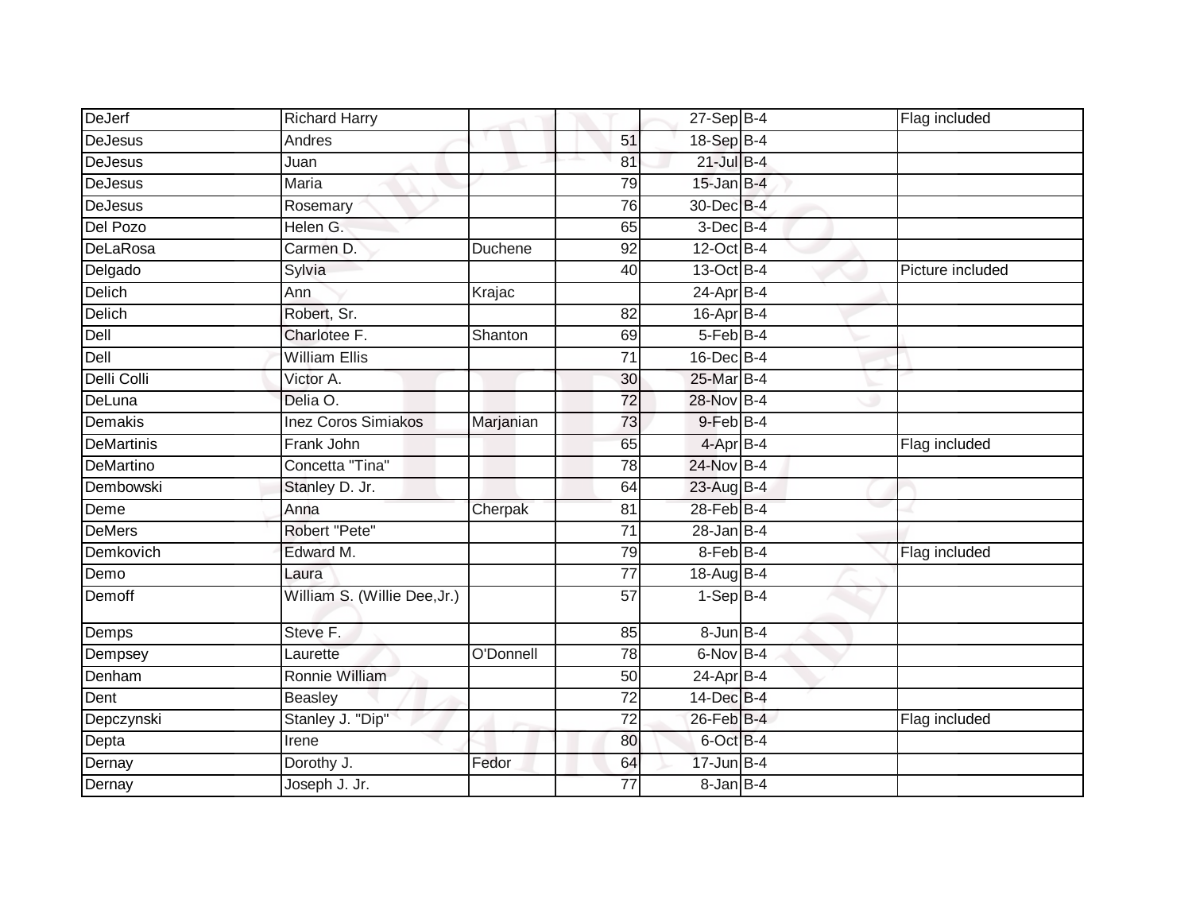| | | | | | | | |
|---|---|---|---|---|---|---|---|
| DeJerf | Richard Harry | | | 27-Sep | B-4 | | Flag included |
| DeJesus | Andres | | 51 | 18-Sep | B-4 | | |
| DeJesus | Juan | | 81 | 21-Jul | B-4 | | |
| DeJesus | Maria | | 79 | 15-Jan | B-4 | | |
| DeJesus | Rosemary | | 76 | 30-Dec | B-4 | | |
| Del Pozo | Helen G. | | 65 | 3-Dec | B-4 | | |
| DeLaRosa | Carmen D. | Duchene | 92 | 12-Oct | B-4 | | |
| Delgado | Sylvia | | 40 | 13-Oct | B-4 | | Picture included |
| Delich | Ann | Krajac | | 24-Apr | B-4 | | |
| Delich | Robert, Sr. | | 82 | 16-Apr | B-4 | | |
| Dell | Charlotee F. | Shanton | 69 | 5-Feb | B-4 | | |
| Dell | William Ellis | | 71 | 16-Dec | B-4 | | |
| Delli Colli | Victor A. | | 30 | 25-Mar | B-4 | | |
| DeLuna | Delia O. | | 72 | 28-Nov | B-4 | | |
| Demakis | Inez Coros Simiakos | Marjanian | 73 | 9-Feb | B-4 | | |
| DeMartinis | Frank John | | 65 | 4-Apr | B-4 | | Flag included |
| DeMartino | Concetta "Tina" | | 78 | 24-Nov | B-4 | | |
| Dembowski | Stanley D. Jr. | | 64 | 23-Aug | B-4 | | |
| Deme | Anna | Cherpak | 81 | 28-Feb | B-4 | | |
| DeMers | Robert "Pete" | | 71 | 28-Jan | B-4 | | |
| Demkovich | Edward M. | | 79 | 8-Feb | B-4 | | Flag included |
| Demo | Laura | | 77 | 18-Aug | B-4 | | |
| Demoff | William S. (Willie Dee,Jr.) | | 57 | 1-Sep | B-4 | | |
| Demps | Steve F. | | 85 | 8-Jun | B-4 | | |
| Dempsey | Laurette | O'Donnell | 78 | 6-Nov | B-4 | | |
| Denham | Ronnie William | | 50 | 24-Apr | B-4 | | |
| Dent | Beasley | | 72 | 14-Dec | B-4 | | |
| Depczynski | Stanley J. "Dip" | | 72 | 26-Feb | B-4 | | Flag included |
| Depta | Irene | | 80 | 6-Oct | B-4 | | |
| Dernay | Dorothy J. | Fedor | 64 | 17-Jun | B-4 | | |
| Dernay | Joseph J. Jr. | | 77 | 8-Jan | B-4 | | |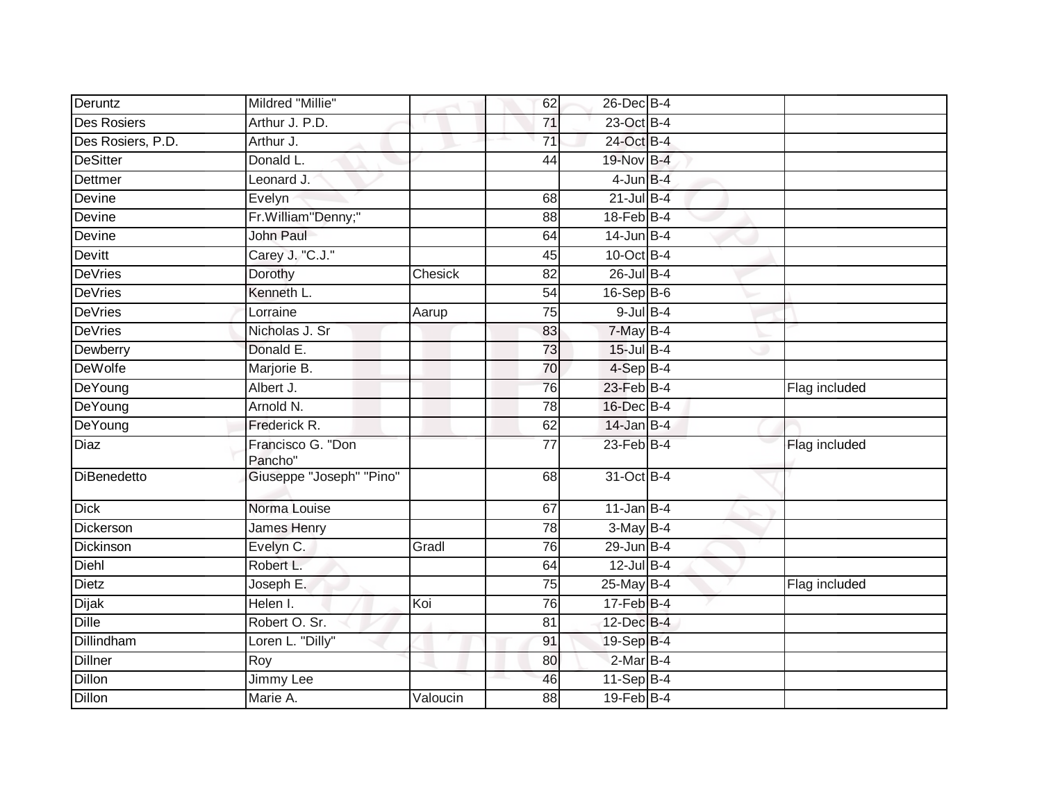| | | | | | | |
|---|---|---|---|---|---|---|
| Deruntz | Mildred "Millie" | | 62 | 26-Dec | B-4 | |
| Des Rosiers | Arthur J. P.D. | | 71 | 23-Oct | B-4 | |
| Des Rosiers, P.D. | Arthur J. | | 71 | 24-Oct | B-4 | |
| DeSitter | Donald L. | | 44 | 19-Nov | B-4 | |
| Dettmer | Leonard J. | | | 4-Jun | B-4 | |
| Devine | Evelyn | | 68 | 21-Jul | B-4 | |
| Devine | Fr.William"Denny;" | | 88 | 18-Feb | B-4 | |
| Devine | John Paul | | 64 | 14-Jun | B-4 | |
| Devitt | Carey J. "C.J." | | 45 | 10-Oct | B-4 | |
| DeVries | Dorothy | Chesick | 82 | 26-Jul | B-4 | |
| DeVries | Kenneth L. | | 54 | 16-Sep | B-6 | |
| DeVries | Lorraine | Aarup | 75 | 9-Jul | B-4 | |
| DeVries | Nicholas J. Sr | | 83 | 7-May | B-4 | |
| Dewberry | Donald E. | | 73 | 15-Jul | B-4 | |
| DeWolfe | Marjorie B. | | 70 | 4-Sep | B-4 | |
| DeYoung | Albert J. | | 76 | 23-Feb | B-4 | Flag included |
| DeYoung | Arnold N. | | 78 | 16-Dec | B-4 | |
| DeYoung | Frederick R. | | 62 | 14-Jan | B-4 | |
| Diaz | Francisco G. "Don Pancho" | | 77 | 23-Feb | B-4 | Flag included |
| DiBenedetto | Giuseppe "Joseph" "Pino" | | 68 | 31-Oct | B-4 | |
| Dick | Norma Louise | | 67 | 11-Jan | B-4 | |
| Dickerson | James Henry | | 78 | 3-May | B-4 | |
| Dickinson | Evelyn C. | Gradl | 76 | 29-Jun | B-4 | |
| Diehl | Robert L. | | 64 | 12-Jul | B-4 | |
| Dietz | Joseph E. | | 75 | 25-May | B-4 | Flag included |
| Dijak | Helen I. | Koi | 76 | 17-Feb | B-4 | |
| Dille | Robert O. Sr. | | 81 | 12-Dec | B-4 | |
| Dillindham | Loren L. "Dilly" | | 91 | 19-Sep | B-4 | |
| Dillner | Roy | | 80 | 2-Mar | B-4 | |
| Dillon | Jimmy Lee | | 46 | 11-Sep | B-4 | |
| Dillon | Marie A. | Valoucin | 88 | 19-Feb | B-4 | |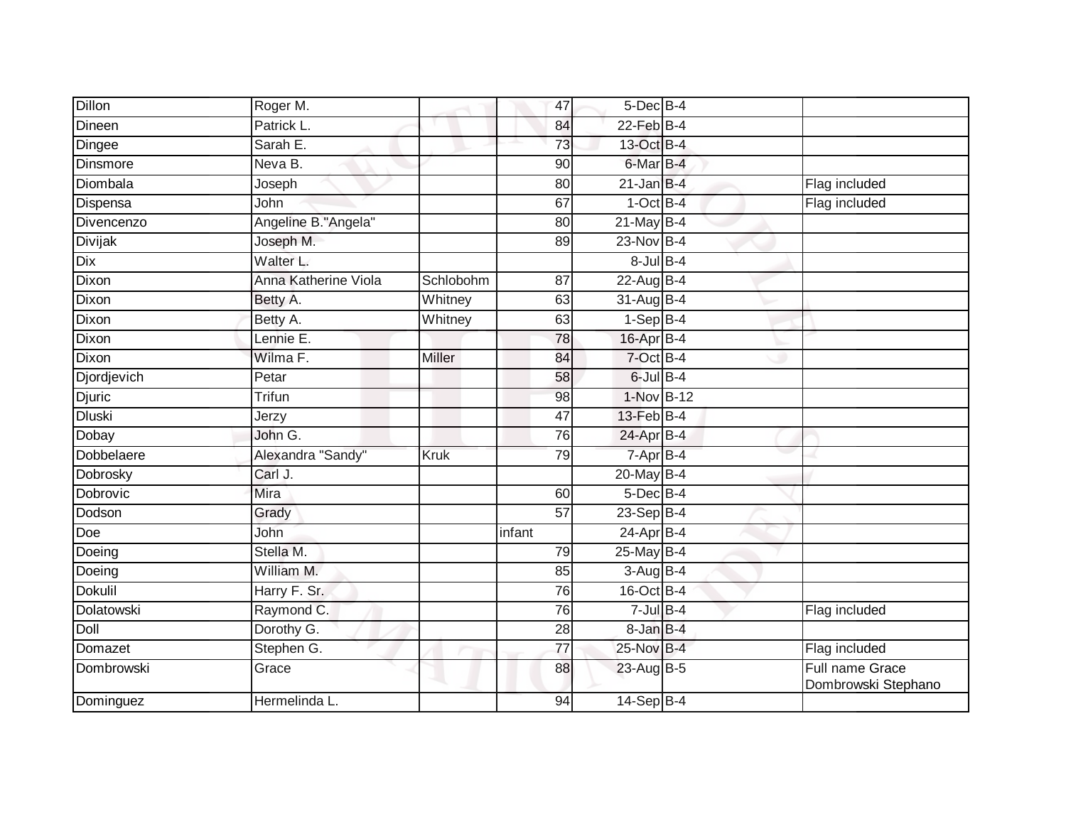| | | | | | | |
|---|---|---|---|---|---|---|
| Dillon | Roger M. | | 47 | 5-Dec | B-4 | |
| Dineen | Patrick L. | | 84 | 22-Feb | B-4 | |
| Dingee | Sarah E. | | 73 | 13-Oct | B-4 | |
| Dinsmore | Neva B. | | 90 | 6-Mar | B-4 | |
| Diombala | Joseph | | 80 | 21-Jan | B-4 | Flag included |
| Dispensa | John | | 67 | 1-Oct | B-4 | Flag included |
| Divencenzo | Angeline B."Angela" | | 80 | 21-May | B-4 | |
| Divijak | Joseph M. | | 89 | 23-Nov | B-4 | |
| Dix | Walter L. | | | 8-Jul | B-4 | |
| Dixon | Anna Katherine Viola | Schlobohm | 87 | 22-Aug | B-4 | |
| Dixon | Betty A. | Whitney | 63 | 31-Aug | B-4 | |
| Dixon | Betty A. | Whitney | 63 | 1-Sep | B-4 | |
| Dixon | Lennie E. | | 78 | 16-Apr | B-4 | |
| Dixon | Wilma F. | Miller | 84 | 7-Oct | B-4 | |
| Djordjevich | Petar | | 58 | 6-Jul | B-4 | |
| Djuric | Trifun | | 98 | 1-Nov | B-12 | |
| Dluski | Jerzy | | 47 | 13-Feb | B-4 | |
| Dobay | John G. | | 76 | 24-Apr | B-4 | |
| Dobbelaere | Alexandra "Sandy" | Kruk | 79 | 7-Apr | B-4 | |
| Dobrosky | Carl J. | | | 20-May | B-4 | |
| Dobrovic | Mira | | 60 | 5-Dec | B-4 | |
| Dodson | Grady | | 57 | 23-Sep | B-4 | |
| Doe | John | | infant | 24-Apr | B-4 | |
| Doeing | Stella M. | | 79 | 25-May | B-4 | |
| Doeing | William M. | | 85 | 3-Aug | B-4 | |
| Dokulil | Harry F. Sr. | | 76 | 16-Oct | B-4 | |
| Dolatowski | Raymond C. | | 76 | 7-Jul | B-4 | Flag included |
| Doll | Dorothy G. | | 28 | 8-Jan | B-4 | |
| Domazet | Stephen G. | | 77 | 25-Nov | B-4 | Flag included |
| Dombrowski | Grace | | 88 | 23-Aug | B-5 | Full name Grace Dombrowski Stephano |
| Dominguez | Hermelinda L. | | 94 | 14-Sep | B-4 | |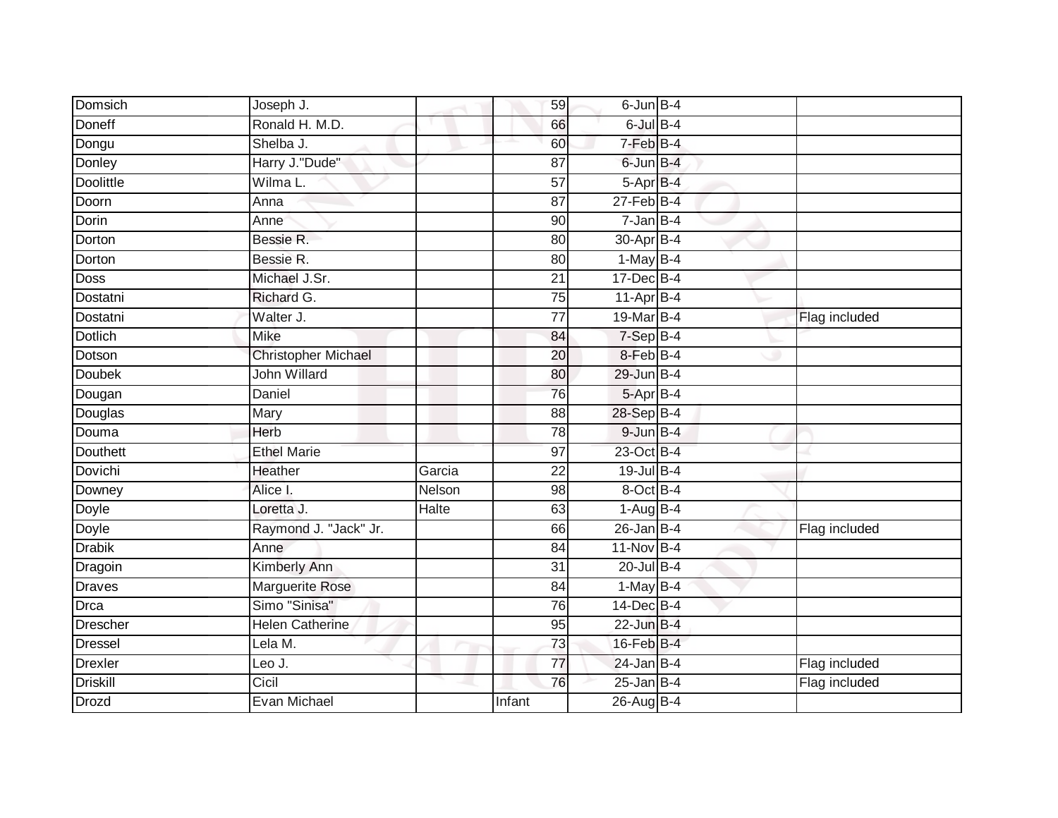| | | | | | | |
|---|---|---|---|---|---|---|
| Domsich | Joseph J. | | 59 | 6-Jun | B-4 | |
| Doneff | Ronald H. M.D. | | 66 | 6-Jul | B-4 | |
| Dongu | Shelba J. | | 60 | 7-Feb | B-4 | |
| Donley | Harry J."Dude" | | 87 | 6-Jun | B-4 | |
| Doolittle | Wilma L. | | 57 | 5-Apr | B-4 | |
| Doorn | Anna | | 87 | 27-Feb | B-4 | |
| Dorin | Anne | | 90 | 7-Jan | B-4 | |
| Dorton | Bessie R. | | 80 | 30-Apr | B-4 | |
| Dorton | Bessie R. | | 80 | 1-May | B-4 | |
| Doss | Michael J.Sr. | | 21 | 17-Dec | B-4 | |
| Dostatni | Richard G. | | 75 | 11-Apr | B-4 | |
| Dostatni | Walter J. | | 77 | 19-Mar | B-4 | Flag included |
| Dotlich | Mike | | 84 | 7-Sep | B-4 | |
| Dotson | Christopher Michael | | 20 | 8-Feb | B-4 | |
| Doubek | John Willard | | 80 | 29-Jun | B-4 | |
| Dougan | Daniel | | 76 | 5-Apr | B-4 | |
| Douglas | Mary | | 88 | 28-Sep | B-4 | |
| Douma | Herb | | 78 | 9-Jun | B-4 | |
| Douthett | Ethel Marie | | 97 | 23-Oct | B-4 | |
| Dovichi | Heather | Garcia | 22 | 19-Jul | B-4 | |
| Downey | Alice I. | Nelson | 98 | 8-Oct | B-4 | |
| Doyle | Loretta J. | Halte | 63 | 1-Aug | B-4 | |
| Doyle | Raymond J. "Jack" Jr. | | 66 | 26-Jan | B-4 | Flag included |
| Drabik | Anne | | 84 | 11-Nov | B-4 | |
| Dragoin | Kimberly Ann | | 31 | 20-Jul | B-4 | |
| Draves | Marguerite Rose | | 84 | 1-May | B-4 | |
| Drca | Simo "Sinisa" | | 76 | 14-Dec | B-4 | |
| Drescher | Helen Catherine | | 95 | 22-Jun | B-4 | |
| Dressel | Lela M. | | 73 | 16-Feb | B-4 | |
| Drexler | Leo J. | | 77 | 24-Jan | B-4 | Flag included |
| Driskill | Cicil | | 76 | 25-Jan | B-4 | Flag included |
| Drozd | Evan Michael | | Infant | 26-Aug | B-4 | |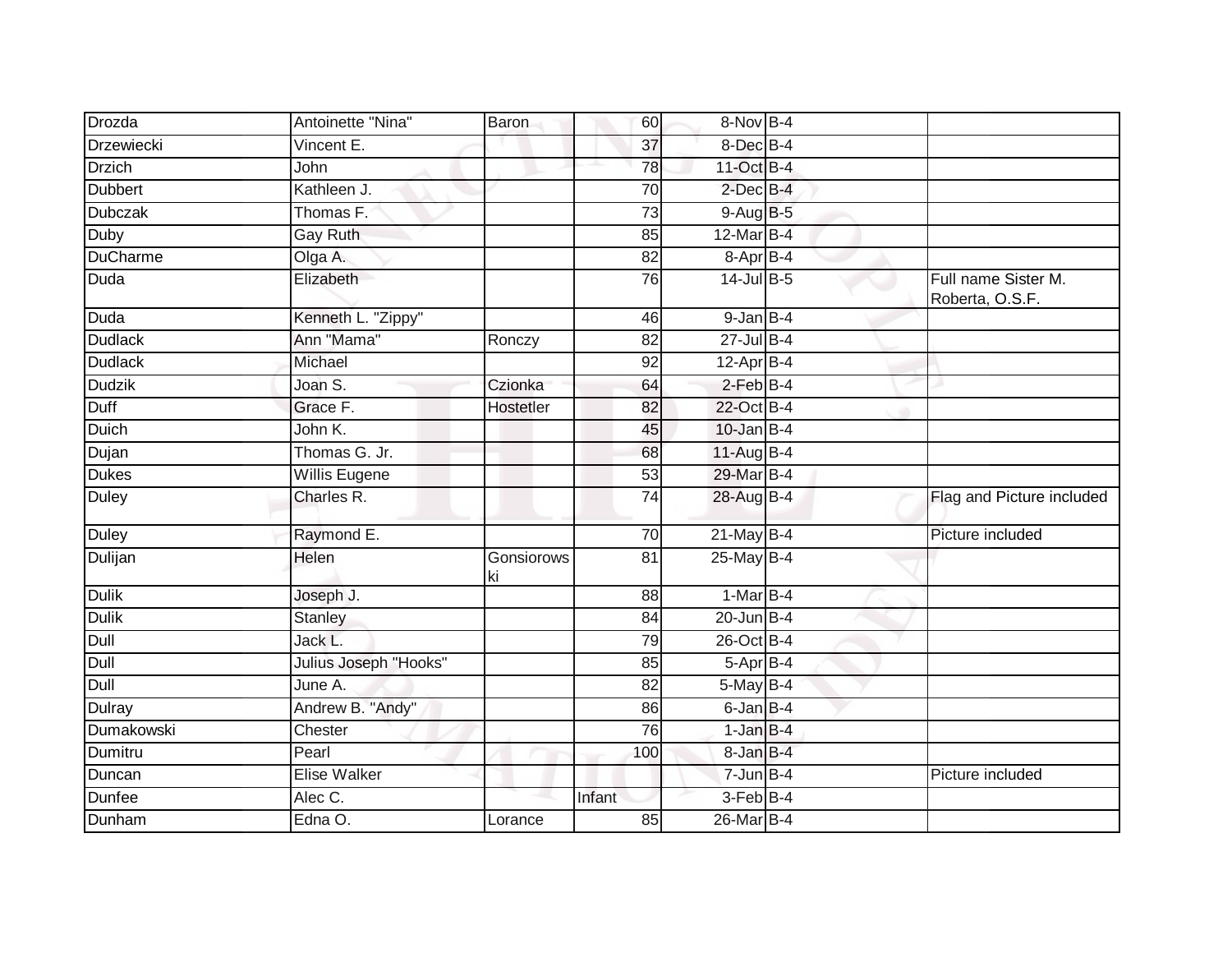| | | | | | | | |
|---|---|---|---|---|---|---|---|
| Drozda | Antoinette "Nina" | Baron | 60 | 8-Nov | B-4 | | |
| Drzewiecki | Vincent E. | | 37 | 8-Dec | B-4 | | |
| Drzich | John | | 78 | 11-Oct | B-4 | | |
| Dubbert | Kathleen J. | | 70 | 2-Dec | B-4 | | |
| Dubczak | Thomas F. | | 73 | 9-Aug | B-5 | | |
| Duby | Gay Ruth | | 85 | 12-Mar | B-4 | | |
| DuCharme | Olga A. | | 82 | 8-Apr | B-4 | | |
| Duda | Elizabeth | | 76 | 14-Jul | B-5 | | Full name Sister M. Roberta, O.S.F. |
| Duda | Kenneth L. "Zippy" | | 46 | 9-Jan | B-4 | | |
| Dudlack | Ann "Mama" | Ronczy | 82 | 27-Jul | B-4 | | |
| Dudlack | Michael | | 92 | 12-Apr | B-4 | | |
| Dudzik | Joan S. | Czionka | 64 | 2-Feb | B-4 | | |
| Duff | Grace F. | Hostetler | 82 | 22-Oct | B-4 | | |
| Duich | John K. | | 45 | 10-Jan | B-4 | | |
| Dujan | Thomas G. Jr. | | 68 | 11-Aug | B-4 | | |
| Dukes | Willis Eugene | | 53 | 29-Mar | B-4 | | |
| Duley | Charles R. | | 74 | 28-Aug | B-4 | | Flag and Picture included |
| Duley | Raymond E. | | 70 | 21-May | B-4 | | Picture included |
| Dulijan | Helen | Gonsiorowski | 81 | 25-May | B-4 | | |
| Dulik | Joseph J. | | 88 | 1-Mar | B-4 | | |
| Dulik | Stanley | | 84 | 20-Jun | B-4 | | |
| Dull | Jack L. | | 79 | 26-Oct | B-4 | | |
| Dull | Julius Joseph "Hooks" | | 85 | 5-Apr | B-4 | | |
| Dull | June A. | | 82 | 5-May | B-4 | | |
| Dulray | Andrew B. "Andy" | | 86 | 6-Jan | B-4 | | |
| Dumakowski | Chester | | 76 | 1-Jan | B-4 | | |
| Dumitru | Pearl | | 100 | 8-Jan | B-4 | | |
| Duncan | Elise Walker | | | 7-Jun | B-4 | | Picture included |
| Dunfee | Alec C. | | Infant | 3-Feb | B-4 | | |
| Dunham | Edna O. | Lorance | 85 | 26-Mar | B-4 | | |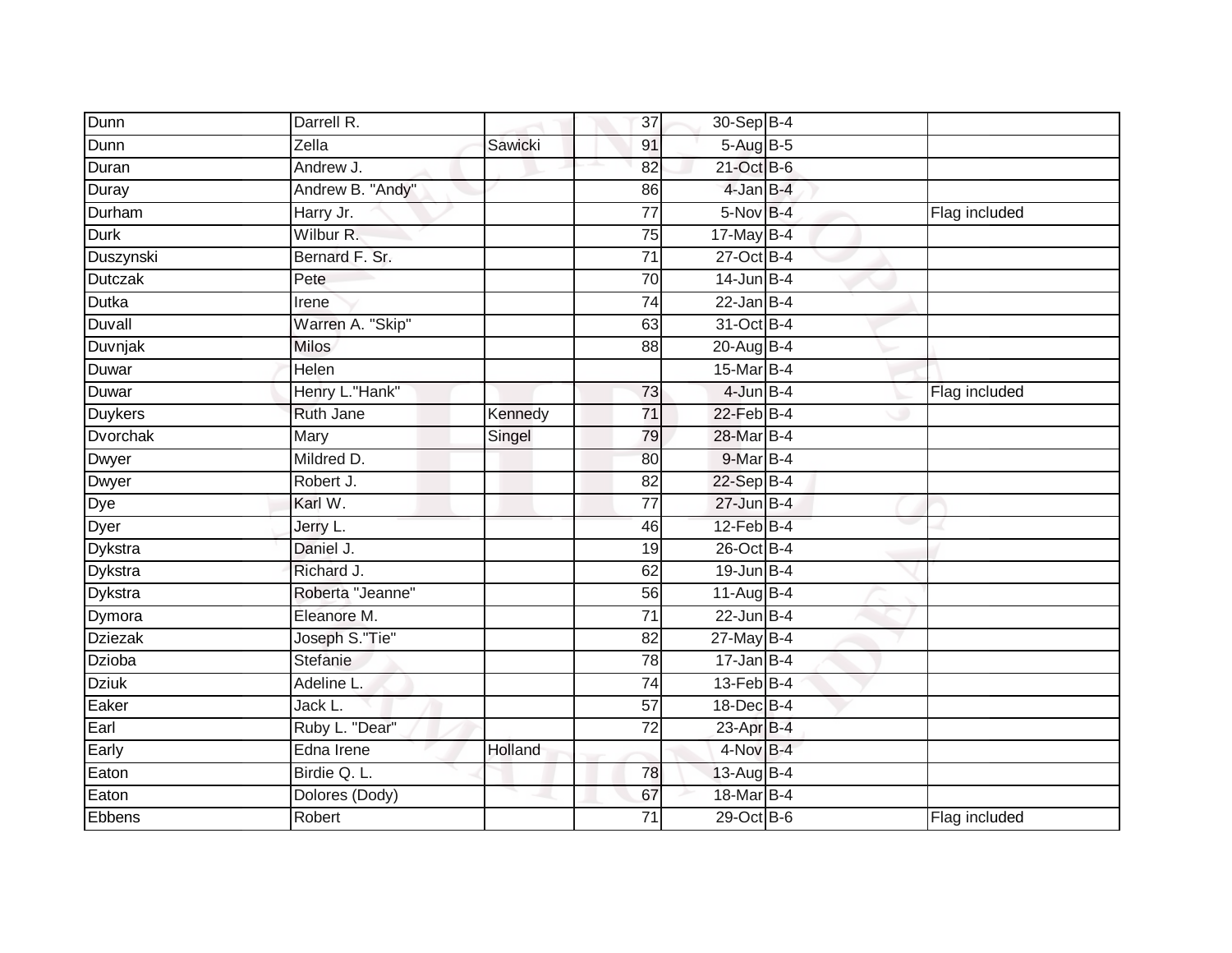| | | | | | | | |
|---|---|---|---|---|---|---|---|
| Dunn | Darrell R. | | 37 | 30-Sep | B-4 | | |
| Dunn | Zella | Sawicki | 91 | 5-Aug | B-5 | | |
| Duran | Andrew J. | | 82 | 21-Oct | B-6 | | |
| Duray | Andrew B. "Andy" | | 86 | 4-Jan | B-4 | | |
| Durham | Harry Jr. | | 77 | 5-Nov | B-4 | | Flag included |
| Durk | Wilbur R. | | 75 | 17-May | B-4 | | |
| Duszynski | Bernard F. Sr. | | 71 | 27-Oct | B-4 | | |
| Dutczak | Pete | | 70 | 14-Jun | B-4 | | |
| Dutka | Irene | | 74 | 22-Jan | B-4 | | |
| Duvall | Warren A. "Skip" | | 63 | 31-Oct | B-4 | | |
| Duvnjak | Milos | | 88 | 20-Aug | B-4 | | |
| Duwar | Helen | | | 15-Mar | B-4 | | |
| Duwar | Henry L."Hank" | | 73 | 4-Jun | B-4 | | Flag included |
| Duykers | Ruth Jane | Kennedy | 71 | 22-Feb | B-4 | | |
| Dvorchak | Mary | Singel | 79 | 28-Mar | B-4 | | |
| Dwyer | Mildred D. | | 80 | 9-Mar | B-4 | | |
| Dwyer | Robert J. | | 82 | 22-Sep | B-4 | | |
| Dye | Karl W. | | 77 | 27-Jun | B-4 | | |
| Dyer | Jerry L. | | 46 | 12-Feb | B-4 | | |
| Dykstra | Daniel J. | | 19 | 26-Oct | B-4 | | |
| Dykstra | Richard J. | | 62 | 19-Jun | B-4 | | |
| Dykstra | Roberta "Jeanne" | | 56 | 11-Aug | B-4 | | |
| Dymora | Eleanore M. | | 71 | 22-Jun | B-4 | | |
| Dziezak | Joseph S."Tie" | | 82 | 27-May | B-4 | | |
| Dzioba | Stefanie | | 78 | 17-Jan | B-4 | | |
| Dziuk | Adeline L. | | 74 | 13-Feb | B-4 | | |
| Eaker | Jack L. | | 57 | 18-Dec | B-4 | | |
| Earl | Ruby L. "Dear" | | 72 | 23-Apr | B-4 | | |
| Early | Edna Irene | Holland | | 4-Nov | B-4 | | |
| Eaton | Birdie Q. L. | | 78 | 13-Aug | B-4 | | |
| Eaton | Dolores (Dody) | | 67 | 18-Mar | B-4 | | |
| Ebbens | Robert | | 71 | 29-Oct | B-6 | | Flag included |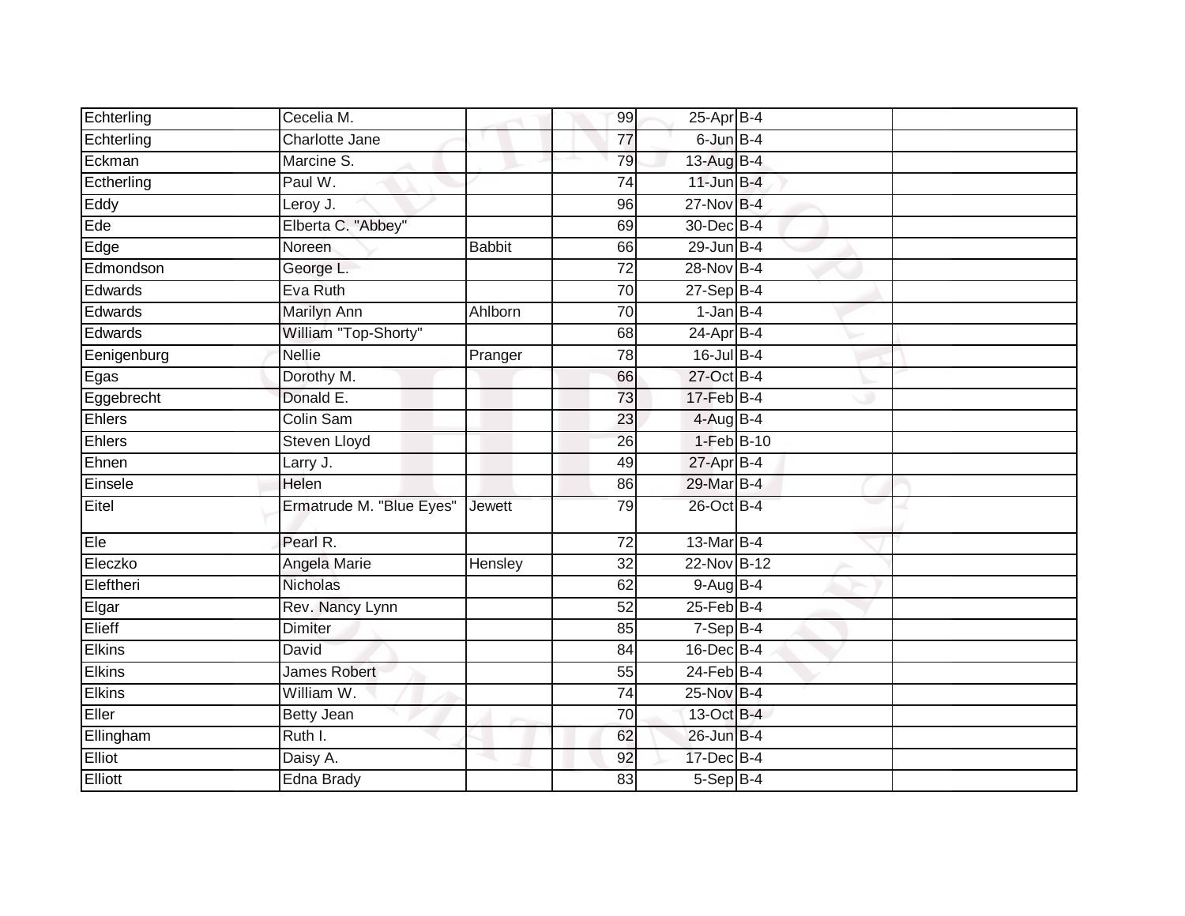| | | | | | | |
|---|---|---|---|---|---|---|
| Echterling | Cecelia M. | | 99 | 25-Apr | B-4 | |
| Echterling | Charlotte Jane | | 77 | 6-Jun | B-4 | |
| Eckman | Marcine S. | | 79 | 13-Aug | B-4 | |
| Ectherling | Paul W. | | 74 | 11-Jun | B-4 | |
| Eddy | Leroy J. | | 96 | 27-Nov | B-4 | |
| Ede | Elberta C. "Abbey" | | 69 | 30-Dec | B-4 | |
| Edge | Noreen | Babbit | 66 | 29-Jun | B-4 | |
| Edmondson | George L. | | 72 | 28-Nov | B-4 | |
| Edwards | Eva Ruth | | 70 | 27-Sep | B-4 | |
| Edwards | Marilyn Ann | Ahlborn | 70 | 1-Jan | B-4 | |
| Edwards | William "Top-Shorty" | | 68 | 24-Apr | B-4 | |
| Eenigenburg | Nellie | Pranger | 78 | 16-Jul | B-4 | |
| Egas | Dorothy M. | | 66 | 27-Oct | B-4 | |
| Eggebrecht | Donald E. | | 73 | 17-Feb | B-4 | |
| Ehlers | Colin Sam | | 23 | 4-Aug | B-4 | |
| Ehlers | Steven Lloyd | | 26 | 1-Feb | B-10 | |
| Ehnen | Larry J. | | 49 | 27-Apr | B-4 | |
| Einsele | Helen | | 86 | 29-Mar | B-4 | |
| Eitel | Ermatrude M. "Blue Eyes" | Jewett | 79 | 26-Oct | B-4 | |
| Ele | Pearl R. | | 72 | 13-Mar | B-4 | |
| Eleczko | Angela Marie | Hensley | 32 | 22-Nov | B-12 | |
| Eleftheri | Nicholas | | 62 | 9-Aug | B-4 | |
| Elgar | Rev. Nancy Lynn | | 52 | 25-Feb | B-4 | |
| Elieff | Dimiter | | 85 | 7-Sep | B-4 | |
| Elkins | David | | 84 | 16-Dec | B-4 | |
| Elkins | James Robert | | 55 | 24-Feb | B-4 | |
| Elkins | William W. | | 74 | 25-Nov | B-4 | |
| Eller | Betty Jean | | 70 | 13-Oct | B-4 | |
| Ellingham | Ruth I. | | 62 | 26-Jun | B-4 | |
| Elliot | Daisy A. | | 92 | 17-Dec | B-4 | |
| Elliott | Edna Brady | | 83 | 5-Sep | B-4 | |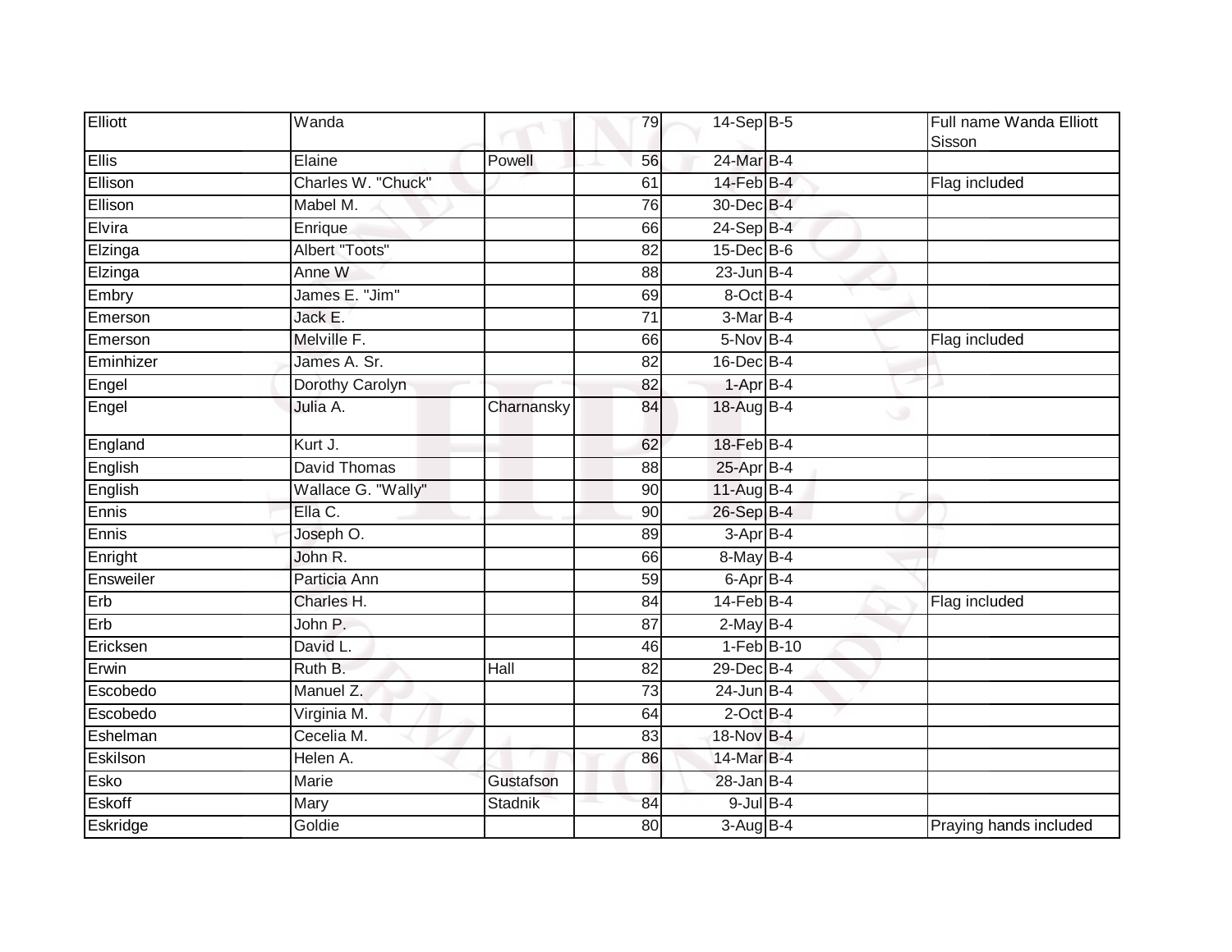| | | | | | | | |
|---|---|---|---|---|---|---|---|
| Elliott | Wanda | | 79 | 14-Sep | B-5 | | Full name Wanda Elliott Sisson |
| Ellis | Elaine | Powell | 56 | 24-Mar | B-4 | | |
| Ellison | Charles W. "Chuck" | | 61 | 14-Feb | B-4 | | Flag included |
| Ellison | Mabel M. | | 76 | 30-Dec | B-4 | | |
| Elvira | Enrique | | 66 | 24-Sep | B-4 | | |
| Elzinga | Albert "Toots" | | 82 | 15-Dec | B-6 | | |
| Elzinga | Anne W | | 88 | 23-Jun | B-4 | | |
| Embry | James E. "Jim" | | 69 | 8-Oct | B-4 | | |
| Emerson | Jack E. | | 71 | 3-Mar | B-4 | | |
| Emerson | Melville F. | | 66 | 5-Nov | B-4 | | Flag included |
| Eminhizer | James A. Sr. | | 82 | 16-Dec | B-4 | | |
| Engel | Dorothy Carolyn | | 82 | 1-Apr | B-4 | | |
| Engel | Julia A. | Charnansky | 84 | 18-Aug | B-4 | | |
| England | Kurt J. | | 62 | 18-Feb | B-4 | | |
| English | David Thomas | | 88 | 25-Apr | B-4 | | |
| English | Wallace G. "Wally" | | 90 | 11-Aug | B-4 | | |
| Ennis | Ella C. | | 90 | 26-Sep | B-4 | | |
| Ennis | Joseph O. | | 89 | 3-Apr | B-4 | | |
| Enright | John R. | | 66 | 8-May | B-4 | | |
| Ensweiler | Particia Ann | | 59 | 6-Apr | B-4 | | |
| Erb | Charles H. | | 84 | 14-Feb | B-4 | | Flag included |
| Erb | John P. | | 87 | 2-May | B-4 | | |
| Ericksen | David L. | | 46 | 1-Feb | B-10 | | |
| Erwin | Ruth B. | Hall | 82 | 29-Dec | B-4 | | |
| Escobedo | Manuel Z. | | 73 | 24-Jun | B-4 | | |
| Escobedo | Virginia M. | | 64 | 2-Oct | B-4 | | |
| Eshelman | Cecelia M. | | 83 | 18-Nov | B-4 | | |
| Eskilson | Helen A. | | 86 | 14-Mar | B-4 | | |
| Esko | Marie | Gustafson | | 28-Jan | B-4 | | |
| Eskoff | Mary | Stadnik | 84 | 9-Jul | B-4 | | |
| Eskridge | Goldie | | 80 | 3-Aug | B-4 | | Praying hands included |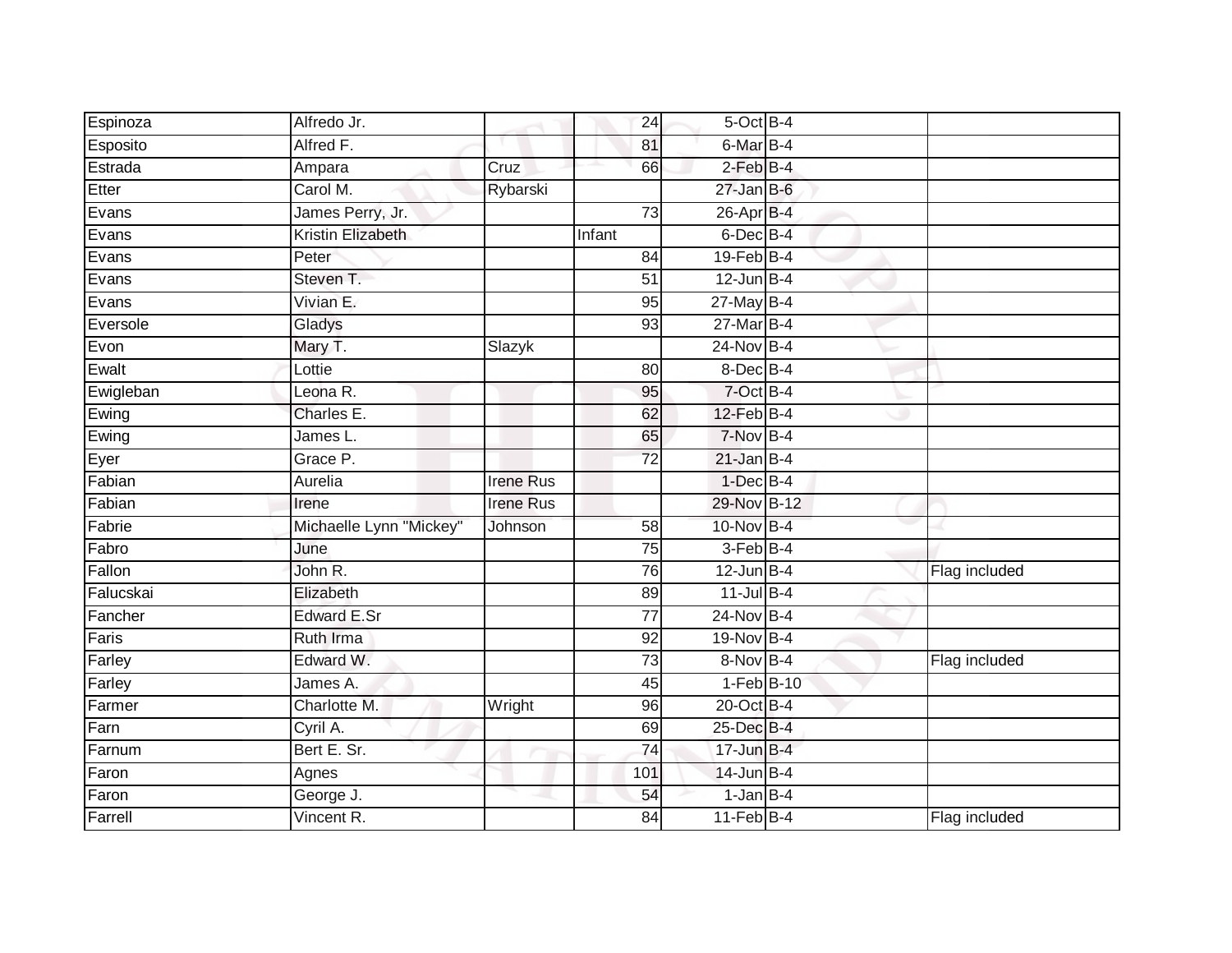| | | | | | | |
|---|---|---|---|---|---|---|
| Espinoza | Alfredo Jr. | | 24 | 5-Oct | B-4 | |
| Esposito | Alfred F. | | 81 | 6-Mar | B-4 | |
| Estrada | Ampara | Cruz | 66 | 2-Feb | B-4 | |
| Etter | Carol M. | Rybarski | | 27-Jan | B-6 | |
| Evans | James Perry, Jr. | | 73 | 26-Apr | B-4 | |
| Evans | Kristin Elizabeth | | Infant | 6-Dec | B-4 | |
| Evans | Peter | | 84 | 19-Feb | B-4 | |
| Evans | Steven T. | | 51 | 12-Jun | B-4 | |
| Evans | Vivian E. | | 95 | 27-May | B-4 | |
| Eversole | Gladys | | 93 | 27-Mar | B-4 | |
| Evon | Mary T. | Slazyk | | 24-Nov | B-4 | |
| Ewalt | Lottie | | 80 | 8-Dec | B-4 | |
| Ewigleban | Leona R. | | 95 | 7-Oct | B-4 | |
| Ewing | Charles E. | | 62 | 12-Feb | B-4 | |
| Ewing | James L. | | 65 | 7-Nov | B-4 | |
| Eyer | Grace P. | | 72 | 21-Jan | B-4 | |
| Fabian | Aurelia | Irene Rus | | 1-Dec | B-4 | |
| Fabian | Irene | Irene Rus | | 29-Nov | B-12 | |
| Fabrie | Michaelle Lynn "Mickey" | Johnson | 58 | 10-Nov | B-4 | |
| Fabro | June | | 75 | 3-Feb | B-4 | |
| Fallon | John R. | | 76 | 12-Jun | B-4 | Flag included |
| Falucskai | Elizabeth | | 89 | 11-Jul | B-4 | |
| Fancher | Edward E.Sr | | 77 | 24-Nov | B-4 | |
| Faris | Ruth Irma | | 92 | 19-Nov | B-4 | |
| Farley | Edward W. | | 73 | 8-Nov | B-4 | Flag included |
| Farley | James A. | | 45 | 1-Feb | B-10 | |
| Farmer | Charlotte M. | Wright | 96 | 20-Oct | B-4 | |
| Farn | Cyril A. | | 69 | 25-Dec | B-4 | |
| Farnum | Bert E. Sr. | | 74 | 17-Jun | B-4 | |
| Faron | Agnes | | 101 | 14-Jun | B-4 | |
| Faron | George J. | | 54 | 1-Jan | B-4 | |
| Farrell | Vincent R. | | 84 | 11-Feb | B-4 | Flag included |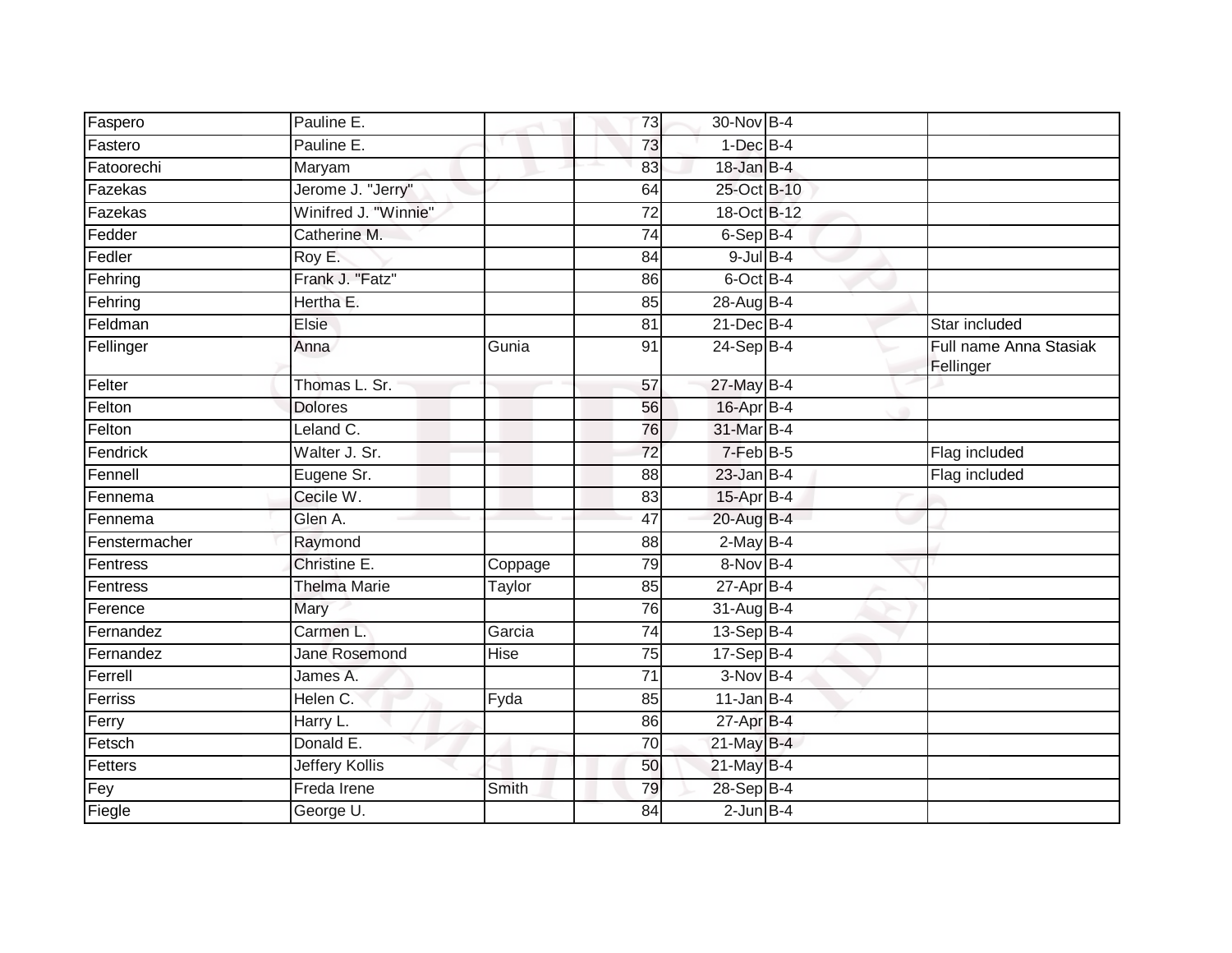| | | | | | | |
|---|---|---|---|---|---|---|
| Faspero | Pauline E. | | 73 | 30-Nov | B-4 | |
| Fastero | Pauline E. | | 73 | 1-Dec | B-4 | |
| Fatoorechi | Maryam | | 83 | 18-Jan | B-4 | |
| Fazekas | Jerome J. "Jerry" | | 64 | 25-Oct | B-10 | |
| Fazekas | Winifred J. "Winnie" | | 72 | 18-Oct | B-12 | |
| Fedder | Catherine M. | | 74 | 6-Sep | B-4 | |
| Fedler | Roy E. | | 84 | 9-Jul | B-4 | |
| Fehring | Frank J. "Fatz" | | 86 | 6-Oct | B-4 | |
| Fehring | Hertha E. | | 85 | 28-Aug | B-4 | |
| Feldman | Elsie | | 81 | 21-Dec | B-4 | Star included |
| Fellinger | Anna | Gunia | 91 | 24-Sep | B-4 | Full name Anna Stasiak Fellinger |
| Felter | Thomas L. Sr. | | 57 | 27-May | B-4 | |
| Felton | Dolores | | 56 | 16-Apr | B-4 | |
| Felton | Leland C. | | 76 | 31-Mar | B-4 | |
| Fendrick | Walter J. Sr. | | 72 | 7-Feb | B-5 | Flag included |
| Fennell | Eugene Sr. | | 88 | 23-Jan | B-4 | Flag included |
| Fennema | Cecile W. | | 83 | 15-Apr | B-4 | |
| Fennema | Glen A. | | 47 | 20-Aug | B-4 | |
| Fenstermacher | Raymond | | 88 | 2-May | B-4 | |
| Fentress | Christine E. | Coppage | 79 | 8-Nov | B-4 | |
| Fentress | Thelma Marie | Taylor | 85 | 27-Apr | B-4 | |
| Ference | Mary | | 76 | 31-Aug | B-4 | |
| Fernandez | Carmen L. | Garcia | 74 | 13-Sep | B-4 | |
| Fernandez | Jane Rosemond | Hise | 75 | 17-Sep | B-4 | |
| Ferrell | James A. | | 71 | 3-Nov | B-4 | |
| Ferriss | Helen C. | Fyda | 85 | 11-Jan | B-4 | |
| Ferry | Harry L. | | 86 | 27-Apr | B-4 | |
| Fetsch | Donald E. | | 70 | 21-May | B-4 | |
| Fetters | Jeffery Kollis | | 50 | 21-May | B-4 | |
| Fey | Freda Irene | Smith | 79 | 28-Sep | B-4 | |
| Fiegle | George U. | | 84 | 2-Jun | B-4 | |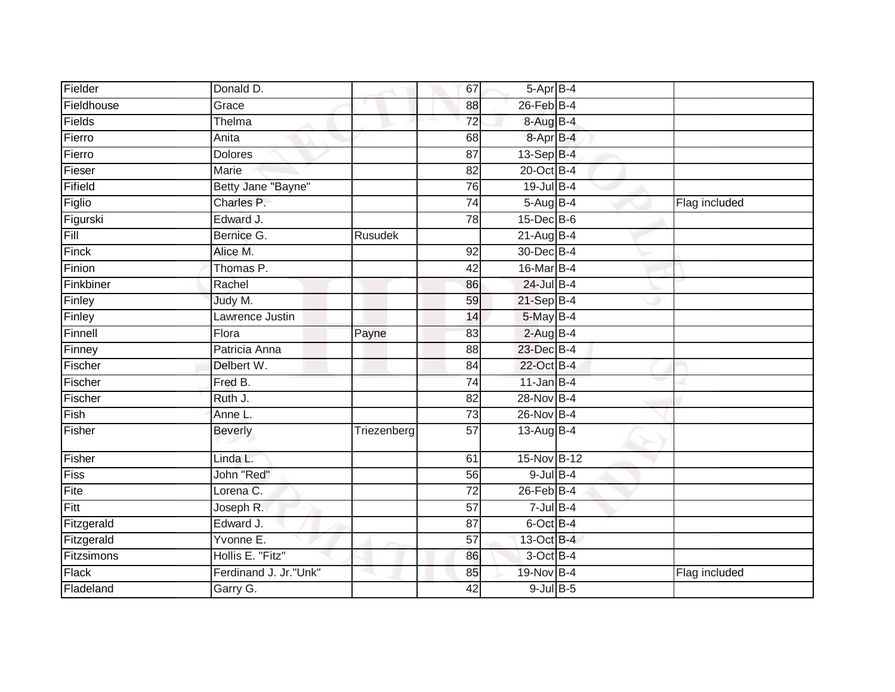| | | | | | | |
|---|---|---|---|---|---|---|
| Fielder | Donald D. | | 67 | 5-Apr | B-4 | |
| Fieldhouse | Grace | | 88 | 26-Feb | B-4 | |
| Fields | Thelma | | 72 | 8-Aug | B-4 | |
| Fierro | Anita | | 68 | 8-Apr | B-4 | |
| Fierro | Dolores | | 87 | 13-Sep | B-4 | |
| Fieser | Marie | | 82 | 20-Oct | B-4 | |
| Fifield | Betty Jane "Bayne" | | 76 | 19-Jul | B-4 | |
| Figlio | Charles P. | | 74 | 5-Aug | B-4 | Flag included |
| Figurski | Edward J. | | 78 | 15-Dec | B-6 | |
| Fill | Bernice G. | Rusudek | | 21-Aug | B-4 | |
| Finck | Alice M. | | 92 | 30-Dec | B-4 | |
| Finion | Thomas P. | | 42 | 16-Mar | B-4 | |
| Finkbiner | Rachel | | 86 | 24-Jul | B-4 | |
| Finley | Judy M. | | 59 | 21-Sep | B-4 | |
| Finley | Lawrence Justin | | 14 | 5-May | B-4 | |
| Finnell | Flora | Payne | 83 | 2-Aug | B-4 | |
| Finney | Patricia Anna | | 88 | 23-Dec | B-4 | |
| Fischer | Delbert W. | | 84 | 22-Oct | B-4 | |
| Fischer | Fred B. | | 74 | 11-Jan | B-4 | |
| Fischer | Ruth J. | | 82 | 28-Nov | B-4 | |
| Fish | Anne L. | | 73 | 26-Nov | B-4 | |
| Fisher | Beverly | Triezenberg | 57 | 13-Aug | B-4 | |
| Fisher | Linda L. | | 61 | 15-Nov | B-12 | |
| Fiss | John "Red" | | 56 | 9-Jul | B-4 | |
| Fite | Lorena C. | | 72 | 26-Feb | B-4 | |
| Fitt | Joseph R. | | 57 | 7-Jul | B-4 | |
| Fitzgerald | Edward J. | | 87 | 6-Oct | B-4 | |
| Fitzgerald | Yvonne E. | | 57 | 13-Oct | B-4 | |
| Fitzsimons | Hollis E. "Fitz" | | 86 | 3-Oct | B-4 | |
| Flack | Ferdinand J. Jr."Unk" | | 85 | 19-Nov | B-4 | Flag included |
| Fladeland | Garry G. | | 42 | 9-Jul | B-5 | |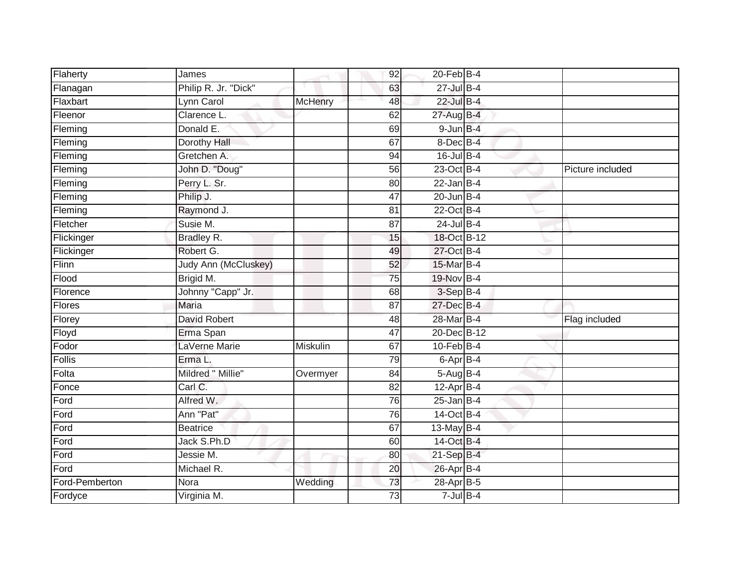| | | | | | | |
|---|---|---|---|---|---|---|
| Flaherty | James | | 92 | 20-Feb | B-4 | |
| Flanagan | Philip R. Jr. "Dick" | | 63 | 27-Jul | B-4 | |
| Flaxbart | Lynn Carol | McHenry | 48 | 22-Jul | B-4 | |
| Fleenor | Clarence L. | | 62 | 27-Aug | B-4 | |
| Fleming | Donald E. | | 69 | 9-Jun | B-4 | |
| Fleming | Dorothy Hall | | 67 | 8-Dec | B-4 | |
| Fleming | Gretchen A. | | 94 | 16-Jul | B-4 | |
| Fleming | John D. "Doug" | | 56 | 23-Oct | B-4 | Picture included |
| Fleming | Perry L. Sr. | | 80 | 22-Jan | B-4 | |
| Fleming | Philip J. | | 47 | 20-Jun | B-4 | |
| Fleming | Raymond J. | | 81 | 22-Oct | B-4 | |
| Fletcher | Susie M. | | 87 | 24-Jul | B-4 | |
| Flickinger | Bradley R. | | 15 | 18-Oct | B-12 | |
| Flickinger | Robert G. | | 49 | 27-Oct | B-4 | |
| Flinn | Judy Ann (McCluskey) | | 52 | 15-Mar | B-4 | |
| Flood | Brigid M. | | 75 | 19-Nov | B-4 | |
| Florence | Johnny "Capp" Jr. | | 68 | 3-Sep | B-4 | |
| Flores | Maria | | 87 | 27-Dec | B-4 | |
| Florey | David Robert | | 48 | 28-Mar | B-4 | Flag included |
| Floyd | Erma Span | | 47 | 20-Dec | B-12 | |
| Fodor | LaVerne Marie | Miskulin | 67 | 10-Feb | B-4 | |
| Follis | Erma L. | | 79 | 6-Apr | B-4 | |
| Folta | Mildred " Millie" | Overmyer | 84 | 5-Aug | B-4 | |
| Fonce | Carl C. | | 82 | 12-Apr | B-4 | |
| Ford | Alfred W. | | 76 | 25-Jan | B-4 | |
| Ford | Ann "Pat" | | 76 | 14-Oct | B-4 | |
| Ford | Beatrice | | 67 | 13-May | B-4 | |
| Ford | Jack S.Ph.D | | 60 | 14-Oct | B-4 | |
| Ford | Jessie M. | | 80 | 21-Sep | B-4 | |
| Ford | Michael R. | | 20 | 26-Apr | B-4 | |
| Ford-Pemberton | Nora | Wedding | 73 | 28-Apr | B-5 | |
| Fordyce | Virginia M. | | 73 | 7-Jul | B-4 | |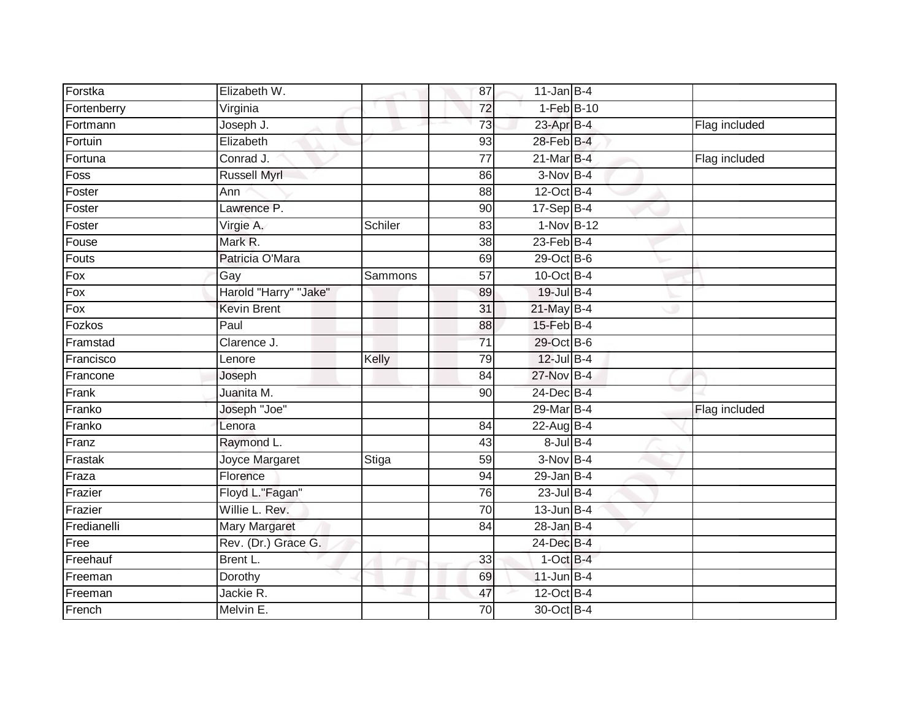| | | | | | | |
|---|---|---|---|---|---|---|
| Forstka | Elizabeth W. | | 87 | 11-Jan | B-4 | |
| Fortenberry | Virginia | | 72 | 1-Feb | B-10 | |
| Fortmann | Joseph J. | | 73 | 23-Apr | B-4 | Flag included |
| Fortuin | Elizabeth | | 93 | 28-Feb | B-4 | |
| Fortuna | Conrad J. | | 77 | 21-Mar | B-4 | Flag included |
| Foss | Russell Myrl | | 86 | 3-Nov | B-4 | |
| Foster | Ann | | 88 | 12-Oct | B-4 | |
| Foster | Lawrence P. | | 90 | 17-Sep | B-4 | |
| Foster | Virgie A. | Schiler | 83 | 1-Nov | B-12 | |
| Fouse | Mark R. | | 38 | 23-Feb | B-4 | |
| Fouts | Patricia O'Mara | | 69 | 29-Oct | B-6 | |
| Fox | Gay | Sammons | 57 | 10-Oct | B-4 | |
| Fox | Harold "Harry" "Jake" | | 89 | 19-Jul | B-4 | |
| Fox | Kevin Brent | | 31 | 21-May | B-4 | |
| Fozkos | Paul | | 88 | 15-Feb | B-4 | |
| Framstad | Clarence J. | | 71 | 29-Oct | B-6 | |
| Francisco | Lenore | Kelly | 79 | 12-Jul | B-4 | |
| Francone | Joseph | | 84 | 27-Nov | B-4 | |
| Frank | Juanita M. | | 90 | 24-Dec | B-4 | |
| Franko | Joseph "Joe" | | | 29-Mar | B-4 | Flag included |
| Franko | Lenora | | 84 | 22-Aug | B-4 | |
| Franz | Raymond L. | | 43 | 8-Jul | B-4 | |
| Frastak | Joyce Margaret | Stiga | 59 | 3-Nov | B-4 | |
| Fraza | Florence | | 94 | 29-Jan | B-4 | |
| Frazier | Floyd L."Fagan" | | 76 | 23-Jul | B-4 | |
| Frazier | Willie L. Rev. | | 70 | 13-Jun | B-4 | |
| Fredianelli | Mary Margaret | | 84 | 28-Jan | B-4 | |
| Free | Rev. (Dr.) Grace G. | | | 24-Dec | B-4 | |
| Freehauf | Brent L. | | 33 | 1-Oct | B-4 | |
| Freeman | Dorothy | | 69 | 11-Jun | B-4 | |
| Freeman | Jackie R. | | 47 | 12-Oct | B-4 | |
| French | Melvin E. | | 70 | 30-Oct | B-4 | |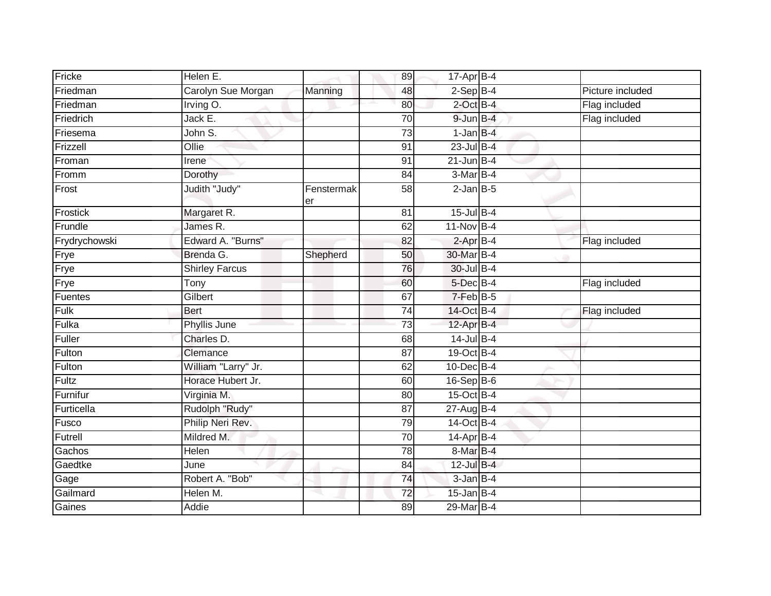| | | | | | | |
|---|---|---|---|---|---|---|
| Fricke | Helen E. | | 89 | 17-Apr | B-4 | |
| Friedman | Carolyn Sue Morgan | Manning | 48 | 2-Sep | B-4 | Picture included |
| Friedman | Irving O. | | 80 | 2-Oct | B-4 | Flag included |
| Friedrich | Jack E. | | 70 | 9-Jun | B-4 | Flag included |
| Friesema | John S. | | 73 | 1-Jan | B-4 | |
| Frizzell | Ollie | | 91 | 23-Jul | B-4 | |
| Froman | Irene | | 91 | 21-Jun | B-4 | |
| Fromm | Dorothy | | 84 | 3-Mar | B-4 | |
| Frost | Judith "Judy" | Fenstermaker | 58 | 2-Jan | B-5 | |
| Frostick | Margaret R. | | 81 | 15-Jul | B-4 | |
| Frundle | James R. | | 62 | 11-Nov | B-4 | |
| Frydrychowski | Edward A. "Burns" | | 82 | 2-Apr | B-4 | Flag included |
| Frye | Brenda G. | Shepherd | 50 | 30-Mar | B-4 | |
| Frye | Shirley Farcus | | 76 | 30-Jul | B-4 | |
| Frye | Tony | | 60 | 5-Dec | B-4 | Flag included |
| Fuentes | Gilbert | | 67 | 7-Feb | B-5 | |
| Fulk | Bert | | 74 | 14-Oct | B-4 | Flag included |
| Fulka | Phyllis June | | 73 | 12-Apr | B-4 | |
| Fuller | Charles D. | | 68 | 14-Jul | B-4 | |
| Fulton | Clemance | | 87 | 19-Oct | B-4 | |
| Fulton | William "Larry" Jr. | | 62 | 10-Dec | B-4 | |
| Fultz | Horace Hubert Jr. | | 60 | 16-Sep | B-6 | |
| Furnifur | Virginia M. | | 80 | 15-Oct | B-4 | |
| Furticella | Rudolph "Rudy" | | 87 | 27-Aug | B-4 | |
| Fusco | Philip Neri Rev. | | 79 | 14-Oct | B-4 | |
| Futrell | Mildred M. | | 70 | 14-Apr | B-4 | |
| Gachos | Helen | | 78 | 8-Mar | B-4 | |
| Gaedtke | June | | 84 | 12-Jul | B-4 | |
| Gage | Robert A. "Bob" | | 74 | 3-Jan | B-4 | |
| Gailmard | Helen M. | | 72 | 15-Jan | B-4 | |
| Gaines | Addie | | 89 | 29-Mar | B-4 | |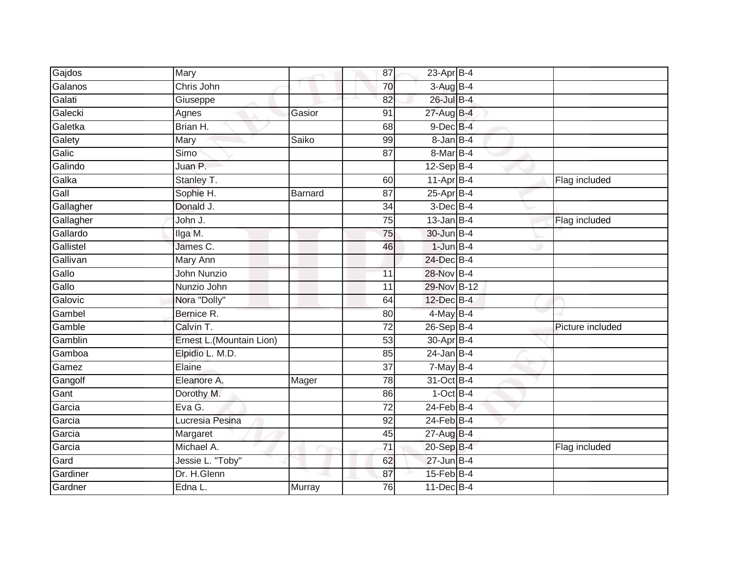| | | | | | | | |
|---|---|---|---|---|---|---|---|
| Gajdos | Mary | | 87 | 23-Apr | B-4 | | |
| Galanos | Chris John | | 70 | 3-Aug | B-4 | | |
| Galati | Giuseppe | | 82 | 26-Jul | B-4 | | |
| Galecki | Agnes | Gasior | 91 | 27-Aug | B-4 | | |
| Galetka | Brian H. | | 68 | 9-Dec | B-4 | | |
| Galety | Mary | Saiko | 99 | 8-Jan | B-4 | | |
| Galic | Simo | | 87 | 8-Mar | B-4 | | |
| Galindo | Juan P. | | | 12-Sep | B-4 | | |
| Galka | Stanley T. | | 60 | 11-Apr | B-4 | | Flag included |
| Gall | Sophie H. | Barnard | 87 | 25-Apr | B-4 | | |
| Gallagher | Donald J. | | 34 | 3-Dec | B-4 | | |
| Gallagher | John J. | | 75 | 13-Jan | B-4 | | Flag included |
| Gallardo | Ilga M. | | 75 | 30-Jun | B-4 | | |
| Gallistel | James C. | | 46 | 1-Jun | B-4 | | |
| Gallivan | Mary Ann | | | 24-Dec | B-4 | | |
| Gallo | John Nunzio | | 11 | 28-Nov | B-4 | | |
| Gallo | Nunzio John | | 11 | 29-Nov | B-12 | | |
| Galovic | Nora "Dolly" | | 64 | 12-Dec | B-4 | | |
| Gambel | Bernice R. | | 80 | 4-May | B-4 | | |
| Gamble | Calvin T. | | 72 | 26-Sep | B-4 | | Picture included |
| Gamblin | Ernest L.(Mountain Lion) | | 53 | 30-Apr | B-4 | | |
| Gamboa | Elpidio L. M.D. | | 85 | 24-Jan | B-4 | | |
| Gamez | Elaine | | 37 | 7-May | B-4 | | |
| Gangolf | Eleanore A. | Mager | 78 | 31-Oct | B-4 | | |
| Gant | Dorothy M. | | 86 | 1-Oct | B-4 | | |
| Garcia | Eva G. | | 72 | 24-Feb | B-4 | | |
| Garcia | Lucresia Pesina | | 92 | 24-Feb | B-4 | | |
| Garcia | Margaret | | 45 | 27-Aug | B-4 | | |
| Garcia | Michael A. | | 71 | 20-Sep | B-4 | | Flag included |
| Gard | Jessie L. "Toby" | | 62 | 27-Jun | B-4 | | |
| Gardiner | Dr. H.Glenn | | 87 | 15-Feb | B-4 | | |
| Gardner | Edna L. | Murray | 76 | 11-Dec | B-4 | | |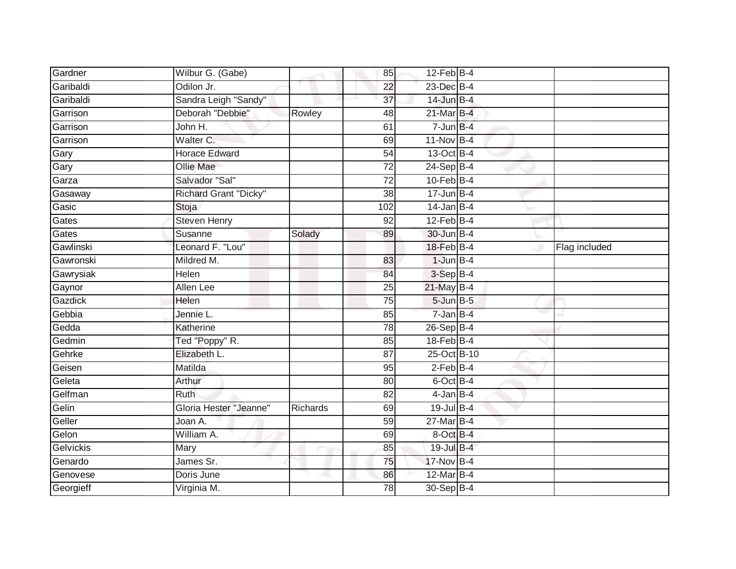| | | | | | | |
|---|---|---|---|---|---|---|
| Gardner | Wilbur G. (Gabe) | | 85 | 12-Feb | B-4 | |
| Garibaldi | Odilon Jr. | | 22 | 23-Dec | B-4 | |
| Garibaldi | Sandra Leigh "Sandy" | | 37 | 14-Jun | B-4 | |
| Garrison | Deborah "Debbie" | Rowley | 48 | 21-Mar | B-4 | |
| Garrison | John H. | | 61 | 7-Jun | B-4 | |
| Garrison | Walter C. | | 69 | 11-Nov | B-4 | |
| Gary | Horace Edward | | 54 | 13-Oct | B-4 | |
| Gary | Ollie Mae | | 72 | 24-Sep | B-4 | |
| Garza | Salvador "Sal" | | 72 | 10-Feb | B-4 | |
| Gasaway | Richard Grant "Dicky" | | 38 | 17-Jun | B-4 | |
| Gasic | Stoja | | 102 | 14-Jan | B-4 | |
| Gates | Steven Henry | | 92 | 12-Feb | B-4 | |
| Gates | Susanne | Solady | 89 | 30-Jun | B-4 | |
| Gawlinski | Leonard F. "Lou" | | | 18-Feb | B-4 | Flag included |
| Gawronski | Mildred M. | | 83 | 1-Jun | B-4 | |
| Gawrysiak | Helen | | 84 | 3-Sep | B-4 | |
| Gaynor | Allen Lee | | 25 | 21-May | B-4 | |
| Gazdick | Helen | | 75 | 5-Jun | B-5 | |
| Gebbia | Jennie L. | | 85 | 7-Jan | B-4 | |
| Gedda | Katherine | | 78 | 26-Sep | B-4 | |
| Gedmin | Ted "Poppy" R. | | 85 | 18-Feb | B-4 | |
| Gehrke | Elizabeth L. | | 87 | 25-Oct | B-10 | |
| Geisen | Matilda | | 95 | 2-Feb | B-4 | |
| Geleta | Arthur | | 80 | 6-Oct | B-4 | |
| Gelfman | Ruth | | 82 | 4-Jan | B-4 | |
| Gelin | Gloria Hester "Jeanne" | Richards | 69 | 19-Jul | B-4 | |
| Geller | Joan A. | | 59 | 27-Mar | B-4 | |
| Gelon | William A. | | 69 | 8-Oct | B-4 | |
| Gelvickis | Mary | | 85 | 19-Jul | B-4 | |
| Genardo | James Sr. | | 75 | 17-Nov | B-4 | |
| Genovese | Doris June | | 86 | 12-Mar | B-4 | |
| Georgieff | Virginia M. | | 78 | 30-Sep | B-4 | |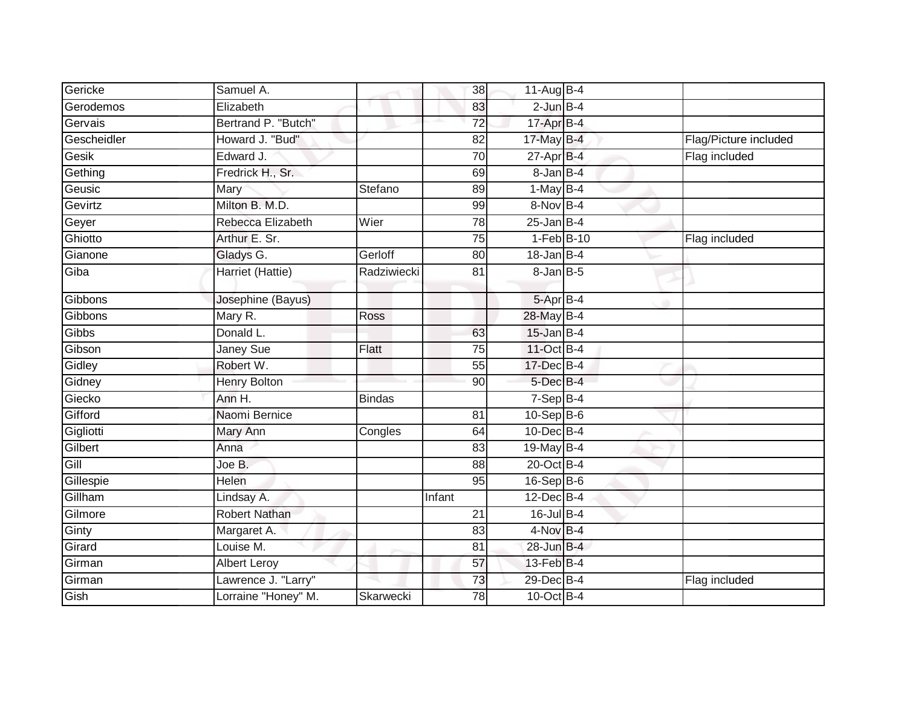| | | | | | | |
|---|---|---|---|---|---|---|
| Gericke | Samuel A. | | 38 | 11-Aug | B-4 | |
| Gerodemos | Elizabeth | | 83 | 2-Jun | B-4 | |
| Gervais | Bertrand P. "Butch" | | 72 | 17-Apr | B-4 | |
| Gescheidler | Howard J. "Bud" | | 82 | 17-May | B-4 | Flag/Picture included |
| Gesik | Edward J. | | 70 | 27-Apr | B-4 | Flag included |
| Gething | Fredrick H., Sr. | | 69 | 8-Jan | B-4 | |
| Geusic | Mary | Stefano | 89 | 1-May | B-4 | |
| Gevirtz | Milton B. M.D. | | 99 | 8-Nov | B-4 | |
| Geyer | Rebecca Elizabeth | Wier | 78 | 25-Jan | B-4 | |
| Ghiotto | Arthur E. Sr. | | 75 | 1-Feb | B-10 | Flag included |
| Gianone | Gladys G. | Gerloff | 80 | 18-Jan | B-4 | |
| Giba | Harriet (Hattie) | Radziwiecki | 81 | 8-Jan | B-5 | |
| Gibbons | Josephine (Bayus) | | | 5-Apr | B-4 | |
| Gibbons | Mary R. | Ross | | 28-May | B-4 | |
| Gibbs | Donald L. | | 63 | 15-Jan | B-4 | |
| Gibson | Janey Sue | Flatt | 75 | 11-Oct | B-4 | |
| Gidley | Robert W. | | 55 | 17-Dec | B-4 | |
| Gidney | Henry Bolton | | 90 | 5-Dec | B-4 | |
| Giecko | Ann H. | Bindas | | 7-Sep | B-4 | |
| Gifford | Naomi Bernice | | 81 | 10-Sep | B-6 | |
| Gigliotti | Mary Ann | Congles | 64 | 10-Dec | B-4 | |
| Gilbert | Anna | | 83 | 19-May | B-4 | |
| Gill | Joe B. | | 88 | 20-Oct | B-4 | |
| Gillespie | Helen | | 95 | 16-Sep | B-6 | |
| Gillham | Lindsay A. | | Infant | 12-Dec | B-4 | |
| Gilmore | Robert Nathan | | 21 | 16-Jul | B-4 | |
| Ginty | Margaret A. | | 83 | 4-Nov | B-4 | |
| Girard | Louise M. | | 81 | 28-Jun | B-4 | |
| Girman | Albert Leroy | | 57 | 13-Feb | B-4 | |
| Girman | Lawrence J. "Larry" | | 73 | 29-Dec | B-4 | Flag included |
| Gish | Lorraine "Honey" M. | Skarwecki | 78 | 10-Oct | B-4 | |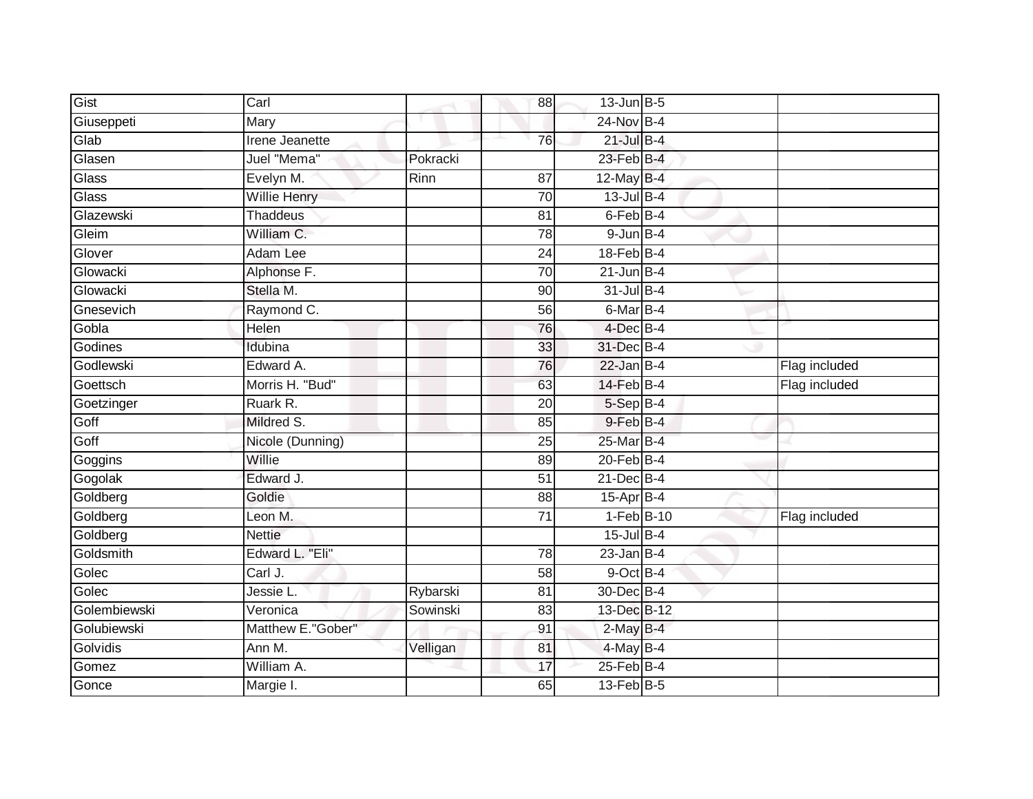| | | | | | | |
|---|---|---|---|---|---|---|
| Gist | Carl | | 88 | 13-Jun | B-5 | |
| Giuseppeti | Mary | | | 24-Nov | B-4 | |
| Glab | Irene Jeanette | | 76 | 21-Jul | B-4 | |
| Glasen | Juel "Mema" | Pokracki | | 23-Feb | B-4 | |
| Glass | Evelyn M. | Rinn | 87 | 12-May | B-4 | |
| Glass | Willie Henry | | 70 | 13-Jul | B-4 | |
| Glazewski | Thaddeus | | 81 | 6-Feb | B-4 | |
| Gleim | William C. | | 78 | 9-Jun | B-4 | |
| Glover | Adam Lee | | 24 | 18-Feb | B-4 | |
| Glowacki | Alphonse F. | | 70 | 21-Jun | B-4 | |
| Glowacki | Stella M. | | 90 | 31-Jul | B-4 | |
| Gnesevich | Raymond C. | | 56 | 6-Mar | B-4 | |
| Gobla | Helen | | 76 | 4-Dec | B-4 | |
| Godines | Idubina | | 33 | 31-Dec | B-4 | |
| Godlewski | Edward A. | | 76 | 22-Jan | B-4 | Flag included |
| Goettsch | Morris H. "Bud" | | 63 | 14-Feb | B-4 | Flag included |
| Goetzinger | Ruark R. | | 20 | 5-Sep | B-4 | |
| Goff | Mildred S. | | 85 | 9-Feb | B-4 | |
| Goff | Nicole (Dunning) | | 25 | 25-Mar | B-4 | |
| Goggins | Willie | | 89 | 20-Feb | B-4 | |
| Gogolak | Edward J. | | 51 | 21-Dec | B-4 | |
| Goldberg | Goldie | | 88 | 15-Apr | B-4 | |
| Goldberg | Leon M. | | 71 | 1-Feb | B-10 | Flag included |
| Goldberg | Nettie | | | 15-Jul | B-4 | |
| Goldsmith | Edward L. "Eli" | | 78 | 23-Jan | B-4 | |
| Golec | Carl J. | | 58 | 9-Oct | B-4 | |
| Golec | Jessie L. | Rybarski | 81 | 30-Dec | B-4 | |
| Golembiewski | Veronica | Sowinski | 83 | 13-Dec | B-12 | |
| Golubiewski | Matthew E."Gober" | | 91 | 2-May | B-4 | |
| Golvidis | Ann M. | Velligan | 81 | 4-May | B-4 | |
| Gomez | William A. | | 17 | 25-Feb | B-4 | |
| Gonce | Margie I. | | 65 | 13-Feb | B-5 | |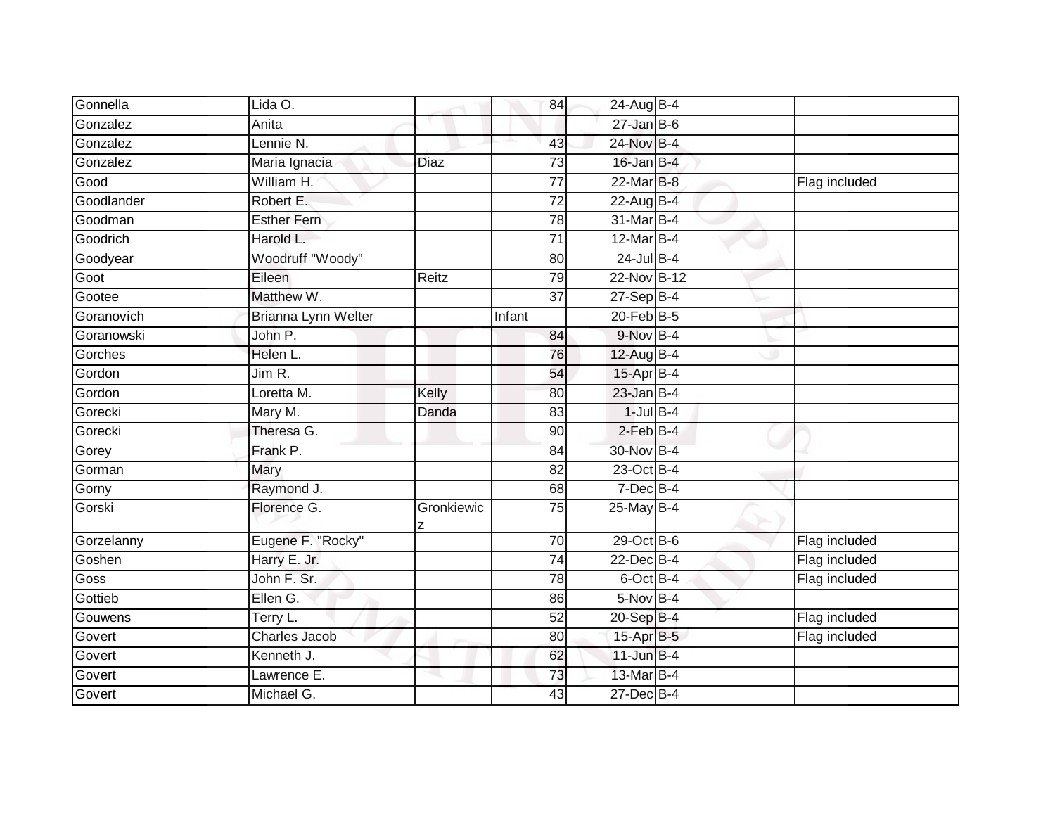| | | | | | | | |
|---|---|---|---|---|---|---|---|
| Gonnella | Lida O. | | 84 | 24-Aug | B-4 | | |
| Gonzalez | Anita | | | 27-Jan | B-6 | | |
| Gonzalez | Lennie N. | | 43 | 24-Nov | B-4 | | |
| Gonzalez | Maria Ignacia | Diaz | 73 | 16-Jan | B-4 | | |
| Good | William H. | | 77 | 22-Mar | B-8 | | Flag included |
| Goodlander | Robert E. | | 72 | 22-Aug | B-4 | | |
| Goodman | Esther Fern | | 78 | 31-Mar | B-4 | | |
| Goodrich | Harold L. | | 71 | 12-Mar | B-4 | | |
| Goodyear | Woodruff "Woody" | | 80 | 24-Jul | B-4 | | |
| Goot | Eileen | Reitz | 79 | 22-Nov | B-12 | | |
| Gootee | Matthew W. | | 37 | 27-Sep | B-4 | | |
| Goranovich | Brianna Lynn Welter | | Infant | 20-Feb | B-5 | | |
| Goranowski | John P. | | 84 | 9-Nov | B-4 | | |
| Gorches | Helen L. | | 76 | 12-Aug | B-4 | | |
| Gordon | Jim R. | | 54 | 15-Apr | B-4 | | |
| Gordon | Loretta M. | Kelly | 80 | 23-Jan | B-4 | | |
| Gorecki | Mary M. | Danda | 83 | 1-Jul | B-4 | | |
| Gorecki | Theresa G. | | 90 | 2-Feb | B-4 | | |
| Gorey | Frank P. | | 84 | 30-Nov | B-4 | | |
| Gorman | Mary | | 82 | 23-Oct | B-4 | | |
| Gorny | Raymond J. | | 68 | 7-Dec | B-4 | | |
| Gorski | Florence G. | Gronkiewicz | 75 | 25-May | B-4 | | |
| Gorzelanny | Eugene F. "Rocky" | | 70 | 29-Oct | B-6 | | Flag included |
| Goshen | Harry E. Jr. | | 74 | 22-Dec | B-4 | | Flag included |
| Goss | John F. Sr. | | 78 | 6-Oct | B-4 | | Flag included |
| Gottieb | Ellen G. | | 86 | 5-Nov | B-4 | | |
| Gouwens | Terry L. | | 52 | 20-Sep | B-4 | | Flag included |
| Govert | Charles Jacob | | 80 | 15-Apr | B-5 | | Flag included |
| Govert | Kenneth J. | | 62 | 11-Jun | B-4 | | |
| Govert | Lawrence E. | | 73 | 13-Mar | B-4 | | |
| Govert | Michael G. | | 43 | 27-Dec | B-4 | | |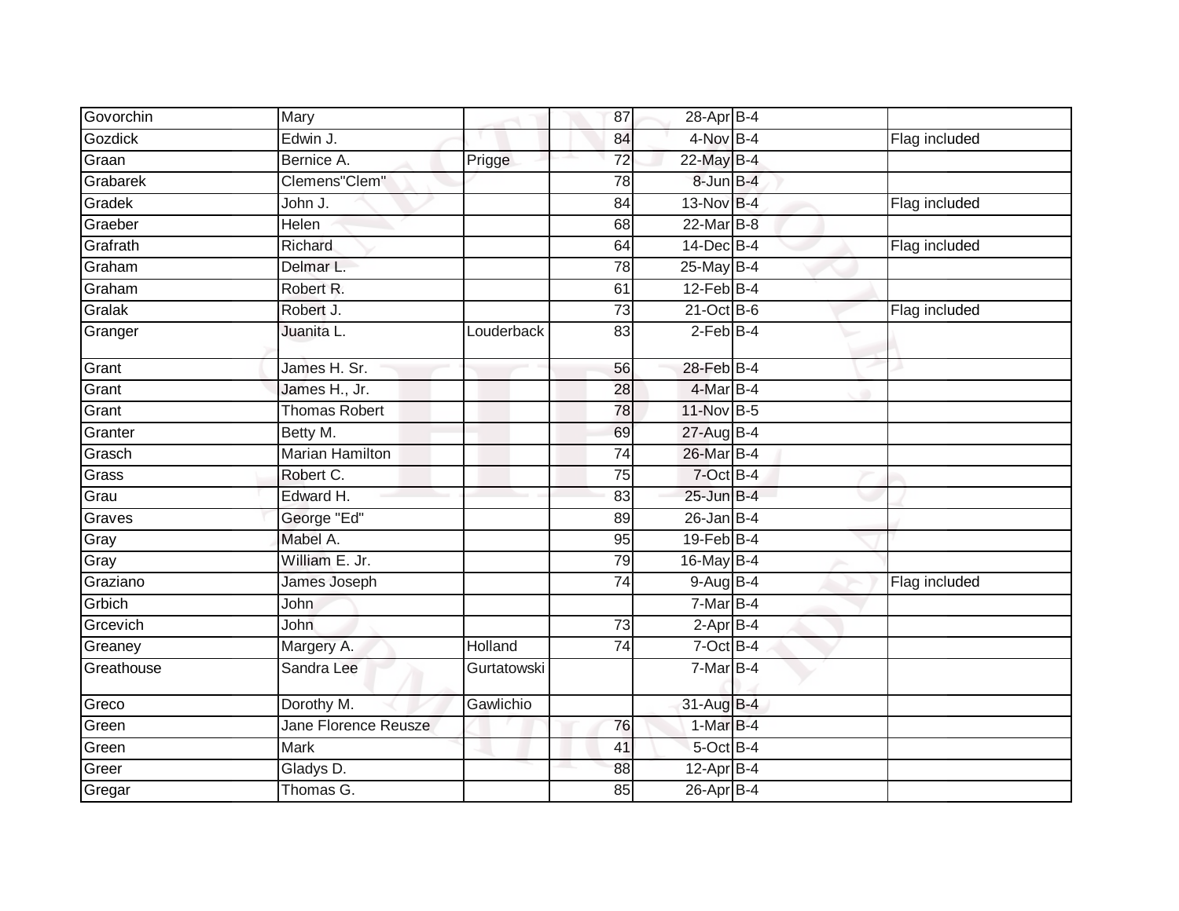| | | | | | | |
|---|---|---|---|---|---|---|
| Govorchin | Mary | | 87 | 28-Apr | B-4 | |
| Gozdick | Edwin J. | | 84 | 4-Nov | B-4 | Flag included |
| Graan | Bernice A. | Prigge | 72 | 22-May | B-4 | |
| Grabarek | Clemens"Clem" | | 78 | 8-Jun | B-4 | |
| Gradek | John J. | | 84 | 13-Nov | B-4 | Flag included |
| Graeber | Helen | | 68 | 22-Mar | B-8 | |
| Grafrath | Richard | | 64 | 14-Dec | B-4 | Flag included |
| Graham | Delmar L. | | 78 | 25-May | B-4 | |
| Graham | Robert R. | | 61 | 12-Feb | B-4 | |
| Gralak | Robert J. | | 73 | 21-Oct | B-6 | Flag included |
| Granger | Juanita L. | Louderback | 83 | 2-Feb | B-4 | |
| Grant | James H. Sr. | | 56 | 28-Feb | B-4 | |
| Grant | James H., Jr. | | 28 | 4-Mar | B-4 | |
| Grant | Thomas Robert | | 78 | 11-Nov | B-5 | |
| Granter | Betty M. | | 69 | 27-Aug | B-4 | |
| Grasch | Marian Hamilton | | 74 | 26-Mar | B-4 | |
| Grass | Robert C. | | 75 | 7-Oct | B-4 | |
| Grau | Edward H. | | 83 | 25-Jun | B-4 | |
| Graves | George "Ed" | | 89 | 26-Jan | B-4 | |
| Gray | Mabel A. | | 95 | 19-Feb | B-4 | |
| Gray | William E. Jr. | | 79 | 16-May | B-4 | |
| Graziano | James Joseph | | 74 | 9-Aug | B-4 | Flag included |
| Grbich | John | | | 7-Mar | B-4 | |
| Grcevich | John | | 73 | 2-Apr | B-4 | |
| Greaney | Margery A. | Holland | 74 | 7-Oct | B-4 | |
| Greathouse | Sandra Lee | Gurtatowski | | 7-Mar | B-4 | |
| Greco | Dorothy M. | Gawlichio | | 31-Aug | B-4 | |
| Green | Jane Florence Reusze | | 76 | 1-Mar | B-4 | |
| Green | Mark | | 41 | 5-Oct | B-4 | |
| Greer | Gladys D. | | 88 | 12-Apr | B-4 | |
| Gregar | Thomas G. | | 85 | 26-Apr | B-4 | |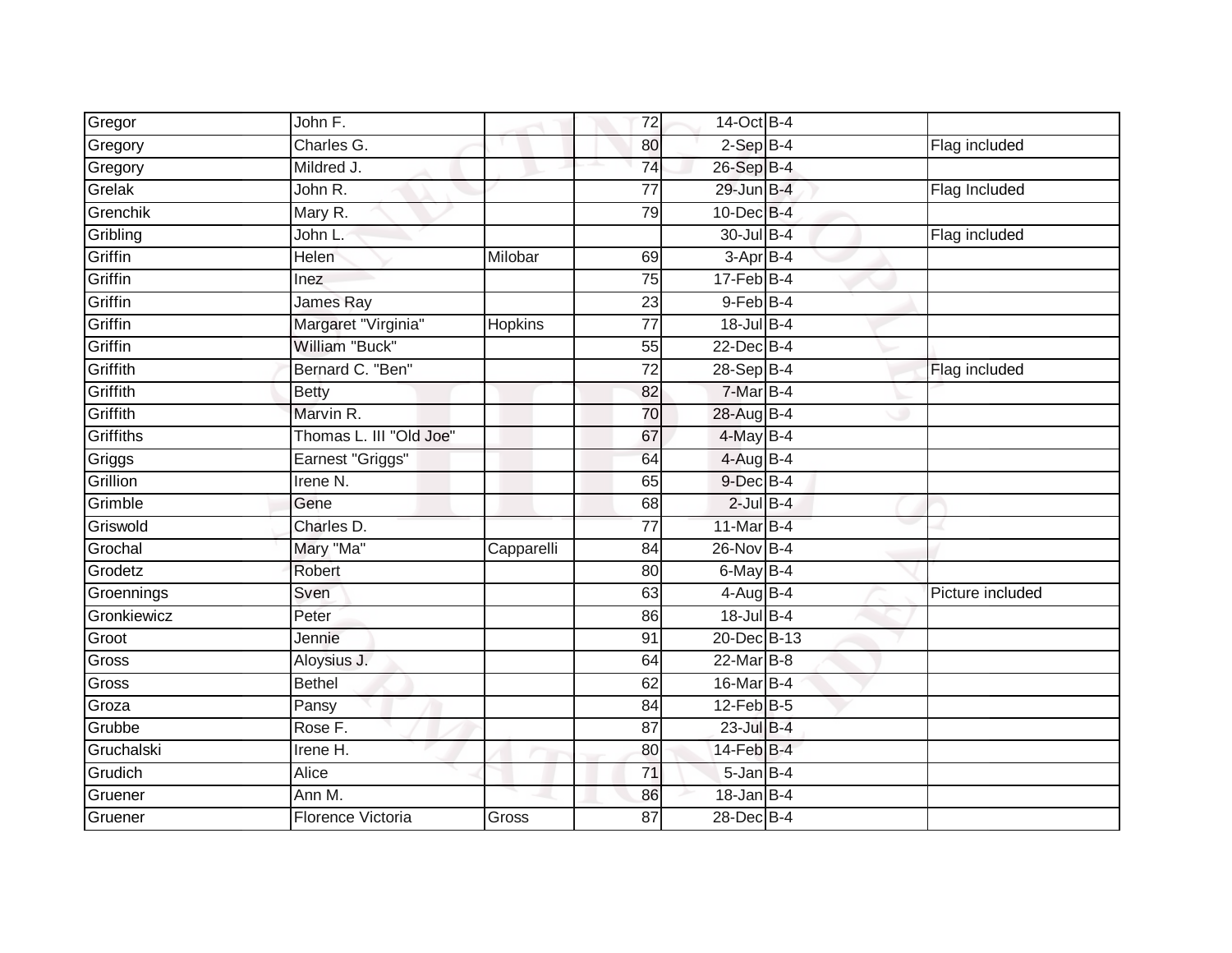| | | | | | | |
|---|---|---|---|---|---|---|
| Gregor | John F. | | 72 | 14-Oct | B-4 | |
| Gregory | Charles G. | | 80 | 2-Sep | B-4 | Flag included |
| Gregory | Mildred J. | | 74 | 26-Sep | B-4 | |
| Grelak | John R. | | 77 | 29-Jun | B-4 | Flag Included |
| Grenchik | Mary R. | | 79 | 10-Dec | B-4 | |
| Gribling | John L. | | | 30-Jul | B-4 | Flag included |
| Griffin | Helen | Milobar | 69 | 3-Apr | B-4 | |
| Griffin | Inez | | 75 | 17-Feb | B-4 | |
| Griffin | James Ray | | 23 | 9-Feb | B-4 | |
| Griffin | Margaret "Virginia" | Hopkins | 77 | 18-Jul | B-4 | |
| Griffin | William "Buck" | | 55 | 22-Dec | B-4 | |
| Griffith | Bernard C. "Ben" | | 72 | 28-Sep | B-4 | Flag included |
| Griffith | Betty | | 82 | 7-Mar | B-4 | |
| Griffith | Marvin R. | | 70 | 28-Aug | B-4 | |
| Griffiths | Thomas L. III "Old Joe" | | 67 | 4-May | B-4 | |
| Griggs | Earnest "Griggs" | | 64 | 4-Aug | B-4 | |
| Grillion | Irene N. | | 65 | 9-Dec | B-4 | |
| Grimble | Gene | | 68 | 2-Jul | B-4 | |
| Griswold | Charles D. | | 77 | 11-Mar | B-4 | |
| Grochal | Mary "Ma" | Capparelli | 84 | 26-Nov | B-4 | |
| Grodetz | Robert | | 80 | 6-May | B-4 | |
| Groennings | Sven | | 63 | 4-Aug | B-4 | Picture included |
| Gronkiewicz | Peter | | 86 | 18-Jul | B-4 | |
| Groot | Jennie | | 91 | 20-Dec | B-13 | |
| Gross | Aloysius J. | | 64 | 22-Mar | B-8 | |
| Gross | Bethel | | 62 | 16-Mar | B-4 | |
| Groza | Pansy | | 84 | 12-Feb | B-5 | |
| Grubbe | Rose F. | | 87 | 23-Jul | B-4 | |
| Gruchalski | Irene H. | | 80 | 14-Feb | B-4 | |
| Grudich | Alice | | 71 | 5-Jan | B-4 | |
| Gruener | Ann M. | | 86 | 18-Jan | B-4 | |
| Gruener | Florence Victoria | Gross | 87 | 28-Dec | B-4 | |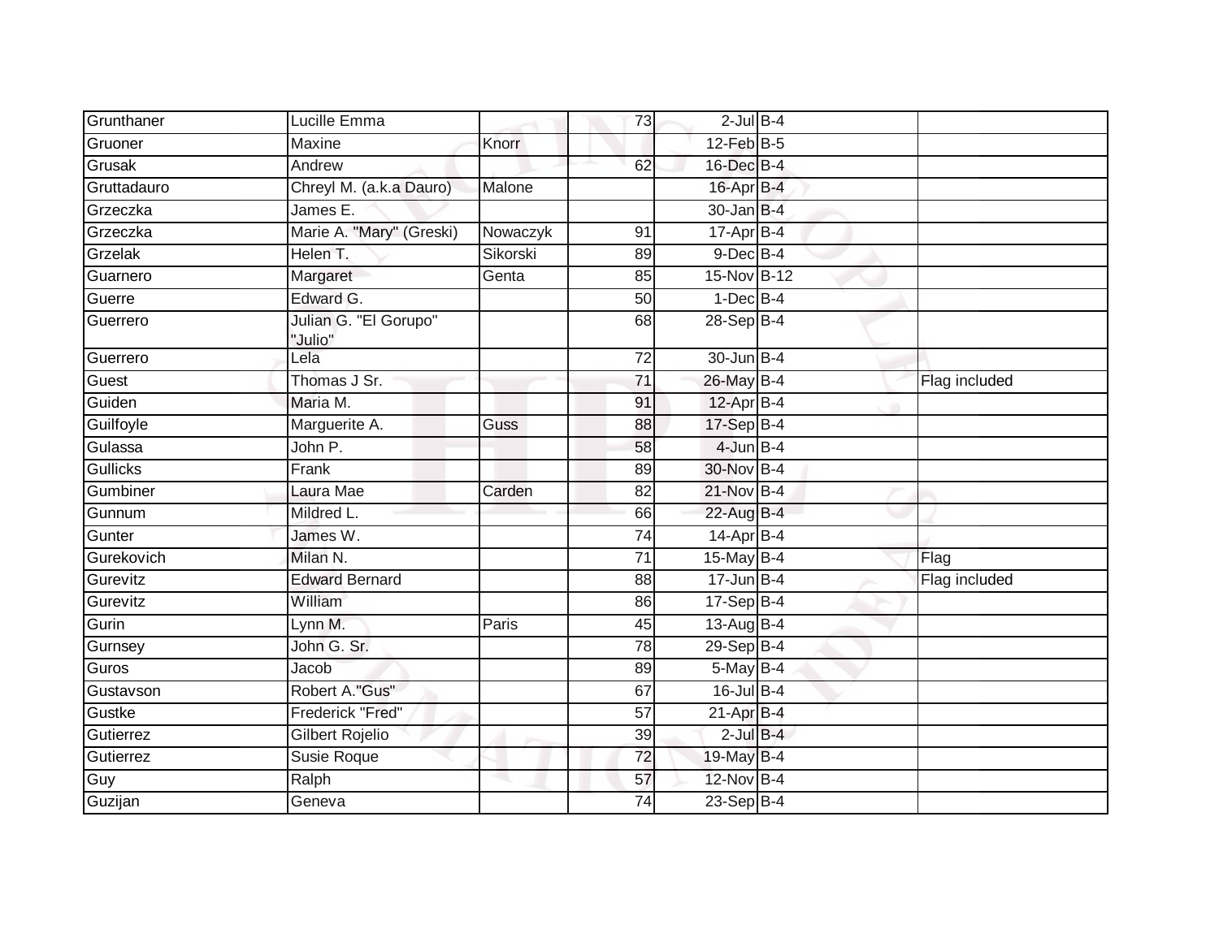| Grunthaner | Lucille Emma | | 73 | 2-Jul | B-4 | |
|---|---|---|---|---|---|---|
| Gruoner | Maxine | Knorr | | 12-Feb | B-5 | |
| Grusak | Andrew | | 62 | 16-Dec | B-4 | |
| Gruttadauro | Chreyl M. (a.k.a Dauro) | Malone | | 16-Apr | B-4 | |
| Grzeczka | James E. | | | 30-Jan | B-4 | |
| Grzeczka | Marie A. "Mary" (Greski) | Nowaczyk | 91 | 17-Apr | B-4 | |
| Grzelak | Helen T. | Sikorski | 89 | 9-Dec | B-4 | |
| Guarnero | Margaret | Genta | 85 | 15-Nov | B-12 | |
| Guerre | Edward G. | | 50 | 1-Dec | B-4 | |
| Guerrero | Julian G. "El Gorupo" "Julio" | | 68 | 28-Sep | B-4 | |
| Guerrero | Lela | | 72 | 30-Jun | B-4 | |
| Guest | Thomas J Sr. | | 71 | 26-May | B-4 | Flag included |
| Guiden | Maria M. | | 91 | 12-Apr | B-4 | |
| Guilfoyle | Marguerite A. | Guss | 88 | 17-Sep | B-4 | |
| Gulassa | John P. | | 58 | 4-Jun | B-4 | |
| Gullicks | Frank | | 89 | 30-Nov | B-4 | |
| Gumbiner | Laura Mae | Carden | 82 | 21-Nov | B-4 | |
| Gunnum | Mildred L. | | 66 | 22-Aug | B-4 | |
| Gunter | James W. | | 74 | 14-Apr | B-4 | |
| Gurekovich | Milan N. | | 71 | 15-May | B-4 | Flag |
| Gurevitz | Edward Bernard | | 88 | 17-Jun | B-4 | Flag included |
| Gurevitz | William | | 86 | 17-Sep | B-4 | |
| Gurin | Lynn M. | Paris | 45 | 13-Aug | B-4 | |
| Gurnsey | John G. Sr. | | 78 | 29-Sep | B-4 | |
| Guros | Jacob | | 89 | 5-May | B-4 | |
| Gustavson | Robert A."Gus" | | 67 | 16-Jul | B-4 | |
| Gustke | Frederick "Fred" | | 57 | 21-Apr | B-4 | |
| Gutierrez | Gilbert Rojelio | | 39 | 2-Jul | B-4 | |
| Gutierrez | Susie Roque | | 72 | 19-May | B-4 | |
| Guy | Ralph | | 57 | 12-Nov | B-4 | |
| Guzijan | Geneva | | 74 | 23-Sep | B-4 | |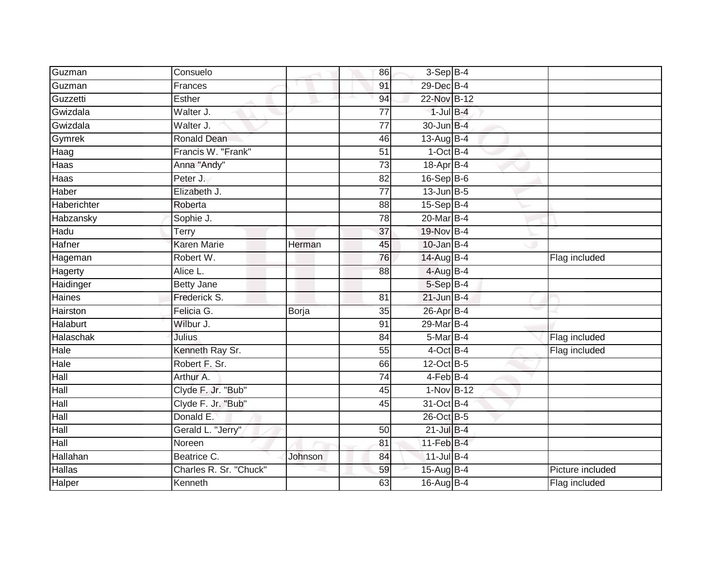| | | | | | | |
|---|---|---|---|---|---|---|
| Guzman | Consuelo | | 86 | 3-Sep | B-4 | |
| Guzman | Frances | | 91 | 29-Dec | B-4 | |
| Guzzetti | Esther | | 94 | 22-Nov | B-12 | |
| Gwizdala | Walter J. | | 77 | 1-Jul | B-4 | |
| Gwizdala | Walter J. | | 77 | 30-Jun | B-4 | |
| Gymrek | Ronald Dean | | 46 | 13-Aug | B-4 | |
| Haag | Francis W. "Frank" | | 51 | 1-Oct | B-4 | |
| Haas | Anna "Andy" | | 73 | 18-Apr | B-4 | |
| Haas | Peter J. | | 82 | 16-Sep | B-6 | |
| Haber | Elizabeth J. | | 77 | 13-Jun | B-5 | |
| Haberichter | Roberta | | 88 | 15-Sep | B-4 | |
| Habzansky | Sophie J. | | 78 | 20-Mar | B-4 | |
| Hadu | Terry | | 37 | 19-Nov | B-4 | |
| Hafner | Karen Marie | Herman | 45 | 10-Jan | B-4 | |
| Hageman | Robert W. | | 76 | 14-Aug | B-4 | Flag included |
| Hagerty | Alice L. | | 88 | 4-Aug | B-4 | |
| Haidinger | Betty Jane | | | 5-Sep | B-4 | |
| Haines | Frederick S. | | 81 | 21-Jun | B-4 | |
| Hairston | Felicia G. | Borja | 35 | 26-Apr | B-4 | |
| Halaburt | Wilbur J. | | 91 | 29-Mar | B-4 | |
| Halaschak | Julius | | 84 | 5-Mar | B-4 | Flag included |
| Hale | Kenneth Ray Sr. | | 55 | 4-Oct | B-4 | Flag included |
| Hale | Robert F. Sr. | | 66 | 12-Oct | B-5 | |
| Hall | Arthur A. | | 74 | 4-Feb | B-4 | |
| Hall | Clyde F. Jr. "Bub" | | 45 | 1-Nov | B-12 | |
| Hall | Clyde F. Jr. "Bub" | | 45 | 31-Oct | B-4 | |
| Hall | Donald E. | | | 26-Oct | B-5 | |
| Hall | Gerald L. "Jerry" | | 50 | 21-Jul | B-4 | |
| Hall | Noreen | | 81 | 11-Feb | B-4 | |
| Hallahan | Beatrice C. | Johnson | 84 | 11-Jul | B-4 | |
| Hallas | Charles R. Sr. "Chuck" | | 59 | 15-Aug | B-4 | Picture included |
| Halper | Kenneth | | 63 | 16-Aug | B-4 | Flag included |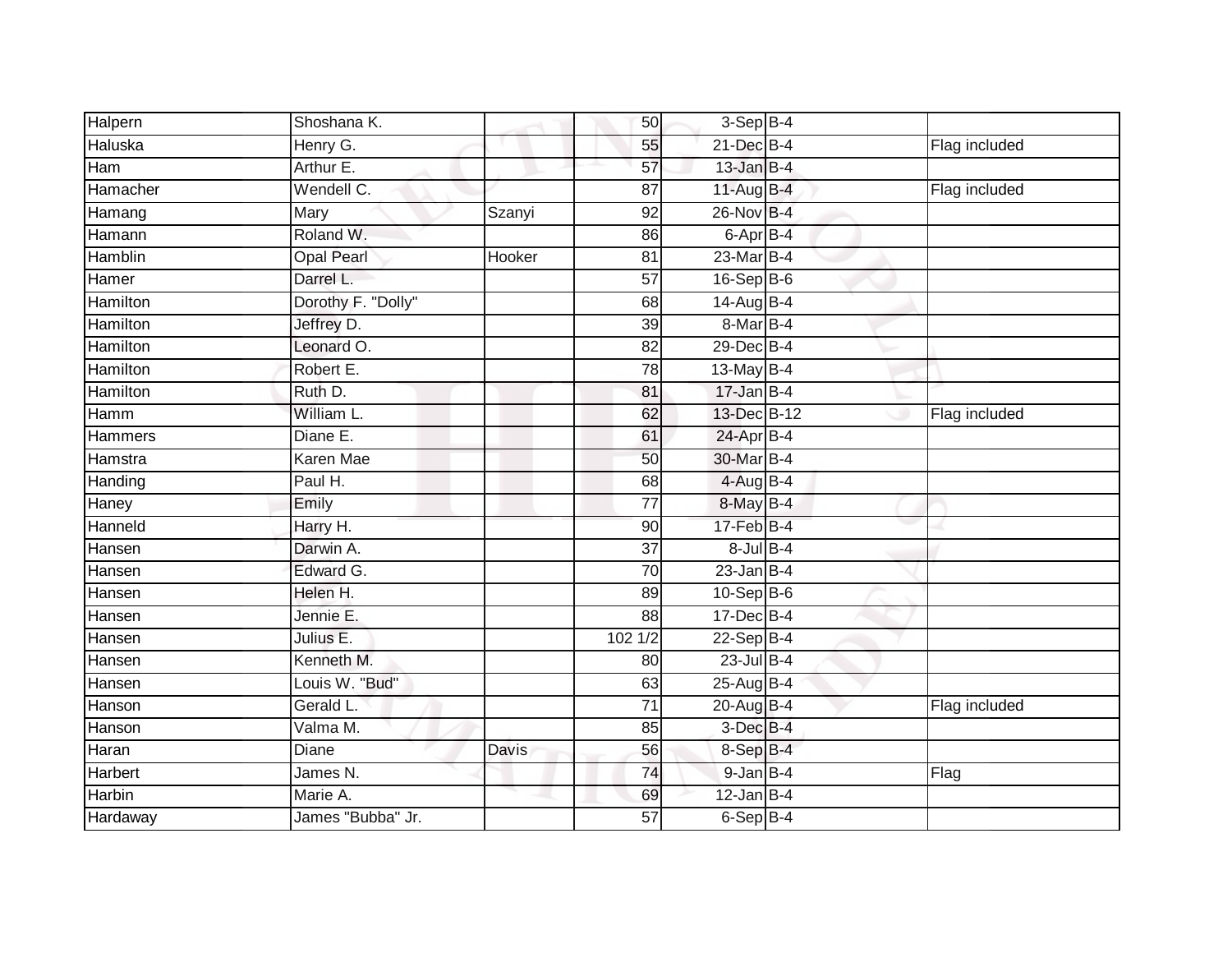| | | | | | | |
|---|---|---|---|---|---|---|
| Halpern | Shoshana K. | | 50 | 3-Sep | B-4 | |
| Haluska | Henry G. | | 55 | 21-Dec | B-4 | Flag included |
| Ham | Arthur E. | | 57 | 13-Jan | B-4 | |
| Hamacher | Wendell C. | | 87 | 11-Aug | B-4 | Flag included |
| Hamang | Mary | Szanyi | 92 | 26-Nov | B-4 | |
| Hamann | Roland W. | | 86 | 6-Apr | B-4 | |
| Hamblin | Opal Pearl | Hooker | 81 | 23-Mar | B-4 | |
| Hamer | Darrel L. | | 57 | 16-Sep | B-6 | |
| Hamilton | Dorothy F. "Dolly" | | 68 | 14-Aug | B-4 | |
| Hamilton | Jeffrey D. | | 39 | 8-Mar | B-4 | |
| Hamilton | Leonard O. | | 82 | 29-Dec | B-4 | |
| Hamilton | Robert E. | | 78 | 13-May | B-4 | |
| Hamilton | Ruth D. | | 81 | 17-Jan | B-4 | |
| Hamm | William L. | | 62 | 13-Dec | B-12 | Flag included |
| Hammers | Diane E. | | 61 | 24-Apr | B-4 | |
| Hamstra | Karen Mae | | 50 | 30-Mar | B-4 | |
| Handing | Paul H. | | 68 | 4-Aug | B-4 | |
| Haney | Emily | | 77 | 8-May | B-4 | |
| Hanneld | Harry H. | | 90 | 17-Feb | B-4 | |
| Hansen | Darwin A. | | 37 | 8-Jul | B-4 | |
| Hansen | Edward G. | | 70 | 23-Jan | B-4 | |
| Hansen | Helen H. | | 89 | 10-Sep | B-6 | |
| Hansen | Jennie E. | | 88 | 17-Dec | B-4 | |
| Hansen | Julius E. | | 102 1/2 | 22-Sep | B-4 | |
| Hansen | Kenneth M. | | 80 | 23-Jul | B-4 | |
| Hansen | Louis W. "Bud" | | 63 | 25-Aug | B-4 | |
| Hanson | Gerald L. | | 71 | 20-Aug | B-4 | Flag included |
| Hanson | Valma M. | | 85 | 3-Dec | B-4 | |
| Haran | Diane | Davis | 56 | 8-Sep | B-4 | |
| Harbert | James N. | | 74 | 9-Jan | B-4 | Flag |
| Harbin | Marie A. | | 69 | 12-Jan | B-4 | |
| Hardaway | James "Bubba" Jr. | | 57 | 6-Sep | B-4 | |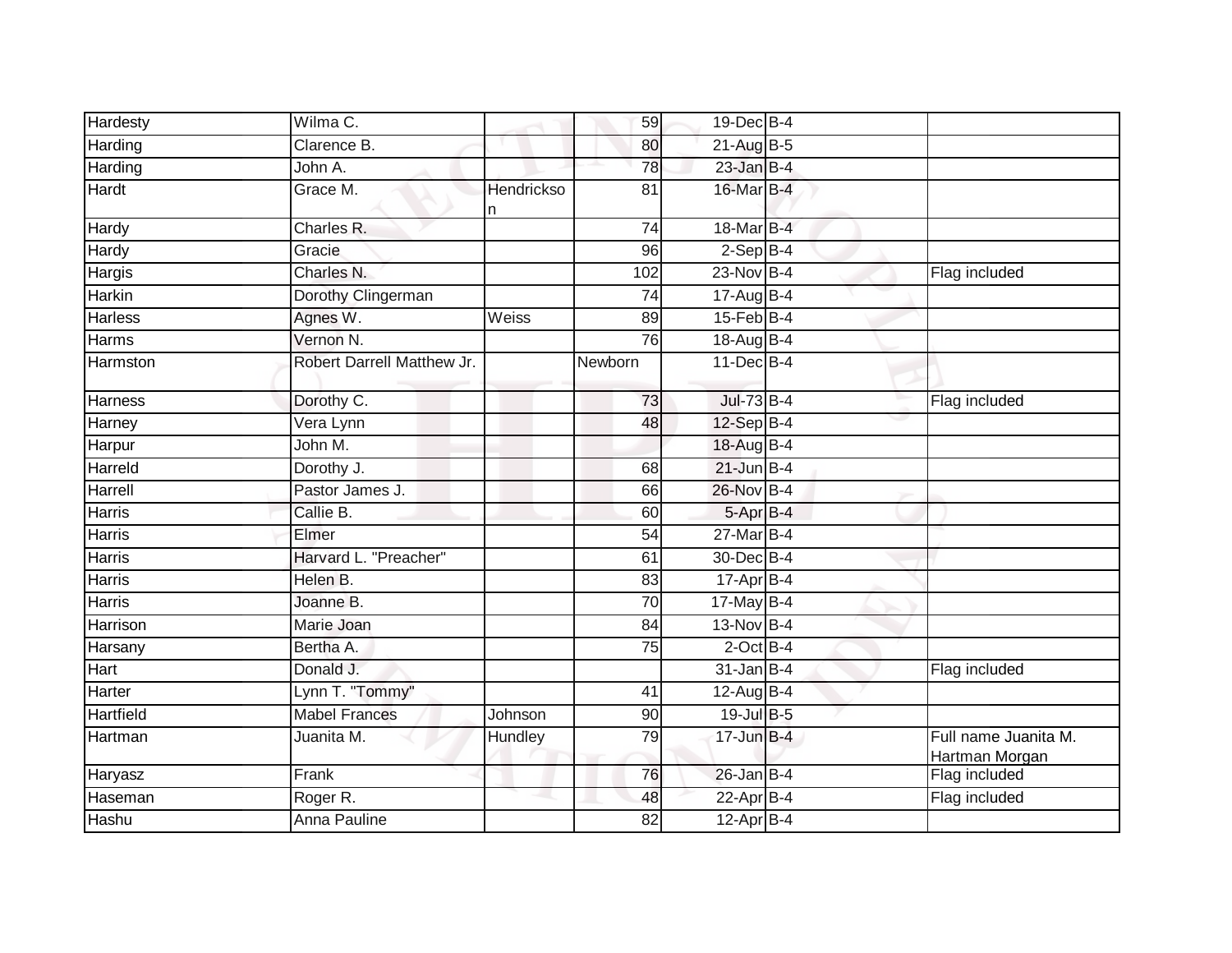| | | | | | | | |
|---|---|---|---|---|---|---|---|
| Hardesty | Wilma C. | | 59 | 19-Dec | B-4 | | |
| Harding | Clarence B. | | 80 | 21-Aug | B-5 | | |
| Harding | John A. | | 78 | 23-Jan | B-4 | | |
| Hardt | Grace M. | Hendrickson | 81 | 16-Mar | B-4 | | |
| Hardy | Charles R. | | 74 | 18-Mar | B-4 | | |
| Hardy | Gracie | | 96 | 2-Sep | B-4 | | |
| Hargis | Charles N. | | 102 | 23-Nov | B-4 | | Flag included |
| Harkin | Dorothy Clingerman | | 74 | 17-Aug | B-4 | | |
| Harless | Agnes W. | Weiss | 89 | 15-Feb | B-4 | | |
| Harms | Vernon N. | | 76 | 18-Aug | B-4 | | |
| Harmston | Robert Darrell Matthew Jr. | | Newborn | 11-Dec | B-4 | | |
| Harness | Dorothy C. | | 73 | Jul-73 | B-4 | | Flag included |
| Harney | Vera Lynn | | 48 | 12-Sep | B-4 | | |
| Harpur | John M. | | | 18-Aug | B-4 | | |
| Harreld | Dorothy J. | | 68 | 21-Jun | B-4 | | |
| Harrell | Pastor James J. | | 66 | 26-Nov | B-4 | | |
| Harris | Callie B. | | 60 | 5-Apr | B-4 | | |
| Harris | Elmer | | 54 | 27-Mar | B-4 | | |
| Harris | Harvard L. "Preacher" | | 61 | 30-Dec | B-4 | | |
| Harris | Helen B. | | 83 | 17-Apr | B-4 | | |
| Harris | Joanne B. | | 70 | 17-May | B-4 | | |
| Harrison | Marie Joan | | 84 | 13-Nov | B-4 | | |
| Harsany | Bertha A. | | 75 | 2-Oct | B-4 | | |
| Hart | Donald J. | | | 31-Jan | B-4 | | Flag included |
| Harter | Lynn T. "Tommy" | | 41 | 12-Aug | B-4 | | |
| Hartfield | Mabel Frances | Johnson | 90 | 19-Jul | B-5 | | |
| Hartman | Juanita M. | Hundley | 79 | 17-Jun | B-4 | | Full name Juanita M. Hartman Morgan |
| Haryasz | Frank | | 76 | 26-Jan | B-4 | | Flag included |
| Haseman | Roger R. | | 48 | 22-Apr | B-4 | | Flag included |
| Hashu | Anna Pauline | | 82 | 12-Apr | B-4 | | |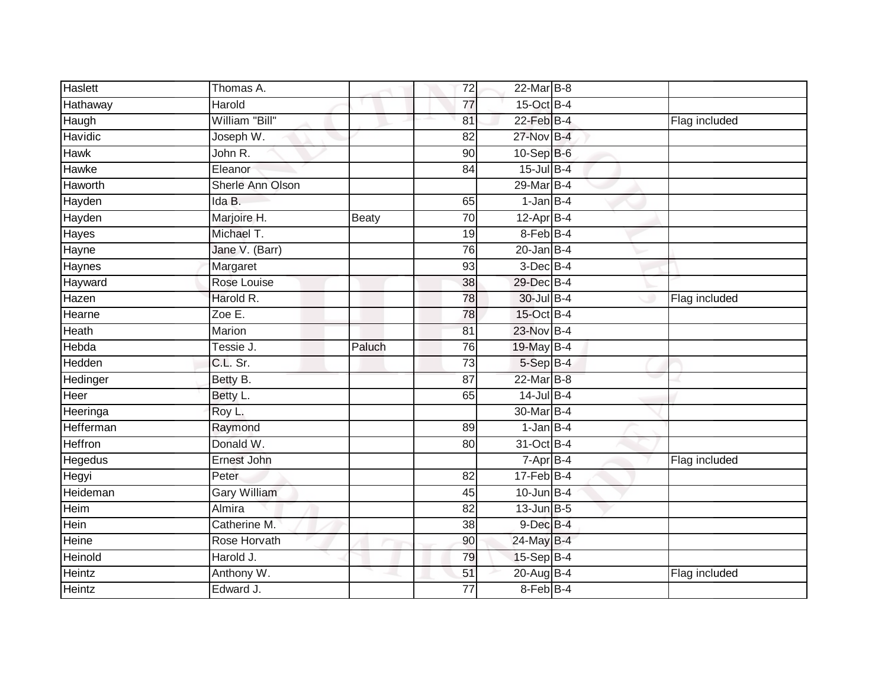| | | | | | | |
|---|---|---|---|---|---|---|
| Haslett | Thomas A. | | 72 | 22-Mar | B-8 | |
| Hathaway | Harold | | 77 | 15-Oct | B-4 | |
| Haugh | William "Bill" | | 81 | 22-Feb | B-4 | Flag included |
| Havidic | Joseph W. | | 82 | 27-Nov | B-4 | |
| Hawk | John R. | | 90 | 10-Sep | B-6 | |
| Hawke | Eleanor | | 84 | 15-Jul | B-4 | |
| Haworth | Sherle Ann Olson | | | 29-Mar | B-4 | |
| Hayden | Ida B. | | 65 | 1-Jan | B-4 | |
| Hayden | Marjoire H. | Beaty | 70 | 12-Apr | B-4 | |
| Hayes | Michael T. | | 19 | 8-Feb | B-4 | |
| Hayne | Jane V. (Barr) | | 76 | 20-Jan | B-4 | |
| Haynes | Margaret | | 93 | 3-Dec | B-4 | |
| Hayward | Rose Louise | | 38 | 29-Dec | B-4 | |
| Hazen | Harold R. | | 78 | 30-Jul | B-4 | Flag included |
| Hearne | Zoe E. | | 78 | 15-Oct | B-4 | |
| Heath | Marion | | 81 | 23-Nov | B-4 | |
| Hebda | Tessie J. | Paluch | 76 | 19-May | B-4 | |
| Hedden | C.L. Sr. | | 73 | 5-Sep | B-4 | |
| Hedinger | Betty B. | | 87 | 22-Mar | B-8 | |
| Heer | Betty L. | | 65 | 14-Jul | B-4 | |
| Heeringa | Roy L. | | | 30-Mar | B-4 | |
| Hefferman | Raymond | | 89 | 1-Jan | B-4 | |
| Heffron | Donald W. | | 80 | 31-Oct | B-4 | |
| Hegedus | Ernest John | | | 7-Apr | B-4 | Flag included |
| Hegyi | Peter | | 82 | 17-Feb | B-4 | |
| Heideman | Gary William | | 45 | 10-Jun | B-4 | |
| Heim | Almira | | 82 | 13-Jun | B-5 | |
| Hein | Catherine M. | | 38 | 9-Dec | B-4 | |
| Heine | Rose Horvath | | 90 | 24-May | B-4 | |
| Heinold | Harold J. | | 79 | 15-Sep | B-4 | |
| Heintz | Anthony W. | | 51 | 20-Aug | B-4 | Flag included |
| Heintz | Edward J. | | 77 | 8-Feb | B-4 | |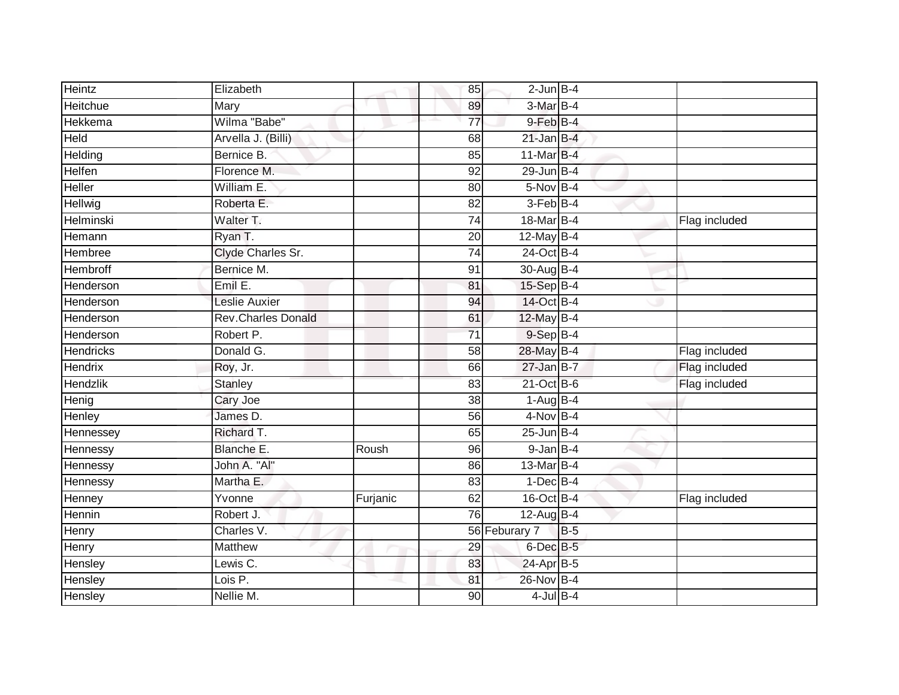| | | | | | | |
|---|---|---|---|---|---|---|
| Heintz | Elizabeth | | 85 | 2-Jun | B-4 | |
| Heitchue | Mary | | 89 | 3-Mar | B-4 | |
| Hekkema | Wilma "Babe" | | 77 | 9-Feb | B-4 | |
| Held | Arvella J. (Billi) | | 68 | 21-Jan | B-4 | |
| Helding | Bernice B. | | 85 | 11-Mar | B-4 | |
| Helfen | Florence M. | | 92 | 29-Jun | B-4 | |
| Heller | William E. | | 80 | 5-Nov | B-4 | |
| Hellwig | Roberta E. | | 82 | 3-Feb | B-4 | |
| Helminski | Walter T. | | 74 | 18-Mar | B-4 | Flag included |
| Hemann | Ryan T. | | 20 | 12-May | B-4 | |
| Hembree | Clyde Charles Sr. | | 74 | 24-Oct | B-4 | |
| Hembroff | Bernice M. | | 91 | 30-Aug | B-4 | |
| Henderson | Emil E. | | 81 | 15-Sep | B-4 | |
| Henderson | Leslie Auxier | | 94 | 14-Oct | B-4 | |
| Henderson | Rev.Charles Donald | | 61 | 12-May | B-4 | |
| Henderson | Robert P. | | 71 | 9-Sep | B-4 | |
| Hendricks | Donald G. | | 58 | 28-May | B-4 | Flag included |
| Hendrix | Roy, Jr. | | 66 | 27-Jan | B-7 | Flag included |
| Hendzlik | Stanley | | 83 | 21-Oct | B-6 | Flag included |
| Henig | Cary Joe | | 38 | 1-Aug | B-4 | |
| Henley | James D. | | 56 | 4-Nov | B-4 | |
| Hennessey | Richard T. | | 65 | 25-Jun | B-4 | |
| Hennessy | Blanche E. | Roush | 96 | 9-Jan | B-4 | |
| Hennessy | John A. "Al" | | 86 | 13-Mar | B-4 | |
| Hennessy | Martha E. | | 83 | 1-Dec | B-4 | |
| Henney | Yvonne | Furjanic | 62 | 16-Oct | B-4 | Flag included |
| Hennin | Robert J. | | 76 | 12-Aug | B-4 | |
| Henry | Charles V. | | 56 | Feburary 7 | B-5 | |
| Henry | Matthew | | 29 | 6-Dec | B-5 | |
| Hensley | Lewis C. | | 83 | 24-Apr | B-5 | |
| Hensley | Lois P. | | 81 | 26-Nov | B-4 | |
| Hensley | Nellie M. | | 90 | 4-Jul | B-4 | |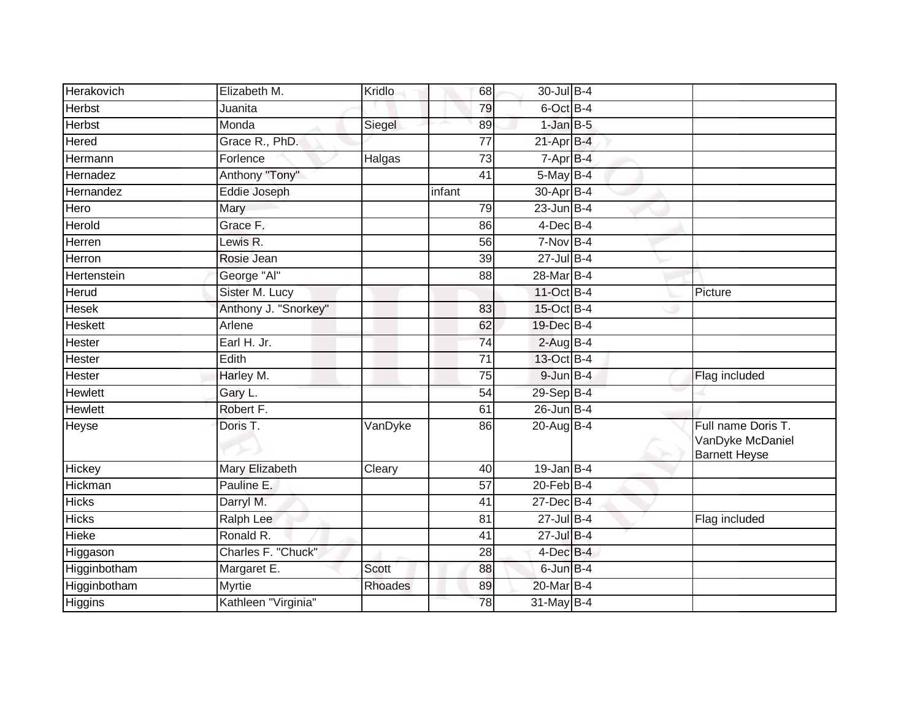| Herakovich | Elizabeth M. | Kridlo | 68 | 30-Jul | B-4 | | |
|---|---|---|---|---|---|---|---|
| Herbst | Juanita | | 79 | 6-Oct | B-4 | | |
| Herbst | Monda | Siegel | 89 | 1-Jan | B-5 | | |
| Hered | Grace R., PhD. | | 77 | 21-Apr | B-4 | | |
| Hermann | Forlence | Halgas | 73 | 7-Apr | B-4 | | |
| Hernadez | Anthony "Tony" | | 41 | 5-May | B-4 | | |
| Hernandez | Eddie Joseph | | infant | 30-Apr | B-4 | | |
| Hero | Mary | | 79 | 23-Jun | B-4 | | |
| Herold | Grace F. | | 86 | 4-Dec | B-4 | | |
| Herren | Lewis R. | | 56 | 7-Nov | B-4 | | |
| Herron | Rosie Jean | | 39 | 27-Jul | B-4 | | |
| Hertenstein | George "Al" | | 88 | 28-Mar | B-4 | | |
| Herud | Sister M. Lucy | | | 11-Oct | B-4 | | Picture |
| Hesek | Anthony J. "Snorkey" | | 83 | 15-Oct | B-4 | | |
| Heskett | Arlene | | 62 | 19-Dec | B-4 | | |
| Hester | Earl H. Jr. | | 74 | 2-Aug | B-4 | | |
| Hester | Edith | | 71 | 13-Oct | B-4 | | |
| Hester | Harley M. | | 75 | 9-Jun | B-4 | | Flag included |
| Hewlett | Gary L. | | 54 | 29-Sep | B-4 | | |
| Hewlett | Robert F. | | 61 | 26-Jun | B-4 | | |
| Heyse | Doris T. | VanDyke | 86 | 20-Aug | B-4 | | Full name Doris T. VanDyke McDaniel Barnett Heyse |
| Hickey | Mary Elizabeth | Cleary | 40 | 19-Jan | B-4 | | |
| Hickman | Pauline E. | | 57 | 20-Feb | B-4 | | |
| Hicks | Darryl M. | | 41 | 27-Dec | B-4 | | |
| Hicks | Ralph Lee | | 81 | 27-Jul | B-4 | | Flag included |
| Hieke | Ronald R. | | 41 | 27-Jul | B-4 | | |
| Higgason | Charles F. "Chuck" | | 28 | 4-Dec | B-4 | | |
| Higginbotham | Margaret E. | Scott | 88 | 6-Jun | B-4 | | |
| Higginbotham | Myrtie | Rhoades | 89 | 20-Mar | B-4 | | |
| Higgins | Kathleen "Virginia" | | 78 | 31-May | B-4 | | |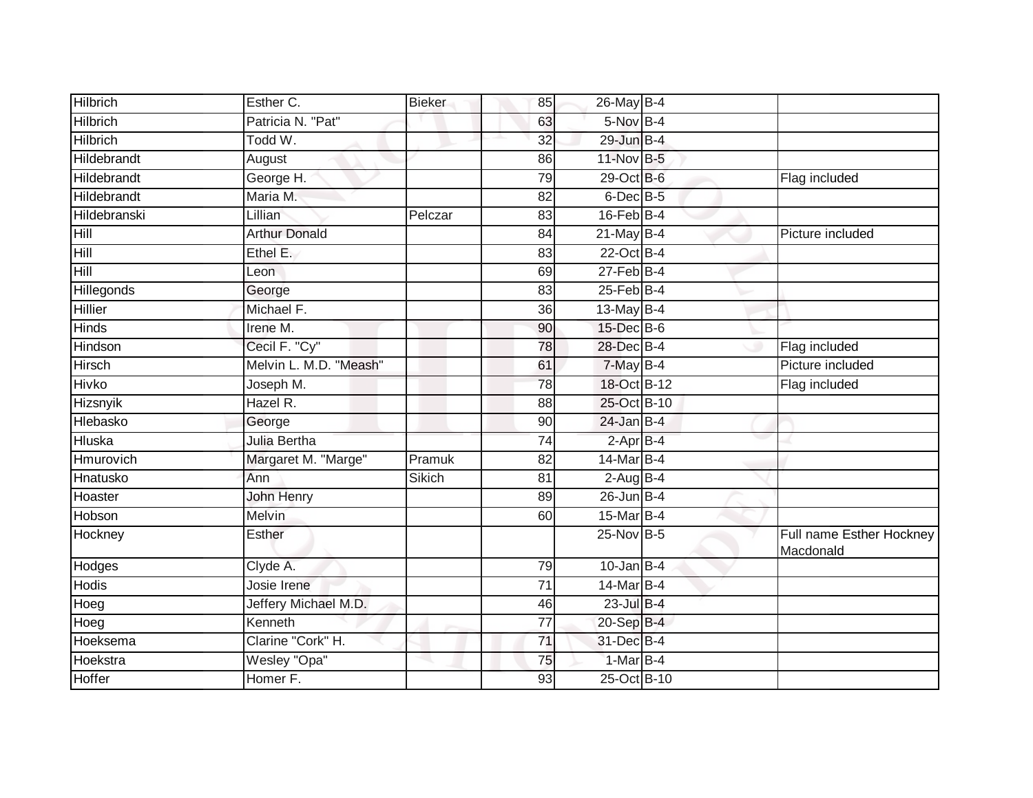| | | | | | | |
|---|---|---|---|---|---|---|
| Hilbrich | Esther C. | Bieker | 85 | 26-May | B-4 | |
| Hilbrich | Patricia N. "Pat" | | 63 | 5-Nov | B-4 | |
| Hilbrich | Todd W. | | 32 | 29-Jun | B-4 | |
| Hildebrandt | August | | 86 | 11-Nov | B-5 | |
| Hildebrandt | George H. | | 79 | 29-Oct | B-6 | Flag included |
| Hildebrandt | Maria M. | | 82 | 6-Dec | B-5 | |
| Hildebranski | Lillian | Pelczar | 83 | 16-Feb | B-4 | |
| Hill | Arthur Donald | | 84 | 21-May | B-4 | Picture included |
| Hill | Ethel E. | | 83 | 22-Oct | B-4 | |
| Hill | Leon | | 69 | 27-Feb | B-4 | |
| Hillegonds | George | | 83 | 25-Feb | B-4 | |
| Hillier | Michael F. | | 36 | 13-May | B-4 | |
| Hinds | Irene M. | | 90 | 15-Dec | B-6 | |
| Hindson | Cecil F. "Cy" | | 78 | 28-Dec | B-4 | Flag included |
| Hirsch | Melvin L. M.D. "Meash" | | 61 | 7-May | B-4 | Picture included |
| Hivko | Joseph M. | | 78 | 18-Oct | B-12 | Flag included |
| Hizsnyik | Hazel R. | | 88 | 25-Oct | B-10 | |
| Hlebasko | George | | 90 | 24-Jan | B-4 | |
| Hluska | Julia Bertha | | 74 | 2-Apr | B-4 | |
| Hmurovich | Margaret M. "Marge" | Pramuk | 82 | 14-Mar | B-4 | |
| Hnatusko | Ann | Sikich | 81 | 2-Aug | B-4 | |
| Hoaster | John Henry | | 89 | 26-Jun | B-4 | |
| Hobson | Melvin | | 60 | 15-Mar | B-4 | |
| Hockney | Esther | | | 25-Nov | B-5 | Full name Esther Hockney Macdonald |
| Hodges | Clyde A. | | 79 | 10-Jan | B-4 | |
| Hodis | Josie Irene | | 71 | 14-Mar | B-4 | |
| Hoeg | Jeffery Michael M.D. | | 46 | 23-Jul | B-4 | |
| Hoeg | Kenneth | | 77 | 20-Sep | B-4 | |
| Hoeksema | Clarine "Cork" H. | | 71 | 31-Dec | B-4 | |
| Hoekstra | Wesley "Opa" | | 75 | 1-Mar | B-4 | |
| Hoffer | Homer F. | | 93 | 25-Oct | B-10 | |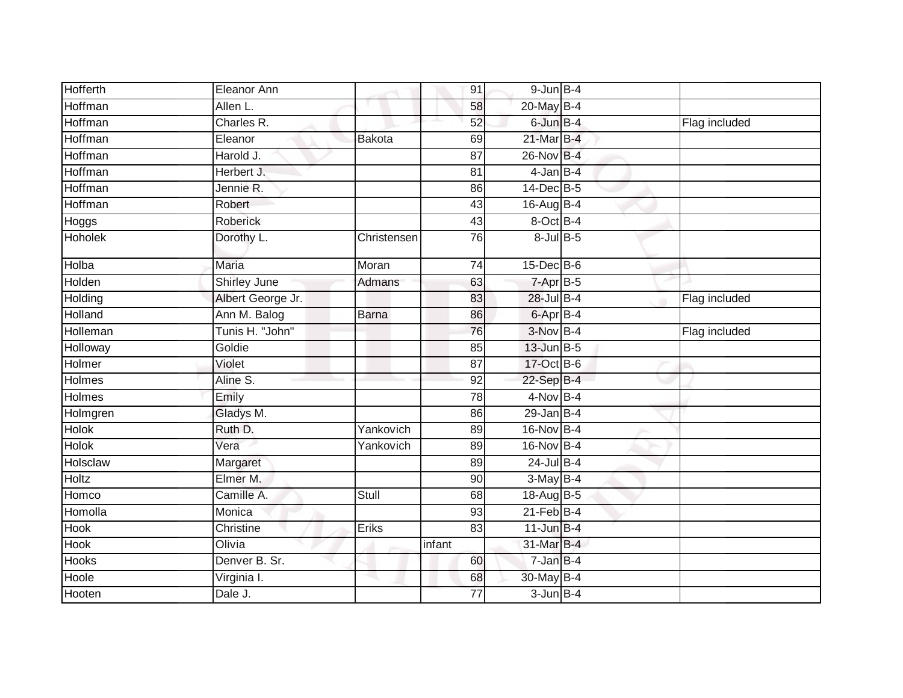| | | | | | | |
|---|---|---|---|---|---|---|
| Hofferth | Eleanor Ann | | 91 | 9-Jun | B-4 | |
| Hoffman | Allen L. | | 58 | 20-May | B-4 | |
| Hoffman | Charles R. | | 52 | 6-Jun | B-4 | Flag included |
| Hoffman | Eleanor | Bakota | 69 | 21-Mar | B-4 | |
| Hoffman | Harold J. | | 87 | 26-Nov | B-4 | |
| Hoffman | Herbert J. | | 81 | 4-Jan | B-4 | |
| Hoffman | Jennie R. | | 86 | 14-Dec | B-5 | |
| Hoffman | Robert | | 43 | 16-Aug | B-4 | |
| Hoggs | Roberick | | 43 | 8-Oct | B-4 | |
| Hoholek | Dorothy L. | Christensen | 76 | 8-Jul | B-5 | |
| Holba | Maria | Moran | 74 | 15-Dec | B-6 | |
| Holden | Shirley June | Admans | 63 | 7-Apr | B-5 | |
| Holding | Albert George Jr. | | 83 | 28-Jul | B-4 | Flag included |
| Holland | Ann M. Balog | Barna | 86 | 6-Apr | B-4 | |
| Holleman | Tunis H. "John" | | 76 | 3-Nov | B-4 | Flag included |
| Holloway | Goldie | | 85 | 13-Jun | B-5 | |
| Holmer | Violet | | 87 | 17-Oct | B-6 | |
| Holmes | Aline S. | | 92 | 22-Sep | B-4 | |
| Holmes | Emily | | 78 | 4-Nov | B-4 | |
| Holmgren | Gladys M. | | 86 | 29-Jan | B-4 | |
| Holok | Ruth D. | Yankovich | 89 | 16-Nov | B-4 | |
| Holok | Vera | Yankovich | 89 | 16-Nov | B-4 | |
| Holsclaw | Margaret | | 89 | 24-Jul | B-4 | |
| Holtz | Elmer M. | | 90 | 3-May | B-4 | |
| Homco | Camille A. | Stull | 68 | 18-Aug | B-5 | |
| Homolla | Monica | | 93 | 21-Feb | B-4 | |
| Hook | Christine | Eriks | 83 | 11-Jun | B-4 | |
| Hook | Olivia | | infant | 31-Mar | B-4 | |
| Hooks | Denver B. Sr. | | 60 | 7-Jan | B-4 | |
| Hoole | Virginia I. | | 68 | 30-May | B-4 | |
| Hooten | Dale J. | | 77 | 3-Jun | B-4 | |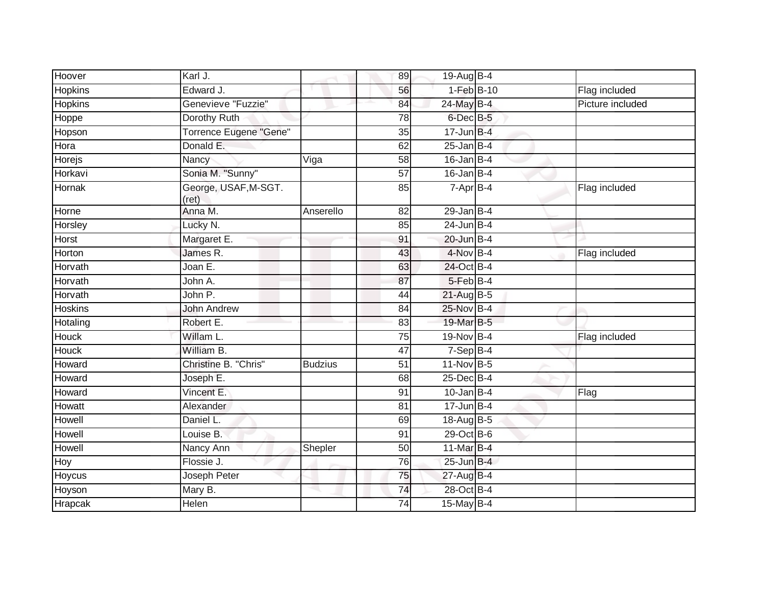| Hoover | Karl J. | | 89 | 19-Aug | B-4 | |
|---|---|---|---|---|---|---|
| Hopkins | Edward J. | | 56 | 1-Feb | B-10 | Flag included |
| Hopkins | Genevieve "Fuzzie" | | 84 | 24-May | B-4 | Picture included |
| Hoppe | Dorothy Ruth | | 78 | 6-Dec | B-5 | |
| Hopson | Torrence Eugene "Gene" | | 35 | 17-Jun | B-4 | |
| Hora | Donald E. | | 62 | 25-Jan | B-4 | |
| Horejs | Nancy | Viga | 58 | 16-Jan | B-4 | |
| Horkavi | Sonia M. "Sunny" | | 57 | 16-Jan | B-4 | |
| Hornak | George, USAF,M-SGT. (ret) | | 85 | 7-Apr | B-4 | Flag included |
| Horne | Anna M. | Anserello | 82 | 29-Jan | B-4 | |
| Horsley | Lucky N. | | 85 | 24-Jun | B-4 | |
| Horst | Margaret E. | | 91 | 20-Jun | B-4 | |
| Horton | James R. | | 43 | 4-Nov | B-4 | Flag included |
| Horvath | Joan E. | | 63 | 24-Oct | B-4 | |
| Horvath | John A. | | 87 | 5-Feb | B-4 | |
| Horvath | John P. | | 44 | 21-Aug | B-5 | |
| Hoskins | John Andrew | | 84 | 25-Nov | B-4 | |
| Hotaling | Robert E. | | 83 | 19-Mar | B-5 | |
| Houck | Willam L. | | 75 | 19-Nov | B-4 | Flag included |
| Houck | William B. | | 47 | 7-Sep | B-4 | |
| Howard | Christine B. "Chris" | Budzius | 51 | 11-Nov | B-5 | |
| Howard | Joseph E. | | 68 | 25-Dec | B-4 | |
| Howard | Vincent E. | | 91 | 10-Jan | B-4 | Flag |
| Howatt | Alexander | | 81 | 17-Jun | B-4 | |
| Howell | Daniel L. | | 69 | 18-Aug | B-5 | |
| Howell | Louise B. | | 91 | 29-Oct | B-6 | |
| Howell | Nancy Ann | Shepler | 50 | 11-Mar | B-4 | |
| Hoy | Flossie J. | | 76 | 25-Jun | B-4 | |
| Hoycus | Joseph Peter | | 75 | 27-Aug | B-4 | |
| Hoyson | Mary B. | | 74 | 28-Oct | B-4 | |
| Hrapcak | Helen | | 74 | 15-May | B-4 | |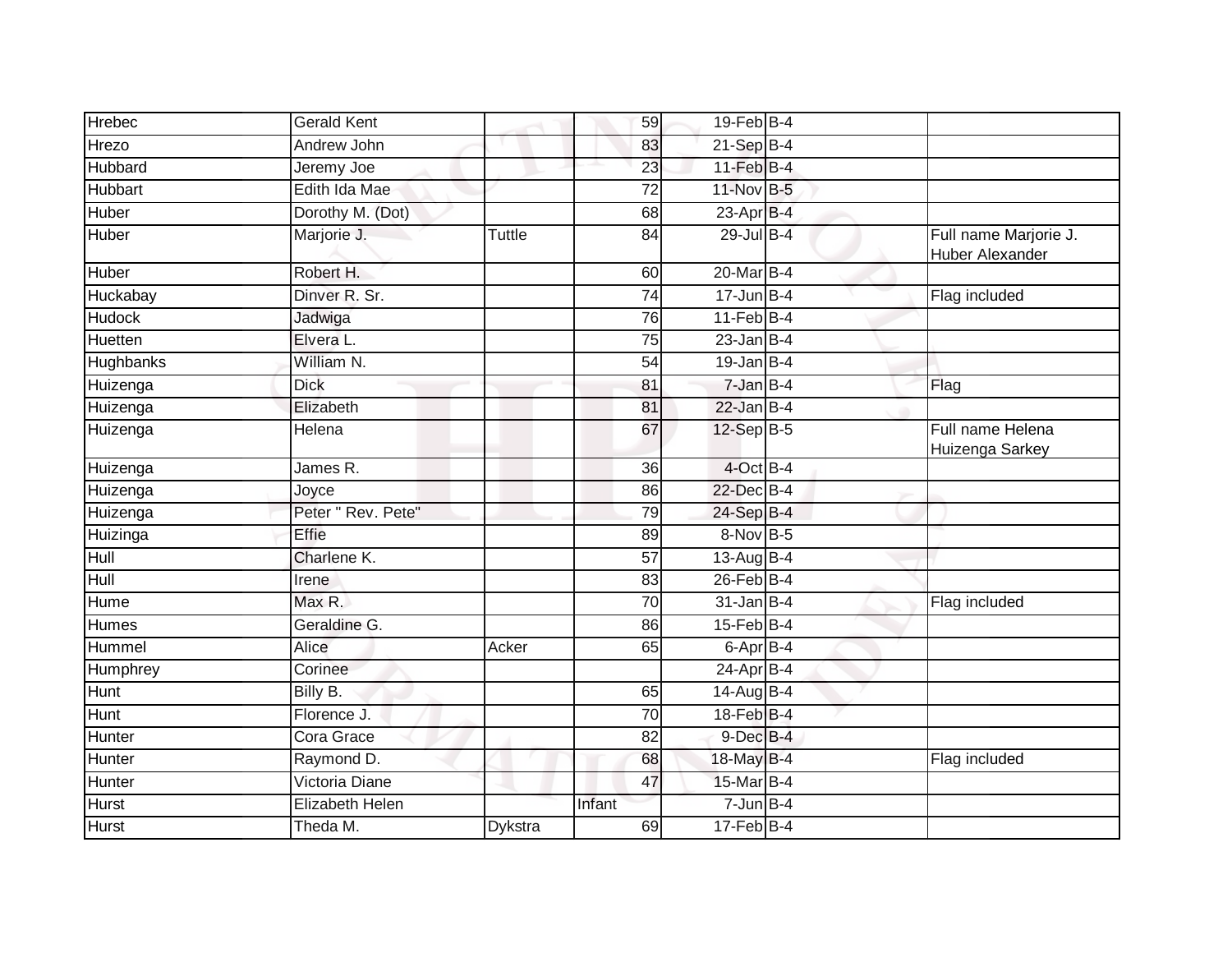| | | | | | | | |
|---|---|---|---|---|---|---|---|
| Hrebec | Gerald Kent | | 59 | 19-Feb | B-4 | | |
| Hrezo | Andrew John | | 83 | 21-Sep | B-4 | | |
| Hubbard | Jeremy Joe | | 23 | 11-Feb | B-4 | | |
| Hubbart | Edith Ida Mae | | 72 | 11-Nov | B-5 | | |
| Huber | Dorothy M. (Dot) | | 68 | 23-Apr | B-4 | | |
| Huber | Marjorie J. | Tuttle | 84 | 29-Jul | B-4 | | Full name Marjorie J. Huber Alexander |
| Huber | Robert H. | | 60 | 20-Mar | B-4 | | |
| Huckabay | Dinver R. Sr. | | 74 | 17-Jun | B-4 | | Flag included |
| Hudock | Jadwiga | | 76 | 11-Feb | B-4 | | |
| Huetten | Elvera L. | | 75 | 23-Jan | B-4 | | |
| Hughbanks | William N. | | 54 | 19-Jan | B-4 | | |
| Huizenga | Dick | | 81 | 7-Jan | B-4 | | Flag |
| Huizenga | Elizabeth | | 81 | 22-Jan | B-4 | | |
| Huizenga | Helena | | 67 | 12-Sep | B-5 | | Full name Helena Huizenga Sarkey |
| Huizenga | James R. | | 36 | 4-Oct | B-4 | | |
| Huizenga | Joyce | | 86 | 22-Dec | B-4 | | |
| Huizenga | Peter " Rev. Pete" | | 79 | 24-Sep | B-4 | | |
| Huizinga | Effie | | 89 | 8-Nov | B-5 | | |
| Hull | Charlene K. | | 57 | 13-Aug | B-4 | | |
| Hull | Irene | | 83 | 26-Feb | B-4 | | |
| Hume | Max R. | | 70 | 31-Jan | B-4 | | Flag included |
| Humes | Geraldine G. | | 86 | 15-Feb | B-4 | | |
| Hummel | Alice | Acker | 65 | 6-Apr | B-4 | | |
| Humphrey | Corinee | | | 24-Apr | B-4 | | |
| Hunt | Billy B. | | 65 | 14-Aug | B-4 | | |
| Hunt | Florence J. | | 70 | 18-Feb | B-4 | | |
| Hunter | Cora Grace | | 82 | 9-Dec | B-4 | | |
| Hunter | Raymond D. | | 68 | 18-May | B-4 | | Flag included |
| Hunter | Victoria Diane | | 47 | 15-Mar | B-4 | | |
| Hurst | Elizabeth Helen | | Infant | 7-Jun | B-4 | | |
| Hurst | Theda M. | Dykstra | 69 | 17-Feb | B-4 | | |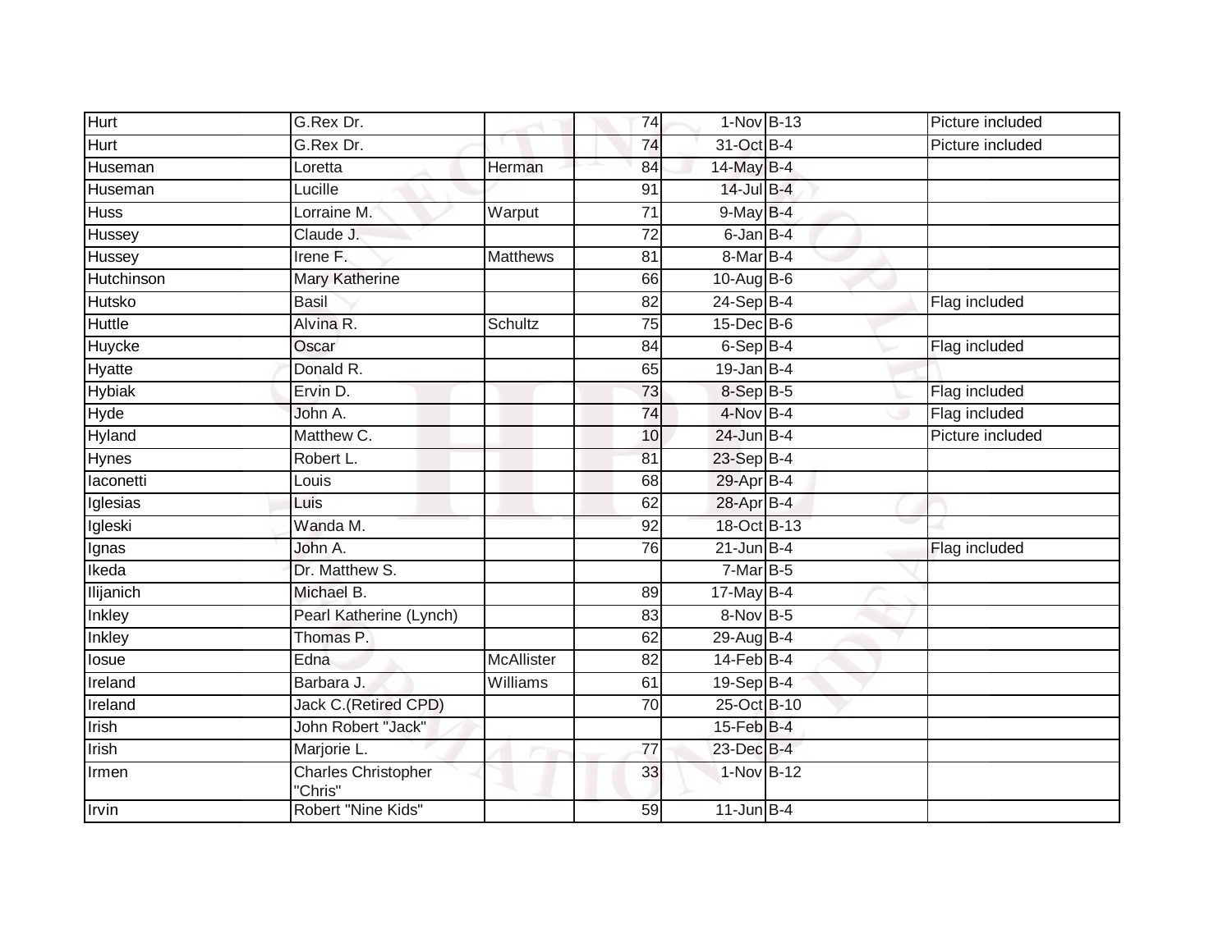| | | | | | | |
|---|---|---|---|---|---|---|
| Hurt | G.Rex Dr. | | 74 | 1-Nov | B-13 | Picture included |
| Hurt | G.Rex Dr. | | 74 | 31-Oct | B-4 | Picture included |
| Huseman | Loretta | Herman | 84 | 14-May | B-4 | |
| Huseman | Lucille | | 91 | 14-Jul | B-4 | |
| Huss | Lorraine M. | Warput | 71 | 9-May | B-4 | |
| Hussey | Claude J. | | 72 | 6-Jan | B-4 | |
| Hussey | Irene F. | Matthews | 81 | 8-Mar | B-4 | |
| Hutchinson | Mary Katherine | | 66 | 10-Aug | B-6 | |
| Hutsko | Basil | | 82 | 24-Sep | B-4 | Flag included |
| Huttle | Alvina R. | Schultz | 75 | 15-Dec | B-6 | |
| Huycke | Oscar | | 84 | 6-Sep | B-4 | Flag included |
| Hyatte | Donald R. | | 65 | 19-Jan | B-4 | |
| Hybiak | Ervin D. | | 73 | 8-Sep | B-5 | Flag included |
| Hyde | John A. | | 74 | 4-Nov | B-4 | Flag included |
| Hyland | Matthew C. | | 10 | 24-Jun | B-4 | Picture included |
| Hynes | Robert L. | | 81 | 23-Sep | B-4 | |
| Iaconetti | Louis | | 68 | 29-Apr | B-4 | |
| Iglesias | Luis | | 62 | 28-Apr | B-4 | |
| Igleski | Wanda M. | | 92 | 18-Oct | B-13 | |
| Ignas | John A. | | 76 | 21-Jun | B-4 | Flag included |
| Ikeda | Dr. Matthew S. | | | 7-Mar | B-5 | |
| Ilijanich | Michael B. | | 89 | 17-May | B-4 | |
| Inkley | Pearl Katherine (Lynch) | | 83 | 8-Nov | B-5 | |
| Inkley | Thomas P. | | 62 | 29-Aug | B-4 | |
| Iosue | Edna | McAllister | 82 | 14-Feb | B-4 | |
| Ireland | Barbara J. | Williams | 61 | 19-Sep | B-4 | |
| Ireland | Jack C.(Retired CPD) | | 70 | 25-Oct | B-10 | |
| Irish | John Robert "Jack" | | | 15-Feb | B-4 | |
| Irish | Marjorie L. | | 77 | 23-Dec | B-4 | |
| Irmen | Charles Christopher "Chris" | | 33 | 1-Nov | B-12 | |
| Irvin | Robert "Nine Kids" | | 59 | 11-Jun | B-4 | |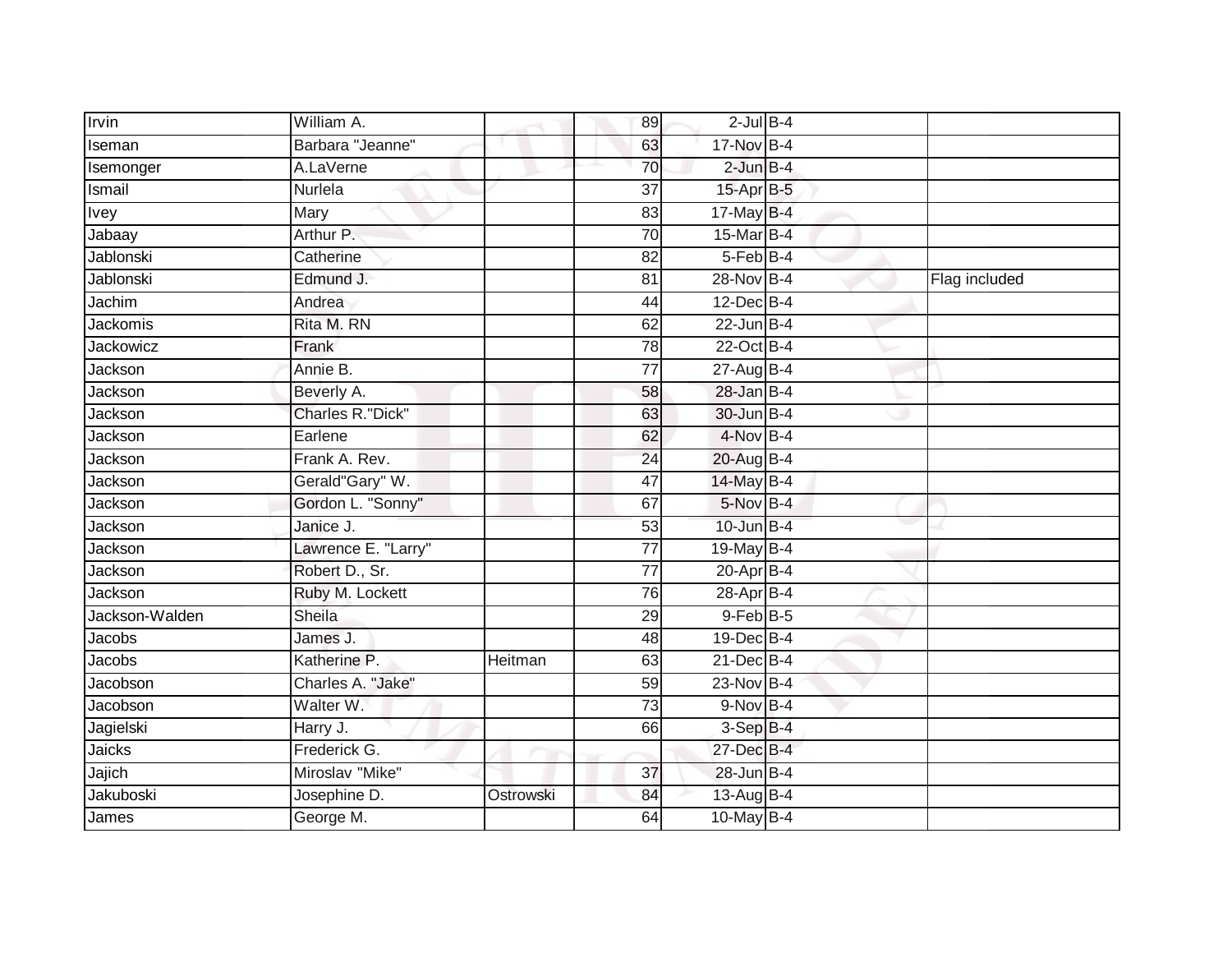| | | | | | | |
|---|---|---|---|---|---|---|
| Irvin | William A. | | 89 | 2-Jul | B-4 | |
| Iseman | Barbara "Jeanne" | | 63 | 17-Nov | B-4 | |
| Isemonger | A.LaVerne | | 70 | 2-Jun | B-4 | |
| Ismail | Nurlela | | 37 | 15-Apr | B-5 | |
| Ivey | Mary | | 83 | 17-May | B-4 | |
| Jabaay | Arthur P. | | 70 | 15-Mar | B-4 | |
| Jablonski | Catherine | | 82 | 5-Feb | B-4 | |
| Jablonski | Edmund J. | | 81 | 28-Nov | B-4 | Flag included |
| Jachim | Andrea | | 44 | 12-Dec | B-4 | |
| Jackomis | Rita M. RN | | 62 | 22-Jun | B-4 | |
| Jackowicz | Frank | | 78 | 22-Oct | B-4 | |
| Jackson | Annie B. | | 77 | 27-Aug | B-4 | |
| Jackson | Beverly A. | | 58 | 28-Jan | B-4 | |
| Jackson | Charles R."Dick" | | 63 | 30-Jun | B-4 | |
| Jackson | Earlene | | 62 | 4-Nov | B-4 | |
| Jackson | Frank A. Rev. | | 24 | 20-Aug | B-4 | |
| Jackson | Gerald"Gary" W. | | 47 | 14-May | B-4 | |
| Jackson | Gordon L. "Sonny" | | 67 | 5-Nov | B-4 | |
| Jackson | Janice J. | | 53 | 10-Jun | B-4 | |
| Jackson | Lawrence E. "Larry" | | 77 | 19-May | B-4 | |
| Jackson | Robert D., Sr. | | 77 | 20-Apr | B-4 | |
| Jackson | Ruby M. Lockett | | 76 | 28-Apr | B-4 | |
| Jackson-Walden | Sheila | | 29 | 9-Feb | B-5 | |
| Jacobs | James J. | | 48 | 19-Dec | B-4 | |
| Jacobs | Katherine P. | Heitman | 63 | 21-Dec | B-4 | |
| Jacobson | Charles A. "Jake" | | 59 | 23-Nov | B-4 | |
| Jacobson | Walter W. | | 73 | 9-Nov | B-4 | |
| Jagielski | Harry J. | | 66 | 3-Sep | B-4 | |
| Jaicks | Frederick G. | | | 27-Dec | B-4 | |
| Jajich | Miroslav "Mike" | | 37 | 28-Jun | B-4 | |
| Jakuboski | Josephine D. | Ostrowski | 84 | 13-Aug | B-4 | |
| James | George M. | | 64 | 10-May | B-4 | |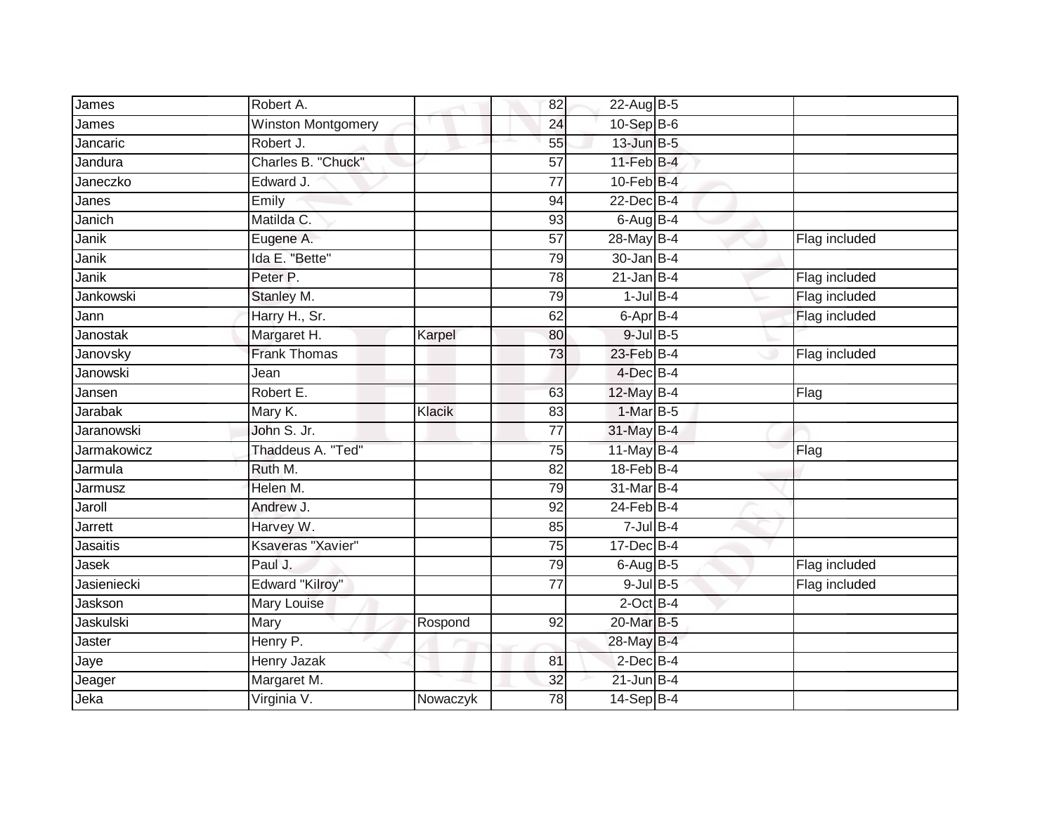| | | | | | | | |
|---|---|---|---|---|---|---|---|
| James | Robert A. | | 82 | 22-Aug | B-5 | | |
| James | Winston Montgomery | | 24 | 10-Sep | B-6 | | |
| Jancaric | Robert J. | | 55 | 13-Jun | B-5 | | |
| Jandura | Charles B. "Chuck" | | 57 | 11-Feb | B-4 | | |
| Janeczko | Edward J. | | 77 | 10-Feb | B-4 | | |
| Janes | Emily | | 94 | 22-Dec | B-4 | | |
| Janich | Matilda C. | | 93 | 6-Aug | B-4 | | |
| Janik | Eugene A. | | 57 | 28-May | B-4 | | Flag included |
| Janik | Ida E. "Bette" | | 79 | 30-Jan | B-4 | | |
| Janik | Peter P. | | 78 | 21-Jan | B-4 | | Flag included |
| Jankowski | Stanley M. | | 79 | 1-Jul | B-4 | | Flag included |
| Jann | Harry H., Sr. | | 62 | 6-Apr | B-4 | | Flag included |
| Janostak | Margaret H. | Karpel | 80 | 9-Jul | B-5 | | |
| Janovsky | Frank Thomas | | 73 | 23-Feb | B-4 | | Flag included |
| Janowski | Jean | | | 4-Dec | B-4 | | |
| Jansen | Robert E. | | 63 | 12-May | B-4 | | Flag |
| Jarabak | Mary K. | Klacik | 83 | 1-Mar | B-5 | | |
| Jaranowski | John S. Jr. | | 77 | 31-May | B-4 | | |
| Jarmakowicz | Thaddeus A. "Ted" | | 75 | 11-May | B-4 | | Flag |
| Jarmula | Ruth M. | | 82 | 18-Feb | B-4 | | |
| Jarmusz | Helen M. | | 79 | 31-Mar | B-4 | | |
| Jaroll | Andrew J. | | 92 | 24-Feb | B-4 | | |
| Jarrett | Harvey W. | | 85 | 7-Jul | B-4 | | |
| Jasaitis | Ksaveras "Xavier" | | 75 | 17-Dec | B-4 | | |
| Jasek | Paul J. | | 79 | 6-Aug | B-5 | | Flag included |
| Jasieniecki | Edward "Kilroy" | | 77 | 9-Jul | B-5 | | Flag included |
| Jaskson | Mary Louise | | | 2-Oct | B-4 | | |
| Jaskulski | Mary | Rospond | 92 | 20-Mar | B-5 | | |
| Jaster | Henry P. | | | 28-May | B-4 | | |
| Jaye | Henry Jazak | | 81 | 2-Dec | B-4 | | |
| Jeager | Margaret M. | | 32 | 21-Jun | B-4 | | |
| Jeka | Virginia V. | Nowaczyk | 78 | 14-Sep | B-4 | | |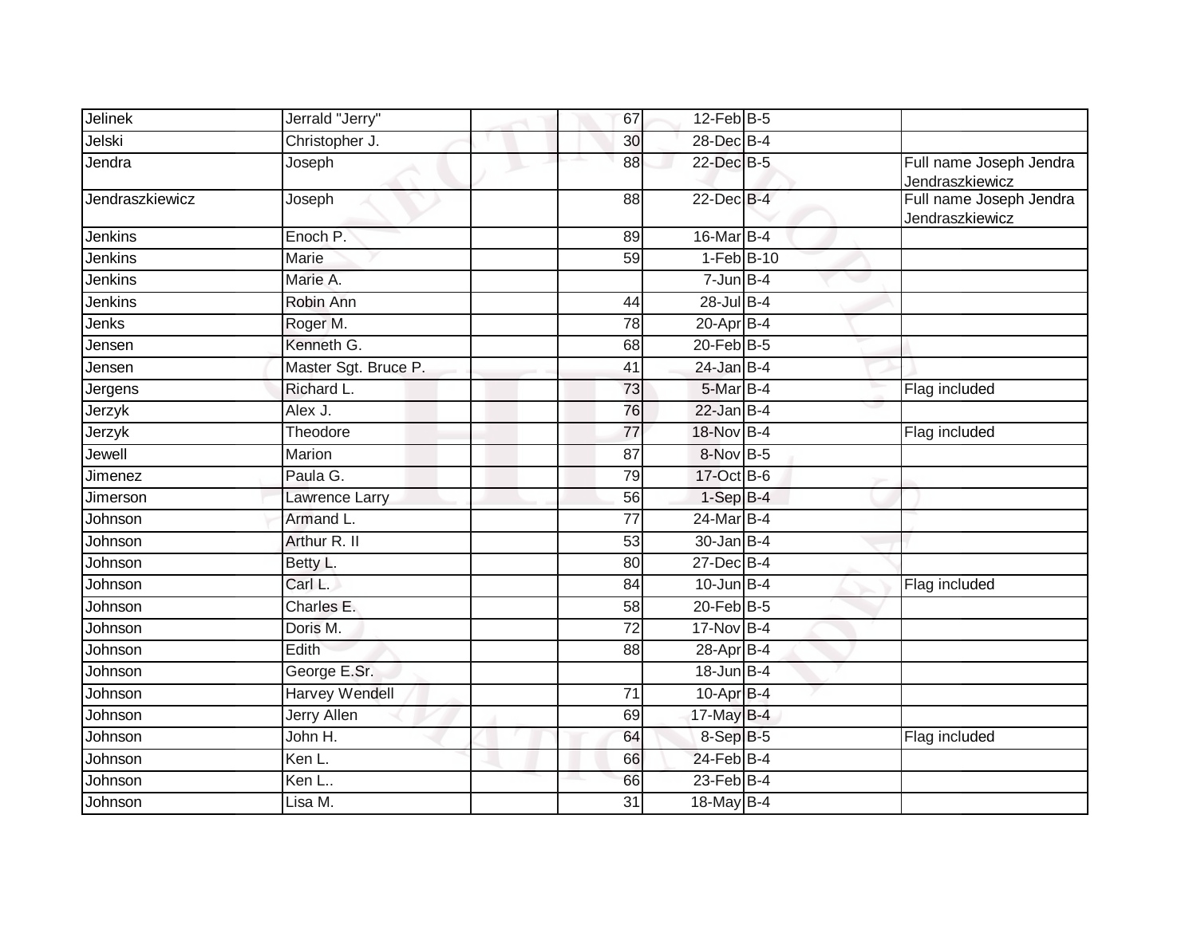| | | | | | | |
|---|---|---|---|---|---|---|
| Jelinek | Jerrald "Jerry" | | 67 | 12-Feb | B-5 | |
| Jelski | Christopher J. | | 30 | 28-Dec | B-4 | |
| Jendra | Joseph | | 88 | 22-Dec | B-5 | Full name Joseph Jendra Jendraszkiewicz |
| Jendraszkiewicz | Joseph | | 88 | 22-Dec | B-4 | Full name Joseph Jendra Jendraszkiewicz |
| Jenkins | Enoch P. | | 89 | 16-Mar | B-4 | |
| Jenkins | Marie | | 59 | 1-Feb | B-10 | |
| Jenkins | Marie A. | | | 7-Jun | B-4 | |
| Jenkins | Robin Ann | | 44 | 28-Jul | B-4 | |
| Jenks | Roger M. | | 78 | 20-Apr | B-4 | |
| Jensen | Kenneth G. | | 68 | 20-Feb | B-5 | |
| Jensen | Master Sgt. Bruce P. | | 41 | 24-Jan | B-4 | |
| Jergens | Richard L. | | 73 | 5-Mar | B-4 | Flag included |
| Jerzyk | Alex J. | | 76 | 22-Jan | B-4 | |
| Jerzyk | Theodore | | 77 | 18-Nov | B-4 | Flag included |
| Jewell | Marion | | 87 | 8-Nov | B-5 | |
| Jimenez | Paula G. | | 79 | 17-Oct | B-6 | |
| Jimerson | Lawrence Larry | | 56 | 1-Sep | B-4 | |
| Johnson | Armand L. | | 77 | 24-Mar | B-4 | |
| Johnson | Arthur R. II | | 53 | 30-Jan | B-4 | |
| Johnson | Betty L. | | 80 | 27-Dec | B-4 | |
| Johnson | Carl L. | | 84 | 10-Jun | B-4 | Flag included |
| Johnson | Charles E. | | 58 | 20-Feb | B-5 | |
| Johnson | Doris M. | | 72 | 17-Nov | B-4 | |
| Johnson | Edith | | 88 | 28-Apr | B-4 | |
| Johnson | George E.Sr. | | | 18-Jun | B-4 | |
| Johnson | Harvey Wendell | | 71 | 10-Apr | B-4 | |
| Johnson | Jerry Allen | | 69 | 17-May | B-4 | |
| Johnson | John H. | | 64 | 8-Sep | B-5 | Flag included |
| Johnson | Ken L. | | 66 | 24-Feb | B-4 | |
| Johnson | Ken L.. | | 66 | 23-Feb | B-4 | |
| Johnson | Lisa M. | | 31 | 18-May | B-4 | |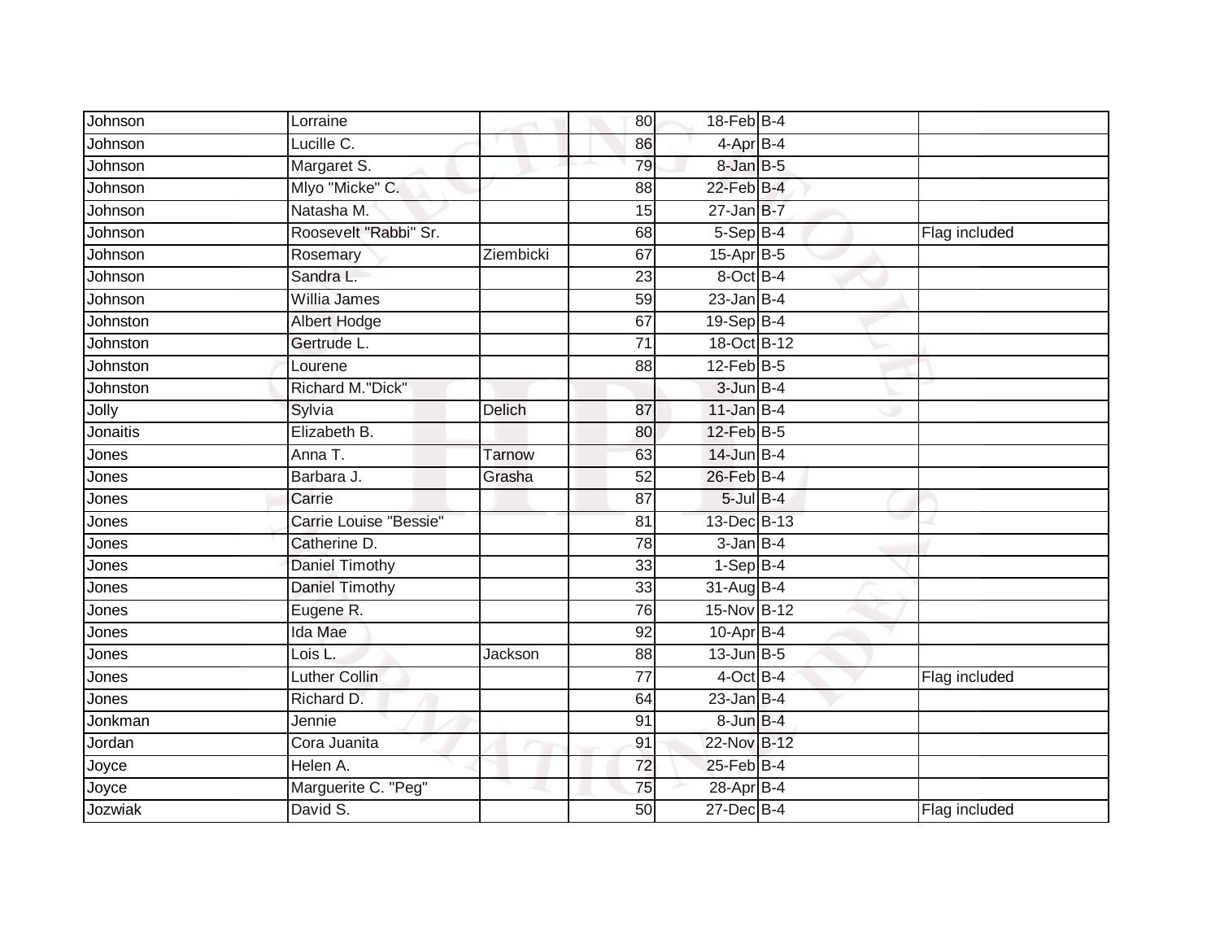| | | | | | | |
|---|---|---|---|---|---|---|
| Johnson | Lorraine | | 80 | 18-Feb | B-4 | |
| Johnson | Lucille C. | | 86 | 4-Apr | B-4 | |
| Johnson | Margaret S. | | 79 | 8-Jan | B-5 | |
| Johnson | Mlyo "Micke" C. | | 88 | 22-Feb | B-4 | |
| Johnson | Natasha M. | | 15 | 27-Jan | B-7 | |
| Johnson | Roosevelt "Rabbi" Sr. | | 68 | 5-Sep | B-4 | Flag included |
| Johnson | Rosemary | Ziembicki | 67 | 15-Apr | B-5 | |
| Johnson | Sandra L. | | 23 | 8-Oct | B-4 | |
| Johnson | Willia James | | 59 | 23-Jan | B-4 | |
| Johnston | Albert Hodge | | 67 | 19-Sep | B-4 | |
| Johnston | Gertrude L. | | 71 | 18-Oct | B-12 | |
| Johnston | Lourene | | 88 | 12-Feb | B-5 | |
| Johnston | Richard M."Dick" | | | 3-Jun | B-4 | |
| Jolly | Sylvia | Delich | 87 | 11-Jan | B-4 | |
| Jonaitis | Elizabeth B. | | 80 | 12-Feb | B-5 | |
| Jones | Anna T. | Tarnow | 63 | 14-Jun | B-4 | |
| Jones | Barbara J. | Grasha | 52 | 26-Feb | B-4 | |
| Jones | Carrie | | 87 | 5-Jul | B-4 | |
| Jones | Carrie Louise "Bessie" | | 81 | 13-Dec | B-13 | |
| Jones | Catherine D. | | 78 | 3-Jan | B-4 | |
| Jones | Daniel Timothy | | 33 | 1-Sep | B-4 | |
| Jones | Daniel Timothy | | 33 | 31-Aug | B-4 | |
| Jones | Eugene R. | | 76 | 15-Nov | B-12 | |
| Jones | Ida Mae | | 92 | 10-Apr | B-4 | |
| Jones | Lois L. | Jackson | 88 | 13-Jun | B-5 | |
| Jones | Luther Collin | | 77 | 4-Oct | B-4 | Flag included |
| Jones | Richard D. | | 64 | 23-Jan | B-4 | |
| Jonkman | Jennie | | 91 | 8-Jun | B-4 | |
| Jordan | Cora Juanita | | 91 | 22-Nov | B-12 | |
| Joyce | Helen A. | | 72 | 25-Feb | B-4 | |
| Joyce | Marguerite C. "Peg" | | 75 | 28-Apr | B-4 | |
| Jozwiak | David S. | | 50 | 27-Dec | B-4 | Flag included |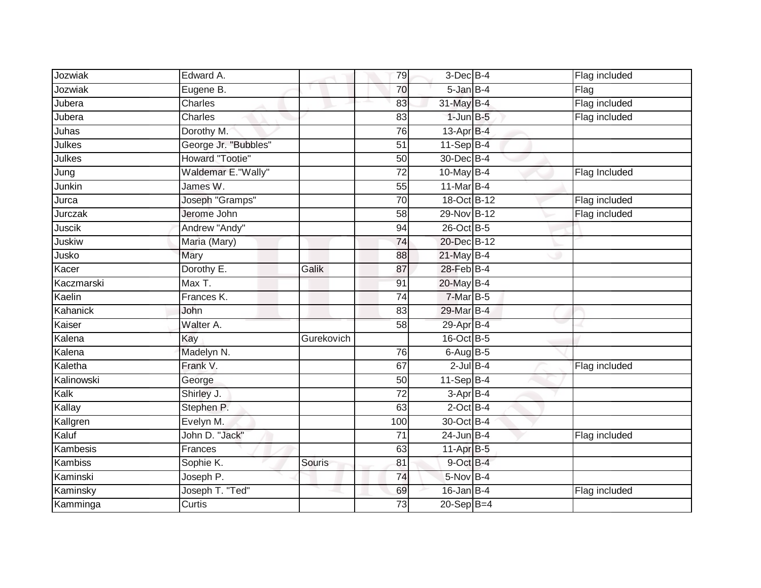| | | | | | | |
|---|---|---|---|---|---|---|
| Jozwiak | Edward A. | | 79 | 3-Dec | B-4 | Flag included |
| Jozwiak | Eugene B. | | 70 | 5-Jan | B-4 | Flag |
| Jubera | Charles | | 83 | 31-May | B-4 | Flag included |
| Jubera | Charles | | 83 | 1-Jun | B-5 | Flag included |
| Juhas | Dorothy M. | | 76 | 13-Apr | B-4 | |
| Julkes | George Jr. "Bubbles" | | 51 | 11-Sep | B-4 | |
| Julkes | Howard "Tootie" | | 50 | 30-Dec | B-4 | |
| Jung | Waldemar E."Wally" | | 72 | 10-May | B-4 | Flag Included |
| Junkin | James W. | | 55 | 11-Mar | B-4 | |
| Jurca | Joseph "Gramps" | | 70 | 18-Oct | B-12 | Flag included |
| Jurczak | Jerome John | | 58 | 29-Nov | B-12 | Flag included |
| Juscik | Andrew "Andy" | | 94 | 26-Oct | B-5 | |
| Juskiw | Maria (Mary) | | 74 | 20-Dec | B-12 | |
| Jusko | Mary | | 88 | 21-May | B-4 | |
| Kacer | Dorothy E. | Galik | 87 | 28-Feb | B-4 | |
| Kaczmarski | Max T. | | 91 | 20-May | B-4 | |
| Kaelin | Frances K. | | 74 | 7-Mar | B-5 | |
| Kahanick | John | | 83 | 29-Mar | B-4 | |
| Kaiser | Walter A. | | 58 | 29-Apr | B-4 | |
| Kalena | Kay | Gurekovich | | 16-Oct | B-5 | |
| Kalena | Madelyn N. | | 76 | 6-Aug | B-5 | |
| Kaletha | Frank V. | | 67 | 2-Jul | B-4 | Flag included |
| Kalinowski | George | | 50 | 11-Sep | B-4 | |
| Kalk | Shirley J. | | 72 | 3-Apr | B-4 | |
| Kallay | Stephen P. | | 63 | 2-Oct | B-4 | |
| Kallgren | Evelyn M. | | 100 | 30-Oct | B-4 | |
| Kaluf | John D. "Jack" | | 71 | 24-Jun | B-4 | Flag included |
| Kambesis | Frances | | 63 | 11-Apr | B-5 | |
| Kambiss | Sophie K. | Souris | 81 | 9-Oct | B-4 | |
| Kaminski | Joseph P. | | 74 | 5-Nov | B-4 | |
| Kaminsky | Joseph T. "Ted" | | 69 | 16-Jan | B-4 | Flag included |
| Kamminga | Curtis | | 73 | 20-Sep | B=4 | |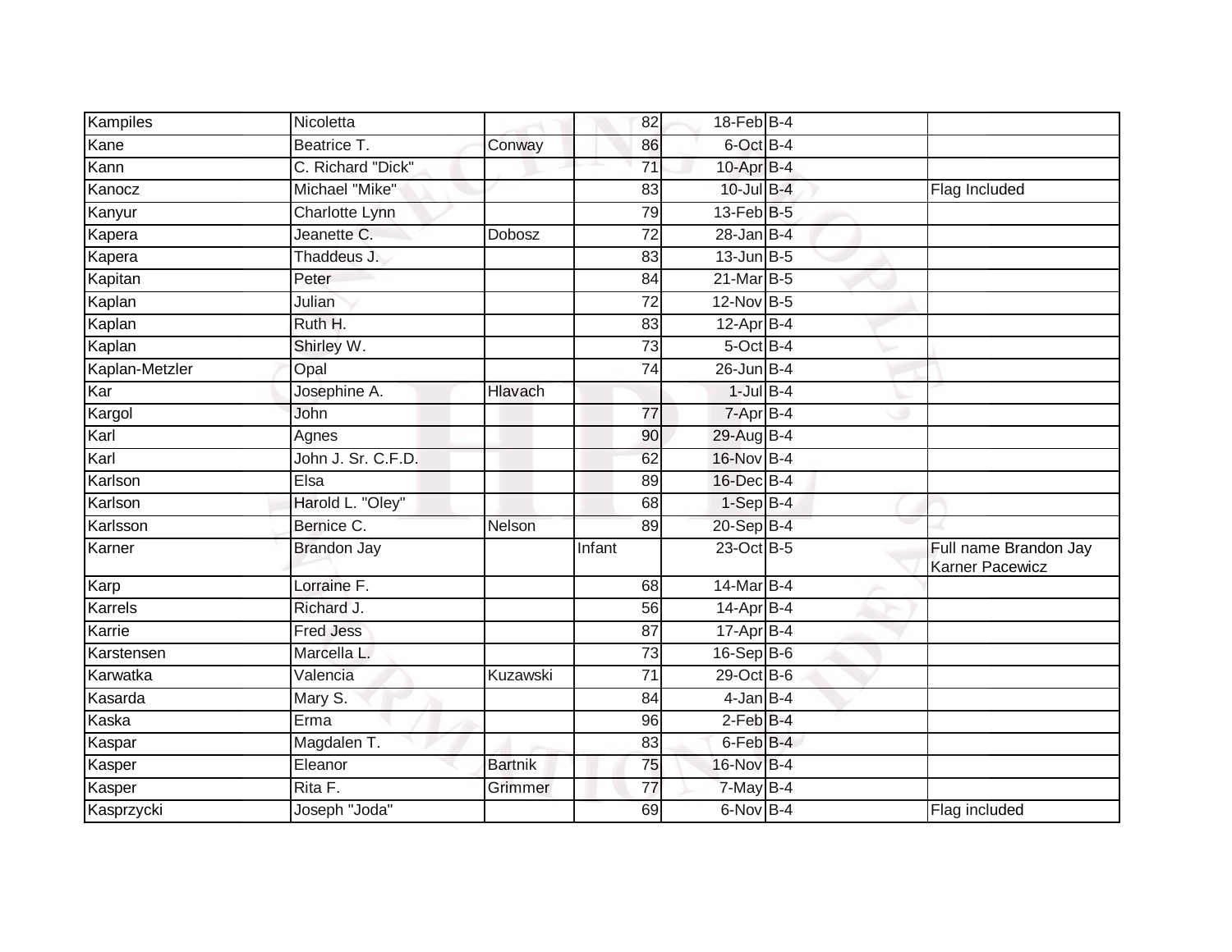| Kampiles | Nicoletta | | 82 | 18-Feb | B-4 | | |
|---|---|---|---|---|---|---|---|
| Kane | Beatrice T. | Conway | 86 | 6-Oct | B-4 | | |
| Kann | C. Richard "Dick" | | 71 | 10-Apr | B-4 | | |
| Kanocz | Michael "Mike" | | 83 | 10-Jul | B-4 | | Flag Included |
| Kanyur | Charlotte Lynn | | 79 | 13-Feb | B-5 | | |
| Kapera | Jeanette C. | Dobosz | 72 | 28-Jan | B-4 | | |
| Kapera | Thaddeus J. | | 83 | 13-Jun | B-5 | | |
| Kapitan | Peter | | 84 | 21-Mar | B-5 | | |
| Kaplan | Julian | | 72 | 12-Nov | B-5 | | |
| Kaplan | Ruth H. | | 83 | 12-Apr | B-4 | | |
| Kaplan | Shirley W. | | 73 | 5-Oct | B-4 | | |
| Kaplan-Metzler | Opal | | 74 | 26-Jun | B-4 | | |
| Kar | Josephine A. | Hlavach | | 1-Jul | B-4 | | |
| Kargol | John | | 77 | 7-Apr | B-4 | | |
| Karl | Agnes | | 90 | 29-Aug | B-4 | | |
| Karl | John J. Sr. C.F.D. | | 62 | 16-Nov | B-4 | | |
| Karlson | Elsa | | 89 | 16-Dec | B-4 | | |
| Karlson | Harold L. "Oley" | | 68 | 1-Sep | B-4 | | |
| Karlsson | Bernice C. | Nelson | 89 | 20-Sep | B-4 | | |
| Karner | Brandon Jay | | Infant | 23-Oct | B-5 | | Full name Brandon Jay Karner Pacewicz |
| Karp | Lorraine F. | | 68 | 14-Mar | B-4 | | |
| Karrels | Richard J. | | 56 | 14-Apr | B-4 | | |
| Karrie | Fred Jess | | 87 | 17-Apr | B-4 | | |
| Karstensen | Marcella L. | | 73 | 16-Sep | B-6 | | |
| Karwatka | Valencia | Kuzawski | 71 | 29-Oct | B-6 | | |
| Kasarda | Mary S. | | 84 | 4-Jan | B-4 | | |
| Kaska | Erma | | 96 | 2-Feb | B-4 | | |
| Kaspar | Magdalen T. | | 83 | 6-Feb | B-4 | | |
| Kasper | Eleanor | Bartnik | 75 | 16-Nov | B-4 | | |
| Kasper | Rita F. | Grimmer | 77 | 7-May | B-4 | | |
| Kasprzycki | Joseph "Joda" | | 69 | 6-Nov | B-4 | | Flag included |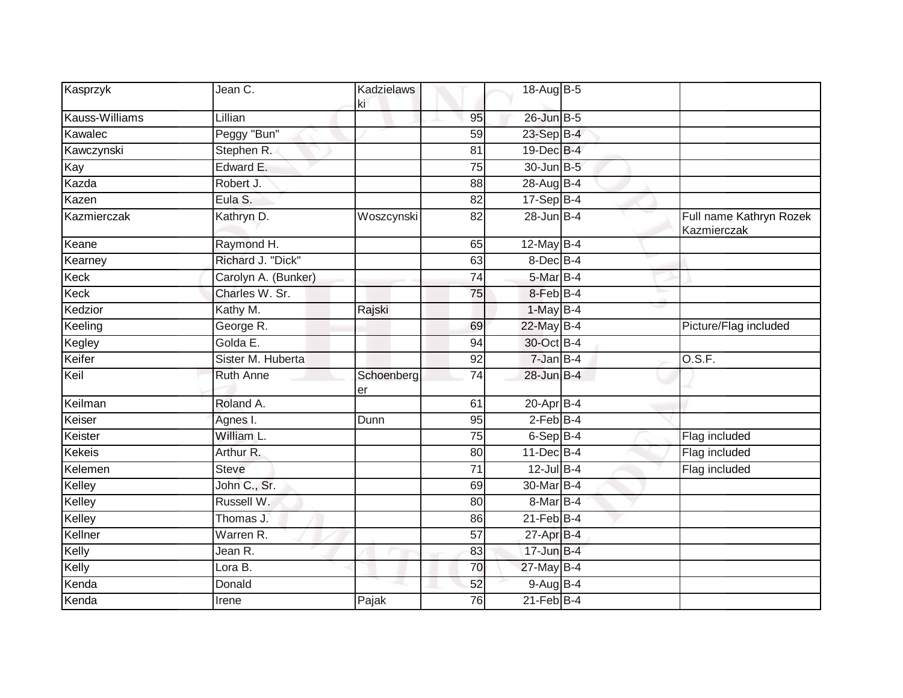| | | | | | | |
|---|---|---|---|---|---|---|
| Kasprzyk | Jean C. | Kadzielawski | | 18-Aug | B-5 | |
| Kauss-Williams | Lillian | | 95 | 26-Jun | B-5 | |
| Kawalec | Peggy "Bun" | | 59 | 23-Sep | B-4 | |
| Kawczynski | Stephen R. | | 81 | 19-Dec | B-4 | |
| Kay | Edward E. | | 75 | 30-Jun | B-5 | |
| Kazda | Robert J. | | 88 | 28-Aug | B-4 | |
| Kazen | Eula S. | | 82 | 17-Sep | B-4 | |
| Kazmierczak | Kathryn D. | Woszcynski | 82 | 28-Jun | B-4 | Full name Kathryn Rozek Kazmierczak |
| Keane | Raymond H. | | 65 | 12-May | B-4 | |
| Kearney | Richard J. "Dick" | | 63 | 8-Dec | B-4 | |
| Keck | Carolyn A. (Bunker) | | 74 | 5-Mar | B-4 | |
| Keck | Charles W. Sr. | | 75 | 8-Feb | B-4 | |
| Kedzior | Kathy M. | Rajski | | 1-May | B-4 | |
| Keeling | George R. | | 69 | 22-May | B-4 | Picture/Flag included |
| Kegley | Golda E. | | 94 | 30-Oct | B-4 | |
| Keifer | Sister M. Huberta | | 92 | 7-Jan | B-4 | O.S.F. |
| Keil | Ruth Anne | Schoenberger | 74 | 28-Jun | B-4 | |
| Keilman | Roland A. | | 61 | 20-Apr | B-4 | |
| Keiser | Agnes I. | Dunn | 95 | 2-Feb | B-4 | |
| Keister | William L. | | 75 | 6-Sep | B-4 | Flag included |
| Kekeis | Arthur R. | | 80 | 11-Dec | B-4 | Flag included |
| Kelemen | Steve | | 71 | 12-Jul | B-4 | Flag included |
| Kelley | John C., Sr. | | 69 | 30-Mar | B-4 | |
| Kelley | Russell W. | | 80 | 8-Mar | B-4 | |
| Kelley | Thomas J. | | 86 | 21-Feb | B-4 | |
| Kellner | Warren R. | | 57 | 27-Apr | B-4 | |
| Kelly | Jean R. | | 83 | 17-Jun | B-4 | |
| Kelly | Lora B. | | 70 | 27-May | B-4 | |
| Kenda | Donald | | 52 | 9-Aug | B-4 | |
| Kenda | Irene | Pajak | 76 | 21-Feb | B-4 | |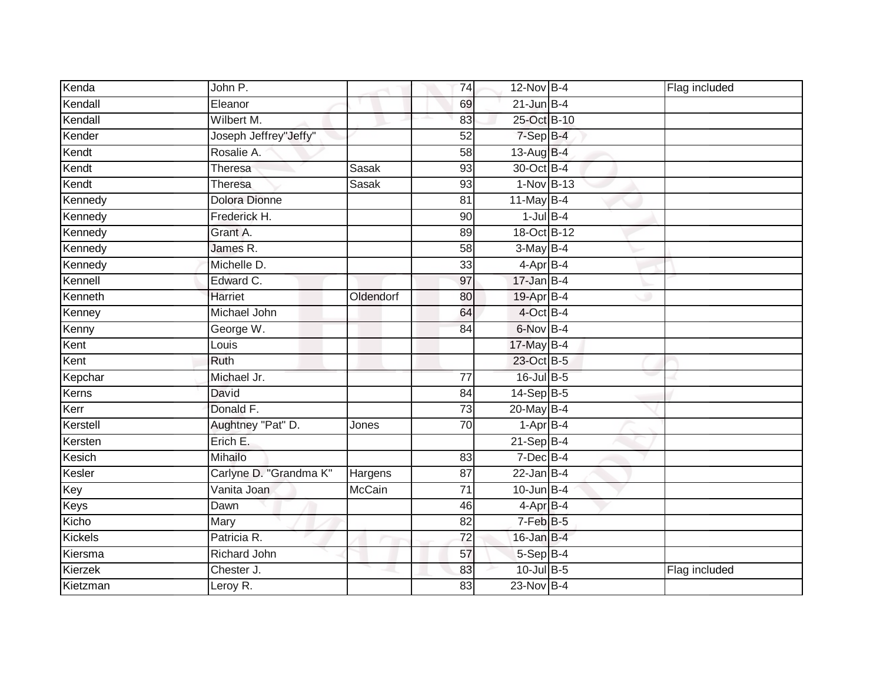| | | | | | | | |
|---|---|---|---|---|---|---|---|
| Kenda | John P. | | 74 | 12-Nov | B-4 | | Flag included |
| Kendall | Eleanor | | 69 | 21-Jun | B-4 | | |
| Kendall | Wilbert M. | | 83 | 25-Oct | B-10 | | |
| Kender | Joseph Jeffrey"Jeffy" | | 52 | 7-Sep | B-4 | | |
| Kendt | Rosalie A. | | 58 | 13-Aug | B-4 | | |
| Kendt | Theresa | Sasak | 93 | 30-Oct | B-4 | | |
| Kendt | Theresa | Sasak | 93 | 1-Nov | B-13 | | |
| Kennedy | Dolora Dionne | | 81 | 11-May | B-4 | | |
| Kennedy | Frederick H. | | 90 | 1-Jul | B-4 | | |
| Kennedy | Grant A. | | 89 | 18-Oct | B-12 | | |
| Kennedy | James R. | | 58 | 3-May | B-4 | | |
| Kennedy | Michelle D. | | 33 | 4-Apr | B-4 | | |
| Kennell | Edward C. | | 97 | 17-Jan | B-4 | | |
| Kenneth | Harriet | Oldendorf | 80 | 19-Apr | B-4 | | |
| Kenney | Michael John | | 64 | 4-Oct | B-4 | | |
| Kenny | George W. | | 84 | 6-Nov | B-4 | | |
| Kent | Louis | | | 17-May | B-4 | | |
| Kent | Ruth | | | 23-Oct | B-5 | | |
| Kepchar | Michael Jr. | | 77 | 16-Jul | B-5 | | |
| Kerns | David | | 84 | 14-Sep | B-5 | | |
| Kerr | Donald F. | | 73 | 20-May | B-4 | | |
| Kerstell | Aughtney "Pat" D. | Jones | 70 | 1-Apr | B-4 | | |
| Kersten | Erich E. | | | 21-Sep | B-4 | | |
| Kesich | Mihailo | | 83 | 7-Dec | B-4 | | |
| Kesler | Carlyne D. "Grandma K" | Hargens | 87 | 22-Jan | B-4 | | |
| Key | Vanita Joan | McCain | 71 | 10-Jun | B-4 | | |
| Keys | Dawn | | 46 | 4-Apr | B-4 | | |
| Kicho | Mary | | 82 | 7-Feb | B-5 | | |
| Kickels | Patricia R. | | 72 | 16-Jan | B-4 | | |
| Kiersma | Richard John | | 57 | 5-Sep | B-4 | | |
| Kierzek | Chester J. | | 83 | 10-Jul | B-5 | | Flag included |
| Kietzman | Leroy R. | | 83 | 23-Nov | B-4 | | |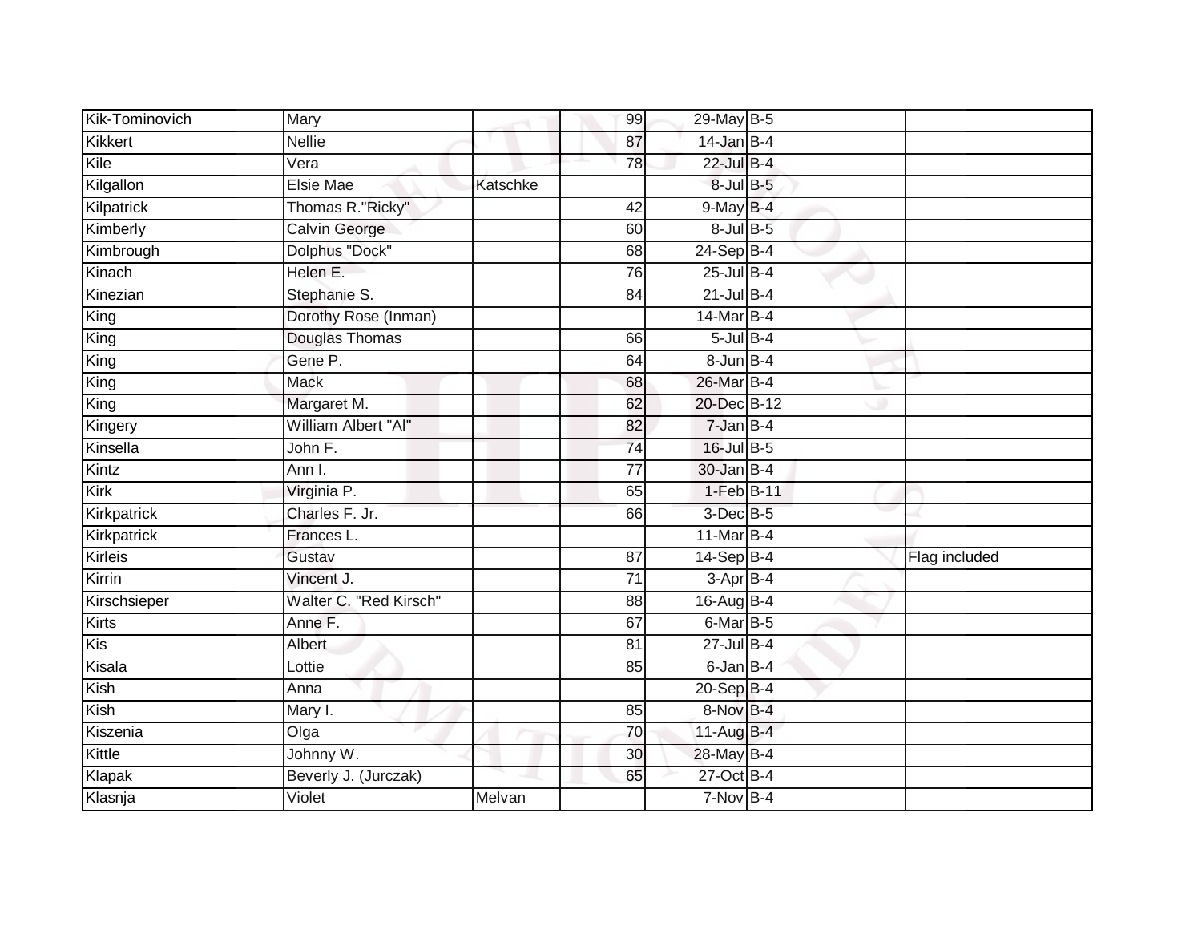| Kik-Tominovich | Mary | | 99 | 29-May | B-5 | |
|---|---|---|---|---|---|---|
| Kikkert | Nellie | | 87 | 14-Jan | B-4 | |
| Kile | Vera | | 78 | 22-Jul | B-4 | |
| Kilgallon | Elsie Mae | Katschke | | 8-Jul | B-5 | |
| Kilpatrick | Thomas R."Ricky" | | 42 | 9-May | B-4 | |
| Kimberly | Calvin George | | 60 | 8-Jul | B-5 | |
| Kimbrough | Dolphus "Dock" | | 68 | 24-Sep | B-4 | |
| Kinach | Helen E. | | 76 | 25-Jul | B-4 | |
| Kinezian | Stephanie S. | | 84 | 21-Jul | B-4 | |
| King | Dorothy Rose (Inman) | | | 14-Mar | B-4 | |
| King | Douglas Thomas | | 66 | 5-Jul | B-4 | |
| King | Gene P. | | 64 | 8-Jun | B-4 | |
| King | Mack | | 68 | 26-Mar | B-4 | |
| King | Margaret M. | | 62 | 20-Dec | B-12 | |
| Kingery | William Albert "Al" | | 82 | 7-Jan | B-4 | |
| Kinsella | John F. | | 74 | 16-Jul | B-5 | |
| Kintz | Ann I. | | 77 | 30-Jan | B-4 | |
| Kirk | Virginia P. | | 65 | 1-Feb | B-11 | |
| Kirkpatrick | Charles F. Jr. | | 66 | 3-Dec | B-5 | |
| Kirkpatrick | Frances L. | | | 11-Mar | B-4 | |
| Kirleis | Gustav | | 87 | 14-Sep | B-4 | Flag included |
| Kirrin | Vincent J. | | 71 | 3-Apr | B-4 | |
| Kirschsieper | Walter C. "Red Kirsch" | | 88 | 16-Aug | B-4 | |
| Kirts | Anne F. | | 67 | 6-Mar | B-5 | |
| Kis | Albert | | 81 | 27-Jul | B-4 | |
| Kisala | Lottie | | 85 | 6-Jan | B-4 | |
| Kish | Anna | | | 20-Sep | B-4 | |
| Kish | Mary I. | | 85 | 8-Nov | B-4 | |
| Kiszenia | Olga | | 70 | 11-Aug | B-4 | |
| Kittle | Johnny W. | | 30 | 28-May | B-4 | |
| Klapak | Beverly J. (Jurczak) | | 65 | 27-Oct | B-4 | |
| Klasnja | Violet | Melvan | | 7-Nov | B-4 | |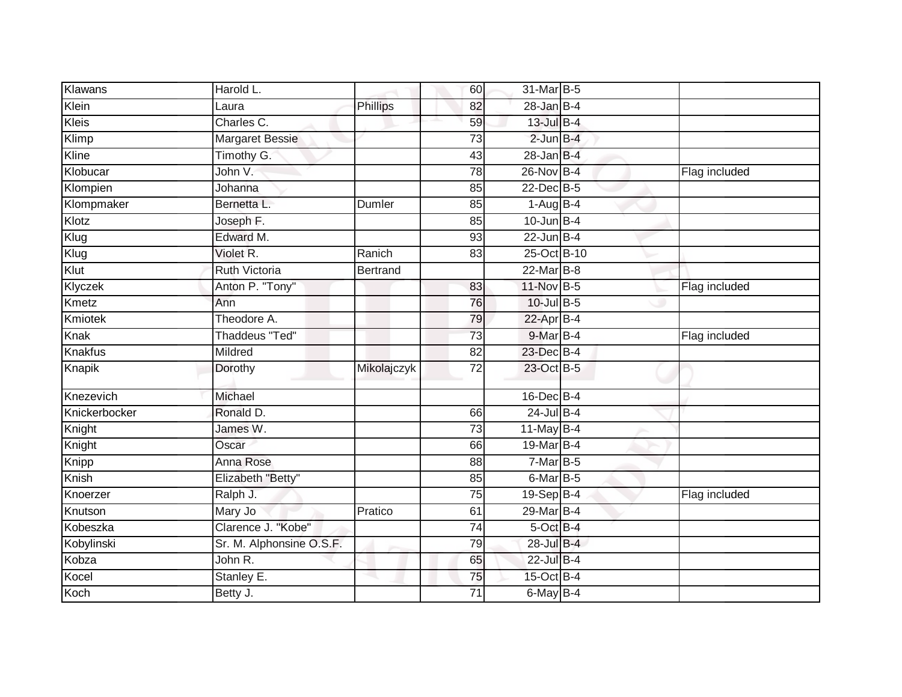| Klawans | Harold L. | | 60 | 31-Mar | B-5 | |
|---|---|---|---|---|---|---|
| Klein | Laura | Phillips | 82 | 28-Jan | B-4 | |
| Kleis | Charles C. | | 59 | 13-Jul | B-4 | |
| Klimp | Margaret Bessie | | 73 | 2-Jun | B-4 | |
| Kline | Timothy G. | | 43 | 28-Jan | B-4 | |
| Klobucar | John V. | | 78 | 26-Nov | B-4 | Flag included |
| Klompien | Johanna | | 85 | 22-Dec | B-5 | |
| Klompmaker | Bernetta L. | Dumler | 85 | 1-Aug | B-4 | |
| Klotz | Joseph F. | | 85 | 10-Jun | B-4 | |
| Klug | Edward M. | | 93 | 22-Jun | B-4 | |
| Klug | Violet R. | Ranich | 83 | 25-Oct | B-10 | |
| Klut | Ruth Victoria | Bertrand | | 22-Mar | B-8 | |
| Klyczek | Anton P. "Tony" | | 83 | 11-Nov | B-5 | Flag included |
| Kmetz | Ann | | 76 | 10-Jul | B-5 | |
| Kmiotek | Theodore A. | | 79 | 22-Apr | B-4 | |
| Knak | Thaddeus "Ted" | | 73 | 9-Mar | B-4 | Flag included |
| Knakfus | Mildred | | 82 | 23-Dec | B-4 | |
| Knapik | Dorothy | Mikolajczyk | 72 | 23-Oct | B-5 | |
| Knezevich | Michael | | | 16-Dec | B-4 | |
| Knickerbocker | Ronald D. | | 66 | 24-Jul | B-4 | |
| Knight | James W. | | 73 | 11-May | B-4 | |
| Knight | Oscar | | 66 | 19-Mar | B-4 | |
| Knipp | Anna Rose | | 88 | 7-Mar | B-5 | |
| Knish | Elizabeth "Betty" | | 85 | 6-Mar | B-5 | |
| Knoerzer | Ralph J. | | 75 | 19-Sep | B-4 | Flag included |
| Knutson | Mary Jo | Pratico | 61 | 29-Mar | B-4 | |
| Kobeszka | Clarence J. "Kobe" | | 74 | 5-Oct | B-4 | |
| Kobylinski | Sr. M. Alphonsine O.S.F. | | 79 | 28-Jul | B-4 | |
| Kobza | John R. | | 65 | 22-Jul | B-4 | |
| Kocel | Stanley E. | | 75 | 15-Oct | B-4 | |
| Koch | Betty J. | | 71 | 6-May | B-4 | |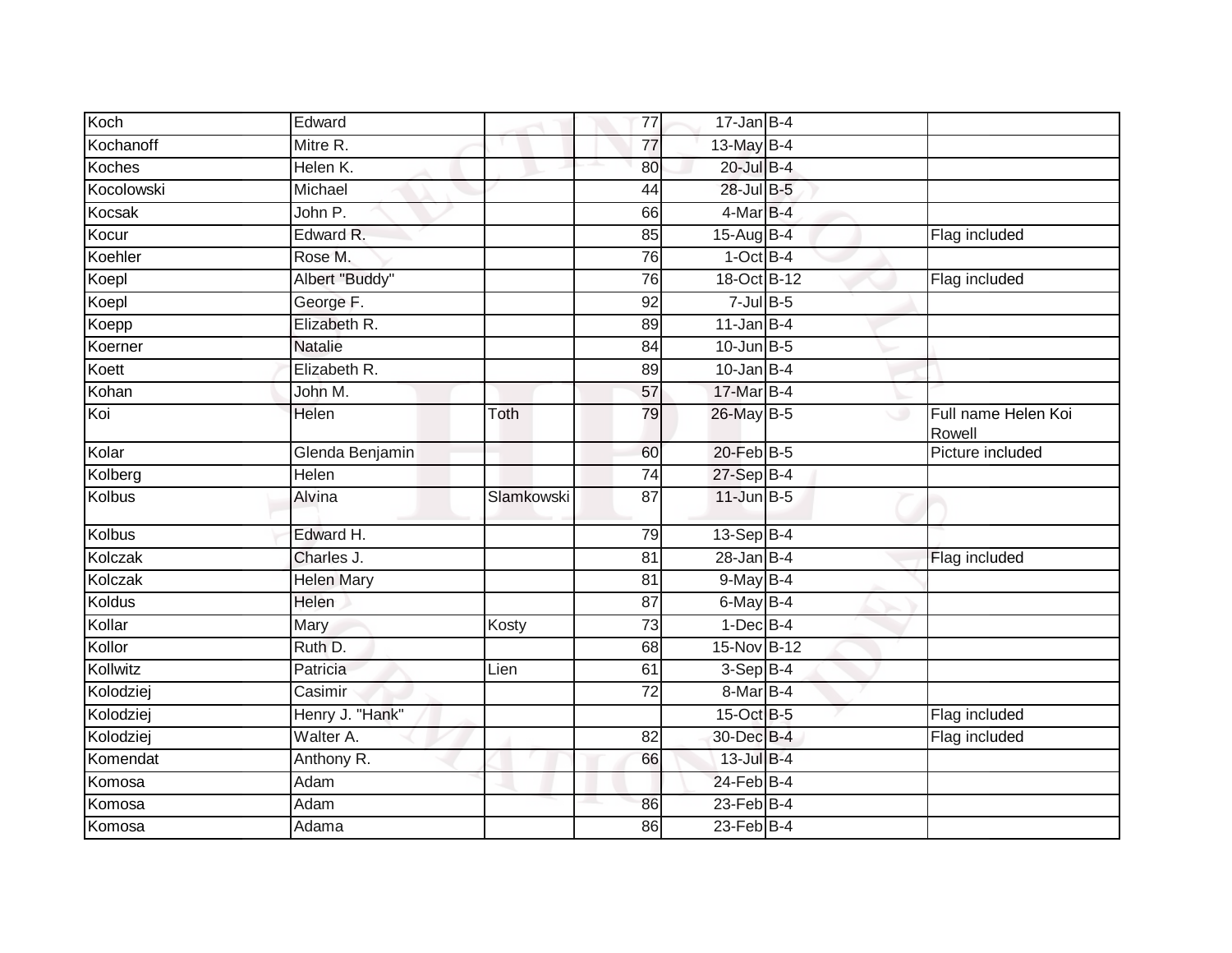| | | | | | | |
|---|---|---|---|---|---|---|
| Koch | Edward | | 77 | 17-Jan | B-4 | |
| Kochanoff | Mitre R. | | 77 | 13-May | B-4 | |
| Koches | Helen K. | | 80 | 20-Jul | B-4 | |
| Kocolowski | Michael | | 44 | 28-Jul | B-5 | |
| Kocsak | John P. | | 66 | 4-Mar | B-4 | |
| Kocur | Edward R. | | 85 | 15-Aug | B-4 | Flag included |
| Koehler | Rose M. | | 76 | 1-Oct | B-4 | |
| Koepl | Albert "Buddy" | | 76 | 18-Oct | B-12 | Flag included |
| Koepl | George F. | | 92 | 7-Jul | B-5 | |
| Koepp | Elizabeth R. | | 89 | 11-Jan | B-4 | |
| Koerner | Natalie | | 84 | 10-Jun | B-5 | |
| Koett | Elizabeth R. | | 89 | 10-Jan | B-4 | |
| Kohan | John M. | | 57 | 17-Mar | B-4 | |
| Koi | Helen | Toth | 79 | 26-May | B-5 | Full name Helen Koi Rowell |
| Kolar | Glenda Benjamin | | 60 | 20-Feb | B-5 | Picture included |
| Kolberg | Helen | | 74 | 27-Sep | B-4 | |
| Kolbus | Alvina | Slamkowski | 87 | 11-Jun | B-5 | |
| Kolbus | Edward H. | | 79 | 13-Sep | B-4 | |
| Kolczak | Charles J. | | 81 | 28-Jan | B-4 | Flag included |
| Kolczak | Helen Mary | | 81 | 9-May | B-4 | |
| Koldus | Helen | | 87 | 6-May | B-4 | |
| Kollar | Mary | Kosty | 73 | 1-Dec | B-4 | |
| Kollor | Ruth D. | | 68 | 15-Nov | B-12 | |
| Kollwitz | Patricia | Lien | 61 | 3-Sep | B-4 | |
| Kolodziej | Casimir | | 72 | 8-Mar | B-4 | |
| Kolodziej | Henry J. "Hank" | | | 15-Oct | B-5 | Flag included |
| Kolodziej | Walter A. | | 82 | 30-Dec | B-4 | Flag included |
| Komendat | Anthony R. | | 66 | 13-Jul | B-4 | |
| Komosa | Adam | | | 24-Feb | B-4 | |
| Komosa | Adam | | 86 | 23-Feb | B-4 | |
| Komosa | Adama | | 86 | 23-Feb | B-4 | |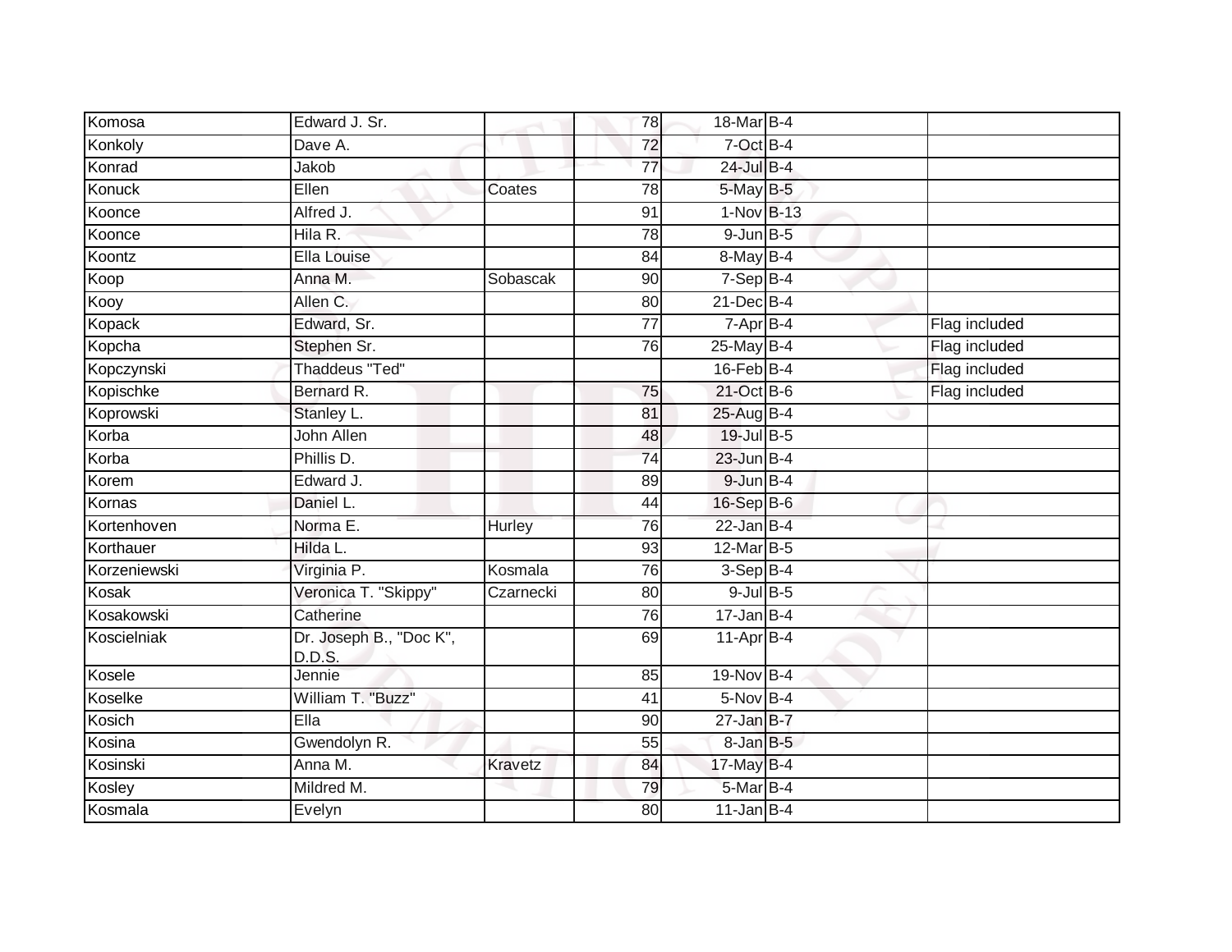| | | | | | | |
|---|---|---|---|---|---|---|
| Komosa | Edward J. Sr. | | 78 | 18-Mar | B-4 | |
| Konkoly | Dave A. | | 72 | 7-Oct | B-4 | |
| Konrad | Jakob | | 77 | 24-Jul | B-4 | |
| Konuck | Ellen | Coates | 78 | 5-May | B-5 | |
| Koonce | Alfred J. | | 91 | 1-Nov | B-13 | |
| Koonce | Hila R. | | 78 | 9-Jun | B-5 | |
| Koontz | Ella Louise | | 84 | 8-May | B-4 | |
| Koop | Anna M. | Sobascak | 90 | 7-Sep | B-4 | |
| Kooy | Allen C. | | 80 | 21-Dec | B-4 | |
| Kopack | Edward, Sr. | | 77 | 7-Apr | B-4 | Flag included |
| Kopcha | Stephen Sr. | | 76 | 25-May | B-4 | Flag included |
| Kopczynski | Thaddeus "Ted" | | | 16-Feb | B-4 | Flag included |
| Kopischke | Bernard R. | | 75 | 21-Oct | B-6 | Flag included |
| Koprowski | Stanley L. | | 81 | 25-Aug | B-4 | |
| Korba | John Allen | | 48 | 19-Jul | B-5 | |
| Korba | Phillis D. | | 74 | 23-Jun | B-4 | |
| Korem | Edward J. | | 89 | 9-Jun | B-4 | |
| Kornas | Daniel L. | | 44 | 16-Sep | B-6 | |
| Kortenhoven | Norma E. | Hurley | 76 | 22-Jan | B-4 | |
| Korthauer | Hilda L. | | 93 | 12-Mar | B-5 | |
| Korzeniewski | Virginia P. | Kosmala | 76 | 3-Sep | B-4 | |
| Kosak | Veronica T. "Skippy" | Czarnecki | 80 | 9-Jul | B-5 | |
| Kosakowski | Catherine | | 76 | 17-Jan | B-4 | |
| Koscielniak | Dr. Joseph B., "Doc K", D.D.S. | | 69 | 11-Apr | B-4 | |
| Kosele | Jennie | | 85 | 19-Nov | B-4 | |
| Koselke | William T. "Buzz" | | 41 | 5-Nov | B-4 | |
| Kosich | Ella | | 90 | 27-Jan | B-7 | |
| Kosina | Gwendolyn R. | | 55 | 8-Jan | B-5 | |
| Kosinski | Anna M. | Kravetz | 84 | 17-May | B-4 | |
| Kosley | Mildred M. | | 79 | 5-Mar | B-4 | |
| Kosmala | Evelyn | | 80 | 11-Jan | B-4 | |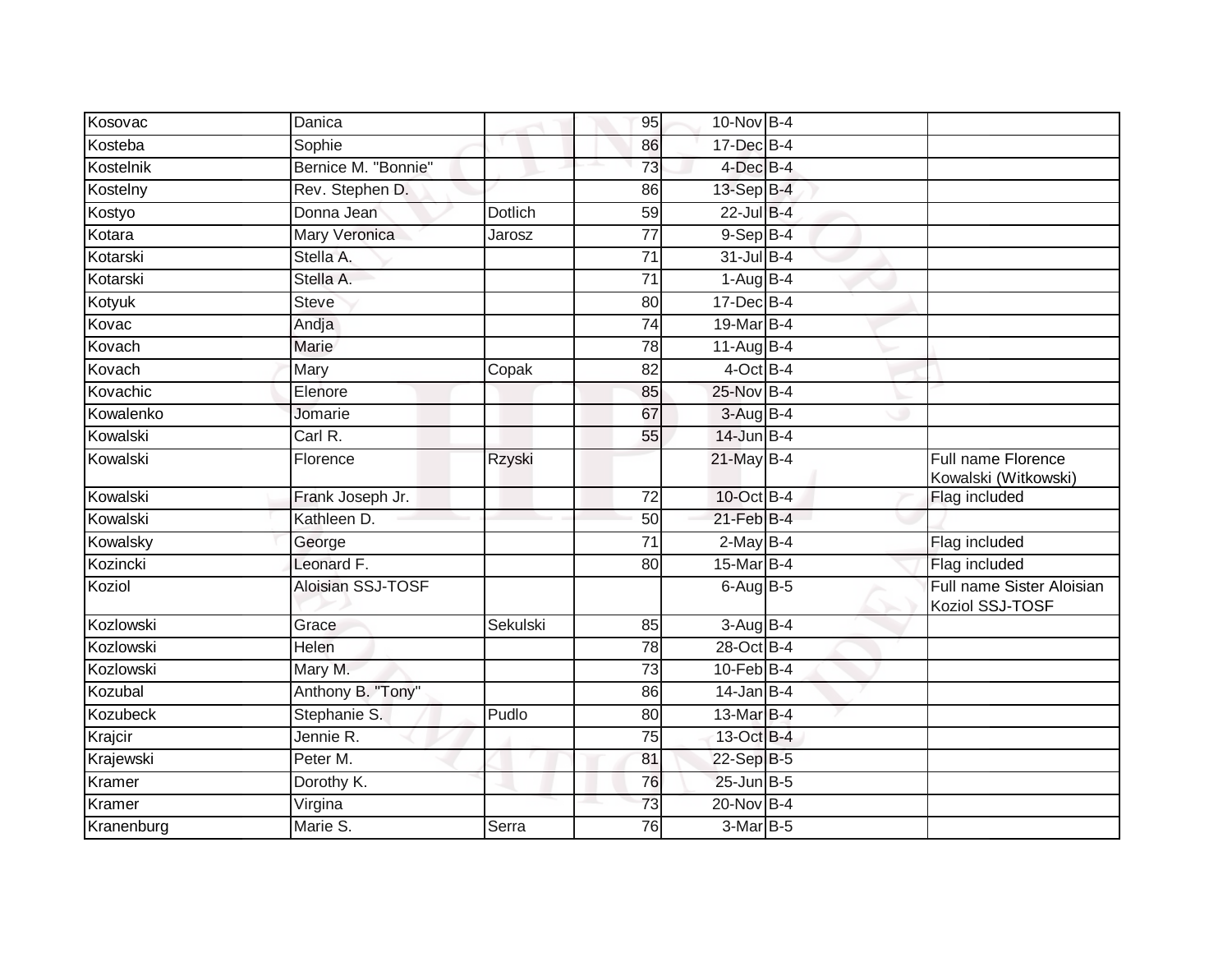| Kosovac | Danica | | 95 | 10-Nov | B-4 | |
|---|---|---|---|---|---|---|
| Kosteba | Sophie | | 86 | 17-Dec | B-4 | |
| Kostelnik | Bernice M. "Bonnie" | | 73 | 4-Dec | B-4 | |
| Kostelny | Rev. Stephen D. | | 86 | 13-Sep | B-4 | |
| Kostyo | Donna Jean | Dotlich | 59 | 22-Jul | B-4 | |
| Kotara | Mary Veronica | Jarosz | 77 | 9-Sep | B-4 | |
| Kotarski | Stella A. | | 71 | 31-Jul | B-4 | |
| Kotarski | Stella A. | | 71 | 1-Aug | B-4 | |
| Kotyuk | Steve | | 80 | 17-Dec | B-4 | |
| Kovac | Andja | | 74 | 19-Mar | B-4 | |
| Kovach | Marie | | 78 | 11-Aug | B-4 | |
| Kovach | Mary | Copak | 82 | 4-Oct | B-4 | |
| Kovachic | Elenore | | 85 | 25-Nov | B-4 | |
| Kowalenko | Jomarie | | 67 | 3-Aug | B-4 | |
| Kowalski | Carl R. | | 55 | 14-Jun | B-4 | |
| Kowalski | Florence | Rzyski | | 21-May | B-4 | Full name Florence Kowalski (Witkowski) |
| Kowalski | Frank Joseph Jr. | | 72 | 10-Oct | B-4 | Flag included |
| Kowalski | Kathleen D. | | 50 | 21-Feb | B-4 | |
| Kowalsky | George | | 71 | 2-May | B-4 | Flag included |
| Kozincki | Leonard F. | | 80 | 15-Mar | B-4 | Flag included |
| Koziol | Aloisian SSJ-TOSF | | | 6-Aug | B-5 | Full name Sister Aloisian Koziol SSJ-TOSF |
| Kozlowski | Grace | Sekulski | 85 | 3-Aug | B-4 | |
| Kozlowski | Helen | | 78 | 28-Oct | B-4 | |
| Kozlowski | Mary M. | | 73 | 10-Feb | B-4 | |
| Kozubal | Anthony B. "Tony" | | 86 | 14-Jan | B-4 | |
| Kozubeck | Stephanie S. | Pudlo | 80 | 13-Mar | B-4 | |
| Krajcir | Jennie R. | | 75 | 13-Oct | B-4 | |
| Krajewski | Peter M. | | 81 | 22-Sep | B-5 | |
| Kramer | Dorothy K. | | 76 | 25-Jun | B-5 | |
| Kramer | Virgina | | 73 | 20-Nov | B-4 | |
| Kranenburg | Marie S. | Serra | 76 | 3-Mar | B-5 | |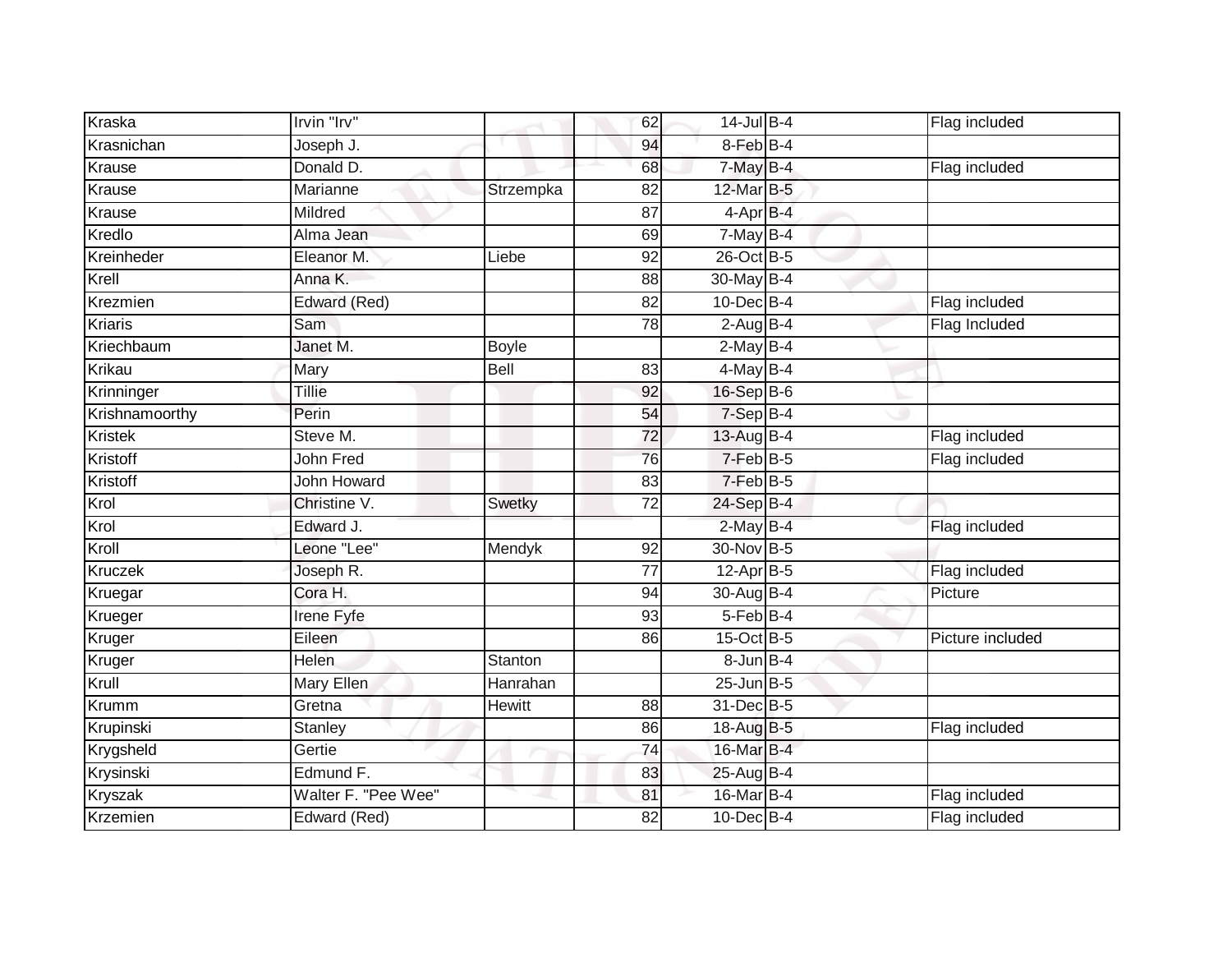| | | | | | | | |
|---|---|---|---|---|---|---|---|
| Kraska | Irvin "Irv" | | 62 | 14-Jul | B-4 | | Flag included |
| Krasnichan | Joseph J. | | 94 | 8-Feb | B-4 | | |
| Krause | Donald D. | | 68 | 7-May | B-4 | | Flag included |
| Krause | Marianne | Strzempka | 82 | 12-Mar | B-5 | | |
| Krause | Mildred | | 87 | 4-Apr | B-4 | | |
| Kredlo | Alma Jean | | 69 | 7-May | B-4 | | |
| Kreinheder | Eleanor M. | Liebe | 92 | 26-Oct | B-5 | | |
| Krell | Anna K. | | 88 | 30-May | B-4 | | |
| Krezmien | Edward (Red) | | 82 | 10-Dec | B-4 | | Flag included |
| Kriaris | Sam | | 78 | 2-Aug | B-4 | | Flag Included |
| Kriechbaum | Janet M. | Boyle | | 2-May | B-4 | | |
| Krikau | Mary | Bell | 83 | 4-May | B-4 | | |
| Krinninger | Tillie | | 92 | 16-Sep | B-6 | | |
| Krishnamoorthy | Perin | | 54 | 7-Sep | B-4 | | |
| Kristek | Steve M. | | 72 | 13-Aug | B-4 | | Flag included |
| Kristoff | John Fred | | 76 | 7-Feb | B-5 | | Flag included |
| Kristoff | John Howard | | 83 | 7-Feb | B-5 | | |
| Krol | Christine V. | Swetky | 72 | 24-Sep | B-4 | | |
| Krol | Edward J. | | | 2-May | B-4 | | Flag included |
| Kroll | Leone "Lee" | Mendyk | 92 | 30-Nov | B-5 | | |
| Kruczek | Joseph R. | | 77 | 12-Apr | B-5 | | Flag included |
| Kruegar | Cora H. | | 94 | 30-Aug | B-4 | | Picture |
| Krueger | Irene Fyfe | | 93 | 5-Feb | B-4 | | |
| Kruger | Eileen | | 86 | 15-Oct | B-5 | | Picture included |
| Kruger | Helen | Stanton | | 8-Jun | B-4 | | |
| Krull | Mary Ellen | Hanrahan | | 25-Jun | B-5 | | |
| Krumm | Gretna | Hewitt | 88 | 31-Dec | B-5 | | |
| Krupinski | Stanley | | 86 | 18-Aug | B-5 | | Flag included |
| Krygsheld | Gertie | | 74 | 16-Mar | B-4 | | |
| Krysinski | Edmund F. | | 83 | 25-Aug | B-4 | | |
| Kryszak | Walter F. "Pee Wee" | | 81 | 16-Mar | B-4 | | Flag included |
| Krzemien | Edward (Red) | | 82 | 10-Dec | B-4 | | Flag included |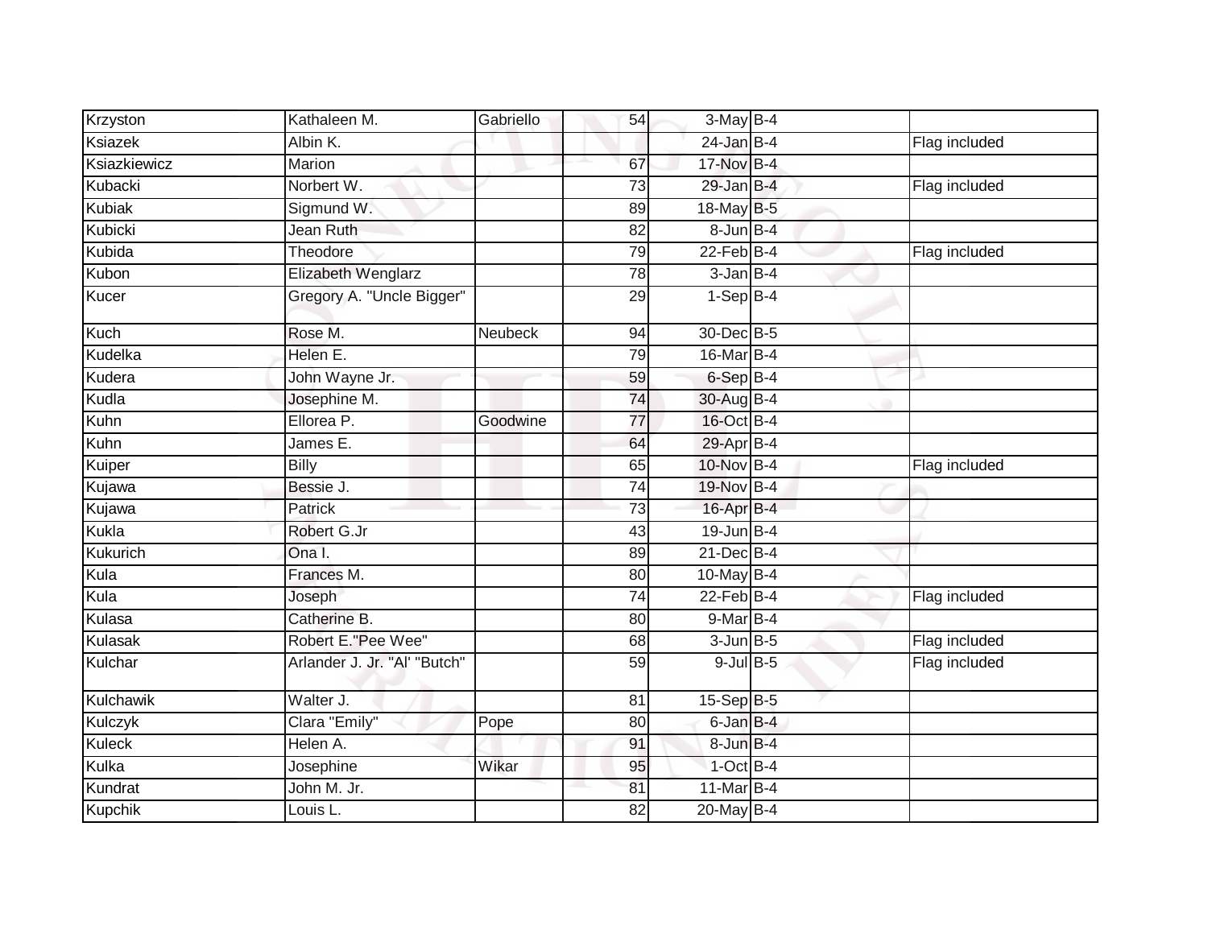| Krzyston | Kathaleen M. | Gabriello | 54 | 3-May | B-4 | | |
|---|---|---|---|---|---|---|---|
| Ksiazek | Albin K. | | | 24-Jan | B-4 | | Flag included |
| Ksiazkiewicz | Marion | | 67 | 17-Nov | B-4 | | |
| Kubacki | Norbert W. | | 73 | 29-Jan | B-4 | | Flag included |
| Kubiak | Sigmund W. | | 89 | 18-May | B-5 | | |
| Kubicki | Jean Ruth | | 82 | 8-Jun | B-4 | | |
| Kubida | Theodore | | 79 | 22-Feb | B-4 | | Flag included |
| Kubon | Elizabeth Wenglarz | | 78 | 3-Jan | B-4 | | |
| Kucer | Gregory A. "Uncle Bigger" | | 29 | 1-Sep | B-4 | | |
| Kuch | Rose M. | Neubeck | 94 | 30-Dec | B-5 | | |
| Kudelka | Helen E. | | 79 | 16-Mar | B-4 | | |
| Kudera | John Wayne Jr. | | 59 | 6-Sep | B-4 | | |
| Kudla | Josephine M. | | 74 | 30-Aug | B-4 | | |
| Kuhn | Ellorea P. | Goodwine | 77 | 16-Oct | B-4 | | |
| Kuhn | James E. | | 64 | 29-Apr | B-4 | | |
| Kuiper | Billy | | 65 | 10-Nov | B-4 | | Flag included |
| Kujawa | Bessie J. | | 74 | 19-Nov | B-4 | | |
| Kujawa | Patrick | | 73 | 16-Apr | B-4 | | |
| Kukla | Robert G.Jr | | 43 | 19-Jun | B-4 | | |
| Kukurich | Ona I. | | 89 | 21-Dec | B-4 | | |
| Kula | Frances M. | | 80 | 10-May | B-4 | | |
| Kula | Joseph | | 74 | 22-Feb | B-4 | | Flag included |
| Kulasa | Catherine B. | | 80 | 9-Mar | B-4 | | |
| Kulasak | Robert E."Pee Wee" | | 68 | 3-Jun | B-5 | | Flag included |
| Kulchar | Arlander J. Jr. "Al' "Butch" | | 59 | 9-Jul | B-5 | | Flag included |
| Kulchawik | Walter J. | | 81 | 15-Sep | B-5 | | |
| Kulczyk | Clara "Emily" | Pope | 80 | 6-Jan | B-4 | | |
| Kuleck | Helen A. | | 91 | 8-Jun | B-4 | | |
| Kulka | Josephine | Wikar | 95 | 1-Oct | B-4 | | |
| Kundrat | John M. Jr. | | 81 | 11-Mar | B-4 | | |
| Kupchik | Louis L. | | 82 | 20-May | B-4 | | |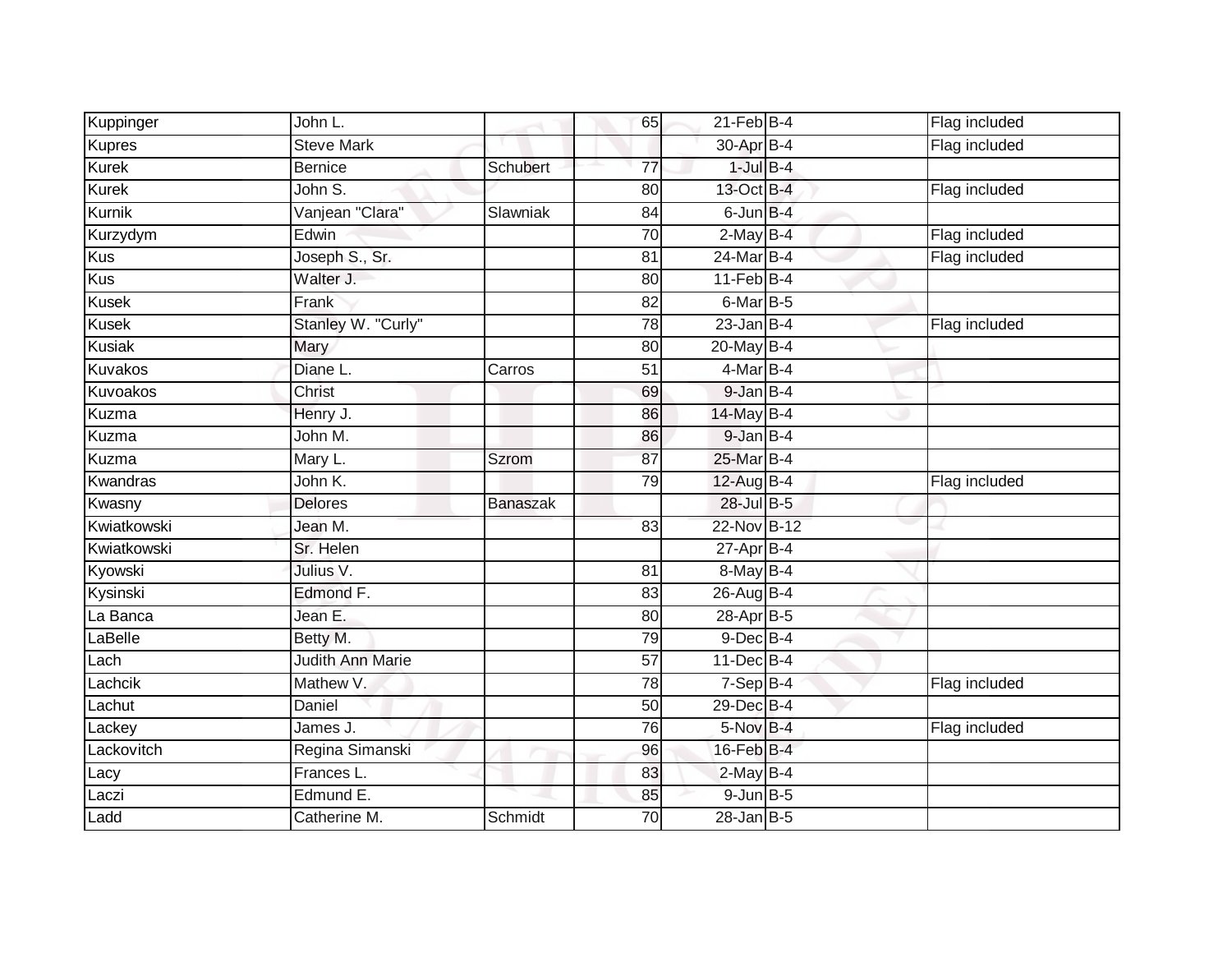| Kuppinger | John L. | | 65 | 21-Feb | B-4 | Flag included |
|---|---|---|---|---|---|---|
| Kupres | Steve Mark | | | 30-Apr | B-4 | Flag included |
| Kurek | Bernice | Schubert | 77 | 1-Jul | B-4 | |
| Kurek | John S. | | 80 | 13-Oct | B-4 | Flag included |
| Kurnik | Vanjean "Clara" | Slawniak | 84 | 6-Jun | B-4 | |
| Kurzydym | Edwin | | 70 | 2-May | B-4 | Flag included |
| Kus | Joseph S., Sr. | | 81 | 24-Mar | B-4 | Flag included |
| Kus | Walter J. | | 80 | 11-Feb | B-4 | |
| Kusek | Frank | | 82 | 6-Mar | B-5 | |
| Kusek | Stanley W. "Curly" | | 78 | 23-Jan | B-4 | Flag included |
| Kusiak | Mary | | 80 | 20-May | B-4 | |
| Kuvakos | Diane L. | Carros | 51 | 4-Mar | B-4 | |
| Kuvoakos | Christ | | 69 | 9-Jan | B-4 | |
| Kuzma | Henry J. | | 86 | 14-May | B-4 | |
| Kuzma | John M. | | 86 | 9-Jan | B-4 | |
| Kuzma | Mary L. | Szrom | 87 | 25-Mar | B-4 | |
| Kwandras | John K. | | 79 | 12-Aug | B-4 | Flag included |
| Kwasny | Delores | Banaszak | | 28-Jul | B-5 | |
| Kwiatkowski | Jean M. | | 83 | 22-Nov | B-12 | |
| Kwiatkowski | Sr. Helen | | | 27-Apr | B-4 | |
| Kyowski | Julius V. | | 81 | 8-May | B-4 | |
| Kysinski | Edmond F. | | 83 | 26-Aug | B-4 | |
| La Banca | Jean E. | | 80 | 28-Apr | B-5 | |
| LaBelle | Betty M. | | 79 | 9-Dec | B-4 | |
| Lach | Judith Ann Marie | | 57 | 11-Dec | B-4 | |
| Lachcik | Mathew V. | | 78 | 7-Sep | B-4 | Flag included |
| Lachut | Daniel | | 50 | 29-Dec | B-4 | |
| Lackey | James J. | | 76 | 5-Nov | B-4 | Flag included |
| Lackovitch | Regina Simanski | | 96 | 16-Feb | B-4 | |
| Lacy | Frances L. | | 83 | 2-May | B-4 | |
| Laczi | Edmund E. | | 85 | 9-Jun | B-5 | |
| Ladd | Catherine M. | Schmidt | 70 | 28-Jan | B-5 | |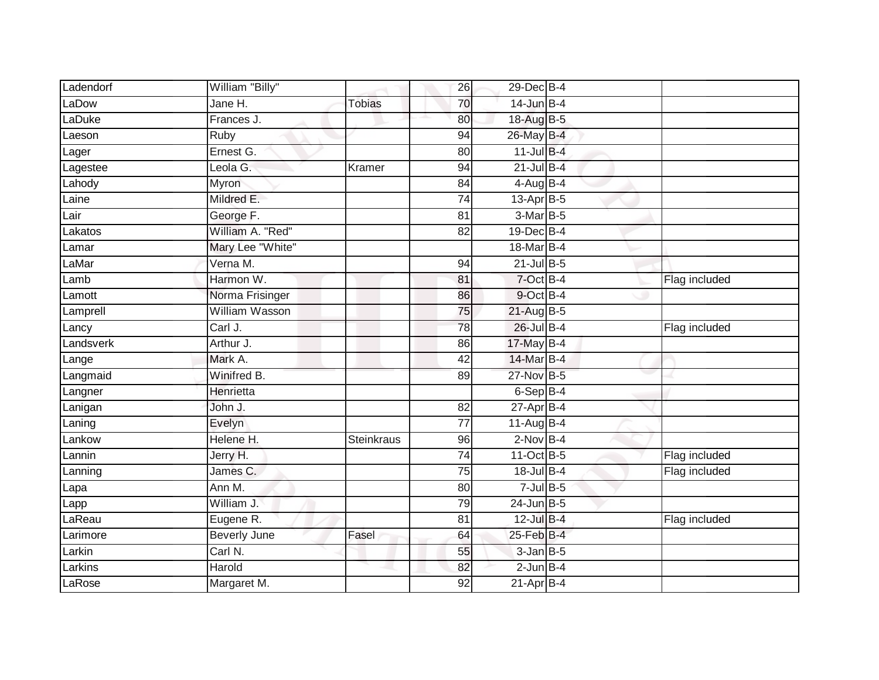| | | | | | | |
|---|---|---|---|---|---|---|
| Ladendorf | William "Billy" | | 26 | 29-Dec | B-4 | |
| LaDow | Jane H. | Tobias | 70 | 14-Jun | B-4 | |
| LaDuke | Frances J. | | 80 | 18-Aug | B-5 | |
| Laeson | Ruby | | 94 | 26-May | B-4 | |
| Lager | Ernest G. | | 80 | 11-Jul | B-4 | |
| Lagestee | Leola G. | Kramer | 94 | 21-Jul | B-4 | |
| Lahody | Myron | | 84 | 4-Aug | B-4 | |
| Laine | Mildred E. | | 74 | 13-Apr | B-5 | |
| Lair | George F. | | 81 | 3-Mar | B-5 | |
| Lakatos | William A. "Red" | | 82 | 19-Dec | B-4 | |
| Lamar | Mary Lee "White" | | | 18-Mar | B-4 | |
| LaMar | Verna M. | | 94 | 21-Jul | B-5 | |
| Lamb | Harmon W. | | 81 | 7-Oct | B-4 | Flag included |
| Lamott | Norma Frisinger | | 86 | 9-Oct | B-4 | |
| Lamprell | William Wasson | | 75 | 21-Aug | B-5 | |
| Lancy | Carl J. | | 78 | 26-Jul | B-4 | Flag included |
| Landsverk | Arthur J. | | 86 | 17-May | B-4 | |
| Lange | Mark A. | | 42 | 14-Mar | B-4 | |
| Langmaid | Winifred B. | | 89 | 27-Nov | B-5 | |
| Langner | Henrietta | | | 6-Sep | B-4 | |
| Lanigan | John J. | | 82 | 27-Apr | B-4 | |
| Laning | Evelyn | | 77 | 11-Aug | B-4 | |
| Lankow | Helene H. | Steinkraus | 96 | 2-Nov | B-4 | |
| Lannin | Jerry H. | | 74 | 11-Oct | B-5 | Flag included |
| Lanning | James C. | | 75 | 18-Jul | B-4 | Flag included |
| Lapa | Ann M. | | 80 | 7-Jul | B-5 | |
| Lapp | William J. | | 79 | 24-Jun | B-5 | |
| LaReau | Eugene R. | | 81 | 12-Jul | B-4 | Flag included |
| Larimore | Beverly June | Fasel | 64 | 25-Feb | B-4 | |
| Larkin | Carl N. | | 55 | 3-Jan | B-5 | |
| Larkins | Harold | | 82 | 2-Jun | B-4 | |
| LaRose | Margaret M. | | 92 | 21-Apr | B-4 | |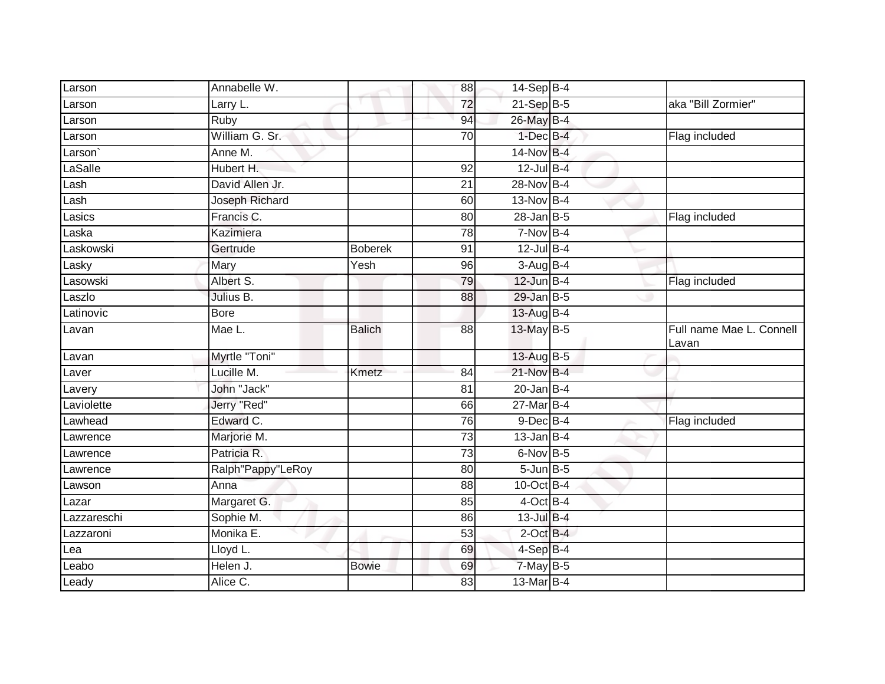| | | | | | | | |
|---|---|---|---|---|---|---|---|
| Larson | Annabelle W. | | 88 | 14-Sep | B-4 | | |
| Larson | Larry L. | | 72 | 21-Sep | B-5 | | aka "Bill Zormier" |
| Larson | Ruby | | 94 | 26-May | B-4 | | |
| Larson | William G. Sr. | | 70 | 1-Dec | B-4 | | Flag included |
| Larson` | Anne M. | | | 14-Nov | B-4 | | |
| LaSalle | Hubert H. | | 92 | 12-Jul | B-4 | | |
| Lash | David Allen Jr. | | 21 | 28-Nov | B-4 | | |
| Lash | Joseph Richard | | 60 | 13-Nov | B-4 | | |
| Lasics | Francis C. | | 80 | 28-Jan | B-5 | | Flag included |
| Laska | Kazimiera | | 78 | 7-Nov | B-4 | | |
| Laskowski | Gertrude | Boberek | 91 | 12-Jul | B-4 | | |
| Lasky | Mary | Yesh | 96 | 3-Aug | B-4 | | |
| Lasowski | Albert S. | | 79 | 12-Jun | B-4 | | Flag included |
| Laszlo | Julius B. | | 88 | 29-Jan | B-5 | | |
| Latinovic | Bore | | | 13-Aug | B-4 | | |
| Lavan | Mae L. | Balich | 88 | 13-May | B-5 | | Full name Mae L. Connell Lavan |
| Lavan | Myrtle "Toni" | | | 13-Aug | B-5 | | |
| Laver | Lucille M. | Kmetz | 84 | 21-Nov | B-4 | | |
| Lavery | John "Jack" | | 81 | 20-Jan | B-4 | | |
| Laviolette | Jerry "Red" | | 66 | 27-Mar | B-4 | | |
| Lawhead | Edward C. | | 76 | 9-Dec | B-4 | | Flag included |
| Lawrence | Marjorie M. | | 73 | 13-Jan | B-4 | | |
| Lawrence | Patricia R. | | 73 | 6-Nov | B-5 | | |
| Lawrence | Ralph"Pappy"LeRoy | | 80 | 5-Jun | B-5 | | |
| Lawson | Anna | | 88 | 10-Oct | B-4 | | |
| Lazar | Margaret G. | | 85 | 4-Oct | B-4 | | |
| Lazzareschi | Sophie M. | | 86 | 13-Jul | B-4 | | |
| Lazzaroni | Monika E. | | 53 | 2-Oct | B-4 | | |
| Lea | Lloyd L. | | 69 | 4-Sep | B-4 | | |
| Leabo | Helen J. | Bowie | 69 | 7-May | B-5 | | |
| Leady | Alice C. | | 83 | 13-Mar | B-4 | | |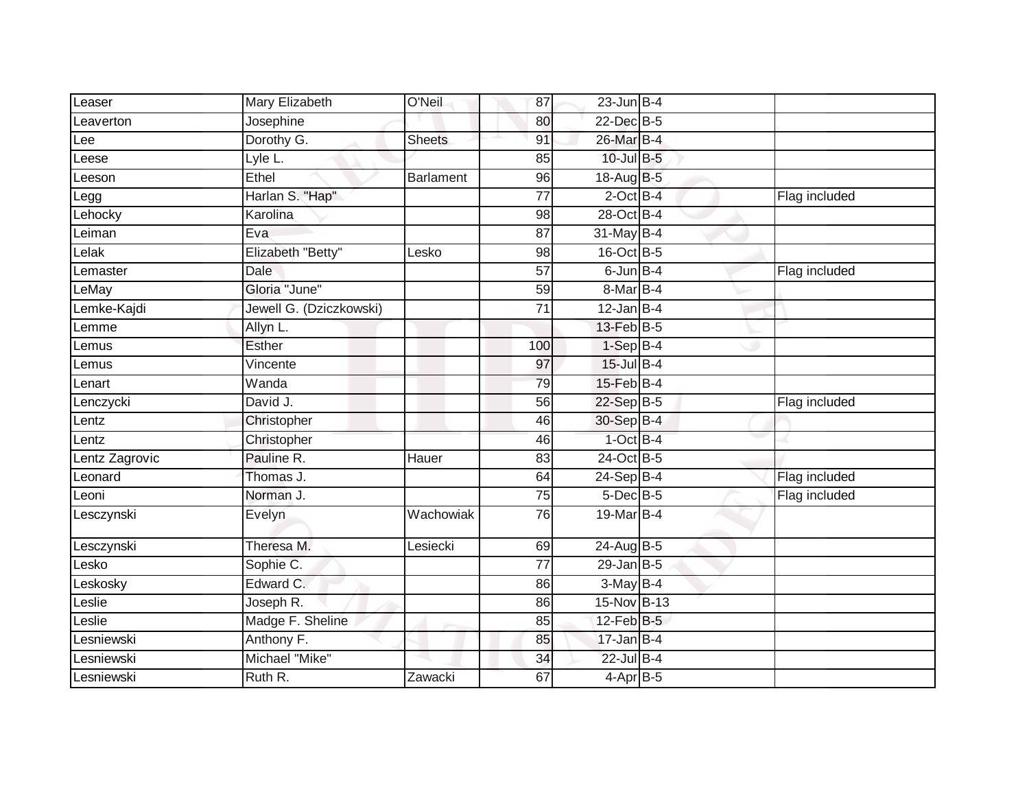| | | | | | | |
|---|---|---|---|---|---|---|
| Leaser | Mary Elizabeth | O'Neil | 87 | 23-Jun | B-4 | |
| Leaverton | Josephine | | 80 | 22-Dec | B-5 | |
| Lee | Dorothy G. | Sheets | 91 | 26-Mar | B-4 | |
| Leese | Lyle L. | | 85 | 10-Jul | B-5 | |
| Leeson | Ethel | Barlament | 96 | 18-Aug | B-5 | |
| Legg | Harlan S. "Hap" | | 77 | 2-Oct | B-4 | Flag included |
| Lehocky | Karolina | | 98 | 28-Oct | B-4 | |
| Leiman | Eva | | 87 | 31-May | B-4 | |
| Lelak | Elizabeth "Betty" | Lesko | 98 | 16-Oct | B-5 | |
| Lemaster | Dale | | 57 | 6-Jun | B-4 | Flag included |
| LeMay | Gloria "June" | | 59 | 8-Mar | B-4 | |
| Lemke-Kajdi | Jewell G. (Dziczkowski) | | 71 | 12-Jan | B-4 | |
| Lemme | Allyn L. | | | 13-Feb | B-5 | |
| Lemus | Esther | | 100 | 1-Sep | B-4 | |
| Lemus | Vincente | | 97 | 15-Jul | B-4 | |
| Lenart | Wanda | | 79 | 15-Feb | B-4 | |
| Lenczycki | David J. | | 56 | 22-Sep | B-5 | Flag included |
| Lentz | Christopher | | 46 | 30-Sep | B-4 | |
| Lentz | Christopher | | 46 | 1-Oct | B-4 | |
| Lentz Zagrovic | Pauline R. | Hauer | 83 | 24-Oct | B-5 | |
| Leonard | Thomas J. | | 64 | 24-Sep | B-4 | Flag included |
| Leoni | Norman J. | | 75 | 5-Dec | B-5 | Flag included |
| Lesczynski | Evelyn | Wachowiak | 76 | 19-Mar | B-4 | |
| Lesczynski | Theresa M. | Lesiecki | 69 | 24-Aug | B-5 | |
| Lesko | Sophie C. | | 77 | 29-Jan | B-5 | |
| Leskosky | Edward C. | | 86 | 3-May | B-4 | |
| Leslie | Joseph R. | | 86 | 15-Nov | B-13 | |
| Leslie | Madge F. Sheline | | 85 | 12-Feb | B-5 | |
| Lesniewski | Anthony F. | | 85 | 17-Jan | B-4 | |
| Lesniewski | Michael "Mike" | | 34 | 22-Jul | B-4 | |
| Lesniewski | Ruth R. | Zawacki | 67 | 4-Apr | B-5 | |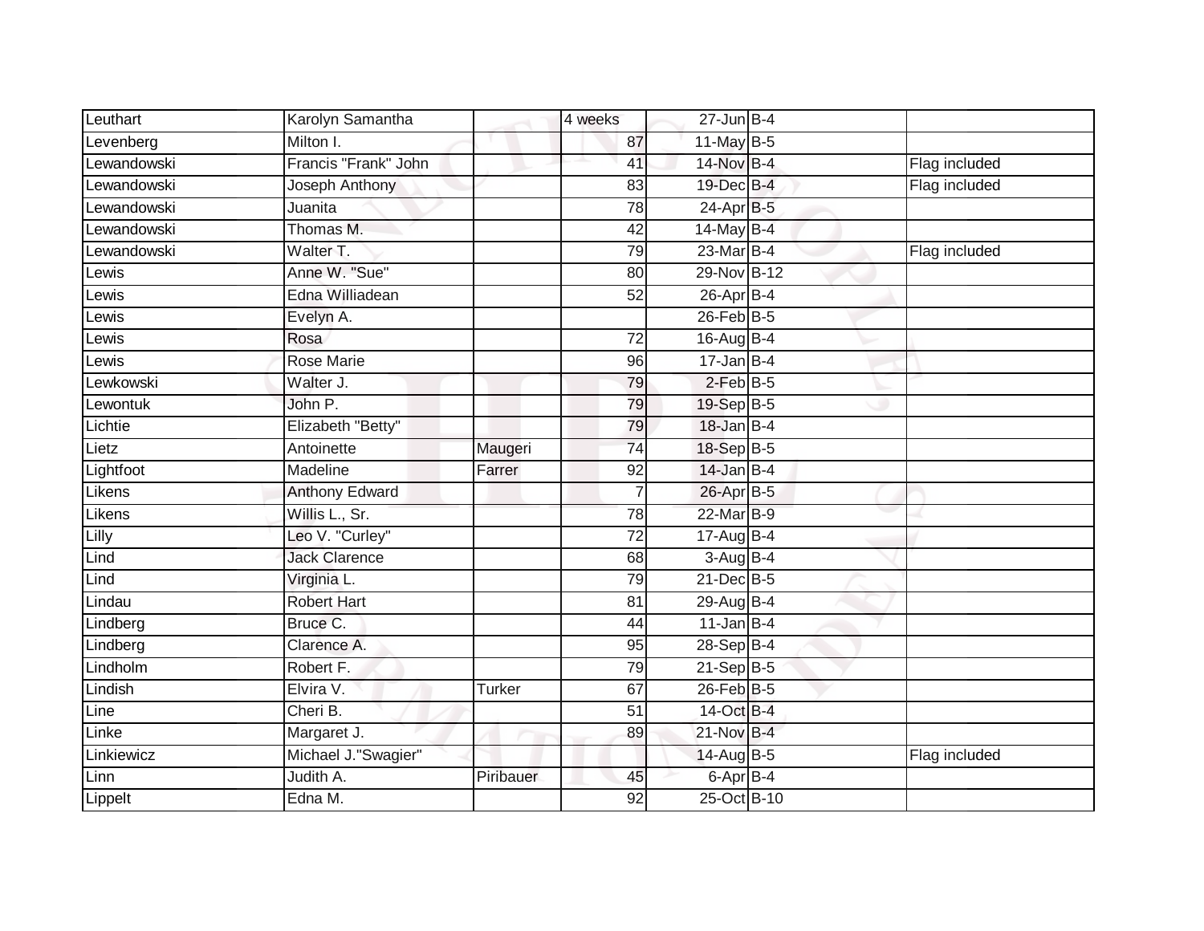| | | | | | | |
|---|---|---|---|---|---|---|
| Leuthart | Karolyn Samantha | | 4 weeks | 27-Jun | B-4 | |
| Levenberg | Milton I. | | 87 | 11-May | B-5 | |
| Lewandowski | Francis "Frank" John | | 41 | 14-Nov | B-4 | Flag included |
| Lewandowski | Joseph Anthony | | 83 | 19-Dec | B-4 | Flag included |
| Lewandowski | Juanita | | 78 | 24-Apr | B-5 | |
| Lewandowski | Thomas M. | | 42 | 14-May | B-4 | |
| Lewandowski | Walter T. | | 79 | 23-Mar | B-4 | Flag included |
| Lewis | Anne W. "Sue" | | 80 | 29-Nov | B-12 | |
| Lewis | Edna Williadean | | 52 | 26-Apr | B-4 | |
| Lewis | Evelyn A. | | | 26-Feb | B-5 | |
| Lewis | Rosa | | 72 | 16-Aug | B-4 | |
| Lewis | Rose Marie | | 96 | 17-Jan | B-4 | |
| Lewkowski | Walter J. | | 79 | 2-Feb | B-5 | |
| Lewontuk | John P. | | 79 | 19-Sep | B-5 | |
| Lichtie | Elizabeth "Betty" | | 79 | 18-Jan | B-4 | |
| Lietz | Antoinette | Maugeri | 74 | 18-Sep | B-5 | |
| Lightfoot | Madeline | Farrer | 92 | 14-Jan | B-4 | |
| Likens | Anthony Edward | | 7 | 26-Apr | B-5 | |
| Likens | Willis L., Sr. | | 78 | 22-Mar | B-9 | |
| Lilly | Leo V. "Curley" | | 72 | 17-Aug | B-4 | |
| Lind | Jack Clarence | | 68 | 3-Aug | B-4 | |
| Lind | Virginia L. | | 79 | 21-Dec | B-5 | |
| Lindau | Robert Hart | | 81 | 29-Aug | B-4 | |
| Lindberg | Bruce C. | | 44 | 11-Jan | B-4 | |
| Lindberg | Clarence A. | | 95 | 28-Sep | B-4 | |
| Lindholm | Robert F. | | 79 | 21-Sep | B-5 | |
| Lindish | Elvira V. | Turker | 67 | 26-Feb | B-5 | |
| Line | Cheri B. | | 51 | 14-Oct | B-4 | |
| Linke | Margaret J. | | 89 | 21-Nov | B-4 | |
| Linkiewicz | Michael J."Swagier" | | | 14-Aug | B-5 | Flag included |
| Linn | Judith A. | Piribauer | 45 | 6-Apr | B-4 | |
| Lippelt | Edna M. | | 92 | 25-Oct | B-10 | |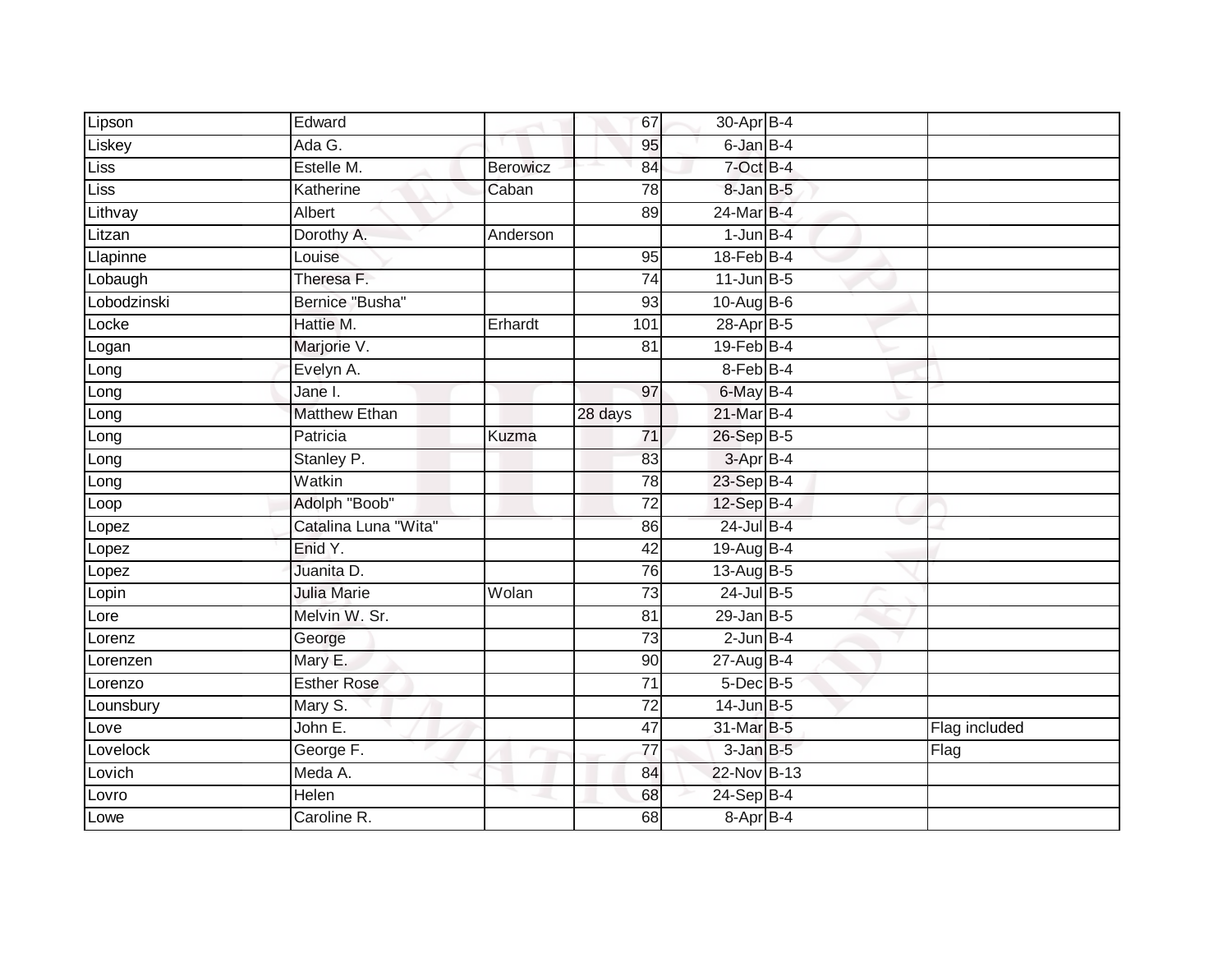| | | | | | | |
|---|---|---|---|---|---|---|
| Lipson | Edward | | 67 | 30-Apr | B-4 | |
| Liskey | Ada G. | | 95 | 6-Jan | B-4 | |
| Liss | Estelle M. | Berowicz | 84 | 7-Oct | B-4 | |
| Liss | Katherine | Caban | 78 | 8-Jan | B-5 | |
| Lithvay | Albert | | 89 | 24-Mar | B-4 | |
| Litzan | Dorothy A. | Anderson | | 1-Jun | B-4 | |
| Llapinne | Louise | | 95 | 18-Feb | B-4 | |
| Lobaugh | Theresa F. | | 74 | 11-Jun | B-5 | |
| Lobodzinski | Bernice "Busha" | | 93 | 10-Aug | B-6 | |
| Locke | Hattie M. | Erhardt | 101 | 28-Apr | B-5 | |
| Logan | Marjorie V. | | 81 | 19-Feb | B-4 | |
| Long | Evelyn A. | | | 8-Feb | B-4 | |
| Long | Jane I. | | 97 | 6-May | B-4 | |
| Long | Matthew Ethan | | 28 days | 21-Mar | B-4 | |
| Long | Patricia | Kuzma | 71 | 26-Sep | B-5 | |
| Long | Stanley P. | | 83 | 3-Apr | B-4 | |
| Long | Watkin | | 78 | 23-Sep | B-4 | |
| Loop | Adolph "Boob" | | 72 | 12-Sep | B-4 | |
| Lopez | Catalina Luna "Wita" | | 86 | 24-Jul | B-4 | |
| Lopez | Enid Y. | | 42 | 19-Aug | B-4 | |
| Lopez | Juanita D. | | 76 | 13-Aug | B-5 | |
| Lopin | Julia Marie | Wolan | 73 | 24-Jul | B-5 | |
| Lore | Melvin W. Sr. | | 81 | 29-Jan | B-5 | |
| Lorenz | George | | 73 | 2-Jun | B-4 | |
| Lorenzen | Mary E. | | 90 | 27-Aug | B-4 | |
| Lorenzo | Esther Rose | | 71 | 5-Dec | B-5 | |
| Lounsbury | Mary S. | | 72 | 14-Jun | B-5 | |
| Love | John E. | | 47 | 31-Mar | B-5 | Flag included |
| Lovelock | George F. | | 77 | 3-Jan | B-5 | Flag |
| Lovich | Meda A. | | 84 | 22-Nov | B-13 | |
| Lovro | Helen | | 68 | 24-Sep | B-4 | |
| Lowe | Caroline R. | | 68 | 8-Apr | B-4 | |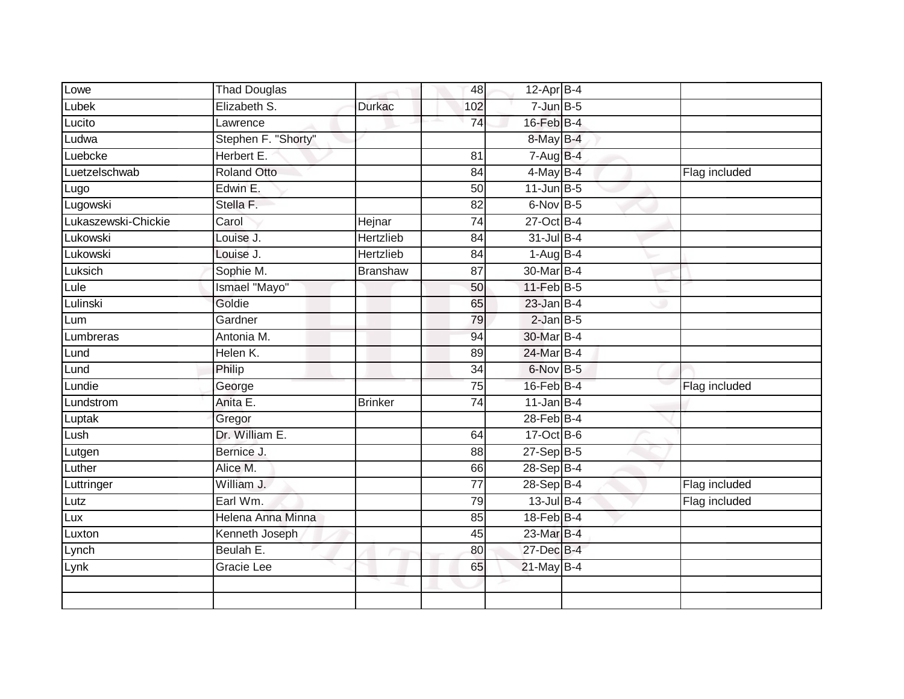| | | | | | | |
|---|---|---|---|---|---|---|
| Lowe | Thad Douglas | | 48 | 12-Apr | B-4 | |
| Lubek | Elizabeth S. | Durkac | 102 | 7-Jun | B-5 | |
| Lucito | Lawrence | | 74 | 16-Feb | B-4 | |
| Ludwa | Stephen F. "Shorty" | | | 8-May | B-4 | |
| Luebcke | Herbert E. | | 81 | 7-Aug | B-4 | |
| Luetzelschwab | Roland Otto | | 84 | 4-May | B-4 | Flag included |
| Lugo | Edwin E. | | 50 | 11-Jun | B-5 | |
| Lugowski | Stella F. | | 82 | 6-Nov | B-5 | |
| Lukaszewski-Chickie | Carol | Hejnar | 74 | 27-Oct | B-4 | |
| Lukowski | Louise J. | Hertzlieb | 84 | 31-Jul | B-4 | |
| Lukowski | Louise J. | Hertzlieb | 84 | 1-Aug | B-4 | |
| Luksich | Sophie M. | Branshaw | 87 | 30-Mar | B-4 | |
| Lule | Ismael "Mayo" | | 50 | 11-Feb | B-5 | |
| Lulinski | Goldie | | 65 | 23-Jan | B-4 | |
| Lum | Gardner | | 79 | 2-Jan | B-5 | |
| Lumbreras | Antonia M. | | 94 | 30-Mar | B-4 | |
| Lund | Helen K. | | 89 | 24-Mar | B-4 | |
| Lund | Philip | | 34 | 6-Nov | B-5 | |
| Lundie | George | | 75 | 16-Feb | B-4 | Flag included |
| Lundstrom | Anita E. | Brinker | 74 | 11-Jan | B-4 | |
| Luptak | Gregor | | | 28-Feb | B-4 | |
| Lush | Dr. William E. | | 64 | 17-Oct | B-6 | |
| Lutgen | Bernice J. | | 88 | 27-Sep | B-5 | |
| Luther | Alice M. | | 66 | 28-Sep | B-4 | |
| Luttringer | William J. | | 77 | 28-Sep | B-4 | Flag included |
| Lutz | Earl Wm. | | 79 | 13-Jul | B-4 | Flag included |
| Lux | Helena Anna Minna | | 85 | 18-Feb | B-4 | |
| Luxton | Kenneth Joseph | | 45 | 23-Mar | B-4 | |
| Lynch | Beulah E. | | 80 | 27-Dec | B-4 | |
| Lynk | Gracie Lee | | 65 | 21-May | B-4 | |
| | | | | | | |
| | | | | | | |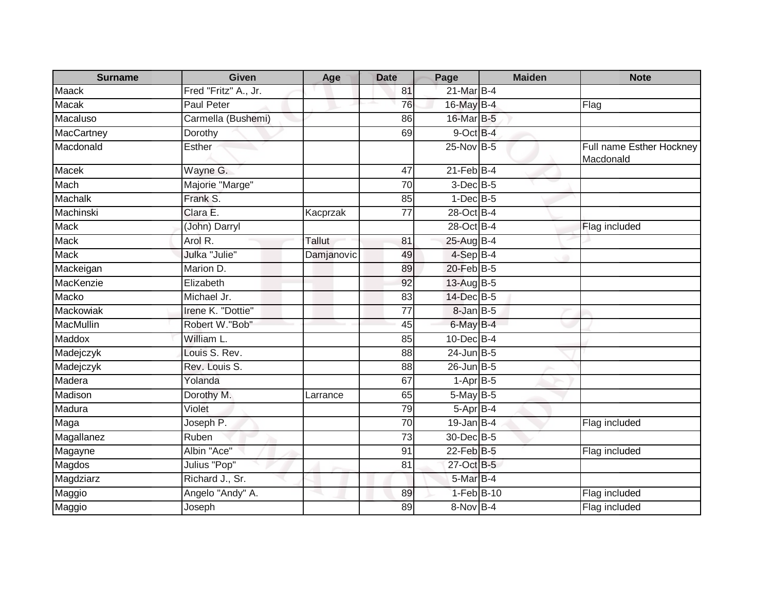| Surname | Given | Age | Date | Page | Maiden | Note |
|---|---|---|---|---|---|---|
| Maack | Fred "Fritz" A., Jr. | | 81 | 21-Mar | B-4 | |
| Macak | Paul Peter | | 76 | 16-May | B-4 | Flag |
| Macaluso | Carmella (Bushemi) | | 86 | 16-Mar | B-5 | |
| MacCartney | Dorothy | | 69 | 9-Oct | B-4 | |
| Macdonald | Esther | | | 25-Nov | B-5 | Full name Esther Hockney Macdonald |
| Macek | Wayne G. | | 47 | 21-Feb | B-4 | |
| Mach | Majorie "Marge" | | 70 | 3-Dec | B-5 | |
| Machalk | Frank S. | | 85 | 1-Dec | B-5 | |
| Machinski | Clara E. | Kacprzak | 77 | 28-Oct | B-4 | |
| Mack | (John) Darryl | | | 28-Oct | B-4 | Flag included |
| Mack | Arol R. | Tallut | 81 | 25-Aug | B-4 | |
| Mack | Julka "Julie" | Damjanovic | 49 | 4-Sep | B-4 | |
| Mackeigan | Marion D. | | 89 | 20-Feb | B-5 | |
| MacKenzie | Elizabeth | | 92 | 13-Aug | B-5 | |
| Macko | Michael Jr. | | 83 | 14-Dec | B-5 | |
| Mackowiak | Irene K. "Dottie" | | 77 | 8-Jan | B-5 | |
| MacMullin | Robert W."Bob" | | 45 | 6-May | B-4 | |
| Maddox | William L. | | 85 | 10-Dec | B-4 | |
| Madejczyk | Louis S. Rev. | | 88 | 24-Jun | B-5 | |
| Madejczyk | Rev. Louis S. | | 88 | 26-Jun | B-5 | |
| Madera | Yolanda | | 67 | 1-Apr | B-5 | |
| Madison | Dorothy M. | Larrance | 65 | 5-May | B-5 | |
| Madura | Violet | | 79 | 5-Apr | B-4 | |
| Maga | Joseph P. | | 70 | 19-Jan | B-4 | Flag included |
| Magallanez | Ruben | | 73 | 30-Dec | B-5 | |
| Magayne | Albin "Ace" | | 91 | 22-Feb | B-5 | Flag included |
| Magdos | Julius "Pop" | | 81 | 27-Oct | B-5 | |
| Magdziarz | Richard J., Sr. | | | 5-Mar | B-4 | |
| Maggio | Angelo "Andy" A. | | 89 | 1-Feb | B-10 | Flag included |
| Maggio | Joseph | | 89 | 8-Nov | B-4 | Flag included |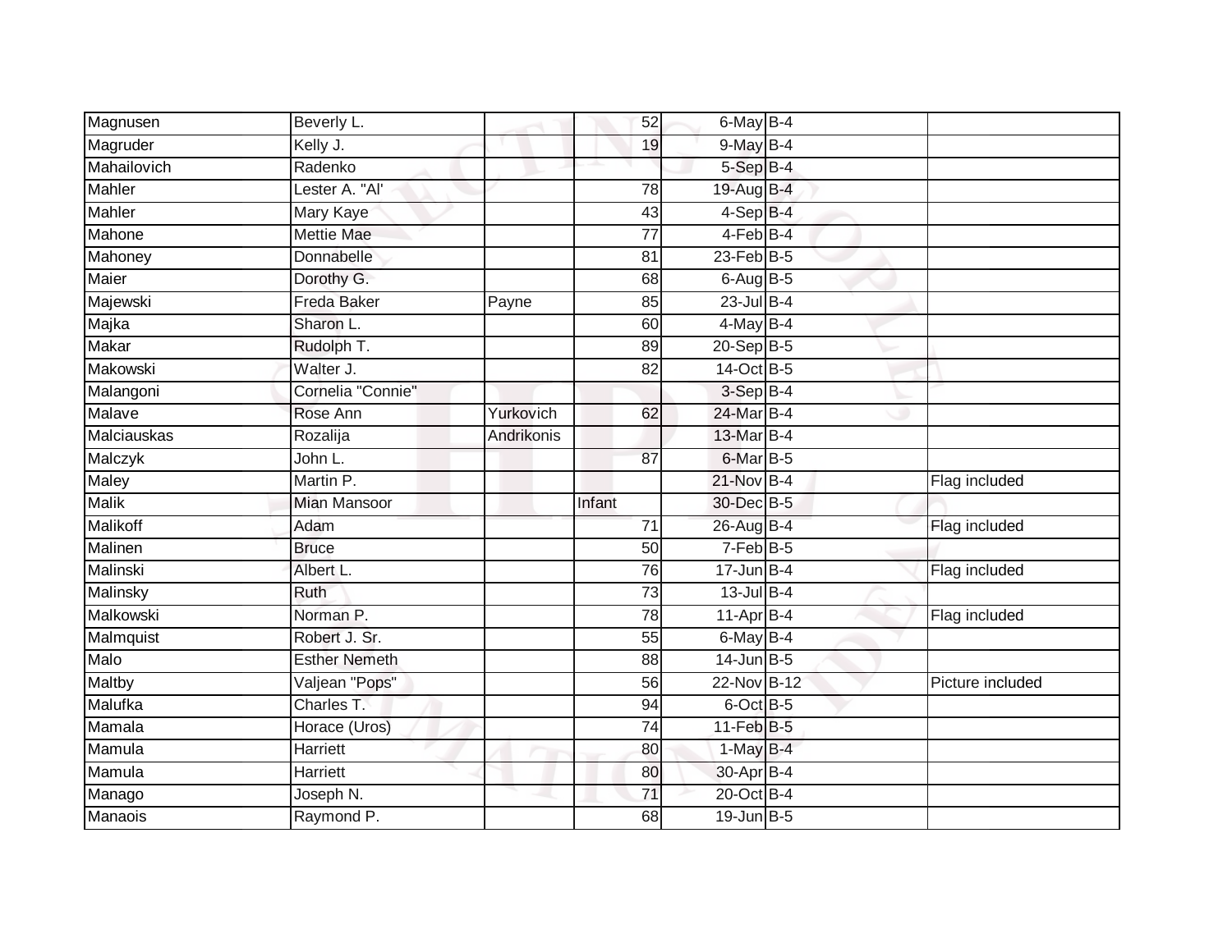| | | | | | | |
|---|---|---|---|---|---|---|
| Magnusen | Beverly L. | | 52 | 6-May | B-4 | |
| Magruder | Kelly J. | | 19 | 9-May | B-4 | |
| Mahailovich | Radenko | | | 5-Sep | B-4 | |
| Mahler | Lester A. "Al' | | 78 | 19-Aug | B-4 | |
| Mahler | Mary Kaye | | 43 | 4-Sep | B-4 | |
| Mahone | Mettie Mae | | 77 | 4-Feb | B-4 | |
| Mahoney | Donnabelle | | 81 | 23-Feb | B-5 | |
| Maier | Dorothy G. | | 68 | 6-Aug | B-5 | |
| Majewski | Freda Baker | Payne | 85 | 23-Jul | B-4 | |
| Majka | Sharon L. | | 60 | 4-May | B-4 | |
| Makar | Rudolph T. | | 89 | 20-Sep | B-5 | |
| Makowski | Walter J. | | 82 | 14-Oct | B-5 | |
| Malangoni | Cornelia "Connie" | | | 3-Sep | B-4 | |
| Malave | Rose Ann | Yurkovich | 62 | 24-Mar | B-4 | |
| Malciauskas | Rozalija | Andrikonis | | 13-Mar | B-4 | |
| Malczyk | John L. | | 87 | 6-Mar | B-5 | |
| Maley | Martin P. | | | 21-Nov | B-4 | Flag included |
| Malik | Mian Mansoor | | Infant | 30-Dec | B-5 | |
| Malikoff | Adam | | 71 | 26-Aug | B-4 | Flag included |
| Malinen | Bruce | | 50 | 7-Feb | B-5 | |
| Malinski | Albert L. | | 76 | 17-Jun | B-4 | Flag included |
| Malinsky | Ruth | | 73 | 13-Jul | B-4 | |
| Malkowski | Norman P. | | 78 | 11-Apr | B-4 | Flag included |
| Malmquist | Robert J. Sr. | | 55 | 6-May | B-4 | |
| Malo | Esther Nemeth | | 88 | 14-Jun | B-5 | |
| Maltby | Valjean "Pops" | | 56 | 22-Nov | B-12 | Picture included |
| Malufka | Charles T. | | 94 | 6-Oct | B-5 | |
| Mamala | Horace (Uros) | | 74 | 11-Feb | B-5 | |
| Mamula | Harriett | | 80 | 1-May | B-4 | |
| Mamula | Harriett | | 80 | 30-Apr | B-4 | |
| Manago | Joseph N. | | 71 | 20-Oct | B-4 | |
| Manaois | Raymond P. | | 68 | 19-Jun | B-5 | |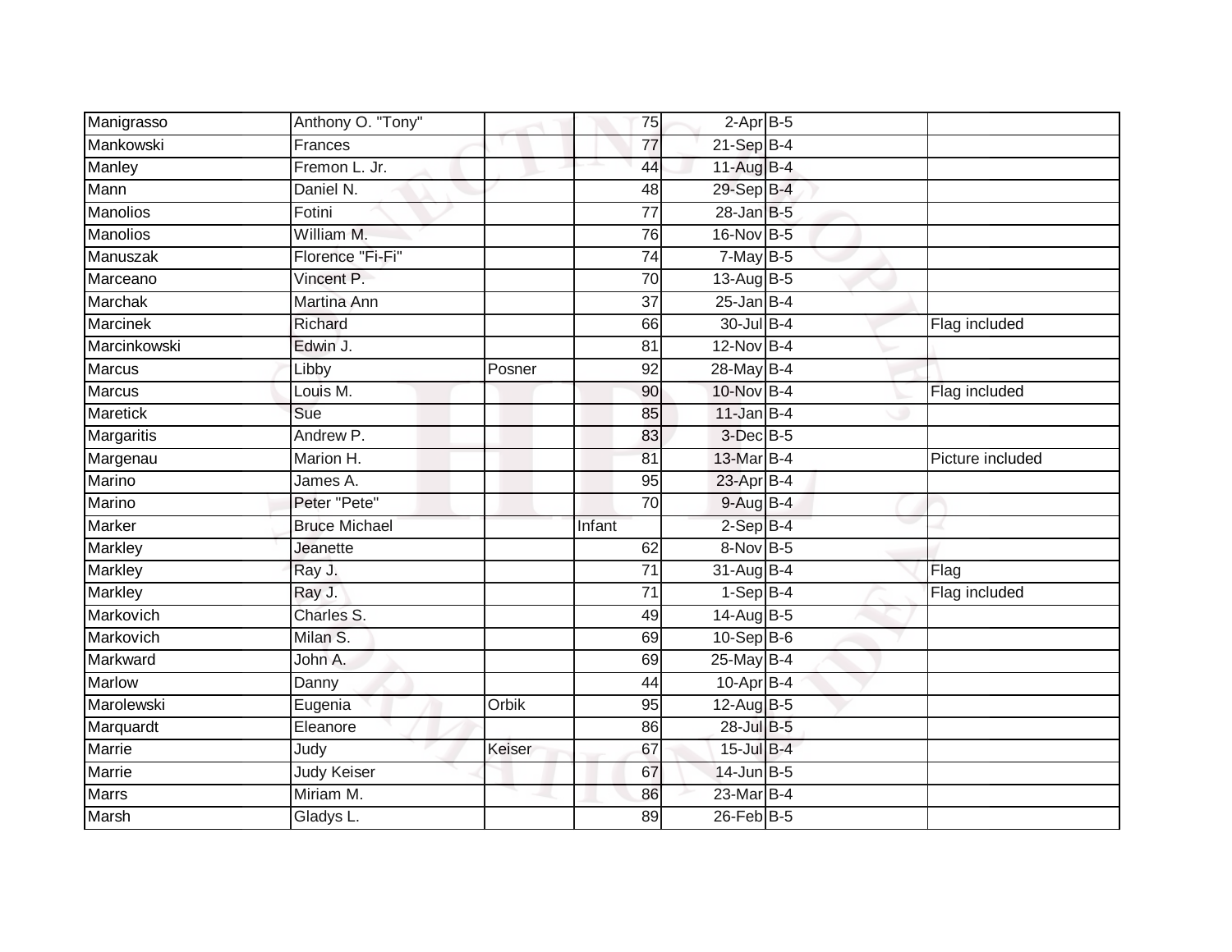| | | | | | | | |
|---|---|---|---|---|---|---|---|
| Manigrasso | Anthony O. "Tony" | | 75 | 2-Apr | B-5 | | |
| Mankowski | Frances | | 77 | 21-Sep | B-4 | | |
| Manley | Fremon L. Jr. | | 44 | 11-Aug | B-4 | | |
| Mann | Daniel N. | | 48 | 29-Sep | B-4 | | |
| Manolios | Fotini | | 77 | 28-Jan | B-5 | | |
| Manolios | William M. | | 76 | 16-Nov | B-5 | | |
| Manuszak | Florence "Fi-Fi" | | 74 | 7-May | B-5 | | |
| Marceano | Vincent P. | | 70 | 13-Aug | B-5 | | |
| Marchak | Martina Ann | | 37 | 25-Jan | B-4 | | |
| Marcinek | Richard | | 66 | 30-Jul | B-4 | | Flag included |
| Marcinkowski | Edwin J. | | 81 | 12-Nov | B-4 | | |
| Marcus | Libby | Posner | 92 | 28-May | B-4 | | |
| Marcus | Louis M. | | 90 | 10-Nov | B-4 | | Flag included |
| Maretick | Sue | | 85 | 11-Jan | B-4 | | |
| Margaritis | Andrew P. | | 83 | 3-Dec | B-5 | | |
| Margenau | Marion H. | | 81 | 13-Mar | B-4 | | Picture included |
| Marino | James A. | | 95 | 23-Apr | B-4 | | |
| Marino | Peter "Pete" | | 70 | 9-Aug | B-4 | | |
| Marker | Bruce Michael | | Infant | 2-Sep | B-4 | | |
| Markley | Jeanette | | 62 | 8-Nov | B-5 | | |
| Markley | Ray J. | | 71 | 31-Aug | B-4 | | Flag |
| Markley | Ray J. | | 71 | 1-Sep | B-4 | | Flag included |
| Markovich | Charles S. | | 49 | 14-Aug | B-5 | | |
| Markovich | Milan S. | | 69 | 10-Sep | B-6 | | |
| Markward | John A. | | 69 | 25-May | B-4 | | |
| Marlow | Danny | | 44 | 10-Apr | B-4 | | |
| Marolewski | Eugenia | Orbik | 95 | 12-Aug | B-5 | | |
| Marquardt | Eleanore | | 86 | 28-Jul | B-5 | | |
| Marrie | Judy | Keiser | 67 | 15-Jul | B-4 | | |
| Marrie | Judy Keiser | | 67 | 14-Jun | B-5 | | |
| Marrs | Miriam M. | | 86 | 23-Mar | B-4 | | |
| Marsh | Gladys L. | | 89 | 26-Feb | B-5 | | |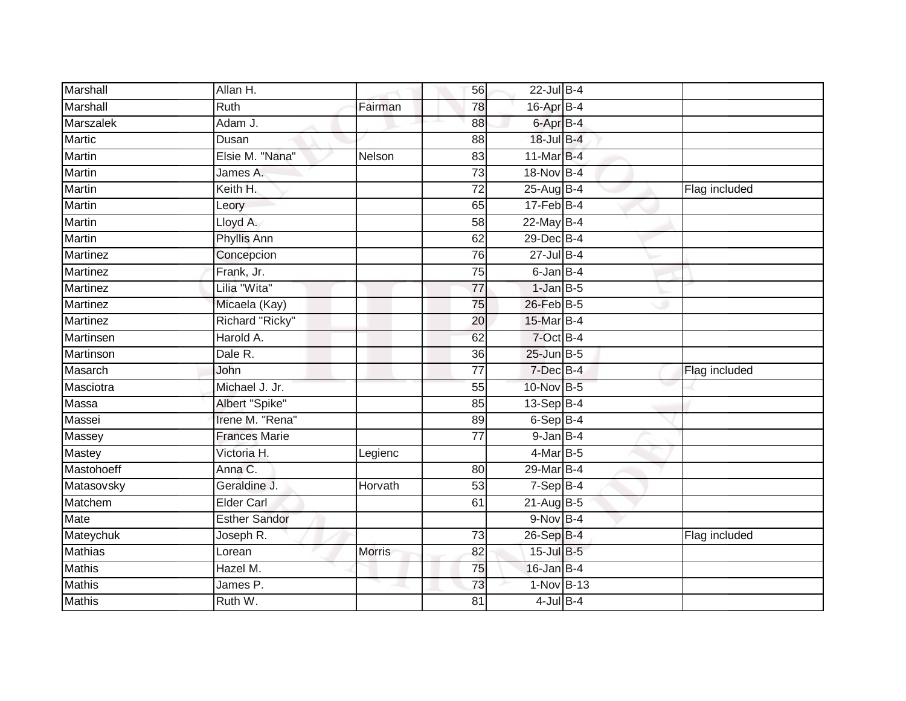| Marshall | Allan H. | | 56 | 22-Jul | B-4 | |
|---|---|---|---|---|---|---|
| Marshall | Ruth | Fairman | 78 | 16-Apr | B-4 | |
| Marszalek | Adam J. | | 88 | 6-Apr | B-4 | |
| Martic | Dusan | | 88 | 18-Jul | B-4 | |
| Martin | Elsie M. "Nana" | Nelson | 83 | 11-Mar | B-4 | |
| Martin | James A. | | 73 | 18-Nov | B-4 | |
| Martin | Keith H. | | 72 | 25-Aug | B-4 | Flag included |
| Martin | Leory | | 65 | 17-Feb | B-4 | |
| Martin | Lloyd A. | | 58 | 22-May | B-4 | |
| Martin | Phyllis Ann | | 62 | 29-Dec | B-4 | |
| Martinez | Concepcion | | 76 | 27-Jul | B-4 | |
| Martinez | Frank, Jr. | | 75 | 6-Jan | B-4 | |
| Martinez | Lilia "Wita" | | 77 | 1-Jan | B-5 | |
| Martinez | Micaela (Kay) | | 75 | 26-Feb | B-5 | |
| Martinez | Richard "Ricky" | | 20 | 15-Mar | B-4 | |
| Martinsen | Harold A. | | 62 | 7-Oct | B-4 | |
| Martinson | Dale R. | | 36 | 25-Jun | B-5 | |
| Masarch | John | | 77 | 7-Dec | B-4 | Flag included |
| Masciotra | Michael J. Jr. | | 55 | 10-Nov | B-5 | |
| Massa | Albert "Spike" | | 85 | 13-Sep | B-4 | |
| Massei | Irene M. "Rena" | | 89 | 6-Sep | B-4 | |
| Massey | Frances Marie | | 77 | 9-Jan | B-4 | |
| Mastey | Victoria H. | Legienc | | 4-Mar | B-5 | |
| Mastohoeff | Anna C. | | 80 | 29-Mar | B-4 | |
| Matasovsky | Geraldine J. | Horvath | 53 | 7-Sep | B-4 | |
| Matchem | Elder Carl | | 61 | 21-Aug | B-5 | |
| Mate | Esther Sandor | | | 9-Nov | B-4 | |
| Mateychuk | Joseph R. | | 73 | 26-Sep | B-4 | Flag included |
| Mathias | Lorean | Morris | 82 | 15-Jul | B-5 | |
| Mathis | Hazel M. | | 75 | 16-Jan | B-4 | |
| Mathis | James P. | | 73 | 1-Nov | B-13 | |
| Mathis | Ruth W. | | 81 | 4-Jul | B-4 | |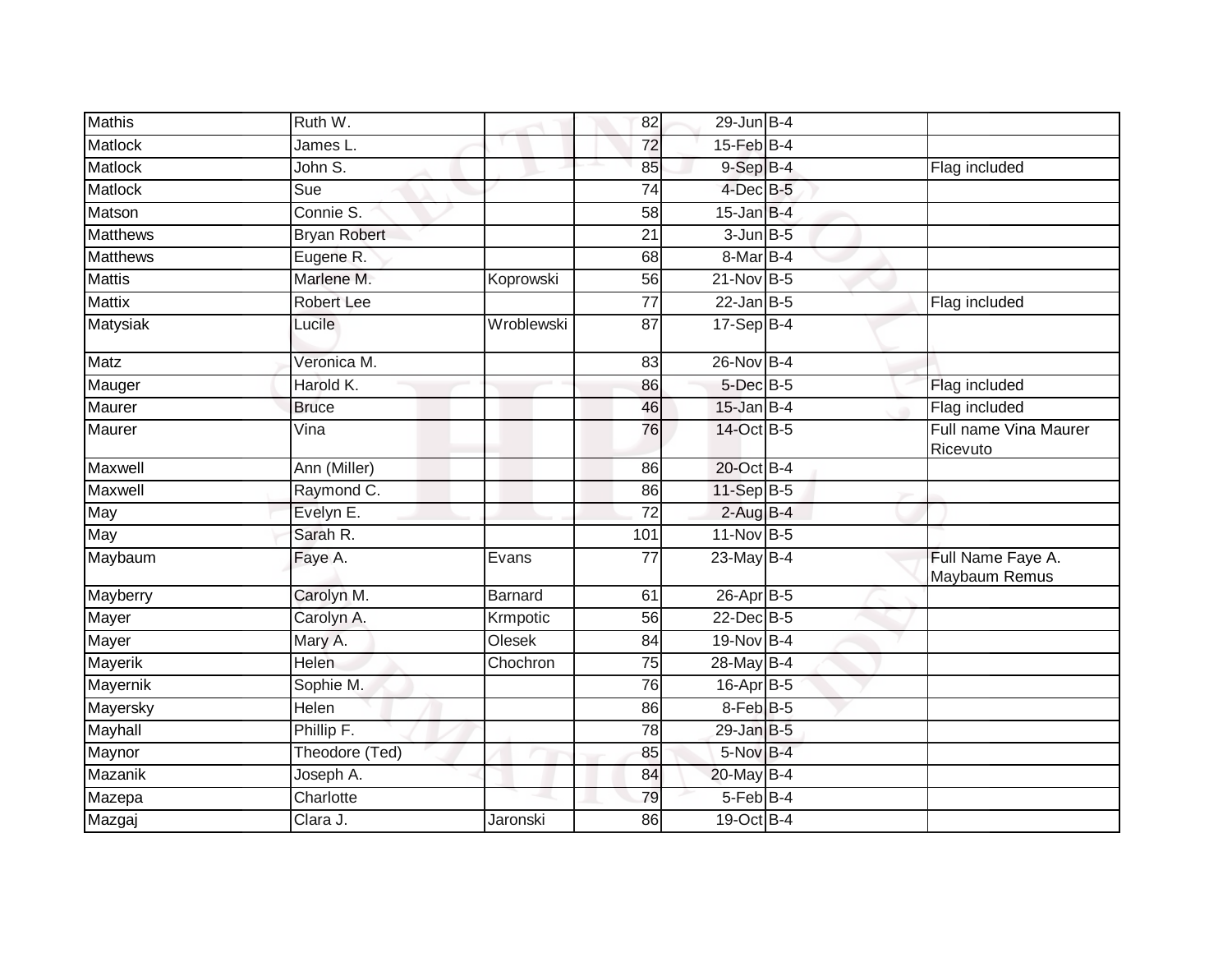| | | | | | | | |
|---|---|---|---|---|---|---|---|
| Mathis | Ruth W. | | 82 | 29-Jun | B-4 | | |
| Matlock | James L. | | 72 | 15-Feb | B-4 | | |
| Matlock | John S. | | 85 | 9-Sep | B-4 | | Flag included |
| Matlock | Sue | | 74 | 4-Dec | B-5 | | |
| Matson | Connie S. | | 58 | 15-Jan | B-4 | | |
| Matthews | Bryan Robert | | 21 | 3-Jun | B-5 | | |
| Matthews | Eugene R. | | 68 | 8-Mar | B-4 | | |
| Mattis | Marlene M. | Koprowski | 56 | 21-Nov | B-5 | | |
| Mattix | Robert Lee | | 77 | 22-Jan | B-5 | | Flag included |
| Matysiak | Lucile | Wroblewski | 87 | 17-Sep | B-4 | | |
| Matz | Veronica M. | | 83 | 26-Nov | B-4 | | |
| Mauger | Harold K. | | 86 | 5-Dec | B-5 | | Flag included |
| Maurer | Bruce | | 46 | 15-Jan | B-4 | | Flag included |
| Maurer | Vina | | 76 | 14-Oct | B-5 | | Full name Vina Maurer Ricevuto |
| Maxwell | Ann (Miller) | | 86 | 20-Oct | B-4 | | |
| Maxwell | Raymond C. | | 86 | 11-Sep | B-5 | | |
| May | Evelyn E. | | 72 | 2-Aug | B-4 | | |
| May | Sarah R. | | 101 | 11-Nov | B-5 | | |
| Maybaum | Faye A. | Evans | 77 | 23-May | B-4 | | Full Name Faye A. Maybaum Remus |
| Mayberry | Carolyn M. | Barnard | 61 | 26-Apr | B-5 | | |
| Mayer | Carolyn A. | Krmpotic | 56 | 22-Dec | B-5 | | |
| Mayer | Mary A. | Olesek | 84 | 19-Nov | B-4 | | |
| Mayerik | Helen | Chochron | 75 | 28-May | B-4 | | |
| Mayernik | Sophie M. | | 76 | 16-Apr | B-5 | | |
| Mayersky | Helen | | 86 | 8-Feb | B-5 | | |
| Mayhall | Phillip F. | | 78 | 29-Jan | B-5 | | |
| Maynor | Theodore (Ted) | | 85 | 5-Nov | B-4 | | |
| Mazanik | Joseph A. | | 84 | 20-May | B-4 | | |
| Mazepa | Charlotte | | 79 | 5-Feb | B-4 | | |
| Mazgaj | Clara J. | Jaronski | 86 | 19-Oct | B-4 | | |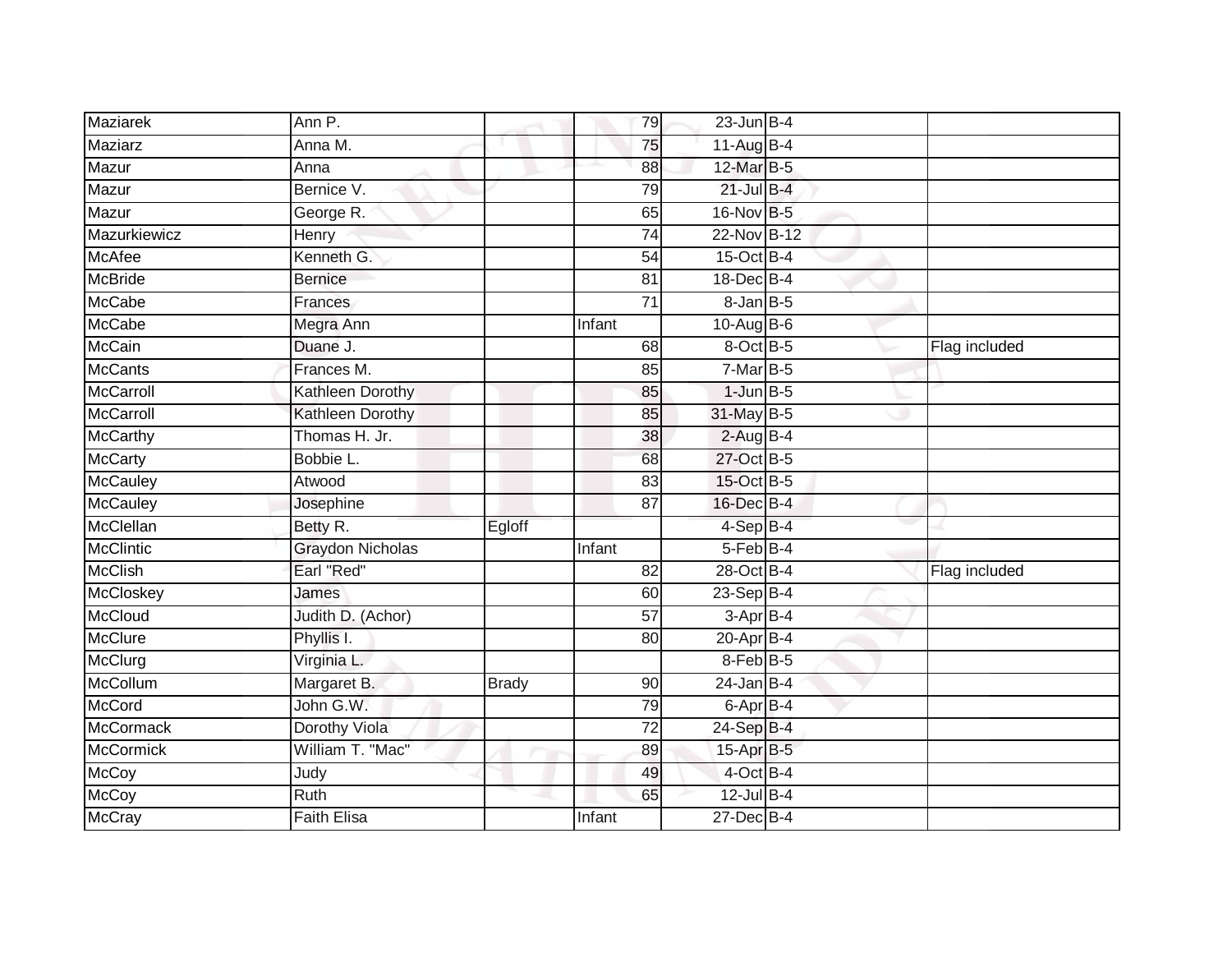| Maziarek | Ann P. | | 79 | 23-Jun | B-4 | |
|---|---|---|---|---|---|---|
| Maziarz | Anna M. | | 75 | 11-Aug | B-4 | |
| Mazur | Anna | | 88 | 12-Mar | B-5 | |
| Mazur | Bernice V. | | 79 | 21-Jul | B-4 | |
| Mazur | George R. | | 65 | 16-Nov | B-5 | |
| Mazurkiewicz | Henry | | 74 | 22-Nov | B-12 | |
| McAfee | Kenneth G. | | 54 | 15-Oct | B-4 | |
| McBride | Bernice | | 81 | 18-Dec | B-4 | |
| McCabe | Frances | | 71 | 8-Jan | B-5 | |
| McCabe | Megra Ann | | Infant | 10-Aug | B-6 | |
| McCain | Duane J. | | 68 | 8-Oct | B-5 | Flag included |
| McCants | Frances M. | | 85 | 7-Mar | B-5 | |
| McCarroll | Kathleen Dorothy | | 85 | 1-Jun | B-5 | |
| McCarroll | Kathleen Dorothy | | 85 | 31-May | B-5 | |
| McCarthy | Thomas H. Jr. | | 38 | 2-Aug | B-4 | |
| McCarty | Bobbie L. | | 68 | 27-Oct | B-5 | |
| McCauley | Atwood | | 83 | 15-Oct | B-5 | |
| McCauley | Josephine | | 87 | 16-Dec | B-4 | |
| McClellan | Betty R. | Egloff | | 4-Sep | B-4 | |
| McClintic | Graydon Nicholas | | Infant | 5-Feb | B-4 | |
| McClish | Earl "Red" | | 82 | 28-Oct | B-4 | Flag included |
| McCloskey | James | | 60 | 23-Sep | B-4 | |
| McCloud | Judith D. (Achor) | | 57 | 3-Apr | B-4 | |
| McClure | Phyllis I. | | 80 | 20-Apr | B-4 | |
| McClurg | Virginia L. | | | 8-Feb | B-5 | |
| McCollum | Margaret B. | Brady | 90 | 24-Jan | B-4 | |
| McCord | John G.W. | | 79 | 6-Apr | B-4 | |
| McCormack | Dorothy Viola | | 72 | 24-Sep | B-4 | |
| McCormick | William T. "Mac" | | 89 | 15-Apr | B-5 | |
| McCoy | Judy | | 49 | 4-Oct | B-4 | |
| McCoy | Ruth | | 65 | 12-Jul | B-4 | |
| McCray | Faith Elisa | | Infant | 27-Dec | B-4 | |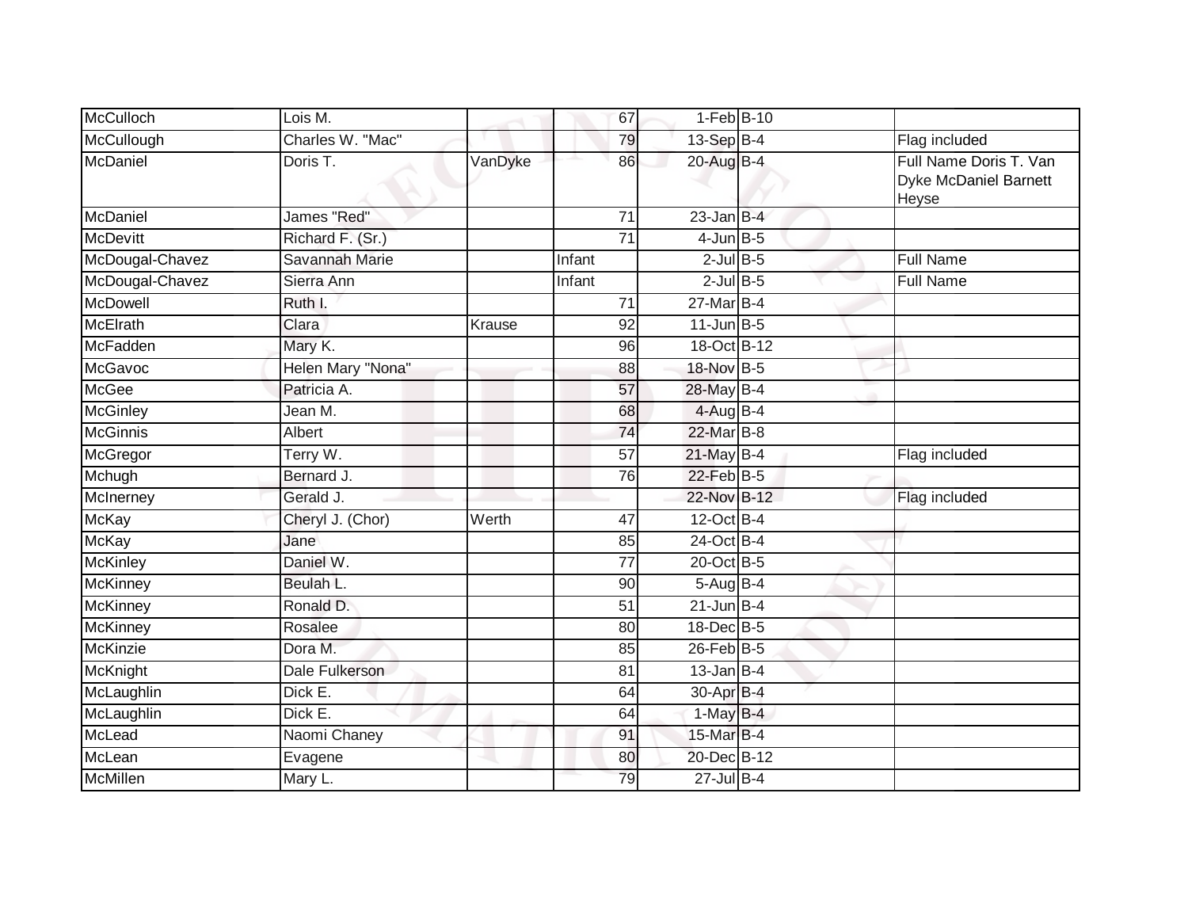| | | | | | | |
|---|---|---|---|---|---|---|
| McCulloch | Lois M. | | 67 | 1-Feb | B-10 | |
| McCullough | Charles W. "Mac" | | 79 | 13-Sep | B-4 | Flag included |
| McDaniel | Doris T. | VanDyke | 86 | 20-Aug | B-4 | Full Name Doris T. Van Dyke McDaniel Barnett Heyse |
| McDaniel | James "Red" | | 71 | 23-Jan | B-4 | |
| McDevitt | Richard F. (Sr.) | | 71 | 4-Jun | B-5 | |
| McDougal-Chavez | Savannah Marie | | Infant | 2-Jul | B-5 | Full Name |
| McDougal-Chavez | Sierra Ann | | Infant | 2-Jul | B-5 | Full Name |
| McDowell | Ruth I. | | 71 | 27-Mar | B-4 | |
| McElrath | Clara | Krause | 92 | 11-Jun | B-5 | |
| McFadden | Mary K. | | 96 | 18-Oct | B-12 | |
| McGavoc | Helen Mary "Nona" | | 88 | 18-Nov | B-5 | |
| McGee | Patricia A. | | 57 | 28-May | B-4 | |
| McGinley | Jean M. | | 68 | 4-Aug | B-4 | |
| McGinnis | Albert | | 74 | 22-Mar | B-8 | |
| McGregor | Terry W. | | 57 | 21-May | B-4 | Flag included |
| Mchugh | Bernard J. | | 76 | 22-Feb | B-5 | |
| McInerney | Gerald J. | | | 22-Nov | B-12 | Flag included |
| McKay | Cheryl J. (Chor) | Werth | 47 | 12-Oct | B-4 | |
| McKay | Jane | | 85 | 24-Oct | B-4 | |
| McKinley | Daniel W. | | 77 | 20-Oct | B-5 | |
| McKinney | Beulah L. | | 90 | 5-Aug | B-4 | |
| McKinney | Ronald D. | | 51 | 21-Jun | B-4 | |
| McKinney | Rosalee | | 80 | 18-Dec | B-5 | |
| McKinzie | Dora M. | | 85 | 26-Feb | B-5 | |
| McKnight | Dale Fulkerson | | 81 | 13-Jan | B-4 | |
| McLaughlin | Dick E. | | 64 | 30-Apr | B-4 | |
| McLaughlin | Dick E. | | 64 | 1-May | B-4 | |
| McLead | Naomi Chaney | | 91 | 15-Mar | B-4 | |
| McLean | Evagene | | 80 | 20-Dec | B-12 | |
| McMillen | Mary L. | | 79 | 27-Jul | B-4 | |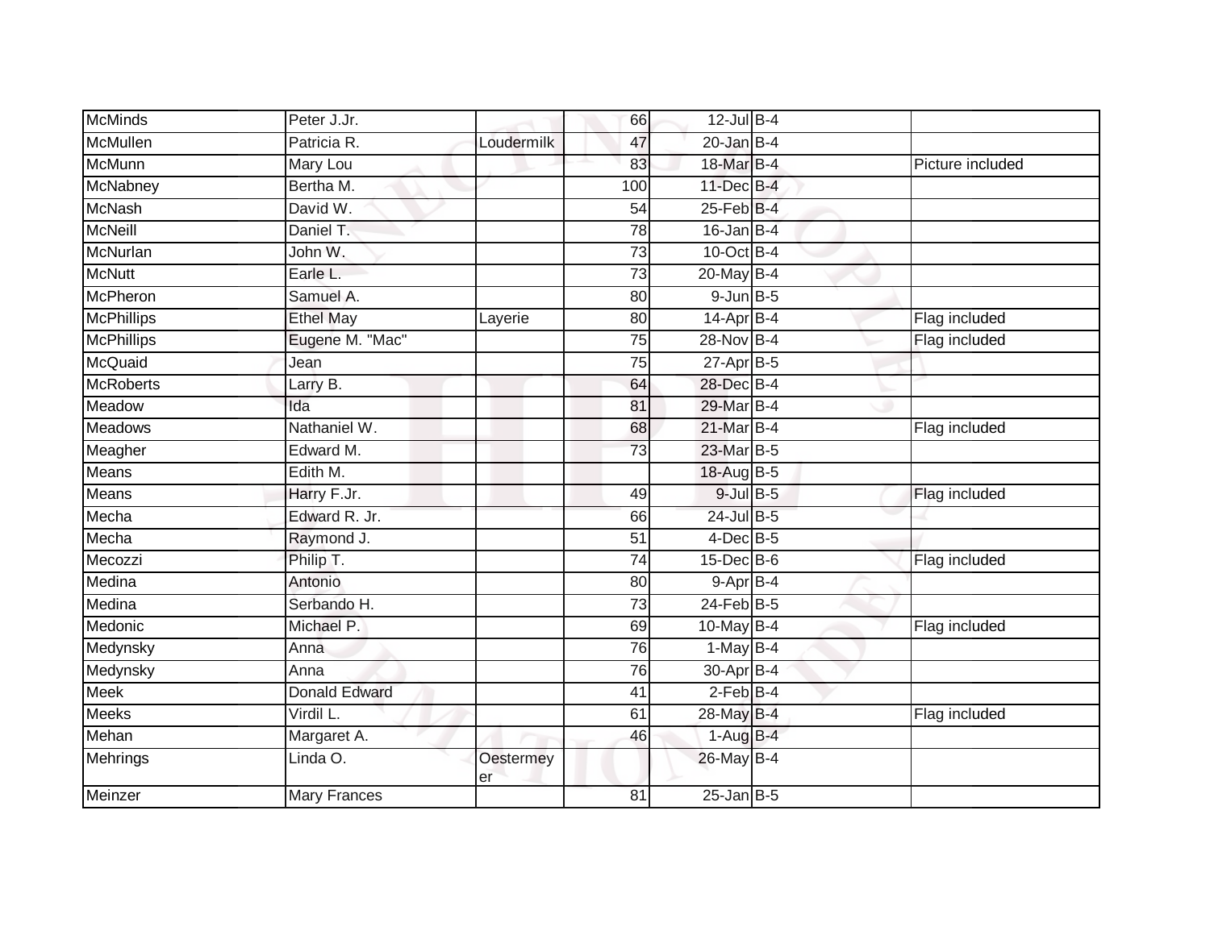| | | | | | | | |
|---|---|---|---|---|---|---|---|
| McMinds | Peter J.Jr. | | 66 | 12-Jul | B-4 | | |
| McMullen | Patricia R. | Loudermilk | 47 | 20-Jan | B-4 | | |
| McMunn | Mary Lou | | 83 | 18-Mar | B-4 | | Picture included |
| McNabney | Bertha M. | | 100 | 11-Dec | B-4 | | |
| McNash | David W. | | 54 | 25-Feb | B-4 | | |
| McNeill | Daniel T. | | 78 | 16-Jan | B-4 | | |
| McNurlan | John W. | | 73 | 10-Oct | B-4 | | |
| McNutt | Earle L. | | 73 | 20-May | B-4 | | |
| McPheron | Samuel A. | | 80 | 9-Jun | B-5 | | |
| McPhillips | Ethel May | Layerie | 80 | 14-Apr | B-4 | | Flag included |
| McPhillips | Eugene M. "Mac" | | 75 | 28-Nov | B-4 | | Flag included |
| McQuaid | Jean | | 75 | 27-Apr | B-5 | | |
| McRoberts | Larry B. | | 64 | 28-Dec | B-4 | | |
| Meadow | Ida | | 81 | 29-Mar | B-4 | | |
| Meadows | Nathaniel W. | | 68 | 21-Mar | B-4 | | Flag included |
| Meagher | Edward M. | | 73 | 23-Mar | B-5 | | |
| Means | Edith M. | | | 18-Aug | B-5 | | |
| Means | Harry F.Jr. | | 49 | 9-Jul | B-5 | | Flag included |
| Mecha | Edward R. Jr. | | 66 | 24-Jul | B-5 | | |
| Mecha | Raymond J. | | 51 | 4-Dec | B-5 | | |
| Mecozzi | Philip T. | | 74 | 15-Dec | B-6 | | Flag included |
| Medina | Antonio | | 80 | 9-Apr | B-4 | | |
| Medina | Serbando H. | | 73 | 24-Feb | B-5 | | |
| Medonic | Michael P. | | 69 | 10-May | B-4 | | Flag included |
| Medynsky | Anna | | 76 | 1-May | B-4 | | |
| Medynsky | Anna | | 76 | 30-Apr | B-4 | | |
| Meek | Donald Edward | | 41 | 2-Feb | B-4 | | |
| Meeks | Virdil L. | | 61 | 28-May | B-4 | | Flag included |
| Mehan | Margaret A. | | 46 | 1-Aug | B-4 | | |
| Mehrings | Linda O. | Oestermeyer | | 26-May | B-4 | | |
| Meinzer | Mary Frances | | 81 | 25-Jan | B-5 | | |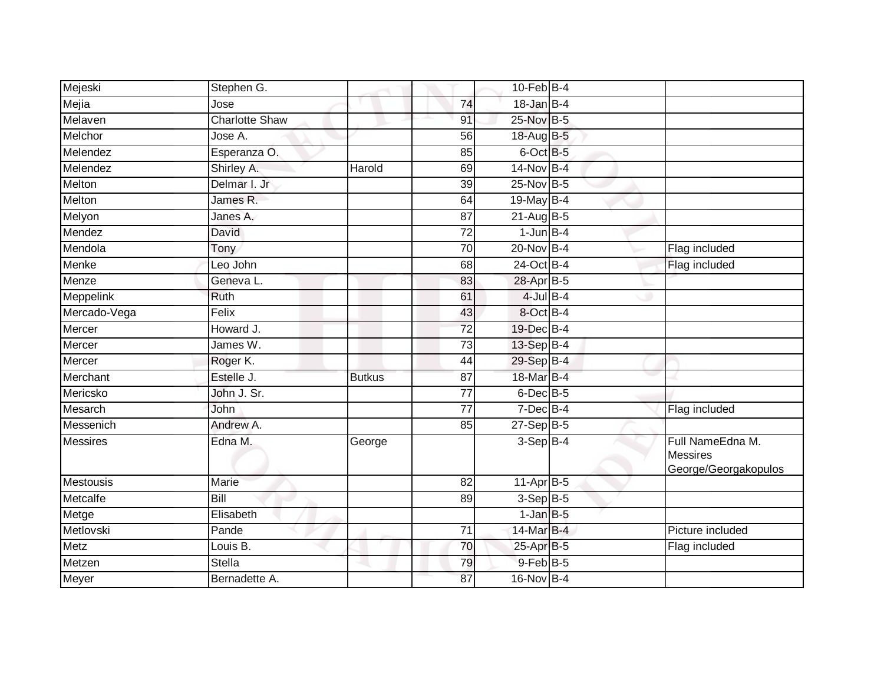| | | | | | | |
|---|---|---|---|---|---|---|
| Mejeski | Stephen G. | | | 10-Feb | B-4 | |
| Mejia | Jose | | 74 | 18-Jan | B-4 | |
| Melaven | Charlotte Shaw | | 91 | 25-Nov | B-5 | |
| Melchor | Jose A. | | 56 | 18-Aug | B-5 | |
| Melendez | Esperanza O. | | 85 | 6-Oct | B-5 | |
| Melendez | Shirley A. | Harold | 69 | 14-Nov | B-4 | |
| Melton | Delmar I. Jr | | 39 | 25-Nov | B-5 | |
| Melton | James R. | | 64 | 19-May | B-4 | |
| Melyon | Janes A. | | 87 | 21-Aug | B-5 | |
| Mendez | David | | 72 | 1-Jun | B-4 | |
| Mendola | Tony | | 70 | 20-Nov | B-4 | Flag included |
| Menke | Leo John | | 68 | 24-Oct | B-4 | Flag included |
| Menze | Geneva L. | | 83 | 28-Apr | B-5 | |
| Meppelink | Ruth | | 61 | 4-Jul | B-4 | |
| Mercado-Vega | Felix | | 43 | 8-Oct | B-4 | |
| Mercer | Howard J. | | 72 | 19-Dec | B-4 | |
| Mercer | James W. | | 73 | 13-Sep | B-4 | |
| Mercer | Roger K. | | 44 | 29-Sep | B-4 | |
| Merchant | Estelle J. | Butkus | 87 | 18-Mar | B-4 | |
| Mericsko | John J. Sr. | | 77 | 6-Dec | B-5 | |
| Mesarch | John | | 77 | 7-Dec | B-4 | Flag included |
| Messenich | Andrew A. | | 85 | 27-Sep | B-5 | |
| Messires | Edna M. | George | | 3-Sep | B-4 | Full NameEdna M. Messires George/Georgakopulos |
| Mestousis | Marie | | 82 | 11-Apr | B-5 | |
| Metcalfe | Bill | | 89 | 3-Sep | B-5 | |
| Metge | Elisabeth | | | 1-Jan | B-5 | |
| Metlovski | Pande | | 71 | 14-Mar | B-4 | Picture included |
| Metz | Louis B. | | 70 | 25-Apr | B-5 | Flag included |
| Metzen | Stella | | 79 | 9-Feb | B-5 | |
| Meyer | Bernadette A. | | 87 | 16-Nov | B-4 | |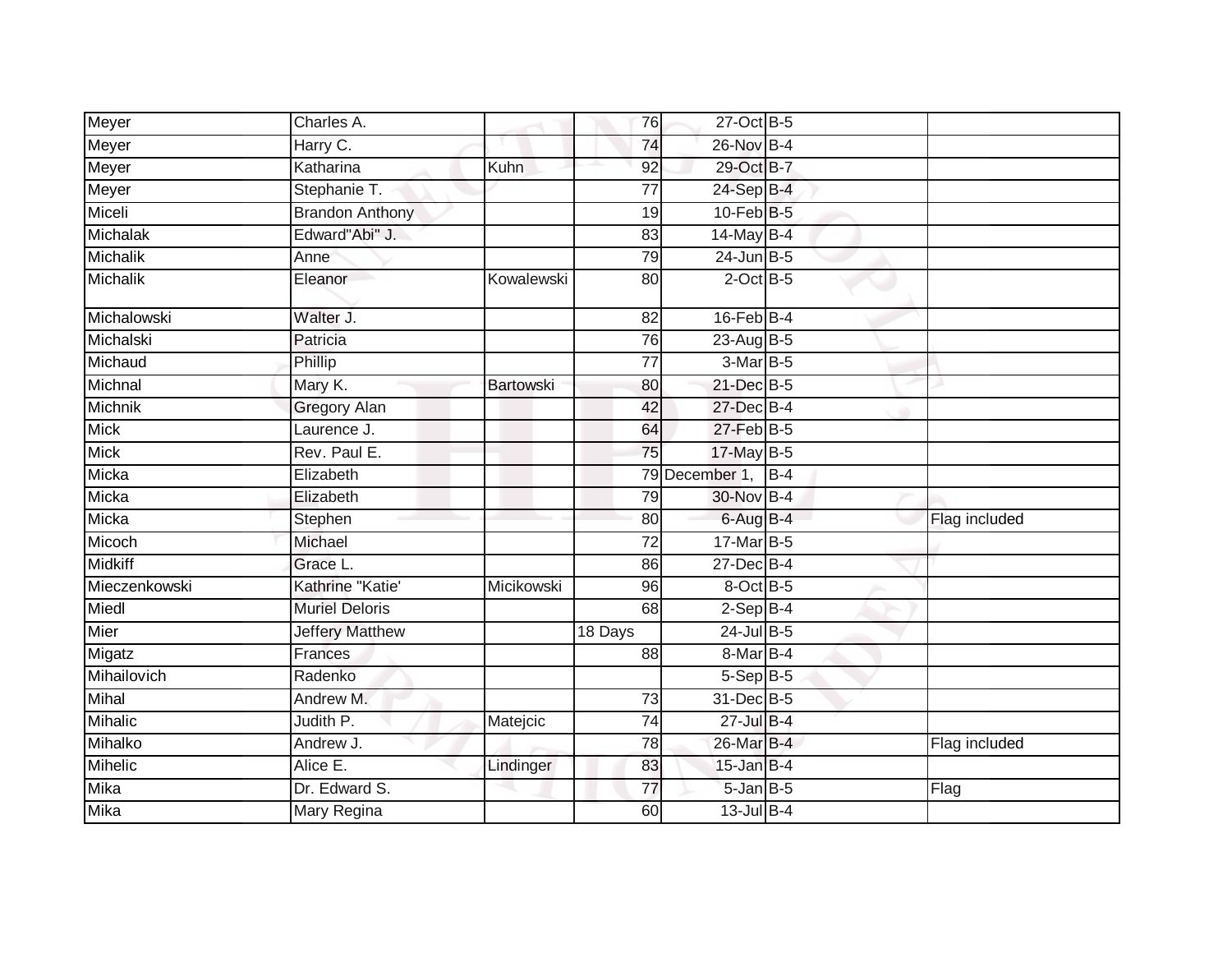| | | | | | | | |
|---|---|---|---|---|---|---|---|
| Meyer | Charles A. | | 76 | 27-Oct | B-5 | | |
| Meyer | Harry C. | | 74 | 26-Nov | B-4 | | |
| Meyer | Katharina | Kuhn | 92 | 29-Oct | B-7 | | |
| Meyer | Stephanie T. | | 77 | 24-Sep | B-4 | | |
| Miceli | Brandon Anthony | | 19 | 10-Feb | B-5 | | |
| Michalak | Edward"Abi" J. | | 83 | 14-May | B-4 | | |
| Michalik | Anne | | 79 | 24-Jun | B-5 | | |
| Michalik | Eleanor | Kowalewski | 80 | 2-Oct | B-5 | | |
| Michalowski | Walter J. | | 82 | 16-Feb | B-4 | | |
| Michalski | Patricia | | 76 | 23-Aug | B-5 | | |
| Michaud | Phillip | | 77 | 3-Mar | B-5 | | |
| Michnal | Mary K. | Bartowski | 80 | 21-Dec | B-5 | | |
| Michnik | Gregory Alan | | 42 | 27-Dec | B-4 | | |
| Mick | Laurence J. | | 64 | 27-Feb | B-5 | | |
| Mick | Rev. Paul E. | | 75 | 17-May | B-5 | | |
| Micka | Elizabeth | | 79 | December 1, | B-4 | | |
| Micka | Elizabeth | | 79 | 30-Nov | B-4 | | |
| Micka | Stephen | | 80 | 6-Aug | B-4 | | Flag included |
| Micoch | Michael | | 72 | 17-Mar | B-5 | | |
| Midkiff | Grace L. | | 86 | 27-Dec | B-4 | | |
| Mieczenkowski | Kathrine "Katie' | Micikowski | 96 | 8-Oct | B-5 | | |
| Miedl | Muriel Deloris | | 68 | 2-Sep | B-4 | | |
| Mier | Jeffery Matthew | | 18 Days | 24-Jul | B-5 | | |
| Migatz | Frances | | 88 | 8-Mar | B-4 | | |
| Mihailovich | Radenko | | | 5-Sep | B-5 | | |
| Mihal | Andrew M. | | 73 | 31-Dec | B-5 | | |
| Mihalic | Judith P. | Matejcic | 74 | 27-Jul | B-4 | | |
| Mihalko | Andrew J. | | 78 | 26-Mar | B-4 | | Flag included |
| Mihelic | Alice E. | Lindinger | 83 | 15-Jan | B-4 | | |
| Mika | Dr. Edward S. | | 77 | 5-Jan | B-5 | | Flag |
| Mika | Mary Regina | | 60 | 13-Jul | B-4 | | |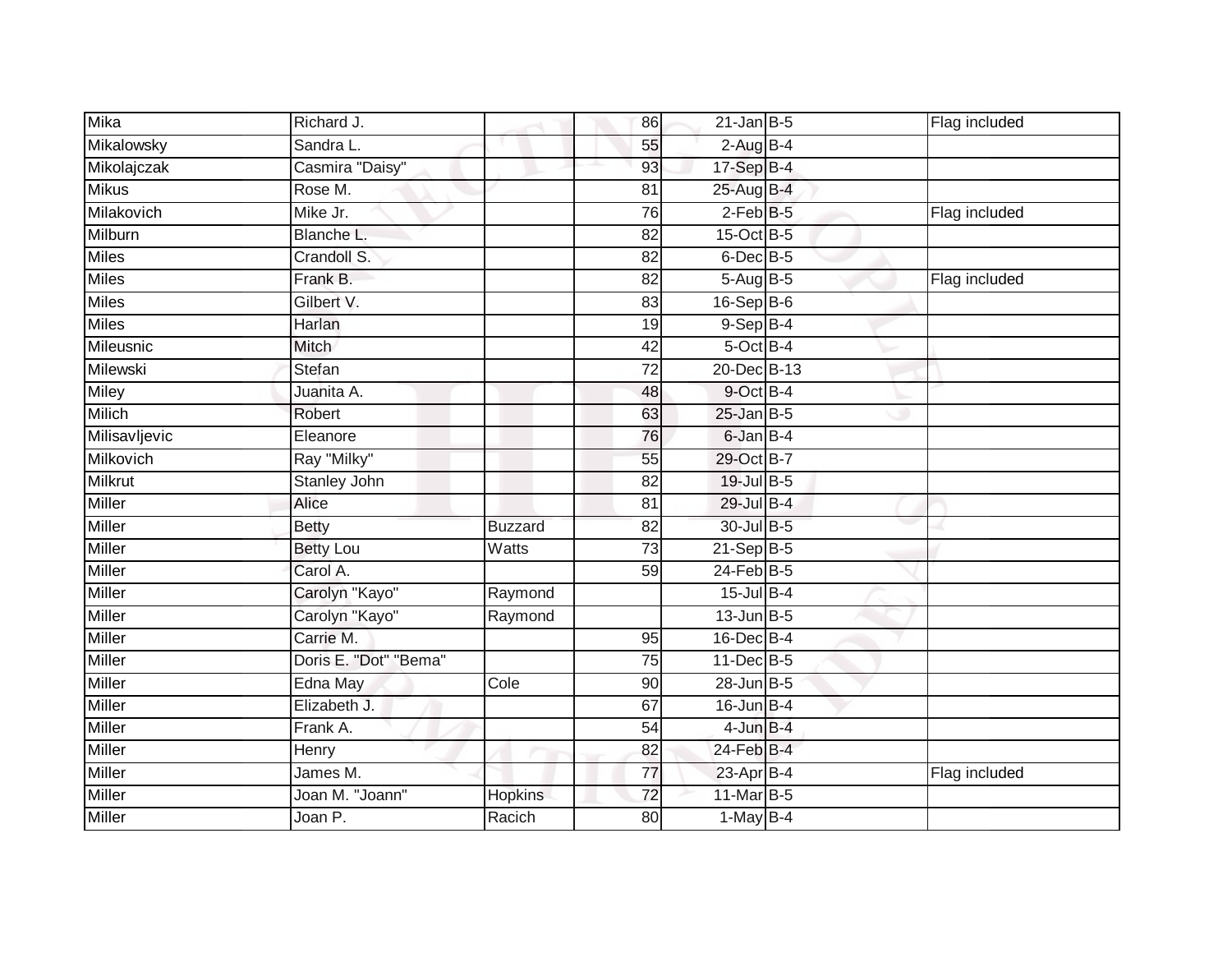| | | | | | | | |
|---|---|---|---|---|---|---|---|
| Mika | Richard J. | | 86 | 21-Jan | B-5 | | Flag included |
| Mikalowsky | Sandra L. | | 55 | 2-Aug | B-4 | | |
| Mikolajczak | Casmira "Daisy" | | 93 | 17-Sep | B-4 | | |
| Mikus | Rose M. | | 81 | 25-Aug | B-4 | | |
| Milakovich | Mike Jr. | | 76 | 2-Feb | B-5 | | Flag included |
| Milburn | Blanche L. | | 82 | 15-Oct | B-5 | | |
| Miles | Crandoll S. | | 82 | 6-Dec | B-5 | | |
| Miles | Frank B. | | 82 | 5-Aug | B-5 | | Flag included |
| Miles | Gilbert V. | | 83 | 16-Sep | B-6 | | |
| Miles | Harlan | | 19 | 9-Sep | B-4 | | |
| Mileusnic | Mitch | | 42 | 5-Oct | B-4 | | |
| Milewski | Stefan | | 72 | 20-Dec | B-13 | | |
| Miley | Juanita A. | | 48 | 9-Oct | B-4 | | |
| Milich | Robert | | 63 | 25-Jan | B-5 | | |
| Milisavljevic | Eleanore | | 76 | 6-Jan | B-4 | | |
| Milkovich | Ray "Milky" | | 55 | 29-Oct | B-7 | | |
| Milkrut | Stanley John | | 82 | 19-Jul | B-5 | | |
| Miller | Alice | | 81 | 29-Jul | B-4 | | |
| Miller | Betty | Buzzard | 82 | 30-Jul | B-5 | | |
| Miller | Betty Lou | Watts | 73 | 21-Sep | B-5 | | |
| Miller | Carol A. | | 59 | 24-Feb | B-5 | | |
| Miller | Carolyn "Kayo" | Raymond | | 15-Jul | B-4 | | |
| Miller | Carolyn "Kayo" | Raymond | | 13-Jun | B-5 | | |
| Miller | Carrie M. | | 95 | 16-Dec | B-4 | | |
| Miller | Doris E. "Dot" "Bema" | | 75 | 11-Dec | B-5 | | |
| Miller | Edna May | Cole | 90 | 28-Jun | B-5 | | |
| Miller | Elizabeth J. | | 67 | 16-Jun | B-4 | | |
| Miller | Frank A. | | 54 | 4-Jun | B-4 | | |
| Miller | Henry | | 82 | 24-Feb | B-4 | | |
| Miller | James M. | | 77 | 23-Apr | B-4 | | Flag included |
| Miller | Joan M. "Joann" | Hopkins | 72 | 11-Mar | B-5 | | |
| Miller | Joan P. | Racich | 80 | 1-May | B-4 | | |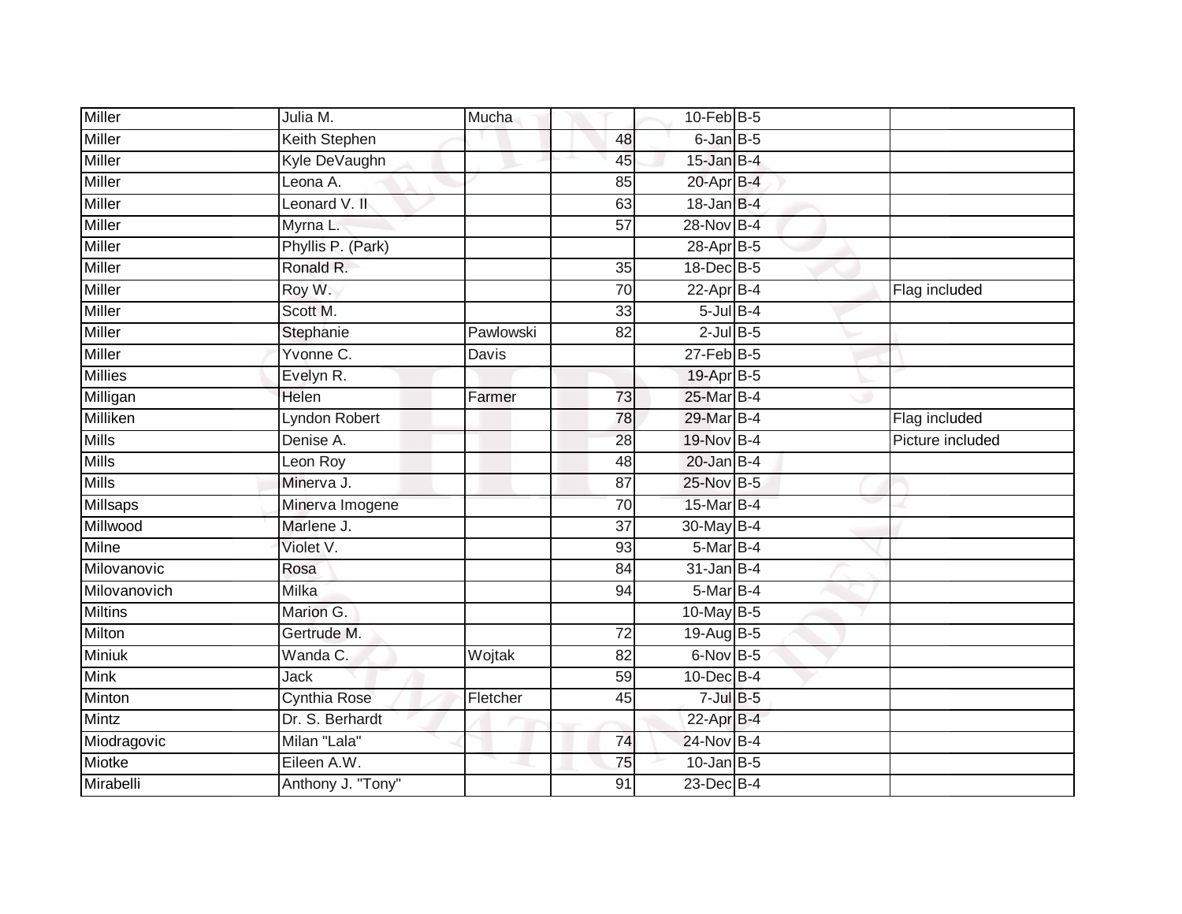| | | | | | | |
|---|---|---|---|---|---|---|
| Miller | Julia M. | Mucha | | 10-Feb | B-5 | |
| Miller | Keith Stephen | | 48 | 6-Jan | B-5 | |
| Miller | Kyle DeVaughn | | 45 | 15-Jan | B-4 | |
| Miller | Leona A. | | 85 | 20-Apr | B-4 | |
| Miller | Leonard V. II | | 63 | 18-Jan | B-4 | |
| Miller | Myrna L. | | 57 | 28-Nov | B-4 | |
| Miller | Phyllis P. (Park) | | | 28-Apr | B-5 | |
| Miller | Ronald R. | | 35 | 18-Dec | B-5 | |
| Miller | Roy W. | | 70 | 22-Apr | B-4 | Flag included |
| Miller | Scott M. | | 33 | 5-Jul | B-4 | |
| Miller | Stephanie | Pawlowski | 82 | 2-Jul | B-5 | |
| Miller | Yvonne C. | Davis | | 27-Feb | B-5 | |
| Millies | Evelyn R. | | | 19-Apr | B-5 | |
| Milligan | Helen | Farmer | 73 | 25-Mar | B-4 | |
| Milliken | Lyndon Robert | | 78 | 29-Mar | B-4 | Flag included |
| Mills | Denise A. | | 28 | 19-Nov | B-4 | Picture included |
| Mills | Leon Roy | | 48 | 20-Jan | B-4 | |
| Mills | Minerva J. | | 87 | 25-Nov | B-5 | |
| Millsaps | Minerva Imogene | | 70 | 15-Mar | B-4 | |
| Millwood | Marlene J. | | 37 | 30-May | B-4 | |
| Milne | Violet V. | | 93 | 5-Mar | B-4 | |
| Milovanovic | Rosa | | 84 | 31-Jan | B-4 | |
| Milovanovich | Milka | | 94 | 5-Mar | B-4 | |
| Miltins | Marion G. | | | 10-May | B-5 | |
| Milton | Gertrude M. | | 72 | 19-Aug | B-5 | |
| Miniuk | Wanda C. | Wojtak | 82 | 6-Nov | B-5 | |
| Mink | Jack | | 59 | 10-Dec | B-4 | |
| Minton | Cynthia Rose | Fletcher | 45 | 7-Jul | B-5 | |
| Mintz | Dr. S. Berhardt | | | 22-Apr | B-4 | |
| Miodragovic | Milan "Lala" | | 74 | 24-Nov | B-4 | |
| Miotke | Eileen A.W. | | 75 | 10-Jan | B-5 | |
| Mirabelli | Anthony J. "Tony" | | 91 | 23-Dec | B-4 | |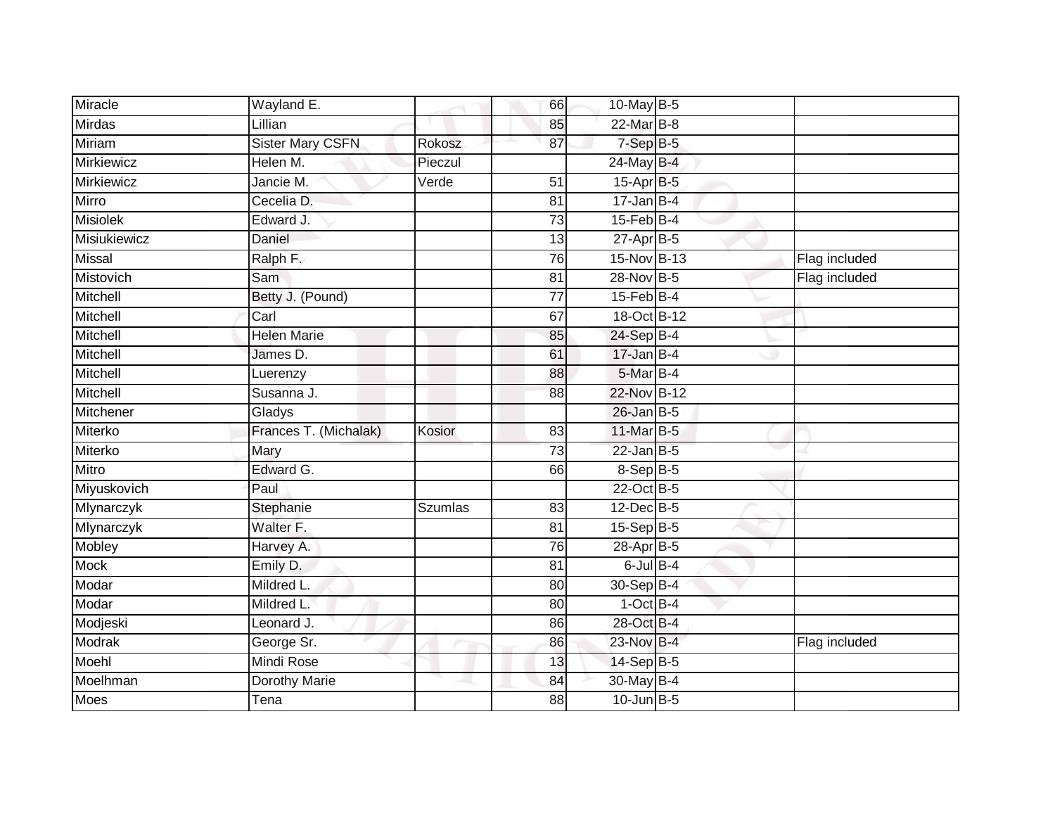| | | | | | | |
|---|---|---|---|---|---|---|
| Miracle | Wayland E. | | 66 | 10-May | B-5 | |
| Mirdas | Lillian | | 85 | 22-Mar | B-8 | |
| Miriam | Sister Mary CSFN | Rokosz | 87 | 7-Sep | B-5 | |
| Mirkiewicz | Helen M. | Pieczul | | 24-May | B-4 | |
| Mirkiewicz | Jancie M. | Verde | 51 | 15-Apr | B-5 | |
| Mirro | Cecelia D. | | 81 | 17-Jan | B-4 | |
| Misiolek | Edward J. | | 73 | 15-Feb | B-4 | |
| Misiukiewicz | Daniel | | 13 | 27-Apr | B-5 | |
| Missal | Ralph F. | | 76 | 15-Nov | B-13 | Flag included |
| Mistovich | Sam | | 81 | 28-Nov | B-5 | Flag included |
| Mitchell | Betty J. (Pound) | | 77 | 15-Feb | B-4 | |
| Mitchell | Carl | | 67 | 18-Oct | B-12 | |
| Mitchell | Helen Marie | | 85 | 24-Sep | B-4 | |
| Mitchell | James D. | | 61 | 17-Jan | B-4 | |
| Mitchell | Luerenzy | | 88 | 5-Mar | B-4 | |
| Mitchell | Susanna J. | | 88 | 22-Nov | B-12 | |
| Mitchener | Gladys | | | 26-Jan | B-5 | |
| Miterko | Frances T. (Michalak) | Kosior | 83 | 11-Mar | B-5 | |
| Miterko | Mary | | 73 | 22-Jan | B-5 | |
| Mitro | Edward G. | | 66 | 8-Sep | B-5 | |
| Miyuskovich | Paul | | | 22-Oct | B-5 | |
| Mlynarczyk | Stephanie | Szumlas | 83 | 12-Dec | B-5 | |
| Mlynarczyk | Walter F. | | 81 | 15-Sep | B-5 | |
| Mobley | Harvey A. | | 76 | 28-Apr | B-5 | |
| Mock | Emily D. | | 81 | 6-Jul | B-4 | |
| Modar | Mildred L. | | 80 | 30-Sep | B-4 | |
| Modar | Mildred L. | | 80 | 1-Oct | B-4 | |
| Modjeski | Leonard J. | | 86 | 28-Oct | B-4 | |
| Modrak | George Sr. | | 86 | 23-Nov | B-4 | Flag included |
| Moehl | Mindi Rose | | 13 | 14-Sep | B-5 | |
| Moelhman | Dorothy Marie | | 84 | 30-May | B-4 | |
| Moes | Tena | | 88 | 10-Jun | B-5 | |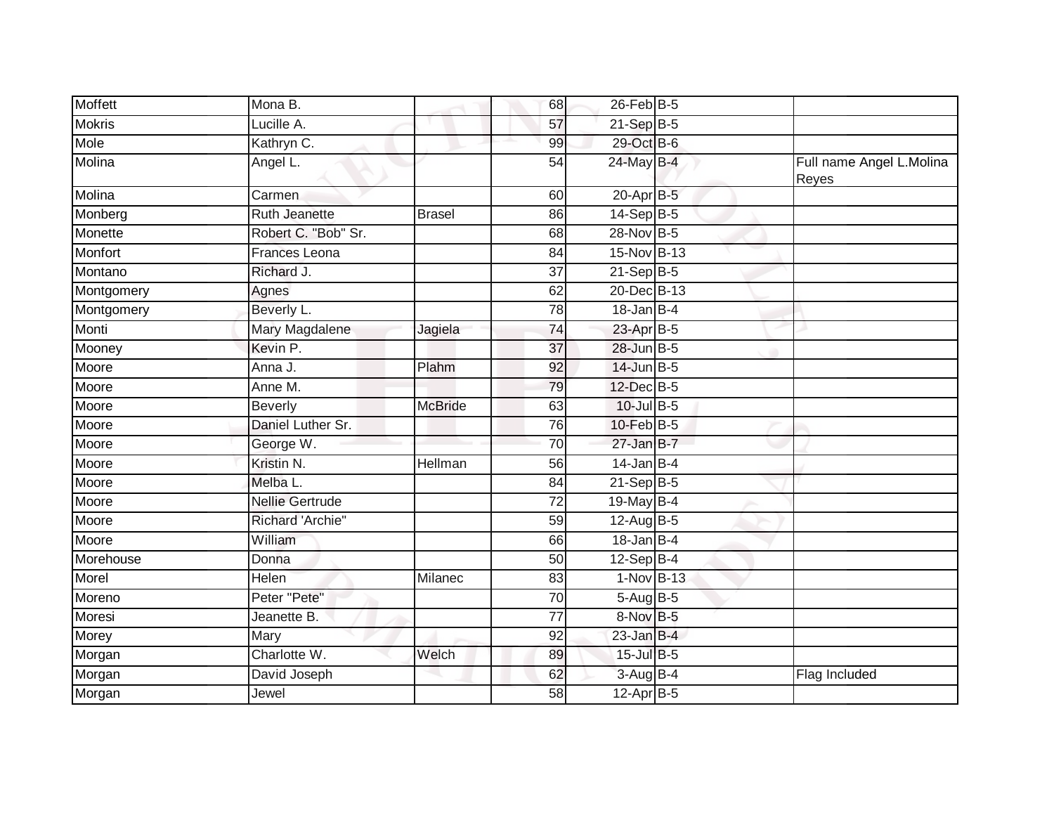| Moffett | Mona B. | | 68 | 26-Feb | B-5 | |
|---|---|---|---|---|---|---|
| Mokris | Lucille A. | | 57 | 21-Sep | B-5 | |
| Mole | Kathryn C. | | 99 | 29-Oct | B-6 | |
| Molina | Angel L. | | 54 | 24-May | B-4 | Full name Angel L.Molina Reyes |
| Molina | Carmen | | 60 | 20-Apr | B-5 | |
| Monberg | Ruth Jeanette | Brasel | 86 | 14-Sep | B-5 | |
| Monette | Robert C. "Bob" Sr. | | 68 | 28-Nov | B-5 | |
| Monfort | Frances Leona | | 84 | 15-Nov | B-13 | |
| Montano | Richard J. | | 37 | 21-Sep | B-5 | |
| Montgomery | Agnes | | 62 | 20-Dec | B-13 | |
| Montgomery | Beverly L. | | 78 | 18-Jan | B-4 | |
| Monti | Mary Magdalene | Jagiela | 74 | 23-Apr | B-5 | |
| Mooney | Kevin P. | | 37 | 28-Jun | B-5 | |
| Moore | Anna J. | Plahm | 92 | 14-Jun | B-5 | |
| Moore | Anne M. | | 79 | 12-Dec | B-5 | |
| Moore | Beverly | McBride | 63 | 10-Jul | B-5 | |
| Moore | Daniel Luther Sr. | | 76 | 10-Feb | B-5 | |
| Moore | George W. | | 70 | 27-Jan | B-7 | |
| Moore | Kristin N. | Hellman | 56 | 14-Jan | B-4 | |
| Moore | Melba L. | | 84 | 21-Sep | B-5 | |
| Moore | Nellie Gertrude | | 72 | 19-May | B-4 | |
| Moore | Richard 'Archie" | | 59 | 12-Aug | B-5 | |
| Moore | William | | 66 | 18-Jan | B-4 | |
| Morehouse | Donna | | 50 | 12-Sep | B-4 | |
| Morel | Helen | Milanec | 83 | 1-Nov | B-13 | |
| Moreno | Peter "Pete" | | 70 | 5-Aug | B-5 | |
| Moresi | Jeanette B. | | 77 | 8-Nov | B-5 | |
| Morey | Mary | | 92 | 23-Jan | B-4 | |
| Morgan | Charlotte W. | Welch | 89 | 15-Jul | B-5 | |
| Morgan | David Joseph | | 62 | 3-Aug | B-4 | Flag Included |
| Morgan | Jewel | | 58 | 12-Apr | B-5 | |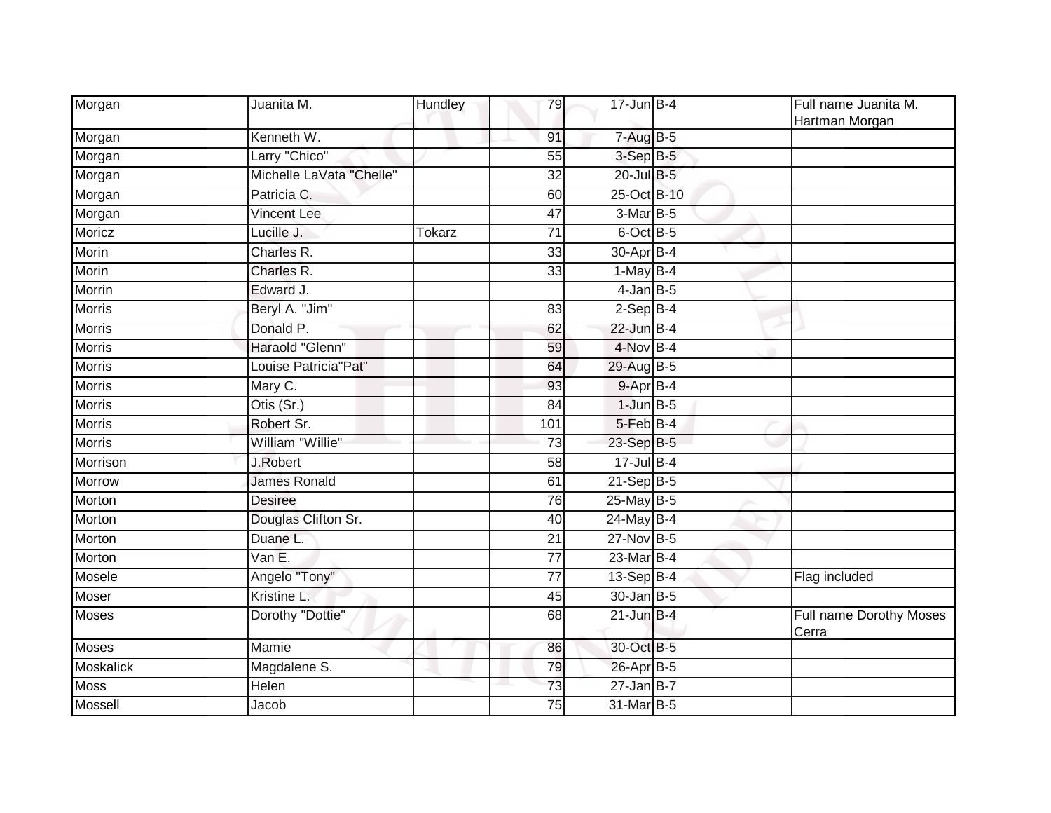| | | | | | | | |
|---|---|---|---|---|---|---|---|
| Morgan | Juanita M. | Hundley | 79 | 17-Jun | B-4 | | Full name Juanita M. Hartman Morgan |
| Morgan | Kenneth W. | | 91 | 7-Aug | B-5 | | |
| Morgan | Larry "Chico" | | 55 | 3-Sep | B-5 | | |
| Morgan | Michelle LaVata "Chelle" | | 32 | 20-Jul | B-5 | | |
| Morgan | Patricia C. | | 60 | 25-Oct | B-10 | | |
| Morgan | Vincent Lee | | 47 | 3-Mar | B-5 | | |
| Moricz | Lucille J. | Tokarz | 71 | 6-Oct | B-5 | | |
| Morin | Charles R. | | 33 | 30-Apr | B-4 | | |
| Morin | Charles R. | | 33 | 1-May | B-4 | | |
| Morrin | Edward J. | | | 4-Jan | B-5 | | |
| Morris | Beryl A. "Jim" | | 83 | 2-Sep | B-4 | | |
| Morris | Donald P. | | 62 | 22-Jun | B-4 | | |
| Morris | Haraold "Glenn" | | 59 | 4-Nov | B-4 | | |
| Morris | Louise Patricia"Pat" | | 64 | 29-Aug | B-5 | | |
| Morris | Mary C. | | 93 | 9-Apr | B-4 | | |
| Morris | Otis (Sr.) | | 84 | 1-Jun | B-5 | | |
| Morris | Robert Sr. | | 101 | 5-Feb | B-4 | | |
| Morris | William "Willie" | | 73 | 23-Sep | B-5 | | |
| Morrison | J.Robert | | 58 | 17-Jul | B-4 | | |
| Morrow | James Ronald | | 61 | 21-Sep | B-5 | | |
| Morton | Desiree | | 76 | 25-May | B-5 | | |
| Morton | Douglas Clifton Sr. | | 40 | 24-May | B-4 | | |
| Morton | Duane L. | | 21 | 27-Nov | B-5 | | |
| Morton | Van E. | | 77 | 23-Mar | B-4 | | |
| Mosele | Angelo "Tony" | | 77 | 13-Sep | B-4 | | Flag included |
| Moser | Kristine L. | | 45 | 30-Jan | B-5 | | |
| Moses | Dorothy "Dottie" | | 68 | 21-Jun | B-4 | | Full name Dorothy Moses Cerra |
| Moses | Mamie | | 86 | 30-Oct | B-5 | | |
| Moskalick | Magdalene S. | | 79 | 26-Apr | B-5 | | |
| Moss | Helen | | 73 | 27-Jan | B-7 | | |
| Mossell | Jacob | | 75 | 31-Mar | B-5 | | |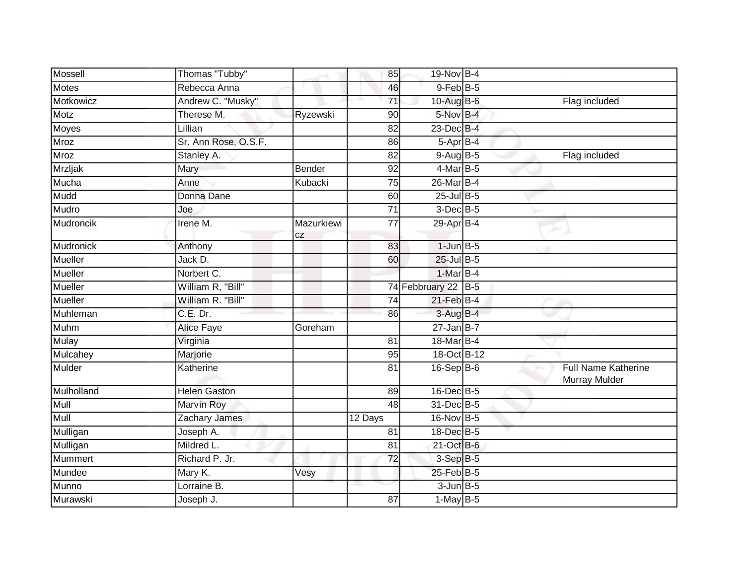| | | | | | | | |
|---|---|---|---|---|---|---|---|
| Mossell | Thomas "Tubby" | | 85 | 19-Nov | B-4 | | |
| Motes | Rebecca Anna | | 46 | 9-Feb | B-5 | | |
| Motkowicz | Andrew C. "Musky" | | 71 | 10-Aug | B-6 | | Flag included |
| Motz | Therese M. | Ryzewski | 90 | 5-Nov | B-4 | | |
| Moyes | Lillian | | 82 | 23-Dec | B-4 | | |
| Mroz | Sr. Ann Rose, O.S.F. | | 86 | 5-Apr | B-4 | | |
| Mroz | Stanley A. | | 82 | 9-Aug | B-5 | | Flag included |
| Mrzljak | Mary | Bender | 92 | 4-Mar | B-5 | | |
| Mucha | Anne | Kubacki | 75 | 26-Mar | B-4 | | |
| Mudd | Donna Dane | | 60 | 25-Jul | B-5 | | |
| Mudro | Joe | | 71 | 3-Dec | B-5 | | |
| Mudroncik | Irene M. | Mazurkiewicz | 77 | 29-Apr | B-4 | | |
| Mudronick | Anthony | | 83 | 1-Jun | B-5 | | |
| Mueller | Jack D. | | 60 | 25-Jul | B-5 | | |
| Mueller | Norbert C. | | | 1-Mar | B-4 | | |
| Mueller | William R, "Bill" | | 74 | Febbruary 22 | B-5 | | |
| Mueller | William R. "Bill" | | 74 | 21-Feb | B-4 | | |
| Muhleman | C.E. Dr. | | 86 | 3-Aug | B-4 | | |
| Muhm | Alice Faye | Goreham | | 27-Jan | B-7 | | |
| Mulay | Virginia | | 81 | 18-Mar | B-4 | | |
| Mulcahey | Marjorie | | 95 | 18-Oct | B-12 | | |
| Mulder | Katherine | | 81 | 16-Sep | B-6 | | Full Name Katherine Murray Mulder |
| Mulholland | Helen Gaston | | 89 | 16-Dec | B-5 | | |
| Mull | Marvin Roy | | 48 | 31-Dec | B-5 | | |
| Mull | Zachary James | | 12 Days | 16-Nov | B-5 | | |
| Mulligan | Joseph A. | | 81 | 18-Dec | B-5 | | |
| Mulligan | Mildred L. | | 81 | 21-Oct | B-6 | | |
| Mummert | Richard P. Jr. | | 72 | 3-Sep | B-5 | | |
| Mundee | Mary K. | Vesy | | 25-Feb | B-5 | | |
| Munno | Lorraine B. | | | 3-Jun | B-5 | | |
| Murawski | Joseph J. | | 87 | 1-May | B-5 | | |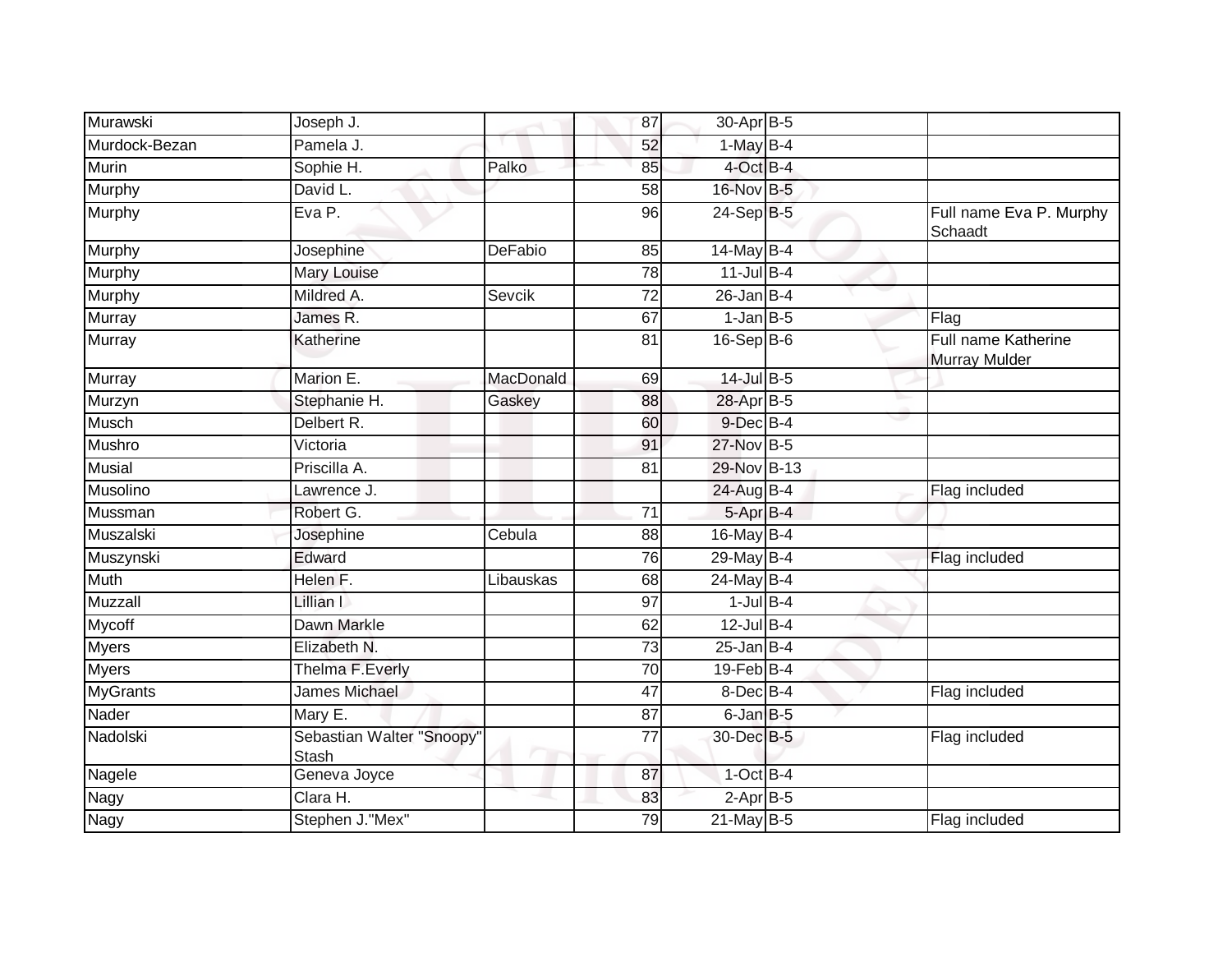| Murawski | Joseph J. | | 87 | 30-Apr | B-5 | |
|---|---|---|---|---|---|---|
| Murdock-Bezan | Pamela J. | | 52 | 1-May | B-4 | |
| Murin | Sophie H. | Palko | 85 | 4-Oct | B-4 | |
| Murphy | David L. | | 58 | 16-Nov | B-5 | |
| Murphy | Eva P. | | 96 | 24-Sep | B-5 | Full name Eva P. Murphy Schaadt |
| Murphy | Josephine | DeFabio | 85 | 14-May | B-4 | |
| Murphy | Mary Louise | | 78 | 11-Jul | B-4 | |
| Murphy | Mildred A. | Sevcik | 72 | 26-Jan | B-4 | |
| Murray | James R. | | 67 | 1-Jan | B-5 | Flag |
| Murray | Katherine | | 81 | 16-Sep | B-6 | Full name Katherine Murray Mulder |
| Murray | Marion E. | MacDonald | 69 | 14-Jul | B-5 | |
| Murzyn | Stephanie H. | Gaskey | 88 | 28-Apr | B-5 | |
| Musch | Delbert R. | | 60 | 9-Dec | B-4 | |
| Mushro | Victoria | | 91 | 27-Nov | B-5 | |
| Musial | Priscilla A. | | 81 | 29-Nov | B-13 | |
| Musolino | Lawrence J. | | | 24-Aug | B-4 | Flag included |
| Mussman | Robert G. | | 71 | 5-Apr | B-4 | |
| Muszalski | Josephine | Cebula | 88 | 16-May | B-4 | |
| Muszynski | Edward | | 76 | 29-May | B-4 | Flag included |
| Muth | Helen F. | Libauskas | 68 | 24-May | B-4 | |
| Muzzall | Lillian I | | 97 | 1-Jul | B-4 | |
| Mycoff | Dawn Markle | | 62 | 12-Jul | B-4 | |
| Myers | Elizabeth N. | | 73 | 25-Jan | B-4 | |
| Myers | Thelma F.Everly | | 70 | 19-Feb | B-4 | |
| MyGrants | James Michael | | 47 | 8-Dec | B-4 | Flag included |
| Nader | Mary E. | | 87 | 6-Jan | B-5 | |
| Nadolski | Sebastian Walter "Snoopy" Stash | | 77 | 30-Dec | B-5 | Flag included |
| Nagele | Geneva Joyce | | 87 | 1-Oct | B-4 | |
| Nagy | Clara H. | | 83 | 2-Apr | B-5 | |
| Nagy | Stephen J."Mex" | | 79 | 21-May | B-5 | Flag included |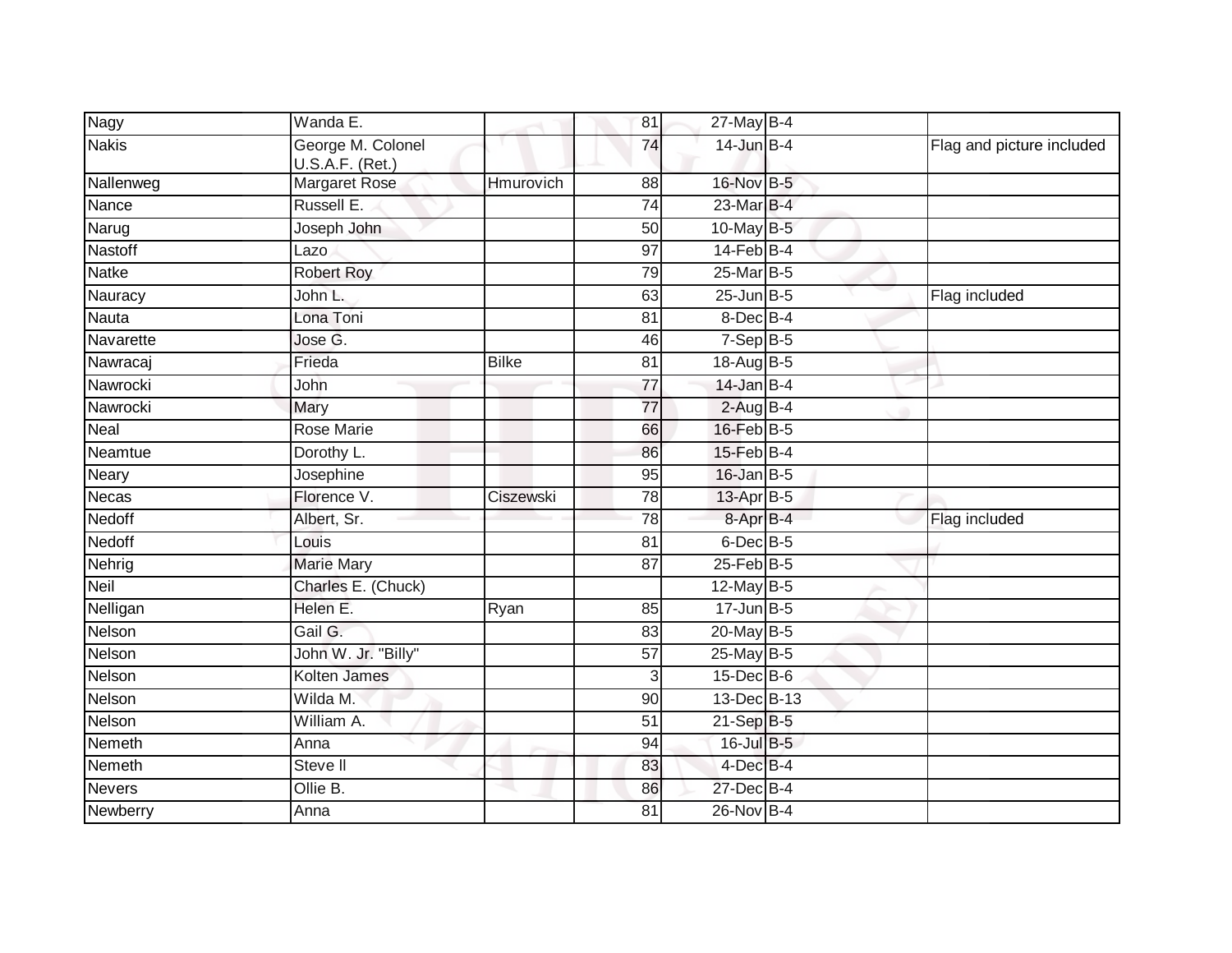| | | | | | | |
|---|---|---|---|---|---|---|
| Nagy | Wanda E. | | 81 | 27-May | B-4 | |
| Nakis | George M. Colonel U.S.A.F. (Ret.) | | 74 | 14-Jun | B-4 | Flag and picture included |
| Nallenweg | Margaret Rose | Hmurovich | 88 | 16-Nov | B-5 | |
| Nance | Russell E. | | 74 | 23-Mar | B-4 | |
| Narug | Joseph John | | 50 | 10-May | B-5 | |
| Nastoff | Lazo | | 97 | 14-Feb | B-4 | |
| Natke | Robert Roy | | 79 | 25-Mar | B-5 | |
| Nauracy | John L. | | 63 | 25-Jun | B-5 | Flag included |
| Nauta | Lona Toni | | 81 | 8-Dec | B-4 | |
| Navarette | Jose G. | | 46 | 7-Sep | B-5 | |
| Nawracaj | Frieda | Bilke | 81 | 18-Aug | B-5 | |
| Nawrocki | John | | 77 | 14-Jan | B-4 | |
| Nawrocki | Mary | | 77 | 2-Aug | B-4 | |
| Neal | Rose Marie | | 66 | 16-Feb | B-5 | |
| Neamtue | Dorothy L. | | 86 | 15-Feb | B-4 | |
| Neary | Josephine | | 95 | 16-Jan | B-5 | |
| Necas | Florence V. | Ciszewski | 78 | 13-Apr | B-5 | |
| Nedoff | Albert, Sr. | | 78 | 8-Apr | B-4 | Flag included |
| Nedoff | Louis | | 81 | 6-Dec | B-5 | |
| Nehrig | Marie Mary | | 87 | 25-Feb | B-5 | |
| Neil | Charles E. (Chuck) | | | 12-May | B-5 | |
| Nelligan | Helen E. | Ryan | 85 | 17-Jun | B-5 | |
| Nelson | Gail G. | | 83 | 20-May | B-5 | |
| Nelson | John W. Jr. "Billy" | | 57 | 25-May | B-5 | |
| Nelson | Kolten James | | 3 | 15-Dec | B-6 | |
| Nelson | Wilda M. | | 90 | 13-Dec | B-13 | |
| Nelson | William A. | | 51 | 21-Sep | B-5 | |
| Nemeth | Anna | | 94 | 16-Jul | B-5 | |
| Nemeth | Steve ll | | 83 | 4-Dec | B-4 | |
| Nevers | Ollie B. | | 86 | 27-Dec | B-4 | |
| Newberry | Anna | | 81 | 26-Nov | B-4 | |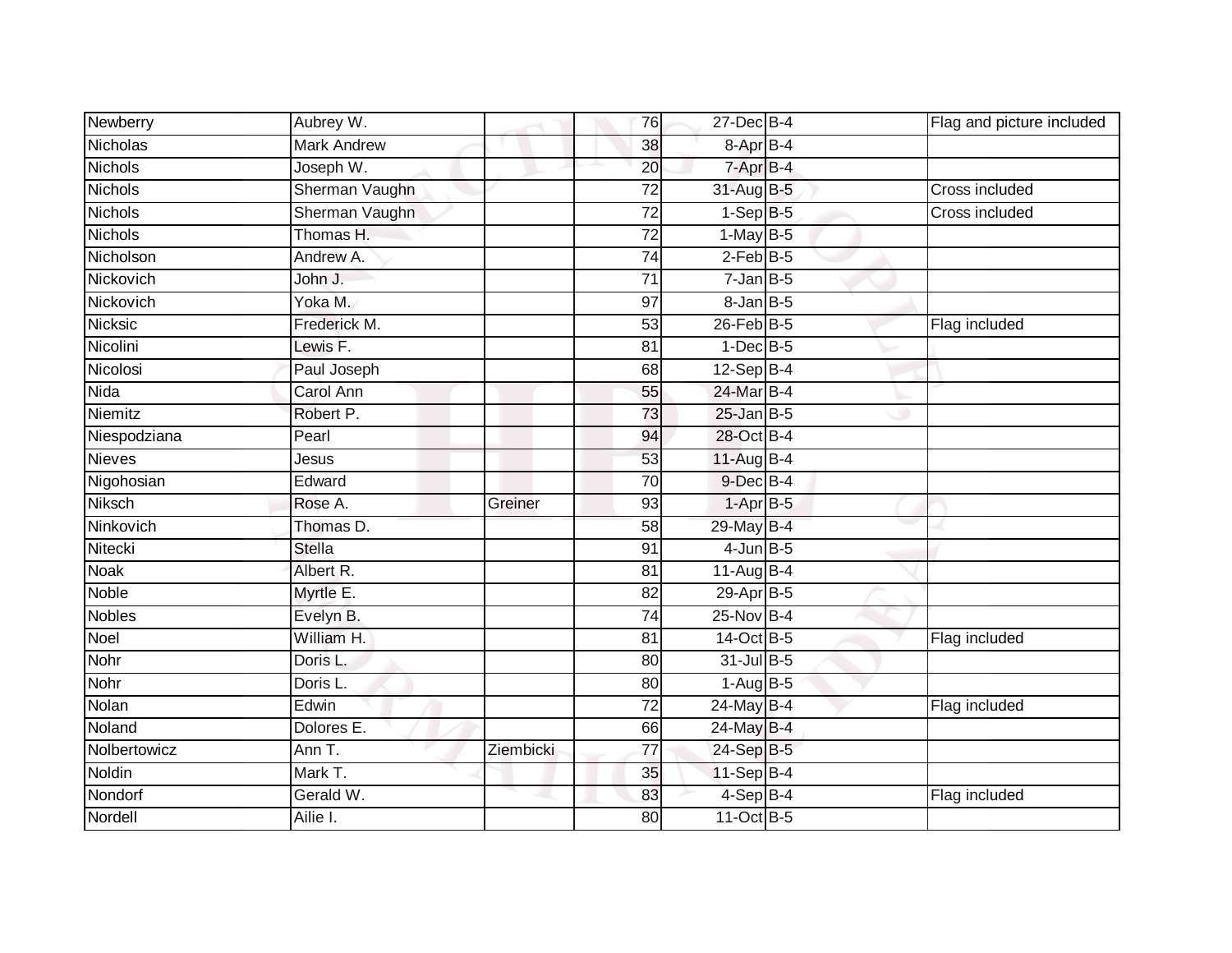| | | | | | | | |
|---|---|---|---|---|---|---|---|
| Newberry | Aubrey W. | | 76 | 27-Dec | B-4 | | Flag and picture included |
| Nicholas | Mark Andrew | | 38 | 8-Apr | B-4 | | |
| Nichols | Joseph W. | | 20 | 7-Apr | B-4 | | |
| Nichols | Sherman Vaughn | | 72 | 31-Aug | B-5 | | Cross included |
| Nichols | Sherman Vaughn | | 72 | 1-Sep | B-5 | | Cross included |
| Nichols | Thomas H. | | 72 | 1-May | B-5 | | |
| Nicholson | Andrew A. | | 74 | 2-Feb | B-5 | | |
| Nickovich | John J. | | 71 | 7-Jan | B-5 | | |
| Nickovich | Yoka M. | | 97 | 8-Jan | B-5 | | |
| Nicksic | Frederick M. | | 53 | 26-Feb | B-5 | | Flag included |
| Nicolini | Lewis F. | | 81 | 1-Dec | B-5 | | |
| Nicolosi | Paul Joseph | | 68 | 12-Sep | B-4 | | |
| Nida | Carol Ann | | 55 | 24-Mar | B-4 | | |
| Niemitz | Robert P. | | 73 | 25-Jan | B-5 | | |
| Niespodziana | Pearl | | 94 | 28-Oct | B-4 | | |
| Nieves | Jesus | | 53 | 11-Aug | B-4 | | |
| Nigohosian | Edward | | 70 | 9-Dec | B-4 | | |
| Niksch | Rose A. | Greiner | 93 | 1-Apr | B-5 | | |
| Ninkovich | Thomas D. | | 58 | 29-May | B-4 | | |
| Nitecki | Stella | | 91 | 4-Jun | B-5 | | |
| Noak | Albert R. | | 81 | 11-Aug | B-4 | | |
| Noble | Myrtle E. | | 82 | 29-Apr | B-5 | | |
| Nobles | Evelyn B. | | 74 | 25-Nov | B-4 | | |
| Noel | William H. | | 81 | 14-Oct | B-5 | | Flag included |
| Nohr | Doris L. | | 80 | 31-Jul | B-5 | | |
| Nohr | Doris L. | | 80 | 1-Aug | B-5 | | |
| Nolan | Edwin | | 72 | 24-May | B-4 | | Flag included |
| Noland | Dolores E. | | 66 | 24-May | B-4 | | |
| Nolbertowicz | Ann T. | Ziembicki | 77 | 24-Sep | B-5 | | |
| Noldin | Mark T. | | 35 | 11-Sep | B-4 | | |
| Nondorf | Gerald W. | | 83 | 4-Sep | B-4 | | Flag included |
| Nordell | Ailie I. | | 80 | 11-Oct | B-5 | | |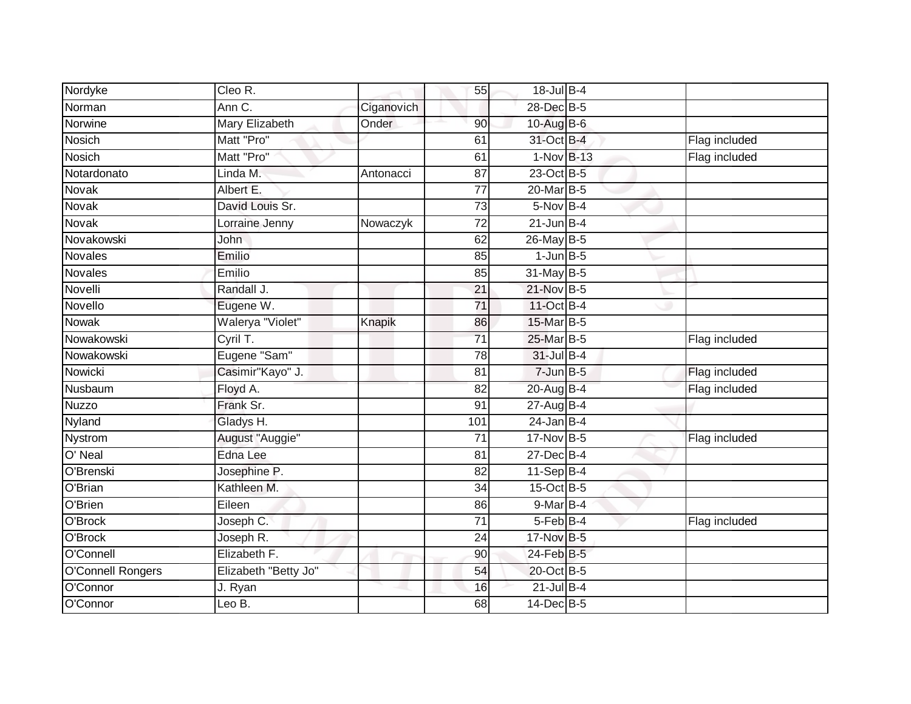| Nordyke | Cleo R. | | 55 | 18-Jul | B-4 | | |
|---|---|---|---|---|---|---|---|
| Norman | Ann C. | Ciganovich | | 28-Dec | B-5 | | |
| Norwine | Mary Elizabeth | Onder | 90 | 10-Aug | B-6 | | |
| Nosich | Matt "Pro" | | 61 | 31-Oct | B-4 | | Flag included |
| Nosich | Matt "Pro" | | 61 | 1-Nov | B-13 | | Flag included |
| Notardonato | Linda M. | Antonacci | 87 | 23-Oct | B-5 | | |
| Novak | Albert E. | | 77 | 20-Mar | B-5 | | |
| Novak | David Louis Sr. | | 73 | 5-Nov | B-4 | | |
| Novak | Lorraine Jenny | Nowaczyk | 72 | 21-Jun | B-4 | | |
| Novakowski | John | | 62 | 26-May | B-5 | | |
| Novales | Emilio | | 85 | 1-Jun | B-5 | | |
| Novales | Emilio | | 85 | 31-May | B-5 | | |
| Novelli | Randall J. | | 21 | 21-Nov | B-5 | | |
| Novello | Eugene W. | | 71 | 11-Oct | B-4 | | |
| Nowak | Walerya "Violet" | Knapik | 86 | 15-Mar | B-5 | | |
| Nowakowski | Cyril T. | | 71 | 25-Mar | B-5 | | Flag included |
| Nowakowski | Eugene "Sam" | | 78 | 31-Jul | B-4 | | |
| Nowicki | Casimir"Kayo" J. | | 81 | 7-Jun | B-5 | | Flag included |
| Nusbaum | Floyd A. | | 82 | 20-Aug | B-4 | | Flag included |
| Nuzzo | Frank Sr. | | 91 | 27-Aug | B-4 | | |
| Nyland | Gladys H. | | 101 | 24-Jan | B-4 | | |
| Nystrom | August "Auggie" | | 71 | 17-Nov | B-5 | | Flag included |
| O' Neal | Edna Lee | | 81 | 27-Dec | B-4 | | |
| O'Brenski | Josephine P. | | 82 | 11-Sep | B-4 | | |
| O'Brian | Kathleen M. | | 34 | 15-Oct | B-5 | | |
| O'Brien | Eileen | | 86 | 9-Mar | B-4 | | |
| O'Brock | Joseph C. | | 71 | 5-Feb | B-4 | | Flag included |
| O'Brock | Joseph R. | | 24 | 17-Nov | B-5 | | |
| O'Connell | Elizabeth F. | | 90 | 24-Feb | B-5 | | |
| O'Connell Rongers | Elizabeth "Betty Jo" | | 54 | 20-Oct | B-5 | | |
| O'Connor | J. Ryan | | 16 | 21-Jul | B-4 | | |
| O'Connor | Leo B. | | 68 | 14-Dec | B-5 | | |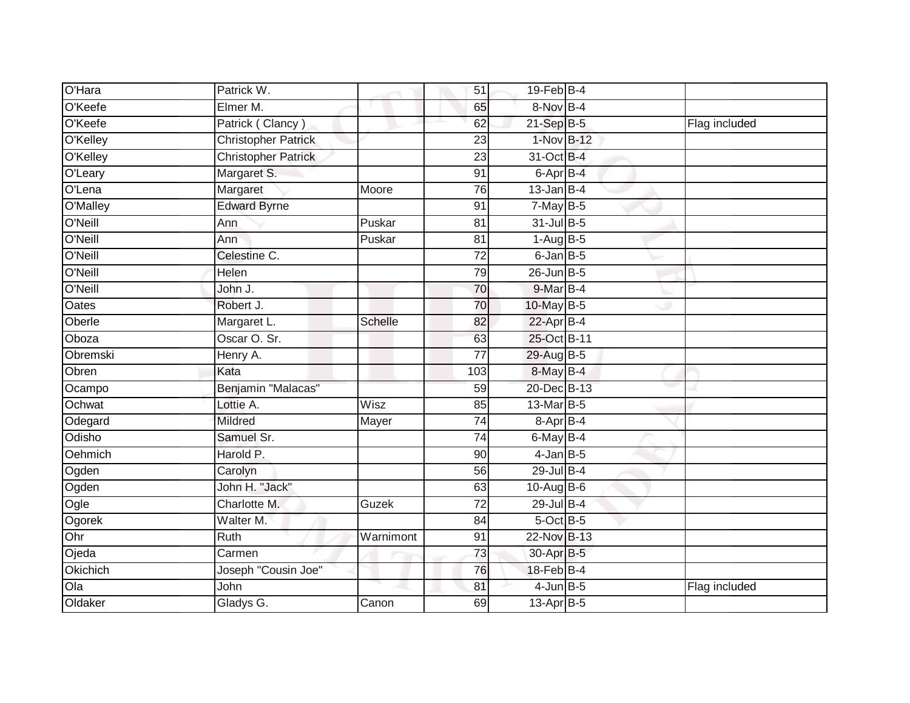| O'Hara | Patrick W. | | 51 | 19-Feb | B-4 | |
|---|---|---|---|---|---|---|
| O'Keefe | Elmer M. | | 65 | 8-Nov | B-4 | |
| O'Keefe | Patrick ( Clancy ) | | 62 | 21-Sep | B-5 | Flag included |
| O'Kelley | Christopher Patrick | | 23 | 1-Nov | B-12 | |
| O'Kelley | Christopher Patrick | | 23 | 31-Oct | B-4 | |
| O'Leary | Margaret S. | | 91 | 6-Apr | B-4 | |
| O'Lena | Margaret | Moore | 76 | 13-Jan | B-4 | |
| O'Malley | Edward Byrne | | 91 | 7-May | B-5 | |
| O'Neill | Ann | Puskar | 81 | 31-Jul | B-5 | |
| O'Neill | Ann | Puskar | 81 | 1-Aug | B-5 | |
| O'Neill | Celestine C. | | 72 | 6-Jan | B-5 | |
| O'Neill | Helen | | 79 | 26-Jun | B-5 | |
| O'Neill | John J. | | 70 | 9-Mar | B-4 | |
| Oates | Robert J. | | 70 | 10-May | B-5 | |
| Oberle | Margaret L. | Schelle | 82 | 22-Apr | B-4 | |
| Oboza | Oscar O. Sr. | | 63 | 25-Oct | B-11 | |
| Obremski | Henry A. | | 77 | 29-Aug | B-5 | |
| Obren | Kata | | 103 | 8-May | B-4 | |
| Ocampo | Benjamin "Malacas" | | 59 | 20-Dec | B-13 | |
| Ochwat | Lottie A. | Wisz | 85 | 13-Mar | B-5 | |
| Odegard | Mildred | Mayer | 74 | 8-Apr | B-4 | |
| Odisho | Samuel Sr. | | 74 | 6-May | B-4 | |
| Oehmich | Harold P. | | 90 | 4-Jan | B-5 | |
| Ogden | Carolyn | | 56 | 29-Jul | B-4 | |
| Ogden | John H. "Jack" | | 63 | 10-Aug | B-6 | |
| Ogle | Charlotte M. | Guzek | 72 | 29-Jul | B-4 | |
| Ogorek | Walter M. | | 84 | 5-Oct | B-5 | |
| Ohr | Ruth | Warnimont | 91 | 22-Nov | B-13 | |
| Ojeda | Carmen | | 73 | 30-Apr | B-5 | |
| Okichich | Joseph "Cousin Joe" | | 76 | 18-Feb | B-4 | |
| Ola | John | | 81 | 4-Jun | B-5 | Flag included |
| Oldaker | Gladys G. | Canon | 69 | 13-Apr | B-5 | |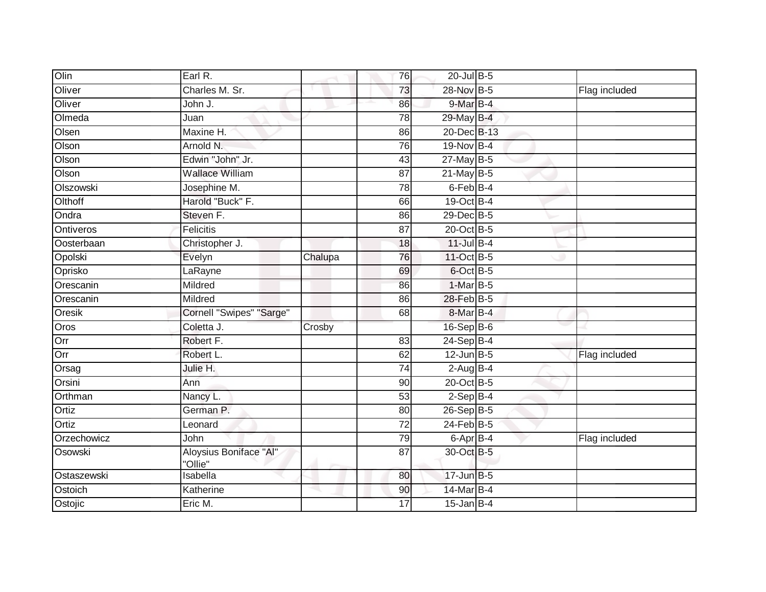| | | | | | | |
|---|---|---|---|---|---|---|
| Olin | Earl R. | | 76 | 20-Jul | B-5 | |
| Oliver | Charles M. Sr. | | 73 | 28-Nov | B-5 | Flag included |
| Oliver | John J. | | 86 | 9-Mar | B-4 | |
| Olmeda | Juan | | 78 | 29-May | B-4 | |
| Olsen | Maxine H. | | 86 | 20-Dec | B-13 | |
| Olson | Arnold N. | | 76 | 19-Nov | B-4 | |
| Olson | Edwin "John" Jr. | | 43 | 27-May | B-5 | |
| Olson | Wallace William | | 87 | 21-May | B-5 | |
| Olszowski | Josephine M. | | 78 | 6-Feb | B-4 | |
| Olthoff | Harold "Buck" F. | | 66 | 19-Oct | B-4 | |
| Ondra | Steven F. | | 86 | 29-Dec | B-5 | |
| Ontiveros | Felicitis | | 87 | 20-Oct | B-5 | |
| Oosterbaan | Christopher J. | | 18 | 11-Jul | B-4 | |
| Opolski | Evelyn | Chalupa | 76 | 11-Oct | B-5 | |
| Oprisko | LaRayne | | 69 | 6-Oct | B-5 | |
| Orescanin | Mildred | | 86 | 1-Mar | B-5 | |
| Orescanin | Mildred | | 86 | 28-Feb | B-5 | |
| Oresik | Cornell "Swipes" "Sarge" | | 68 | 8-Mar | B-4 | |
| Oros | Coletta J. | Crosby | | 16-Sep | B-6 | |
| Orr | Robert F. | | 83 | 24-Sep | B-4 | |
| Orr | Robert L. | | 62 | 12-Jun | B-5 | Flag included |
| Orsag | Julie H. | | 74 | 2-Aug | B-4 | |
| Orsini | Ann | | 90 | 20-Oct | B-5 | |
| Orthman | Nancy L. | | 53 | 2-Sep | B-4 | |
| Ortiz | German P. | | 80 | 26-Sep | B-5 | |
| Ortiz | Leonard | | 72 | 24-Feb | B-5 | |
| Orzechowicz | John | | 79 | 6-Apr | B-4 | Flag included |
| Osowski | Aloysius Boniface "Al" "Ollie" | | 87 | 30-Oct | B-5 | |
| Ostaszewski | Isabella | | 80 | 17-Jun | B-5 | |
| Ostoich | Katherine | | 90 | 14-Mar | B-4 | |
| Ostojic | Eric M. | | 17 | 15-Jan | B-4 | |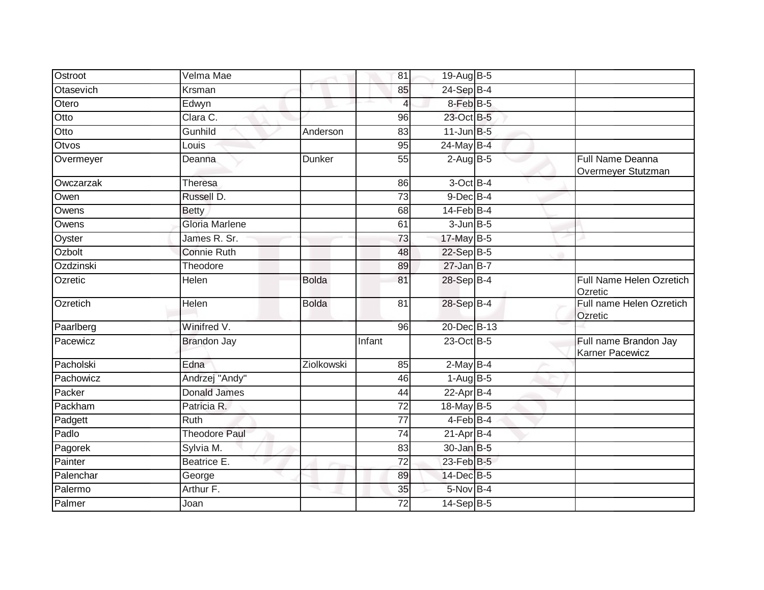| | | | | | | |
|---|---|---|---|---|---|---|
| Ostroot | Velma Mae | | 81 | 19-Aug | B-5 | |
| Otasevich | Krsman | | 85 | 24-Sep | B-4 | |
| Otero | Edwyn | | 4 | 8-Feb | B-5 | |
| Otto | Clara C. | | 96 | 23-Oct | B-5 | |
| Otto | Gunhild | Anderson | 83 | 11-Jun | B-5 | |
| Otvos | Louis | | 95 | 24-May | B-4 | |
| Overmeyer | Deanna | Dunker | 55 | 2-Aug | B-5 | Full Name Deanna Overmeyer Stutzman |
| Owczarzak | Theresa | | 86 | 3-Oct | B-4 | |
| Owen | Russell D. | | 73 | 9-Dec | B-4 | |
| Owens | Betty | | 68 | 14-Feb | B-4 | |
| Owens | Gloria Marlene | | 61 | 3-Jun | B-5 | |
| Oyster | James R. Sr. | | 73 | 17-May | B-5 | |
| Ozbolt | Connie Ruth | | 48 | 22-Sep | B-5 | |
| Ozdzinski | Theodore | | 89 | 27-Jan | B-7 | |
| Ozretic | Helen | Bolda | 81 | 28-Sep | B-4 | Full Name Helen Ozretich Ozretic |
| Ozretich | Helen | Bolda | 81 | 28-Sep | B-4 | Full name Helen Ozretich Ozretic |
| Paarlberg | Winifred V. | | 96 | 20-Dec | B-13 | |
| Pacewicz | Brandon Jay | | Infant | 23-Oct | B-5 | Full name Brandon Jay Karner Pacewicz |
| Pacholski | Edna | Ziolkowski | 85 | 2-May | B-4 | |
| Pachowicz | Andrzej "Andy" | | 46 | 1-Aug | B-5 | |
| Packer | Donald James | | 44 | 22-Apr | B-4 | |
| Packham | Patricia R. | | 72 | 18-May | B-5 | |
| Padgett | Ruth | | 77 | 4-Feb | B-4 | |
| Padlo | Theodore Paul | | 74 | 21-Apr | B-4 | |
| Pagorek | Sylvia M. | | 83 | 30-Jan | B-5 | |
| Painter | Beatrice E. | | 72 | 23-Feb | B-5 | |
| Palenchar | George | | 89 | 14-Dec | B-5 | |
| Palermo | Arthur F. | | 35 | 5-Nov | B-4 | |
| Palmer | Joan | | 72 | 14-Sep | B-5 | |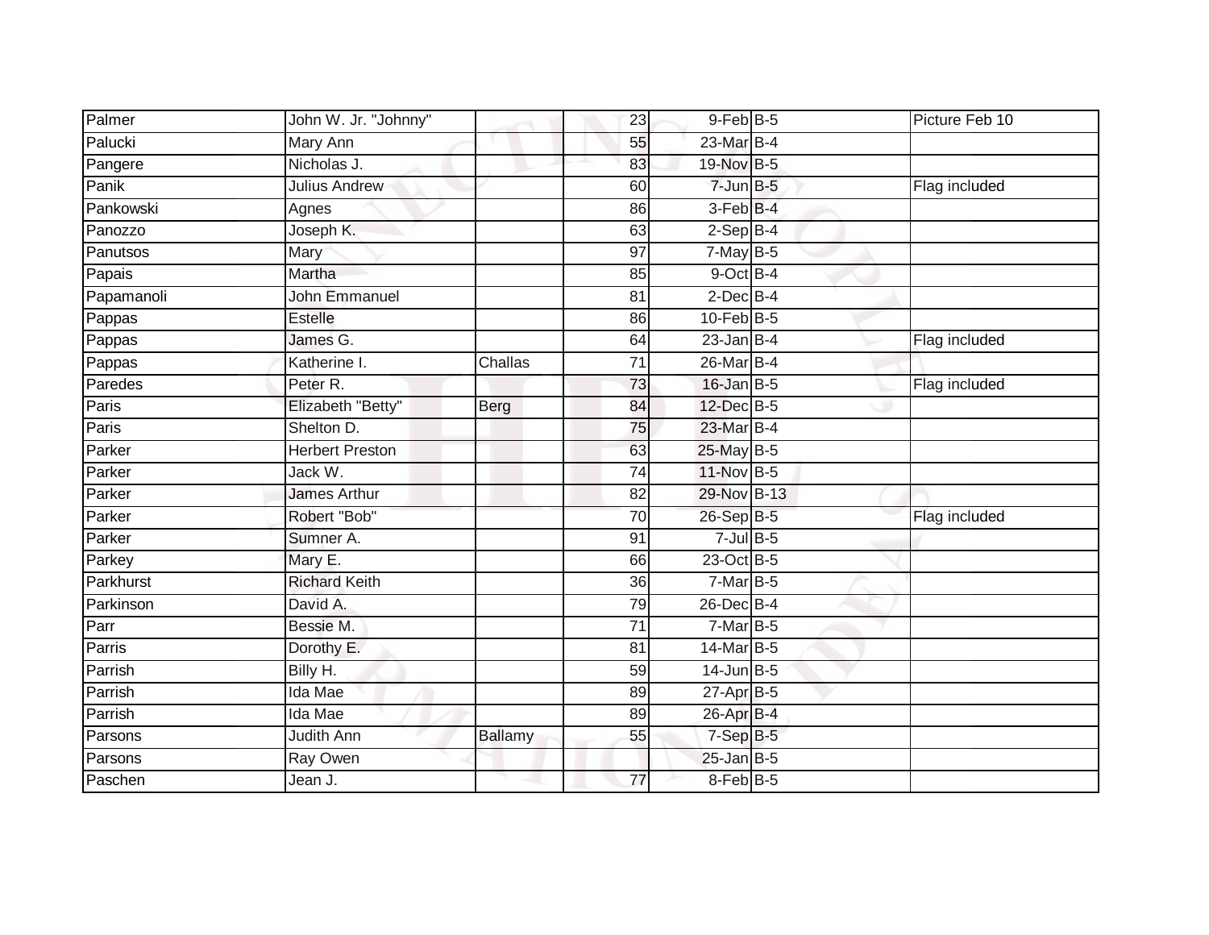| | | | | | | | |
|---|---|---|---|---|---|---|---|
| Palmer | John W. Jr. "Johnny" | | 23 | 9-Feb | B-5 | | Picture Feb 10 |
| Palucki | Mary Ann | | 55 | 23-Mar | B-4 | | |
| Pangere | Nicholas J. | | 83 | 19-Nov | B-5 | | |
| Panik | Julius Andrew | | 60 | 7-Jun | B-5 | | Flag included |
| Pankowski | Agnes | | 86 | 3-Feb | B-4 | | |
| Panozzo | Joseph K. | | 63 | 2-Sep | B-4 | | |
| Panutsos | Mary | | 97 | 7-May | B-5 | | |
| Papais | Martha | | 85 | 9-Oct | B-4 | | |
| Papamanoli | John Emmanuel | | 81 | 2-Dec | B-4 | | |
| Pappas | Estelle | | 86 | 10-Feb | B-5 | | |
| Pappas | James G. | | 64 | 23-Jan | B-4 | | Flag included |
| Pappas | Katherine I. | Challas | 71 | 26-Mar | B-4 | | |
| Paredes | Peter R. | | 73 | 16-Jan | B-5 | | Flag included |
| Paris | Elizabeth "Betty" | Berg | 84 | 12-Dec | B-5 | | |
| Paris | Shelton D. | | 75 | 23-Mar | B-4 | | |
| Parker | Herbert Preston | | 63 | 25-May | B-5 | | |
| Parker | Jack W. | | 74 | 11-Nov | B-5 | | |
| Parker | James Arthur | | 82 | 29-Nov | B-13 | | |
| Parker | Robert "Bob" | | 70 | 26-Sep | B-5 | | Flag included |
| Parker | Sumner A. | | 91 | 7-Jul | B-5 | | |
| Parkey | Mary E. | | 66 | 23-Oct | B-5 | | |
| Parkhurst | Richard Keith | | 36 | 7-Mar | B-5 | | |
| Parkinson | David A. | | 79 | 26-Dec | B-4 | | |
| Parr | Bessie M. | | 71 | 7-Mar | B-5 | | |
| Parris | Dorothy E. | | 81 | 14-Mar | B-5 | | |
| Parrish | Billy H. | | 59 | 14-Jun | B-5 | | |
| Parrish | Ida Mae | | 89 | 27-Apr | B-5 | | |
| Parrish | Ida Mae | | 89 | 26-Apr | B-4 | | |
| Parsons | Judith Ann | Ballamy | 55 | 7-Sep | B-5 | | |
| Parsons | Ray Owen | | | 25-Jan | B-5 | | |
| Paschen | Jean J. | | 77 | 8-Feb | B-5 | | |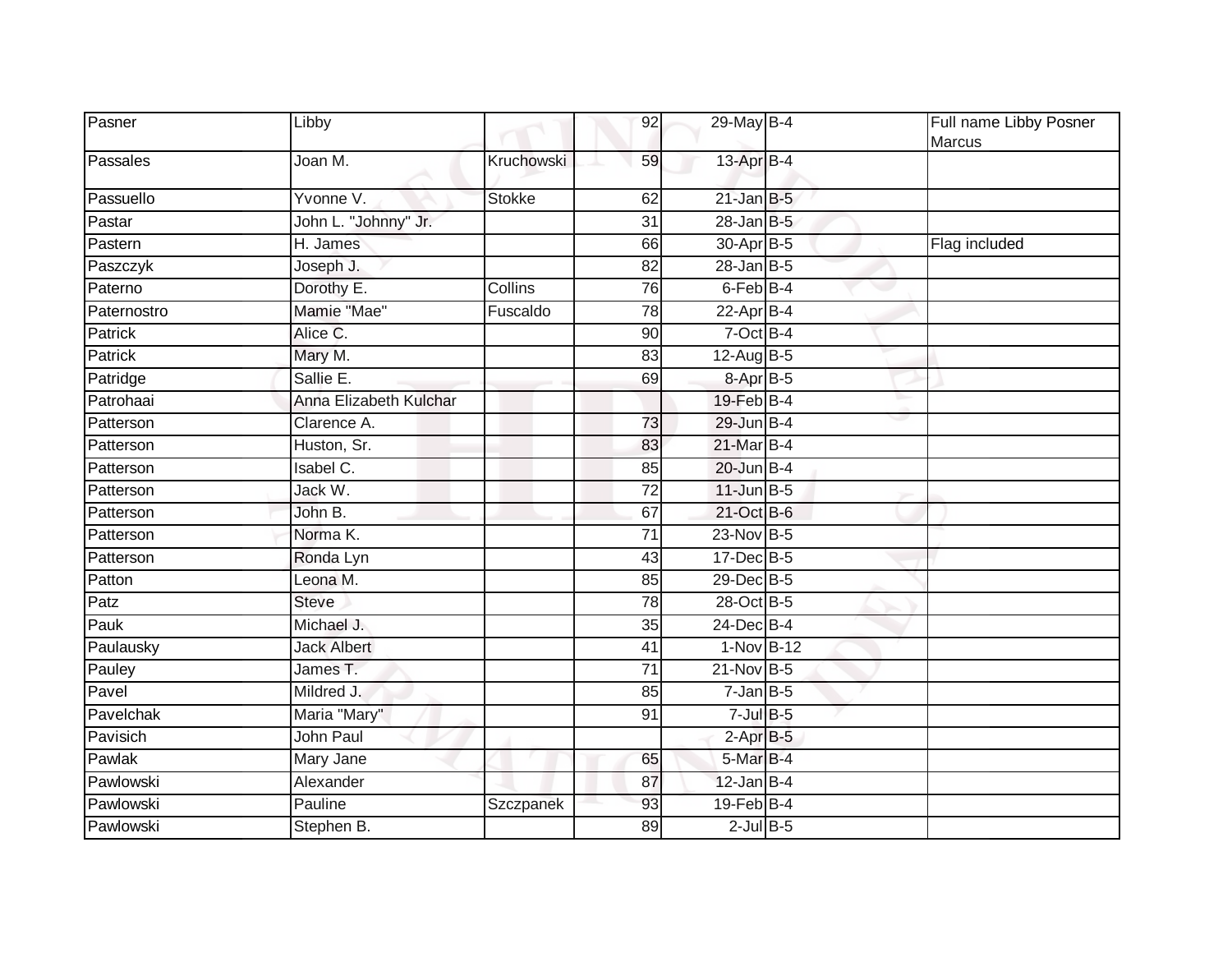| | | | | | | |
|---|---|---|---|---|---|---|
| Pasner | Libby | | 92 | 29-May | B-4 | Full name Libby Posner Marcus |
| Passales | Joan M. | Kruchowski | 59 | 13-Apr | B-4 | |
| Passuello | Yvonne V. | Stokke | 62 | 21-Jan | B-5 | |
| Pastar | John L. "Johnny" Jr. | | 31 | 28-Jan | B-5 | |
| Pastern | H. James | | 66 | 30-Apr | B-5 | Flag included |
| Paszczyk | Joseph J. | | 82 | 28-Jan | B-5 | |
| Paterno | Dorothy E. | Collins | 76 | 6-Feb | B-4 | |
| Paternostro | Mamie "Mae" | Fuscaldo | 78 | 22-Apr | B-4 | |
| Patrick | Alice C. | | 90 | 7-Oct | B-4 | |
| Patrick | Mary M. | | 83 | 12-Aug | B-5 | |
| Patridge | Sallie E. | | 69 | 8-Apr | B-5 | |
| Patrohaai | Anna Elizabeth Kulchar | | | 19-Feb | B-4 | |
| Patterson | Clarence A. | | 73 | 29-Jun | B-4 | |
| Patterson | Huston, Sr. | | 83 | 21-Mar | B-4 | |
| Patterson | Isabel C. | | 85 | 20-Jun | B-4 | |
| Patterson | Jack W. | | 72 | 11-Jun | B-5 | |
| Patterson | John B. | | 67 | 21-Oct | B-6 | |
| Patterson | Norma K. | | 71 | 23-Nov | B-5 | |
| Patterson | Ronda Lyn | | 43 | 17-Dec | B-5 | |
| Patton | Leona M. | | 85 | 29-Dec | B-5 | |
| Patz | Steve | | 78 | 28-Oct | B-5 | |
| Pauk | Michael J. | | 35 | 24-Dec | B-4 | |
| Paulausky | Jack Albert | | 41 | 1-Nov | B-12 | |
| Pauley | James T. | | 71 | 21-Nov | B-5 | |
| Pavel | Mildred J. | | 85 | 7-Jan | B-5 | |
| Pavelchak | Maria "Mary" | | 91 | 7-Jul | B-5 | |
| Pavisich | John Paul | | | 2-Apr | B-5 | |
| Pawlak | Mary Jane | | 65 | 5-Mar | B-4 | |
| Pawlowski | Alexander | | 87 | 12-Jan | B-4 | |
| Pawlowski | Pauline | Szczpanek | 93 | 19-Feb | B-4 | |
| Pawlowski | Stephen B. | | 89 | 2-Jul | B-5 | |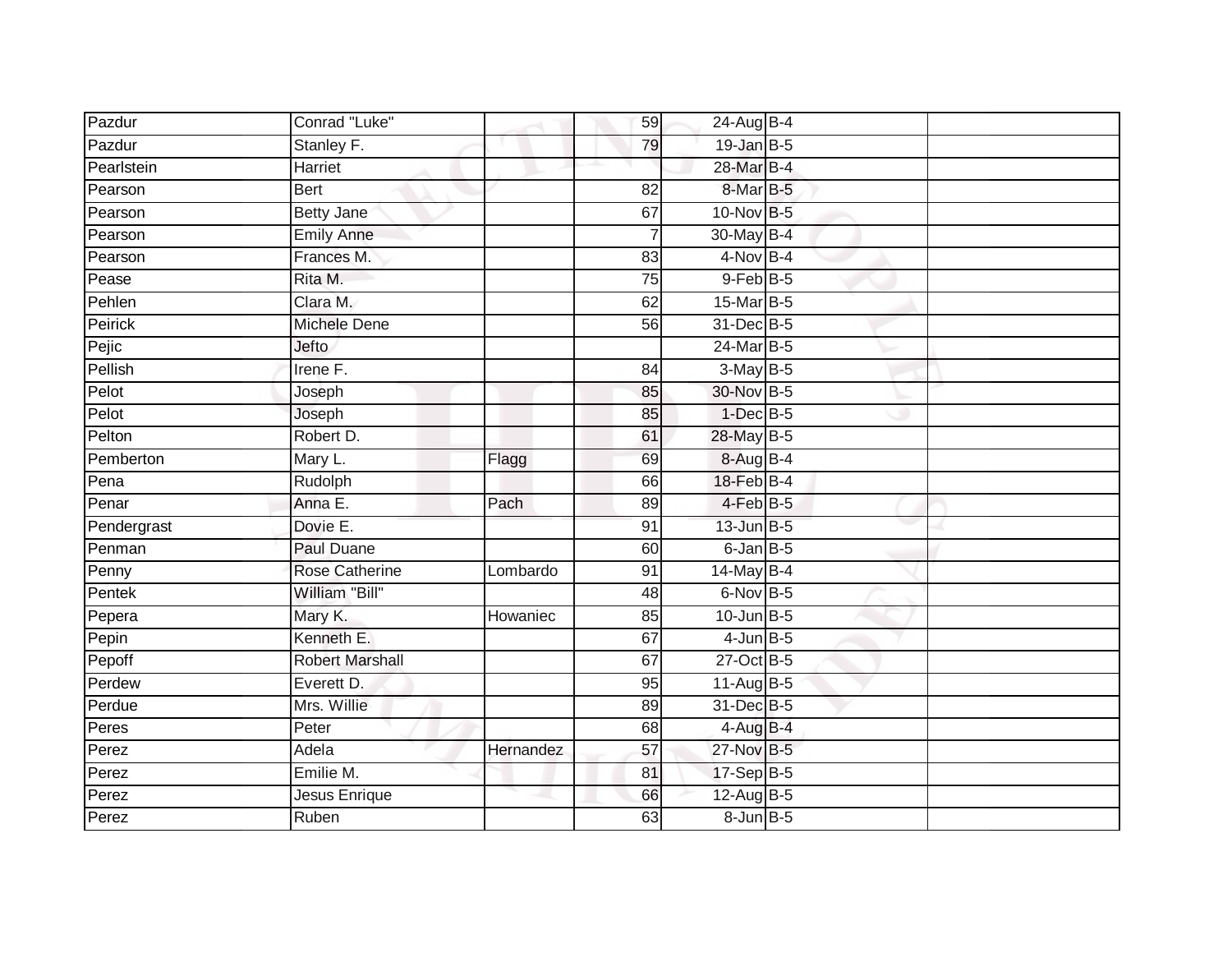| | | | | | | |
|---|---|---|---|---|---|---|
| Pazdur | Conrad "Luke" | | 59 | 24-Aug | B-4 | |
| Pazdur | Stanley F. | | 79 | 19-Jan | B-5 | |
| Pearlstein | Harriet | | | 28-Mar | B-4 | |
| Pearson | Bert | | 82 | 8-Mar | B-5 | |
| Pearson | Betty Jane | | 67 | 10-Nov | B-5 | |
| Pearson | Emily Anne | | 7 | 30-May | B-4 | |
| Pearson | Frances M. | | 83 | 4-Nov | B-4 | |
| Pease | Rita M. | | 75 | 9-Feb | B-5 | |
| Pehlen | Clara M. | | 62 | 15-Mar | B-5 | |
| Peirick | Michele Dene | | 56 | 31-Dec | B-5 | |
| Pejic | Jefto | | | 24-Mar | B-5 | |
| Pellish | Irene F. | | 84 | 3-May | B-5 | |
| Pelot | Joseph | | 85 | 30-Nov | B-5 | |
| Pelot | Joseph | | 85 | 1-Dec | B-5 | |
| Pelton | Robert D. | | 61 | 28-May | B-5 | |
| Pemberton | Mary L. | Flagg | 69 | 8-Aug | B-4 | |
| Pena | Rudolph | | 66 | 18-Feb | B-4 | |
| Penar | Anna E. | Pach | 89 | 4-Feb | B-5 | |
| Pendergrast | Dovie E. | | 91 | 13-Jun | B-5 | |
| Penman | Paul Duane | | 60 | 6-Jan | B-5 | |
| Penny | Rose Catherine | Lombardo | 91 | 14-May | B-4 | |
| Pentek | William "Bill" | | 48 | 6-Nov | B-5 | |
| Pepera | Mary K. | Howaniec | 85 | 10-Jun | B-5 | |
| Pepin | Kenneth E. | | 67 | 4-Jun | B-5 | |
| Pepoff | Robert Marshall | | 67 | 27-Oct | B-5 | |
| Perdew | Everett D. | | 95 | 11-Aug | B-5 | |
| Perdue | Mrs. Willie | | 89 | 31-Dec | B-5 | |
| Peres | Peter | | 68 | 4-Aug | B-4 | |
| Perez | Adela | Hernandez | 57 | 27-Nov | B-5 | |
| Perez | Emilie M. | | 81 | 17-Sep | B-5 | |
| Perez | Jesus Enrique | | 66 | 12-Aug | B-5 | |
| Perez | Ruben | | 63 | 8-Jun | B-5 | |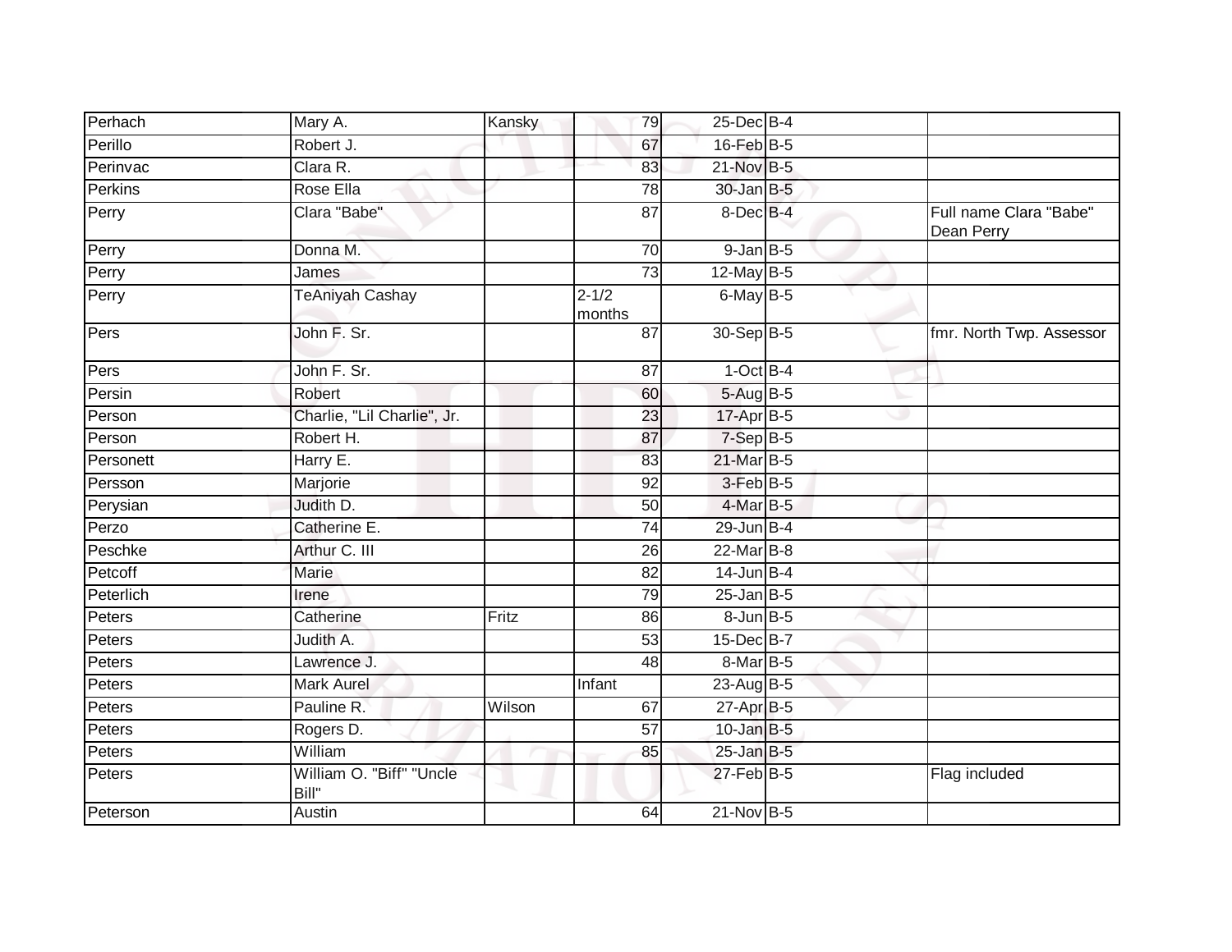| | | | | | | | |
|---|---|---|---|---|---|---|---|
| Perhach | Mary A. | Kansky | 79 | 25-Dec | B-4 | | |
| Perillo | Robert J. | | 67 | 16-Feb | B-5 | | |
| Perinvac | Clara R. | | 83 | 21-Nov | B-5 | | |
| Perkins | Rose Ella | | 78 | 30-Jan | B-5 | | |
| Perry | Clara "Babe" | | 87 | 8-Dec | B-4 | | Full name Clara "Babe" Dean Perry |
| Perry | Donna M. | | 70 | 9-Jan | B-5 | | |
| Perry | James | | 73 | 12-May | B-5 | | |
| Perry | TeAniyah Cashay | | 2-1/2 months | 6-May | B-5 | | |
| Pers | John F. Sr. | | 87 | 30-Sep | B-5 | | fmr. North Twp. Assessor |
| Pers | John F. Sr. | | 87 | 1-Oct | B-4 | | |
| Persin | Robert | | 60 | 5-Aug | B-5 | | |
| Person | Charlie, "Lil Charlie", Jr. | | 23 | 17-Apr | B-5 | | |
| Person | Robert H. | | 87 | 7-Sep | B-5 | | |
| Personett | Harry E. | | 83 | 21-Mar | B-5 | | |
| Persson | Marjorie | | 92 | 3-Feb | B-5 | | |
| Perysian | Judith D. | | 50 | 4-Mar | B-5 | | |
| Perzo | Catherine E. | | 74 | 29-Jun | B-4 | | |
| Peschke | Arthur C. III | | 26 | 22-Mar | B-8 | | |
| Petcoff | Marie | | 82 | 14-Jun | B-4 | | |
| Peterlich | Irene | | 79 | 25-Jan | B-5 | | |
| Peters | Catherine | Fritz | 86 | 8-Jun | B-5 | | |
| Peters | Judith A. | | 53 | 15-Dec | B-7 | | |
| Peters | Lawrence J. | | 48 | 8-Mar | B-5 | | |
| Peters | Mark Aurel | | Infant | 23-Aug | B-5 | | |
| Peters | Pauline R. | Wilson | 67 | 27-Apr | B-5 | | |
| Peters | Rogers D. | | 57 | 10-Jan | B-5 | | |
| Peters | William | | 85 | 25-Jan | B-5 | | |
| Peters | William O. "Biff" "Uncle Bill" | | | 27-Feb | B-5 | | Flag included |
| Peterson | Austin | | 64 | 21-Nov | B-5 | | |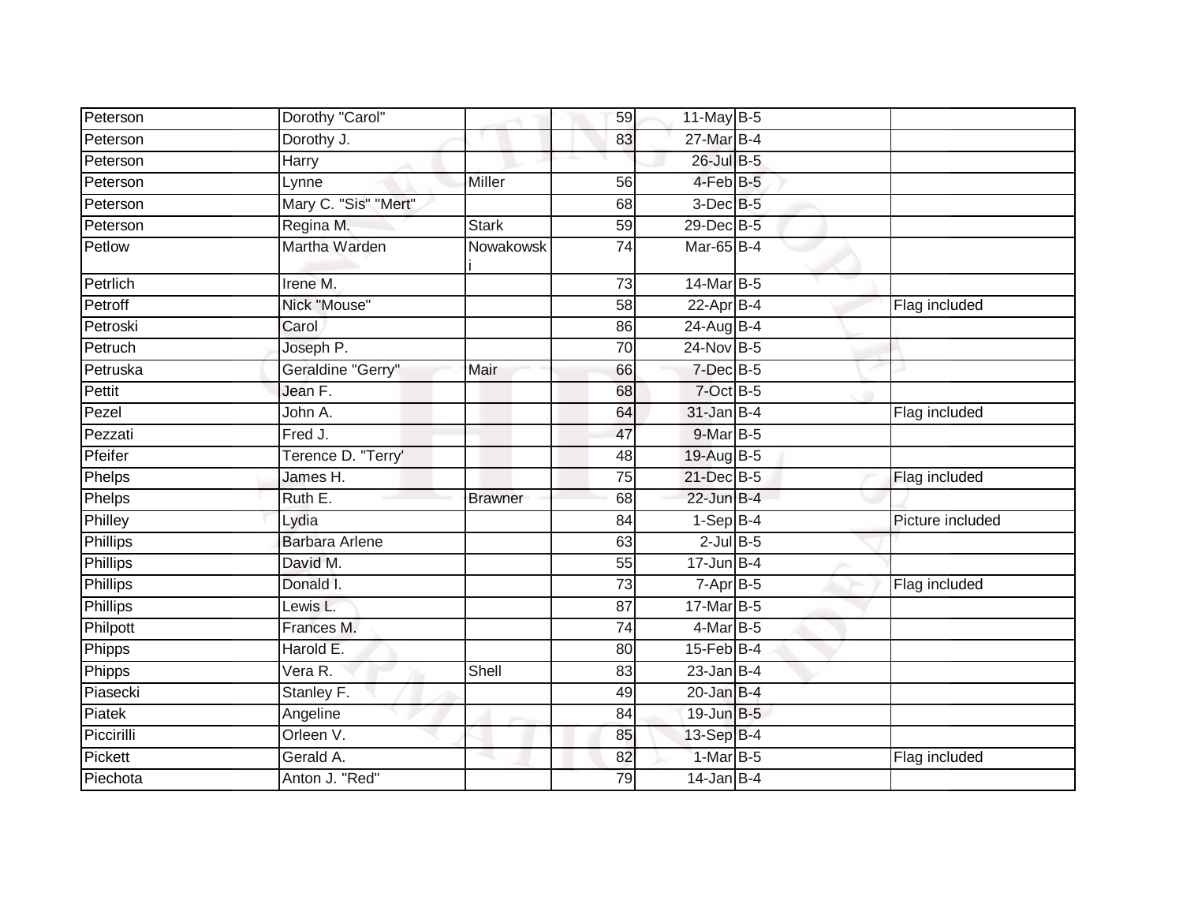| | | | | | | | |
|---|---|---|---|---|---|---|---|
| Peterson | Dorothy "Carol" | | 59 | 11-May | B-5 | | |
| Peterson | Dorothy J. | | 83 | 27-Mar | B-4 | | |
| Peterson | Harry | | | 26-Jul | B-5 | | |
| Peterson | Lynne | Miller | 56 | 4-Feb | B-5 | | |
| Peterson | Mary C. "Sis" "Mert" | | 68 | 3-Dec | B-5 | | |
| Peterson | Regina M. | Stark | 59 | 29-Dec | B-5 | | |
| Petlow | Martha Warden | Nowakowski | 74 | Mar-65 | B-4 | | |
| Petrlich | Irene M. | | 73 | 14-Mar | B-5 | | |
| Petroff | Nick "Mouse" | | 58 | 22-Apr | B-4 | | Flag included |
| Petroski | Carol | | 86 | 24-Aug | B-4 | | |
| Petruch | Joseph P. | | 70 | 24-Nov | B-5 | | |
| Petruska | Geraldine "Gerry" | Mair | 66 | 7-Dec | B-5 | | |
| Pettit | Jean F. | | 68 | 7-Oct | B-5 | | |
| Pezel | John A. | | 64 | 31-Jan | B-4 | | Flag included |
| Pezzati | Fred J. | | 47 | 9-Mar | B-5 | | |
| Pfeifer | Terence D. "Terry' | | 48 | 19-Aug | B-5 | | |
| Phelps | James H. | | 75 | 21-Dec | B-5 | | Flag included |
| Phelps | Ruth E. | Brawner | 68 | 22-Jun | B-4 | | |
| Philley | Lydia | | 84 | 1-Sep | B-4 | | Picture included |
| Phillips | Barbara Arlene | | 63 | 2-Jul | B-5 | | |
| Phillips | David M. | | 55 | 17-Jun | B-4 | | |
| Phillips | Donald I. | | 73 | 7-Apr | B-5 | | Flag included |
| Phillips | Lewis L. | | 87 | 17-Mar | B-5 | | |
| Philpott | Frances M. | | 74 | 4-Mar | B-5 | | |
| Phipps | Harold E. | | 80 | 15-Feb | B-4 | | |
| Phipps | Vera R. | Shell | 83 | 23-Jan | B-4 | | |
| Piasecki | Stanley F. | | 49 | 20-Jan | B-4 | | |
| Piatek | Angeline | | 84 | 19-Jun | B-5 | | |
| Piccirilli | Orleen V. | | 85 | 13-Sep | B-4 | | |
| Pickett | Gerald A. | | 82 | 1-Mar | B-5 | | Flag included |
| Piechota | Anton J. "Red" | | 79 | 14-Jan | B-4 | | |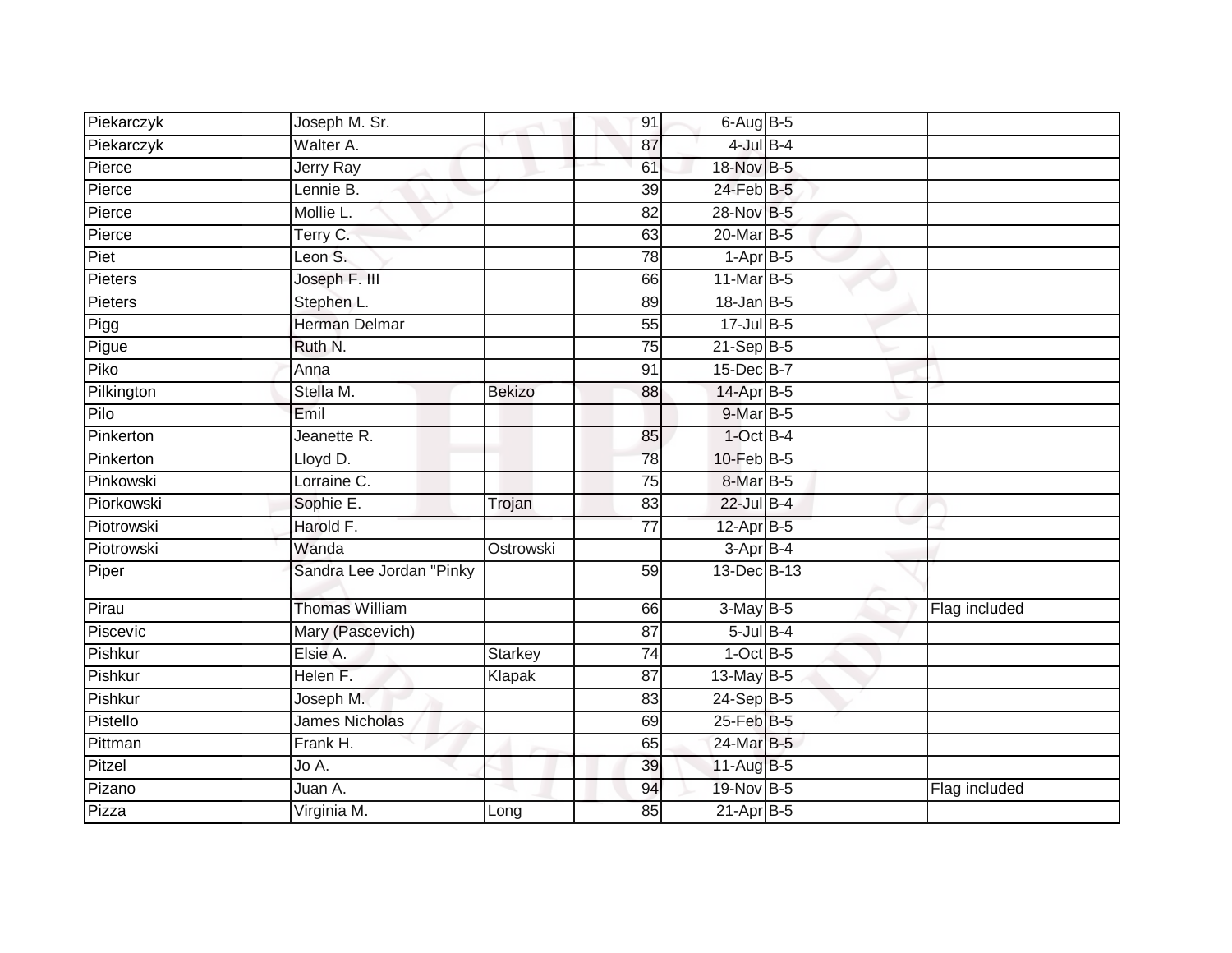| | | | | | | |
|---|---|---|---|---|---|---|
| Piekarczyk | Joseph M. Sr. | | 91 | 6-Aug | B-5 | |
| Piekarczyk | Walter A. | | 87 | 4-Jul | B-4 | |
| Pierce | Jerry Ray | | 61 | 18-Nov | B-5 | |
| Pierce | Lennie B. | | 39 | 24-Feb | B-5 | |
| Pierce | Mollie L. | | 82 | 28-Nov | B-5 | |
| Pierce | Terry C. | | 63 | 20-Mar | B-5 | |
| Piet | Leon S. | | 78 | 1-Apr | B-5 | |
| Pieters | Joseph F. III | | 66 | 11-Mar | B-5 | |
| Pieters | Stephen L. | | 89 | 18-Jan | B-5 | |
| Pigg | Herman Delmar | | 55 | 17-Jul | B-5 | |
| Pigue | Ruth N. | | 75 | 21-Sep | B-5 | |
| Piko | Anna | | 91 | 15-Dec | B-7 | |
| Pilkington | Stella M. | Bekizo | 88 | 14-Apr | B-5 | |
| Pilo | Emil | | | 9-Mar | B-5 | |
| Pinkerton | Jeanette R. | | 85 | 1-Oct | B-4 | |
| Pinkerton | Lloyd D. | | 78 | 10-Feb | B-5 | |
| Pinkowski | Lorraine C. | | 75 | 8-Mar | B-5 | |
| Piorkowski | Sophie E. | Trojan | 83 | 22-Jul | B-4 | |
| Piotrowski | Harold F. | | 77 | 12-Apr | B-5 | |
| Piotrowski | Wanda | Ostrowski | | 3-Apr | B-4 | |
| Piper | Sandra Lee Jordan "Pinky | | 59 | 13-Dec | B-13 | |
| Pirau | Thomas William | | 66 | 3-May | B-5 | Flag included |
| Piscevic | Mary (Pascevich) | | 87 | 5-Jul | B-4 | |
| Pishkur | Elsie A. | Starkey | 74 | 1-Oct | B-5 | |
| Pishkur | Helen F. | Klapak | 87 | 13-May | B-5 | |
| Pishkur | Joseph M. | | 83 | 24-Sep | B-5 | |
| Pistello | James Nicholas | | 69 | 25-Feb | B-5 | |
| Pittman | Frank H. | | 65 | 24-Mar | B-5 | |
| Pitzel | Jo A. | | 39 | 11-Aug | B-5 | |
| Pizano | Juan A. | | 94 | 19-Nov | B-5 | Flag included |
| Pizza | Virginia M. | Long | 85 | 21-Apr | B-5 | |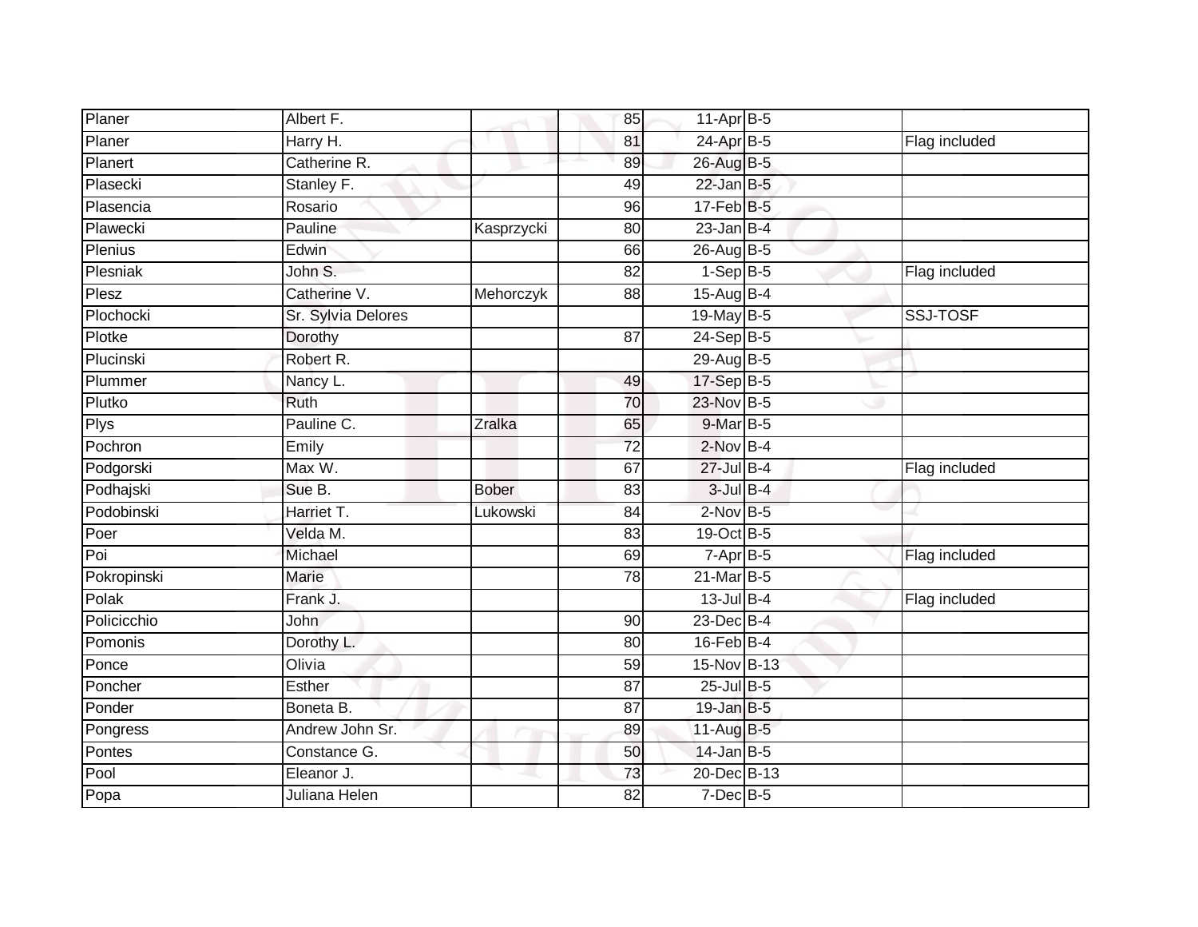| Planer | Albert F. | | 85 | 11-Apr | B-5 | |
|---|---|---|---|---|---|---|
| Planer | Harry H. | | 81 | 24-Apr | B-5 | Flag included |
| Planert | Catherine R. | | 89 | 26-Aug | B-5 | |
| Plasecki | Stanley F. | | 49 | 22-Jan | B-5 | |
| Plasencia | Rosario | | 96 | 17-Feb | B-5 | |
| Plawecki | Pauline | Kasprzycki | 80 | 23-Jan | B-4 | |
| Plenius | Edwin | | 66 | 26-Aug | B-5 | |
| Plesniak | John S. | | 82 | 1-Sep | B-5 | Flag included |
| Plesz | Catherine V. | Mehorczyk | 88 | 15-Aug | B-4 | |
| Plochocki | Sr. Sylvia Delores | | | 19-May | B-5 | SSJ-TOSF |
| Plotke | Dorothy | | 87 | 24-Sep | B-5 | |
| Plucinski | Robert R. | | | 29-Aug | B-5 | |
| Plummer | Nancy L. | | 49 | 17-Sep | B-5 | |
| Plutko | Ruth | | 70 | 23-Nov | B-5 | |
| Plys | Pauline C. | Zralka | 65 | 9-Mar | B-5 | |
| Pochron | Emily | | 72 | 2-Nov | B-4 | |
| Podgorski | Max W. | | 67 | 27-Jul | B-4 | Flag included |
| Podhajski | Sue B. | Bober | 83 | 3-Jul | B-4 | |
| Podobinski | Harriet T. | Lukowski | 84 | 2-Nov | B-5 | |
| Poer | Velda M. | | 83 | 19-Oct | B-5 | |
| Poi | Michael | | 69 | 7-Apr | B-5 | Flag included |
| Pokropinski | Marie | | 78 | 21-Mar | B-5 | |
| Polak | Frank J. | | | 13-Jul | B-4 | Flag included |
| Policicchio | John | | 90 | 23-Dec | B-4 | |
| Pomonis | Dorothy L. | | 80 | 16-Feb | B-4 | |
| Ponce | Olivia | | 59 | 15-Nov | B-13 | |
| Poncher | Esther | | 87 | 25-Jul | B-5 | |
| Ponder | Boneta B. | | 87 | 19-Jan | B-5 | |
| Pongress | Andrew John Sr. | | 89 | 11-Aug | B-5 | |
| Pontes | Constance G. | | 50 | 14-Jan | B-5 | |
| Pool | Eleanor J. | | 73 | 20-Dec | B-13 | |
| Popa | Juliana Helen | | 82 | 7-Dec | B-5 | |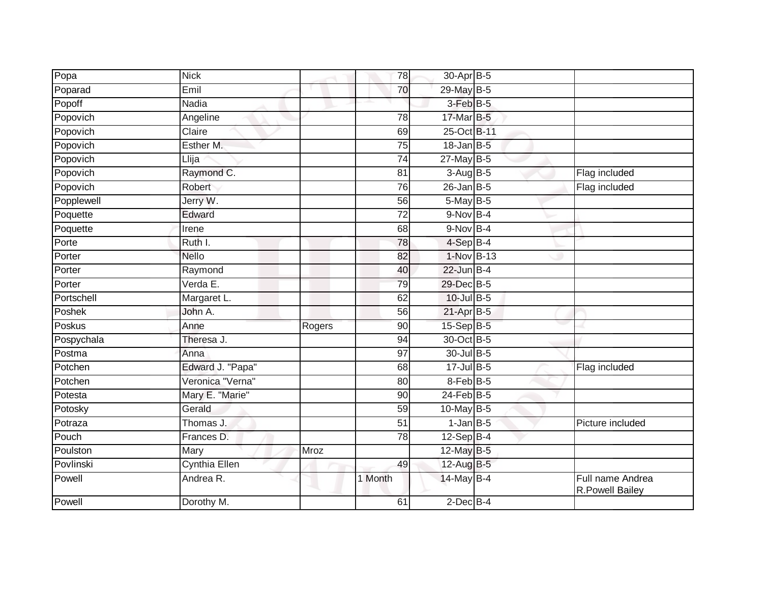| | | | | | | |
|---|---|---|---|---|---|---|
| Popa | Nick | | 78 | 30-Apr | B-5 | |
| Poparad | Emil | | 70 | 29-May | B-5 | |
| Popoff | Nadia | | | 3-Feb | B-5 | |
| Popovich | Angeline | | 78 | 17-Mar | B-5 | |
| Popovich | Claire | | 69 | 25-Oct | B-11 | |
| Popovich | Esther M. | | 75 | 18-Jan | B-5 | |
| Popovich | Llija | | 74 | 27-May | B-5 | |
| Popovich | Raymond C. | | 81 | 3-Aug | B-5 | Flag included |
| Popovich | Robert | | 76 | 26-Jan | B-5 | Flag included |
| Popplewell | Jerry W. | | 56 | 5-May | B-5 | |
| Poquette | Edward | | 72 | 9-Nov | B-4 | |
| Poquette | Irene | | 68 | 9-Nov | B-4 | |
| Porte | Ruth I. | | 78 | 4-Sep | B-4 | |
| Porter | Nello | | 82 | 1-Nov | B-13 | |
| Porter | Raymond | | 40 | 22-Jun | B-4 | |
| Porter | Verda E. | | 79 | 29-Dec | B-5 | |
| Portschell | Margaret L. | | 62 | 10-Jul | B-5 | |
| Poshek | John A. | | 56 | 21-Apr | B-5 | |
| Poskus | Anne | Rogers | 90 | 15-Sep | B-5 | |
| Pospychala | Theresa J. | | 94 | 30-Oct | B-5 | |
| Postma | Anna | | 97 | 30-Jul | B-5 | |
| Potchen | Edward J. "Papa" | | 68 | 17-Jul | B-5 | Flag included |
| Potchen | Veronica "Verna" | | 80 | 8-Feb | B-5 | |
| Potesta | Mary E. "Marie" | | 90 | 24-Feb | B-5 | |
| Potosky | Gerald | | 59 | 10-May | B-5 | |
| Potraza | Thomas J. | | 51 | 1-Jan | B-5 | Picture included |
| Pouch | Frances D. | | 78 | 12-Sep | B-4 | |
| Poulston | Mary | Mroz | | 12-May | B-5 | |
| Povlinski | Cynthia Ellen | | 49 | 12-Aug | B-5 | |
| Powell | Andrea R. | | 1 Month | 14-May | B-4 | Full name Andrea R.Powell Bailey |
| Powell | Dorothy M. | | 61 | 2-Dec | B-4 | |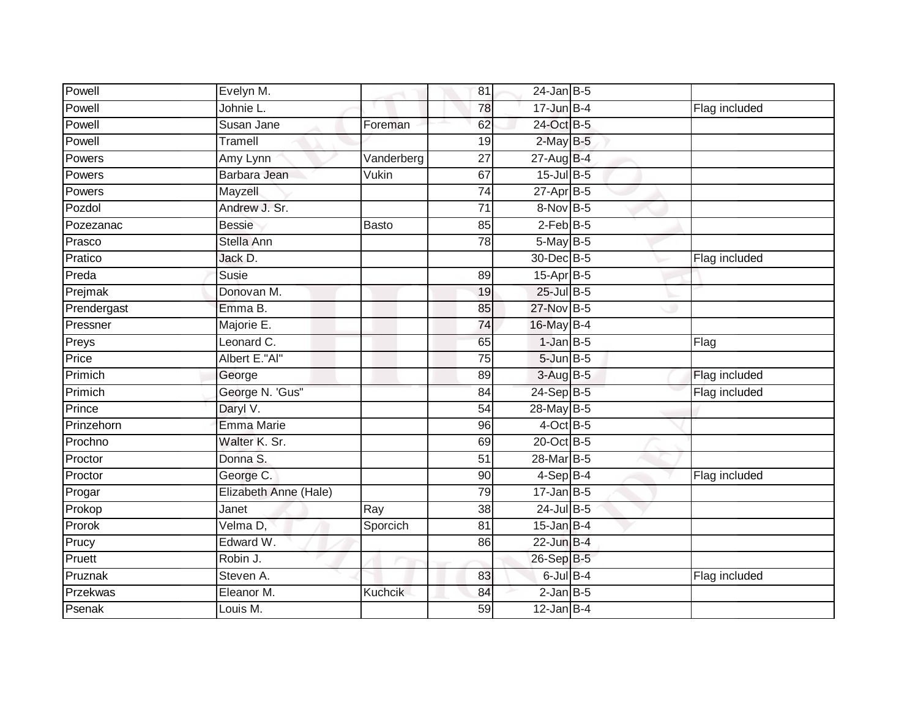| | | | | | | | |
|---|---|---|---|---|---|---|---|
| Powell | Evelyn M. | | 81 | 24-Jan | B-5 | | |
| Powell | Johnie L. | | 78 | 17-Jun | B-4 | | Flag included |
| Powell | Susan Jane | Foreman | 62 | 24-Oct | B-5 | | |
| Powell | Tramell | | 19 | 2-May | B-5 | | |
| Powers | Amy Lynn | Vanderberg | 27 | 27-Aug | B-4 | | |
| Powers | Barbara Jean | Vukin | 67 | 15-Jul | B-5 | | |
| Powers | Mayzell | | 74 | 27-Apr | B-5 | | |
| Pozdol | Andrew J. Sr. | | 71 | 8-Nov | B-5 | | |
| Pozezanac | Bessie | Basto | 85 | 2-Feb | B-5 | | |
| Prasco | Stella Ann | | 78 | 5-May | B-5 | | |
| Pratico | Jack D. | | | 30-Dec | B-5 | | Flag included |
| Preda | Susie | | 89 | 15-Apr | B-5 | | |
| Prejmak | Donovan M. | | 19 | 25-Jul | B-5 | | |
| Prendergast | Emma B. | | 85 | 27-Nov | B-5 | | |
| Pressner | Majorie E. | | 74 | 16-May | B-4 | | |
| Preys | Leonard C. | | 65 | 1-Jan | B-5 | | Flag |
| Price | Albert E."Al" | | 75 | 5-Jun | B-5 | | |
| Primich | George | | 89 | 3-Aug | B-5 | | Flag included |
| Primich | George N. 'Gus" | | 84 | 24-Sep | B-5 | | Flag included |
| Prince | Daryl V. | | 54 | 28-May | B-5 | | |
| Prinzehorn | Emma Marie | | 96 | 4-Oct | B-5 | | |
| Prochno | Walter K. Sr. | | 69 | 20-Oct | B-5 | | |
| Proctor | Donna S. | | 51 | 28-Mar | B-5 | | |
| Proctor | George C. | | 90 | 4-Sep | B-4 | | Flag included |
| Progar | Elizabeth Anne (Hale) | | 79 | 17-Jan | B-5 | | |
| Prokop | Janet | Ray | 38 | 24-Jul | B-5 | | |
| Prorok | Velma D, | Sporcich | 81 | 15-Jan | B-4 | | |
| Prucy | Edward W. | | 86 | 22-Jun | B-4 | | |
| Pruett | Robin J. | | | 26-Sep | B-5 | | |
| Pruznak | Steven A. | | 83 | 6-Jul | B-4 | | Flag included |
| Przekwas | Eleanor M. | Kuchcik | 84 | 2-Jan | B-5 | | |
| Psenak | Louis M. | | 59 | 12-Jan | B-4 | | |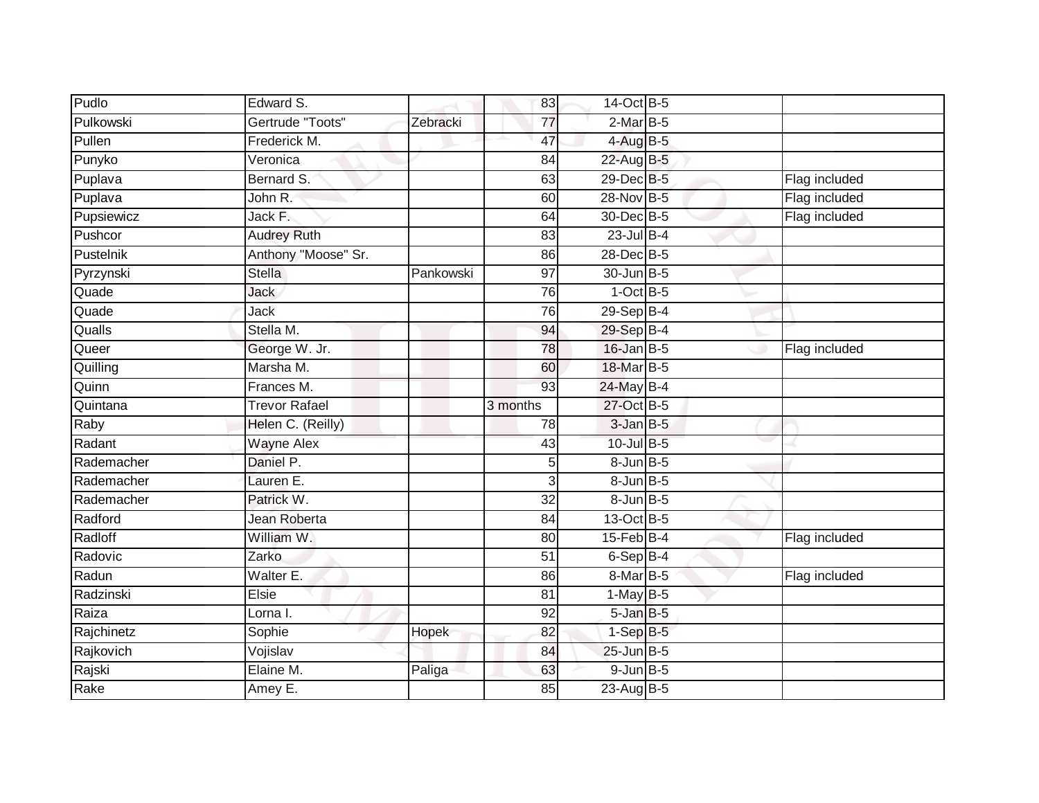| | | | | | | |
|---|---|---|---|---|---|---|
| Pudlo | Edward S. | | 83 | 14-Oct | B-5 | |
| Pulkowski | Gertrude "Toots" | Zebracki | 77 | 2-Mar | B-5 | |
| Pullen | Frederick M. | | 47 | 4-Aug | B-5 | |
| Punyko | Veronica | | 84 | 22-Aug | B-5 | |
| Puplava | Bernard S. | | 63 | 29-Dec | B-5 | Flag included |
| Puplava | John R. | | 60 | 28-Nov | B-5 | Flag included |
| Pupsiewicz | Jack F. | | 64 | 30-Dec | B-5 | Flag included |
| Pushcor | Audrey Ruth | | 83 | 23-Jul | B-4 | |
| Pustelnik | Anthony "Moose" Sr. | | 86 | 28-Dec | B-5 | |
| Pyrzynski | Stella | Pankowski | 97 | 30-Jun | B-5 | |
| Quade | Jack | | 76 | 1-Oct | B-5 | |
| Quade | Jack | | 76 | 29-Sep | B-4 | |
| Qualls | Stella M. | | 94 | 29-Sep | B-4 | |
| Queer | George W. Jr. | | 78 | 16-Jan | B-5 | Flag included |
| Quilling | Marsha M. | | 60 | 18-Mar | B-5 | |
| Quinn | Frances M. | | 93 | 24-May | B-4 | |
| Quintana | Trevor Rafael | | 3 months | 27-Oct | B-5 | |
| Raby | Helen C. (Reilly) | | 78 | 3-Jan | B-5 | |
| Radant | Wayne Alex | | 43 | 10-Jul | B-5 | |
| Rademacher | Daniel P. | | 5 | 8-Jun | B-5 | |
| Rademacher | Lauren E. | | 3 | 8-Jun | B-5 | |
| Rademacher | Patrick W. | | 32 | 8-Jun | B-5 | |
| Radford | Jean Roberta | | 84 | 13-Oct | B-5 | |
| Radloff | William W. | | 80 | 15-Feb | B-4 | Flag included |
| Radovic | Zarko | | 51 | 6-Sep | B-4 | |
| Radun | Walter E. | | 86 | 8-Mar | B-5 | Flag included |
| Radzinski | Elsie | | 81 | 1-May | B-5 | |
| Raiza | Lorna I. | | 92 | 5-Jan | B-5 | |
| Rajchinetz | Sophie | Hopek | 82 | 1-Sep | B-5 | |
| Rajkovich | Vojislav | | 84 | 25-Jun | B-5 | |
| Rajski | Elaine M. | Paliga | 63 | 9-Jun | B-5 | |
| Rake | Amey E. | | 85 | 23-Aug | B-5 | |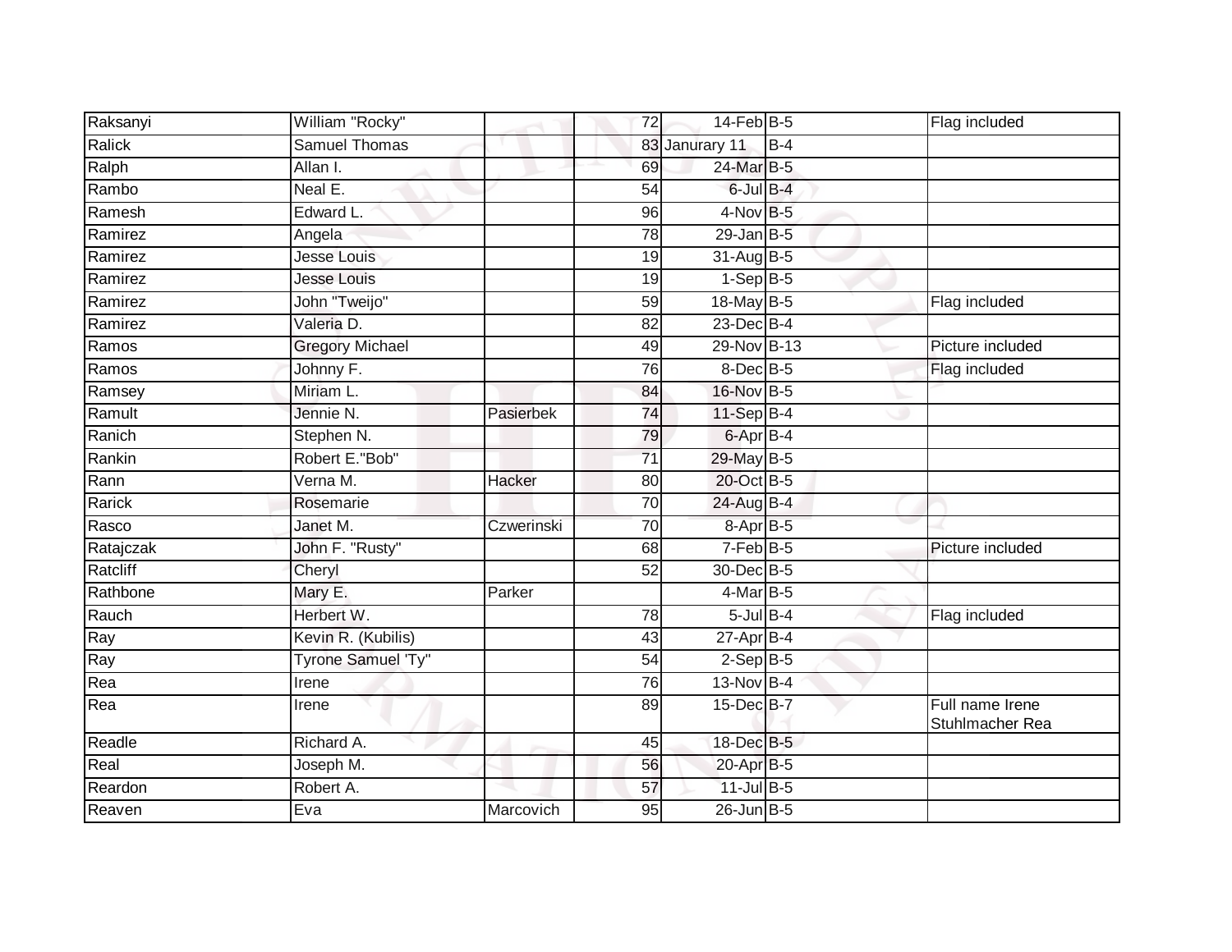| Raksanyi | William "Rocky" | | 72 | 14-Feb | B-5 | | Flag included |
|---|---|---|---|---|---|---|---|
| Ralick | Samuel Thomas | | 83 | Janurary 11 | B-4 | | |
| Ralph | Allan I. | | 69 | 24-Mar | B-5 | | |
| Rambo | Neal E. | | 54 | 6-Jul | B-4 | | |
| Ramesh | Edward L. | | 96 | 4-Nov | B-5 | | |
| Ramirez | Angela | | 78 | 29-Jan | B-5 | | |
| Ramirez | Jesse Louis | | 19 | 31-Aug | B-5 | | |
| Ramirez | Jesse Louis | | 19 | 1-Sep | B-5 | | |
| Ramirez | John "Tweijo" | | 59 | 18-May | B-5 | | Flag included |
| Ramirez | Valeria D. | | 82 | 23-Dec | B-4 | | |
| Ramos | Gregory Michael | | 49 | 29-Nov | B-13 | | Picture included |
| Ramos | Johnny F. | | 76 | 8-Dec | B-5 | | Flag included |
| Ramsey | Miriam L. | | 84 | 16-Nov | B-5 | | |
| Ramult | Jennie N. | Pasierbek | 74 | 11-Sep | B-4 | | |
| Ranich | Stephen N. | | 79 | 6-Apr | B-4 | | |
| Rankin | Robert E."Bob" | | 71 | 29-May | B-5 | | |
| Rann | Verna M. | Hacker | 80 | 20-Oct | B-5 | | |
| Rarick | Rosemarie | | 70 | 24-Aug | B-4 | | |
| Rasco | Janet M. | Czwerinski | 70 | 8-Apr | B-5 | | |
| Ratajczak | John F. "Rusty" | | 68 | 7-Feb | B-5 | | Picture included |
| Ratcliff | Cheryl | | 52 | 30-Dec | B-5 | | |
| Rathbone | Mary E. | Parker | | 4-Mar | B-5 | | |
| Rauch | Herbert W. | | 78 | 5-Jul | B-4 | | Flag included |
| Ray | Kevin R. (Kubilis) | | 43 | 27-Apr | B-4 | | |
| Ray | Tyrone Samuel 'Ty" | | 54 | 2-Sep | B-5 | | |
| Rea | Irene | | 76 | 13-Nov | B-4 | | |
| Rea | Irene | | 89 | 15-Dec | B-7 | | Full name Irene Stuhlmacher Rea |
| Readle | Richard A. | | 45 | 18-Dec | B-5 | | |
| Real | Joseph M. | | 56 | 20-Apr | B-5 | | |
| Reardon | Robert A. | | 57 | 11-Jul | B-5 | | |
| Reaven | Eva | Marcovich | 95 | 26-Jun | B-5 | | |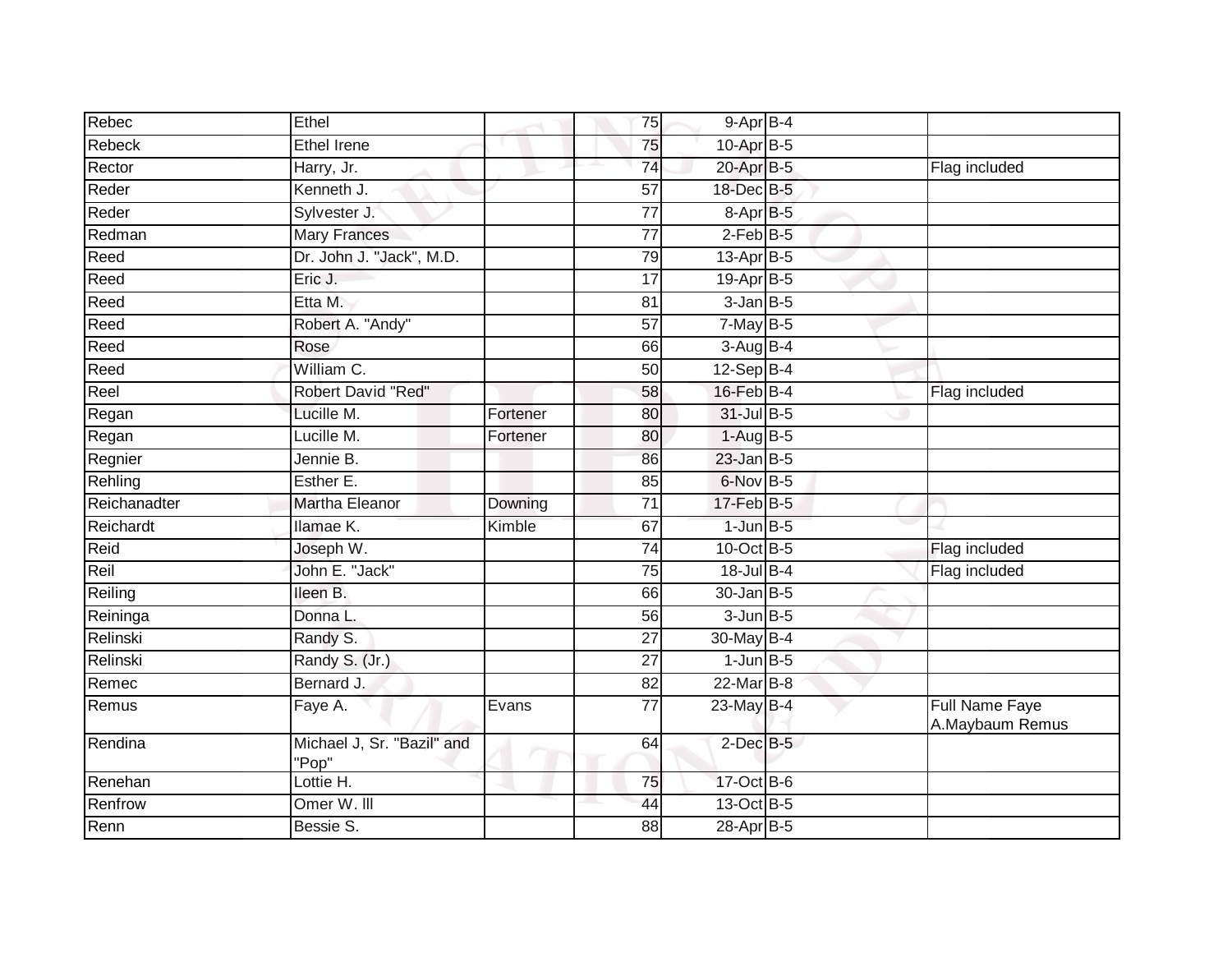| Rebec | Ethel | | 75 | 9-Apr | B-4 | |
|---|---|---|---|---|---|---|
| Rebeck | Ethel Irene | | 75 | 10-Apr | B-5 | |
| Rector | Harry, Jr. | | 74 | 20-Apr | B-5 | Flag included |
| Reder | Kenneth J. | | 57 | 18-Dec | B-5 | |
| Reder | Sylvester J. | | 77 | 8-Apr | B-5 | |
| Redman | Mary Frances | | 77 | 2-Feb | B-5 | |
| Reed | Dr. John J. "Jack", M.D. | | 79 | 13-Apr | B-5 | |
| Reed | Eric J. | | 17 | 19-Apr | B-5 | |
| Reed | Etta M. | | 81 | 3-Jan | B-5 | |
| Reed | Robert A. "Andy" | | 57 | 7-May | B-5 | |
| Reed | Rose | | 66 | 3-Aug | B-4 | |
| Reed | William C. | | 50 | 12-Sep | B-4 | |
| Reel | Robert David "Red" | | 58 | 16-Feb | B-4 | Flag included |
| Regan | Lucille M. | Fortener | 80 | 31-Jul | B-5 | |
| Regan | Lucille M. | Fortener | 80 | 1-Aug | B-5 | |
| Regnier | Jennie B. | | 86 | 23-Jan | B-5 | |
| Rehling | Esther E. | | 85 | 6-Nov | B-5 | |
| Reichanadter | Martha Eleanor | Downing | 71 | 17-Feb | B-5 | |
| Reichardt | Ilamae K. | Kimble | 67 | 1-Jun | B-5 | |
| Reid | Joseph W. | | 74 | 10-Oct | B-5 | Flag included |
| Reil | John E. "Jack" | | 75 | 18-Jul | B-4 | Flag included |
| Reiling | Ileen B. | | 66 | 30-Jan | B-5 | |
| Reininga | Donna L. | | 56 | 3-Jun | B-5 | |
| Relinski | Randy S. | | 27 | 30-May | B-4 | |
| Relinski | Randy S. (Jr.) | | 27 | 1-Jun | B-5 | |
| Remec | Bernard J. | | 82 | 22-Mar | B-8 | |
| Remus | Faye A. | Evans | 77 | 23-May | B-4 | Full Name Faye A.Maybaum Remus |
| Rendina | Michael J, Sr. "Bazil" and "Pop" | | 64 | 2-Dec | B-5 | |
| Renehan | Lottie H. | | 75 | 17-Oct | B-6 | |
| Renfrow | Omer W. lll | | 44 | 13-Oct | B-5 | |
| Renn | Bessie S. | | 88 | 28-Apr | B-5 | |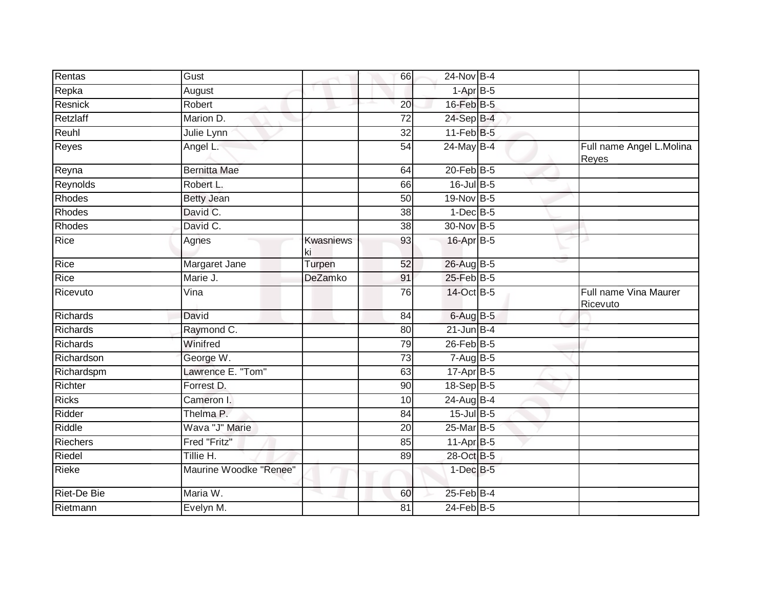| | | | | | | | |
|---|---|---|---|---|---|---|---|
| Rentas | Gust | | 66 | 24-Nov | B-4 | | |
| Repka | August | | | 1-Apr | B-5 | | |
| Resnick | Robert | | 20 | 16-Feb | B-5 | | |
| Retzlaff | Marion D. | | 72 | 24-Sep | B-4 | | |
| Reuhl | Julie Lynn | | 32 | 11-Feb | B-5 | | |
| Reyes | Angel L. | | 54 | 24-May | B-4 | | Full name Angel L.Molina Reyes |
| Reyna | Bernitta Mae | | 64 | 20-Feb | B-5 | | |
| Reynolds | Robert L. | | 66 | 16-Jul | B-5 | | |
| Rhodes | Betty Jean | | 50 | 19-Nov | B-5 | | |
| Rhodes | David C. | | 38 | 1-Dec | B-5 | | |
| Rhodes | David C. | | 38 | 30-Nov | B-5 | | |
| Rice | Agnes | Kwasniewski | 93 | 16-Apr | B-5 | | |
| Rice | Margaret Jane | Turpen | 52 | 26-Aug | B-5 | | |
| Rice | Marie J. | DeZamko | 91 | 25-Feb | B-5 | | |
| Ricevuto | Vina | | 76 | 14-Oct | B-5 | | Full name Vina Maurer Ricevuto |
| Richards | David | | 84 | 6-Aug | B-5 | | |
| Richards | Raymond C. | | 80 | 21-Jun | B-4 | | |
| Richards | Winifred | | 79 | 26-Feb | B-5 | | |
| Richardson | George W. | | 73 | 7-Aug | B-5 | | |
| Richardspm | Lawrence E. "Tom" | | 63 | 17-Apr | B-5 | | |
| Richter | Forrest D. | | 90 | 18-Sep | B-5 | | |
| Ricks | Cameron I. | | 10 | 24-Aug | B-4 | | |
| Ridder | Thelma P. | | 84 | 15-Jul | B-5 | | |
| Riddle | Wava "J" Marie | | 20 | 25-Mar | B-5 | | |
| Riechers | Fred "Fritz" | | 85 | 11-Apr | B-5 | | |
| Riedel | Tillie H. | | 89 | 28-Oct | B-5 | | |
| Rieke | Maurine Woodke "Renee" | | | 1-Dec | B-5 | | |
| Riet-De Bie | Maria W. | | 60 | 25-Feb | B-4 | | |
| Rietmann | Evelyn M. | | 81 | 24-Feb | B-5 | | |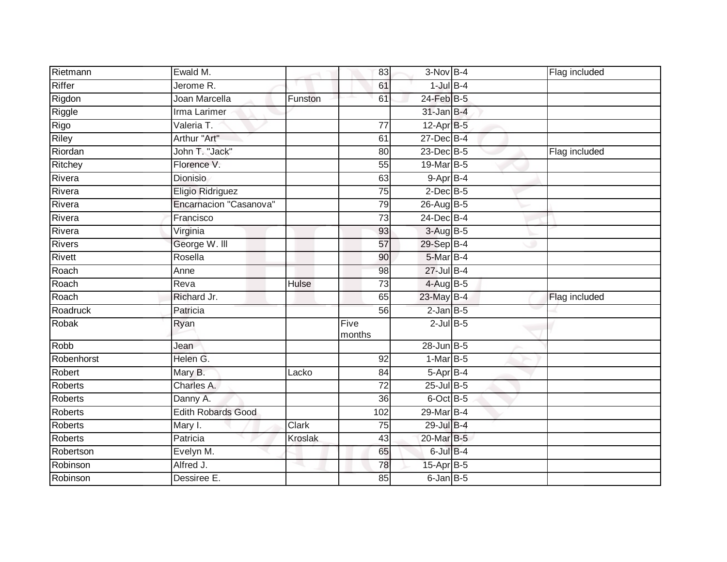| | | | | | | | |
|---|---|---|---|---|---|---|---|
| Rietmann | Ewald M. | | 83 | 3-Nov | B-4 | | Flag included |
| Riffer | Jerome R. | | 61 | 1-Jul | B-4 | | |
| Rigdon | Joan Marcella | Funston | 61 | 24-Feb | B-5 | | |
| Riggle | Irma Larimer | | | 31-Jan | B-4 | | |
| Rigo | Valeria T. | | 77 | 12-Apr | B-5 | | |
| Riley | Arthur "Art" | | 61 | 27-Dec | B-4 | | |
| Riordan | John T. "Jack" | | 80 | 23-Dec | B-5 | | Flag included |
| Ritchey | Florence V. | | 55 | 19-Mar | B-5 | | |
| Rivera | Dionisio | | 63 | 9-Apr | B-4 | | |
| Rivera | Eligio Ridriguez | | 75 | 2-Dec | B-5 | | |
| Rivera | Encarnacion "Casanova" | | 79 | 26-Aug | B-5 | | |
| Rivera | Francisco | | 73 | 24-Dec | B-4 | | |
| Rivera | Virginia | | 93 | 3-Aug | B-5 | | |
| Rivers | George W. lll | | 57 | 29-Sep | B-4 | | |
| Rivett | Rosella | | 90 | 5-Mar | B-4 | | |
| Roach | Anne | | 98 | 27-Jul | B-4 | | |
| Roach | Reva | Hulse | 73 | 4-Aug | B-5 | | |
| Roach | Richard Jr. | | 65 | 23-May | B-4 | | Flag included |
| Roadruck | Patricia | | 56 | 2-Jan | B-5 | | |
| Robak | Ryan | | Five months | 2-Jul | B-5 | | |
| Robb | Jean | | | 28-Jun | B-5 | | |
| Robenhorst | Helen G. | | 92 | 1-Mar | B-5 | | |
| Robert | Mary B. | Lacko | 84 | 5-Apr | B-4 | | |
| Roberts | Charles A. | | 72 | 25-Jul | B-5 | | |
| Roberts | Danny A. | | 36 | 6-Oct | B-5 | | |
| Roberts | Edith Robards Good | | 102 | 29-Mar | B-4 | | |
| Roberts | Mary I. | Clark | 75 | 29-Jul | B-4 | | |
| Roberts | Patricia | Kroslak | 43 | 20-Mar | B-5 | | |
| Robertson | Evelyn M. | | 65 | 6-Jul | B-4 | | |
| Robinson | Alfred J. | | 78 | 15-Apr | B-5 | | |
| Robinson | Dessiree E. | | 85 | 6-Jan | B-5 | | |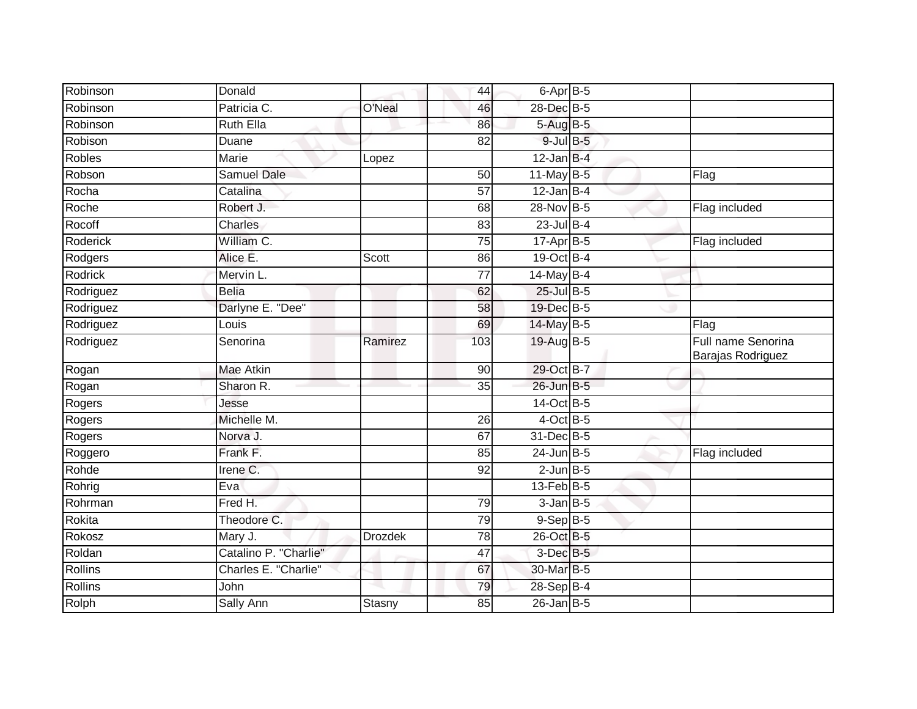| | | | | | | |
|---|---|---|---|---|---|---|
| Robinson | Donald | | 44 | 6-Apr | B-5 | |
| Robinson | Patricia C. | O'Neal | 46 | 28-Dec | B-5 | |
| Robinson | Ruth Ella | | 86 | 5-Aug | B-5 | |
| Robison | Duane | | 82 | 9-Jul | B-5 | |
| Robles | Marie | Lopez | | 12-Jan | B-4 | |
| Robson | Samuel Dale | | 50 | 11-May | B-5 | Flag |
| Rocha | Catalina | | 57 | 12-Jan | B-4 | |
| Roche | Robert J. | | 68 | 28-Nov | B-5 | Flag included |
| Rocoff | Charles | | 83 | 23-Jul | B-4 | |
| Roderick | William C. | | 75 | 17-Apr | B-5 | Flag included |
| Rodgers | Alice E. | Scott | 86 | 19-Oct | B-4 | |
| Rodrick | Mervin L. | | 77 | 14-May | B-4 | |
| Rodriguez | Belia | | 62 | 25-Jul | B-5 | |
| Rodriguez | Darlyne E. "Dee" | | 58 | 19-Dec | B-5 | |
| Rodriguez | Louis | | 69 | 14-May | B-5 | Flag |
| Rodriguez | Senorina | Ramirez | 103 | 19-Aug | B-5 | Full name Senorina Barajas Rodriguez |
| Rogan | Mae Atkin | | 90 | 29-Oct | B-7 | |
| Rogan | Sharon R. | | 35 | 26-Jun | B-5 | |
| Rogers | Jesse | | | 14-Oct | B-5 | |
| Rogers | Michelle M. | | 26 | 4-Oct | B-5 | |
| Rogers | Norva J. | | 67 | 31-Dec | B-5 | |
| Roggero | Frank F. | | 85 | 24-Jun | B-5 | Flag included |
| Rohde | Irene C. | | 92 | 2-Jun | B-5 | |
| Rohrig | Eva | | | 13-Feb | B-5 | |
| Rohrman | Fred H. | | 79 | 3-Jan | B-5 | |
| Rokita | Theodore C. | | 79 | 9-Sep | B-5 | |
| Rokosz | Mary J. | Drozdek | 78 | 26-Oct | B-5 | |
| Roldan | Catalino P. "Charlie" | | 47 | 3-Dec | B-5 | |
| Rollins | Charles E. "Charlie" | | 67 | 30-Mar | B-5 | |
| Rollins | John | | 79 | 28-Sep | B-4 | |
| Rolph | Sally Ann | Stasny | 85 | 26-Jan | B-5 | |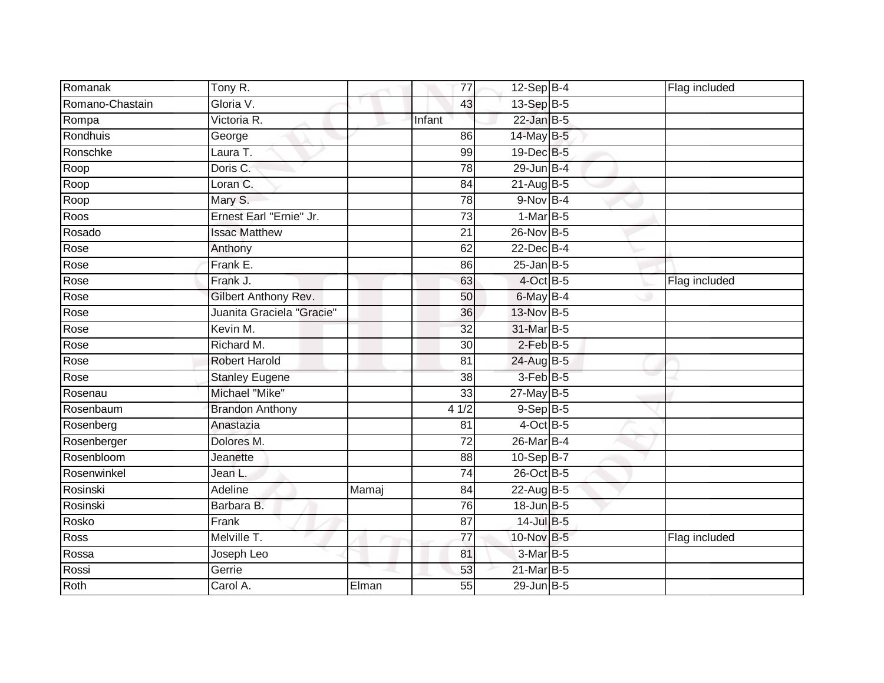| | | | | | | | |
|---|---|---|---|---|---|---|---|
| Romanak | Tony R. | | 77 | 12-Sep | B-4 | | Flag included |
| Romano-Chastain | Gloria V. | | 43 | 13-Sep | B-5 | | |
| Rompa | Victoria R. | | Infant | 22-Jan | B-5 | | |
| Rondhuis | George | | 86 | 14-May | B-5 | | |
| Ronschke | Laura T. | | 99 | 19-Dec | B-5 | | |
| Roop | Doris C. | | 78 | 29-Jun | B-4 | | |
| Roop | Loran C. | | 84 | 21-Aug | B-5 | | |
| Roop | Mary S. | | 78 | 9-Nov | B-4 | | |
| Roos | Ernest Earl "Ernie" Jr. | | 73 | 1-Mar | B-5 | | |
| Rosado | Issac Matthew | | 21 | 26-Nov | B-5 | | |
| Rose | Anthony | | 62 | 22-Dec | B-4 | | |
| Rose | Frank E. | | 86 | 25-Jan | B-5 | | |
| Rose | Frank J. | | 63 | 4-Oct | B-5 | | Flag included |
| Rose | Gilbert Anthony Rev. | | 50 | 6-May | B-4 | | |
| Rose | Juanita Graciela "Gracie" | | 36 | 13-Nov | B-5 | | |
| Rose | Kevin M. | | 32 | 31-Mar | B-5 | | |
| Rose | Richard M. | | 30 | 2-Feb | B-5 | | |
| Rose | Robert Harold | | 81 | 24-Aug | B-5 | | |
| Rose | Stanley Eugene | | 38 | 3-Feb | B-5 | | |
| Rosenau | Michael "Mike" | | 33 | 27-May | B-5 | | |
| Rosenbaum | Brandon Anthony | | 4 1/2 | 9-Sep | B-5 | | |
| Rosenberg | Anastazia | | 81 | 4-Oct | B-5 | | |
| Rosenberger | Dolores M. | | 72 | 26-Mar | B-4 | | |
| Rosenbloom | Jeanette | | 88 | 10-Sep | B-7 | | |
| Rosenwinkel | Jean L. | | 74 | 26-Oct | B-5 | | |
| Rosinski | Adeline | Mamaj | 84 | 22-Aug | B-5 | | |
| Rosinski | Barbara B. | | 76 | 18-Jun | B-5 | | |
| Rosko | Frank | | 87 | 14-Jul | B-5 | | |
| Ross | Melville T. | | 77 | 10-Nov | B-5 | | Flag included |
| Rossa | Joseph Leo | | 81 | 3-Mar | B-5 | | |
| Rossi | Gerrie | | 53 | 21-Mar | B-5 | | |
| Roth | Carol A. | Elman | 55 | 29-Jun | B-5 | | |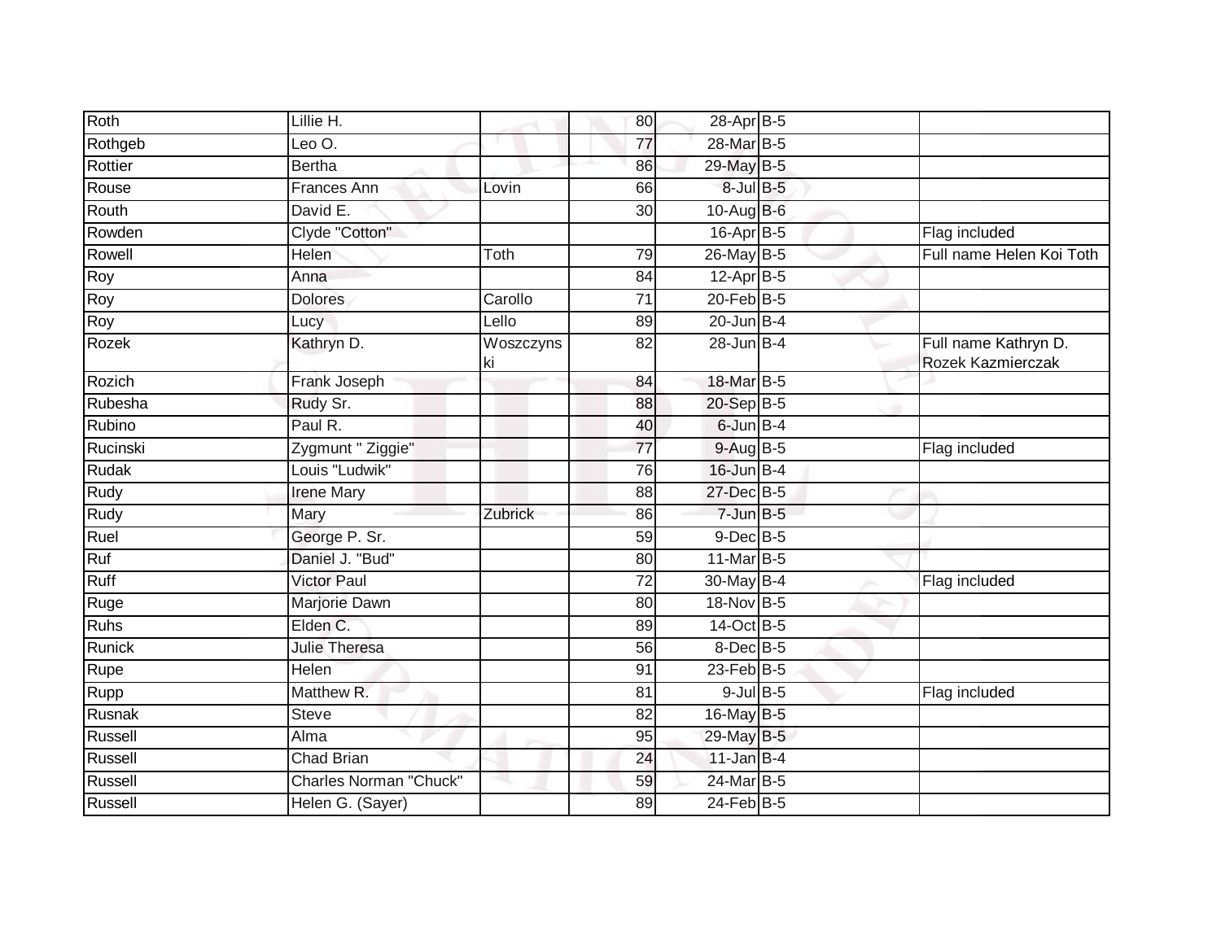| | | | | | | | |
|---|---|---|---|---|---|---|---|
| Roth | Lillie H. | | 80 | 28-Apr | B-5 | | |
| Rothgeb | Leo O. | | 77 | 28-Mar | B-5 | | |
| Rottier | Bertha | | 86 | 29-May | B-5 | | |
| Rouse | Frances Ann | Lovin | 66 | 8-Jul | B-5 | | |
| Routh | David E. | | 30 | 10-Aug | B-6 | | |
| Rowden | Clyde "Cotton" | | | 16-Apr | B-5 | | Flag included |
| Rowell | Helen | Toth | 79 | 26-May | B-5 | | Full name Helen Koi Toth |
| Roy | Anna | | 84 | 12-Apr | B-5 | | |
| Roy | Dolores | Carollo | 71 | 20-Feb | B-5 | | |
| Roy | Lucy | Lello | 89 | 20-Jun | B-4 | | |
| Rozek | Kathryn D. | Woszczynski | 82 | 28-Jun | B-4 | | Full name Kathryn D. Rozek Kazmierczak |
| Rozich | Frank Joseph | | 84 | 18-Mar | B-5 | | |
| Rubesha | Rudy Sr. | | 88 | 20-Sep | B-5 | | |
| Rubino | Paul R. | | 40 | 6-Jun | B-4 | | |
| Rucinski | Zygmunt " Ziggie" | | 77 | 9-Aug | B-5 | | Flag included |
| Rudak | Louis "Ludwik" | | 76 | 16-Jun | B-4 | | |
| Rudy | Irene Mary | | 88 | 27-Dec | B-5 | | |
| Rudy | Mary | Zubrick | 86 | 7-Jun | B-5 | | |
| Ruel | George P. Sr. | | 59 | 9-Dec | B-5 | | |
| Ruf | Daniel J. "Bud" | | 80 | 11-Mar | B-5 | | |
| Ruff | Victor Paul | | 72 | 30-May | B-4 | | Flag included |
| Ruge | Marjorie Dawn | | 80 | 18-Nov | B-5 | | |
| Ruhs | Elden C. | | 89 | 14-Oct | B-5 | | |
| Runick | Julie Theresa | | 56 | 8-Dec | B-5 | | |
| Rupe | Helen | | 91 | 23-Feb | B-5 | | |
| Rupp | Matthew R. | | 81 | 9-Jul | B-5 | | Flag included |
| Rusnak | Steve | | 82 | 16-May | B-5 | | |
| Russell | Alma | | 95 | 29-May | B-5 | | |
| Russell | Chad Brian | | 24 | 11-Jan | B-4 | | |
| Russell | Charles Norman "Chuck" | | 59 | 24-Mar | B-5 | | |
| Russell | Helen G. (Sayer) | | 89 | 24-Feb | B-5 | | |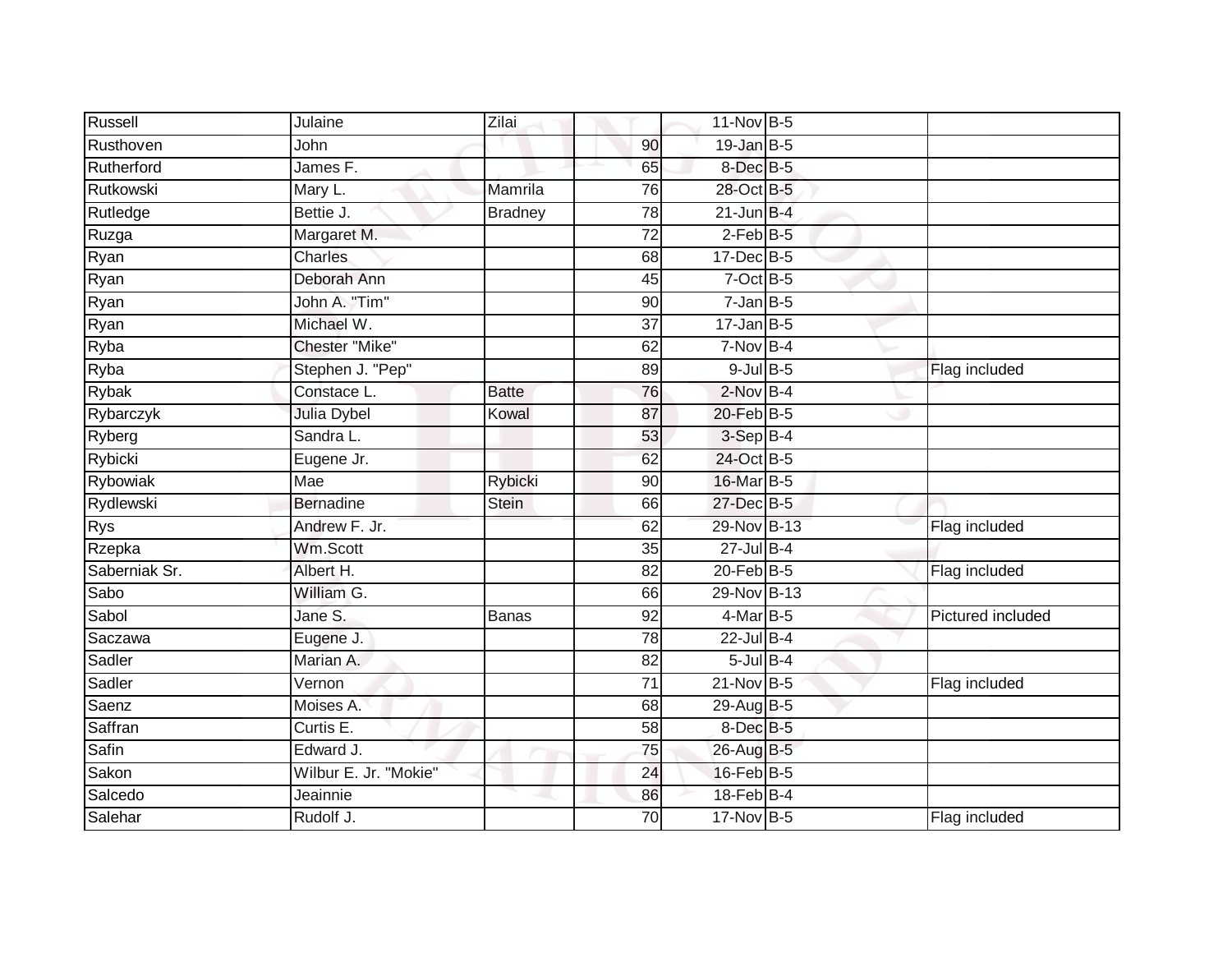| | | | | | | |
|---|---|---|---|---|---|---|
| Russell | Julaine | Zilai | | 11-Nov | B-5 | |
| Rusthoven | John | | 90 | 19-Jan | B-5 | |
| Rutherford | James F. | | 65 | 8-Dec | B-5 | |
| Rutkowski | Mary L. | Mamrila | 76 | 28-Oct | B-5 | |
| Rutledge | Bettie J. | Bradney | 78 | 21-Jun | B-4 | |
| Ruzga | Margaret M. | | 72 | 2-Feb | B-5 | |
| Ryan | Charles | | 68 | 17-Dec | B-5 | |
| Ryan | Deborah Ann | | 45 | 7-Oct | B-5 | |
| Ryan | John A. "Tim" | | 90 | 7-Jan | B-5 | |
| Ryan | Michael W. | | 37 | 17-Jan | B-5 | |
| Ryba | Chester "Mike" | | 62 | 7-Nov | B-4 | |
| Ryba | Stephen J. "Pep" | | 89 | 9-Jul | B-5 | Flag included |
| Rybak | Constace L. | Batte | 76 | 2-Nov | B-4 | |
| Rybarczyk | Julia Dybel | Kowal | 87 | 20-Feb | B-5 | |
| Ryberg | Sandra L. | | 53 | 3-Sep | B-4 | |
| Rybicki | Eugene Jr. | | 62 | 24-Oct | B-5 | |
| Rybowiak | Mae | Rybicki | 90 | 16-Mar | B-5 | |
| Rydlewski | Bernadine | Stein | 66 | 27-Dec | B-5 | |
| Rys | Andrew F. Jr. | | 62 | 29-Nov | B-13 | Flag included |
| Rzepka | Wm.Scott | | 35 | 27-Jul | B-4 | |
| Saberniak Sr. | Albert H. | | 82 | 20-Feb | B-5 | Flag included |
| Sabo | William G. | | 66 | 29-Nov | B-13 | |
| Sabol | Jane S. | Banas | 92 | 4-Mar | B-5 | Pictured included |
| Saczawa | Eugene J. | | 78 | 22-Jul | B-4 | |
| Sadler | Marian A. | | 82 | 5-Jul | B-4 | |
| Sadler | Vernon | | 71 | 21-Nov | B-5 | Flag included |
| Saenz | Moises A. | | 68 | 29-Aug | B-5 | |
| Saffran | Curtis E. | | 58 | 8-Dec | B-5 | |
| Safin | Edward J. | | 75 | 26-Aug | B-5 | |
| Sakon | Wilbur E. Jr. "Mokie" | | 24 | 16-Feb | B-5 | |
| Salcedo | Jeainnie | | 86 | 18-Feb | B-4 | |
| Salehar | Rudolf J. | | 70 | 17-Nov | B-5 | Flag included |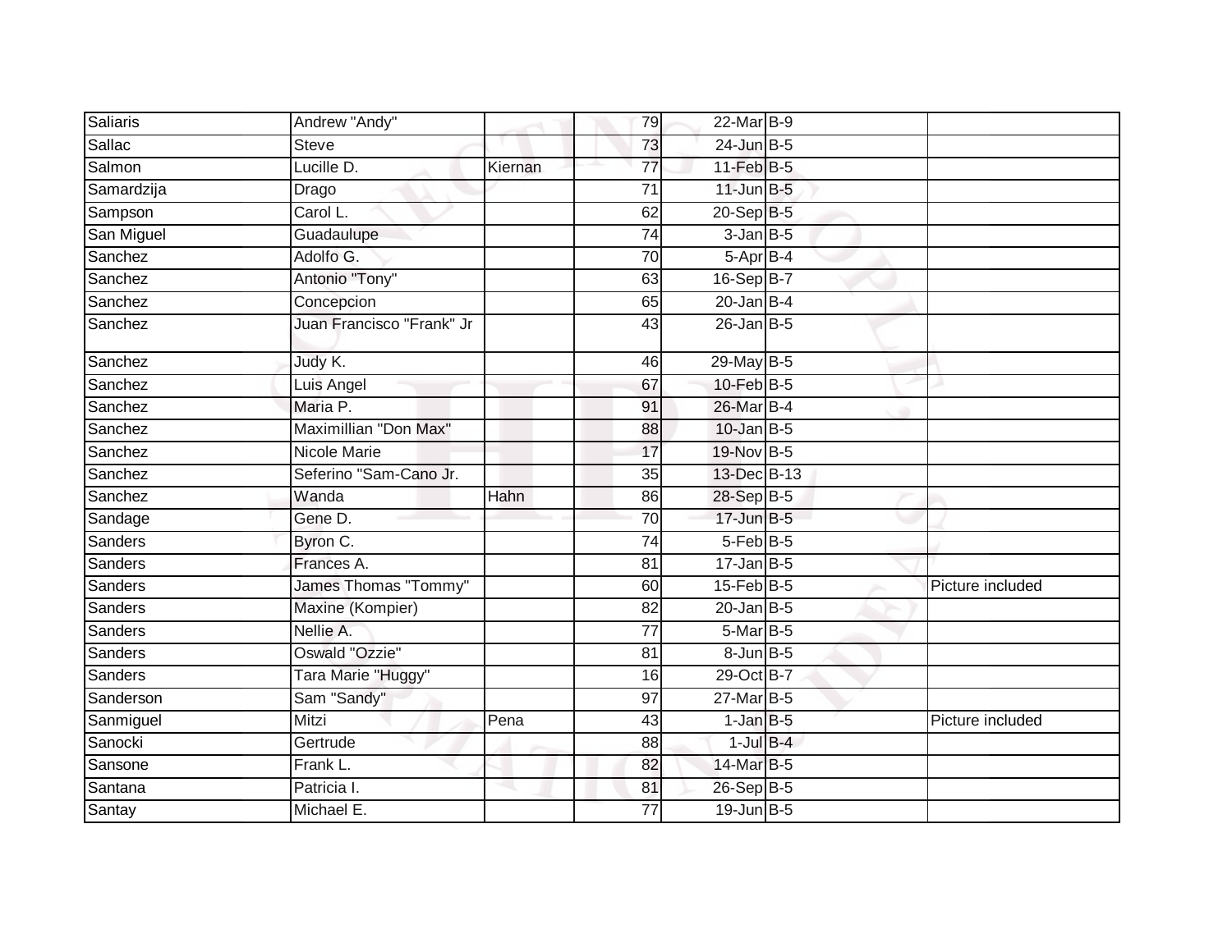| | | | | | | |
|---|---|---|---|---|---|---|
| Saliaris | Andrew "Andy" | | 79 | 22-Mar | B-9 | |
| Sallac | Steve | | 73 | 24-Jun | B-5 | |
| Salmon | Lucille D. | Kiernan | 77 | 11-Feb | B-5 | |
| Samardzija | Drago | | 71 | 11-Jun | B-5 | |
| Sampson | Carol L. | | 62 | 20-Sep | B-5 | |
| San Miguel | Guadaulupe | | 74 | 3-Jan | B-5 | |
| Sanchez | Adolfo G. | | 70 | 5-Apr | B-4 | |
| Sanchez | Antonio "Tony" | | 63 | 16-Sep | B-7 | |
| Sanchez | Concepcion | | 65 | 20-Jan | B-4 | |
| Sanchez | Juan Francisco "Frank" Jr | | 43 | 26-Jan | B-5 | |
| Sanchez | Judy K. | | 46 | 29-May | B-5 | |
| Sanchez | Luis Angel | | 67 | 10-Feb | B-5 | |
| Sanchez | Maria P. | | 91 | 26-Mar | B-4 | |
| Sanchez | Maximillian "Don Max" | | 88 | 10-Jan | B-5 | |
| Sanchez | Nicole Marie | | 17 | 19-Nov | B-5 | |
| Sanchez | Seferino "Sam-Cano Jr. | | 35 | 13-Dec | B-13 | |
| Sanchez | Wanda | Hahn | 86 | 28-Sep | B-5 | |
| Sandage | Gene D. | | 70 | 17-Jun | B-5 | |
| Sanders | Byron C. | | 74 | 5-Feb | B-5 | |
| Sanders | Frances A. | | 81 | 17-Jan | B-5 | |
| Sanders | James Thomas "Tommy" | | 60 | 15-Feb | B-5 | Picture included |
| Sanders | Maxine (Kompier) | | 82 | 20-Jan | B-5 | |
| Sanders | Nellie A. | | 77 | 5-Mar | B-5 | |
| Sanders | Oswald "Ozzie" | | 81 | 8-Jun | B-5 | |
| Sanders | Tara Marie "Huggy" | | 16 | 29-Oct | B-7 | |
| Sanderson | Sam "Sandy" | | 97 | 27-Mar | B-5 | |
| Sanmiguel | Mitzi | Pena | 43 | 1-Jan | B-5 | Picture included |
| Sanocki | Gertrude | | 88 | 1-Jul | B-4 | |
| Sansone | Frank L. | | 82 | 14-Mar | B-5 | |
| Santana | Patricia I. | | 81 | 26-Sep | B-5 | |
| Santay | Michael E. | | 77 | 19-Jun | B-5 | |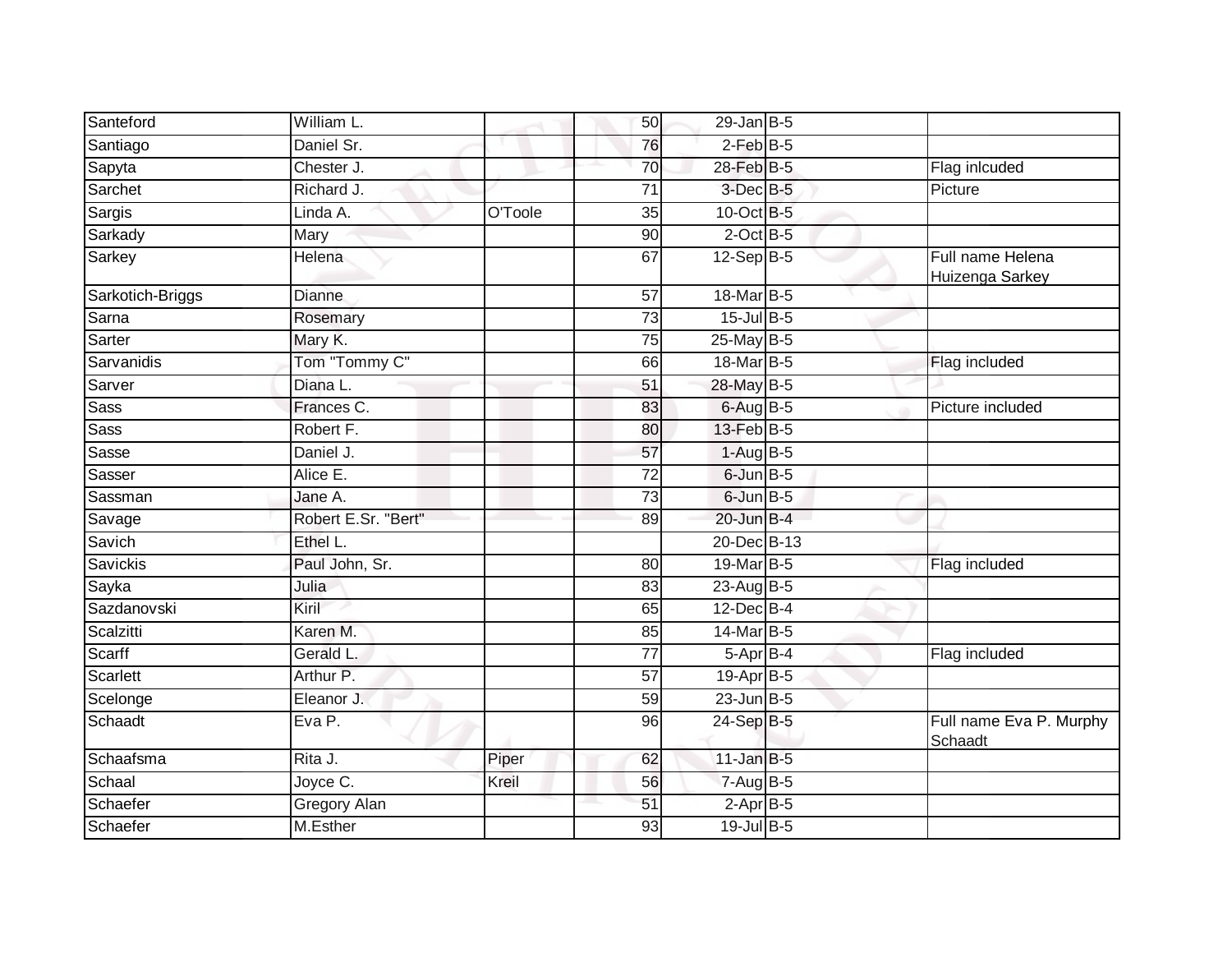| | | | | | | |
|---|---|---|---|---|---|---|
| Santeford | William L. | | 50 | 29-Jan | B-5 | |
| Santiago | Daniel Sr. | | 76 | 2-Feb | B-5 | |
| Sapyta | Chester J. | | 70 | 28-Feb | B-5 | Flag inlcuded |
| Sarchet | Richard J. | | 71 | 3-Dec | B-5 | Picture |
| Sargis | Linda A. | O'Toole | 35 | 10-Oct | B-5 | |
| Sarkady | Mary | | 90 | 2-Oct | B-5 | |
| Sarkey | Helena | | 67 | 12-Sep | B-5 | Full name Helena Huizenga Sarkey |
| Sarkotich-Briggs | Dianne | | 57 | 18-Mar | B-5 | |
| Sarna | Rosemary | | 73 | 15-Jul | B-5 | |
| Sarter | Mary K. | | 75 | 25-May | B-5 | |
| Sarvanidis | Tom "Tommy C" | | 66 | 18-Mar | B-5 | Flag included |
| Sarver | Diana L. | | 51 | 28-May | B-5 | |
| Sass | Frances C. | | 83 | 6-Aug | B-5 | Picture included |
| Sass | Robert F. | | 80 | 13-Feb | B-5 | |
| Sasse | Daniel J. | | 57 | 1-Aug | B-5 | |
| Sasser | Alice E. | | 72 | 6-Jun | B-5 | |
| Sassman | Jane A. | | 73 | 6-Jun | B-5 | |
| Savage | Robert E.Sr. "Bert" | | 89 | 20-Jun | B-4 | |
| Savich | Ethel L. | | | 20-Dec | B-13 | |
| Savickis | Paul John, Sr. | | 80 | 19-Mar | B-5 | Flag included |
| Sayka | Julia | | 83 | 23-Aug | B-5 | |
| Sazdanovski | Kiril | | 65 | 12-Dec | B-4 | |
| Scalzitti | Karen M. | | 85 | 14-Mar | B-5 | |
| Scarff | Gerald L. | | 77 | 5-Apr | B-4 | Flag included |
| Scarlett | Arthur P. | | 57 | 19-Apr | B-5 | |
| Scelonge | Eleanor J. | | 59 | 23-Jun | B-5 | |
| Schaadt | Eva P. | | 96 | 24-Sep | B-5 | Full name Eva P. Murphy Schaadt |
| Schaafsma | Rita J. | Piper | 62 | 11-Jan | B-5 | |
| Schaal | Joyce C. | Kreil | 56 | 7-Aug | B-5 | |
| Schaefer | Gregory Alan | | 51 | 2-Apr | B-5 | |
| Schaefer | M.Esther | | 93 | 19-Jul | B-5 | |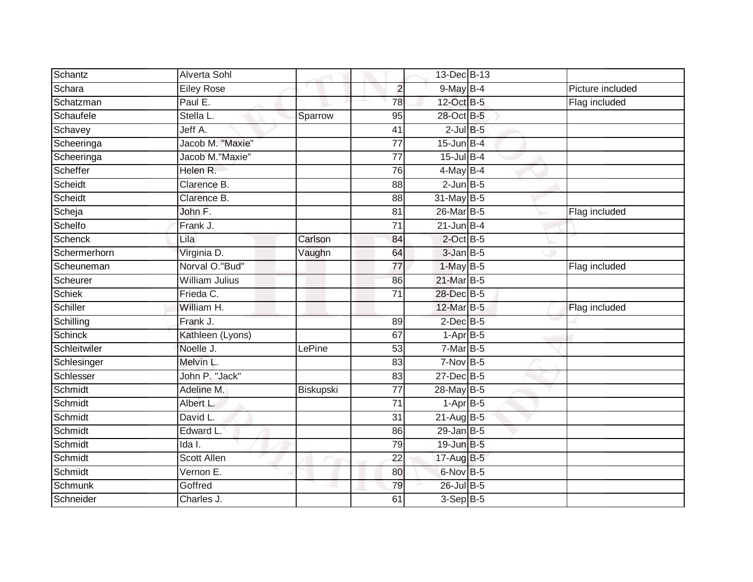| | | | | | | |
|---|---|---|---|---|---|---|
| Schantz | Alverta Sohl | | | 13-Dec | B-13 | |
| Schara | Eiley Rose | | 2 | 9-May | B-4 | Picture included |
| Schatzman | Paul E. | | 78 | 12-Oct | B-5 | Flag included |
| Schaufele | Stella L. | Sparrow | 95 | 28-Oct | B-5 | |
| Schavey | Jeff A. | | 41 | 2-Jul | B-5 | |
| Scheeringa | Jacob M. "Maxie" | | 77 | 15-Jun | B-4 | |
| Scheeringa | Jacob M."Maxie" | | 77 | 15-Jul | B-4 | |
| Scheffer | Helen R. | | 76 | 4-May | B-4 | |
| Scheidt | Clarence B. | | 88 | 2-Jun | B-5 | |
| Scheidt | Clarence B. | | 88 | 31-May | B-5 | |
| Scheja | John F. | | 81 | 26-Mar | B-5 | Flag included |
| Schelfo | Frank J. | | 71 | 21-Jun | B-4 | |
| Schenck | Lila | Carlson | 84 | 2-Oct | B-5 | |
| Schermerhorn | Virginia D. | Vaughn | 64 | 3-Jan | B-5 | |
| Scheuneman | Norval O."Bud" | | 77 | 1-May | B-5 | Flag included |
| Scheurer | William Julius | | 86 | 21-Mar | B-5 | |
| Schiek | Frieda C. | | 71 | 28-Dec | B-5 | |
| Schiller | William H. | | | 12-Mar | B-5 | Flag included |
| Schilling | Frank J. | | 89 | 2-Dec | B-5 | |
| Schinck | Kathleen (Lyons) | | 67 | 1-Apr | B-5 | |
| Schleitwiler | Noelle J. | LePine | 53 | 7-Mar | B-5 | |
| Schlesinger | Melvin L. | | 83 | 7-Nov | B-5 | |
| Schlesser | John P. "Jack" | | 83 | 27-Dec | B-5 | |
| Schmidt | Adeline M. | Biskupski | 77 | 28-May | B-5 | |
| Schmidt | Albert L. | | 71 | 1-Apr | B-5 | |
| Schmidt | David L. | | 31 | 21-Aug | B-5 | |
| Schmidt | Edward L. | | 86 | 29-Jan | B-5 | |
| Schmidt | Ida I. | | 79 | 19-Jun | B-5 | |
| Schmidt | Scott Allen | | 22 | 17-Aug | B-5 | |
| Schmidt | Vernon E. | | 80 | 6-Nov | B-5 | |
| Schmunk | Goffred | | 79 | 26-Jul | B-5 | |
| Schneider | Charles J. | | 61 | 3-Sep | B-5 | |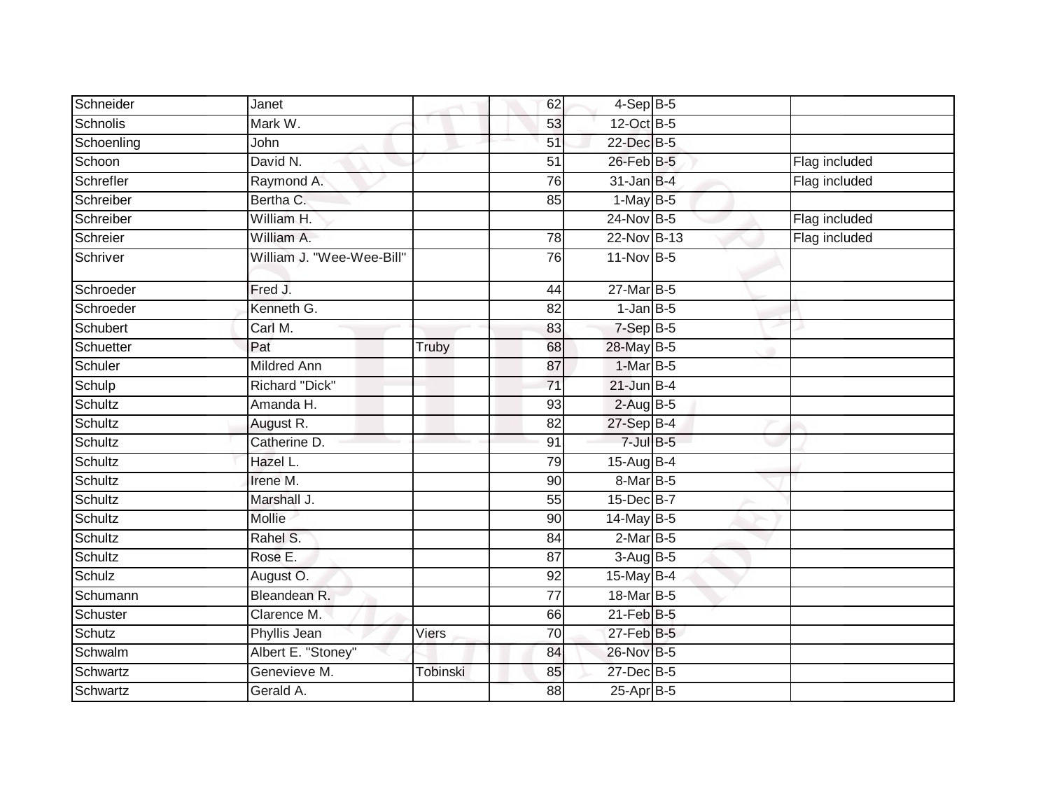| | | | | | | |
|---|---|---|---|---|---|---|
| Schneider | Janet | | 62 | 4-Sep | B-5 | |
| Schnolis | Mark W. | | 53 | 12-Oct | B-5 | |
| Schoenling | John | | 51 | 22-Dec | B-5 | |
| Schoon | David N. | | 51 | 26-Feb | B-5 | Flag included |
| Schrefler | Raymond A. | | 76 | 31-Jan | B-4 | Flag included |
| Schreiber | Bertha C. | | 85 | 1-May | B-5 | |
| Schreiber | William H. | | | 24-Nov | B-5 | Flag included |
| Schreier | William A. | | 78 | 22-Nov | B-13 | Flag included |
| Schriver | William J. "Wee-Wee-Bill" | | 76 | 11-Nov | B-5 | |
| Schroeder | Fred J. | | 44 | 27-Mar | B-5 | |
| Schroeder | Kenneth G. | | 82 | 1-Jan | B-5 | |
| Schubert | Carl M. | | 83 | 7-Sep | B-5 | |
| Schuetter | Pat | Truby | 68 | 28-May | B-5 | |
| Schuler | Mildred Ann | | 87 | 1-Mar | B-5 | |
| Schulp | Richard "Dick" | | 71 | 21-Jun | B-4 | |
| Schultz | Amanda H. | | 93 | 2-Aug | B-5 | |
| Schultz | August R. | | 82 | 27-Sep | B-4 | |
| Schultz | Catherine D. | | 91 | 7-Jul | B-5 | |
| Schultz | Hazel L. | | 79 | 15-Aug | B-4 | |
| Schultz | Irene M. | | 90 | 8-Mar | B-5 | |
| Schultz | Marshall J. | | 55 | 15-Dec | B-7 | |
| Schultz | Mollie | | 90 | 14-May | B-5 | |
| Schultz | Rahel S. | | 84 | 2-Mar | B-5 | |
| Schultz | Rose E. | | 87 | 3-Aug | B-5 | |
| Schulz | August O. | | 92 | 15-May | B-4 | |
| Schumann | Bleandean R. | | 77 | 18-Mar | B-5 | |
| Schuster | Clarence M. | | 66 | 21-Feb | B-5 | |
| Schutz | Phyllis Jean | Viers | 70 | 27-Feb | B-5 | |
| Schwalm | Albert E. "Stoney" | | 84 | 26-Nov | B-5 | |
| Schwartz | Genevieve M. | Tobinski | 85 | 27-Dec | B-5 | |
| Schwartz | Gerald A. | | 88 | 25-Apr | B-5 | |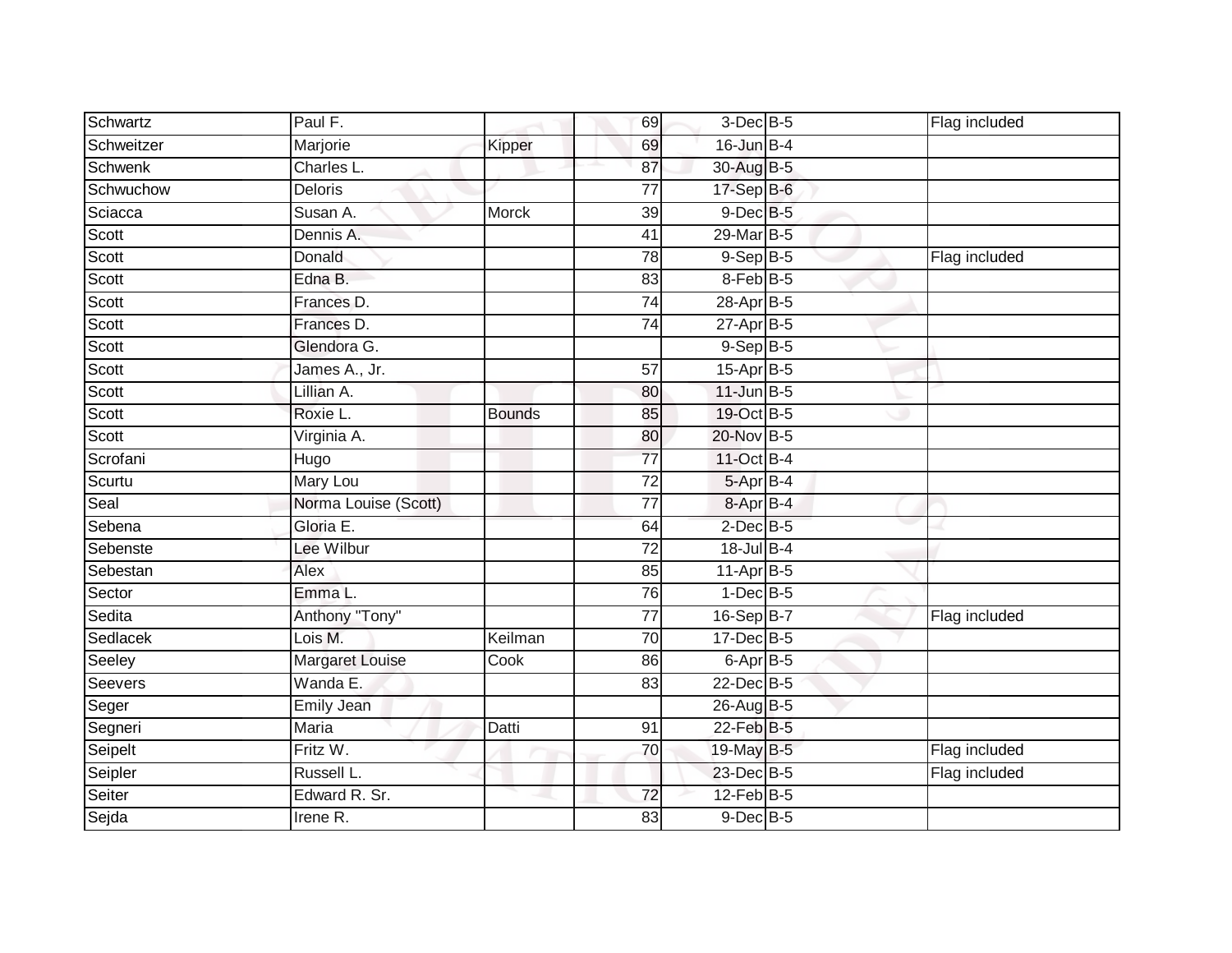| | | | | | | | |
|---|---|---|---|---|---|---|---|
| Schwartz | Paul F. | | 69 | 3-Dec | B-5 | | Flag included |
| Schweitzer | Marjorie | Kipper | 69 | 16-Jun | B-4 | | |
| Schwenk | Charles L. | | 87 | 30-Aug | B-5 | | |
| Schwuchow | Deloris | | 77 | 17-Sep | B-6 | | |
| Sciacca | Susan A. | Morck | 39 | 9-Dec | B-5 | | |
| Scott | Dennis A. | | 41 | 29-Mar | B-5 | | |
| Scott | Donald | | 78 | 9-Sep | B-5 | | Flag included |
| Scott | Edna B. | | 83 | 8-Feb | B-5 | | |
| Scott | Frances D. | | 74 | 28-Apr | B-5 | | |
| Scott | Frances D. | | 74 | 27-Apr | B-5 | | |
| Scott | Glendora G. | | | 9-Sep | B-5 | | |
| Scott | James A., Jr. | | 57 | 15-Apr | B-5 | | |
| Scott | Lillian A. | | 80 | 11-Jun | B-5 | | |
| Scott | Roxie L. | Bounds | 85 | 19-Oct | B-5 | | |
| Scott | Virginia A. | | 80 | 20-Nov | B-5 | | |
| Scrofani | Hugo | | 77 | 11-Oct | B-4 | | |
| Scurtu | Mary Lou | | 72 | 5-Apr | B-4 | | |
| Seal | Norma Louise (Scott) | | 77 | 8-Apr | B-4 | | |
| Sebena | Gloria E. | | 64 | 2-Dec | B-5 | | |
| Sebenste | Lee Wilbur | | 72 | 18-Jul | B-4 | | |
| Sebestan | Alex | | 85 | 11-Apr | B-5 | | |
| Sector | Emma L. | | 76 | 1-Dec | B-5 | | |
| Sedita | Anthony "Tony" | | 77 | 16-Sep | B-7 | | Flag included |
| Sedlacek | Lois M. | Keilman | 70 | 17-Dec | B-5 | | |
| Seeley | Margaret Louise | Cook | 86 | 6-Apr | B-5 | | |
| Seevers | Wanda E. | | 83 | 22-Dec | B-5 | | |
| Seger | Emily Jean | | | 26-Aug | B-5 | | |
| Segneri | Maria | Datti | 91 | 22-Feb | B-5 | | |
| Seipelt | Fritz W. | | 70 | 19-May | B-5 | | Flag included |
| Seipler | Russell L. | | | 23-Dec | B-5 | | Flag included |
| Seiter | Edward R. Sr. | | 72 | 12-Feb | B-5 | | |
| Sejda | Irene R. | | 83 | 9-Dec | B-5 | | |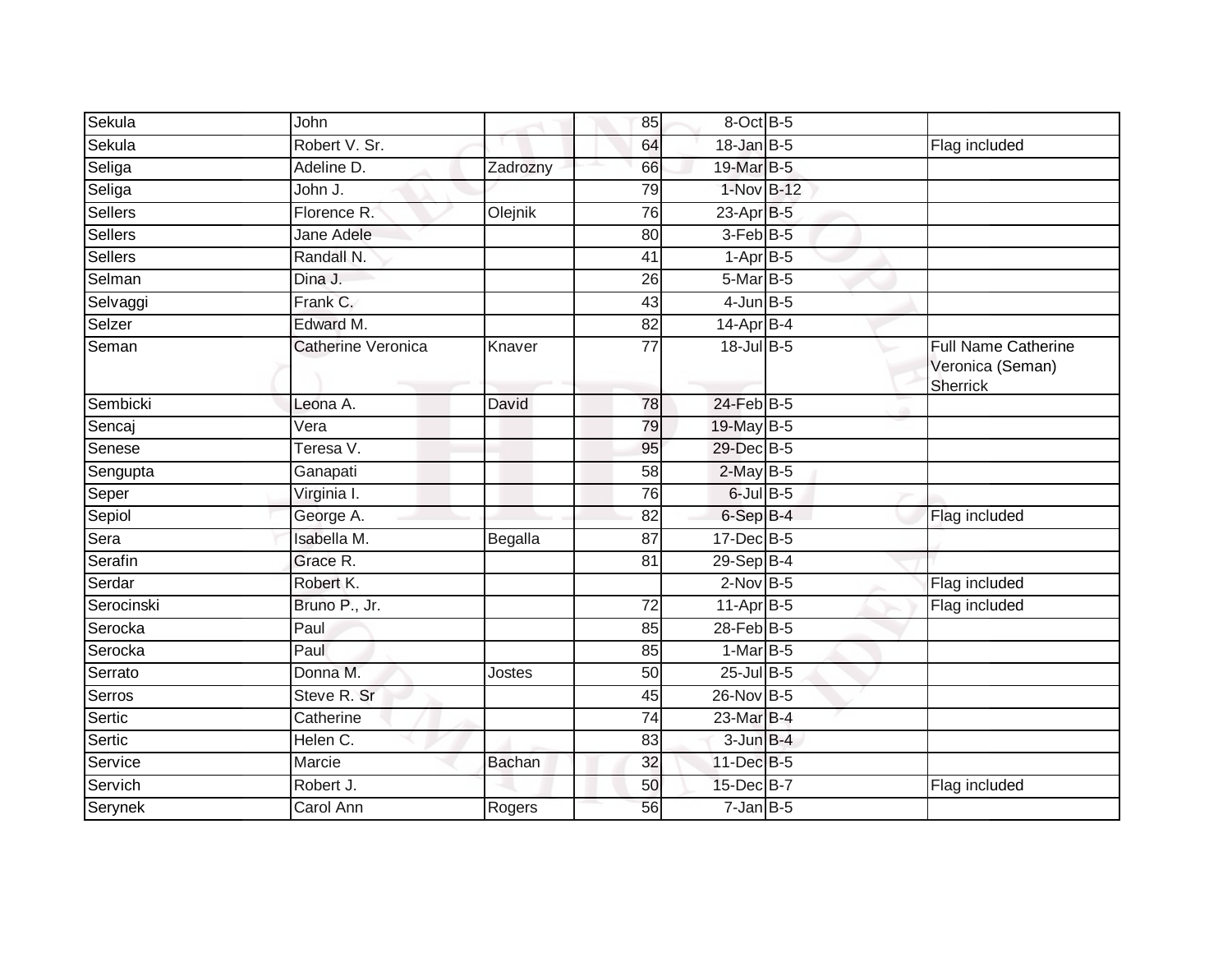| | | | | | | |
|---|---|---|---|---|---|---|
| Sekula | John | | 85 | 8-Oct | B-5 | |
| Sekula | Robert V. Sr. | | 64 | 18-Jan | B-5 | Flag included |
| Seliga | Adeline D. | Zadrozny | 66 | 19-Mar | B-5 | |
| Seliga | John J. | | 79 | 1-Nov | B-12 | |
| Sellers | Florence R. | Olejnik | 76 | 23-Apr | B-5 | |
| Sellers | Jane Adele | | 80 | 3-Feb | B-5 | |
| Sellers | Randall N. | | 41 | 1-Apr | B-5 | |
| Selman | Dina J. | | 26 | 5-Mar | B-5 | |
| Selvaggi | Frank C. | | 43 | 4-Jun | B-5 | |
| Selzer | Edward M. | | 82 | 14-Apr | B-4 | |
| Seman | Catherine Veronica | Knaver | 77 | 18-Jul | B-5 | Full Name Catherine Veronica (Seman) Sherrick |
| Sembicki | Leona A. | David | 78 | 24-Feb | B-5 | |
| Sencaj | Vera | | 79 | 19-May | B-5 | |
| Senese | Teresa V. | | 95 | 29-Dec | B-5 | |
| Sengupta | Ganapati | | 58 | 2-May | B-5 | |
| Seper | Virginia I. | | 76 | 6-Jul | B-5 | |
| Sepiol | George A. | | 82 | 6-Sep | B-4 | Flag included |
| Sera | Isabella M. | Begalla | 87 | 17-Dec | B-5 | |
| Serafin | Grace R. | | 81 | 29-Sep | B-4 | |
| Serdar | Robert K. | | | 2-Nov | B-5 | Flag included |
| Serocinski | Bruno P., Jr. | | 72 | 11-Apr | B-5 | Flag included |
| Serocka | Paul | | 85 | 28-Feb | B-5 | |
| Serocka | Paul | | 85 | 1-Mar | B-5 | |
| Serrato | Donna M. | Jostes | 50 | 25-Jul | B-5 | |
| Serros | Steve R. Sr | | 45 | 26-Nov | B-5 | |
| Sertic | Catherine | | 74 | 23-Mar | B-4 | |
| Sertic | Helen C. | | 83 | 3-Jun | B-4 | |
| Service | Marcie | Bachan | 32 | 11-Dec | B-5 | |
| Servich | Robert J. | | 50 | 15-Dec | B-7 | Flag included |
| Serynek | Carol Ann | Rogers | 56 | 7-Jan | B-5 | |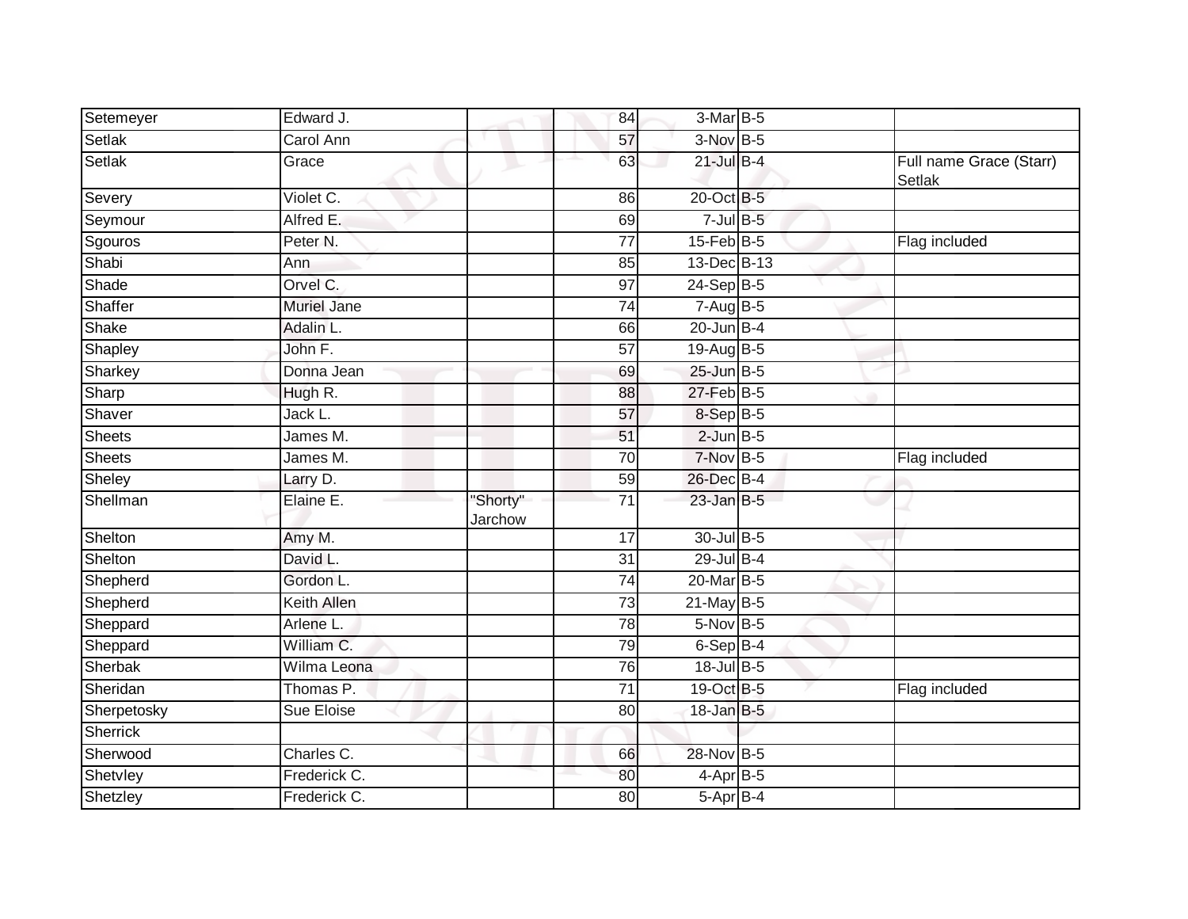| Setemeyer | Edward J. | | 84 | 3-Mar | B-5 | |
|---|---|---|---|---|---|---|
| Setlak | Carol Ann | | 57 | 3-Nov | B-5 | |
| Setlak | Grace | | 63 | 21-Jul | B-4 | Full name Grace (Starr) Setlak |
| Severy | Violet C. | | 86 | 20-Oct | B-5 | |
| Seymour | Alfred E. | | 69 | 7-Jul | B-5 | |
| Sgouros | Peter N. | | 77 | 15-Feb | B-5 | Flag included |
| Shabi | Ann | | 85 | 13-Dec | B-13 | |
| Shade | Orvel C. | | 97 | 24-Sep | B-5 | |
| Shaffer | Muriel Jane | | 74 | 7-Aug | B-5 | |
| Shake | Adalin L. | | 66 | 20-Jun | B-4 | |
| Shapley | John F. | | 57 | 19-Aug | B-5 | |
| Sharkey | Donna Jean | | 69 | 25-Jun | B-5 | |
| Sharp | Hugh R. | | 88 | 27-Feb | B-5 | |
| Shaver | Jack L. | | 57 | 8-Sep | B-5 | |
| Sheets | James M. | | 51 | 2-Jun | B-5 | |
| Sheets | James M. | | 70 | 7-Nov | B-5 | Flag included |
| Sheley | Larry D. | | 59 | 26-Dec | B-4 | |
| Shellman | Elaine E. | "Shorty" Jarchow | 71 | 23-Jan | B-5 | |
| Shelton | Amy M. | | 17 | 30-Jul | B-5 | |
| Shelton | David L. | | 31 | 29-Jul | B-4 | |
| Shepherd | Gordon L. | | 74 | 20-Mar | B-5 | |
| Shepherd | Keith Allen | | 73 | 21-May | B-5 | |
| Sheppard | Arlene L. | | 78 | 5-Nov | B-5 | |
| Sheppard | William C. | | 79 | 6-Sep | B-4 | |
| Sherbak | Wilma Leona | | 76 | 18-Jul | B-5 | |
| Sheridan | Thomas P. | | 71 | 19-Oct | B-5 | Flag included |
| Sherpetosky | Sue Eloise | | 80 | 18-Jan | B-5 | |
| Sherrick | | | | | | |
| Sherwood | Charles C. | | 66 | 28-Nov | B-5 | |
| Shetvley | Frederick C. | | 80 | 4-Apr | B-5 | |
| Shetzley | Frederick C. | | 80 | 5-Apr | B-4 | |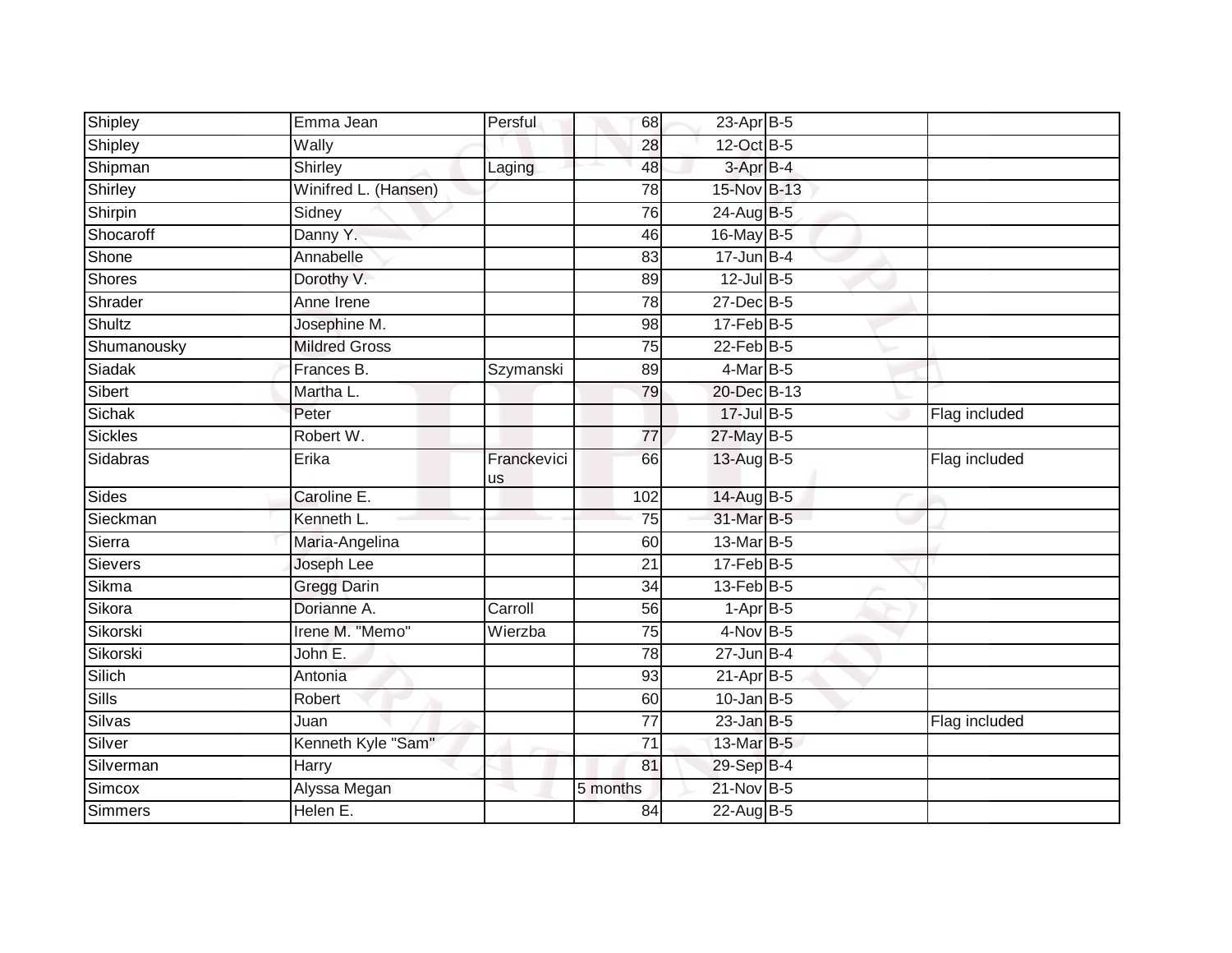| | | | | | | |
|---|---|---|---|---|---|---|
| Shipley | Emma Jean | Persful | 68 | 23-Apr | B-5 | |
| Shipley | Wally | | 28 | 12-Oct | B-5 | |
| Shipman | Shirley | Laging | 48 | 3-Apr | B-4 | |
| Shirley | Winifred L. (Hansen) | | 78 | 15-Nov | B-13 | |
| Shirpin | Sidney | | 76 | 24-Aug | B-5 | |
| Shocaroff | Danny Y. | | 46 | 16-May | B-5 | |
| Shone | Annabelle | | 83 | 17-Jun | B-4 | |
| Shores | Dorothy V. | | 89 | 12-Jul | B-5 | |
| Shrader | Anne Irene | | 78 | 27-Dec | B-5 | |
| Shultz | Josephine M. | | 98 | 17-Feb | B-5 | |
| Shumanousky | Mildred Gross | | 75 | 22-Feb | B-5 | |
| Siadak | Frances B. | Szymanski | 89 | 4-Mar | B-5 | |
| Sibert | Martha L. | | 79 | 20-Dec | B-13 | |
| Sichak | Peter | | | 17-Jul | B-5 | Flag included |
| Sickles | Robert W. | | 77 | 27-May | B-5 | |
| Sidabras | Erika | Franckevicius | 66 | 13-Aug | B-5 | Flag included |
| Sides | Caroline E. | | 102 | 14-Aug | B-5 | |
| Sieckman | Kenneth L. | | 75 | 31-Mar | B-5 | |
| Sierra | Maria-Angelina | | 60 | 13-Mar | B-5 | |
| Sievers | Joseph Lee | | 21 | 17-Feb | B-5 | |
| Sikma | Gregg Darin | | 34 | 13-Feb | B-5 | |
| Sikora | Dorianne A. | Carroll | 56 | 1-Apr | B-5 | |
| Sikorski | Irene M. "Memo" | Wierzba | 75 | 4-Nov | B-5 | |
| Sikorski | John E. | | 78 | 27-Jun | B-4 | |
| Silich | Antonia | | 93 | 21-Apr | B-5 | |
| Sills | Robert | | 60 | 10-Jan | B-5 | |
| Silvas | Juan | | 77 | 23-Jan | B-5 | Flag included |
| Silver | Kenneth Kyle "Sam" | | 71 | 13-Mar | B-5 | |
| Silverman | Harry | | 81 | 29-Sep | B-4 | |
| Simcox | Alyssa Megan | | 5 months | 21-Nov | B-5 | |
| Simmers | Helen E. | | 84 | 22-Aug | B-5 | |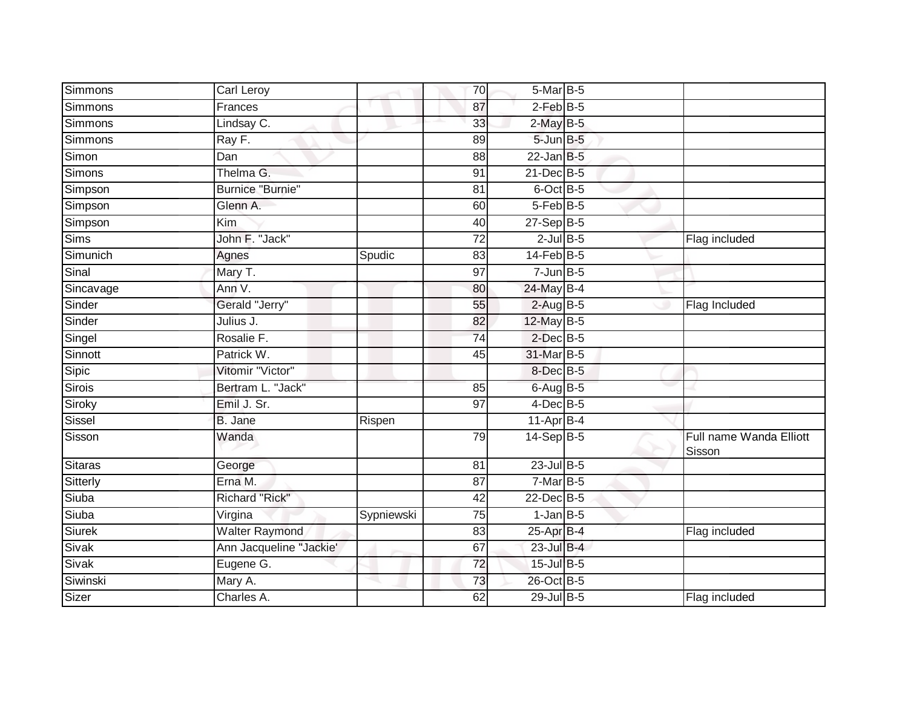| | | | | | | | |
|---|---|---|---|---|---|---|---|
| Simmons | Carl Leroy | | 70 | 5-Mar | B-5 | | |
| Simmons | Frances | | 87 | 2-Feb | B-5 | | |
| Simmons | Lindsay C. | | 33 | 2-May | B-5 | | |
| Simmons | Ray F. | | 89 | 5-Jun | B-5 | | |
| Simon | Dan | | 88 | 22-Jan | B-5 | | |
| Simons | Thelma G. | | 91 | 21-Dec | B-5 | | |
| Simpson | Burnice "Burnie" | | 81 | 6-Oct | B-5 | | |
| Simpson | Glenn A. | | 60 | 5-Feb | B-5 | | |
| Simpson | Kim | | 40 | 27-Sep | B-5 | | |
| Sims | John F. "Jack" | | 72 | 2-Jul | B-5 | | Flag included |
| Simunich | Agnes | Spudic | 83 | 14-Feb | B-5 | | |
| Sinal | Mary T. | | 97 | 7-Jun | B-5 | | |
| Sincavage | Ann V. | | 80 | 24-May | B-4 | | |
| Sinder | Gerald "Jerry" | | 55 | 2-Aug | B-5 | | Flag Included |
| Sinder | Julius J. | | 82 | 12-May | B-5 | | |
| Singel | Rosalie F. | | 74 | 2-Dec | B-5 | | |
| Sinnott | Patrick W. | | 45 | 31-Mar | B-5 | | |
| Sipic | Vitomir "Victor" | | | 8-Dec | B-5 | | |
| Sirois | Bertram L. "Jack" | | 85 | 6-Aug | B-5 | | |
| Siroky | Emil J. Sr. | | 97 | 4-Dec | B-5 | | |
| Sissel | B. Jane | Rispen | | 11-Apr | B-4 | | |
| Sisson | Wanda | | 79 | 14-Sep | B-5 | | Full name Wanda Elliott Sisson |
| Sitaras | George | | 81 | 23-Jul | B-5 | | |
| Sitterly | Erna M. | | 87 | 7-Mar | B-5 | | |
| Siuba | Richard "Rick" | | 42 | 22-Dec | B-5 | | |
| Siuba | Virgina | Sypniewski | 75 | 1-Jan | B-5 | | |
| Siurek | Walter Raymond | | 83 | 25-Apr | B-4 | | Flag included |
| Sivak | Ann Jacqueline "Jackie' | | 67 | 23-Jul | B-4 | | |
| Sivak | Eugene G. | | 72 | 15-Jul | B-5 | | |
| Siwinski | Mary A. | | 73 | 26-Oct | B-5 | | |
| Sizer | Charles A. | | 62 | 29-Jul | B-5 | | Flag included |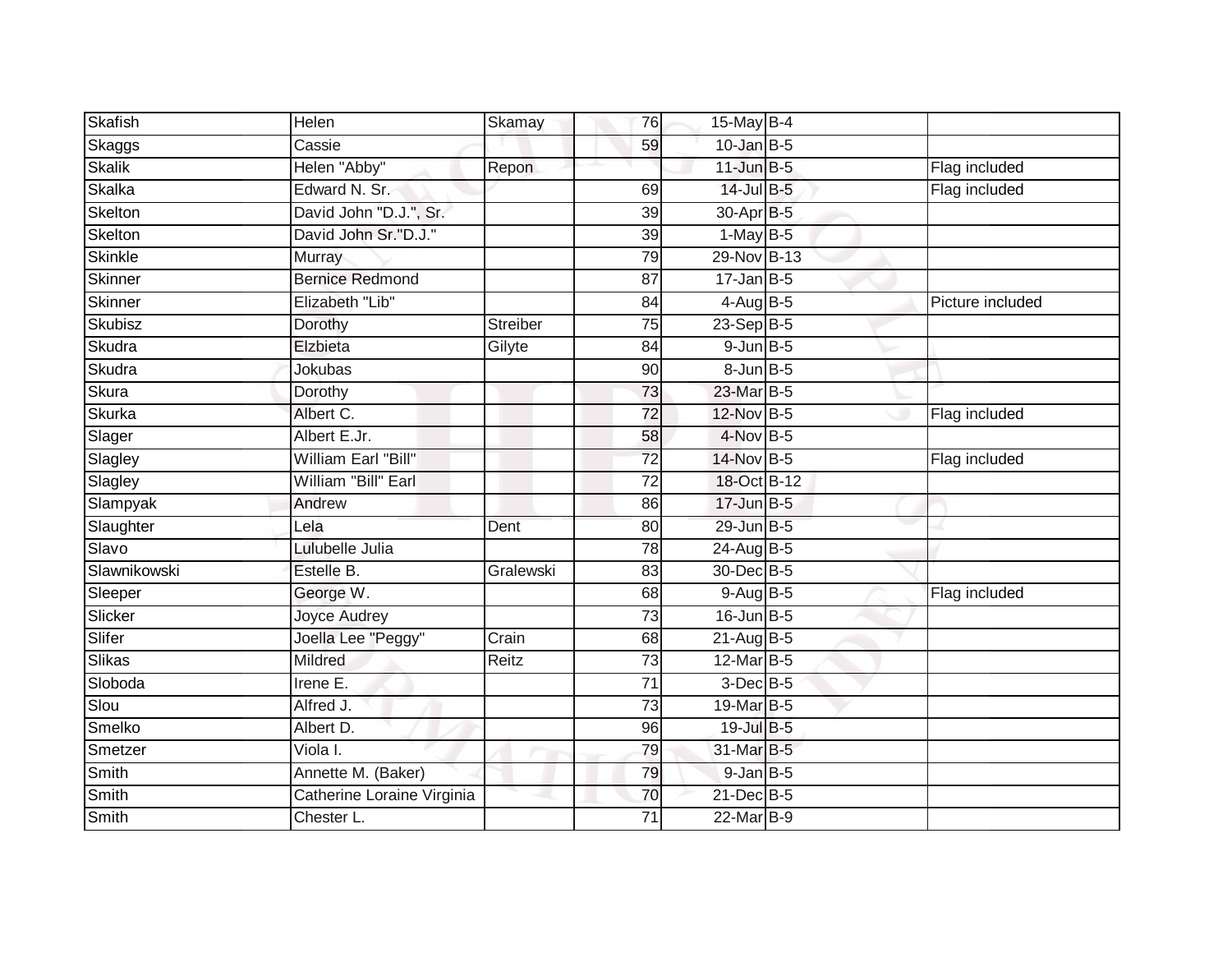| | | | | | | |
|---|---|---|---|---|---|---|
| Skafish | Helen | Skamay | 76 | 15-May | B-4 | |
| Skaggs | Cassie | | 59 | 10-Jan | B-5 | |
| Skalik | Helen "Abby" | Repon | | 11-Jun | B-5 | Flag included |
| Skalka | Edward N. Sr. | | 69 | 14-Jul | B-5 | Flag included |
| Skelton | David John "D.J.", Sr. | | 39 | 30-Apr | B-5 | |
| Skelton | David John Sr."D.J." | | 39 | 1-May | B-5 | |
| Skinkle | Murray | | 79 | 29-Nov | B-13 | |
| Skinner | Bernice Redmond | | 87 | 17-Jan | B-5 | |
| Skinner | Elizabeth "Lib" | | 84 | 4-Aug | B-5 | Picture included |
| Skubisz | Dorothy | Streiber | 75 | 23-Sep | B-5 | |
| Skudra | Elzbieta | Gilyte | 84 | 9-Jun | B-5 | |
| Skudra | Jokubas | | 90 | 8-Jun | B-5 | |
| Skura | Dorothy | | 73 | 23-Mar | B-5 | |
| Skurka | Albert C. | | 72 | 12-Nov | B-5 | Flag included |
| Slager | Albert E.Jr. | | 58 | 4-Nov | B-5 | |
| Slagley | William Earl "Bill" | | 72 | 14-Nov | B-5 | Flag included |
| Slagley | William "Bill" Earl | | 72 | 18-Oct | B-12 | |
| Slampyak | Andrew | | 86 | 17-Jun | B-5 | |
| Slaughter | Lela | Dent | 80 | 29-Jun | B-5 | |
| Slavo | Lulubelle Julia | | 78 | 24-Aug | B-5 | |
| Slawnikowski | Estelle B. | Gralewski | 83 | 30-Dec | B-5 | |
| Sleeper | George W. | | 68 | 9-Aug | B-5 | Flag included |
| Slicker | Joyce Audrey | | 73 | 16-Jun | B-5 | |
| Slifer | Joella Lee "Peggy" | Crain | 68 | 21-Aug | B-5 | |
| Slikas | Mildred | Reitz | 73 | 12-Mar | B-5 | |
| Sloboda | Irene E. | | 71 | 3-Dec | B-5 | |
| Slou | Alfred J. | | 73 | 19-Mar | B-5 | |
| Smelko | Albert D. | | 96 | 19-Jul | B-5 | |
| Smetzer | Viola I. | | 79 | 31-Mar | B-5 | |
| Smith | Annette M. (Baker) | | 79 | 9-Jan | B-5 | |
| Smith | Catherine Loraine Virginia | | 70 | 21-Dec | B-5 | |
| Smith | Chester L. | | 71 | 22-Mar | B-9 | |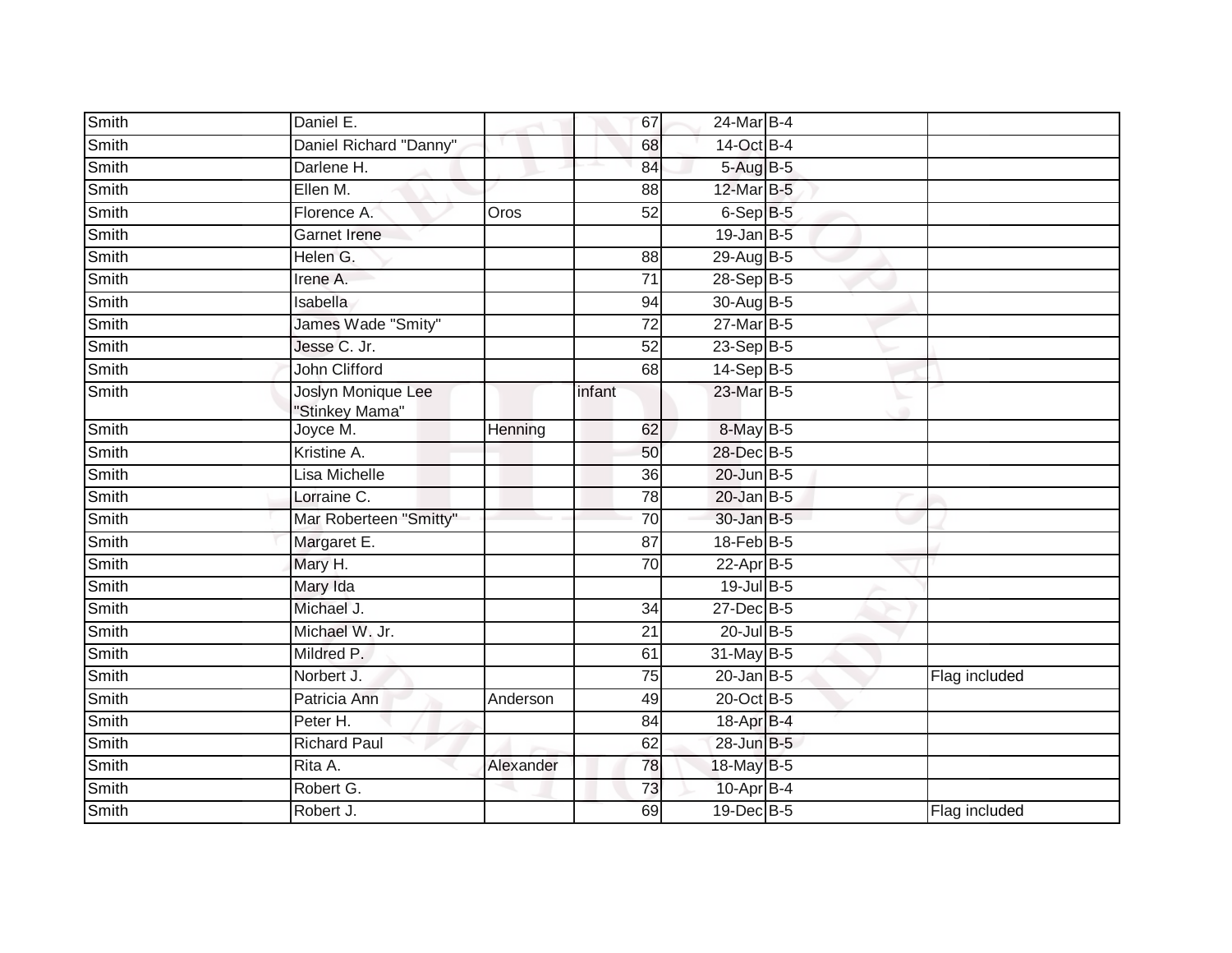| | | | | | | |
|---|---|---|---|---|---|---|
| Smith | Daniel E. | | 67 | 24-Mar | B-4 | |
| Smith | Daniel Richard "Danny" | | 68 | 14-Oct | B-4 | |
| Smith | Darlene H. | | 84 | 5-Aug | B-5 | |
| Smith | Ellen M. | | 88 | 12-Mar | B-5 | |
| Smith | Florence A. | Oros | 52 | 6-Sep | B-5 | |
| Smith | Garnet Irene | | | 19-Jan | B-5 | |
| Smith | Helen G. | | 88 | 29-Aug | B-5 | |
| Smith | Irene A. | | 71 | 28-Sep | B-5 | |
| Smith | Isabella | | 94 | 30-Aug | B-5 | |
| Smith | James Wade "Smity" | | 72 | 27-Mar | B-5 | |
| Smith | Jesse C. Jr. | | 52 | 23-Sep | B-5 | |
| Smith | John Clifford | | 68 | 14-Sep | B-5 | |
| Smith | Joslyn Monique Lee "Stinkey Mama" | | infant | 23-Mar | B-5 | |
| Smith | Joyce M. | Henning | 62 | 8-May | B-5 | |
| Smith | Kristine A. | | 50 | 28-Dec | B-5 | |
| Smith | Lisa Michelle | | 36 | 20-Jun | B-5 | |
| Smith | Lorraine C. | | 78 | 20-Jan | B-5 | |
| Smith | Mar Roberteen "Smitty" | | 70 | 30-Jan | B-5 | |
| Smith | Margaret E. | | 87 | 18-Feb | B-5 | |
| Smith | Mary H. | | 70 | 22-Apr | B-5 | |
| Smith | Mary Ida | | | 19-Jul | B-5 | |
| Smith | Michael J. | | 34 | 27-Dec | B-5 | |
| Smith | Michael W. Jr. | | 21 | 20-Jul | B-5 | |
| Smith | Mildred P. | | 61 | 31-May | B-5 | |
| Smith | Norbert J. | | 75 | 20-Jan | B-5 | Flag included |
| Smith | Patricia Ann | Anderson | 49 | 20-Oct | B-5 | |
| Smith | Peter H. | | 84 | 18-Apr | B-4 | |
| Smith | Richard Paul | | 62 | 28-Jun | B-5 | |
| Smith | Rita A. | Alexander | 78 | 18-May | B-5 | |
| Smith | Robert G. | | 73 | 10-Apr | B-4 | |
| Smith | Robert J. | | 69 | 19-Dec | B-5 | Flag included |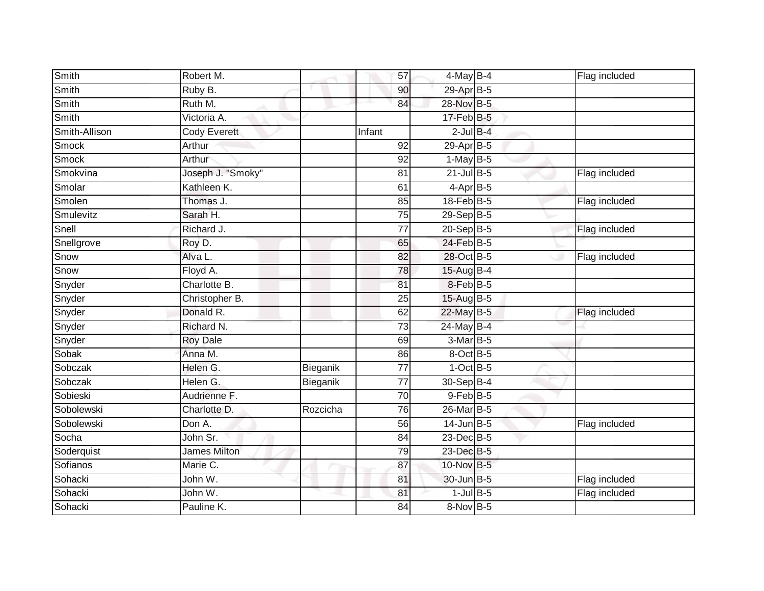| | | | | | | | |
|---|---|---|---|---|---|---|---|
| Smith | Robert M. | | 57 | 4-May | B-4 | | Flag included |
| Smith | Ruby B. | | 90 | 29-Apr | B-5 | | |
| Smith | Ruth M. | | 84 | 28-Nov | B-5 | | |
| Smith | Victoria A. | | | 17-Feb | B-5 | | |
| Smith-Allison | Cody Everett | | Infant | 2-Jul | B-4 | | |
| Smock | Arthur | | 92 | 29-Apr | B-5 | | |
| Smock | Arthur | | 92 | 1-May | B-5 | | |
| Smokvina | Joseph J. "Smoky" | | 81 | 21-Jul | B-5 | | Flag included |
| Smolar | Kathleen K. | | 61 | 4-Apr | B-5 | | |
| Smolen | Thomas J. | | 85 | 18-Feb | B-5 | | Flag included |
| Smulevitz | Sarah H. | | 75 | 29-Sep | B-5 | | |
| Snell | Richard J. | | 77 | 20-Sep | B-5 | | Flag included |
| Snellgrove | Roy D. | | 65 | 24-Feb | B-5 | | |
| Snow | Alva L. | | 82 | 28-Oct | B-5 | | Flag included |
| Snow | Floyd A. | | 78 | 15-Aug | B-4 | | |
| Snyder | Charlotte B. | | 81 | 8-Feb | B-5 | | |
| Snyder | Christopher B. | | 25 | 15-Aug | B-5 | | |
| Snyder | Donald R. | | 62 | 22-May | B-5 | | Flag included |
| Snyder | Richard N. | | 73 | 24-May | B-4 | | |
| Snyder | Roy Dale | | 69 | 3-Mar | B-5 | | |
| Sobak | Anna M. | | 86 | 8-Oct | B-5 | | |
| Sobczak | Helen G. | Bieganik | 77 | 1-Oct | B-5 | | |
| Sobczak | Helen G. | Bieganik | 77 | 30-Sep | B-4 | | |
| Sobieski | Audrienne F. | | 70 | 9-Feb | B-5 | | |
| Sobolewski | Charlotte D. | Rozcicha | 76 | 26-Mar | B-5 | | |
| Sobolewski | Don A. | | 56 | 14-Jun | B-5 | | Flag included |
| Socha | John Sr. | | 84 | 23-Dec | B-5 | | |
| Soderquist | James Milton | | 79 | 23-Dec | B-5 | | |
| Sofianos | Marie C. | | 87 | 10-Nov | B-5 | | |
| Sohacki | John W. | | 81 | 30-Jun | B-5 | | Flag included |
| Sohacki | John W. | | 81 | 1-Jul | B-5 | | Flag included |
| Sohacki | Pauline K. | | 84 | 8-Nov | B-5 | | |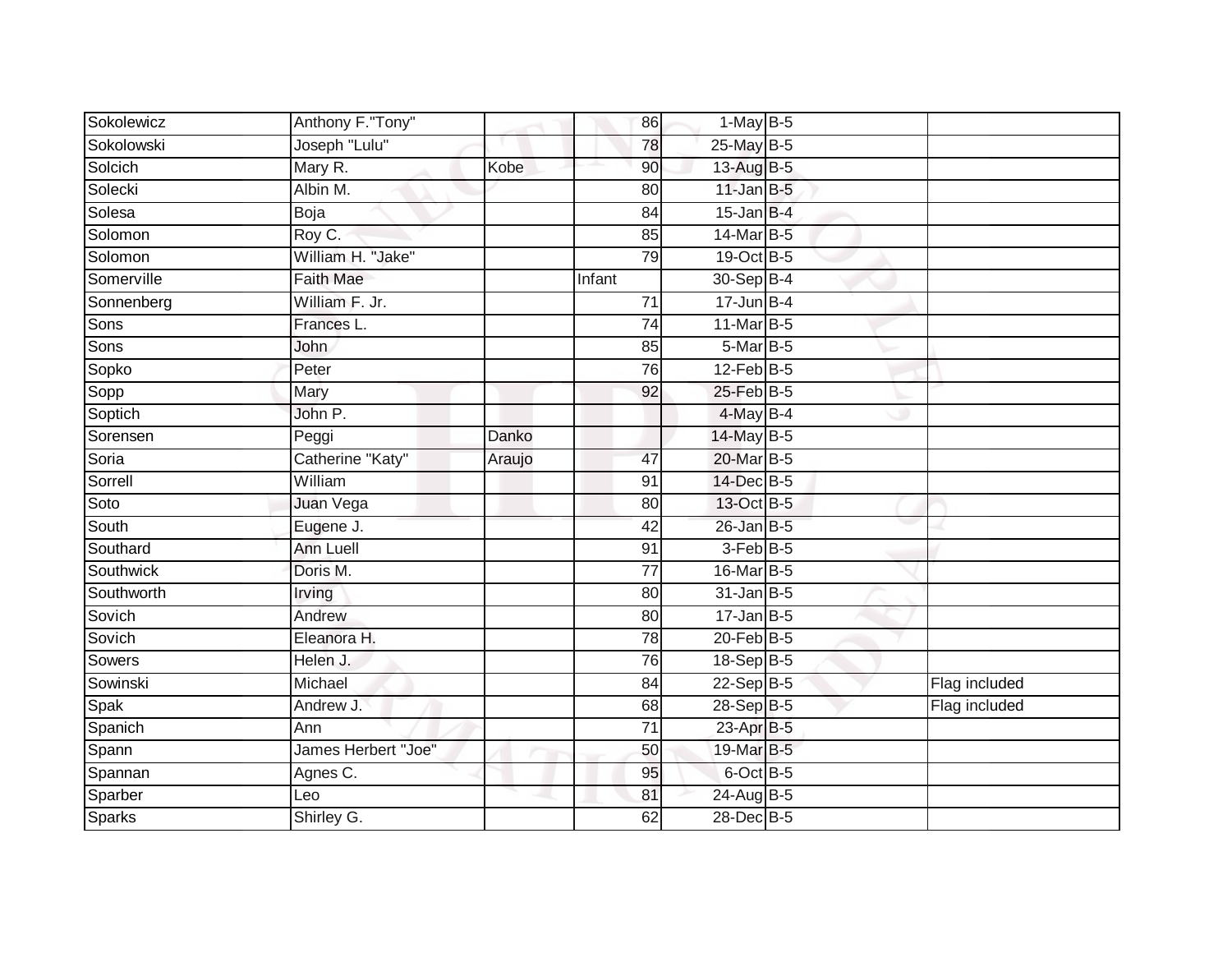| | | | | | | |
|---|---|---|---|---|---|---|
| Sokolewicz | Anthony F."Tony" | | 86 | 1-May | B-5 | |
| Sokolowski | Joseph "Lulu" | | 78 | 25-May | B-5 | |
| Solcich | Mary R. | Kobe | 90 | 13-Aug | B-5 | |
| Solecki | Albin M. | | 80 | 11-Jan | B-5 | |
| Solesa | Boja | | 84 | 15-Jan | B-4 | |
| Solomon | Roy C. | | 85 | 14-Mar | B-5 | |
| Solomon | William H. "Jake" | | 79 | 19-Oct | B-5 | |
| Somerville | Faith Mae | | Infant | 30-Sep | B-4 | |
| Sonnenberg | William F. Jr. | | 71 | 17-Jun | B-4 | |
| Sons | Frances L. | | 74 | 11-Mar | B-5 | |
| Sons | John | | 85 | 5-Mar | B-5 | |
| Sopko | Peter | | 76 | 12-Feb | B-5 | |
| Sopp | Mary | | 92 | 25-Feb | B-5 | |
| Soptich | John P. | | | 4-May | B-4 | |
| Sorensen | Peggi | Danko | | 14-May | B-5 | |
| Soria | Catherine "Katy" | Araujo | 47 | 20-Mar | B-5 | |
| Sorrell | William | | 91 | 14-Dec | B-5 | |
| Soto | Juan Vega | | 80 | 13-Oct | B-5 | |
| South | Eugene J. | | 42 | 26-Jan | B-5 | |
| Southard | Ann Luell | | 91 | 3-Feb | B-5 | |
| Southwick | Doris M. | | 77 | 16-Mar | B-5 | |
| Southworth | Irving | | 80 | 31-Jan | B-5 | |
| Sovich | Andrew | | 80 | 17-Jan | B-5 | |
| Sovich | Eleanora H. | | 78 | 20-Feb | B-5 | |
| Sowers | Helen J. | | 76 | 18-Sep | B-5 | |
| Sowinski | Michael | | 84 | 22-Sep | B-5 | Flag included |
| Spak | Andrew J. | | 68 | 28-Sep | B-5 | Flag included |
| Spanich | Ann | | 71 | 23-Apr | B-5 | |
| Spann | James Herbert "Joe" | | 50 | 19-Mar | B-5 | |
| Spannan | Agnes C. | | 95 | 6-Oct | B-5 | |
| Sparber | Leo | | 81 | 24-Aug | B-5 | |
| Sparks | Shirley G. | | 62 | 28-Dec | B-5 | |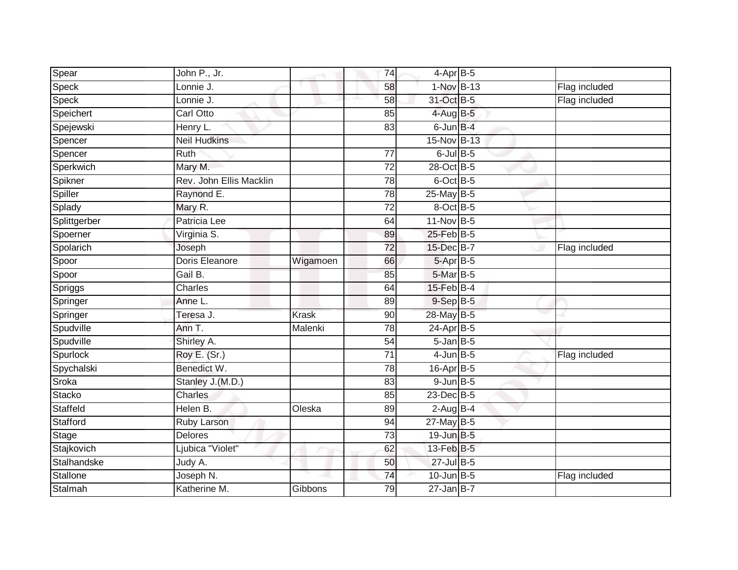| | | | | | | |
|---|---|---|---|---|---|---|
| Spear | John P., Jr. | | 74 | 4-Apr | B-5 | |
| Speck | Lonnie J. | | 58 | 1-Nov | B-13 | Flag included |
| Speck | Lonnie J. | | 58 | 31-Oct | B-5 | Flag included |
| Speichert | Carl Otto | | 85 | 4-Aug | B-5 | |
| Spejewski | Henry L. | | 83 | 6-Jun | B-4 | |
| Spencer | Neil Hudkins | | | 15-Nov | B-13 | |
| Spencer | Ruth | | 77 | 6-Jul | B-5 | |
| Sperkwich | Mary M. | | 72 | 28-Oct | B-5 | |
| Spikner | Rev. John Ellis Macklin | | 78 | 6-Oct | B-5 | |
| Spiller | Raynond E. | | 78 | 25-May | B-5 | |
| Splady | Mary R. | | 72 | 8-Oct | B-5 | |
| Splittgerber | Patricia Lee | | 64 | 11-Nov | B-5 | |
| Spoerner | Virginia S. | | 89 | 25-Feb | B-5 | |
| Spolarich | Joseph | | 72 | 15-Dec | B-7 | Flag included |
| Spoor | Doris Eleanore | Wigamoen | 66 | 5-Apr | B-5 | |
| Spoor | Gail B. | | 85 | 5-Mar | B-5 | |
| Spriggs | Charles | | 64 | 15-Feb | B-4 | |
| Springer | Anne L. | | 89 | 9-Sep | B-5 | |
| Springer | Teresa J. | Krask | 90 | 28-May | B-5 | |
| Spudville | Ann T. | Malenki | 78 | 24-Apr | B-5 | |
| Spudville | Shirley A. | | 54 | 5-Jan | B-5 | |
| Spurlock | Roy E. (Sr.) | | 71 | 4-Jun | B-5 | Flag included |
| Spychalski | Benedict W. | | 78 | 16-Apr | B-5 | |
| Sroka | Stanley J.(M.D.) | | 83 | 9-Jun | B-5 | |
| Stacko | Charles | | 85 | 23-Dec | B-5 | |
| Staffeld | Helen B. | Oleska | 89 | 2-Aug | B-4 | |
| Stafford | Ruby Larson | | 94 | 27-May | B-5 | |
| Stage | Delores | | 73 | 19-Jun | B-5 | |
| Stajkovich | Ljubica "Violet" | | 62 | 13-Feb | B-5 | |
| Stalhandske | Judy A. | | 50 | 27-Jul | B-5 | |
| Stallone | Joseph N. | | 74 | 10-Jun | B-5 | Flag included |
| Stalmah | Katherine M. | Gibbons | 79 | 27-Jan | B-7 | |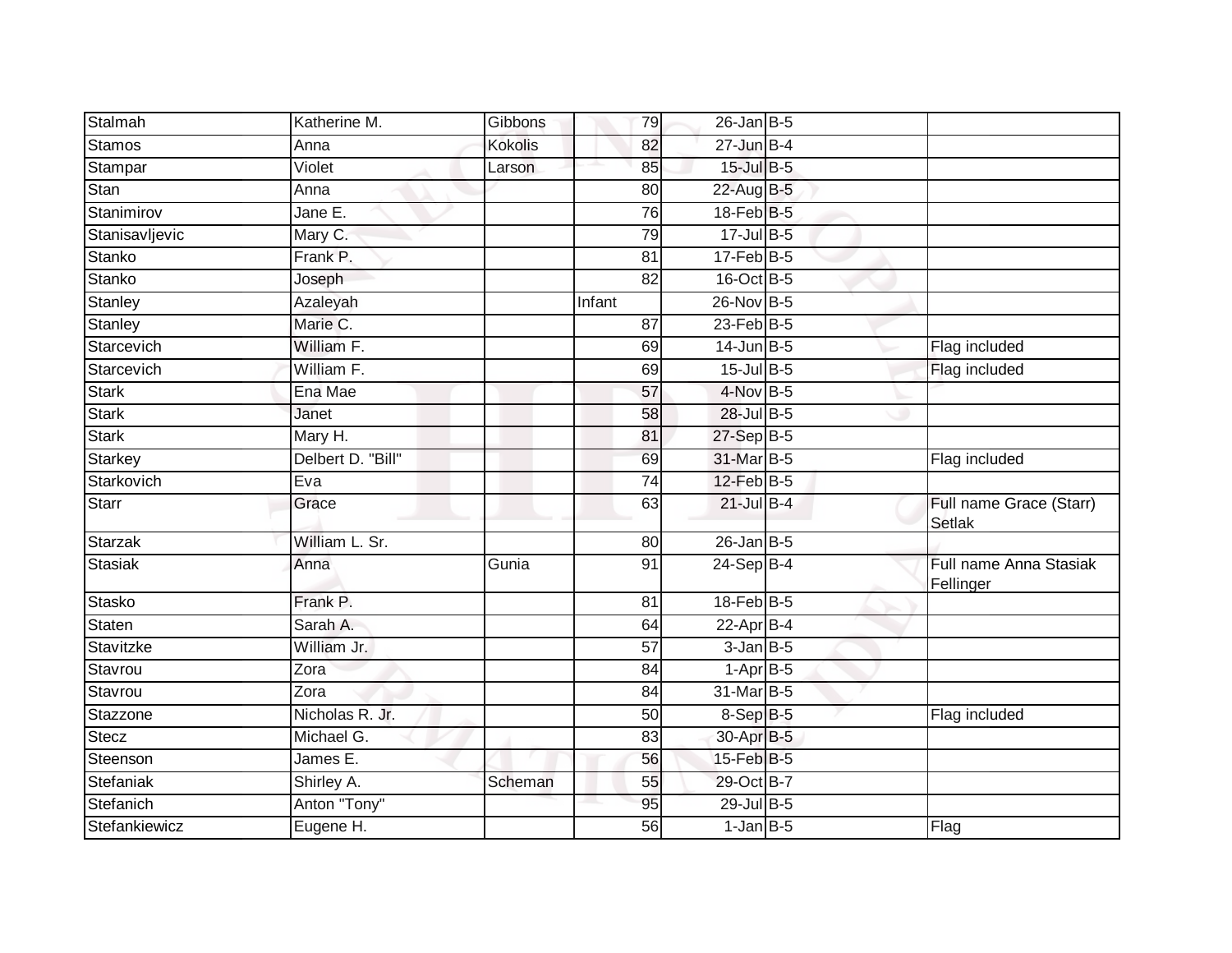| Stalmah | Katherine M. | Gibbons | 79 | 26-Jan | B-5 | |
|---|---|---|---|---|---|---|
| Stamos | Anna | Kokolis | 82 | 27-Jun | B-4 | |
| Stampar | Violet | Larson | 85 | 15-Jul | B-5 | |
| Stan | Anna | | 80 | 22-Aug | B-5 | |
| Stanimirov | Jane E. | | 76 | 18-Feb | B-5 | |
| Stanisavljevic | Mary C. | | 79 | 17-Jul | B-5 | |
| Stanko | Frank P. | | 81 | 17-Feb | B-5 | |
| Stanko | Joseph | | 82 | 16-Oct | B-5 | |
| Stanley | Azaleyah | | Infant | 26-Nov | B-5 | |
| Stanley | Marie C. | | 87 | 23-Feb | B-5 | |
| Starcevich | William F. | | 69 | 14-Jun | B-5 | Flag included |
| Starcevich | William F. | | 69 | 15-Jul | B-5 | Flag included |
| Stark | Ena Mae | | 57 | 4-Nov | B-5 | |
| Stark | Janet | | 58 | 28-Jul | B-5 | |
| Stark | Mary H. | | 81 | 27-Sep | B-5 | |
| Starkey | Delbert D. "Bill" | | 69 | 31-Mar | B-5 | Flag included |
| Starkovich | Eva | | 74 | 12-Feb | B-5 | |
| Starr | Grace | | 63 | 21-Jul | B-4 | Full name Grace (Starr) Setlak |
| Starzak | William L. Sr. | | 80 | 26-Jan | B-5 | |
| Stasiak | Anna | Gunia | 91 | 24-Sep | B-4 | Full name Anna Stasiak Fellinger |
| Stasko | Frank P. | | 81 | 18-Feb | B-5 | |
| Staten | Sarah A. | | 64 | 22-Apr | B-4 | |
| Stavitzke | William Jr. | | 57 | 3-Jan | B-5 | |
| Stavrou | Zora | | 84 | 1-Apr | B-5 | |
| Stavrou | Zora | | 84 | 31-Mar | B-5 | |
| Stazzone | Nicholas R. Jr. | | 50 | 8-Sep | B-5 | Flag included |
| Stecz | Michael G. | | 83 | 30-Apr | B-5 | |
| Steenson | James E. | | 56 | 15-Feb | B-5 | |
| Stefaniak | Shirley A. | Scheman | 55 | 29-Oct | B-7 | |
| Stefanich | Anton "Tony" | | 95 | 29-Jul | B-5 | |
| Stefankiewicz | Eugene H. | | 56 | 1-Jan | B-5 | Flag |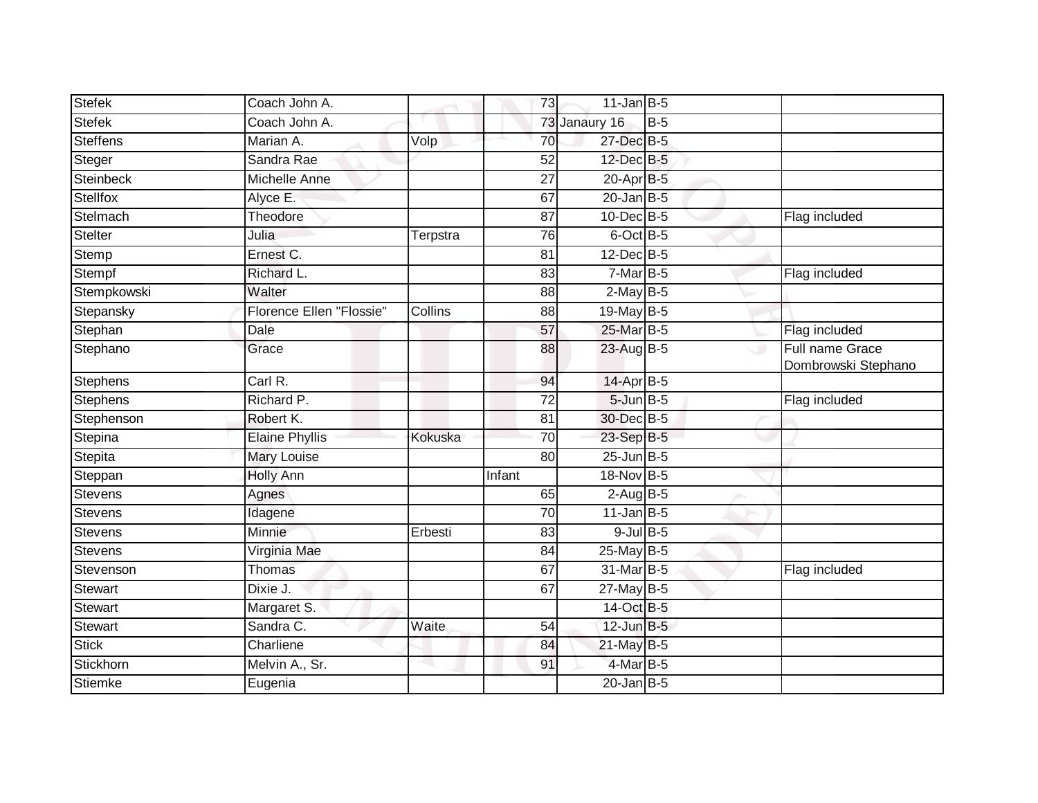| | | | | | | |
|---|---|---|---|---|---|---|
| Stefek | Coach John A. | | 73 | 11-Jan | B-5 | |
| Stefek | Coach John A. | | 73 | Janaury 16 | B-5 | |
| Steffens | Marian A. | Volp | 70 | 27-Dec | B-5 | |
| Steger | Sandra Rae | | 52 | 12-Dec | B-5 | |
| Steinbeck | Michelle Anne | | 27 | 20-Apr | B-5 | |
| Stellfox | Alyce E. | | 67 | 20-Jan | B-5 | |
| Stelmach | Theodore | | 87 | 10-Dec | B-5 | Flag included |
| Stelter | Julia | Terpstra | 76 | 6-Oct | B-5 | |
| Stemp | Ernest C. | | 81 | 12-Dec | B-5 | |
| Stempf | Richard L. | | 83 | 7-Mar | B-5 | Flag included |
| Stempkowski | Walter | | 88 | 2-May | B-5 | |
| Stepansky | Florence Ellen "Flossie" | Collins | 88 | 19-May | B-5 | |
| Stephan | Dale | | 57 | 25-Mar | B-5 | Flag included |
| Stephano | Grace | | 88 | 23-Aug | B-5 | Full name Grace Dombrowski Stephano |
| Stephens | Carl R. | | 94 | 14-Apr | B-5 | |
| Stephens | Richard P. | | 72 | 5-Jun | B-5 | Flag included |
| Stephenson | Robert K. | | 81 | 30-Dec | B-5 | |
| Stepina | Elaine Phyllis | Kokuska | 70 | 23-Sep | B-5 | |
| Stepita | Mary Louise | | 80 | 25-Jun | B-5 | |
| Steppan | Holly Ann | | Infant | 18-Nov | B-5 | |
| Stevens | Agnes | | 65 | 2-Aug | B-5 | |
| Stevens | Idagene | | 70 | 11-Jan | B-5 | |
| Stevens | Minnie | Erbesti | 83 | 9-Jul | B-5 | |
| Stevens | Virginia Mae | | 84 | 25-May | B-5 | |
| Stevenson | Thomas | | 67 | 31-Mar | B-5 | Flag included |
| Stewart | Dixie J. | | 67 | 27-May | B-5 | |
| Stewart | Margaret S. | | | 14-Oct | B-5 | |
| Stewart | Sandra C. | Waite | 54 | 12-Jun | B-5 | |
| Stick | Charliene | | 84 | 21-May | B-5 | |
| Stickhorn | Melvin A., Sr. | | 91 | 4-Mar | B-5 | |
| Stiemke | Eugenia | | | 20-Jan | B-5 | |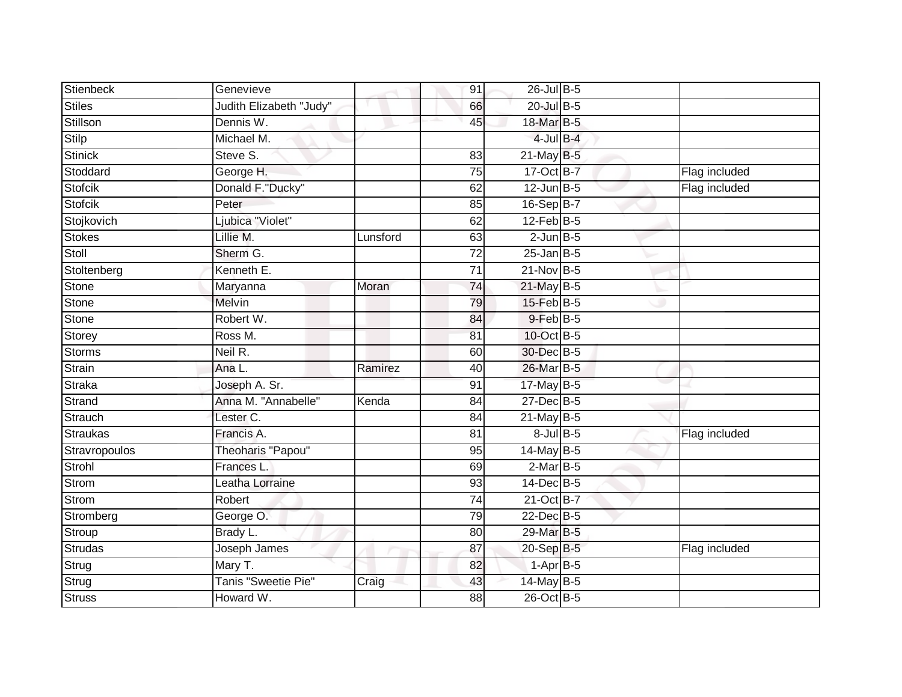| | | | | | | |
|---|---|---|---|---|---|---|
| Stienbeck | Genevieve | | 91 | 26-Jul | B-5 | |
| Stiles | Judith Elizabeth "Judy" | | 66 | 20-Jul | B-5 | |
| Stillson | Dennis W. | | 45 | 18-Mar | B-5 | |
| Stilp | Michael M. | | | 4-Jul | B-4 | |
| Stinick | Steve S. | | 83 | 21-May | B-5 | |
| Stoddard | George H. | | 75 | 17-Oct | B-7 | Flag included |
| Stofcik | Donald F."Ducky" | | 62 | 12-Jun | B-5 | Flag included |
| Stofcik | Peter | | 85 | 16-Sep | B-7 | |
| Stojkovich | Ljubica "Violet" | | 62 | 12-Feb | B-5 | |
| Stokes | Lillie M. | Lunsford | 63 | 2-Jun | B-5 | |
| Stoll | Sherm G. | | 72 | 25-Jan | B-5 | |
| Stoltenberg | Kenneth E. | | 71 | 21-Nov | B-5 | |
| Stone | Maryanna | Moran | 74 | 21-May | B-5 | |
| Stone | Melvin | | 79 | 15-Feb | B-5 | |
| Stone | Robert W. | | 84 | 9-Feb | B-5 | |
| Storey | Ross M. | | 81 | 10-Oct | B-5 | |
| Storms | Neil R. | | 60 | 30-Dec | B-5 | |
| Strain | Ana L. | Ramirez | 40 | 26-Mar | B-5 | |
| Straka | Joseph A. Sr. | | 91 | 17-May | B-5 | |
| Strand | Anna M. "Annabelle" | Kenda | 84 | 27-Dec | B-5 | |
| Strauch | Lester C. | | 84 | 21-May | B-5 | |
| Straukas | Francis A. | | 81 | 8-Jul | B-5 | Flag included |
| Stravropoulos | Theoharis "Papou" | | 95 | 14-May | B-5 | |
| Strohl | Frances L. | | 69 | 2-Mar | B-5 | |
| Strom | Leatha Lorraine | | 93 | 14-Dec | B-5 | |
| Strom | Robert | | 74 | 21-Oct | B-7 | |
| Stromberg | George O. | | 79 | 22-Dec | B-5 | |
| Stroup | Brady L. | | 80 | 29-Mar | B-5 | |
| Strudas | Joseph James | | 87 | 20-Sep | B-5 | Flag included |
| Strug | Mary T. | | 82 | 1-Apr | B-5 | |
| Strug | Tanis "Sweetie Pie" | Craig | 43 | 14-May | B-5 | |
| Struss | Howard W. | | 88 | 26-Oct | B-5 | |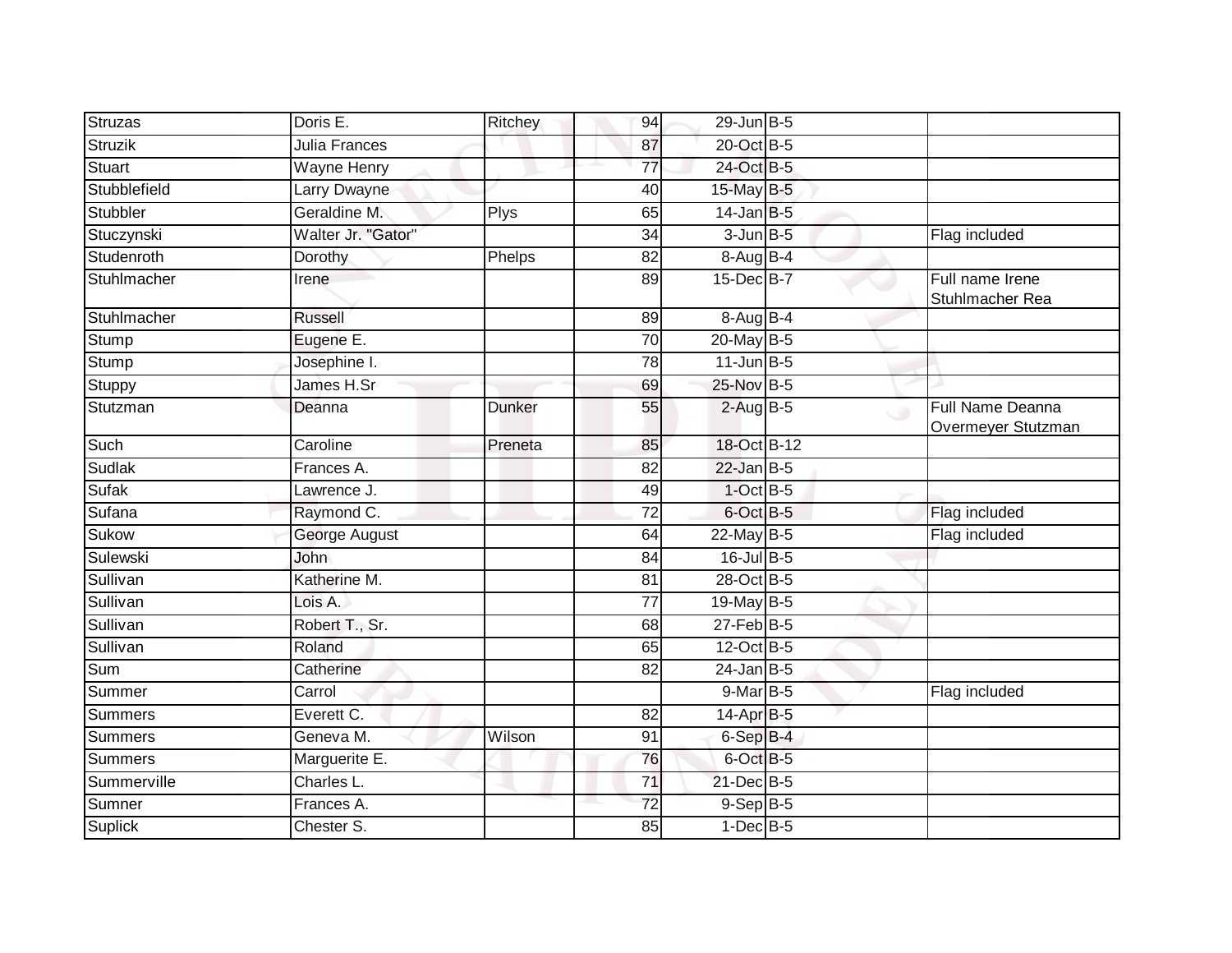| Struzas | Doris E. | Ritchey | 94 | 29-Jun | B-5 | |
|---|---|---|---|---|---|---|
| Struzik | Julia Frances | | 87 | 20-Oct | B-5 | |
| Stuart | Wayne Henry | | 77 | 24-Oct | B-5 | |
| Stubblefield | Larry Dwayne | | 40 | 15-May | B-5 | |
| Stubbler | Geraldine M. | Plys | 65 | 14-Jan | B-5 | |
| Stuczynski | Walter Jr. "Gator" | | 34 | 3-Jun | B-5 | Flag included |
| Studenroth | Dorothy | Phelps | 82 | 8-Aug | B-4 | |
| Stuhlmacher | Irene | | 89 | 15-Dec | B-7 | Full name Irene Stuhlmacher Rea |
| Stuhlmacher | Russell | | 89 | 8-Aug | B-4 | |
| Stump | Eugene E. | | 70 | 20-May | B-5 | |
| Stump | Josephine I. | | 78 | 11-Jun | B-5 | |
| Stuppy | James H.Sr | | 69 | 25-Nov | B-5 | |
| Stutzman | Deanna | Dunker | 55 | 2-Aug | B-5 | Full Name Deanna Overmeyer Stutzman |
| Such | Caroline | Preneta | 85 | 18-Oct | B-12 | |
| Sudlak | Frances A. | | 82 | 22-Jan | B-5 | |
| Sufak | Lawrence J. | | 49 | 1-Oct | B-5 | |
| Sufana | Raymond C. | | 72 | 6-Oct | B-5 | Flag included |
| Sukow | George August | | 64 | 22-May | B-5 | Flag included |
| Sulewski | John | | 84 | 16-Jul | B-5 | |
| Sullivan | Katherine M. | | 81 | 28-Oct | B-5 | |
| Sullivan | Lois A. | | 77 | 19-May | B-5 | |
| Sullivan | Robert T., Sr. | | 68 | 27-Feb | B-5 | |
| Sullivan | Roland | | 65 | 12-Oct | B-5 | |
| Sum | Catherine | | 82 | 24-Jan | B-5 | |
| Summer | Carrol | | | 9-Mar | B-5 | Flag included |
| Summers | Everett C. | | 82 | 14-Apr | B-5 | |
| Summers | Geneva M. | Wilson | 91 | 6-Sep | B-4 | |
| Summers | Marguerite E. | | 76 | 6-Oct | B-5 | |
| Summerville | Charles L. | | 71 | 21-Dec | B-5 | |
| Sumner | Frances A. | | 72 | 9-Sep | B-5 | |
| Suplick | Chester S. | | 85 | 1-Dec | B-5 | |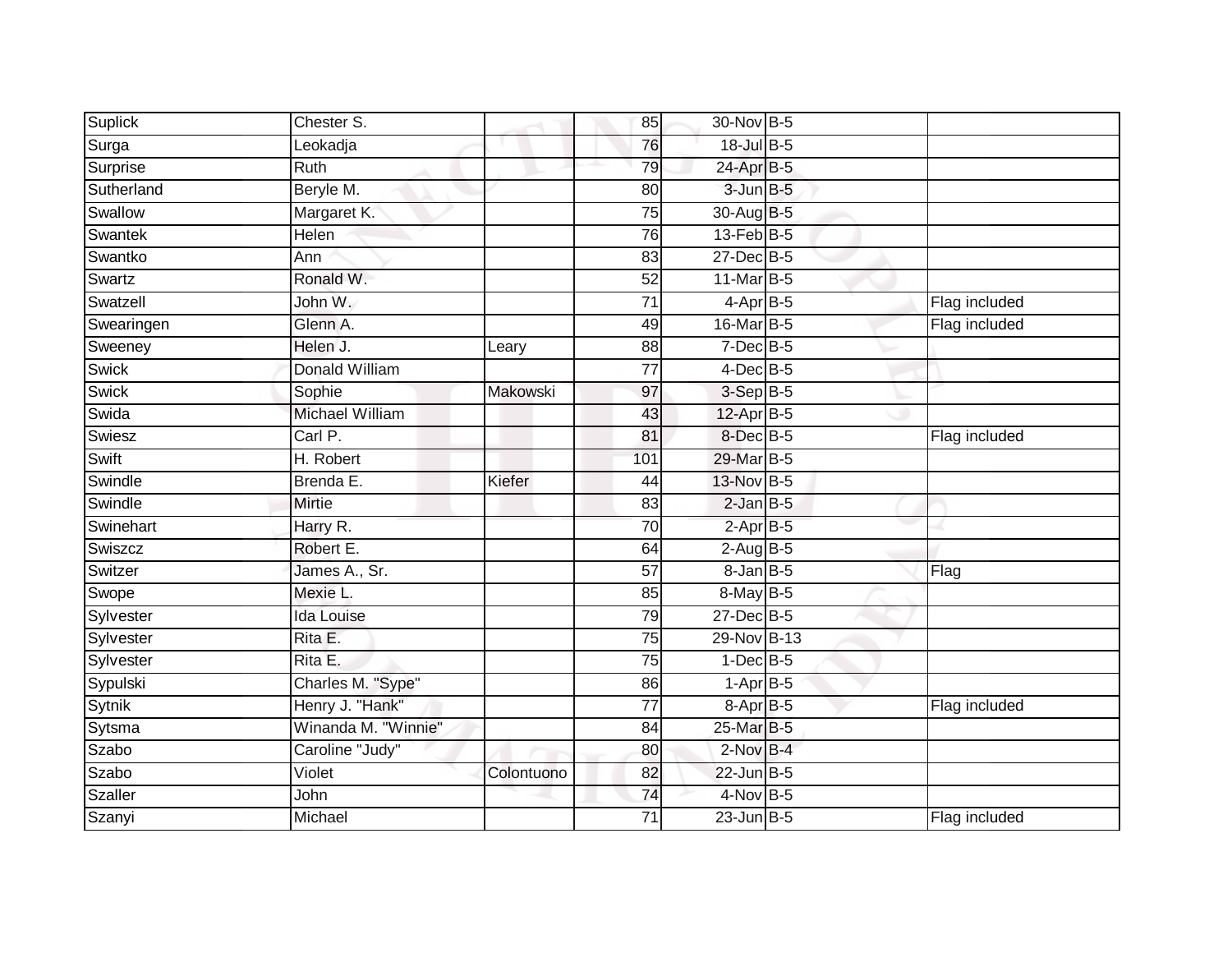| Suplick | Chester S. | | 85 | 30-Nov | B-5 | |
|---|---|---|---|---|---|---|
| Surga | Leokadja | | 76 | 18-Jul | B-5 | |
| Surprise | Ruth | | 79 | 24-Apr | B-5 | |
| Sutherland | Beryle M. | | 80 | 3-Jun | B-5 | |
| Swallow | Margaret K. | | 75 | 30-Aug | B-5 | |
| Swantek | Helen | | 76 | 13-Feb | B-5 | |
| Swantko | Ann | | 83 | 27-Dec | B-5 | |
| Swartz | Ronald W. | | 52 | 11-Mar | B-5 | |
| Swatzell | John W. | | 71 | 4-Apr | B-5 | Flag included |
| Swearingen | Glenn A. | | 49 | 16-Mar | B-5 | Flag included |
| Sweeney | Helen J. | Leary | 88 | 7-Dec | B-5 | |
| Swick | Donald William | | 77 | 4-Dec | B-5 | |
| Swick | Sophie | Makowski | 97 | 3-Sep | B-5 | |
| Swida | Michael William | | 43 | 12-Apr | B-5 | |
| Swiesz | Carl P. | | 81 | 8-Dec | B-5 | Flag included |
| Swift | H. Robert | | 101 | 29-Mar | B-5 | |
| Swindle | Brenda E. | Kiefer | 44 | 13-Nov | B-5 | |
| Swindle | Mirtie | | 83 | 2-Jan | B-5 | |
| Swinehart | Harry R. | | 70 | 2-Apr | B-5 | |
| Swiszcz | Robert E. | | 64 | 2-Aug | B-5 | |
| Switzer | James A., Sr. | | 57 | 8-Jan | B-5 | Flag |
| Swope | Mexie L. | | 85 | 8-May | B-5 | |
| Sylvester | Ida Louise | | 79 | 27-Dec | B-5 | |
| Sylvester | Rita E. | | 75 | 29-Nov | B-13 | |
| Sylvester | Rita E. | | 75 | 1-Dec | B-5 | |
| Sypulski | Charles M. "Sype" | | 86 | 1-Apr | B-5 | |
| Sytnik | Henry J. "Hank" | | 77 | 8-Apr | B-5 | Flag included |
| Sytsma | Winanda M. "Winnie" | | 84 | 25-Mar | B-5 | |
| Szabo | Caroline "Judy" | | 80 | 2-Nov | B-4 | |
| Szabo | Violet | Colontuono | 82 | 22-Jun | B-5 | |
| Szaller | John | | 74 | 4-Nov | B-5 | |
| Szanyi | Michael | | 71 | 23-Jun | B-5 | Flag included |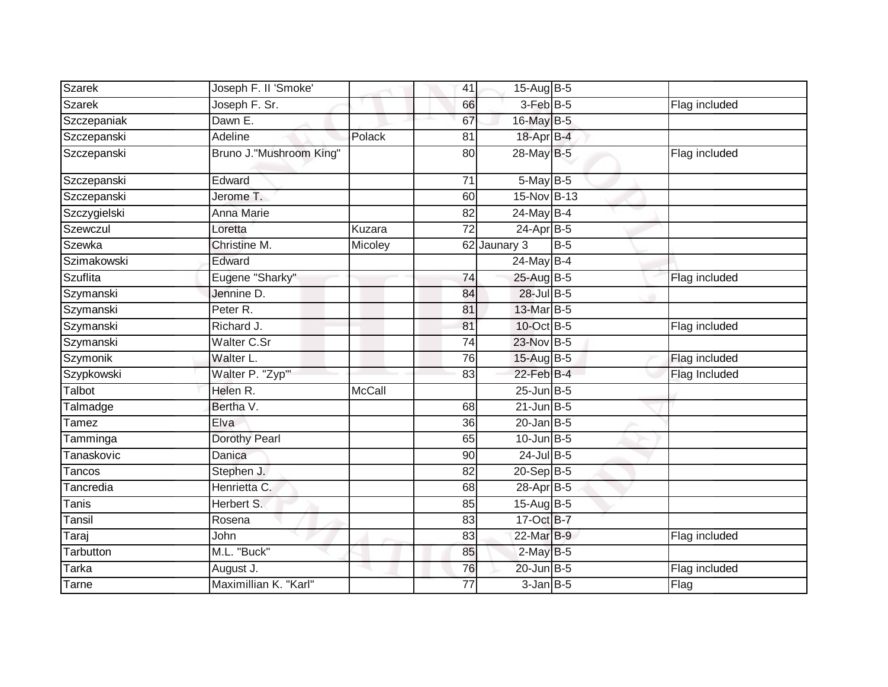| Szarek | Joseph F. II 'Smoke' | | 41 | 15-Aug | B-5 | |
|---|---|---|---|---|---|---|
| Szarek | Joseph F. Sr. | | 66 | 3-Feb | B-5 | Flag included |
| Szczepaniak | Dawn E. | | 67 | 16-May | B-5 | |
| Szczepanski | Adeline | Polack | 81 | 18-Apr | B-4 | |
| Szczepanski | Bruno J."Mushroom King" | | 80 | 28-May | B-5 | Flag included |
| Szczepanski | Edward | | 71 | 5-May | B-5 | |
| Szczepanski | Jerome T. | | 60 | 15-Nov | B-13 | |
| Szczygielski | Anna Marie | | 82 | 24-May | B-4 | |
| Szewczul | Loretta | Kuzara | 72 | 24-Apr | B-5 | |
| Szewka | Christine M. | Micoley | 62 | Jaunary 3 | B-5 | |
| Szimakowski | Edward | | | 24-May | B-4 | |
| Szuflita | Eugene "Sharky" | | 74 | 25-Aug | B-5 | Flag included |
| Szymanski | Jennine D. | | 84 | 28-Jul | B-5 | |
| Szymanski | Peter R. | | 81 | 13-Mar | B-5 | |
| Szymanski | Richard J. | | 81 | 10-Oct | B-5 | Flag included |
| Szymanski | Walter C.Sr | | 74 | 23-Nov | B-5 | |
| Szymonik | Walter L. | | 76 | 15-Aug | B-5 | Flag included |
| Szypkowski | Walter P. "Zyp"' | | 83 | 22-Feb | B-4 | Flag Included |
| Talbot | Helen R. | McCall | | 25-Jun | B-5 | |
| Talmadge | Bertha V. | | 68 | 21-Jun | B-5 | |
| Tamez | Elva | | 36 | 20-Jan | B-5 | |
| Tamminga | Dorothy Pearl | | 65 | 10-Jun | B-5 | |
| Tanaskovic | Danica | | 90 | 24-Jul | B-5 | |
| Tancos | Stephen J. | | 82 | 20-Sep | B-5 | |
| Tancredia | Henrietta C. | | 68 | 28-Apr | B-5 | |
| Tanis | Herbert S. | | 85 | 15-Aug | B-5 | |
| Tansil | Rosena | | 83 | 17-Oct | B-7 | |
| Taraj | John | | 83 | 22-Mar | B-9 | Flag included |
| Tarbutton | M.L. "Buck" | | 85 | 2-May | B-5 | |
| Tarka | August J. | | 76 | 20-Jun | B-5 | Flag included |
| Tarne | Maximillian K. "Karl" | | 77 | 3-Jan | B-5 | Flag |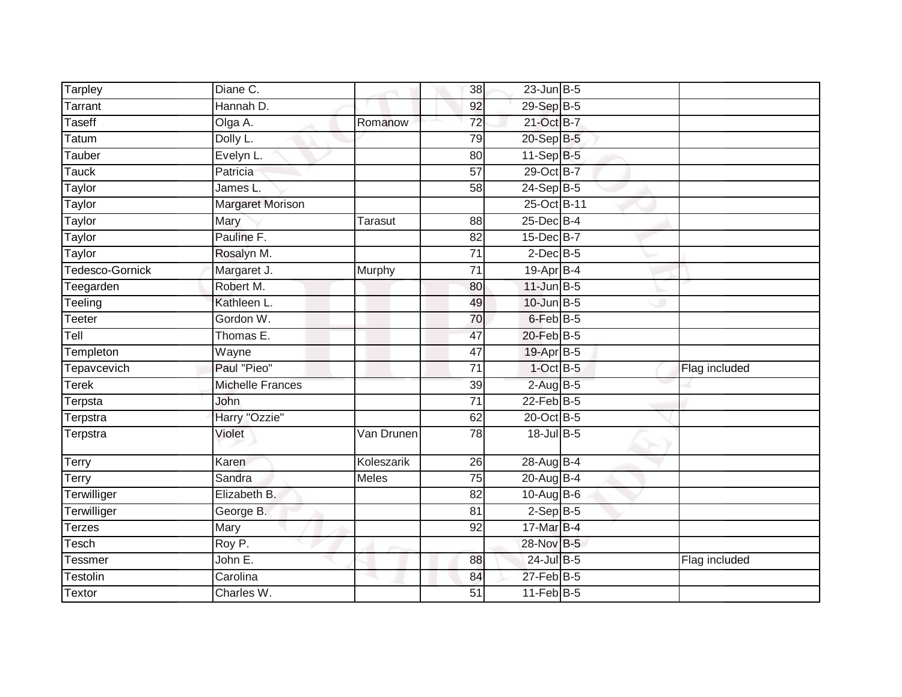| Tarpley | Diane C. | | 38 | 23-Jun | B-5 | |
|---|---|---|---|---|---|---|
| Tarrant | Hannah D. | | 92 | 29-Sep | B-5 | |
| Taseff | Olga A. | Romanow | 72 | 21-Oct | B-7 | |
| Tatum | Dolly L. | | 79 | 20-Sep | B-5 | |
| Tauber | Evelyn L. | | 80 | 11-Sep | B-5 | |
| Tauck | Patricia | | 57 | 29-Oct | B-7 | |
| Taylor | James L. | | 58 | 24-Sep | B-5 | |
| Taylor | Margaret Morison | | | 25-Oct | B-11 | |
| Taylor | Mary | Tarasut | 88 | 25-Dec | B-4 | |
| Taylor | Pauline F. | | 82 | 15-Dec | B-7 | |
| Taylor | Rosalyn M. | | 71 | 2-Dec | B-5 | |
| Tedesco-Gornick | Margaret J. | Murphy | 71 | 19-Apr | B-4 | |
| Teegarden | Robert M. | | 80 | 11-Jun | B-5 | |
| Teeling | Kathleen L. | | 49 | 10-Jun | B-5 | |
| Teeter | Gordon W. | | 70 | 6-Feb | B-5 | |
| Tell | Thomas E. | | 47 | 20-Feb | B-5 | |
| Templeton | Wayne | | 47 | 19-Apr | B-5 | |
| Tepavcevich | Paul "Pieo" | | 71 | 1-Oct | B-5 | Flag included |
| Terek | Michelle Frances | | 39 | 2-Aug | B-5 | |
| Terpsta | John | | 71 | 22-Feb | B-5 | |
| Terpstra | Harry "Ozzie" | | 62 | 20-Oct | B-5 | |
| Terpstra | Violet | Van Drunen | 78 | 18-Jul | B-5 | |
| Terry | Karen | Koleszarik | 26 | 28-Aug | B-4 | |
| Terry | Sandra | Meles | 75 | 20-Aug | B-4 | |
| Terwilliger | Elizabeth B. | | 82 | 10-Aug | B-6 | |
| Terwilliger | George B. | | 81 | 2-Sep | B-5 | |
| Terzes | Mary | | 92 | 17-Mar | B-4 | |
| Tesch | Roy P. | | | 28-Nov | B-5 | |
| Tessmer | John E. | | 88 | 24-Jul | B-5 | Flag included |
| Testolin | Carolina | | 84 | 27-Feb | B-5 | |
| Textor | Charles W. | | 51 | 11-Feb | B-5 | |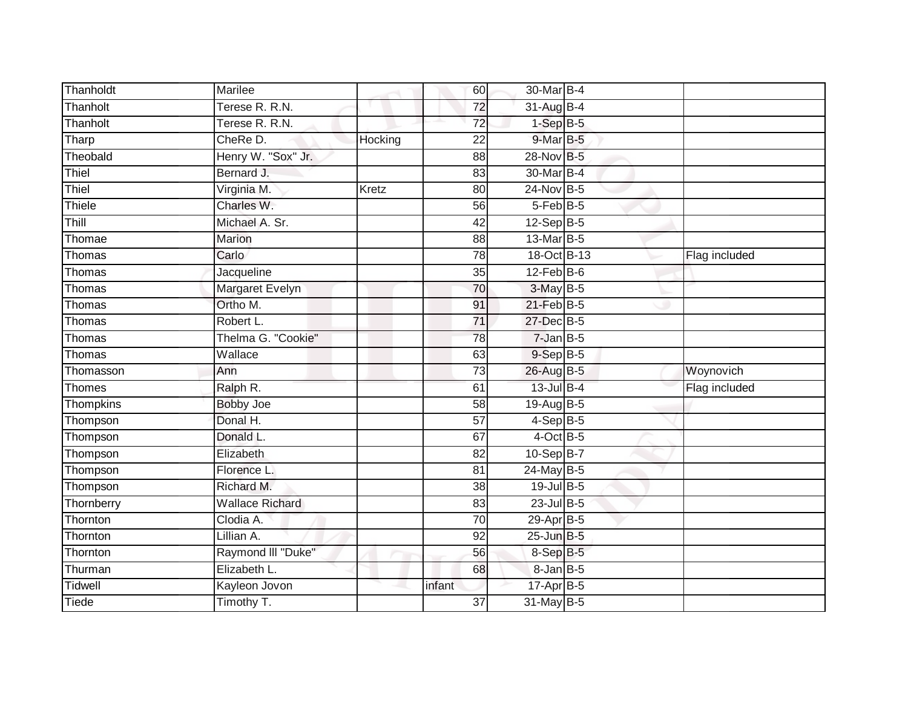| Thanholdt | Marilee | | 60 | 30-Mar | B-4 | | |
|---|---|---|---|---|---|---|---|
| Thanholt | Terese R. R.N. | | 72 | 31-Aug | B-4 | | |
| Thanholt | Terese R. R.N. | | 72 | 1-Sep | B-5 | | |
| Tharp | CheRe D. | Hocking | 22 | 9-Mar | B-5 | | |
| Theobald | Henry W. "Sox" Jr. | | 88 | 28-Nov | B-5 | | |
| Thiel | Bernard J. | | 83 | 30-Mar | B-4 | | |
| Thiel | Virginia M. | Kretz | 80 | 24-Nov | B-5 | | |
| Thiele | Charles W. | | 56 | 5-Feb | B-5 | | |
| Thill | Michael A. Sr. | | 42 | 12-Sep | B-5 | | |
| Thomae | Marion | | 88 | 13-Mar | B-5 | | |
| Thomas | Carlo | | 78 | 18-Oct | B-13 | | Flag included |
| Thomas | Jacqueline | | 35 | 12-Feb | B-6 | | |
| Thomas | Margaret Evelyn | | 70 | 3-May | B-5 | | |
| Thomas | Ortho M. | | 91 | 21-Feb | B-5 | | |
| Thomas | Robert L. | | 71 | 27-Dec | B-5 | | |
| Thomas | Thelma G. "Cookie" | | 78 | 7-Jan | B-5 | | |
| Thomas | Wallace | | 63 | 9-Sep | B-5 | | |
| Thomasson | Ann | | 73 | 26-Aug | B-5 | | Woynovich |
| Thomes | Ralph R. | | 61 | 13-Jul | B-4 | | Flag included |
| Thompkins | Bobby Joe | | 58 | 19-Aug | B-5 | | |
| Thompson | Donal H. | | 57 | 4-Sep | B-5 | | |
| Thompson | Donald L. | | 67 | 4-Oct | B-5 | | |
| Thompson | Elizabeth | | 82 | 10-Sep | B-7 | | |
| Thompson | Florence L. | | 81 | 24-May | B-5 | | |
| Thompson | Richard M. | | 38 | 19-Jul | B-5 | | |
| Thornberry | Wallace Richard | | 83 | 23-Jul | B-5 | | |
| Thornton | Clodia A. | | 70 | 29-Apr | B-5 | | |
| Thornton | Lillian A. | | 92 | 25-Jun | B-5 | | |
| Thornton | Raymond lll "Duke" | | 56 | 8-Sep | B-5 | | |
| Thurman | Elizabeth L. | | 68 | 8-Jan | B-5 | | |
| Tidwell | Kayleon Jovon | | infant | 17-Apr | B-5 | | |
| Tiede | Timothy T. | | 37 | 31-May | B-5 | | |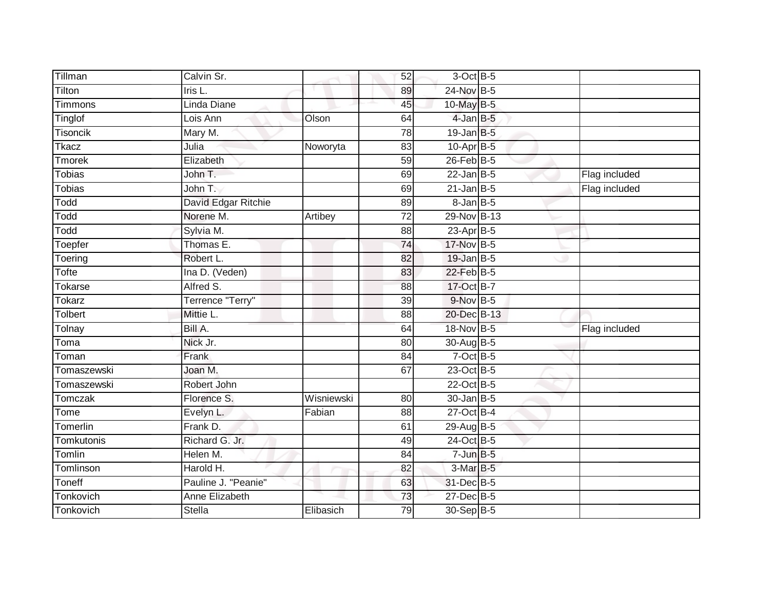| | | | | | | |
|---|---|---|---|---|---|---|
| Tillman | Calvin Sr. | | 52 | 3-Oct | B-5 | |
| Tilton | Iris L. | | 89 | 24-Nov | B-5 | |
| Timmons | Linda Diane | | 45 | 10-May | B-5 | |
| Tinglof | Lois Ann | Olson | 64 | 4-Jan | B-5 | |
| Tisoncik | Mary M. | | 78 | 19-Jan | B-5 | |
| Tkacz | Julia | Noworyta | 83 | 10-Apr | B-5 | |
| Tmorek | Elizabeth | | 59 | 26-Feb | B-5 | |
| Tobias | John T. | | 69 | 22-Jan | B-5 | Flag included |
| Tobias | John T. | | 69 | 21-Jan | B-5 | Flag included |
| Todd | David Edgar Ritchie | | 89 | 8-Jan | B-5 | |
| Todd | Norene M. | Artibey | 72 | 29-Nov | B-13 | |
| Todd | Sylvia M. | | 88 | 23-Apr | B-5 | |
| Toepfer | Thomas E. | | 74 | 17-Nov | B-5 | |
| Toering | Robert L. | | 82 | 19-Jan | B-5 | |
| Tofte | Ina D. (Veden) | | 83 | 22-Feb | B-5 | |
| Tokarse | Alfred S. | | 88 | 17-Oct | B-7 | |
| Tokarz | Terrence "Terry" | | 39 | 9-Nov | B-5 | |
| Tolbert | Mittie L. | | 88 | 20-Dec | B-13 | |
| Tolnay | Bill A. | | 64 | 18-Nov | B-5 | Flag included |
| Toma | Nick Jr. | | 80 | 30-Aug | B-5 | |
| Toman | Frank | | 84 | 7-Oct | B-5 | |
| Tomaszewski | Joan M. | | 67 | 23-Oct | B-5 | |
| Tomaszewski | Robert John | | | 22-Oct | B-5 | |
| Tomczak | Florence S. | Wisniewski | 80 | 30-Jan | B-5 | |
| Tome | Evelyn L. | Fabian | 88 | 27-Oct | B-4 | |
| Tomerlin | Frank D. | | 61 | 29-Aug | B-5 | |
| Tomkutonis | Richard G. Jr. | | 49 | 24-Oct | B-5 | |
| Tomlin | Helen M. | | 84 | 7-Jun | B-5 | |
| Tomlinson | Harold H. | | 82 | 3-Mar | B-5 | |
| Toneff | Pauline J. "Peanie" | | 63 | 31-Dec | B-5 | |
| Tonkovich | Anne Elizabeth | | 73 | 27-Dec | B-5 | |
| Tonkovich | Stella | Elibasich | 79 | 30-Sep | B-5 | |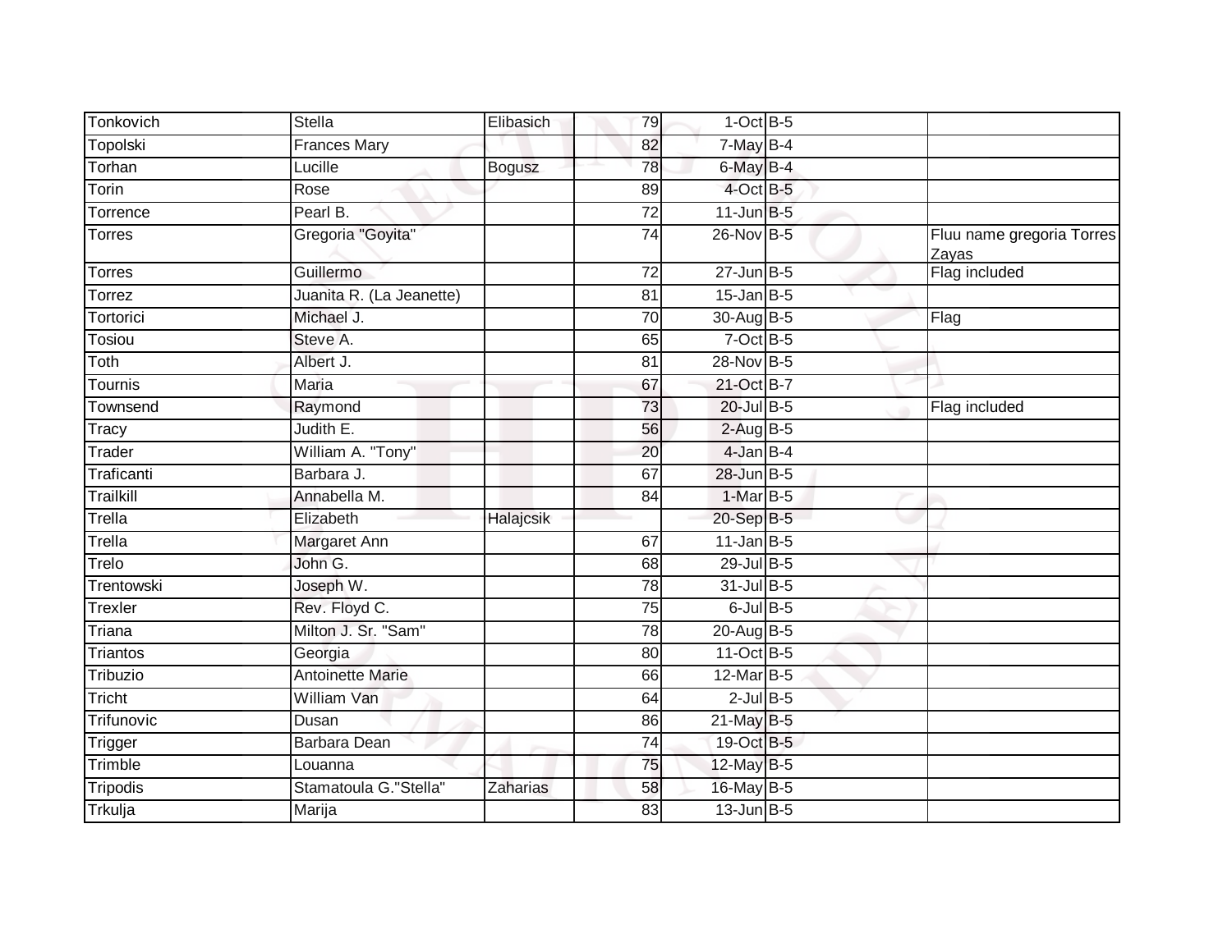| | | | | | | |
|---|---|---|---|---|---|---|
| Tonkovich | Stella | Elibasich | 79 | 1-Oct | B-5 | |
| Topolski | Frances Mary | | 82 | 7-May | B-4 | |
| Torhan | Lucille | Bogusz | 78 | 6-May | B-4 | |
| Torin | Rose | | 89 | 4-Oct | B-5 | |
| Torrence | Pearl B. | | 72 | 11-Jun | B-5 | |
| Torres | Gregoria "Goyita" | | 74 | 26-Nov | B-5 | Fluu name gregoria Torres Zayas |
| Torres | Guillermo | | 72 | 27-Jun | B-5 | Flag included |
| Torrez | Juanita R. (La Jeanette) | | 81 | 15-Jan | B-5 | |
| Tortorici | Michael J. | | 70 | 30-Aug | B-5 | Flag |
| Tosiou | Steve A. | | 65 | 7-Oct | B-5 | |
| Toth | Albert J. | | 81 | 28-Nov | B-5 | |
| Tournis | Maria | | 67 | 21-Oct | B-7 | |
| Townsend | Raymond | | 73 | 20-Jul | B-5 | Flag included |
| Tracy | Judith E. | | 56 | 2-Aug | B-5 | |
| Trader | William A. "Tony" | | 20 | 4-Jan | B-4 | |
| Traficanti | Barbara J. | | 67 | 28-Jun | B-5 | |
| Trailkill | Annabella M. | | 84 | 1-Mar | B-5 | |
| Trella | Elizabeth | Halajcsik | | 20-Sep | B-5 | |
| Trella | Margaret Ann | | 67 | 11-Jan | B-5 | |
| Trelo | John G. | | 68 | 29-Jul | B-5 | |
| Trentowski | Joseph W. | | 78 | 31-Jul | B-5 | |
| Trexler | Rev. Floyd C. | | 75 | 6-Jul | B-5 | |
| Triana | Milton J. Sr. "Sam" | | 78 | 20-Aug | B-5 | |
| Triantos | Georgia | | 80 | 11-Oct | B-5 | |
| Tribuzio | Antoinette Marie | | 66 | 12-Mar | B-5 | |
| Tricht | William Van | | 64 | 2-Jul | B-5 | |
| Trifunovic | Dusan | | 86 | 21-May | B-5 | |
| Trigger | Barbara Dean | | 74 | 19-Oct | B-5 | |
| Trimble | Louanna | | 75 | 12-May | B-5 | |
| Tripodis | Stamatoula G."Stella" | Zaharias | 58 | 16-May | B-5 | |
| Trkulja | Marija | | 83 | 13-Jun | B-5 | |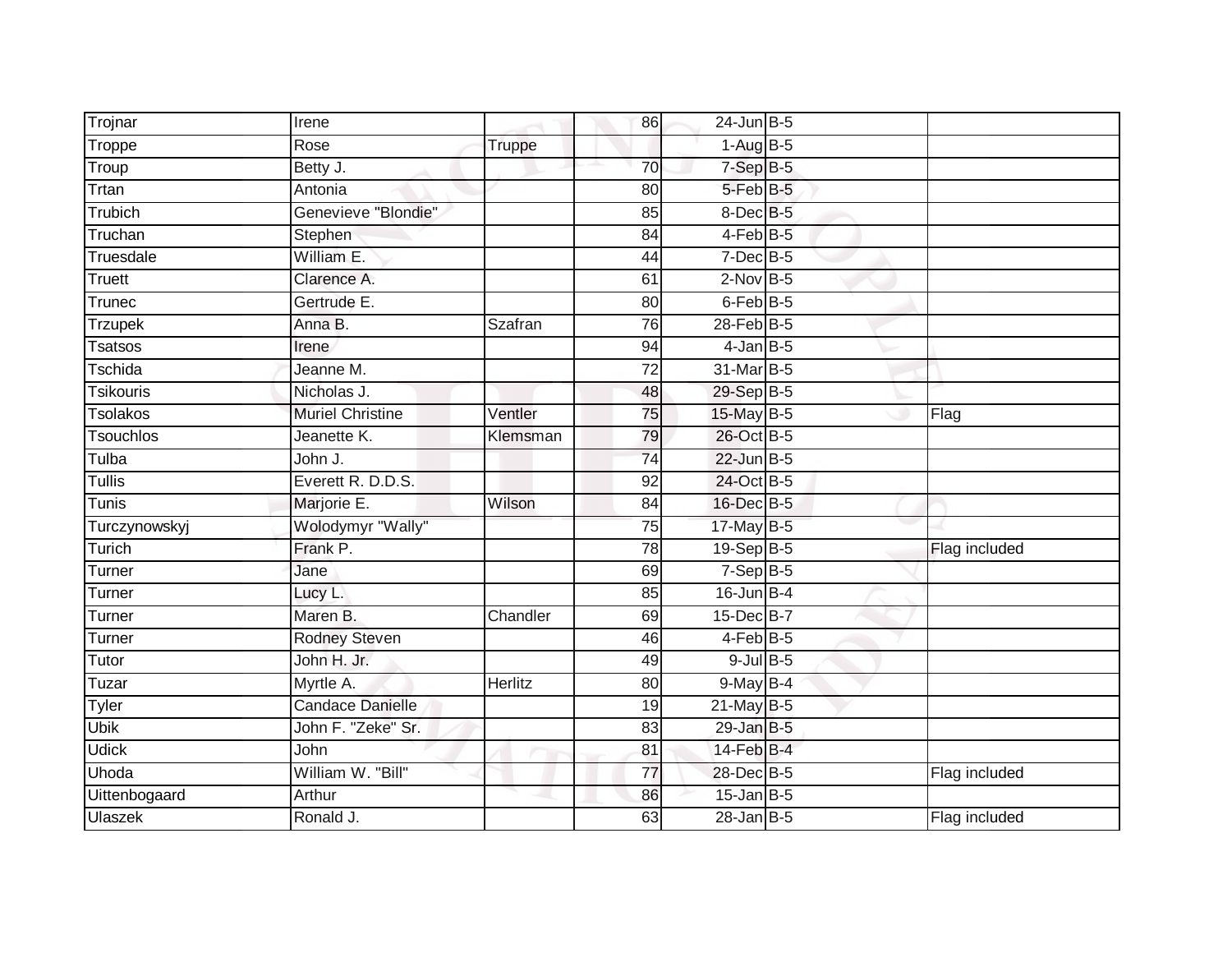| | | | | | | |
|---|---|---|---|---|---|---|
| Trojnar | Irene | | 86 | 24-Jun | B-5 | |
| Troppe | Rose | Truppe | | 1-Aug | B-5 | |
| Troup | Betty J. | | 70 | 7-Sep | B-5 | |
| Trtan | Antonia | | 80 | 5-Feb | B-5 | |
| Trubich | Genevieve "Blondie" | | 85 | 8-Dec | B-5 | |
| Truchan | Stephen | | 84 | 4-Feb | B-5 | |
| Truesdale | William E. | | 44 | 7-Dec | B-5 | |
| Truett | Clarence A. | | 61 | 2-Nov | B-5 | |
| Trunec | Gertrude E. | | 80 | 6-Feb | B-5 | |
| Trzupek | Anna B. | Szafran | 76 | 28-Feb | B-5 | |
| Tsatsos | Irene | | 94 | 4-Jan | B-5 | |
| Tschida | Jeanne M. | | 72 | 31-Mar | B-5 | |
| Tsikouris | Nicholas J. | | 48 | 29-Sep | B-5 | |
| Tsolakos | Muriel Christine | Ventler | 75 | 15-May | B-5 | Flag |
| Tsouchlos | Jeanette K. | Klemsman | 79 | 26-Oct | B-5 | |
| Tulba | John J. | | 74 | 22-Jun | B-5 | |
| Tullis | Everett R. D.D.S. | | 92 | 24-Oct | B-5 | |
| Tunis | Marjorie E. | Wilson | 84 | 16-Dec | B-5 | |
| Turczynowskyj | Wolodymyr "Wally" | | 75 | 17-May | B-5 | |
| Turich | Frank P. | | 78 | 19-Sep | B-5 | Flag included |
| Turner | Jane | | 69 | 7-Sep | B-5 | |
| Turner | Lucy L. | | 85 | 16-Jun | B-4 | |
| Turner | Maren B. | Chandler | 69 | 15-Dec | B-7 | |
| Turner | Rodney Steven | | 46 | 4-Feb | B-5 | |
| Tutor | John H. Jr. | | 49 | 9-Jul | B-5 | |
| Tuzar | Myrtle A. | Herlitz | 80 | 9-May | B-4 | |
| Tyler | Candace Danielle | | 19 | 21-May | B-5 | |
| Ubik | John F. "Zeke" Sr. | | 83 | 29-Jan | B-5 | |
| Udick | John | | 81 | 14-Feb | B-4 | |
| Uhoda | William W. "Bill" | | 77 | 28-Dec | B-5 | Flag included |
| Uittenbogaard | Arthur | | 86 | 15-Jan | B-5 | |
| Ulaszek | Ronald J. | | 63 | 28-Jan | B-5 | Flag included |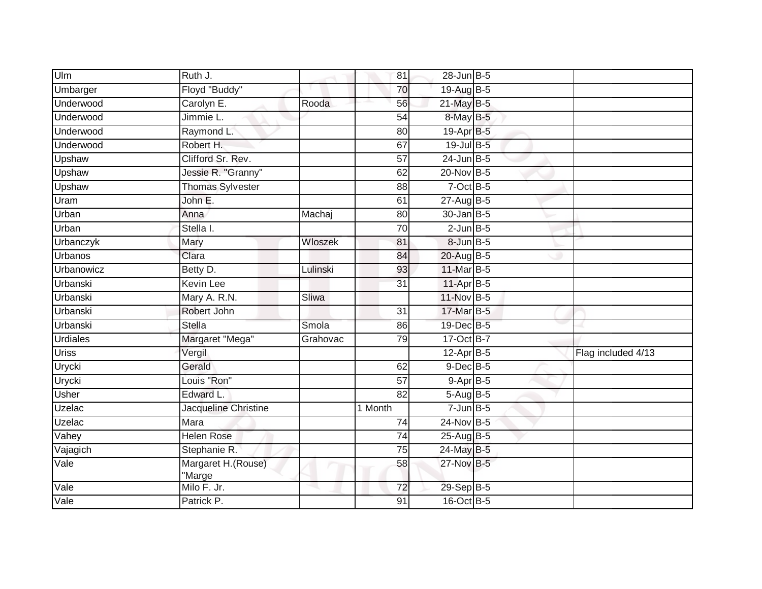| Ulm | Ruth J. | | 81 | 28-Jun | B-5 | |
|---|---|---|---|---|---|---|
| Umbarger | Floyd "Buddy" | | 70 | 19-Aug | B-5 | |
| Underwood | Carolyn E. | Rooda | 56 | 21-May | B-5 | |
| Underwood | Jimmie L. | | 54 | 8-May | B-5 | |
| Underwood | Raymond L. | | 80 | 19-Apr | B-5 | |
| Underwood | Robert H. | | 67 | 19-Jul | B-5 | |
| Upshaw | Clifford Sr. Rev. | | 57 | 24-Jun | B-5 | |
| Upshaw | Jessie R. "Granny" | | 62 | 20-Nov | B-5 | |
| Upshaw | Thomas Sylvester | | 88 | 7-Oct | B-5 | |
| Uram | John E. | | 61 | 27-Aug | B-5 | |
| Urban | Anna | Machaj | 80 | 30-Jan | B-5 | |
| Urban | Stella I. | | 70 | 2-Jun | B-5 | |
| Urbanczyk | Mary | Wloszek | 81 | 8-Jun | B-5 | |
| Urbanos | Clara | | 84 | 20-Aug | B-5 | |
| Urbanowicz | Betty D. | Lulinski | 93 | 11-Mar | B-5 | |
| Urbanski | Kevin Lee | | 31 | 11-Apr | B-5 | |
| Urbanski | Mary A. R.N. | Sliwa | | 11-Nov | B-5 | |
| Urbanski | Robert John | | 31 | 17-Mar | B-5 | |
| Urbanski | Stella | Smola | 86 | 19-Dec | B-5 | |
| Urdiales | Margaret "Mega" | Grahovac | 79 | 17-Oct | B-7 | |
| Uriss | Vergil | | | 12-Apr | B-5 | Flag included 4/13 |
| Urycki | Gerald | | 62 | 9-Dec | B-5 | |
| Urycki | Louis "Ron" | | 57 | 9-Apr | B-5 | |
| Usher | Edward L. | | 82 | 5-Aug | B-5 | |
| Uzelac | Jacqueline Christine | | 1 Month | 7-Jun | B-5 | |
| Uzelac | Mara | | 74 | 24-Nov | B-5 | |
| Vahey | Helen Rose | | 74 | 25-Aug | B-5 | |
| Vajagich | Stephanie R. | | 75 | 24-May | B-5 | |
| Vale | Margaret H.(Rouse) "Marge | | 58 | 27-Nov | B-5 | |
| Vale | Milo F. Jr. | | 72 | 29-Sep | B-5 | |
| Vale | Patrick P. | | 91 | 16-Oct | B-5 | |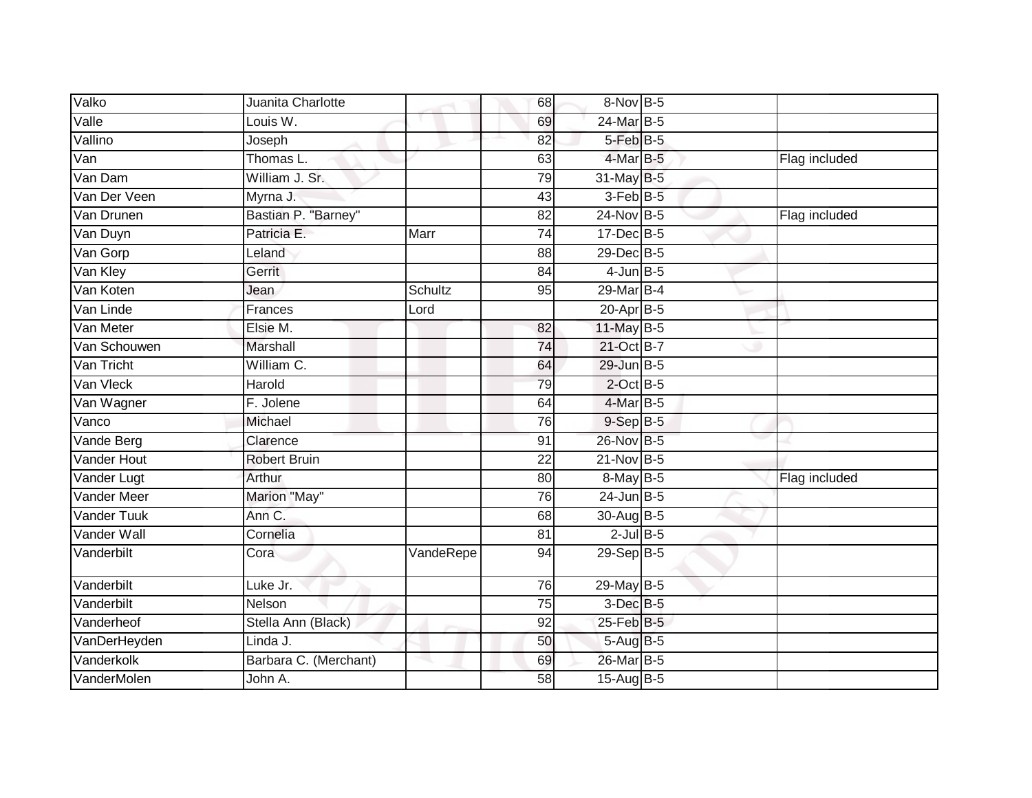| Valko | Juanita Charlotte | | 68 | 8-Nov | B-5 | |
|---|---|---|---|---|---|---|
| Valle | Louis W. | | 69 | 24-Mar | B-5 | |
| Vallino | Joseph | | 82 | 5-Feb | B-5 | |
| Van | Thomas L. | | 63 | 4-Mar | B-5 | Flag included |
| Van Dam | William J. Sr. | | 79 | 31-May | B-5 | |
| Van Der Veen | Myrna J. | | 43 | 3-Feb | B-5 | |
| Van Drunen | Bastian P. "Barney" | | 82 | 24-Nov | B-5 | Flag included |
| Van Duyn | Patricia E. | Marr | 74 | 17-Dec | B-5 | |
| Van Gorp | Leland | | 88 | 29-Dec | B-5 | |
| Van Kley | Gerrit | | 84 | 4-Jun | B-5 | |
| Van Koten | Jean | Schultz | 95 | 29-Mar | B-4 | |
| Van Linde | Frances | Lord | | 20-Apr | B-5 | |
| Van Meter | Elsie M. | | 82 | 11-May | B-5 | |
| Van Schouwen | Marshall | | 74 | 21-Oct | B-7 | |
| Van Tricht | William C. | | 64 | 29-Jun | B-5 | |
| Van Vleck | Harold | | 79 | 2-Oct | B-5 | |
| Van Wagner | F. Jolene | | 64 | 4-Mar | B-5 | |
| Vanco | Michael | | 76 | 9-Sep | B-5 | |
| Vande Berg | Clarence | | 91 | 26-Nov | B-5 | |
| Vander Hout | Robert Bruin | | 22 | 21-Nov | B-5 | |
| Vander Lugt | Arthur | | 80 | 8-May | B-5 | Flag included |
| Vander Meer | Marion "May" | | 76 | 24-Jun | B-5 | |
| Vander Tuuk | Ann C. | | 68 | 30-Aug | B-5 | |
| Vander Wall | Cornelia | | 81 | 2-Jul | B-5 | |
| Vanderbilt | Cora | VandeRepe | 94 | 29-Sep | B-5 | |
| Vanderbilt | Luke Jr. | | 76 | 29-May | B-5 | |
| Vanderbilt | Nelson | | 75 | 3-Dec | B-5 | |
| Vanderheof | Stella Ann (Black) | | 92 | 25-Feb | B-5 | |
| VanDerHeyden | Linda J. | | 50 | 5-Aug | B-5 | |
| Vanderkolk | Barbara C. (Merchant) | | 69 | 26-Mar | B-5 | |
| VanderMolen | John A. | | 58 | 15-Aug | B-5 | |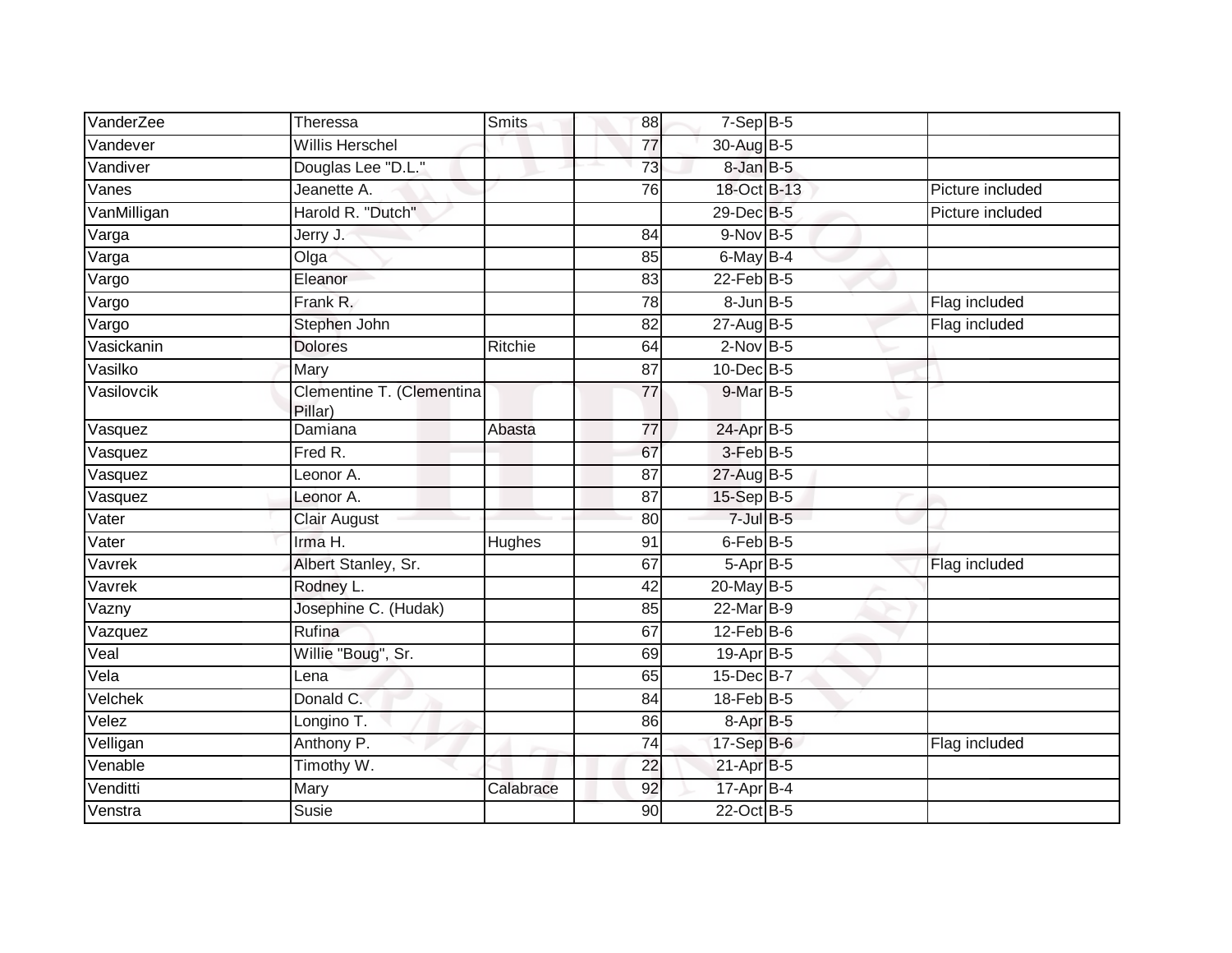| | | | | | | |
|---|---|---|---|---|---|---|
| VanderZee | Theressa | Smits | 88 | 7-Sep | B-5 | |
| Vandever | Willis Herschel | | 77 | 30-Aug | B-5 | |
| Vandiver | Douglas Lee "D.L." | | 73 | 8-Jan | B-5 | |
| Vanes | Jeanette A. | | 76 | 18-Oct | B-13 | Picture included |
| VanMilligan | Harold R. "Dutch" | | | 29-Dec | B-5 | Picture included |
| Varga | Jerry J. | | 84 | 9-Nov | B-5 | |
| Varga | Olga | | 85 | 6-May | B-4 | |
| Vargo | Eleanor | | 83 | 22-Feb | B-5 | |
| Vargo | Frank R. | | 78 | 8-Jun | B-5 | Flag included |
| Vargo | Stephen John | | 82 | 27-Aug | B-5 | Flag included |
| Vasickanin | Dolores | Ritchie | 64 | 2-Nov | B-5 | |
| Vasilko | Mary | | 87 | 10-Dec | B-5 | |
| Vasilovcik | Clementine T. (Clementina Pillar) | | 77 | 9-Mar | B-5 | |
| Vasquez | Damiana | Abasta | 77 | 24-Apr | B-5 | |
| Vasquez | Fred R. | | 67 | 3-Feb | B-5 | |
| Vasquez | Leonor A. | | 87 | 27-Aug | B-5 | |
| Vasquez | Leonor A. | | 87 | 15-Sep | B-5 | |
| Vater | Clair August | | 80 | 7-Jul | B-5 | |
| Vater | Irma H. | Hughes | 91 | 6-Feb | B-5 | |
| Vavrek | Albert Stanley, Sr. | | 67 | 5-Apr | B-5 | Flag included |
| Vavrek | Rodney L. | | 42 | 20-May | B-5 | |
| Vazny | Josephine C. (Hudak) | | 85 | 22-Mar | B-9 | |
| Vazquez | Rufina | | 67 | 12-Feb | B-6 | |
| Veal | Willie "Boug", Sr. | | 69 | 19-Apr | B-5 | |
| Vela | Lena | | 65 | 15-Dec | B-7 | |
| Velchek | Donald C. | | 84 | 18-Feb | B-5 | |
| Velez | Longino T. | | 86 | 8-Apr | B-5 | |
| Velligan | Anthony P. | | 74 | 17-Sep | B-6 | Flag included |
| Venable | Timothy W. | | 22 | 21-Apr | B-5 | |
| Venditti | Mary | Calabrace | 92 | 17-Apr | B-4 | |
| Venstra | Susie | | 90 | 22-Oct | B-5 | |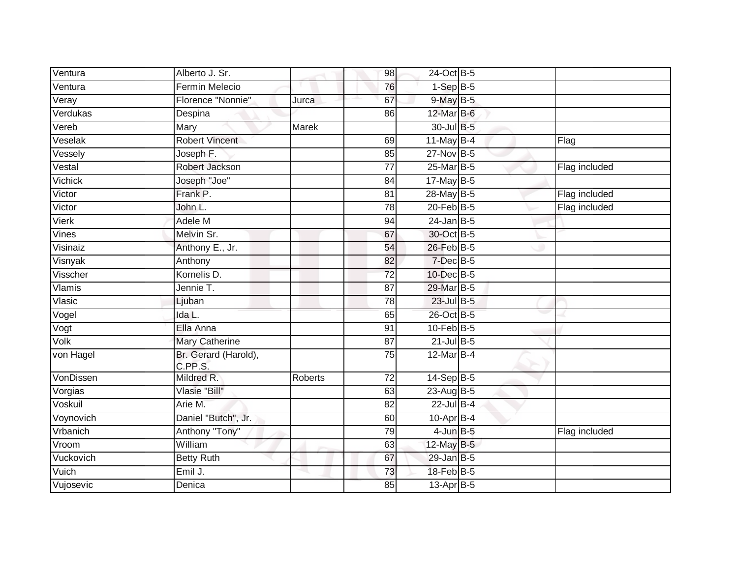| | | | | | | |
|---|---|---|---|---|---|---|
| Ventura | Alberto J. Sr. | | 98 | 24-Oct | B-5 | |
| Ventura | Fermin Melecio | | 76 | 1-Sep | B-5 | |
| Veray | Florence "Nonnie" | Jurca | 67 | 9-May | B-5 | |
| Verdukas | Despina | | 86 | 12-Mar | B-6 | |
| Vereb | Mary | Marek | | 30-Jul | B-5 | |
| Veselak | Robert Vincent | | 69 | 11-May | B-4 | Flag |
| Vessely | Joseph F. | | 85 | 27-Nov | B-5 | |
| Vestal | Robert Jackson | | 77 | 25-Mar | B-5 | Flag included |
| Vichick | Joseph "Joe" | | 84 | 17-May | B-5 | |
| Victor | Frank P. | | 81 | 28-May | B-5 | Flag included |
| Victor | John L. | | 78 | 20-Feb | B-5 | Flag included |
| Vierk | Adele M | | 94 | 24-Jan | B-5 | |
| Vines | Melvin Sr. | | 67 | 30-Oct | B-5 | |
| Visinaiz | Anthony E., Jr. | | 54 | 26-Feb | B-5 | |
| Visnyak | Anthony | | 82 | 7-Dec | B-5 | |
| Visscher | Kornelis D. | | 72 | 10-Dec | B-5 | |
| Vlamis | Jennie T. | | 87 | 29-Mar | B-5 | |
| Vlasic | Ljuban | | 78 | 23-Jul | B-5 | |
| Vogel | Ida L. | | 65 | 26-Oct | B-5 | |
| Vogt | Ella Anna | | 91 | 10-Feb | B-5 | |
| Volk | Mary Catherine | | 87 | 21-Jul | B-5 | |
| von Hagel | Br. Gerard (Harold), C.PP.S. | | 75 | 12-Mar | B-4 | |
| VonDissen | Mildred R. | Roberts | 72 | 14-Sep | B-5 | |
| Vorgias | Vlasie "Bill" | | 63 | 23-Aug | B-5 | |
| Voskuil | Arie M. | | 82 | 22-Jul | B-4 | |
| Voynovich | Daniel "Butch", Jr. | | 60 | 10-Apr | B-4 | |
| Vrbanich | Anthony "Tony" | | 79 | 4-Jun | B-5 | Flag included |
| Vroom | William | | 63 | 12-May | B-5 | |
| Vuckovich | Betty Ruth | | 67 | 29-Jan | B-5 | |
| Vuich | Emil J. | | 73 | 18-Feb | B-5 | |
| Vujosevic | Denica | | 85 | 13-Apr | B-5 | |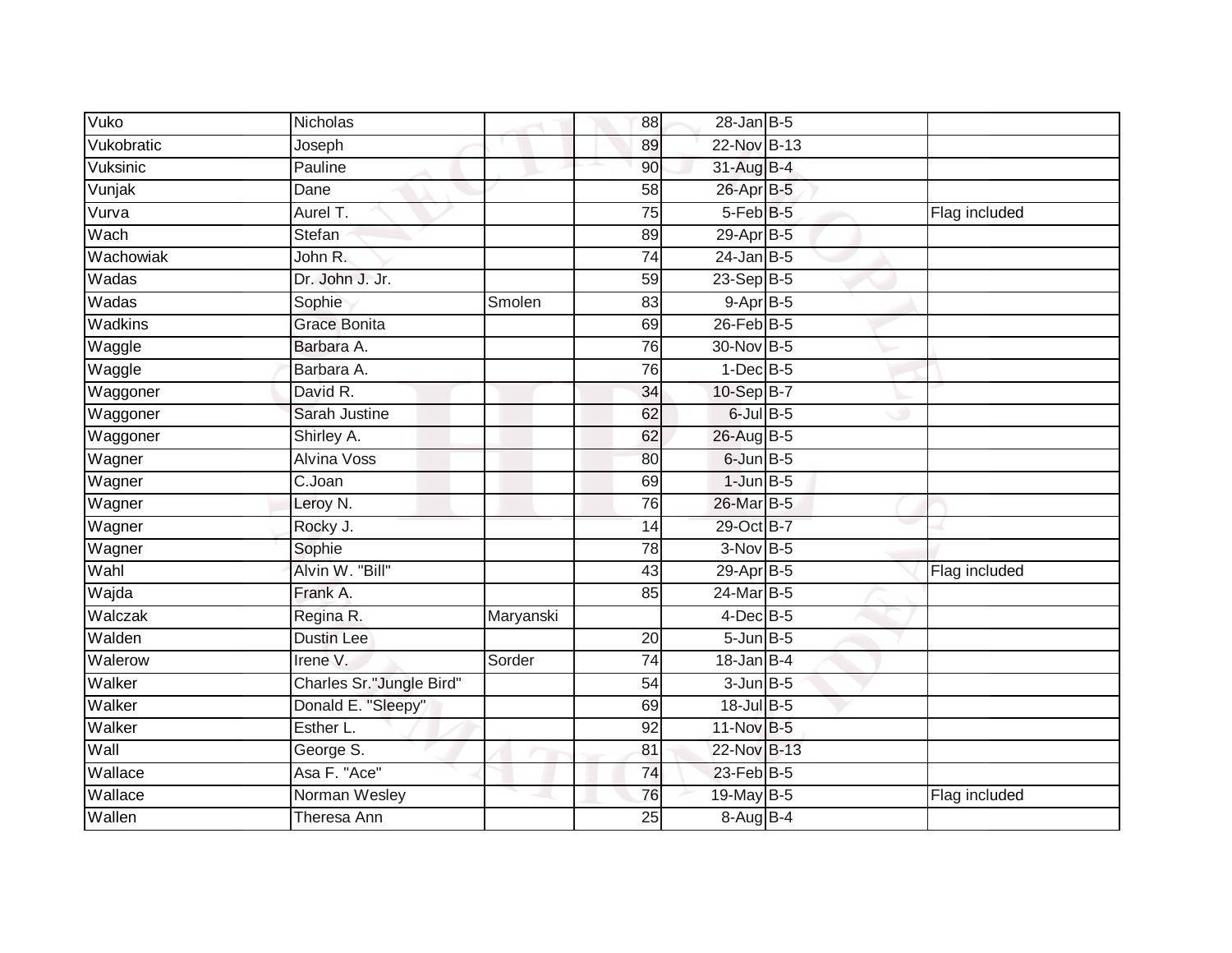| | | | | | | |
|---|---|---|---|---|---|---|
| Vuko | Nicholas | | 88 | 28-Jan | B-5 | |
| Vukobratic | Joseph | | 89 | 22-Nov | B-13 | |
| Vuksinic | Pauline | | 90 | 31-Aug | B-4 | |
| Vunjak | Dane | | 58 | 26-Apr | B-5 | |
| Vurva | Aurel T. | | 75 | 5-Feb | B-5 | Flag included |
| Wach | Stefan | | 89 | 29-Apr | B-5 | |
| Wachowiak | John R. | | 74 | 24-Jan | B-5 | |
| Wadas | Dr. John J. Jr. | | 59 | 23-Sep | B-5 | |
| Wadas | Sophie | Smolen | 83 | 9-Apr | B-5 | |
| Wadkins | Grace Bonita | | 69 | 26-Feb | B-5 | |
| Waggle | Barbara A. | | 76 | 30-Nov | B-5 | |
| Waggle | Barbara A. | | 76 | 1-Dec | B-5 | |
| Waggoner | David R. | | 34 | 10-Sep | B-7 | |
| Waggoner | Sarah Justine | | 62 | 6-Jul | B-5 | |
| Waggoner | Shirley A. | | 62 | 26-Aug | B-5 | |
| Wagner | Alvina Voss | | 80 | 6-Jun | B-5 | |
| Wagner | C.Joan | | 69 | 1-Jun | B-5 | |
| Wagner | Leroy N. | | 76 | 26-Mar | B-5 | |
| Wagner | Rocky J. | | 14 | 29-Oct | B-7 | |
| Wagner | Sophie | | 78 | 3-Nov | B-5 | |
| Wahl | Alvin W. "Bill" | | 43 | 29-Apr | B-5 | Flag included |
| Wajda | Frank A. | | 85 | 24-Mar | B-5 | |
| Walczak | Regina R. | Maryanski | | 4-Dec | B-5 | |
| Walden | Dustin Lee | | 20 | 5-Jun | B-5 | |
| Walerow | Irene V. | Sorder | 74 | 18-Jan | B-4 | |
| Walker | Charles Sr."Jungle Bird" | | 54 | 3-Jun | B-5 | |
| Walker | Donald E. "Sleepy" | | 69 | 18-Jul | B-5 | |
| Walker | Esther L. | | 92 | 11-Nov | B-5 | |
| Wall | George S. | | 81 | 22-Nov | B-13 | |
| Wallace | Asa F. "Ace" | | 74 | 23-Feb | B-5 | |
| Wallace | Norman Wesley | | 76 | 19-May | B-5 | Flag included |
| Wallen | Theresa Ann | | 25 | 8-Aug | B-4 | |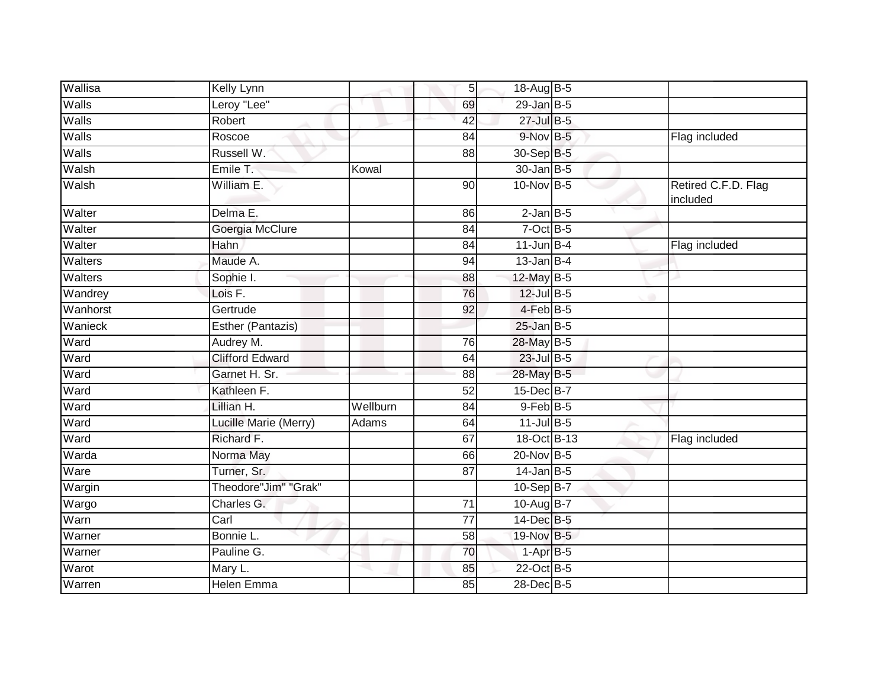| | | | | | | |
|---|---|---|---|---|---|---|
| Wallisa | Kelly Lynn | | 5 | 18-Aug | B-5 | |
| Walls | Leroy "Lee" | | 69 | 29-Jan | B-5 | |
| Walls | Robert | | 42 | 27-Jul | B-5 | |
| Walls | Roscoe | | 84 | 9-Nov | B-5 | Flag included |
| Walls | Russell W. | | 88 | 30-Sep | B-5 | |
| Walsh | Emile T. | Kowal | | 30-Jan | B-5 | |
| Walsh | William E. | | 90 | 10-Nov | B-5 | Retired C.F.D. Flag included |
| Walter | Delma E. | | 86 | 2-Jan | B-5 | |
| Walter | Goergia McClure | | 84 | 7-Oct | B-5 | |
| Walter | Hahn | | 84 | 11-Jun | B-4 | Flag included |
| Walters | Maude A. | | 94 | 13-Jan | B-4 | |
| Walters | Sophie I. | | 88 | 12-May | B-5 | |
| Wandrey | Lois F. | | 76 | 12-Jul | B-5 | |
| Wanhorst | Gertrude | | 92 | 4-Feb | B-5 | |
| Wanieck | Esther (Pantazis) | | | 25-Jan | B-5 | |
| Ward | Audrey M. | | 76 | 28-May | B-5 | |
| Ward | Clifford Edward | | 64 | 23-Jul | B-5 | |
| Ward | Garnet H. Sr. | | 88 | 28-May | B-5 | |
| Ward | Kathleen F. | | 52 | 15-Dec | B-7 | |
| Ward | Lillian H. | Wellburn | 84 | 9-Feb | B-5 | |
| Ward | Lucille Marie (Merry) | Adams | 64 | 11-Jul | B-5 | |
| Ward | Richard F. | | 67 | 18-Oct | B-13 | Flag included |
| Warda | Norma May | | 66 | 20-Nov | B-5 | |
| Ware | Turner, Sr. | | 87 | 14-Jan | B-5 | |
| Wargin | Theodore"Jim" "Grak" | | | 10-Sep | B-7 | |
| Wargo | Charles G. | | 71 | 10-Aug | B-7 | |
| Warn | Carl | | 77 | 14-Dec | B-5 | |
| Warner | Bonnie L. | | 58 | 19-Nov | B-5 | |
| Warner | Pauline G. | | 70 | 1-Apr | B-5 | |
| Warot | Mary L. | | 85 | 22-Oct | B-5 | |
| Warren | Helen Emma | | 85 | 28-Dec | B-5 | |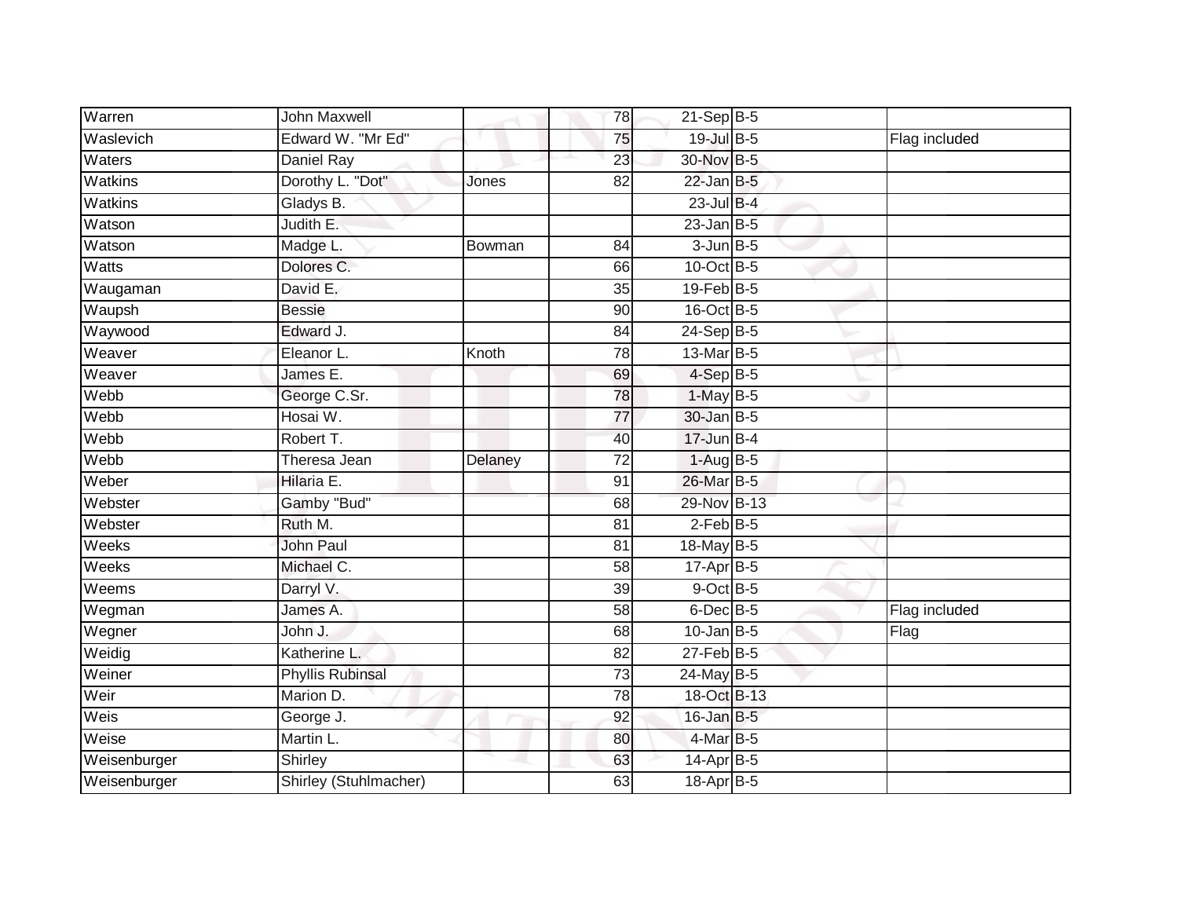| Warren | John Maxwell | | 78 | 21-Sep | B-5 | |
|---|---|---|---|---|---|---|
| Waslevich | Edward W. "Mr Ed" | | 75 | 19-Jul | B-5 | Flag included |
| Waters | Daniel Ray | | 23 | 30-Nov | B-5 | |
| Watkins | Dorothy L. "Dot" | Jones | 82 | 22-Jan | B-5 | |
| Watkins | Gladys B. | | | 23-Jul | B-4 | |
| Watson | Judith E. | | | 23-Jan | B-5 | |
| Watson | Madge L. | Bowman | 84 | 3-Jun | B-5 | |
| Watts | Dolores C. | | 66 | 10-Oct | B-5 | |
| Waugaman | David E. | | 35 | 19-Feb | B-5 | |
| Waupsh | Bessie | | 90 | 16-Oct | B-5 | |
| Waywood | Edward J. | | 84 | 24-Sep | B-5 | |
| Weaver | Eleanor L. | Knoth | 78 | 13-Mar | B-5 | |
| Weaver | James E. | | 69 | 4-Sep | B-5 | |
| Webb | George C.Sr. | | 78 | 1-May | B-5 | |
| Webb | Hosai W. | | 77 | 30-Jan | B-5 | |
| Webb | Robert T. | | 40 | 17-Jun | B-4 | |
| Webb | Theresa Jean | Delaney | 72 | 1-Aug | B-5 | |
| Weber | Hilaria E. | | 91 | 26-Mar | B-5 | |
| Webster | Gamby "Bud" | | 68 | 29-Nov | B-13 | |
| Webster | Ruth M. | | 81 | 2-Feb | B-5 | |
| Weeks | John Paul | | 81 | 18-May | B-5 | |
| Weeks | Michael C. | | 58 | 17-Apr | B-5 | |
| Weems | Darryl V. | | 39 | 9-Oct | B-5 | |
| Wegman | James A. | | 58 | 6-Dec | B-5 | Flag included |
| Wegner | John J. | | 68 | 10-Jan | B-5 | Flag |
| Weidig | Katherine L. | | 82 | 27-Feb | B-5 | |
| Weiner | Phyllis Rubinsal | | 73 | 24-May | B-5 | |
| Weir | Marion D. | | 78 | 18-Oct | B-13 | |
| Weis | George J. | | 92 | 16-Jan | B-5 | |
| Weise | Martin L. | | 80 | 4-Mar | B-5 | |
| Weisenburger | Shirley | | 63 | 14-Apr | B-5 | |
| Weisenburger | Shirley (Stuhlmacher) | | 63 | 18-Apr | B-5 | |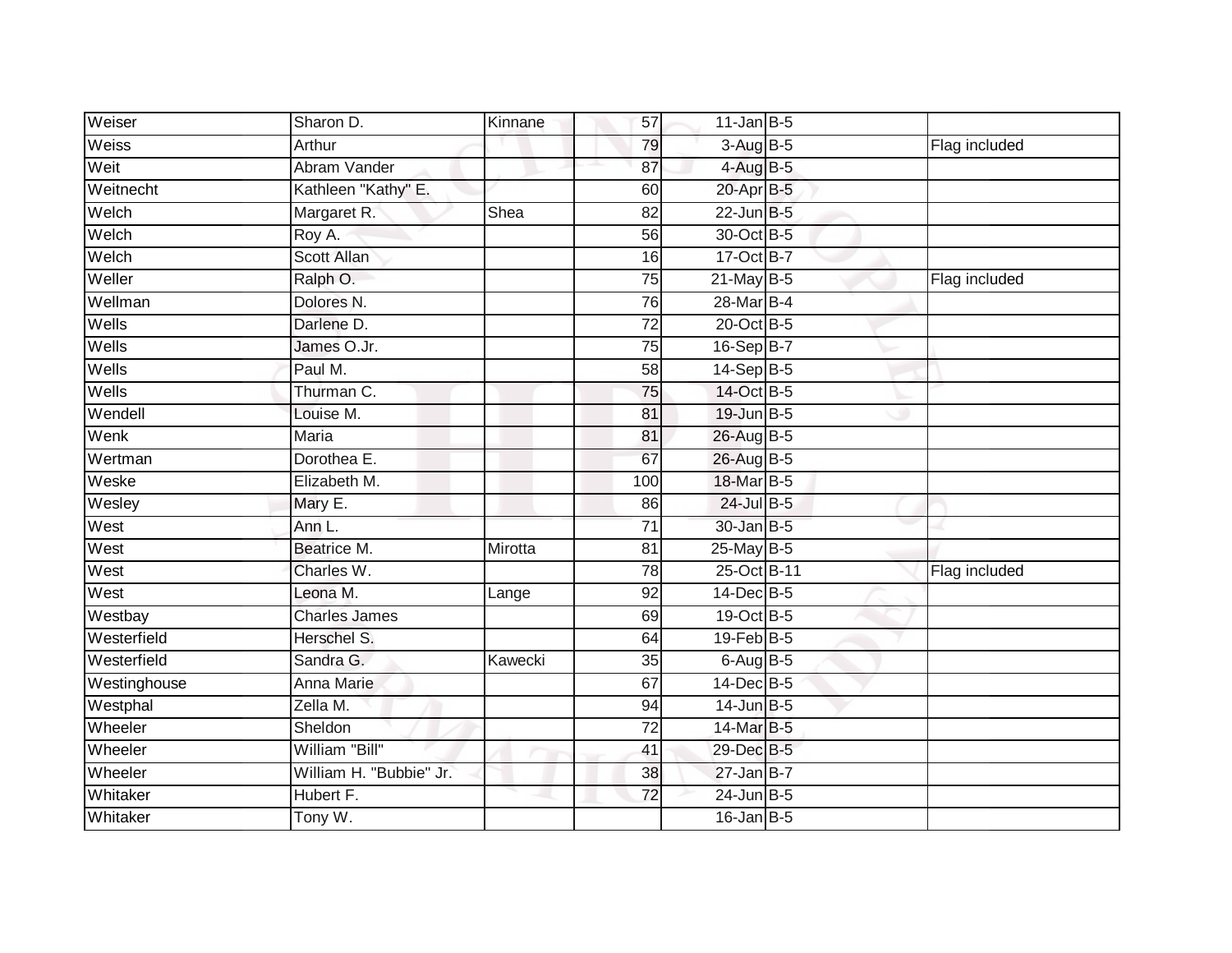| | | | | | | |
|---|---|---|---|---|---|---|
| Weiser | Sharon D. | Kinnane | 57 | 11-Jan | B-5 | |
| Weiss | Arthur | | 79 | 3-Aug | B-5 | Flag included |
| Weit | Abram Vander | | 87 | 4-Aug | B-5 | |
| Weitnecht | Kathleen "Kathy" E. | | 60 | 20-Apr | B-5 | |
| Welch | Margaret R. | Shea | 82 | 22-Jun | B-5 | |
| Welch | Roy A. | | 56 | 30-Oct | B-5 | |
| Welch | Scott Allan | | 16 | 17-Oct | B-7 | |
| Weller | Ralph O. | | 75 | 21-May | B-5 | Flag included |
| Wellman | Dolores N. | | 76 | 28-Mar | B-4 | |
| Wells | Darlene D. | | 72 | 20-Oct | B-5 | |
| Wells | James O.Jr. | | 75 | 16-Sep | B-7 | |
| Wells | Paul M. | | 58 | 14-Sep | B-5 | |
| Wells | Thurman C. | | 75 | 14-Oct | B-5 | |
| Wendell | Louise M. | | 81 | 19-Jun | B-5 | |
| Wenk | Maria | | 81 | 26-Aug | B-5 | |
| Wertman | Dorothea E. | | 67 | 26-Aug | B-5 | |
| Weske | Elizabeth M. | | 100 | 18-Mar | B-5 | |
| Wesley | Mary E. | | 86 | 24-Jul | B-5 | |
| West | Ann L. | | 71 | 30-Jan | B-5 | |
| West | Beatrice M. | Mirotta | 81 | 25-May | B-5 | |
| West | Charles W. | | 78 | 25-Oct | B-11 | Flag included |
| West | Leona M. | Lange | 92 | 14-Dec | B-5 | |
| Westbay | Charles James | | 69 | 19-Oct | B-5 | |
| Westerfield | Herschel S. | | 64 | 19-Feb | B-5 | |
| Westerfield | Sandra G. | Kawecki | 35 | 6-Aug | B-5 | |
| Westinghouse | Anna Marie | | 67 | 14-Dec | B-5 | |
| Westphal | Zella M. | | 94 | 14-Jun | B-5 | |
| Wheeler | Sheldon | | 72 | 14-Mar | B-5 | |
| Wheeler | William "Bill" | | 41 | 29-Dec | B-5 | |
| Wheeler | William H. "Bubbie" Jr. | | 38 | 27-Jan | B-7 | |
| Whitaker | Hubert F. | | 72 | 24-Jun | B-5 | |
| Whitaker | Tony W. | | | 16-Jan | B-5 | |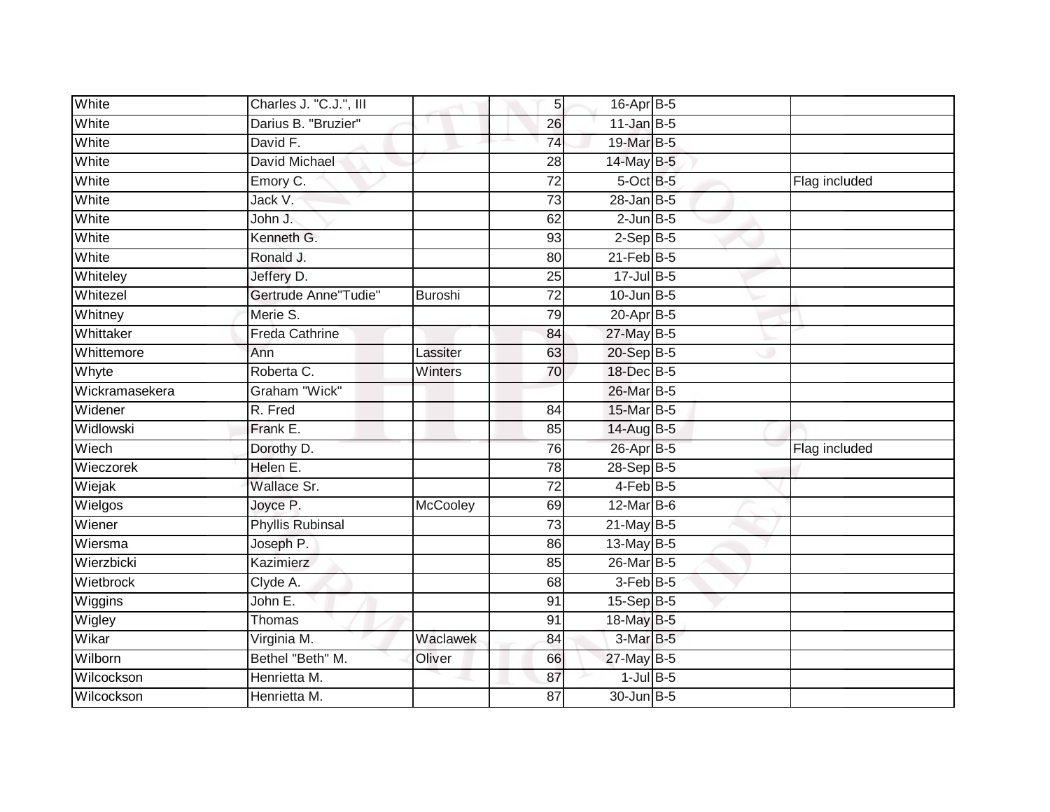| | | | | | | |
|---|---|---|---|---|---|---|
| White | Charles J. "C.J.", III | | 5 | 16-Apr | B-5 | |
| White | Darius B. "Bruzier" | | 26 | 11-Jan | B-5 | |
| White | David F. | | 74 | 19-Mar | B-5 | |
| White | David Michael | | 28 | 14-May | B-5 | |
| White | Emory C. | | 72 | 5-Oct | B-5 | Flag included |
| White | Jack V. | | 73 | 28-Jan | B-5 | |
| White | John J. | | 62 | 2-Jun | B-5 | |
| White | Kenneth G. | | 93 | 2-Sep | B-5 | |
| White | Ronald J. | | 80 | 21-Feb | B-5 | |
| Whiteley | Jeffery D. | | 25 | 17-Jul | B-5 | |
| Whitezel | Gertrude Anne"Tudie" | Buroshi | 72 | 10-Jun | B-5 | |
| Whitney | Merie S. | | 79 | 20-Apr | B-5 | |
| Whittaker | Freda Cathrine | | 84 | 27-May | B-5 | |
| Whittemore | Ann | Lassiter | 63 | 20-Sep | B-5 | |
| Whyte | Roberta C. | Winters | 70 | 18-Dec | B-5 | |
| Wickramasekera | Graham "Wick" | | | 26-Mar | B-5 | |
| Widener | R. Fred | | 84 | 15-Mar | B-5 | |
| Widlowski | Frank E. | | 85 | 14-Aug | B-5 | |
| Wiech | Dorothy D. | | 76 | 26-Apr | B-5 | Flag included |
| Wieczorek | Helen E. | | 78 | 28-Sep | B-5 | |
| Wiejak | Wallace Sr. | | 72 | 4-Feb | B-5 | |
| Wielgos | Joyce P. | McCooley | 69 | 12-Mar | B-6 | |
| Wiener | Phyllis Rubinsal | | 73 | 21-May | B-5 | |
| Wiersma | Joseph P. | | 86 | 13-May | B-5 | |
| Wierzbicki | Kazimierz | | 85 | 26-Mar | B-5 | |
| Wietbrock | Clyde A. | | 68 | 3-Feb | B-5 | |
| Wiggins | John E. | | 91 | 15-Sep | B-5 | |
| Wigley | Thomas | | 91 | 18-May | B-5 | |
| Wikar | Virginia M. | Waclawek | 84 | 3-Mar | B-5 | |
| Wilborn | Bethel "Beth" M. | Oliver | 66 | 27-May | B-5 | |
| Wilcockson | Henrietta M. | | 87 | 1-Jul | B-5 | |
| Wilcockson | Henrietta M. | | 87 | 30-Jun | B-5 | |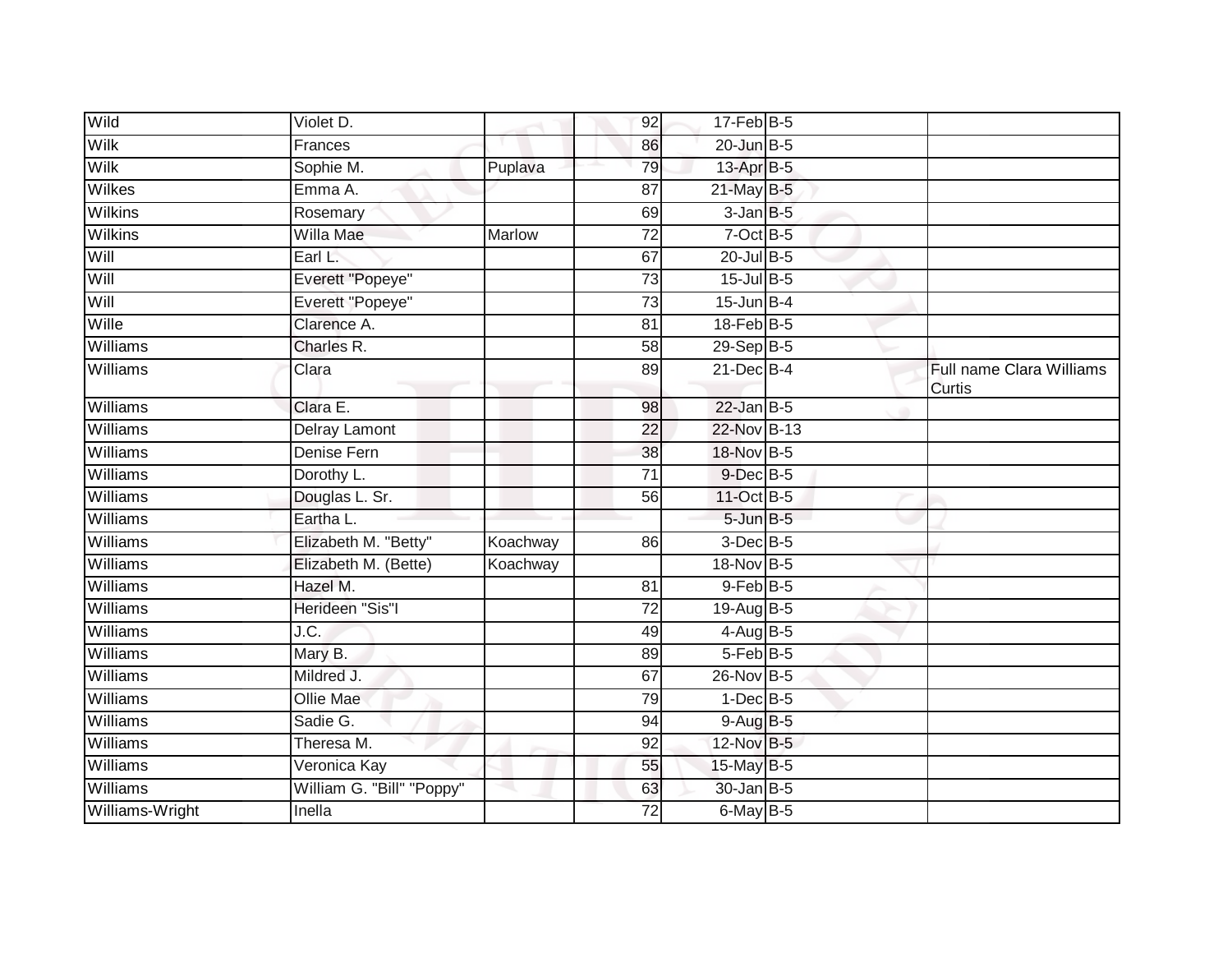| | | | | | | |
|---|---|---|---|---|---|---|
| Wild | Violet D. | | 92 | 17-Feb | B-5 | |
| Wilk | Frances | | 86 | 20-Jun | B-5 | |
| Wilk | Sophie M. | Puplava | 79 | 13-Apr | B-5 | |
| Wilkes | Emma A. | | 87 | 21-May | B-5 | |
| Wilkins | Rosemary | | 69 | 3-Jan | B-5 | |
| Wilkins | Willa Mae | Marlow | 72 | 7-Oct | B-5 | |
| Will | Earl L. | | 67 | 20-Jul | B-5 | |
| Will | Everett "Popeye" | | 73 | 15-Jul | B-5 | |
| Will | Everett "Popeye" | | 73 | 15-Jun | B-4 | |
| Wille | Clarence A. | | 81 | 18-Feb | B-5 | |
| Williams | Charles R. | | 58 | 29-Sep | B-5 | |
| Williams | Clara | | 89 | 21-Dec | B-4 | Full name Clara Williams Curtis |
| Williams | Clara E. | | 98 | 22-Jan | B-5 | |
| Williams | Delray Lamont | | 22 | 22-Nov | B-13 | |
| Williams | Denise Fern | | 38 | 18-Nov | B-5 | |
| Williams | Dorothy L. | | 71 | 9-Dec | B-5 | |
| Williams | Douglas L. Sr. | | 56 | 11-Oct | B-5 | |
| Williams | Eartha L. | | | 5-Jun | B-5 | |
| Williams | Elizabeth M. "Betty" | Koachway | 86 | 3-Dec | B-5 | |
| Williams | Elizabeth M. (Bette) | Koachway | | 18-Nov | B-5 | |
| Williams | Hazel M. | | 81 | 9-Feb | B-5 | |
| Williams | Herideen "Sis"I | | 72 | 19-Aug | B-5 | |
| Williams | J.C. | | 49 | 4-Aug | B-5 | |
| Williams | Mary B. | | 89 | 5-Feb | B-5 | |
| Williams | Mildred J. | | 67 | 26-Nov | B-5 | |
| Williams | Ollie Mae | | 79 | 1-Dec | B-5 | |
| Williams | Sadie G. | | 94 | 9-Aug | B-5 | |
| Williams | Theresa M. | | 92 | 12-Nov | B-5 | |
| Williams | Veronica Kay | | 55 | 15-May | B-5 | |
| Williams | William G. "Bill" "Poppy" | | 63 | 30-Jan | B-5 | |
| Williams-Wright | Inella | | 72 | 6-May | B-5 | |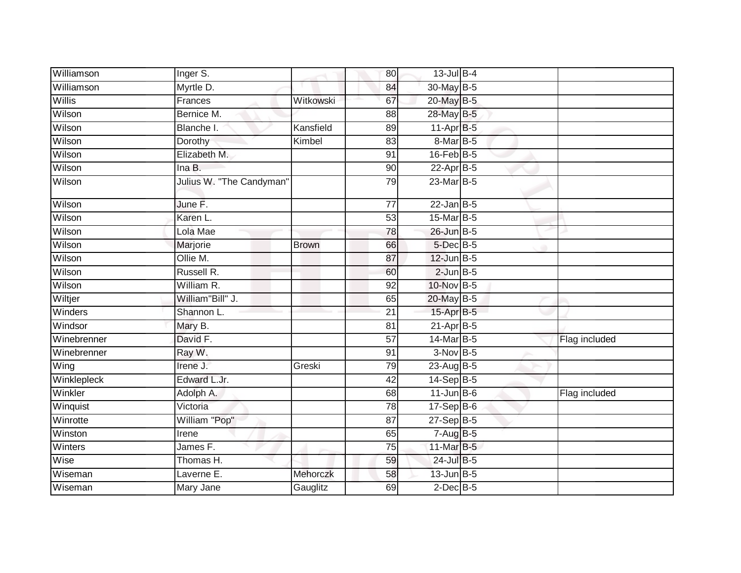| | | | | | | | |
|---|---|---|---|---|---|---|---|
| Williamson | Inger S. | | 80 | 13-Jul | B-4 | | |
| Williamson | Myrtle D. | | 84 | 30-May | B-5 | | |
| Willis | Frances | Witkowski | 67 | 20-May | B-5 | | |
| Wilson | Bernice M. | | 88 | 28-May | B-5 | | |
| Wilson | Blanche I. | Kansfield | 89 | 11-Apr | B-5 | | |
| Wilson | Dorothy | Kimbel | 83 | 8-Mar | B-5 | | |
| Wilson | Elizabeth M. | | 91 | 16-Feb | B-5 | | |
| Wilson | Ina B. | | 90 | 22-Apr | B-5 | | |
| Wilson | Julius W. "The Candyman" | | 79 | 23-Mar | B-5 | | |
| Wilson | June F. | | 77 | 22-Jan | B-5 | | |
| Wilson | Karen L. | | 53 | 15-Mar | B-5 | | |
| Wilson | Lola Mae | | 78 | 26-Jun | B-5 | | |
| Wilson | Marjorie | Brown | 66 | 5-Dec | B-5 | | |
| Wilson | Ollie M. | | 87 | 12-Jun | B-5 | | |
| Wilson | Russell R. | | 60 | 2-Jun | B-5 | | |
| Wilson | William R. | | 92 | 10-Nov | B-5 | | |
| Wiltjer | William"Bill" J. | | 65 | 20-May | B-5 | | |
| Winders | Shannon L. | | 21 | 15-Apr | B-5 | | |
| Windsor | Mary B. | | 81 | 21-Apr | B-5 | | |
| Winebrenner | David F. | | 57 | 14-Mar | B-5 | | Flag included |
| Winebrenner | Ray W. | | 91 | 3-Nov | B-5 | | |
| Wing | Irene J. | Greski | 79 | 23-Aug | B-5 | | |
| Winklepleck | Edward L.Jr. | | 42 | 14-Sep | B-5 | | |
| Winkler | Adolph A. | | 68 | 11-Jun | B-6 | | Flag included |
| Winquist | Victoria | | 78 | 17-Sep | B-6 | | |
| Winrotte | William "Pop" | | 87 | 27-Sep | B-5 | | |
| Winston | Irene | | 65 | 7-Aug | B-5 | | |
| Winters | James F. | | 75 | 11-Mar | B-5 | | |
| Wise | Thomas H. | | 59 | 24-Jul | B-5 | | |
| Wiseman | Laverne E. | Mehorczk | 58 | 13-Jun | B-5 | | |
| Wiseman | Mary Jane | Gauglitz | 69 | 2-Dec | B-5 | | |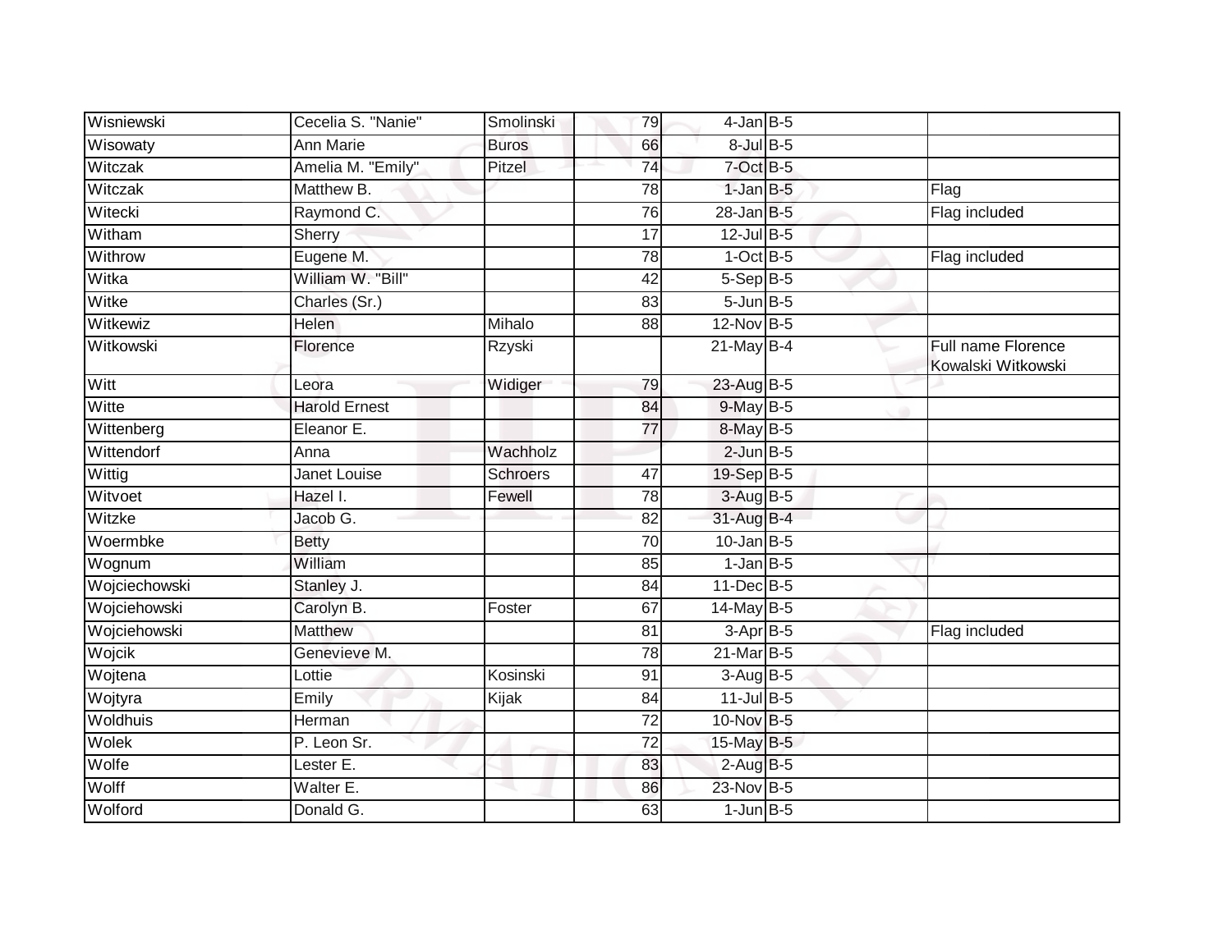| | | | | | | | |
|---|---|---|---|---|---|---|---|
| Wisniewski | Cecelia S. "Nanie" | Smolinski | 79 | 4-Jan | B-5 | | |
| Wisowaty | Ann Marie | Buros | 66 | 8-Jul | B-5 | | |
| Witczak | Amelia M. "Emily" | Pitzel | 74 | 7-Oct | B-5 | | |
| Witczak | Matthew B. | | 78 | 1-Jan | B-5 | | Flag |
| Witecki | Raymond C. | | 76 | 28-Jan | B-5 | | Flag included |
| Witham | Sherry | | 17 | 12-Jul | B-5 | | |
| Withrow | Eugene M. | | 78 | 1-Oct | B-5 | | Flag included |
| Witka | William W. "Bill" | | 42 | 5-Sep | B-5 | | |
| Witke | Charles (Sr.) | | 83 | 5-Jun | B-5 | | |
| Witkewiz | Helen | Mihalo | 88 | 12-Nov | B-5 | | |
| Witkowski | Florence | Rzyski | | 21-May | B-4 | | Full name Florence Kowalski Witkowski |
| Witt | Leora | Widiger | 79 | 23-Aug | B-5 | | |
| Witte | Harold Ernest | | 84 | 9-May | B-5 | | |
| Wittenberg | Eleanor E. | | 77 | 8-May | B-5 | | |
| Wittendorf | Anna | Wachholz | | 2-Jun | B-5 | | |
| Wittig | Janet Louise | Schroers | 47 | 19-Sep | B-5 | | |
| Witvoet | Hazel I. | Fewell | 78 | 3-Aug | B-5 | | |
| Witzke | Jacob G. | | 82 | 31-Aug | B-4 | | |
| Woermbke | Betty | | 70 | 10-Jan | B-5 | | |
| Wognum | William | | 85 | 1-Jan | B-5 | | |
| Wojciechowski | Stanley J. | | 84 | 11-Dec | B-5 | | |
| Wojciehowski | Carolyn B. | Foster | 67 | 14-May | B-5 | | |
| Wojciehowski | Matthew | | 81 | 3-Apr | B-5 | | Flag included |
| Wojcik | Genevieve M. | | 78 | 21-Mar | B-5 | | |
| Wojtena | Lottie | Kosinski | 91 | 3-Aug | B-5 | | |
| Wojtyra | Emily | Kijak | 84 | 11-Jul | B-5 | | |
| Woldhuis | Herman | | 72 | 10-Nov | B-5 | | |
| Wolek | P. Leon Sr. | | 72 | 15-May | B-5 | | |
| Wolfe | Lester E. | | 83 | 2-Aug | B-5 | | |
| Wolff | Walter E. | | 86 | 23-Nov | B-5 | | |
| Wolford | Donald G. | | 63 | 1-Jun | B-5 | | |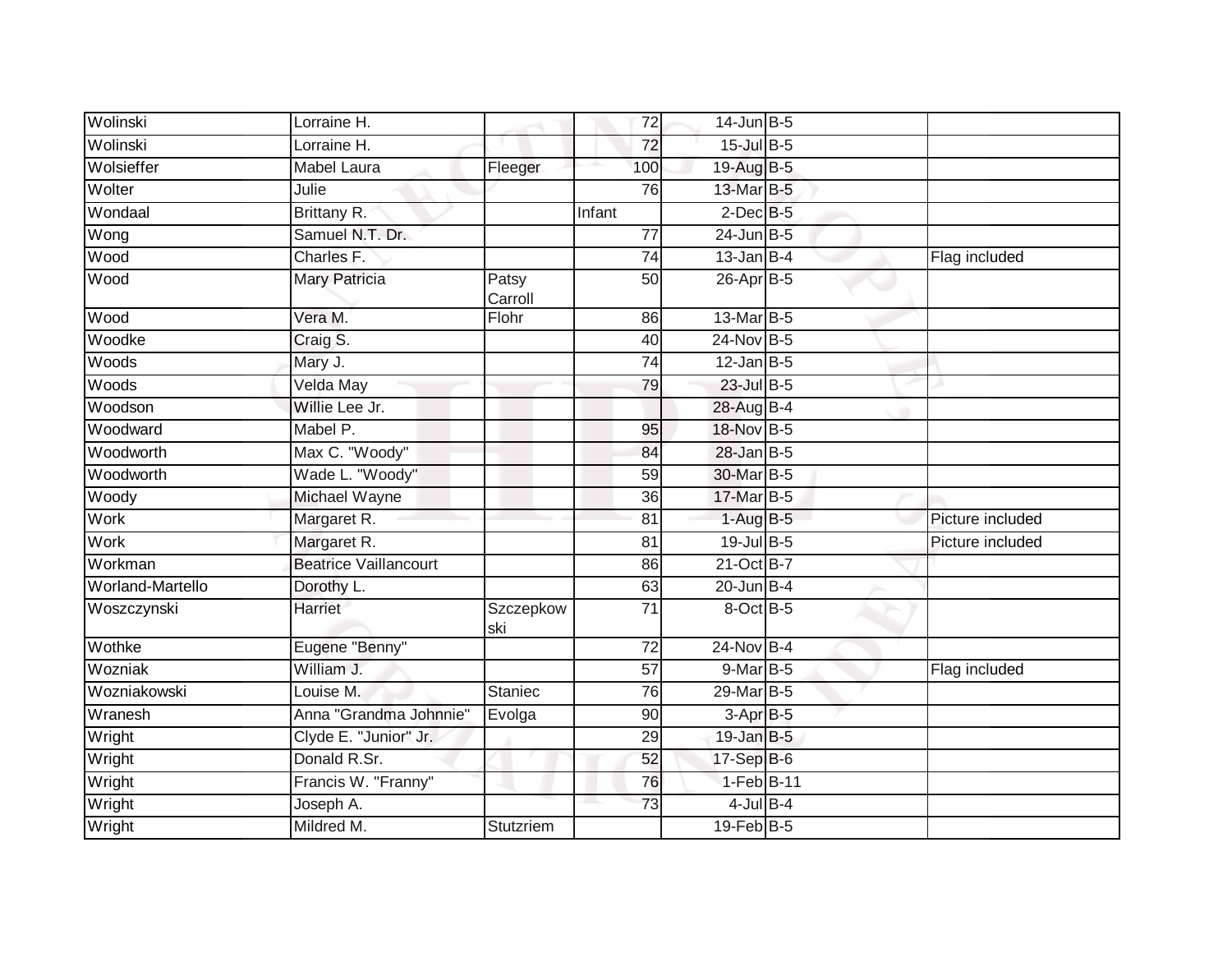| | | | | | | | |
|---|---|---|---|---|---|---|---|
| Wolinski | Lorraine H. | | 72 | 14-Jun | B-5 | | |
| Wolinski | Lorraine H. | | 72 | 15-Jul | B-5 | | |
| Wolsieffer | Mabel Laura | Fleeger | 100 | 19-Aug | B-5 | | |
| Wolter | Julie | | 76 | 13-Mar | B-5 | | |
| Wondaal | Brittany R. | | Infant | 2-Dec | B-5 | | |
| Wong | Samuel N.T. Dr. | | 77 | 24-Jun | B-5 | | |
| Wood | Charles F. | | 74 | 13-Jan | B-4 | | Flag included |
| Wood | Mary Patricia | Patsy Carroll | 50 | 26-Apr | B-5 | | |
| Wood | Vera M. | Flohr | 86 | 13-Mar | B-5 | | |
| Woodke | Craig S. | | 40 | 24-Nov | B-5 | | |
| Woods | Mary J. | | 74 | 12-Jan | B-5 | | |
| Woods | Velda May | | 79 | 23-Jul | B-5 | | |
| Woodson | Willie Lee Jr. | | | 28-Aug | B-4 | | |
| Woodward | Mabel P. | | 95 | 18-Nov | B-5 | | |
| Woodworth | Max C. "Woody" | | 84 | 28-Jan | B-5 | | |
| Woodworth | Wade L. "Woody" | | 59 | 30-Mar | B-5 | | |
| Woody | Michael Wayne | | 36 | 17-Mar | B-5 | | |
| Work | Margaret R. | | 81 | 1-Aug | B-5 | | Picture included |
| Work | Margaret R. | | 81 | 19-Jul | B-5 | | Picture included |
| Workman | Beatrice Vaillancourt | | 86 | 21-Oct | B-7 | | |
| Worland-Martello | Dorothy L. | | 63 | 20-Jun | B-4 | | |
| Woszczynski | Harriet | Szczepkowski | 71 | 8-Oct | B-5 | | |
| Wothke | Eugene "Benny" | | 72 | 24-Nov | B-4 | | |
| Wozniak | William J. | | 57 | 9-Mar | B-5 | | Flag included |
| Wozniakowski | Louise M. | Staniec | 76 | 29-Mar | B-5 | | |
| Wranesh | Anna "Grandma Johnnie" | Evolga | 90 | 3-Apr | B-5 | | |
| Wright | Clyde E. "Junior" Jr. | | 29 | 19-Jan | B-5 | | |
| Wright | Donald R.Sr. | | 52 | 17-Sep | B-6 | | |
| Wright | Francis W. "Franny" | | 76 | 1-Feb | B-11 | | |
| Wright | Joseph A. | | 73 | 4-Jul | B-4 | | |
| Wright | Mildred M. | Stutzriem | | 19-Feb | B-5 | | |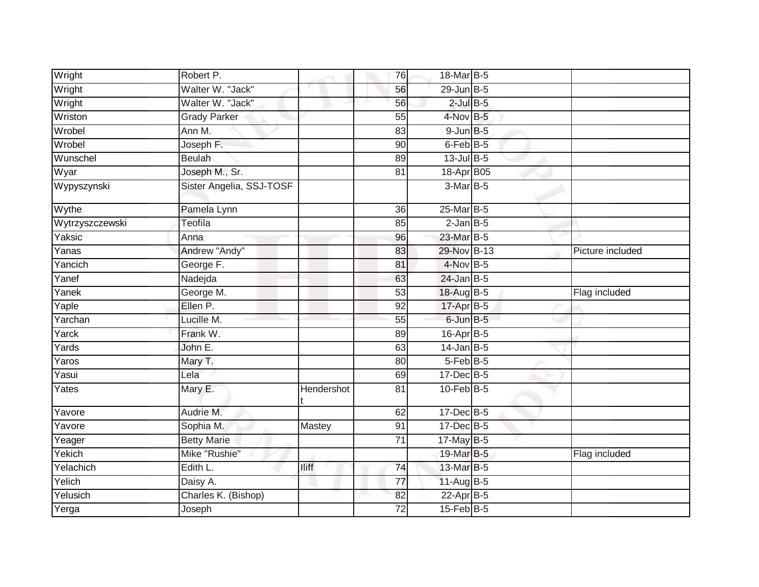| | | | | | | |
|---|---|---|---|---|---|---|
| Wright | Robert P. | | 76 | 18-Mar | B-5 | |
| Wright | Walter W. "Jack" | | 56 | 29-Jun | B-5 | |
| Wright | Walter W. "Jack" | | 56 | 2-Jul | B-5 | |
| Wriston | Grady Parker | | 55 | 4-Nov | B-5 | |
| Wrobel | Ann M. | | 83 | 9-Jun | B-5 | |
| Wrobel | Joseph F. | | 90 | 6-Feb | B-5 | |
| Wunschel | Beulah | | 89 | 13-Jul | B-5 | |
| Wyar | Joseph M., Sr. | | 81 | 18-Apr | B05 | |
| Wypyszynski | Sister Angelia, SSJ-TOSF | | | 3-Mar | B-5 | |
| Wythe | Pamela Lynn | | 36 | 25-Mar | B-5 | |
| Wytrzyszczewski | Teofila | | 85 | 2-Jan | B-5 | |
| Yaksic | Anna | | 96 | 23-Mar | B-5 | |
| Yanas | Andrew "Andy" | | 83 | 29-Nov | B-13 | Picture included |
| Yancich | George F. | | 81 | 4-Nov | B-5 | |
| Yanef | Nadejda | | 63 | 24-Jan | B-5 | |
| Yanek | George M. | | 53 | 18-Aug | B-5 | Flag included |
| Yaple | Ellen P. | | 92 | 17-Apr | B-5 | |
| Yarchan | Lucille M. | | 55 | 6-Jun | B-5 | |
| Yarck | Frank W. | | 89 | 16-Apr | B-5 | |
| Yards | John E. | | 63 | 14-Jan | B-5 | |
| Yaros | Mary T. | | 80 | 5-Feb | B-5 | |
| Yasui | Lela | | 69 | 17-Dec | B-5 | |
| Yates | Mary E. | Hendershott | 81 | 10-Feb | B-5 | |
| Yavore | Audrie M. | | 62 | 17-Dec | B-5 | |
| Yavore | Sophia M. | Mastey | 91 | 17-Dec | B-5 | |
| Yeager | Betty Marie | | 71 | 17-May | B-5 | |
| Yekich | Mike "Rushie" | | | 19-Mar | B-5 | Flag included |
| Yelachich | Edith L. | Iliff | 74 | 13-Mar | B-5 | |
| Yelich | Daisy A. | | 77 | 11-Aug | B-5 | |
| Yelusich | Charles K. (Bishop) | | 82 | 22-Apr | B-5 | |
| Yerga | Joseph | | 72 | 15-Feb | B-5 | |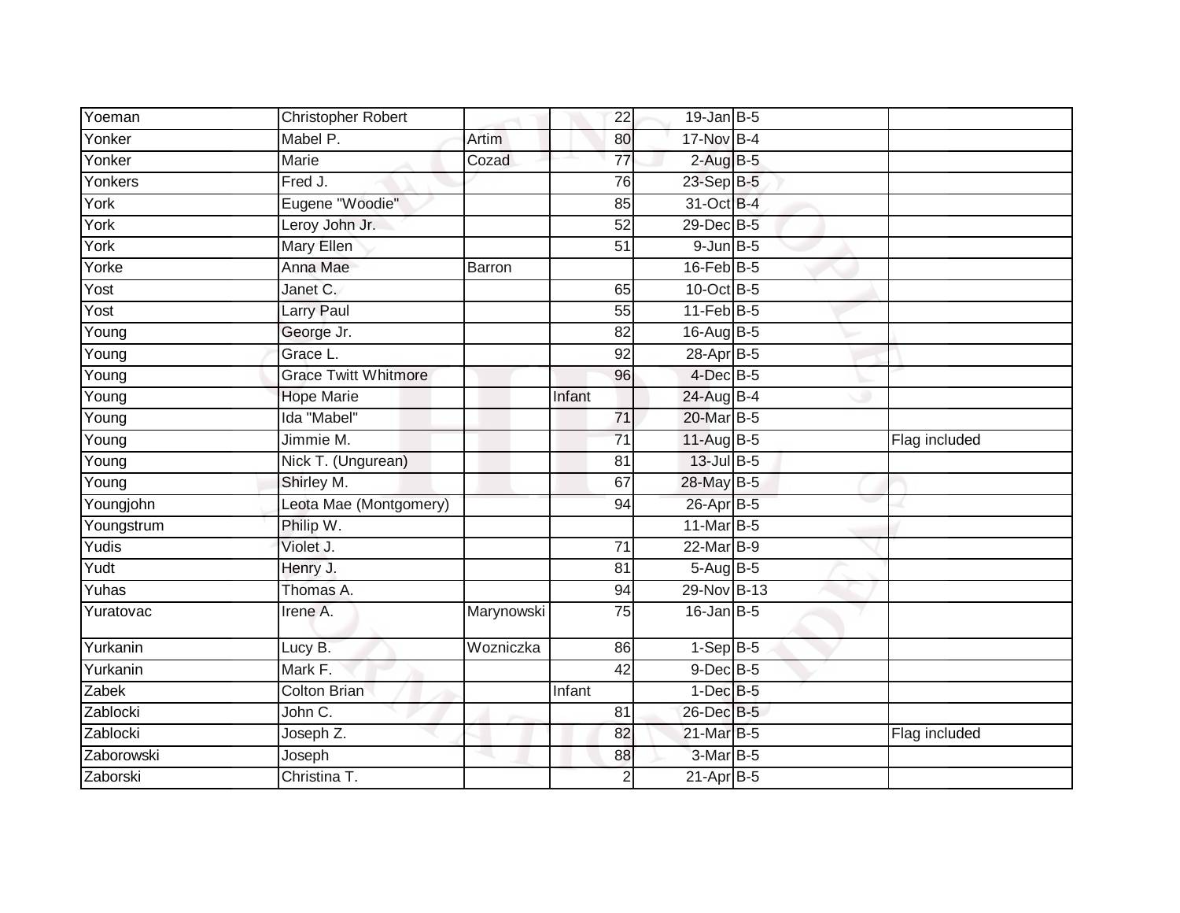| Yoeman | Christopher Robert | | 22 | 19-Jan | B-5 | |
|---|---|---|---|---|---|---|
| Yonker | Mabel P. | Artim | 80 | 17-Nov | B-4 | |
| Yonker | Marie | Cozad | 77 | 2-Aug | B-5 | |
| Yonkers | Fred J. | | 76 | 23-Sep | B-5 | |
| York | Eugene "Woodie" | | 85 | 31-Oct | B-4 | |
| York | Leroy John Jr. | | 52 | 29-Dec | B-5 | |
| York | Mary Ellen | | 51 | 9-Jun | B-5 | |
| Yorke | Anna Mae | Barron | | 16-Feb | B-5 | |
| Yost | Janet C. | | 65 | 10-Oct | B-5 | |
| Yost | Larry Paul | | 55 | 11-Feb | B-5 | |
| Young | George Jr. | | 82 | 16-Aug | B-5 | |
| Young | Grace L. | | 92 | 28-Apr | B-5 | |
| Young | Grace Twitt Whitmore | | 96 | 4-Dec | B-5 | |
| Young | Hope Marie | | Infant | 24-Aug | B-4 | |
| Young | Ida "Mabel" | | 71 | 20-Mar | B-5 | |
| Young | Jimmie M. | | 71 | 11-Aug | B-5 | Flag included |
| Young | Nick T. (Ungurean) | | 81 | 13-Jul | B-5 | |
| Young | Shirley M. | | 67 | 28-May | B-5 | |
| Youngjohn | Leota Mae (Montgomery) | | 94 | 26-Apr | B-5 | |
| Youngstrum | Philip W. | | | 11-Mar | B-5 | |
| Yudis | Violet J. | | 71 | 22-Mar | B-9 | |
| Yudt | Henry J. | | 81 | 5-Aug | B-5 | |
| Yuhas | Thomas A. | | 94 | 29-Nov | B-13 | |
| Yuratovac | Irene A. | Marynowski | 75 | 16-Jan | B-5 | |
| Yurkanin | Lucy B. | Wozniczka | 86 | 1-Sep | B-5 | |
| Yurkanin | Mark F. | | 42 | 9-Dec | B-5 | |
| Zabek | Colton Brian | | Infant | 1-Dec | B-5 | |
| Zablocki | John C. | | 81 | 26-Dec | B-5 | |
| Zablocki | Joseph Z. | | 82 | 21-Mar | B-5 | Flag included |
| Zaborowski | Joseph | | 88 | 3-Mar | B-5 | |
| Zaborski | Christina T. | | 2 | 21-Apr | B-5 | |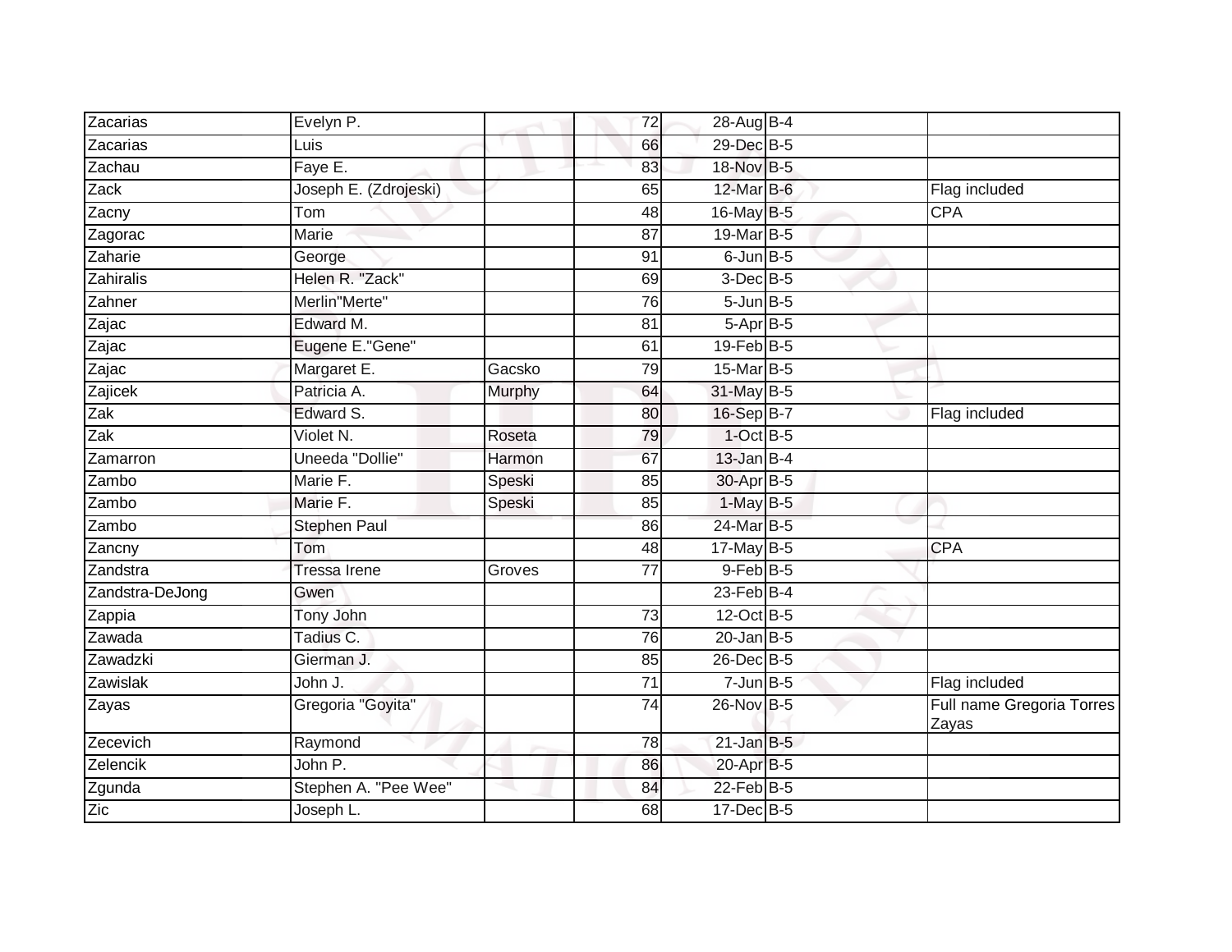| | | | | | | |
|---|---|---|---|---|---|---|
| Zacarias | Evelyn P. | | 72 | 28-Aug | B-4 | |
| Zacarias | Luis | | 66 | 29-Dec | B-5 | |
| Zachau | Faye E. | | 83 | 18-Nov | B-5 | |
| Zack | Joseph E. (Zdrojeski) | | 65 | 12-Mar | B-6 | Flag included |
| Zacny | Tom | | 48 | 16-May | B-5 | CPA |
| Zagorac | Marie | | 87 | 19-Mar | B-5 | |
| Zaharie | George | | 91 | 6-Jun | B-5 | |
| Zahiralis | Helen R. "Zack" | | 69 | 3-Dec | B-5 | |
| Zahner | Merlin"Merte" | | 76 | 5-Jun | B-5 | |
| Zajac | Edward M. | | 81 | 5-Apr | B-5 | |
| Zajac | Eugene E."Gene" | | 61 | 19-Feb | B-5 | |
| Zajac | Margaret E. | Gacsko | 79 | 15-Mar | B-5 | |
| Zajicek | Patricia A. | Murphy | 64 | 31-May | B-5 | |
| Zak | Edward S. | | 80 | 16-Sep | B-7 | Flag included |
| Zak | Violet N. | Roseta | 79 | 1-Oct | B-5 | |
| Zamarron | Uneeda "Dollie" | Harmon | 67 | 13-Jan | B-4 | |
| Zambo | Marie F. | Speski | 85 | 30-Apr | B-5 | |
| Zambo | Marie F. | Speski | 85 | 1-May | B-5 | |
| Zambo | Stephen Paul | | 86 | 24-Mar | B-5 | |
| Zancny | Tom | | 48 | 17-May | B-5 | CPA |
| Zandstra | Tressa Irene | Groves | 77 | 9-Feb | B-5 | |
| Zandstra-DeJong | Gwen | | | 23-Feb | B-4 | |
| Zappia | Tony John | | 73 | 12-Oct | B-5 | |
| Zawada | Tadius C. | | 76 | 20-Jan | B-5 | |
| Zawadzki | Gierman J. | | 85 | 26-Dec | B-5 | |
| Zawislak | John J. | | 71 | 7-Jun | B-5 | Flag included |
| Zayas | Gregoria "Goyita" | | 74 | 26-Nov | B-5 | Full name Gregoria Torres Zayas |
| Zecevich | Raymond | | 78 | 21-Jan | B-5 | |
| Zelencik | John P. | | 86 | 20-Apr | B-5 | |
| Zgunda | Stephen A. "Pee Wee" | | 84 | 22-Feb | B-5 | |
| Zic | Joseph L. | | 68 | 17-Dec | B-5 | |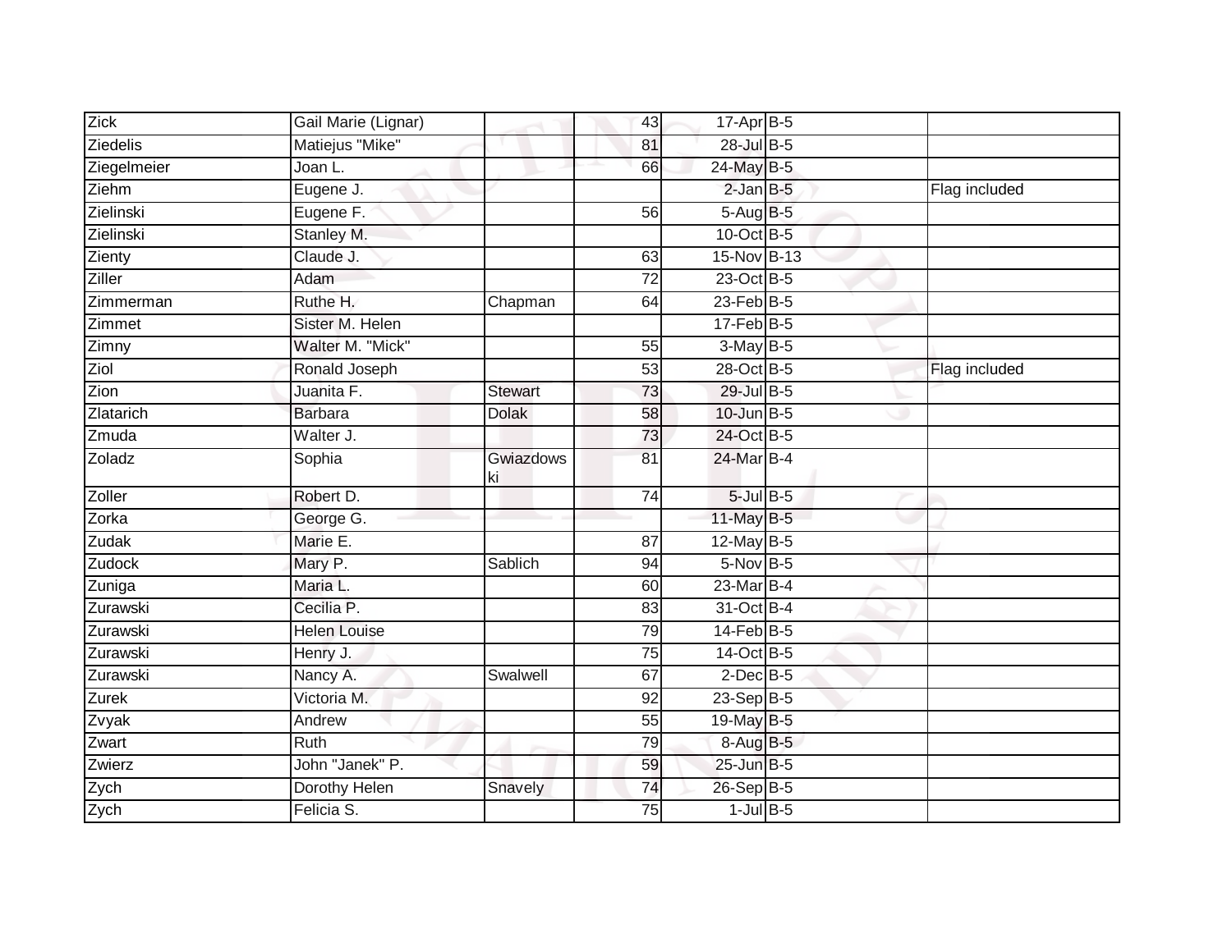| | | | | | | |
|---|---|---|---|---|---|---|
| Zick | Gail Marie (Lignar) | | 43 | 17-Apr | B-5 | |
| Ziedelis | Matiejus "Mike" | | 81 | 28-Jul | B-5 | |
| Ziegelmeier | Joan L. | | 66 | 24-May | B-5 | |
| Ziehm | Eugene J. | | | 2-Jan | B-5 | Flag included |
| Zielinski | Eugene F. | | 56 | 5-Aug | B-5 | |
| Zielinski | Stanley M. | | | 10-Oct | B-5 | |
| Zienty | Claude J. | | 63 | 15-Nov | B-13 | |
| Ziller | Adam | | 72 | 23-Oct | B-5 | |
| Zimmerman | Ruthe H. | Chapman | 64 | 23-Feb | B-5 | |
| Zimmet | Sister M. Helen | | | 17-Feb | B-5 | |
| Zimny | Walter M. "Mick" | | 55 | 3-May | B-5 | |
| Ziol | Ronald Joseph | | 53 | 28-Oct | B-5 | Flag included |
| Zion | Juanita F. | Stewart | 73 | 29-Jul | B-5 | |
| Zlatarich | Barbara | Dolak | 58 | 10-Jun | B-5 | |
| Zmuda | Walter J. | | 73 | 24-Oct | B-5 | |
| Zoladz | Sophia | Gwiazdowski | 81 | 24-Mar | B-4 | |
| Zoller | Robert D. | | 74 | 5-Jul | B-5 | |
| Zorka | George G. | | | 11-May | B-5 | |
| Zudak | Marie E. | | 87 | 12-May | B-5 | |
| Zudock | Mary P. | Sablich | 94 | 5-Nov | B-5 | |
| Zuniga | Maria L. | | 60 | 23-Mar | B-4 | |
| Zurawski | Cecilia P. | | 83 | 31-Oct | B-4 | |
| Zurawski | Helen Louise | | 79 | 14-Feb | B-5 | |
| Zurawski | Henry J. | | 75 | 14-Oct | B-5 | |
| Zurawski | Nancy A. | Swalwell | 67 | 2-Dec | B-5 | |
| Zurek | Victoria M. | | 92 | 23-Sep | B-5 | |
| Zvyak | Andrew | | 55 | 19-May | B-5 | |
| Zwart | Ruth | | 79 | 8-Aug | B-5 | |
| Zwierz | John "Janek" P. | | 59 | 25-Jun | B-5 | |
| Zych | Dorothy Helen | Snavely | 74 | 26-Sep | B-5 | |
| Zych | Felicia S. | | 75 | 1-Jul | B-5 | |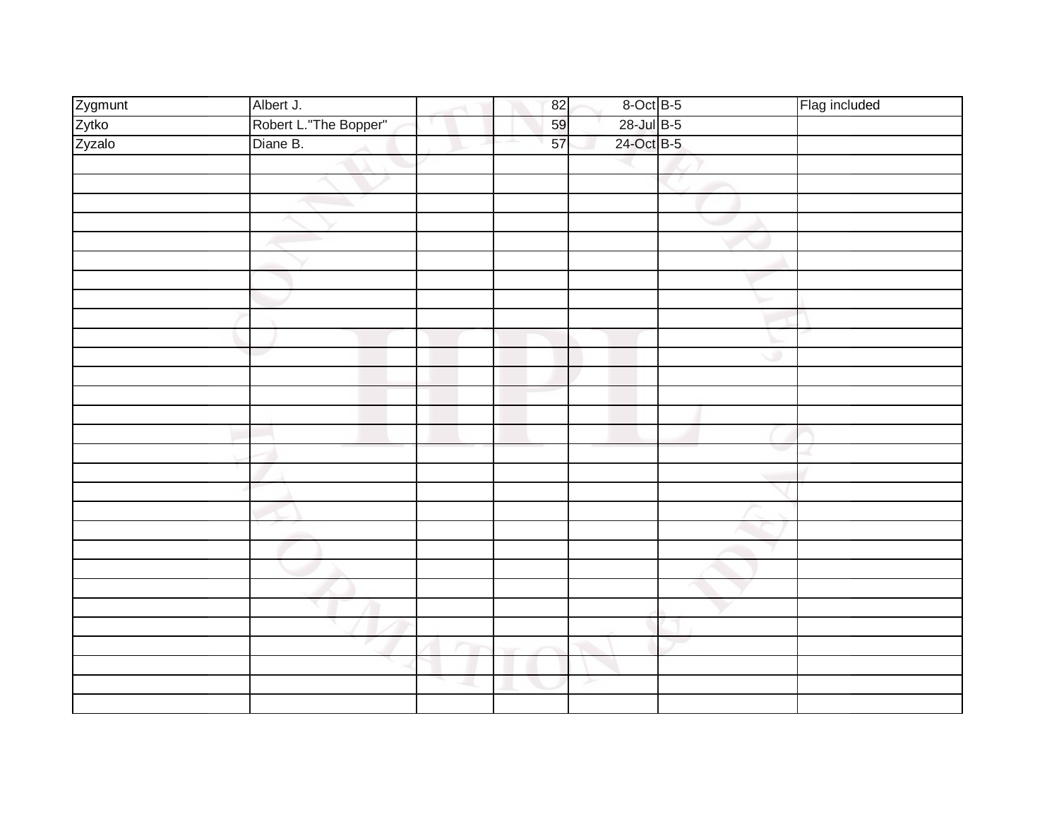| | | | | | | |
|---|---|---|---|---|---|---|
| Zygmunt | Albert J. | | 82 | 8-Oct | B-5 | Flag included |
| Zytko | Robert L."The Bopper" | | 59 | 28-Jul | B-5 | |
| Zyzalo | Diane B. | | 57 | 24-Oct | B-5 | |